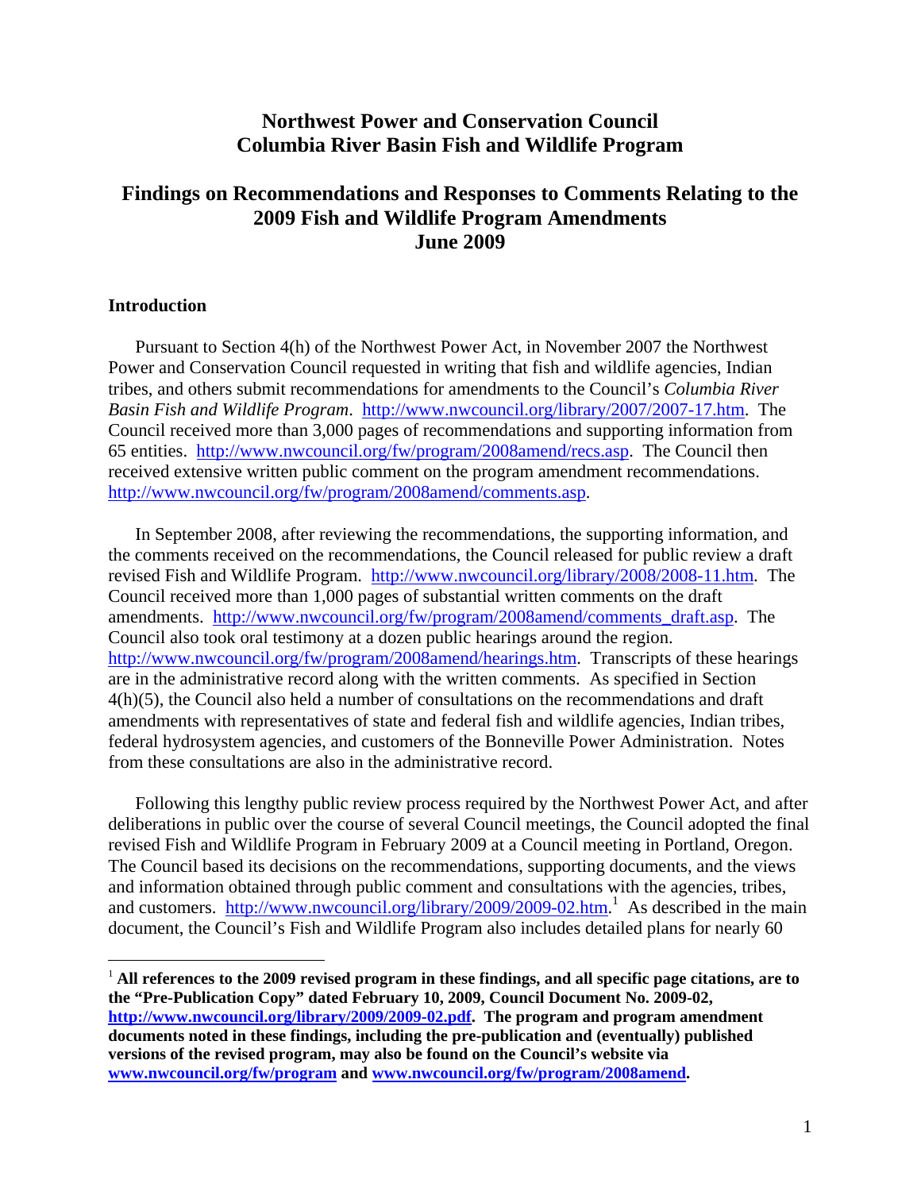# Northwest Power and Conservation Council
# Columbia River Basin Fish and Wildlife Program

## Findings on Recommendations and Responses to Comments Relating to the 2009 Fish and Wildlife Program Amendments
## June 2009

### Introduction

Pursuant to Section 4(h) of the Northwest Power Act, in November 2007 the Northwest Power and Conservation Council requested in writing that fish and wildlife agencies, Indian tribes, and others submit recommendations for amendments to the Council's *Columbia River Basin Fish and Wildlife Program*. http://www.nwcouncil.org/library/2007/2007-17.htm. The Council received more than 3,000 pages of recommendations and supporting information from 65 entities. http://www.nwcouncil.org/fw/program/2008amend/recs.asp. The Council then received extensive written public comment on the program amendment recommendations. http://www.nwcouncil.org/fw/program/2008amend/comments.asp.

In September 2008, after reviewing the recommendations, the supporting information, and the comments received on the recommendations, the Council released for public review a draft revised Fish and Wildlife Program. http://www.nwcouncil.org/library/2008/2008-11.htm. The Council received more than 1,000 pages of substantial written comments on the draft amendments. http://www.nwcouncil.org/fw/program/2008amend/comments_draft.asp. The Council also took oral testimony at a dozen public hearings around the region. http://www.nwcouncil.org/fw/program/2008amend/hearings.htm. Transcripts of these hearings are in the administrative record along with the written comments. As specified in Section 4(h)(5), the Council also held a number of consultations on the recommendations and draft amendments with representatives of state and federal fish and wildlife agencies, Indian tribes, federal hydrosystem agencies, and customers of the Bonneville Power Administration. Notes from these consultations are also in the administrative record.

Following this lengthy public review process required by the Northwest Power Act, and after deliberations in public over the course of several Council meetings, the Council adopted the final revised Fish and Wildlife Program in February 2009 at a Council meeting in Portland, Oregon. The Council based its decisions on the recommendations, supporting documents, and the views and information obtained through public comment and consultations with the agencies, tribes, and customers. http://www.nwcouncil.org/library/2009/2009-02.htm.[1] As described in the main document, the Council's Fish and Wildlife Program also includes detailed plans for nearly 60

[1] **All references to the 2009 revised program in these findings, and all specific page citations, are to the "Pre-Publication Copy" dated February 10, 2009, Council Document No. 2009-02, http://www.nwcouncil.org/library/2009/2009-02.pdf. The program and program amendment documents noted in these findings, including the pre-publication and (eventually) published versions of the revised program, may also be found on the Council's website via www.nwcouncil.org/fw/program and www.nwcouncil.org/fw/program/2008amend.**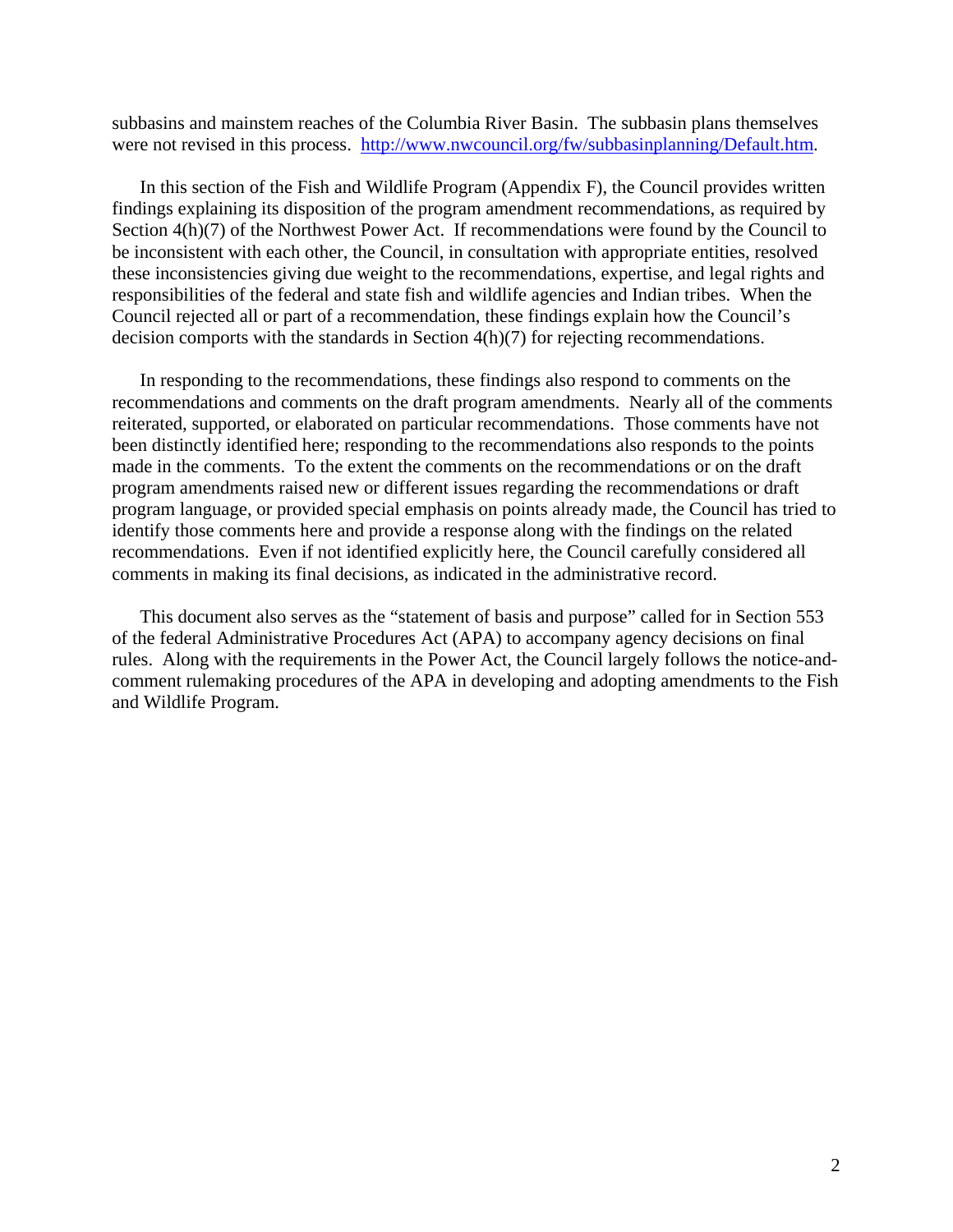subbasins and mainstem reaches of the Columbia River Basin. The subbasin plans themselves were not revised in this process. [http://www.nwcouncil.org/fw/subbasinplanning/Default.htm](http://www.nwcouncil.org/fw/subbasinplanning/Default.htm).

In this section of the Fish and Wildlife Program (Appendix F), the Council provides written findings explaining its disposition of the program amendment recommendations, as required by Section 4(h)(7) of the Northwest Power Act. If recommendations were found by the Council to be inconsistent with each other, the Council, in consultation with appropriate entities, resolved these inconsistencies giving due weight to the recommendations, expertise, and legal rights and responsibilities of the federal and state fish and wildlife agencies and Indian tribes. When the Council rejected all or part of a recommendation, these findings explain how the Council's decision comports with the standards in Section 4(h)(7) for rejecting recommendations.

In responding to the recommendations, these findings also respond to comments on the recommendations and comments on the draft program amendments. Nearly all of the comments reiterated, supported, or elaborated on particular recommendations. Those comments have not been distinctly identified here; responding to the recommendations also responds to the points made in the comments. To the extent the comments on the recommendations or on the draft program amendments raised new or different issues regarding the recommendations or draft program language, or provided special emphasis on points already made, the Council has tried to identify those comments here and provide a response along with the findings on the related recommendations. Even if not identified explicitly here, the Council carefully considered all comments in making its final decisions, as indicated in the administrative record.

This document also serves as the "statement of basis and purpose" called for in Section 553 of the federal Administrative Procedures Act (APA) to accompany agency decisions on final rules. Along with the requirements in the Power Act, the Council largely follows the notice-and-comment rulemaking procedures of the APA in developing and adopting amendments to the Fish and Wildlife Program.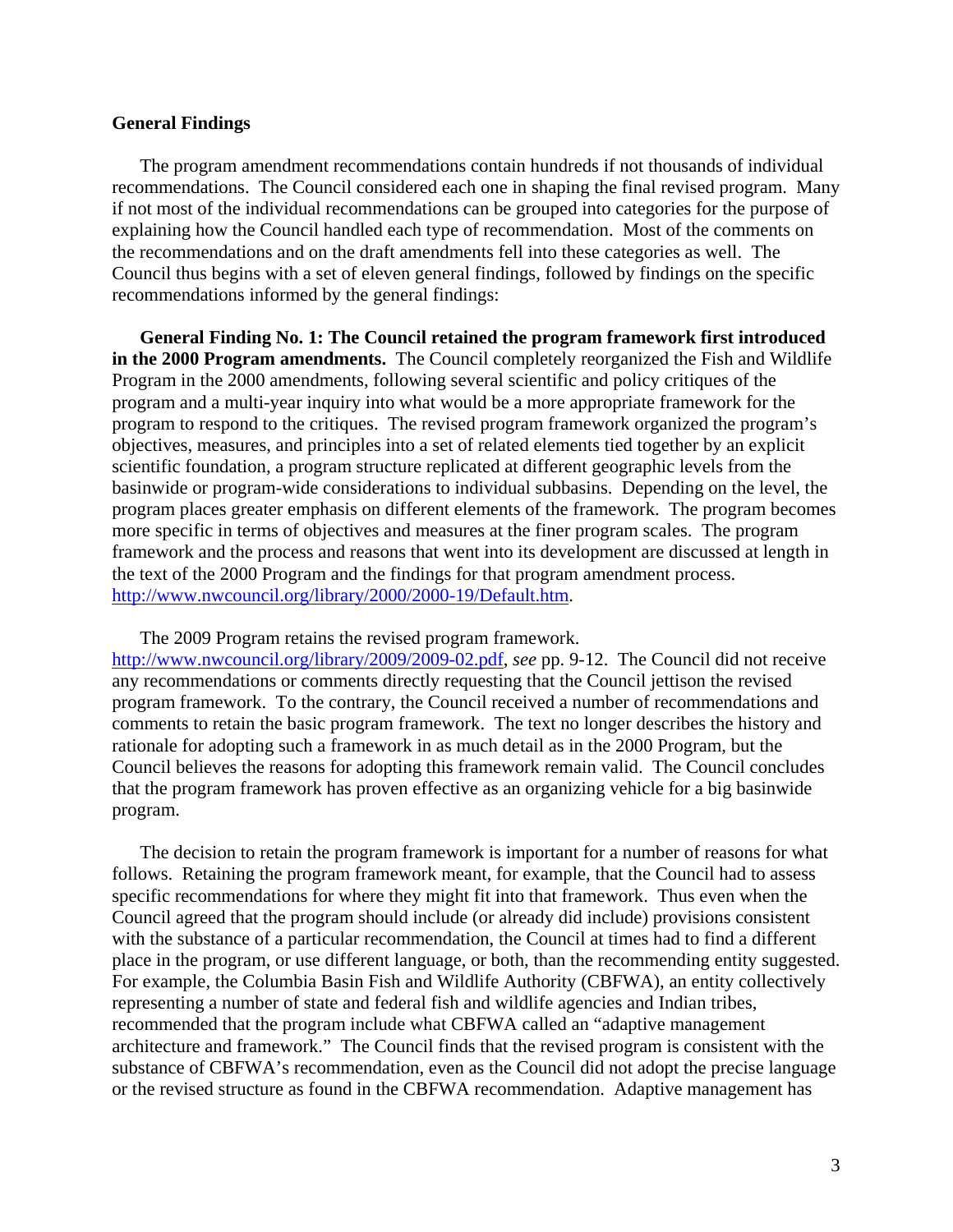**General Findings**

The program amendment recommendations contain hundreds if not thousands of individual recommendations. The Council considered each one in shaping the final revised program. Many if not most of the individual recommendations can be grouped into categories for the purpose of explaining how the Council handled each type of recommendation. Most of the comments on the recommendations and on the draft amendments fell into these categories as well. The Council thus begins with a set of eleven general findings, followed by findings on the specific recommendations informed by the general findings:

**General Finding No. 1: The Council retained the program framework first introduced in the 2000 Program amendments.** The Council completely reorganized the Fish and Wildlife Program in the 2000 amendments, following several scientific and policy critiques of the program and a multi-year inquiry into what would be a more appropriate framework for the program to respond to the critiques. The revised program framework organized the program's objectives, measures, and principles into a set of related elements tied together by an explicit scientific foundation, a program structure replicated at different geographic levels from the basinwide or program-wide considerations to individual subbasins. Depending on the level, the program places greater emphasis on different elements of the framework. The program becomes more specific in terms of objectives and measures at the finer program scales. The program framework and the process and reasons that went into its development are discussed at length in the text of the 2000 Program and the findings for that program amendment process. http://www.nwcouncil.org/library/2000/2000-19/Default.htm.

The 2009 Program retains the revised program framework. http://www.nwcouncil.org/library/2009/2009-02.pdf, *see* pp. 9-12. The Council did not receive any recommendations or comments directly requesting that the Council jettison the revised program framework. To the contrary, the Council received a number of recommendations and comments to retain the basic program framework. The text no longer describes the history and rationale for adopting such a framework in as much detail as in the 2000 Program, but the Council believes the reasons for adopting this framework remain valid. The Council concludes that the program framework has proven effective as an organizing vehicle for a big basinwide program.

The decision to retain the program framework is important for a number of reasons for what follows. Retaining the program framework meant, for example, that the Council had to assess specific recommendations for where they might fit into that framework. Thus even when the Council agreed that the program should include (or already did include) provisions consistent with the substance of a particular recommendation, the Council at times had to find a different place in the program, or use different language, or both, than the recommending entity suggested. For example, the Columbia Basin Fish and Wildlife Authority (CBFWA), an entity collectively representing a number of state and federal fish and wildlife agencies and Indian tribes, recommended that the program include what CBFWA called an "adaptive management architecture and framework." The Council finds that the revised program is consistent with the substance of CBFWA's recommendation, even as the Council did not adopt the precise language or the revised structure as found in the CBFWA recommendation. Adaptive management has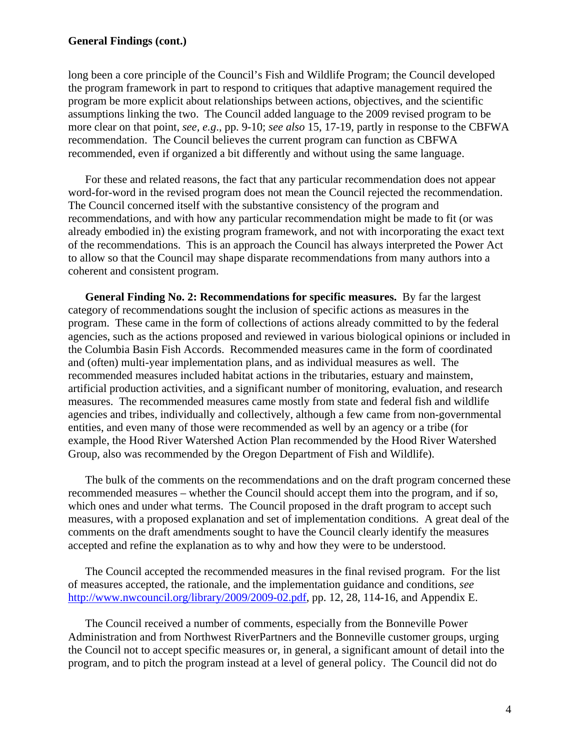## General Findings (cont.)

long been a core principle of the Council's Fish and Wildlife Program; the Council developed the program framework in part to respond to critiques that adaptive management required the program be more explicit about relationships between actions, objectives, and the scientific assumptions linking the two. The Council added language to the 2009 revised program to be more clear on that point, *see, e.g*., pp. 9-10; *see also* 15, 17-19, partly in response to the CBFWA recommendation. The Council believes the current program can function as CBFWA recommended, even if organized a bit differently and without using the same language.

For these and related reasons, the fact that any particular recommendation does not appear word-for-word in the revised program does not mean the Council rejected the recommendation. The Council concerned itself with the substantive consistency of the program and recommendations, and with how any particular recommendation might be made to fit (or was already embodied in) the existing program framework, and not with incorporating the exact text of the recommendations. This is an approach the Council has always interpreted the Power Act to allow so that the Council may shape disparate recommendations from many authors into a coherent and consistent program.

**General Finding No. 2: Recommendations for specific measures.** By far the largest category of recommendations sought the inclusion of specific actions as measures in the program. These came in the form of collections of actions already committed to by the federal agencies, such as the actions proposed and reviewed in various biological opinions or included in the Columbia Basin Fish Accords. Recommended measures came in the form of coordinated and (often) multi-year implementation plans, and as individual measures as well. The recommended measures included habitat actions in the tributaries, estuary and mainstem, artificial production activities, and a significant number of monitoring, evaluation, and research measures. The recommended measures came mostly from state and federal fish and wildlife agencies and tribes, individually and collectively, although a few came from non-governmental entities, and even many of those were recommended as well by an agency or a tribe (for example, the Hood River Watershed Action Plan recommended by the Hood River Watershed Group, also was recommended by the Oregon Department of Fish and Wildlife).

The bulk of the comments on the recommendations and on the draft program concerned these recommended measures – whether the Council should accept them into the program, and if so, which ones and under what terms. The Council proposed in the draft program to accept such measures, with a proposed explanation and set of implementation conditions. A great deal of the comments on the draft amendments sought to have the Council clearly identify the measures accepted and refine the explanation as to why and how they were to be understood.

The Council accepted the recommended measures in the final revised program. For the list of measures accepted, the rationale, and the implementation guidance and conditions, *see* http://www.nwcouncil.org/library/2009/2009-02.pdf, pp. 12, 28, 114-16, and Appendix E.

The Council received a number of comments, especially from the Bonneville Power Administration and from Northwest RiverPartners and the Bonneville customer groups, urging the Council not to accept specific measures or, in general, a significant amount of detail into the program, and to pitch the program instead at a level of general policy. The Council did not do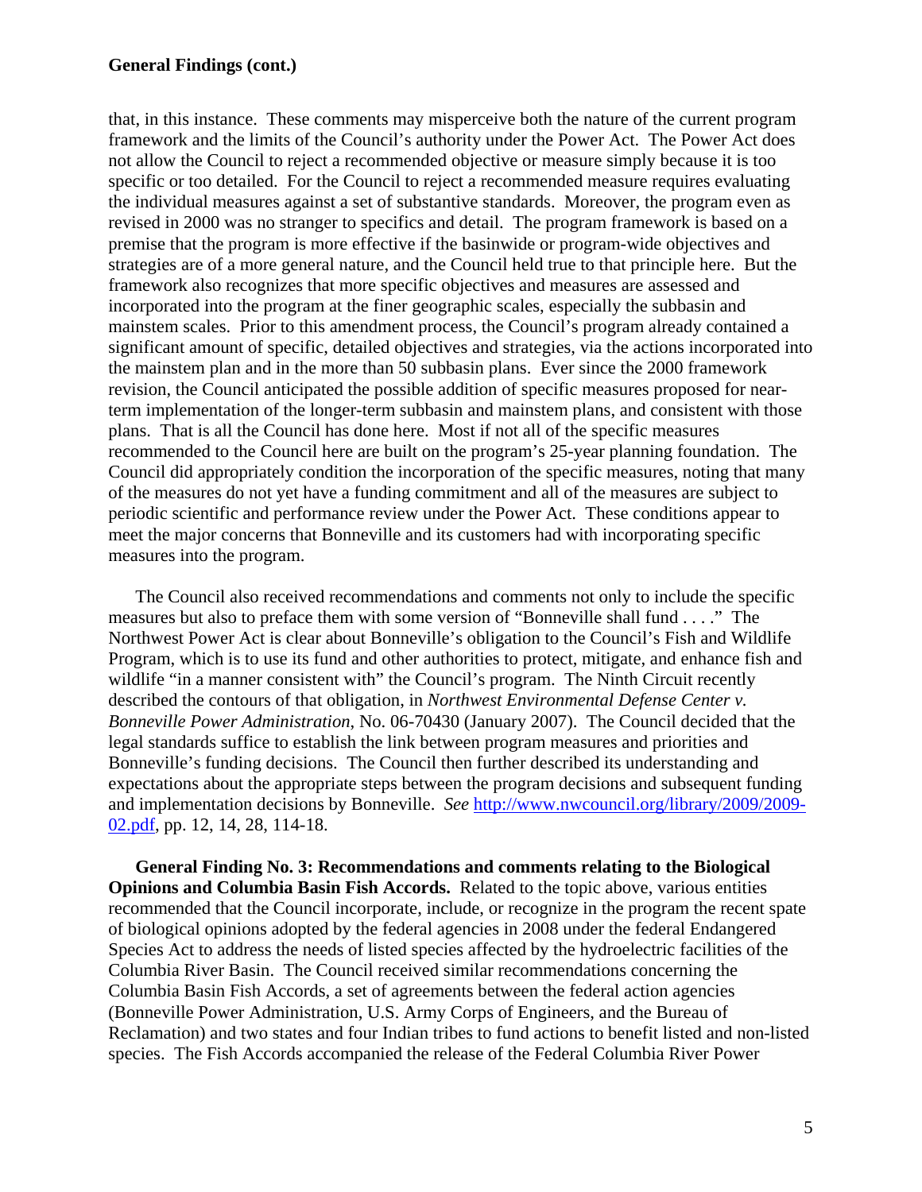that, in this instance. These comments may misperceive both the nature of the current program framework and the limits of the Council's authority under the Power Act. The Power Act does not allow the Council to reject a recommended objective or measure simply because it is too specific or too detailed. For the Council to reject a recommended measure requires evaluating the individual measures against a set of substantive standards. Moreover, the program even as revised in 2000 was no stranger to specifics and detail. The program framework is based on a premise that the program is more effective if the basinwide or program-wide objectives and strategies are of a more general nature, and the Council held true to that principle here. But the framework also recognizes that more specific objectives and measures are assessed and incorporated into the program at the finer geographic scales, especially the subbasin and mainstem scales. Prior to this amendment process, the Council's program already contained a significant amount of specific, detailed objectives and strategies, via the actions incorporated into the mainstem plan and in the more than 50 subbasin plans. Ever since the 2000 framework revision, the Council anticipated the possible addition of specific measures proposed for near-term implementation of the longer-term subbasin and mainstem plans, and consistent with those plans. That is all the Council has done here. Most if not all of the specific measures recommended to the Council here are built on the program's 25-year planning foundation. The Council did appropriately condition the incorporation of the specific measures, noting that many of the measures do not yet have a funding commitment and all of the measures are subject to periodic scientific and performance review under the Power Act. These conditions appear to meet the major concerns that Bonneville and its customers had with incorporating specific measures into the program.

The Council also received recommendations and comments not only to include the specific measures but also to preface them with some version of "Bonneville shall fund . . . ." The Northwest Power Act is clear about Bonneville's obligation to the Council's Fish and Wildlife Program, which is to use its fund and other authorities to protect, mitigate, and enhance fish and wildlife "in a manner consistent with" the Council's program. The Ninth Circuit recently described the contours of that obligation, in *Northwest Environmental Defense Center v. Bonneville Power Administration*, No. 06-70430 (January 2007). The Council decided that the legal standards suffice to establish the link between program measures and priorities and Bonneville's funding decisions. The Council then further described its understanding and expectations about the appropriate steps between the program decisions and subsequent funding and implementation decisions by Bonneville. *See* http://www.nwcouncil.org/library/2009/2009-02.pdf, pp. 12, 14, 28, 114-18.

**General Finding No. 3: Recommendations and comments relating to the Biological Opinions and Columbia Basin Fish Accords.** Related to the topic above, various entities recommended that the Council incorporate, include, or recognize in the program the recent spate of biological opinions adopted by the federal agencies in 2008 under the federal Endangered Species Act to address the needs of listed species affected by the hydroelectric facilities of the Columbia River Basin. The Council received similar recommendations concerning the Columbia Basin Fish Accords, a set of agreements between the federal action agencies (Bonneville Power Administration, U.S. Army Corps of Engineers, and the Bureau of Reclamation) and two states and four Indian tribes to fund actions to benefit listed and non-listed species. The Fish Accords accompanied the release of the Federal Columbia River Power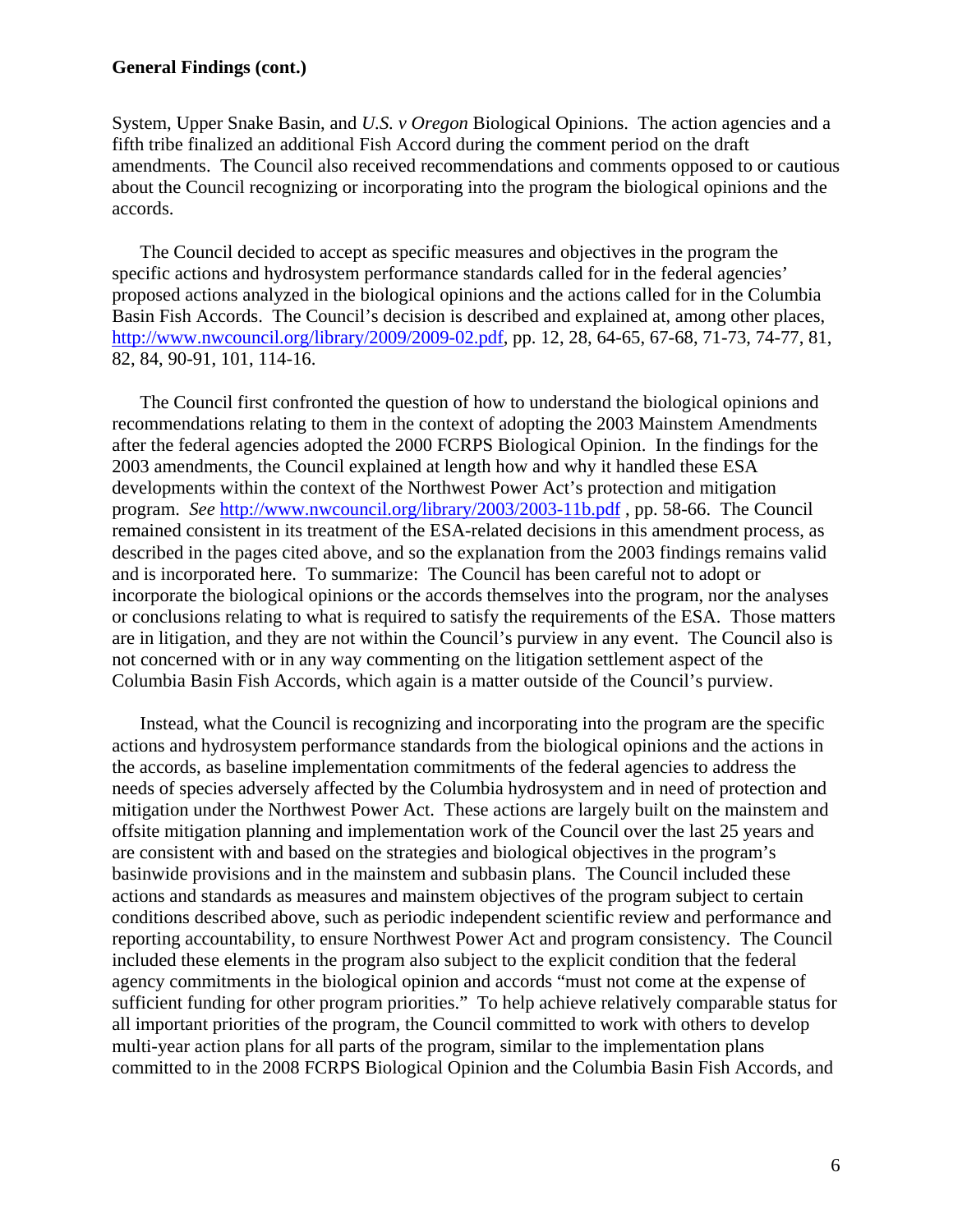**General Findings (cont.)**

System, Upper Snake Basin, and *U.S. v Oregon* Biological Opinions. The action agencies and a fifth tribe finalized an additional Fish Accord during the comment period on the draft amendments. The Council also received recommendations and comments opposed to or cautious about the Council recognizing or incorporating into the program the biological opinions and the accords.

The Council decided to accept as specific measures and objectives in the program the specific actions and hydrosystem performance standards called for in the federal agencies' proposed actions analyzed in the biological opinions and the actions called for in the Columbia Basin Fish Accords. The Council's decision is described and explained at, among other places, http://www.nwcouncil.org/library/2009/2009-02.pdf, pp. 12, 28, 64-65, 67-68, 71-73, 74-77, 81, 82, 84, 90-91, 101, 114-16.

The Council first confronted the question of how to understand the biological opinions and recommendations relating to them in the context of adopting the 2003 Mainstem Amendments after the federal agencies adopted the 2000 FCRPS Biological Opinion. In the findings for the 2003 amendments, the Council explained at length how and why it handled these ESA developments within the context of the Northwest Power Act's protection and mitigation program. *See* http://www.nwcouncil.org/library/2003/2003-11b.pdf , pp. 58-66. The Council remained consistent in its treatment of the ESA-related decisions in this amendment process, as described in the pages cited above, and so the explanation from the 2003 findings remains valid and is incorporated here. To summarize: The Council has been careful not to adopt or incorporate the biological opinions or the accords themselves into the program, nor the analyses or conclusions relating to what is required to satisfy the requirements of the ESA. Those matters are in litigation, and they are not within the Council's purview in any event. The Council also is not concerned with or in any way commenting on the litigation settlement aspect of the Columbia Basin Fish Accords, which again is a matter outside of the Council's purview.

Instead, what the Council is recognizing and incorporating into the program are the specific actions and hydrosystem performance standards from the biological opinions and the actions in the accords, as baseline implementation commitments of the federal agencies to address the needs of species adversely affected by the Columbia hydrosystem and in need of protection and mitigation under the Northwest Power Act. These actions are largely built on the mainstem and offsite mitigation planning and implementation work of the Council over the last 25 years and are consistent with and based on the strategies and biological objectives in the program's basinwide provisions and in the mainstem and subbasin plans. The Council included these actions and standards as measures and mainstem objectives of the program subject to certain conditions described above, such as periodic independent scientific review and performance and reporting accountability, to ensure Northwest Power Act and program consistency. The Council included these elements in the program also subject to the explicit condition that the federal agency commitments in the biological opinion and accords "must not come at the expense of sufficient funding for other program priorities." To help achieve relatively comparable status for all important priorities of the program, the Council committed to work with others to develop multi-year action plans for all parts of the program, similar to the implementation plans committed to in the 2008 FCRPS Biological Opinion and the Columbia Basin Fish Accords, and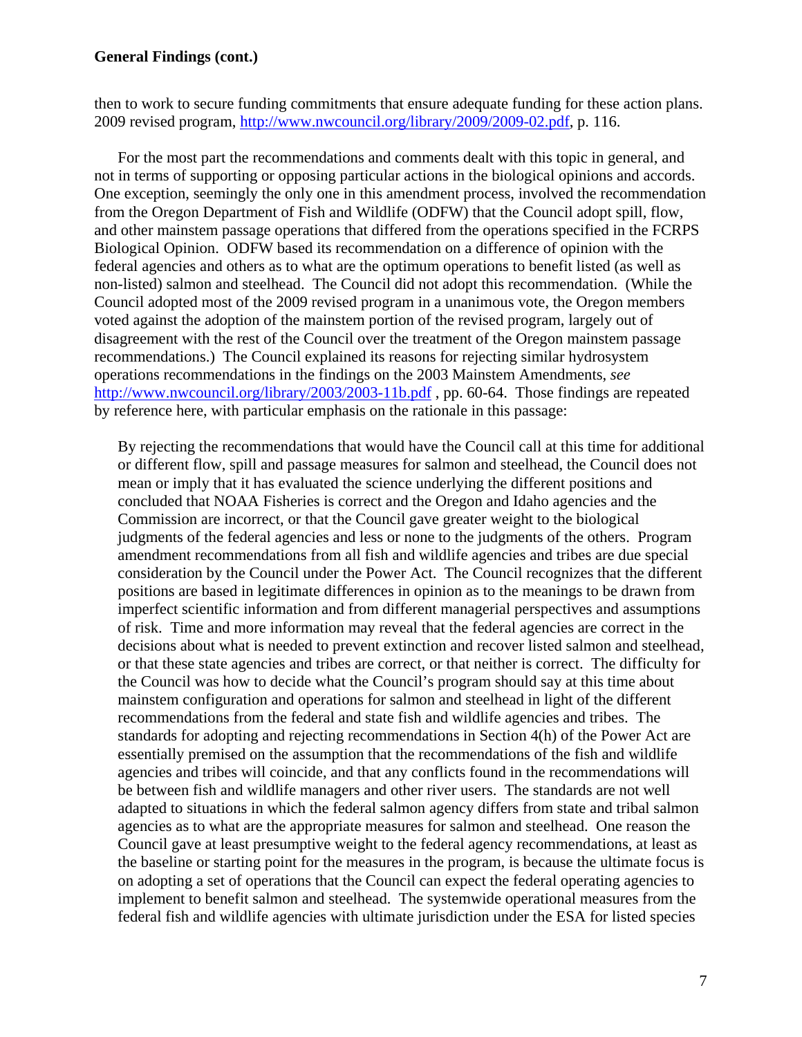then to work to secure funding commitments that ensure adequate funding for these action plans. 2009 revised program, http://www.nwcouncil.org/library/2009/2009-02.pdf, p. 116.

For the most part the recommendations and comments dealt with this topic in general, and not in terms of supporting or opposing particular actions in the biological opinions and accords. One exception, seemingly the only one in this amendment process, involved the recommendation from the Oregon Department of Fish and Wildlife (ODFW) that the Council adopt spill, flow, and other mainstem passage operations that differed from the operations specified in the FCRPS Biological Opinion. ODFW based its recommendation on a difference of opinion with the federal agencies and others as to what are the optimum operations to benefit listed (as well as non-listed) salmon and steelhead. The Council did not adopt this recommendation. (While the Council adopted most of the 2009 revised program in a unanimous vote, the Oregon members voted against the adoption of the mainstem portion of the revised program, largely out of disagreement with the rest of the Council over the treatment of the Oregon mainstem passage recommendations.) The Council explained its reasons for rejecting similar hydrosystem operations recommendations in the findings on the 2003 Mainstem Amendments, *see* http://www.nwcouncil.org/library/2003/2003-11b.pdf , pp. 60-64. Those findings are repeated by reference here, with particular emphasis on the rationale in this passage:

> By rejecting the recommendations that would have the Council call at this time for additional or different flow, spill and passage measures for salmon and steelhead, the Council does not mean or imply that it has evaluated the science underlying the different positions and concluded that NOAA Fisheries is correct and the Oregon and Idaho agencies and the Commission are incorrect, or that the Council gave greater weight to the biological judgments of the federal agencies and less or none to the judgments of the others. Program amendment recommendations from all fish and wildlife agencies and tribes are due special consideration by the Council under the Power Act. The Council recognizes that the different positions are based in legitimate differences in opinion as to the meanings to be drawn from imperfect scientific information and from different managerial perspectives and assumptions of risk. Time and more information may reveal that the federal agencies are correct in the decisions about what is needed to prevent extinction and recover listed salmon and steelhead, or that these state agencies and tribes are correct, or that neither is correct. The difficulty for the Council was how to decide what the Council's program should say at this time about mainstem configuration and operations for salmon and steelhead in light of the different recommendations from the federal and state fish and wildlife agencies and tribes. The standards for adopting and rejecting recommendations in Section 4(h) of the Power Act are essentially premised on the assumption that the recommendations of the fish and wildlife agencies and tribes will coincide, and that any conflicts found in the recommendations will be between fish and wildlife managers and other river users. The standards are not well adapted to situations in which the federal salmon agency differs from state and tribal salmon agencies as to what are the appropriate measures for salmon and steelhead. One reason the Council gave at least presumptive weight to the federal agency recommendations, at least as the baseline or starting point for the measures in the program, is because the ultimate focus is on adopting a set of operations that the Council can expect the federal operating agencies to implement to benefit salmon and steelhead. The systemwide operational measures from the federal fish and wildlife agencies with ultimate jurisdiction under the ESA for listed species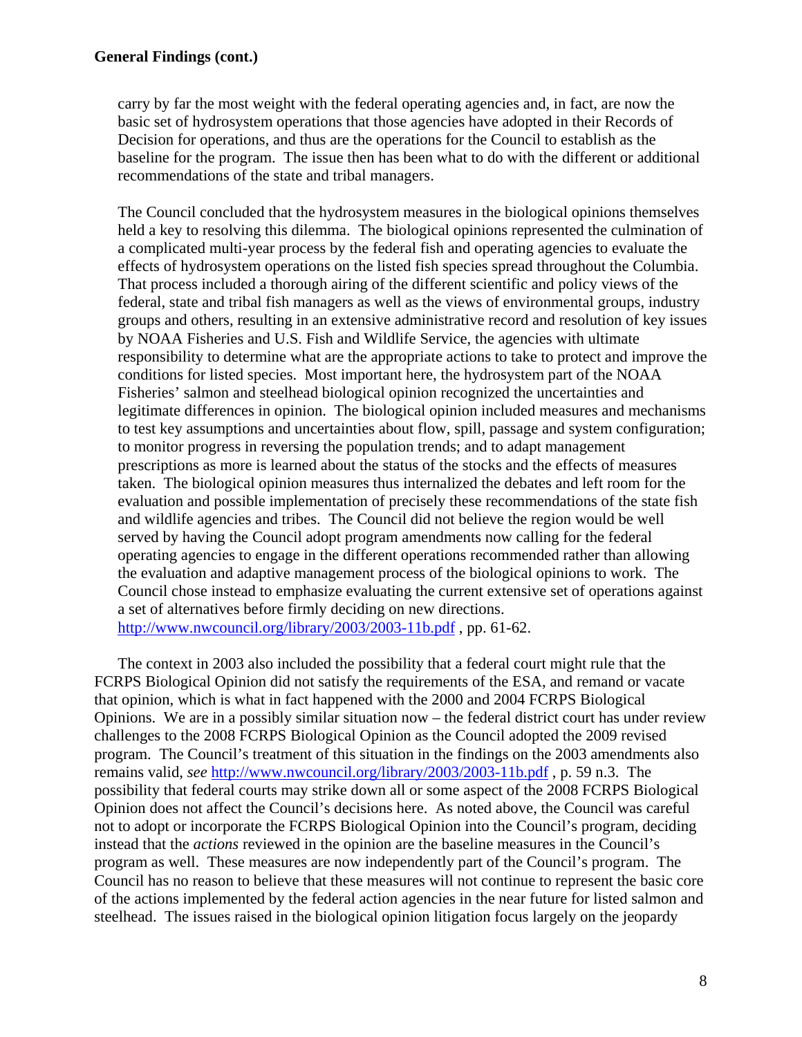carry by far the most weight with the federal operating agencies and, in fact, are now the basic set of hydrosystem operations that those agencies have adopted in their Records of Decision for operations, and thus are the operations for the Council to establish as the baseline for the program. The issue then has been what to do with the different or additional recommendations of the state and tribal managers.

> The Council concluded that the hydrosystem measures in the biological opinions themselves held a key to resolving this dilemma. The biological opinions represented the culmination of a complicated multi-year process by the federal fish and operating agencies to evaluate the effects of hydrosystem operations on the listed fish species spread throughout the Columbia. That process included a thorough airing of the different scientific and policy views of the federal, state and tribal fish managers as well as the views of environmental groups, industry groups and others, resulting in an extensive administrative record and resolution of key issues by NOAA Fisheries and U.S. Fish and Wildlife Service, the agencies with ultimate responsibility to determine what are the appropriate actions to take to protect and improve the conditions for listed species. Most important here, the hydrosystem part of the NOAA Fisheries' salmon and steelhead biological opinion recognized the uncertainties and legitimate differences in opinion. The biological opinion included measures and mechanisms to test key assumptions and uncertainties about flow, spill, passage and system configuration; to monitor progress in reversing the population trends; and to adapt management prescriptions as more is learned about the status of the stocks and the effects of measures taken. The biological opinion measures thus internalized the debates and left room for the evaluation and possible implementation of precisely these recommendations of the state fish and wildlife agencies and tribes. The Council did not believe the region would be well served by having the Council adopt program amendments now calling for the federal operating agencies to engage in the different operations recommended rather than allowing the evaluation and adaptive management process of the biological opinions to work. The Council chose instead to emphasize evaluating the current extensive set of operations against a set of alternatives before firmly deciding on new directions. http://www.nwcouncil.org/library/2003/2003-11b.pdf , pp. 61-62.

The context in 2003 also included the possibility that a federal court might rule that the FCRPS Biological Opinion did not satisfy the requirements of the ESA, and remand or vacate that opinion, which is what in fact happened with the 2000 and 2004 FCRPS Biological Opinions. We are in a possibly similar situation now – the federal district court has under review challenges to the 2008 FCRPS Biological Opinion as the Council adopted the 2009 revised program. The Council's treatment of this situation in the findings on the 2003 amendments also remains valid, *see* http://www.nwcouncil.org/library/2003/2003-11b.pdf , p. 59 n.3. The possibility that federal courts may strike down all or some aspect of the 2008 FCRPS Biological Opinion does not affect the Council's decisions here. As noted above, the Council was careful not to adopt or incorporate the FCRPS Biological Opinion into the Council's program, deciding instead that the *actions* reviewed in the opinion are the baseline measures in the Council's program as well. These measures are now independently part of the Council's program. The Council has no reason to believe that these measures will not continue to represent the basic core of the actions implemented by the federal action agencies in the near future for listed salmon and steelhead. The issues raised in the biological opinion litigation focus largely on the jeopardy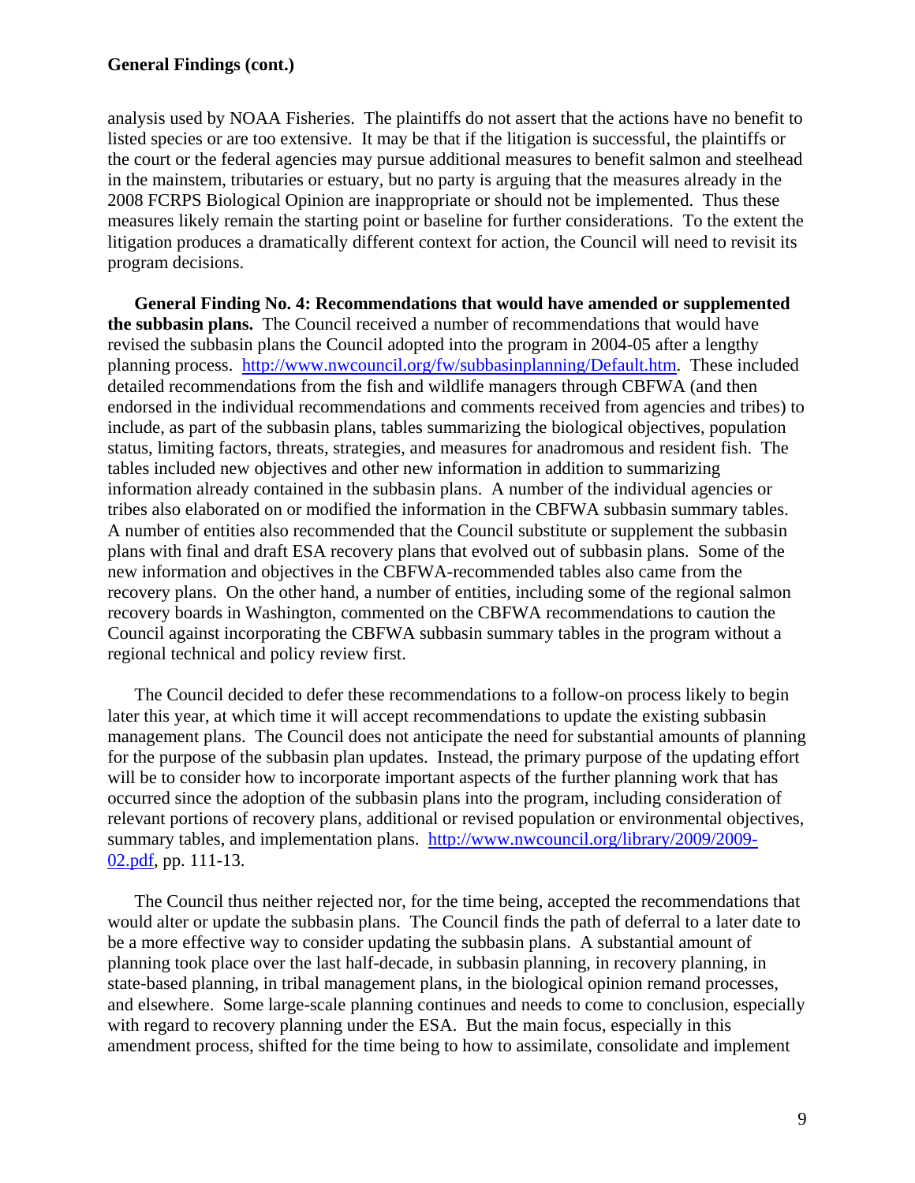analysis used by NOAA Fisheries. The plaintiffs do not assert that the actions have no benefit to listed species or are too extensive. It may be that if the litigation is successful, the plaintiffs or the court or the federal agencies may pursue additional measures to benefit salmon and steelhead in the mainstem, tributaries or estuary, but no party is arguing that the measures already in the 2008 FCRPS Biological Opinion are inappropriate or should not be implemented. Thus these measures likely remain the starting point or baseline for further considerations. To the extent the litigation produces a dramatically different context for action, the Council will need to revisit its program decisions.

**General Finding No. 4: Recommendations that would have amended or supplemented the subbasin plans.** The Council received a number of recommendations that would have revised the subbasin plans the Council adopted into the program in 2004-05 after a lengthy planning process. http://www.nwcouncil.org/fw/subbasinplanning/Default.htm. These included detailed recommendations from the fish and wildlife managers through CBFWA (and then endorsed in the individual recommendations and comments received from agencies and tribes) to include, as part of the subbasin plans, tables summarizing the biological objectives, population status, limiting factors, threats, strategies, and measures for anadromous and resident fish. The tables included new objectives and other new information in addition to summarizing information already contained in the subbasin plans. A number of the individual agencies or tribes also elaborated on or modified the information in the CBFWA subbasin summary tables. A number of entities also recommended that the Council substitute or supplement the subbasin plans with final and draft ESA recovery plans that evolved out of subbasin plans. Some of the new information and objectives in the CBFWA-recommended tables also came from the recovery plans. On the other hand, a number of entities, including some of the regional salmon recovery boards in Washington, commented on the CBFWA recommendations to caution the Council against incorporating the CBFWA subbasin summary tables in the program without a regional technical and policy review first.

The Council decided to defer these recommendations to a follow-on process likely to begin later this year, at which time it will accept recommendations to update the existing subbasin management plans. The Council does not anticipate the need for substantial amounts of planning for the purpose of the subbasin plan updates. Instead, the primary purpose of the updating effort will be to consider how to incorporate important aspects of the further planning work that has occurred since the adoption of the subbasin plans into the program, including consideration of relevant portions of recovery plans, additional or revised population or environmental objectives, summary tables, and implementation plans. http://www.nwcouncil.org/library/2009/2009-02.pdf, pp. 111-13.

The Council thus neither rejected nor, for the time being, accepted the recommendations that would alter or update the subbasin plans. The Council finds the path of deferral to a later date to be a more effective way to consider updating the subbasin plans. A substantial amount of planning took place over the last half-decade, in subbasin planning, in recovery planning, in state-based planning, in tribal management plans, in the biological opinion remand processes, and elsewhere. Some large-scale planning continues and needs to come to conclusion, especially with regard to recovery planning under the ESA. But the main focus, especially in this amendment process, shifted for the time being to how to assimilate, consolidate and implement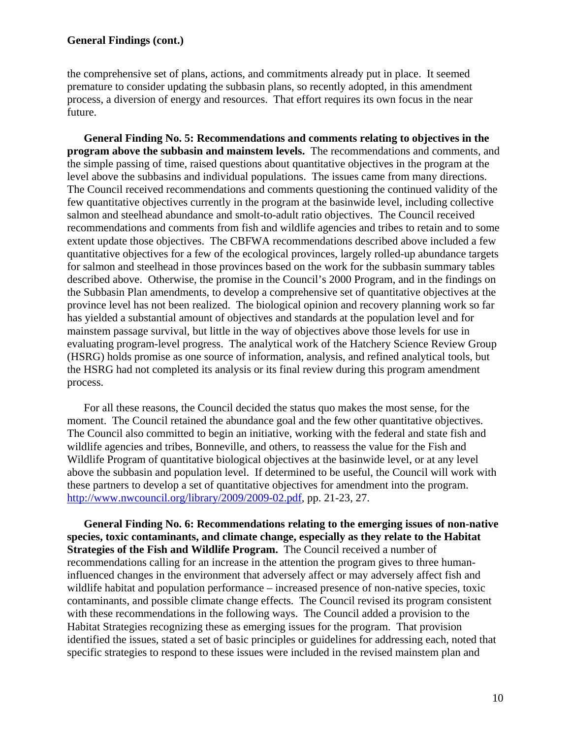**General Findings (cont.)**

the comprehensive set of plans, actions, and commitments already put in place. It seemed premature to consider updating the subbasin plans, so recently adopted, in this amendment process, a diversion of energy and resources. That effort requires its own focus in the near future.

**General Finding No. 5: Recommendations and comments relating to objectives in the program above the subbasin and mainstem levels.** The recommendations and comments, and the simple passing of time, raised questions about quantitative objectives in the program at the level above the subbasins and individual populations. The issues came from many directions. The Council received recommendations and comments questioning the continued validity of the few quantitative objectives currently in the program at the basinwide level, including collective salmon and steelhead abundance and smolt-to-adult ratio objectives. The Council received recommendations and comments from fish and wildlife agencies and tribes to retain and to some extent update those objectives. The CBFWA recommendations described above included a few quantitative objectives for a few of the ecological provinces, largely rolled-up abundance targets for salmon and steelhead in those provinces based on the work for the subbasin summary tables described above. Otherwise, the promise in the Council's 2000 Program, and in the findings on the Subbasin Plan amendments, to develop a comprehensive set of quantitative objectives at the province level has not been realized. The biological opinion and recovery planning work so far has yielded a substantial amount of objectives and standards at the population level and for mainstem passage survival, but little in the way of objectives above those levels for use in evaluating program-level progress. The analytical work of the Hatchery Science Review Group (HSRG) holds promise as one source of information, analysis, and refined analytical tools, but the HSRG had not completed its analysis or its final review during this program amendment process.

For all these reasons, the Council decided the status quo makes the most sense, for the moment. The Council retained the abundance goal and the few other quantitative objectives. The Council also committed to begin an initiative, working with the federal and state fish and wildlife agencies and tribes, Bonneville, and others, to reassess the value for the Fish and Wildlife Program of quantitative biological objectives at the basinwide level, or at any level above the subbasin and population level. If determined to be useful, the Council will work with these partners to develop a set of quantitative objectives for amendment into the program. http://www.nwcouncil.org/library/2009/2009-02.pdf, pp. 21-23, 27.

**General Finding No. 6: Recommendations relating to the emerging issues of non-native species, toxic contaminants, and climate change, especially as they relate to the Habitat Strategies of the Fish and Wildlife Program.** The Council received a number of recommendations calling for an increase in the attention the program gives to three human-influenced changes in the environment that adversely affect or may adversely affect fish and wildlife habitat and population performance – increased presence of non-native species, toxic contaminants, and possible climate change effects. The Council revised its program consistent with these recommendations in the following ways. The Council added a provision to the Habitat Strategies recognizing these as emerging issues for the program. That provision identified the issues, stated a set of basic principles or guidelines for addressing each, noted that specific strategies to respond to these issues were included in the revised mainstem plan and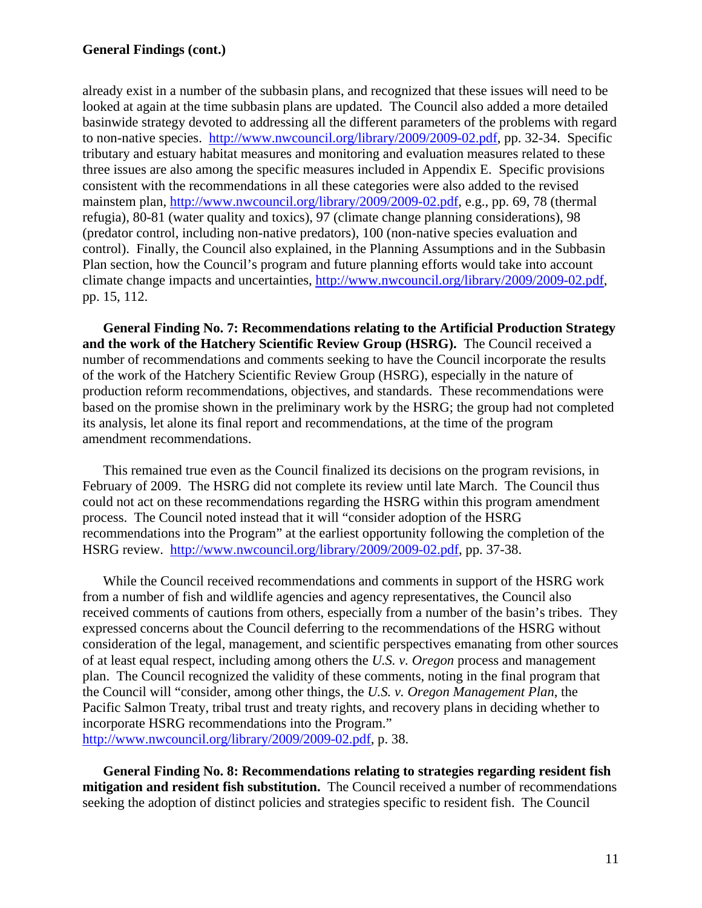already exist in a number of the subbasin plans, and recognized that these issues will need to be looked at again at the time subbasin plans are updated. The Council also added a more detailed basinwide strategy devoted to addressing all the different parameters of the problems with regard to non-native species. http://www.nwcouncil.org/library/2009/2009-02.pdf, pp. 32-34. Specific tributary and estuary habitat measures and monitoring and evaluation measures related to these three issues are also among the specific measures included in Appendix E. Specific provisions consistent with the recommendations in all these categories were also added to the revised mainstem plan, http://www.nwcouncil.org/library/2009/2009-02.pdf, e.g., pp. 69, 78 (thermal refugia), 80-81 (water quality and toxics), 97 (climate change planning considerations), 98 (predator control, including non-native predators), 100 (non-native species evaluation and control). Finally, the Council also explained, in the Planning Assumptions and in the Subbasin Plan section, how the Council's program and future planning efforts would take into account climate change impacts and uncertainties, http://www.nwcouncil.org/library/2009/2009-02.pdf, pp. 15, 112.

**General Finding No. 7: Recommendations relating to the Artificial Production Strategy and the work of the Hatchery Scientific Review Group (HSRG).** The Council received a number of recommendations and comments seeking to have the Council incorporate the results of the work of the Hatchery Scientific Review Group (HSRG), especially in the nature of production reform recommendations, objectives, and standards. These recommendations were based on the promise shown in the preliminary work by the HSRG; the group had not completed its analysis, let alone its final report and recommendations, at the time of the program amendment recommendations.

This remained true even as the Council finalized its decisions on the program revisions, in February of 2009. The HSRG did not complete its review until late March. The Council thus could not act on these recommendations regarding the HSRG within this program amendment process. The Council noted instead that it will "consider adoption of the HSRG recommendations into the Program" at the earliest opportunity following the completion of the HSRG review. http://www.nwcouncil.org/library/2009/2009-02.pdf, pp. 37-38.

While the Council received recommendations and comments in support of the HSRG work from a number of fish and wildlife agencies and agency representatives, the Council also received comments of cautions from others, especially from a number of the basin's tribes. They expressed concerns about the Council deferring to the recommendations of the HSRG without consideration of the legal, management, and scientific perspectives emanating from other sources of at least equal respect, including among others the *U.S. v. Oregon* process and management plan. The Council recognized the validity of these comments, noting in the final program that the Council will "consider, among other things, the *U.S. v. Oregon Management Plan*, the Pacific Salmon Treaty, tribal trust and treaty rights, and recovery plans in deciding whether to incorporate HSRG recommendations into the Program." http://www.nwcouncil.org/library/2009/2009-02.pdf, p. 38.

**General Finding No. 8: Recommendations relating to strategies regarding resident fish mitigation and resident fish substitution.** The Council received a number of recommendations seeking the adoption of distinct policies and strategies specific to resident fish. The Council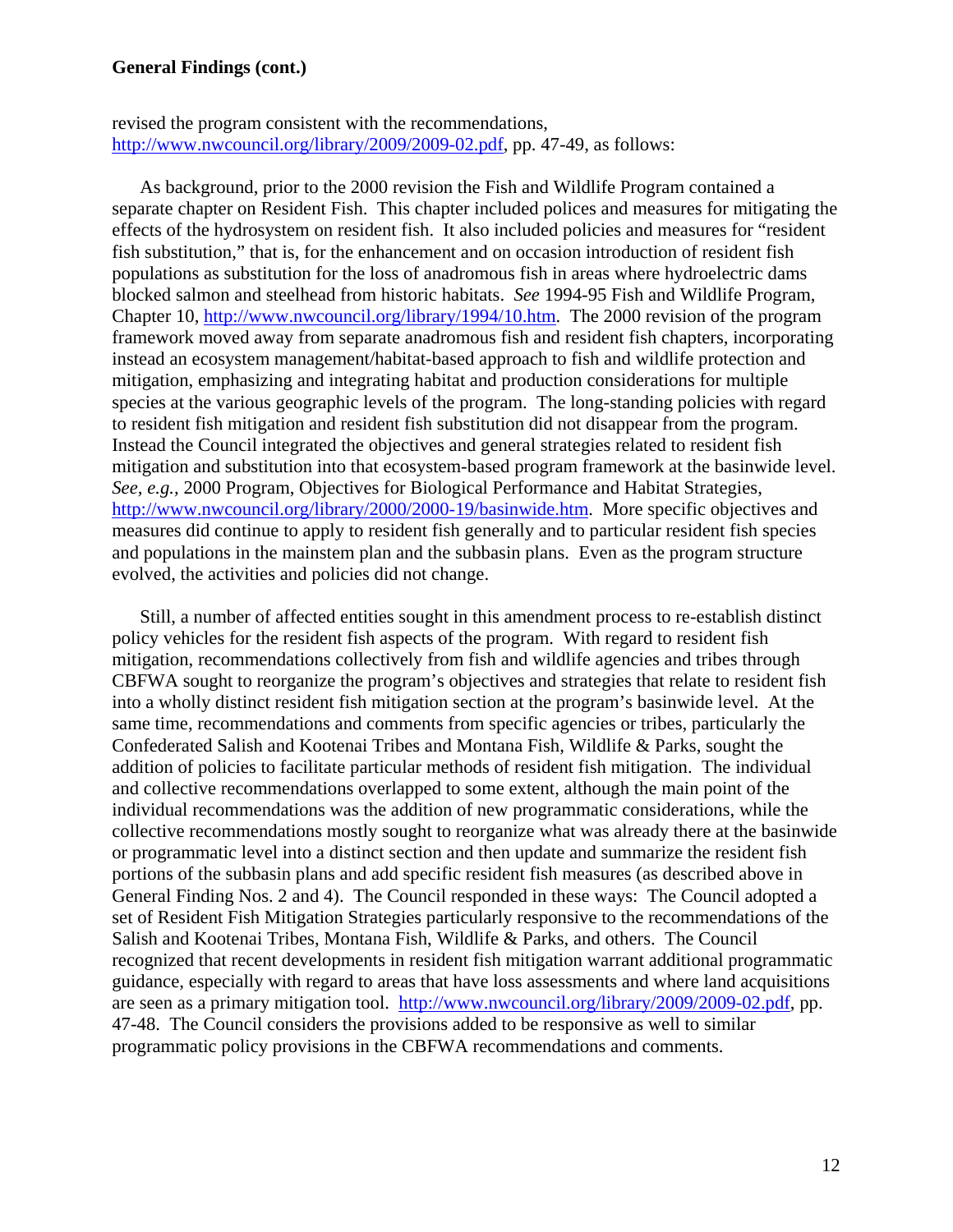**General Findings (cont.)**

revised the program consistent with the recommendations, http://www.nwcouncil.org/library/2009/2009-02.pdf, pp. 47-49, as follows:

As background, prior to the 2000 revision the Fish and Wildlife Program contained a separate chapter on Resident Fish. This chapter included polices and measures for mitigating the effects of the hydrosystem on resident fish. It also included policies and measures for "resident fish substitution," that is, for the enhancement and on occasion introduction of resident fish populations as substitution for the loss of anadromous fish in areas where hydroelectric dams blocked salmon and steelhead from historic habitats. *See* 1994-95 Fish and Wildlife Program, Chapter 10, http://www.nwcouncil.org/library/1994/10.htm. The 2000 revision of the program framework moved away from separate anadromous fish and resident fish chapters, incorporating instead an ecosystem management/habitat-based approach to fish and wildlife protection and mitigation, emphasizing and integrating habitat and production considerations for multiple species at the various geographic levels of the program. The long-standing policies with regard to resident fish mitigation and resident fish substitution did not disappear from the program. Instead the Council integrated the objectives and general strategies related to resident fish mitigation and substitution into that ecosystem-based program framework at the basinwide level. *See, e.g.*, 2000 Program, Objectives for Biological Performance and Habitat Strategies, http://www.nwcouncil.org/library/2000/2000-19/basinwide.htm. More specific objectives and measures did continue to apply to resident fish generally and to particular resident fish species and populations in the mainstem plan and the subbasin plans. Even as the program structure evolved, the activities and policies did not change.

Still, a number of affected entities sought in this amendment process to re-establish distinct policy vehicles for the resident fish aspects of the program. With regard to resident fish mitigation, recommendations collectively from fish and wildlife agencies and tribes through CBFWA sought to reorganize the program's objectives and strategies that relate to resident fish into a wholly distinct resident fish mitigation section at the program's basinwide level. At the same time, recommendations and comments from specific agencies or tribes, particularly the Confederated Salish and Kootenai Tribes and Montana Fish, Wildlife & Parks, sought the addition of policies to facilitate particular methods of resident fish mitigation. The individual and collective recommendations overlapped to some extent, although the main point of the individual recommendations was the addition of new programmatic considerations, while the collective recommendations mostly sought to reorganize what was already there at the basinwide or programmatic level into a distinct section and then update and summarize the resident fish portions of the subbasin plans and add specific resident fish measures (as described above in General Finding Nos. 2 and 4). The Council responded in these ways: The Council adopted a set of Resident Fish Mitigation Strategies particularly responsive to the recommendations of the Salish and Kootenai Tribes, Montana Fish, Wildlife & Parks, and others. The Council recognized that recent developments in resident fish mitigation warrant additional programmatic guidance, especially with regard to areas that have loss assessments and where land acquisitions are seen as a primary mitigation tool. http://www.nwcouncil.org/library/2009/2009-02.pdf, pp. 47-48. The Council considers the provisions added to be responsive as well to similar programmatic policy provisions in the CBFWA recommendations and comments.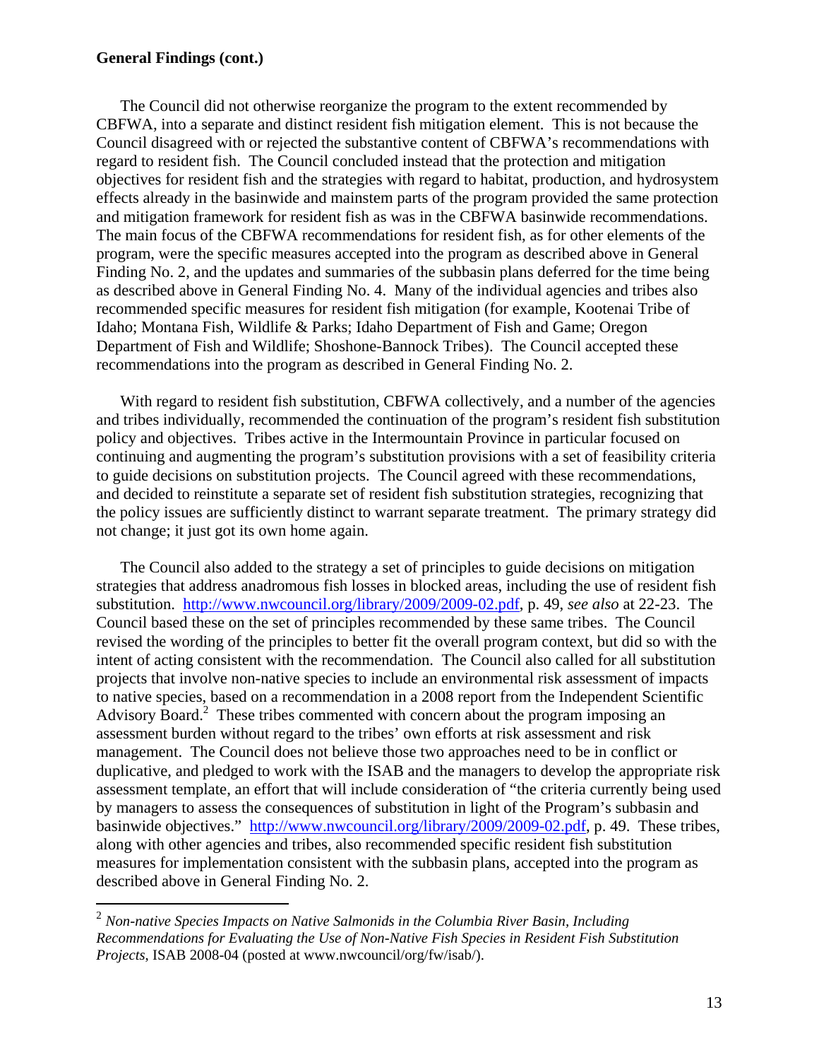**General Findings (cont.)**

The Council did not otherwise reorganize the program to the extent recommended by CBFWA, into a separate and distinct resident fish mitigation element. This is not because the Council disagreed with or rejected the substantive content of CBFWA's recommendations with regard to resident fish. The Council concluded instead that the protection and mitigation objectives for resident fish and the strategies with regard to habitat, production, and hydrosystem effects already in the basinwide and mainstem parts of the program provided the same protection and mitigation framework for resident fish as was in the CBFWA basinwide recommendations. The main focus of the CBFWA recommendations for resident fish, as for other elements of the program, were the specific measures accepted into the program as described above in General Finding No. 2, and the updates and summaries of the subbasin plans deferred for the time being as described above in General Finding No. 4. Many of the individual agencies and tribes also recommended specific measures for resident fish mitigation (for example, Kootenai Tribe of Idaho; Montana Fish, Wildlife & Parks; Idaho Department of Fish and Game; Oregon Department of Fish and Wildlife; Shoshone-Bannock Tribes). The Council accepted these recommendations into the program as described in General Finding No. 2.

With regard to resident fish substitution, CBFWA collectively, and a number of the agencies and tribes individually, recommended the continuation of the program's resident fish substitution policy and objectives. Tribes active in the Intermountain Province in particular focused on continuing and augmenting the program's substitution provisions with a set of feasibility criteria to guide decisions on substitution projects. The Council agreed with these recommendations, and decided to reinstitute a separate set of resident fish substitution strategies, recognizing that the policy issues are sufficiently distinct to warrant separate treatment. The primary strategy did not change; it just got its own home again.

The Council also added to the strategy a set of principles to guide decisions on mitigation strategies that address anadromous fish losses in blocked areas, including the use of resident fish substitution. http://www.nwcouncil.org/library/2009/2009-02.pdf, p. 49, *see also* at 22-23. The Council based these on the set of principles recommended by these same tribes. The Council revised the wording of the principles to better fit the overall program context, but did so with the intent of acting consistent with the recommendation. The Council also called for all substitution projects that involve non-native species to include an environmental risk assessment of impacts to native species, based on a recommendation in a 2008 report from the Independent Scientific Advisory Board.[2] These tribes commented with concern about the program imposing an assessment burden without regard to the tribes' own efforts at risk assessment and risk management. The Council does not believe those two approaches need to be in conflict or duplicative, and pledged to work with the ISAB and the managers to develop the appropriate risk assessment template, an effort that will include consideration of "the criteria currently being used by managers to assess the consequences of substitution in light of the Program's subbasin and basinwide objectives." http://www.nwcouncil.org/library/2009/2009-02.pdf, p. 49. These tribes, along with other agencies and tribes, also recommended specific resident fish substitution measures for implementation consistent with the subbasin plans, accepted into the program as described above in General Finding No. 2.

---

[2] *Non-native Species Impacts on Native Salmonids in the Columbia River Basin, Including Recommendations for Evaluating the Use of Non-Native Fish Species in Resident Fish Substitution Projects*, ISAB 2008-04 (posted at www.nwcouncil.org/fw/isab/).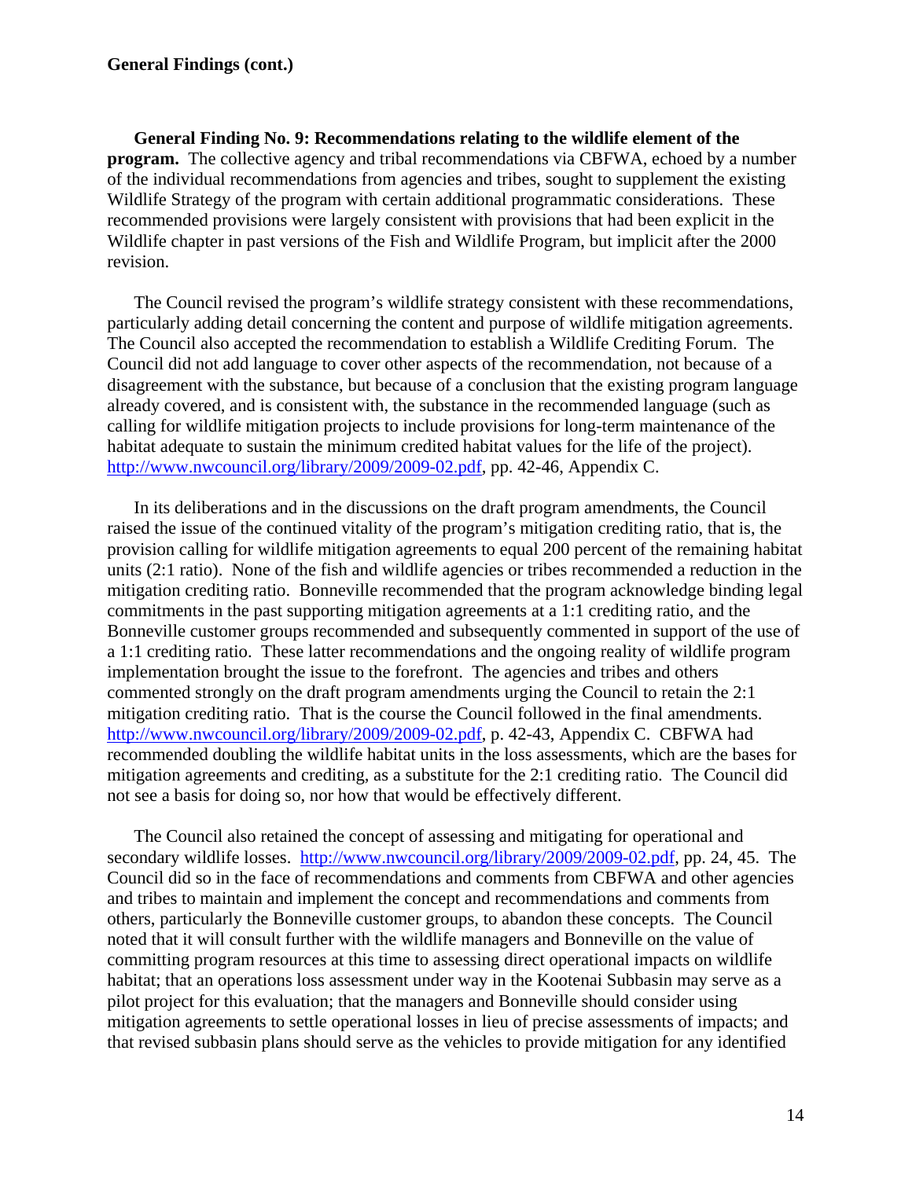**General Findings (cont.)**

**General Finding No. 9: Recommendations relating to the wildlife element of the program.** The collective agency and tribal recommendations via CBFWA, echoed by a number of the individual recommendations from agencies and tribes, sought to supplement the existing Wildlife Strategy of the program with certain additional programmatic considerations. These recommended provisions were largely consistent with provisions that had been explicit in the Wildlife chapter in past versions of the Fish and Wildlife Program, but implicit after the 2000 revision.

The Council revised the program's wildlife strategy consistent with these recommendations, particularly adding detail concerning the content and purpose of wildlife mitigation agreements. The Council also accepted the recommendation to establish a Wildlife Crediting Forum. The Council did not add language to cover other aspects of the recommendation, not because of a disagreement with the substance, but because of a conclusion that the existing program language already covered, and is consistent with, the substance in the recommended language (such as calling for wildlife mitigation projects to include provisions for long-term maintenance of the habitat adequate to sustain the minimum credited habitat values for the life of the project). http://www.nwcouncil.org/library/2009/2009-02.pdf, pp. 42-46, Appendix C.

In its deliberations and in the discussions on the draft program amendments, the Council raised the issue of the continued vitality of the program's mitigation crediting ratio, that is, the provision calling for wildlife mitigation agreements to equal 200 percent of the remaining habitat units (2:1 ratio). None of the fish and wildlife agencies or tribes recommended a reduction in the mitigation crediting ratio. Bonneville recommended that the program acknowledge binding legal commitments in the past supporting mitigation agreements at a 1:1 crediting ratio, and the Bonneville customer groups recommended and subsequently commented in support of the use of a 1:1 crediting ratio. These latter recommendations and the ongoing reality of wildlife program implementation brought the issue to the forefront. The agencies and tribes and others commented strongly on the draft program amendments urging the Council to retain the 2:1 mitigation crediting ratio. That is the course the Council followed in the final amendments. http://www.nwcouncil.org/library/2009/2009-02.pdf, p. 42-43, Appendix C. CBFWA had recommended doubling the wildlife habitat units in the loss assessments, which are the bases for mitigation agreements and crediting, as a substitute for the 2:1 crediting ratio. The Council did not see a basis for doing so, nor how that would be effectively different.

The Council also retained the concept of assessing and mitigating for operational and secondary wildlife losses. http://www.nwcouncil.org/library/2009/2009-02.pdf, pp. 24, 45. The Council did so in the face of recommendations and comments from CBFWA and other agencies and tribes to maintain and implement the concept and recommendations and comments from others, particularly the Bonneville customer groups, to abandon these concepts. The Council noted that it will consult further with the wildlife managers and Bonneville on the value of committing program resources at this time to assessing direct operational impacts on wildlife habitat; that an operations loss assessment under way in the Kootenai Subbasin may serve as a pilot project for this evaluation; that the managers and Bonneville should consider using mitigation agreements to settle operational losses in lieu of precise assessments of impacts; and that revised subbasin plans should serve as the vehicles to provide mitigation for any identified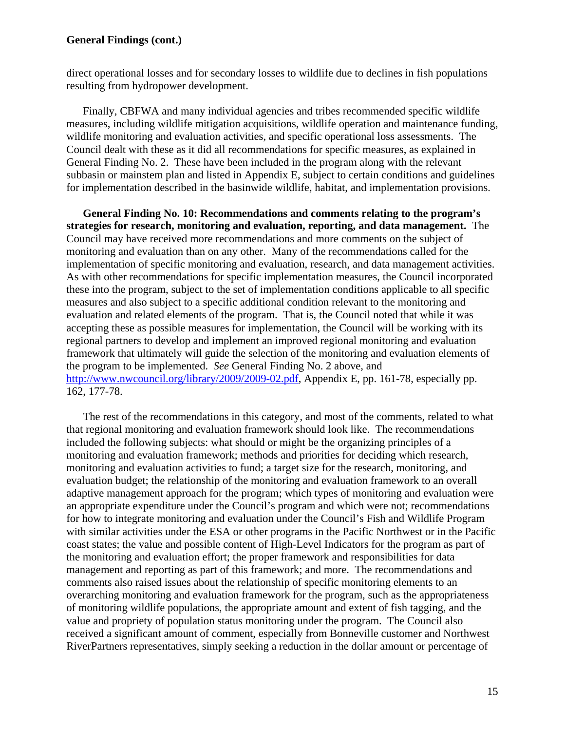direct operational losses and for secondary losses to wildlife due to declines in fish populations resulting from hydropower development.

Finally, CBFWA and many individual agencies and tribes recommended specific wildlife measures, including wildlife mitigation acquisitions, wildlife operation and maintenance funding, wildlife monitoring and evaluation activities, and specific operational loss assessments. The Council dealt with these as it did all recommendations for specific measures, as explained in General Finding No. 2. These have been included in the program along with the relevant subbasin or mainstem plan and listed in Appendix E, subject to certain conditions and guidelines for implementation described in the basinwide wildlife, habitat, and implementation provisions.

**General Finding No. 10: Recommendations and comments relating to the program's strategies for research, monitoring and evaluation, reporting, and data management.** The Council may have received more recommendations and more comments on the subject of monitoring and evaluation than on any other. Many of the recommendations called for the implementation of specific monitoring and evaluation, research, and data management activities. As with other recommendations for specific implementation measures, the Council incorporated these into the program, subject to the set of implementation conditions applicable to all specific measures and also subject to a specific additional condition relevant to the monitoring and evaluation and related elements of the program. That is, the Council noted that while it was accepting these as possible measures for implementation, the Council will be working with its regional partners to develop and implement an improved regional monitoring and evaluation framework that ultimately will guide the selection of the monitoring and evaluation elements of the program to be implemented. *See* General Finding No. 2 above, and http://www.nwcouncil.org/library/2009/2009-02.pdf, Appendix E, pp. 161-78, especially pp. 162, 177-78.

The rest of the recommendations in this category, and most of the comments, related to what that regional monitoring and evaluation framework should look like. The recommendations included the following subjects: what should or might be the organizing principles of a monitoring and evaluation framework; methods and priorities for deciding which research, monitoring and evaluation activities to fund; a target size for the research, monitoring, and evaluation budget; the relationship of the monitoring and evaluation framework to an overall adaptive management approach for the program; which types of monitoring and evaluation were an appropriate expenditure under the Council's program and which were not; recommendations for how to integrate monitoring and evaluation under the Council's Fish and Wildlife Program with similar activities under the ESA or other programs in the Pacific Northwest or in the Pacific coast states; the value and possible content of High-Level Indicators for the program as part of the monitoring and evaluation effort; the proper framework and responsibilities for data management and reporting as part of this framework; and more. The recommendations and comments also raised issues about the relationship of specific monitoring elements to an overarching monitoring and evaluation framework for the program, such as the appropriateness of monitoring wildlife populations, the appropriate amount and extent of fish tagging, and the value and propriety of population status monitoring under the program. The Council also received a significant amount of comment, especially from Bonneville customer and Northwest RiverPartners representatives, simply seeking a reduction in the dollar amount or percentage of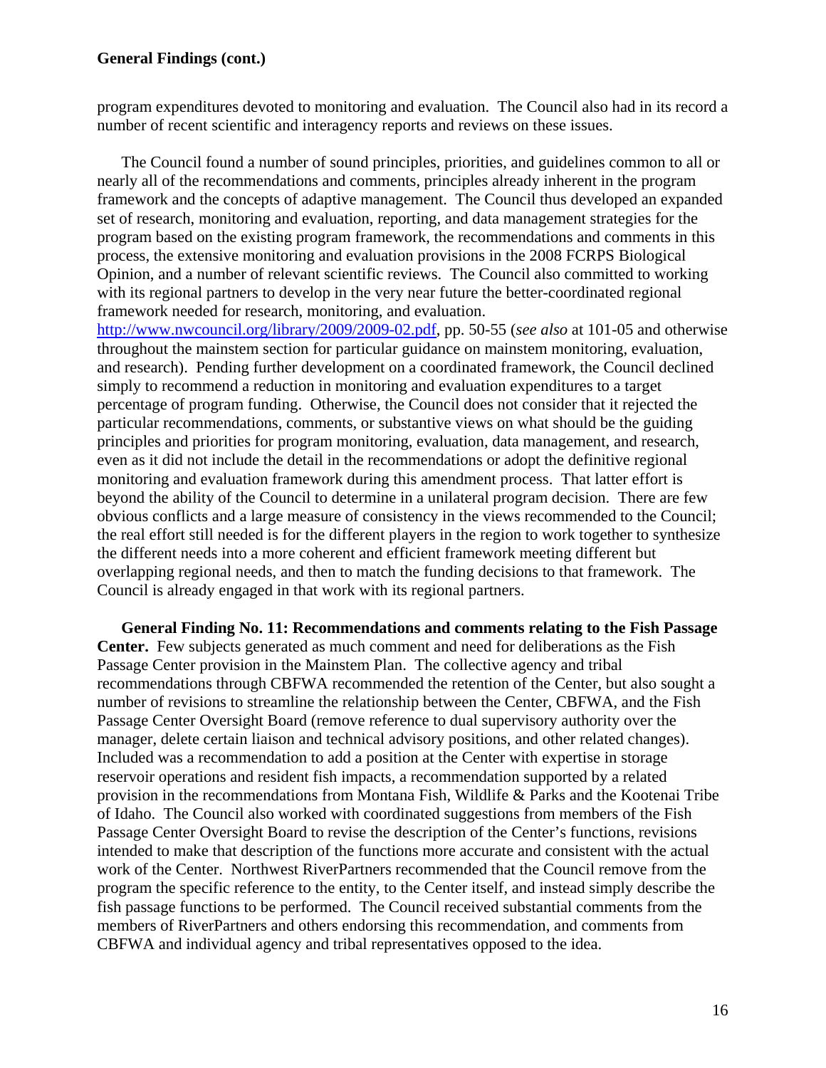program expenditures devoted to monitoring and evaluation. The Council also had in its record a number of recent scientific and interagency reports and reviews on these issues.

The Council found a number of sound principles, priorities, and guidelines common to all or nearly all of the recommendations and comments, principles already inherent in the program framework and the concepts of adaptive management. The Council thus developed an expanded set of research, monitoring and evaluation, reporting, and data management strategies for the program based on the existing program framework, the recommendations and comments in this process, the extensive monitoring and evaluation provisions in the 2008 FCRPS Biological Opinion, and a number of relevant scientific reviews. The Council also committed to working with its regional partners to develop in the very near future the better-coordinated regional framework needed for research, monitoring, and evaluation. http://www.nwcouncil.org/library/2009/2009-02.pdf, pp. 50-55 (*see also* at 101-05 and otherwise throughout the mainstem section for particular guidance on mainstem monitoring, evaluation, and research). Pending further development on a coordinated framework, the Council declined simply to recommend a reduction in monitoring and evaluation expenditures to a target percentage of program funding. Otherwise, the Council does not consider that it rejected the particular recommendations, comments, or substantive views on what should be the guiding principles and priorities for program monitoring, evaluation, data management, and research, even as it did not include the detail in the recommendations or adopt the definitive regional monitoring and evaluation framework during this amendment process. That latter effort is beyond the ability of the Council to determine in a unilateral program decision. There are few obvious conflicts and a large measure of consistency in the views recommended to the Council; the real effort still needed is for the different players in the region to work together to synthesize the different needs into a more coherent and efficient framework meeting different but overlapping regional needs, and then to match the funding decisions to that framework. The Council is already engaged in that work with its regional partners.

**General Finding No. 11: Recommendations and comments relating to the Fish Passage Center.** Few subjects generated as much comment and need for deliberations as the Fish Passage Center provision in the Mainstem Plan. The collective agency and tribal recommendations through CBFWA recommended the retention of the Center, but also sought a number of revisions to streamline the relationship between the Center, CBFWA, and the Fish Passage Center Oversight Board (remove reference to dual supervisory authority over the manager, delete certain liaison and technical advisory positions, and other related changes). Included was a recommendation to add a position at the Center with expertise in storage reservoir operations and resident fish impacts, a recommendation supported by a related provision in the recommendations from Montana Fish, Wildlife & Parks and the Kootenai Tribe of Idaho. The Council also worked with coordinated suggestions from members of the Fish Passage Center Oversight Board to revise the description of the Center's functions, revisions intended to make that description of the functions more accurate and consistent with the actual work of the Center. Northwest RiverPartners recommended that the Council remove from the program the specific reference to the entity, to the Center itself, and instead simply describe the fish passage functions to be performed. The Council received substantial comments from the members of RiverPartners and others endorsing this recommendation, and comments from CBFWA and individual agency and tribal representatives opposed to the idea.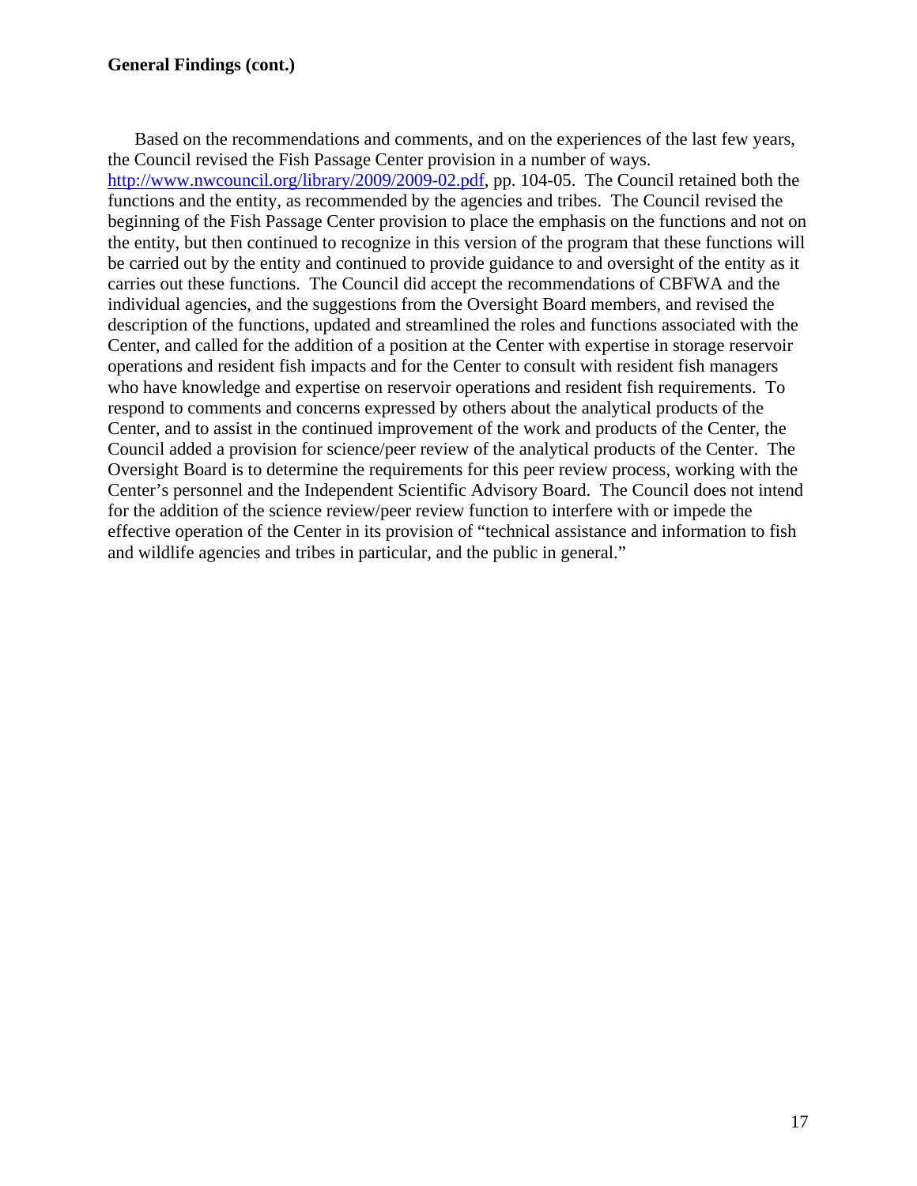**General Findings (cont.)**

Based on the recommendations and comments, and on the experiences of the last few years, the Council revised the Fish Passage Center provision in a number of ways. http://www.nwcouncil.org/library/2009/2009-02.pdf, pp. 104-05. The Council retained both the functions and the entity, as recommended by the agencies and tribes. The Council revised the beginning of the Fish Passage Center provision to place the emphasis on the functions and not on the entity, but then continued to recognize in this version of the program that these functions will be carried out by the entity and continued to provide guidance to and oversight of the entity as it carries out these functions. The Council did accept the recommendations of CBFWA and the individual agencies, and the suggestions from the Oversight Board members, and revised the description of the functions, updated and streamlined the roles and functions associated with the Center, and called for the addition of a position at the Center with expertise in storage reservoir operations and resident fish impacts and for the Center to consult with resident fish managers who have knowledge and expertise on reservoir operations and resident fish requirements. To respond to comments and concerns expressed by others about the analytical products of the Center, and to assist in the continued improvement of the work and products of the Center, the Council added a provision for science/peer review of the analytical products of the Center. The Oversight Board is to determine the requirements for this peer review process, working with the Center's personnel and the Independent Scientific Advisory Board. The Council does not intend for the addition of the science review/peer review function to interfere with or impede the effective operation of the Center in its provision of "technical assistance and information to fish and wildlife agencies and tribes in particular, and the public in general."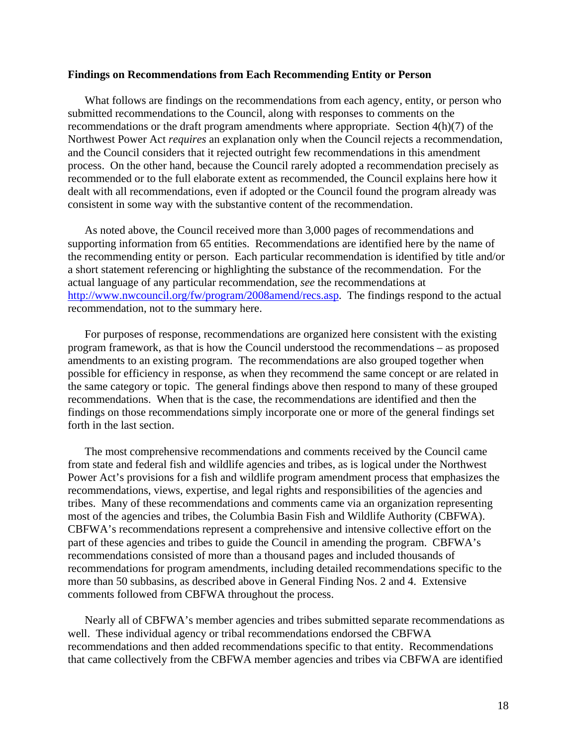**Findings on Recommendations from Each Recommending Entity or Person**

What follows are findings on the recommendations from each agency, entity, or person who submitted recommendations to the Council, along with responses to comments on the recommendations or the draft program amendments where appropriate. Section 4(h)(7) of the Northwest Power Act *requires* an explanation only when the Council rejects a recommendation, and the Council considers that it rejected outright few recommendations in this amendment process. On the other hand, because the Council rarely adopted a recommendation precisely as recommended or to the full elaborate extent as recommended, the Council explains here how it dealt with all recommendations, even if adopted or the Council found the program already was consistent in some way with the substantive content of the recommendation.

As noted above, the Council received more than 3,000 pages of recommendations and supporting information from 65 entities. Recommendations are identified here by the name of the recommending entity or person. Each particular recommendation is identified by title and/or a short statement referencing or highlighting the substance of the recommendation. For the actual language of any particular recommendation, *see* the recommendations at [http://www.nwcouncil.org/fw/program/2008amend/recs.asp](http://www.nwcouncil.org/fw/program/2008amend/recs.asp). The findings respond to the actual recommendation, not to the summary here.

For purposes of response, recommendations are organized here consistent with the existing program framework, as that is how the Council understood the recommendations – as proposed amendments to an existing program. The recommendations are also grouped together when possible for efficiency in response, as when they recommend the same concept or are related in the same category or topic. The general findings above then respond to many of these grouped recommendations. When that is the case, the recommendations are identified and then the findings on those recommendations simply incorporate one or more of the general findings set forth in the last section.

The most comprehensive recommendations and comments received by the Council came from state and federal fish and wildlife agencies and tribes, as is logical under the Northwest Power Act's provisions for a fish and wildlife program amendment process that emphasizes the recommendations, views, expertise, and legal rights and responsibilities of the agencies and tribes. Many of these recommendations and comments came via an organization representing most of the agencies and tribes, the Columbia Basin Fish and Wildlife Authority (CBFWA). CBFWA's recommendations represent a comprehensive and intensive collective effort on the part of these agencies and tribes to guide the Council in amending the program. CBFWA's recommendations consisted of more than a thousand pages and included thousands of recommendations for program amendments, including detailed recommendations specific to the more than 50 subbasins, as described above in General Finding Nos. 2 and 4. Extensive comments followed from CBFWA throughout the process.

Nearly all of CBFWA's member agencies and tribes submitted separate recommendations as well. These individual agency or tribal recommendations endorsed the CBFWA recommendations and then added recommendations specific to that entity. Recommendations that came collectively from the CBFWA member agencies and tribes via CBFWA are identified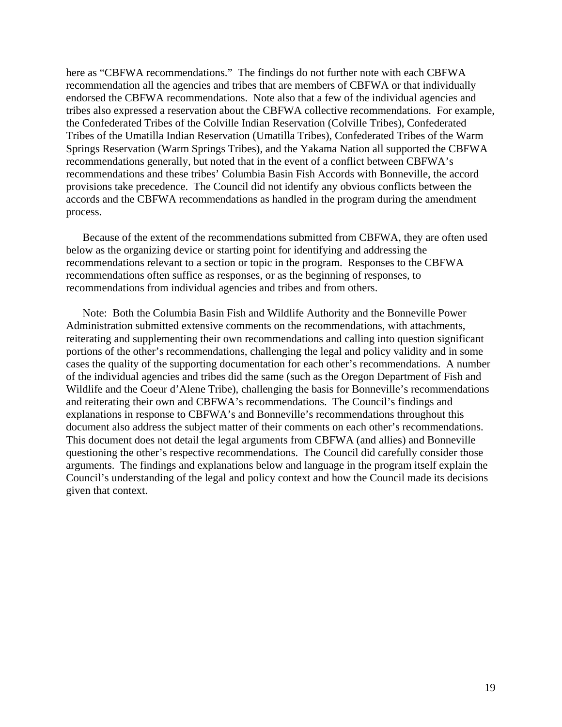here as “CBFWA recommendations.” The findings do not further note with each CBFWA recommendation all the agencies and tribes that are members of CBFWA or that individually endorsed the CBFWA recommendations. Note also that a few of the individual agencies and tribes also expressed a reservation about the CBFWA collective recommendations. For example, the Confederated Tribes of the Colville Indian Reservation (Colville Tribes), Confederated Tribes of the Umatilla Indian Reservation (Umatilla Tribes), Confederated Tribes of the Warm Springs Reservation (Warm Springs Tribes), and the Yakama Nation all supported the CBFWA recommendations generally, but noted that in the event of a conflict between CBFWA’s recommendations and these tribes’ Columbia Basin Fish Accords with Bonneville, the accord provisions take precedence. The Council did not identify any obvious conflicts between the accords and the CBFWA recommendations as handled in the program during the amendment process.

Because of the extent of the recommendations submitted from CBFWA, they are often used below as the organizing device or starting point for identifying and addressing the recommendations relevant to a section or topic in the program. Responses to the CBFWA recommendations often suffice as responses, or as the beginning of responses, to recommendations from individual agencies and tribes and from others.

Note: Both the Columbia Basin Fish and Wildlife Authority and the Bonneville Power Administration submitted extensive comments on the recommendations, with attachments, reiterating and supplementing their own recommendations and calling into question significant portions of the other’s recommendations, challenging the legal and policy validity and in some cases the quality of the supporting documentation for each other’s recommendations. A number of the individual agencies and tribes did the same (such as the Oregon Department of Fish and Wildlife and the Coeur d’Alene Tribe), challenging the basis for Bonneville’s recommendations and reiterating their own and CBFWA’s recommendations. The Council’s findings and explanations in response to CBFWA’s and Bonneville’s recommendations throughout this document also address the subject matter of their comments on each other’s recommendations. This document does not detail the legal arguments from CBFWA (and allies) and Bonneville questioning the other’s respective recommendations. The Council did carefully consider those arguments. The findings and explanations below and language in the program itself explain the Council’s understanding of the legal and policy context and how the Council made its decisions given that context.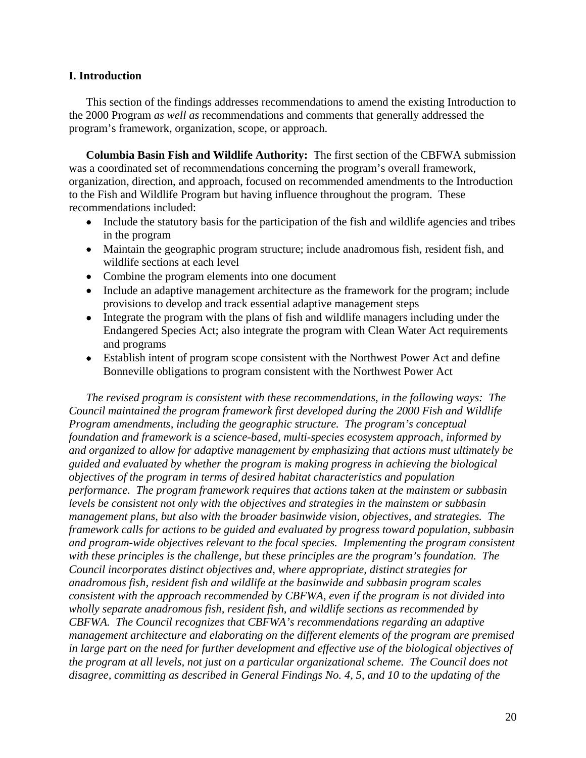## I. Introduction

This section of the findings addresses recommendations to amend the existing Introduction to the 2000 Program *as well as* recommendations and comments that generally addressed the program's framework, organization, scope, or approach.

**Columbia Basin Fish and Wildlife Authority:** The first section of the CBFWA submission was a coordinated set of recommendations concerning the program's overall framework, organization, direction, and approach, focused on recommended amendments to the Introduction to the Fish and Wildlife Program but having influence throughout the program. These recommendations included:

- Include the statutory basis for the participation of the fish and wildlife agencies and tribes in the program
- Maintain the geographic program structure; include anadromous fish, resident fish, and wildlife sections at each level
- Combine the program elements into one document
- Include an adaptive management architecture as the framework for the program; include provisions to develop and track essential adaptive management steps
- Integrate the program with the plans of fish and wildlife managers including under the Endangered Species Act; also integrate the program with Clean Water Act requirements and programs
- Establish intent of program scope consistent with the Northwest Power Act and define Bonneville obligations to program consistent with the Northwest Power Act

*The revised program is consistent with these recommendations, in the following ways: The Council maintained the program framework first developed during the 2000 Fish and Wildlife Program amendments, including the geographic structure. The program's conceptual foundation and framework is a science-based, multi-species ecosystem approach, informed by and organized to allow for adaptive management by emphasizing that actions must ultimately be guided and evaluated by whether the program is making progress in achieving the biological objectives of the program in terms of desired habitat characteristics and population performance. The program framework requires that actions taken at the mainstem or subbasin levels be consistent not only with the objectives and strategies in the mainstem or subbasin management plans, but also with the broader basinwide vision, objectives, and strategies. The framework calls for actions to be guided and evaluated by progress toward population, subbasin and program-wide objectives relevant to the focal species. Implementing the program consistent with these principles is the challenge, but these principles are the program's foundation. The Council incorporates distinct objectives and, where appropriate, distinct strategies for anadromous fish, resident fish and wildlife at the basinwide and subbasin program scales consistent with the approach recommended by CBFWA, even if the program is not divided into wholly separate anadromous fish, resident fish, and wildlife sections as recommended by CBFWA. The Council recognizes that CBFWA's recommendations regarding an adaptive management architecture and elaborating on the different elements of the program are premised in large part on the need for further development and effective use of the biological objectives of the program at all levels, not just on a particular organizational scheme. The Council does not disagree, committing as described in General Findings No. 4, 5, and 10 to the updating of the*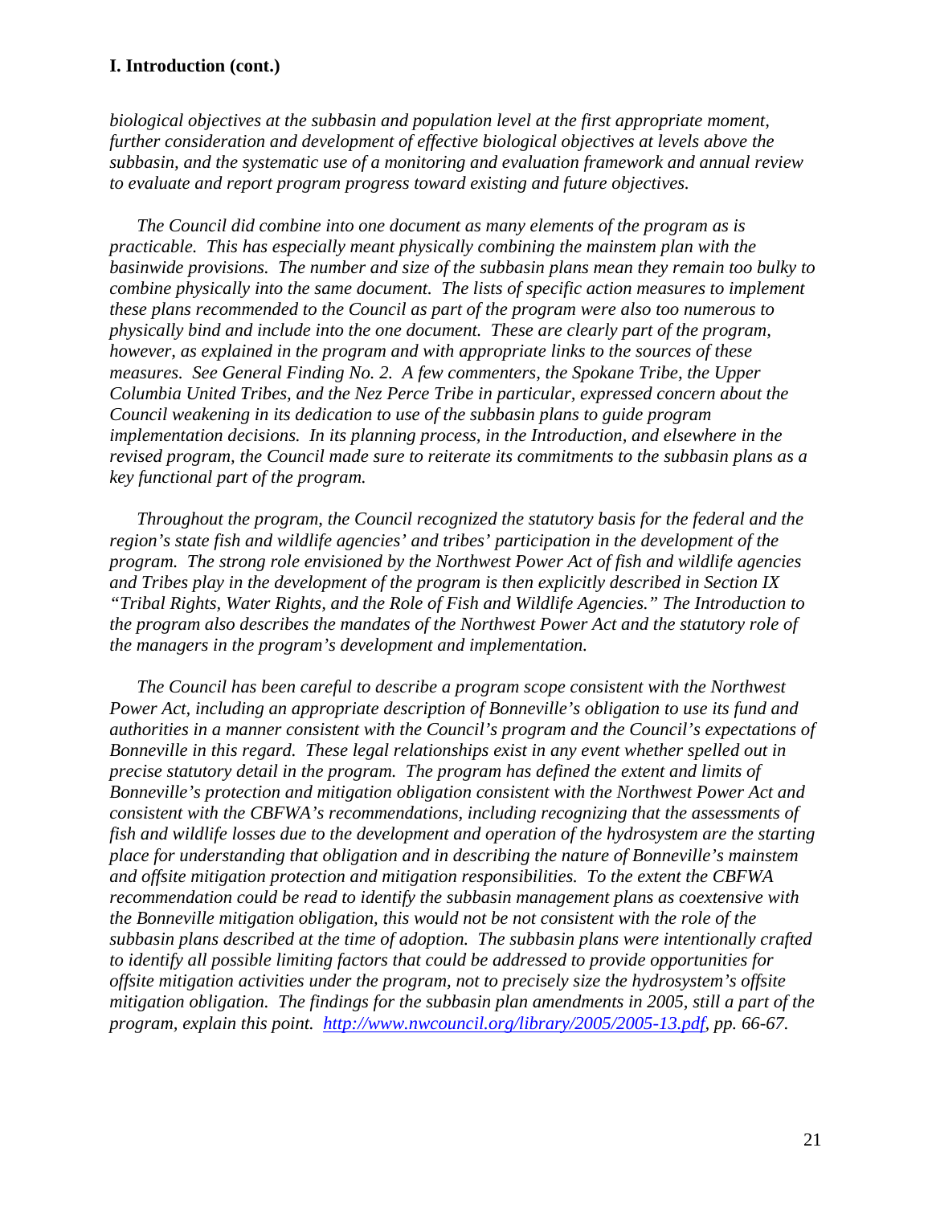**I. Introduction (cont.)**

*biological objectives at the subbasin and population level at the first appropriate moment, further consideration and development of effective biological objectives at levels above the subbasin, and the systematic use of a monitoring and evaluation framework and annual review to evaluate and report program progress toward existing and future objectives.*

*The Council did combine into one document as many elements of the program as is practicable. This has especially meant physically combining the mainstem plan with the basinwide provisions. The number and size of the subbasin plans mean they remain too bulky to combine physically into the same document. The lists of specific action measures to implement these plans recommended to the Council as part of the program were also too numerous to physically bind and include into the one document. These are clearly part of the program, however, as explained in the program and with appropriate links to the sources of these measures. See General Finding No. 2. A few commenters, the Spokane Tribe, the Upper Columbia United Tribes, and the Nez Perce Tribe in particular, expressed concern about the Council weakening in its dedication to use of the subbasin plans to guide program implementation decisions. In its planning process, in the Introduction, and elsewhere in the revised program, the Council made sure to reiterate its commitments to the subbasin plans as a key functional part of the program.*

*Throughout the program, the Council recognized the statutory basis for the federal and the region's state fish and wildlife agencies' and tribes' participation in the development of the program. The strong role envisioned by the Northwest Power Act of fish and wildlife agencies and Tribes play in the development of the program is then explicitly described in Section IX "Tribal Rights, Water Rights, and the Role of Fish and Wildlife Agencies." The Introduction to the program also describes the mandates of the Northwest Power Act and the statutory role of the managers in the program's development and implementation.*

*The Council has been careful to describe a program scope consistent with the Northwest Power Act, including an appropriate description of Bonneville's obligation to use its fund and authorities in a manner consistent with the Council's program and the Council's expectations of Bonneville in this regard. These legal relationships exist in any event whether spelled out in precise statutory detail in the program. The program has defined the extent and limits of Bonneville's protection and mitigation obligation consistent with the Northwest Power Act and consistent with the CBFWA's recommendations, including recognizing that the assessments of fish and wildlife losses due to the development and operation of the hydrosystem are the starting place for understanding that obligation and in describing the nature of Bonneville's mainstem and offsite mitigation protection and mitigation responsibilities. To the extent the CBFWA recommendation could be read to identify the subbasin management plans as coextensive with the Bonneville mitigation obligation, this would not be not consistent with the role of the subbasin plans described at the time of adoption. The subbasin plans were intentionally crafted to identify all possible limiting factors that could be addressed to provide opportunities for offsite mitigation activities under the program, not to precisely size the hydrosystem's offsite mitigation obligation. The findings for the subbasin plan amendments in 2005, still a part of the program, explain this point. [http://www.nwcouncil.org/library/2005/2005-13.pdf](http://www.nwcouncil.org/library/2005/2005-13.pdf), pp. 66-67.*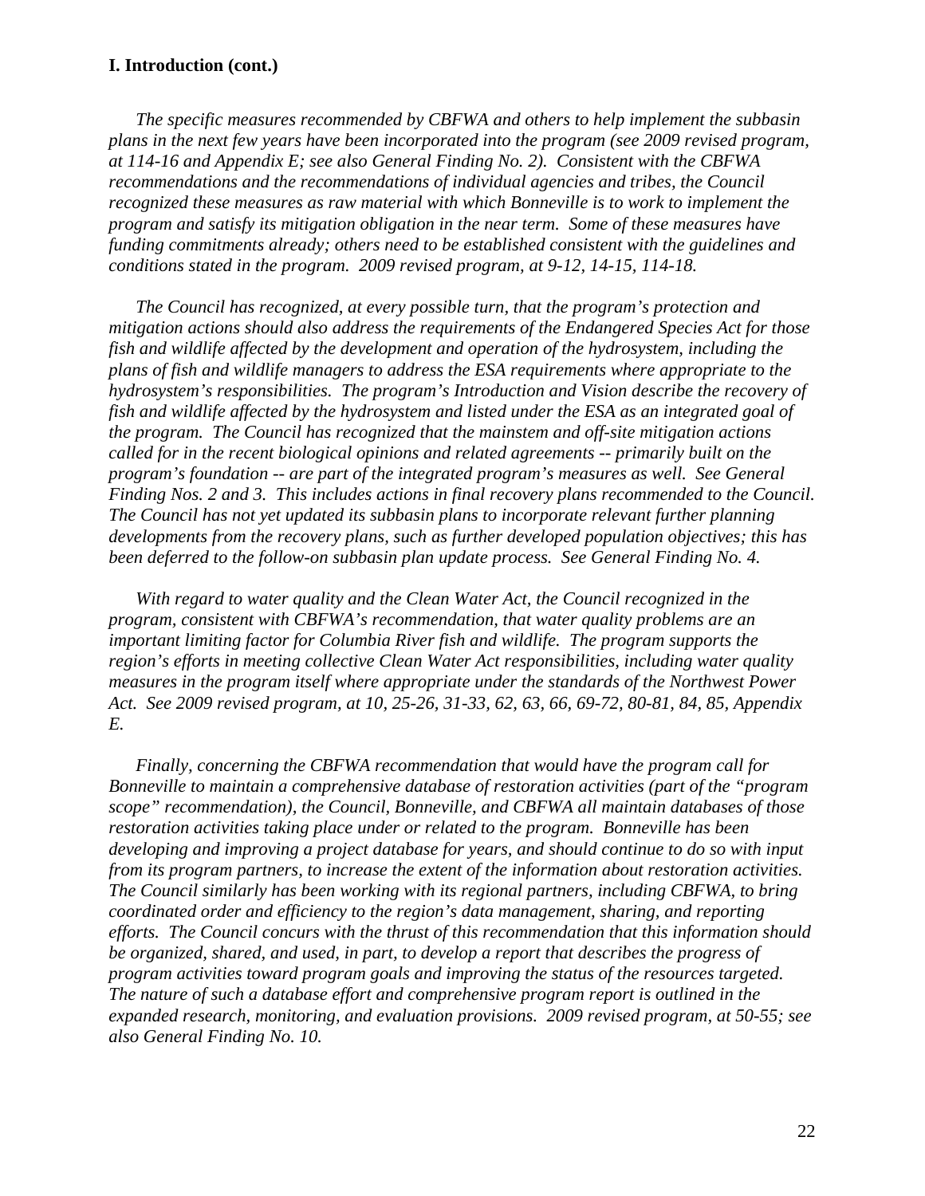**I. Introduction (cont.)**

*The specific measures recommended by CBFWA and others to help implement the subbasin plans in the next few years have been incorporated into the program (see 2009 revised program, at 114-16 and Appendix E; see also General Finding No. 2). Consistent with the CBFWA recommendations and the recommendations of individual agencies and tribes, the Council recognized these measures as raw material with which Bonneville is to work to implement the program and satisfy its mitigation obligation in the near term. Some of these measures have funding commitments already; others need to be established consistent with the guidelines and conditions stated in the program. 2009 revised program, at 9-12, 14-15, 114-18.*

*The Council has recognized, at every possible turn, that the program's protection and mitigation actions should also address the requirements of the Endangered Species Act for those fish and wildlife affected by the development and operation of the hydrosystem, including the plans of fish and wildlife managers to address the ESA requirements where appropriate to the hydrosystem's responsibilities. The program's Introduction and Vision describe the recovery of fish and wildlife affected by the hydrosystem and listed under the ESA as an integrated goal of the program. The Council has recognized that the mainstem and off-site mitigation actions called for in the recent biological opinions and related agreements -- primarily built on the program's foundation -- are part of the integrated program's measures as well. See General Finding Nos. 2 and 3. This includes actions in final recovery plans recommended to the Council. The Council has not yet updated its subbasin plans to incorporate relevant further planning developments from the recovery plans, such as further developed population objectives; this has been deferred to the follow-on subbasin plan update process. See General Finding No. 4.*

*With regard to water quality and the Clean Water Act, the Council recognized in the program, consistent with CBFWA's recommendation, that water quality problems are an important limiting factor for Columbia River fish and wildlife. The program supports the region's efforts in meeting collective Clean Water Act responsibilities, including water quality measures in the program itself where appropriate under the standards of the Northwest Power Act. See 2009 revised program, at 10, 25-26, 31-33, 62, 63, 66, 69-72, 80-81, 84, 85, Appendix E.*

*Finally, concerning the CBFWA recommendation that would have the program call for Bonneville to maintain a comprehensive database of restoration activities (part of the "program scope" recommendation), the Council, Bonneville, and CBFWA all maintain databases of those restoration activities taking place under or related to the program. Bonneville has been developing and improving a project database for years, and should continue to do so with input from its program partners, to increase the extent of the information about restoration activities. The Council similarly has been working with its regional partners, including CBFWA, to bring coordinated order and efficiency to the region's data management, sharing, and reporting efforts. The Council concurs with the thrust of this recommendation that this information should be organized, shared, and used, in part, to develop a report that describes the progress of program activities toward program goals and improving the status of the resources targeted. The nature of such a database effort and comprehensive program report is outlined in the expanded research, monitoring, and evaluation provisions. 2009 revised program, at 50-55; see also General Finding No. 10.*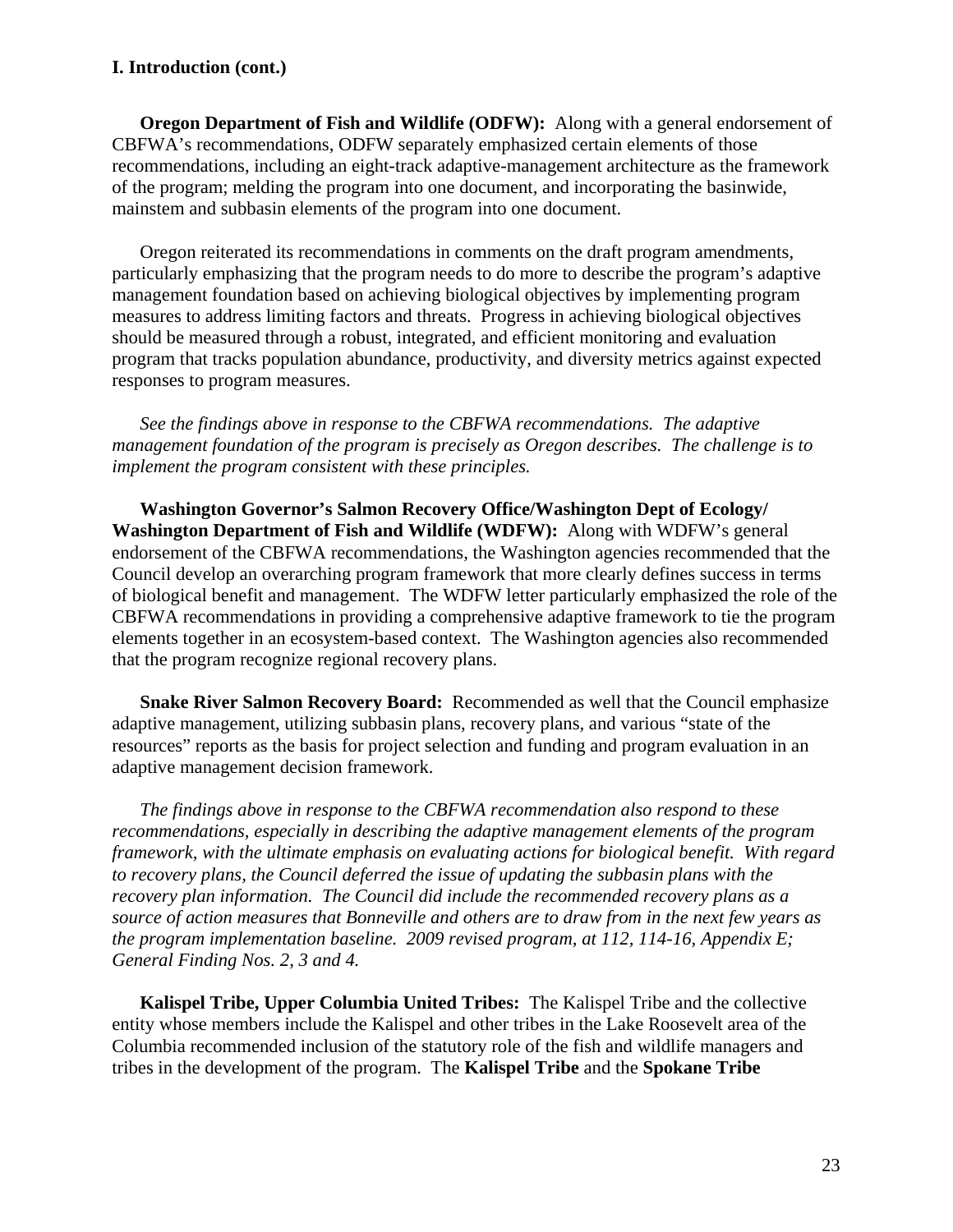**I. Introduction (cont.)**

**Oregon Department of Fish and Wildlife (ODFW):** Along with a general endorsement of CBFWA's recommendations, ODFW separately emphasized certain elements of those recommendations, including an eight-track adaptive-management architecture as the framework of the program; melding the program into one document, and incorporating the basinwide, mainstem and subbasin elements of the program into one document.

Oregon reiterated its recommendations in comments on the draft program amendments, particularly emphasizing that the program needs to do more to describe the program's adaptive management foundation based on achieving biological objectives by implementing program measures to address limiting factors and threats. Progress in achieving biological objectives should be measured through a robust, integrated, and efficient monitoring and evaluation program that tracks population abundance, productivity, and diversity metrics against expected responses to program measures.

*See the findings above in response to the CBFWA recommendations. The adaptive management foundation of the program is precisely as Oregon describes. The challenge is to implement the program consistent with these principles.*

**Washington Governor's Salmon Recovery Office/Washington Dept of Ecology/ Washington Department of Fish and Wildlife (WDFW):** Along with WDFW's general endorsement of the CBFWA recommendations, the Washington agencies recommended that the Council develop an overarching program framework that more clearly defines success in terms of biological benefit and management. The WDFW letter particularly emphasized the role of the CBFWA recommendations in providing a comprehensive adaptive framework to tie the program elements together in an ecosystem-based context. The Washington agencies also recommended that the program recognize regional recovery plans.

**Snake River Salmon Recovery Board:** Recommended as well that the Council emphasize adaptive management, utilizing subbasin plans, recovery plans, and various "state of the resources" reports as the basis for project selection and funding and program evaluation in an adaptive management decision framework.

*The findings above in response to the CBFWA recommendation also respond to these recommendations, especially in describing the adaptive management elements of the program framework, with the ultimate emphasis on evaluating actions for biological benefit. With regard to recovery plans, the Council deferred the issue of updating the subbasin plans with the recovery plan information. The Council did include the recommended recovery plans as a source of action measures that Bonneville and others are to draw from in the next few years as the program implementation baseline. 2009 revised program, at 112, 114-16, Appendix E; General Finding Nos. 2, 3 and 4.*

**Kalispel Tribe, Upper Columbia United Tribes:** The Kalispel Tribe and the collective entity whose members include the Kalispel and other tribes in the Lake Roosevelt area of the Columbia recommended inclusion of the statutory role of the fish and wildlife managers and tribes in the development of the program. The **Kalispel Tribe** and the **Spokane Tribe**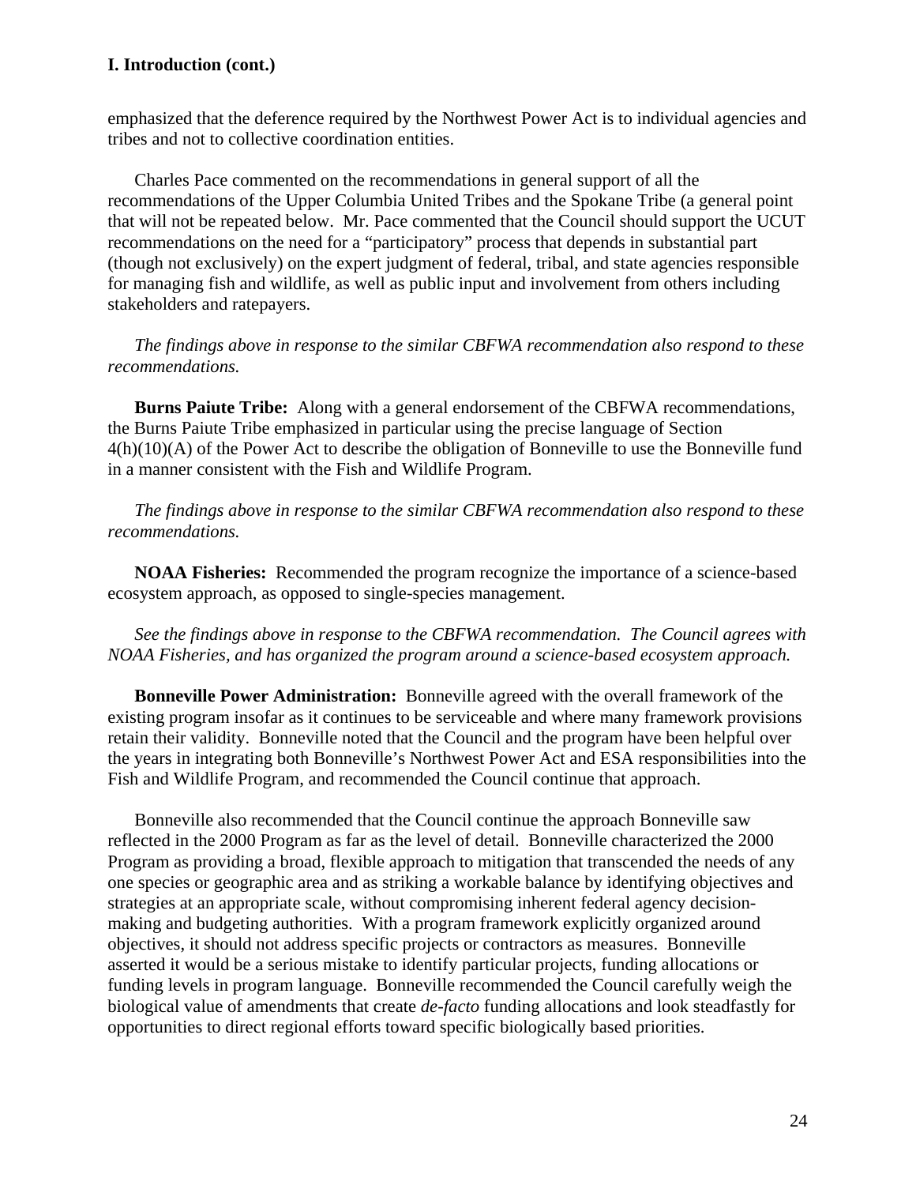**I. Introduction (cont.)**

emphasized that the deference required by the Northwest Power Act is to individual agencies and tribes and not to collective coordination entities.

Charles Pace commented on the recommendations in general support of all the recommendations of the Upper Columbia United Tribes and the Spokane Tribe (a general point that will not be repeated below. Mr. Pace commented that the Council should support the UCUT recommendations on the need for a "participatory" process that depends in substantial part (though not exclusively) on the expert judgment of federal, tribal, and state agencies responsible for managing fish and wildlife, as well as public input and involvement from others including stakeholders and ratepayers.

*The findings above in response to the similar CBFWA recommendation also respond to these recommendations.*

**Burns Paiute Tribe:** Along with a general endorsement of the CBFWA recommendations, the Burns Paiute Tribe emphasized in particular using the precise language of Section 4(h)(10)(A) of the Power Act to describe the obligation of Bonneville to use the Bonneville fund in a manner consistent with the Fish and Wildlife Program.

*The findings above in response to the similar CBFWA recommendation also respond to these recommendations.*

**NOAA Fisheries:** Recommended the program recognize the importance of a science-based ecosystem approach, as opposed to single-species management.

*See the findings above in response to the CBFWA recommendation. The Council agrees with NOAA Fisheries, and has organized the program around a science-based ecosystem approach.*

**Bonneville Power Administration:** Bonneville agreed with the overall framework of the existing program insofar as it continues to be serviceable and where many framework provisions retain their validity. Bonneville noted that the Council and the program have been helpful over the years in integrating both Bonneville's Northwest Power Act and ESA responsibilities into the Fish and Wildlife Program, and recommended the Council continue that approach.

Bonneville also recommended that the Council continue the approach Bonneville saw reflected in the 2000 Program as far as the level of detail. Bonneville characterized the 2000 Program as providing a broad, flexible approach to mitigation that transcended the needs of any one species or geographic area and as striking a workable balance by identifying objectives and strategies at an appropriate scale, without compromising inherent federal agency decision-making and budgeting authorities. With a program framework explicitly organized around objectives, it should not address specific projects or contractors as measures. Bonneville asserted it would be a serious mistake to identify particular projects, funding allocations or funding levels in program language. Bonneville recommended the Council carefully weigh the biological value of amendments that create *de-facto* funding allocations and look steadfastly for opportunities to direct regional efforts toward specific biologically based priorities.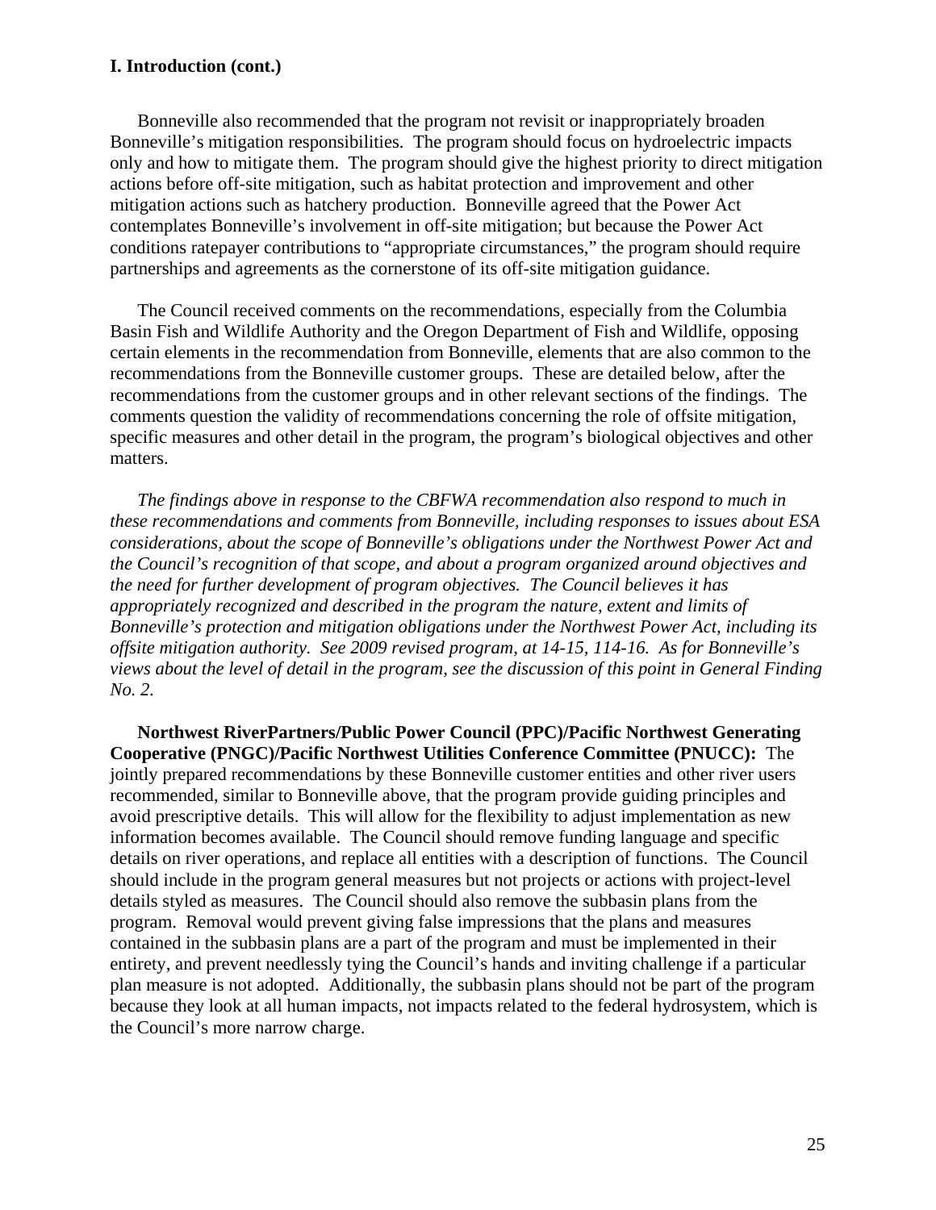**I. Introduction (cont.)**

Bonneville also recommended that the program not revisit or inappropriately broaden Bonneville's mitigation responsibilities. The program should focus on hydroelectric impacts only and how to mitigate them. The program should give the highest priority to direct mitigation actions before off-site mitigation, such as habitat protection and improvement and other mitigation actions such as hatchery production. Bonneville agreed that the Power Act contemplates Bonneville's involvement in off-site mitigation; but because the Power Act conditions ratepayer contributions to "appropriate circumstances," the program should require partnerships and agreements as the cornerstone of its off-site mitigation guidance.

The Council received comments on the recommendations, especially from the Columbia Basin Fish and Wildlife Authority and the Oregon Department of Fish and Wildlife, opposing certain elements in the recommendation from Bonneville, elements that are also common to the recommendations from the Bonneville customer groups. These are detailed below, after the recommendations from the customer groups and in other relevant sections of the findings. The comments question the validity of recommendations concerning the role of offsite mitigation, specific measures and other detail in the program, the program's biological objectives and other matters.

*The findings above in response to the CBFWA recommendation also respond to much in these recommendations and comments from Bonneville, including responses to issues about ESA considerations, about the scope of Bonneville's obligations under the Northwest Power Act and the Council's recognition of that scope, and about a program organized around objectives and the need for further development of program objectives. The Council believes it has appropriately recognized and described in the program the nature, extent and limits of Bonneville's protection and mitigation obligations under the Northwest Power Act, including its offsite mitigation authority. See 2009 revised program, at 14-15, 114-16. As for Bonneville's views about the level of detail in the program, see the discussion of this point in General Finding No. 2.*

**Northwest RiverPartners/Public Power Council (PPC)/Pacific Northwest Generating Cooperative (PNGC)/Pacific Northwest Utilities Conference Committee (PNUCC):** The jointly prepared recommendations by these Bonneville customer entities and other river users recommended, similar to Bonneville above, that the program provide guiding principles and avoid prescriptive details. This will allow for the flexibility to adjust implementation as new information becomes available. The Council should remove funding language and specific details on river operations, and replace all entities with a description of functions. The Council should include in the program general measures but not projects or actions with project-level details styled as measures. The Council should also remove the subbasin plans from the program. Removal would prevent giving false impressions that the plans and measures contained in the subbasin plans are a part of the program and must be implemented in their entirety, and prevent needlessly tying the Council's hands and inviting challenge if a particular plan measure is not adopted. Additionally, the subbasin plans should not be part of the program because they look at all human impacts, not impacts related to the federal hydrosystem, which is the Council's more narrow charge.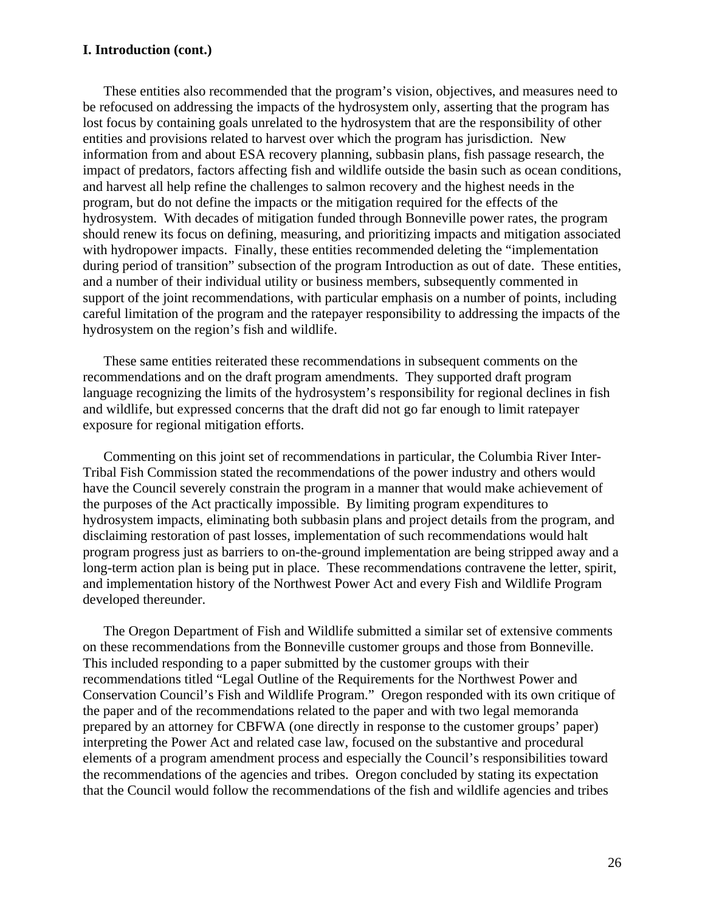**I. Introduction (cont.)**

These entities also recommended that the program's vision, objectives, and measures need to be refocused on addressing the impacts of the hydrosystem only, asserting that the program has lost focus by containing goals unrelated to the hydrosystem that are the responsibility of other entities and provisions related to harvest over which the program has jurisdiction. New information from and about ESA recovery planning, subbasin plans, fish passage research, the impact of predators, factors affecting fish and wildlife outside the basin such as ocean conditions, and harvest all help refine the challenges to salmon recovery and the highest needs in the program, but do not define the impacts or the mitigation required for the effects of the hydrosystem. With decades of mitigation funded through Bonneville power rates, the program should renew its focus on defining, measuring, and prioritizing impacts and mitigation associated with hydropower impacts. Finally, these entities recommended deleting the "implementation during period of transition" subsection of the program Introduction as out of date. These entities, and a number of their individual utility or business members, subsequently commented in support of the joint recommendations, with particular emphasis on a number of points, including careful limitation of the program and the ratepayer responsibility to addressing the impacts of the hydrosystem on the region's fish and wildlife.

These same entities reiterated these recommendations in subsequent comments on the recommendations and on the draft program amendments. They supported draft program language recognizing the limits of the hydrosystem's responsibility for regional declines in fish and wildlife, but expressed concerns that the draft did not go far enough to limit ratepayer exposure for regional mitigation efforts.

Commenting on this joint set of recommendations in particular, the Columbia River Inter-Tribal Fish Commission stated the recommendations of the power industry and others would have the Council severely constrain the program in a manner that would make achievement of the purposes of the Act practically impossible. By limiting program expenditures to hydrosystem impacts, eliminating both subbasin plans and project details from the program, and disclaiming restoration of past losses, implementation of such recommendations would halt program progress just as barriers to on-the-ground implementation are being stripped away and a long-term action plan is being put in place. These recommendations contravene the letter, spirit, and implementation history of the Northwest Power Act and every Fish and Wildlife Program developed thereunder.

The Oregon Department of Fish and Wildlife submitted a similar set of extensive comments on these recommendations from the Bonneville customer groups and those from Bonneville. This included responding to a paper submitted by the customer groups with their recommendations titled "Legal Outline of the Requirements for the Northwest Power and Conservation Council's Fish and Wildlife Program." Oregon responded with its own critique of the paper and of the recommendations related to the paper and with two legal memoranda prepared by an attorney for CBFWA (one directly in response to the customer groups' paper) interpreting the Power Act and related case law, focused on the substantive and procedural elements of a program amendment process and especially the Council's responsibilities toward the recommendations of the agencies and tribes. Oregon concluded by stating its expectation that the Council would follow the recommendations of the fish and wildlife agencies and tribes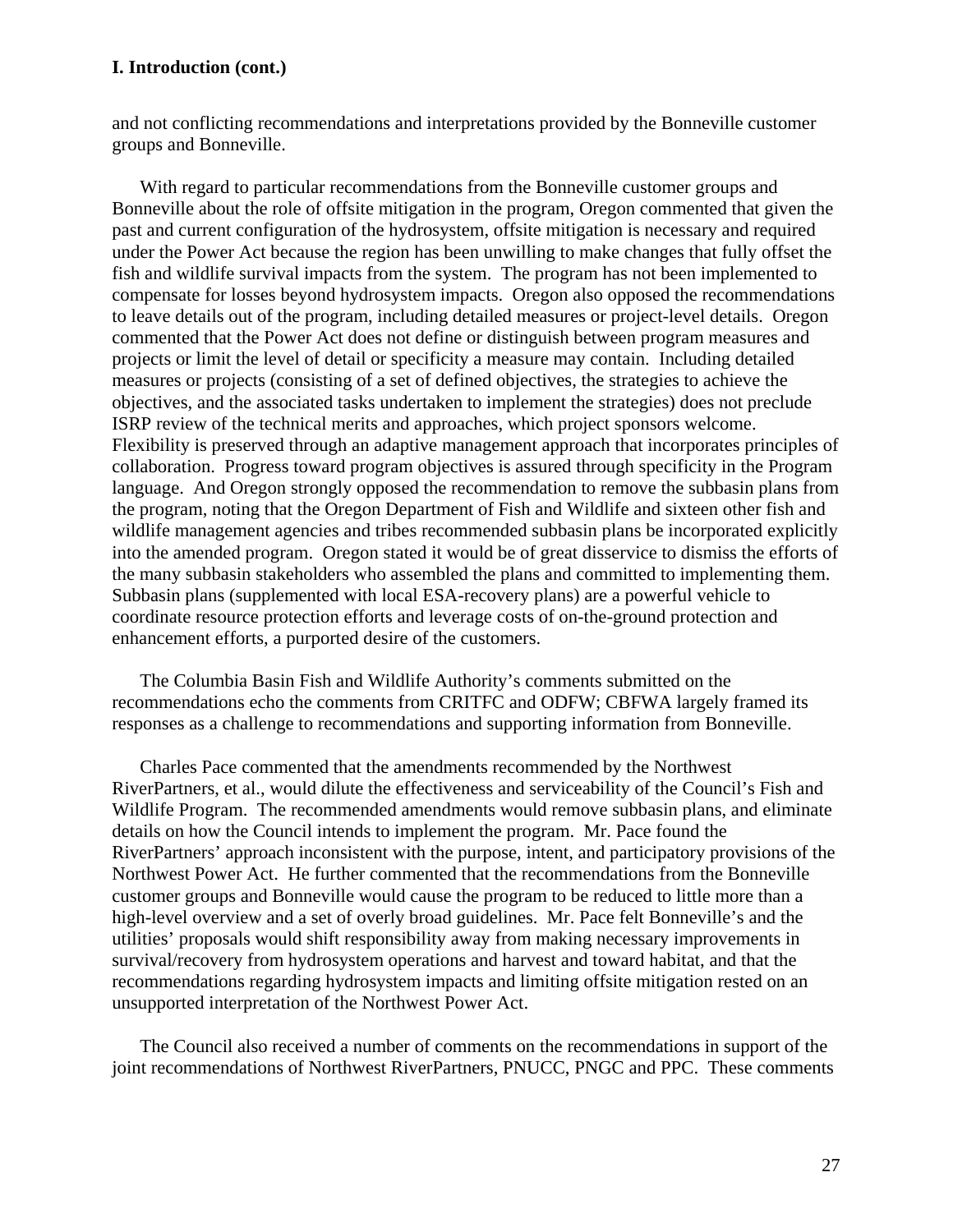## I. Introduction (cont.)

and not conflicting recommendations and interpretations provided by the Bonneville customer groups and Bonneville.

With regard to particular recommendations from the Bonneville customer groups and Bonneville about the role of offsite mitigation in the program, Oregon commented that given the past and current configuration of the hydrosystem, offsite mitigation is necessary and required under the Power Act because the region has been unwilling to make changes that fully offset the fish and wildlife survival impacts from the system. The program has not been implemented to compensate for losses beyond hydrosystem impacts. Oregon also opposed the recommendations to leave details out of the program, including detailed measures or project-level details. Oregon commented that the Power Act does not define or distinguish between program measures and projects or limit the level of detail or specificity a measure may contain. Including detailed measures or projects (consisting of a set of defined objectives, the strategies to achieve the objectives, and the associated tasks undertaken to implement the strategies) does not preclude ISRP review of the technical merits and approaches, which project sponsors welcome. Flexibility is preserved through an adaptive management approach that incorporates principles of collaboration. Progress toward program objectives is assured through specificity in the Program language. And Oregon strongly opposed the recommendation to remove the subbasin plans from the program, noting that the Oregon Department of Fish and Wildlife and sixteen other fish and wildlife management agencies and tribes recommended subbasin plans be incorporated explicitly into the amended program. Oregon stated it would be of great disservice to dismiss the efforts of the many subbasin stakeholders who assembled the plans and committed to implementing them. Subbasin plans (supplemented with local ESA-recovery plans) are a powerful vehicle to coordinate resource protection efforts and leverage costs of on-the-ground protection and enhancement efforts, a purported desire of the customers.

The Columbia Basin Fish and Wildlife Authority's comments submitted on the recommendations echo the comments from CRITFC and ODFW; CBFWA largely framed its responses as a challenge to recommendations and supporting information from Bonneville.

Charles Pace commented that the amendments recommended by the Northwest RiverPartners, et al., would dilute the effectiveness and serviceability of the Council's Fish and Wildlife Program. The recommended amendments would remove subbasin plans, and eliminate details on how the Council intends to implement the program. Mr. Pace found the RiverPartners' approach inconsistent with the purpose, intent, and participatory provisions of the Northwest Power Act. He further commented that the recommendations from the Bonneville customer groups and Bonneville would cause the program to be reduced to little more than a high-level overview and a set of overly broad guidelines. Mr. Pace felt Bonneville's and the utilities' proposals would shift responsibility away from making necessary improvements in survival/recovery from hydrosystem operations and harvest and toward habitat, and that the recommendations regarding hydrosystem impacts and limiting offsite mitigation rested on an unsupported interpretation of the Northwest Power Act.

The Council also received a number of comments on the recommendations in support of the joint recommendations of Northwest RiverPartners, PNUCC, PNGC and PPC. These comments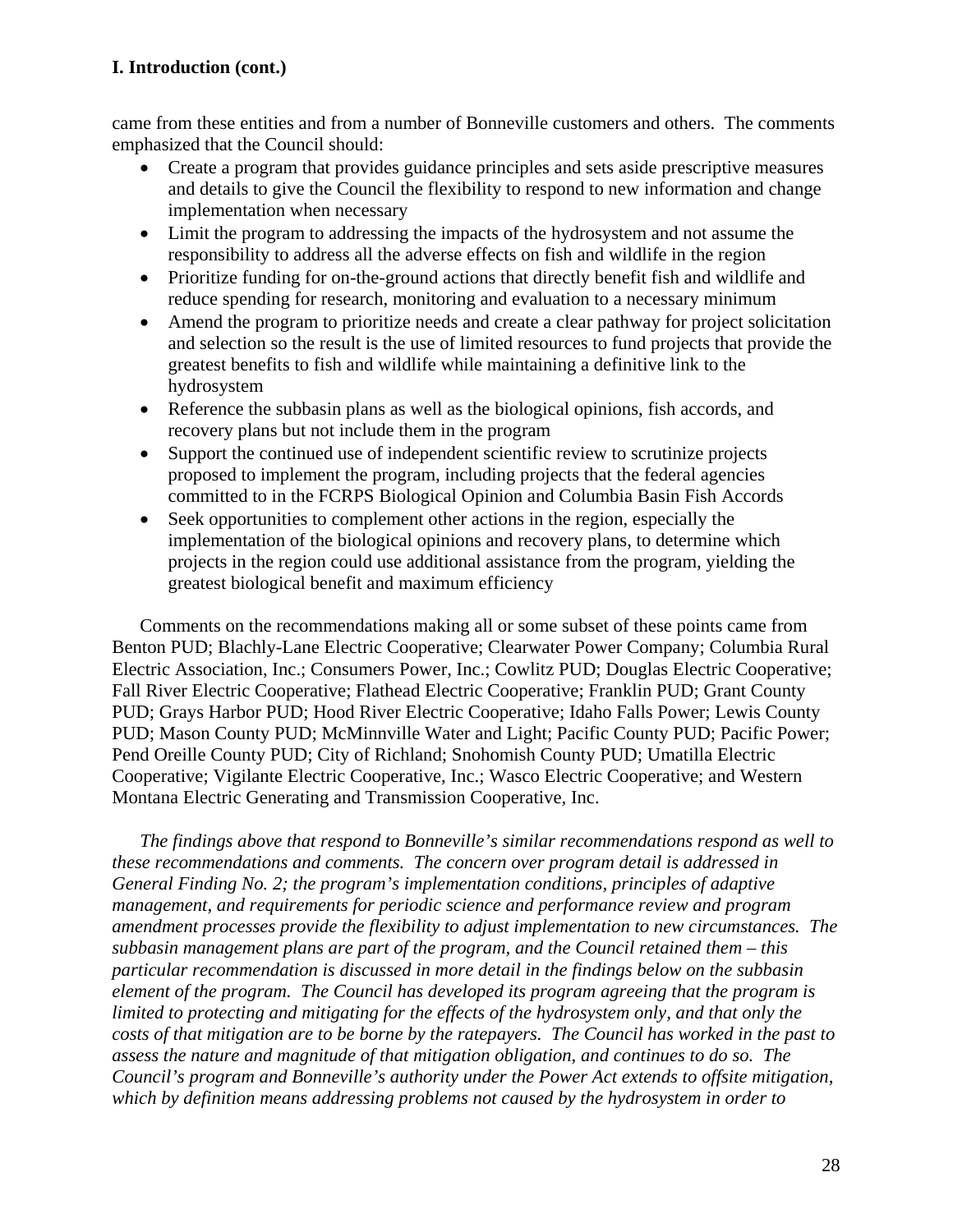came from these entities and from a number of Bonneville customers and others. The comments emphasized that the Council should:

- Create a program that provides guidance principles and sets aside prescriptive measures and details to give the Council the flexibility to respond to new information and change implementation when necessary
- Limit the program to addressing the impacts of the hydrosystem and not assume the responsibility to address all the adverse effects on fish and wildlife in the region
- Prioritize funding for on-the-ground actions that directly benefit fish and wildlife and reduce spending for research, monitoring and evaluation to a necessary minimum
- Amend the program to prioritize needs and create a clear pathway for project solicitation and selection so the result is the use of limited resources to fund projects that provide the greatest benefits to fish and wildlife while maintaining a definitive link to the hydrosystem
- Reference the subbasin plans as well as the biological opinions, fish accords, and recovery plans but not include them in the program
- Support the continued use of independent scientific review to scrutinize projects proposed to implement the program, including projects that the federal agencies committed to in the FCRPS Biological Opinion and Columbia Basin Fish Accords
- Seek opportunities to complement other actions in the region, especially the implementation of the biological opinions and recovery plans, to determine which projects in the region could use additional assistance from the program, yielding the greatest biological benefit and maximum efficiency

Comments on the recommendations making all or some subset of these points came from Benton PUD; Blachly-Lane Electric Cooperative; Clearwater Power Company; Columbia Rural Electric Association, Inc.; Consumers Power, Inc.; Cowlitz PUD; Douglas Electric Cooperative; Fall River Electric Cooperative; Flathead Electric Cooperative; Franklin PUD; Grant County PUD; Grays Harbor PUD; Hood River Electric Cooperative; Idaho Falls Power; Lewis County PUD; Mason County PUD; McMinnville Water and Light; Pacific County PUD; Pacific Power; Pend Oreille County PUD; City of Richland; Snohomish County PUD; Umatilla Electric Cooperative; Vigilante Electric Cooperative, Inc.; Wasco Electric Cooperative; and Western Montana Electric Generating and Transmission Cooperative, Inc.

*The findings above that respond to Bonneville's similar recommendations respond as well to these recommendations and comments. The concern over program detail is addressed in General Finding No. 2; the program's implementation conditions, principles of adaptive management, and requirements for periodic science and performance review and program amendment processes provide the flexibility to adjust implementation to new circumstances. The subbasin management plans are part of the program, and the Council retained them – this particular recommendation is discussed in more detail in the findings below on the subbasin element of the program. The Council has developed its program agreeing that the program is limited to protecting and mitigating for the effects of the hydrosystem only, and that only the costs of that mitigation are to be borne by the ratepayers. The Council has worked in the past to assess the nature and magnitude of that mitigation obligation, and continues to do so. The Council's program and Bonneville's authority under the Power Act extends to offsite mitigation, which by definition means addressing problems not caused by the hydrosystem in order to*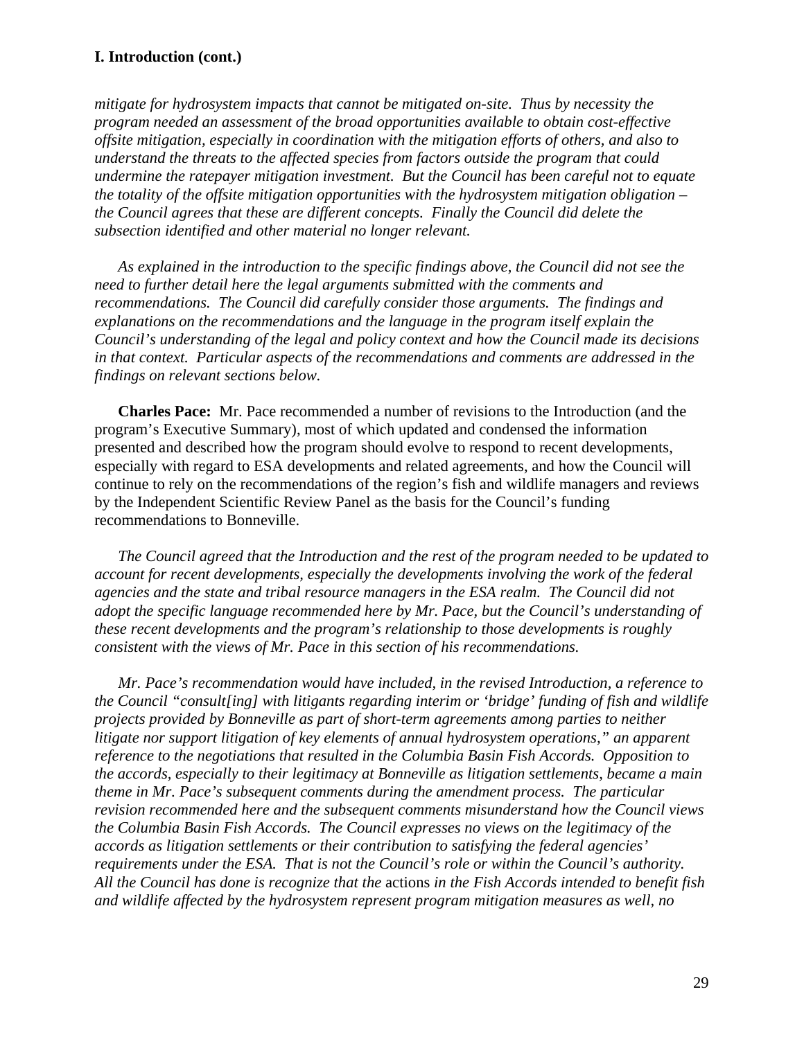**I. Introduction (cont.)**

*mitigate for hydrosystem impacts that cannot be mitigated on-site. Thus by necessity the program needed an assessment of the broad opportunities available to obtain cost-effective offsite mitigation, especially in coordination with the mitigation efforts of others, and also to understand the threats to the affected species from factors outside the program that could undermine the ratepayer mitigation investment. But the Council has been careful not to equate the totality of the offsite mitigation opportunities with the hydrosystem mitigation obligation – the Council agrees that these are different concepts. Finally the Council did delete the subsection identified and other material no longer relevant.*

*As explained in the introduction to the specific findings above, the Council did not see the need to further detail here the legal arguments submitted with the comments and recommendations. The Council did carefully consider those arguments. The findings and explanations on the recommendations and the language in the program itself explain the Council's understanding of the legal and policy context and how the Council made its decisions in that context. Particular aspects of the recommendations and comments are addressed in the findings on relevant sections below.*

**Charles Pace:** Mr. Pace recommended a number of revisions to the Introduction (and the program's Executive Summary), most of which updated and condensed the information presented and described how the program should evolve to respond to recent developments, especially with regard to ESA developments and related agreements, and how the Council will continue to rely on the recommendations of the region's fish and wildlife managers and reviews by the Independent Scientific Review Panel as the basis for the Council's funding recommendations to Bonneville.

*The Council agreed that the Introduction and the rest of the program needed to be updated to account for recent developments, especially the developments involving the work of the federal agencies and the state and tribal resource managers in the ESA realm. The Council did not adopt the specific language recommended here by Mr. Pace, but the Council's understanding of these recent developments and the program's relationship to those developments is roughly consistent with the views of Mr. Pace in this section of his recommendations.*

*Mr. Pace's recommendation would have included, in the revised Introduction, a reference to the Council "consult[ing] with litigants regarding interim or 'bridge' funding of fish and wildlife projects provided by Bonneville as part of short-term agreements among parties to neither litigate nor support litigation of key elements of annual hydrosystem operations," an apparent reference to the negotiations that resulted in the Columbia Basin Fish Accords. Opposition to the accords, especially to their legitimacy at Bonneville as litigation settlements, became a main theme in Mr. Pace's subsequent comments during the amendment process. The particular revision recommended here and the subsequent comments misunderstand how the Council views the Columbia Basin Fish Accords. The Council expresses no views on the legitimacy of the accords as litigation settlements or their contribution to satisfying the federal agencies' requirements under the ESA. That is not the Council's role or within the Council's authority. All the Council has done is recognize that the* actions *in the Fish Accords intended to benefit fish and wildlife affected by the hydrosystem represent program mitigation measures as well, no*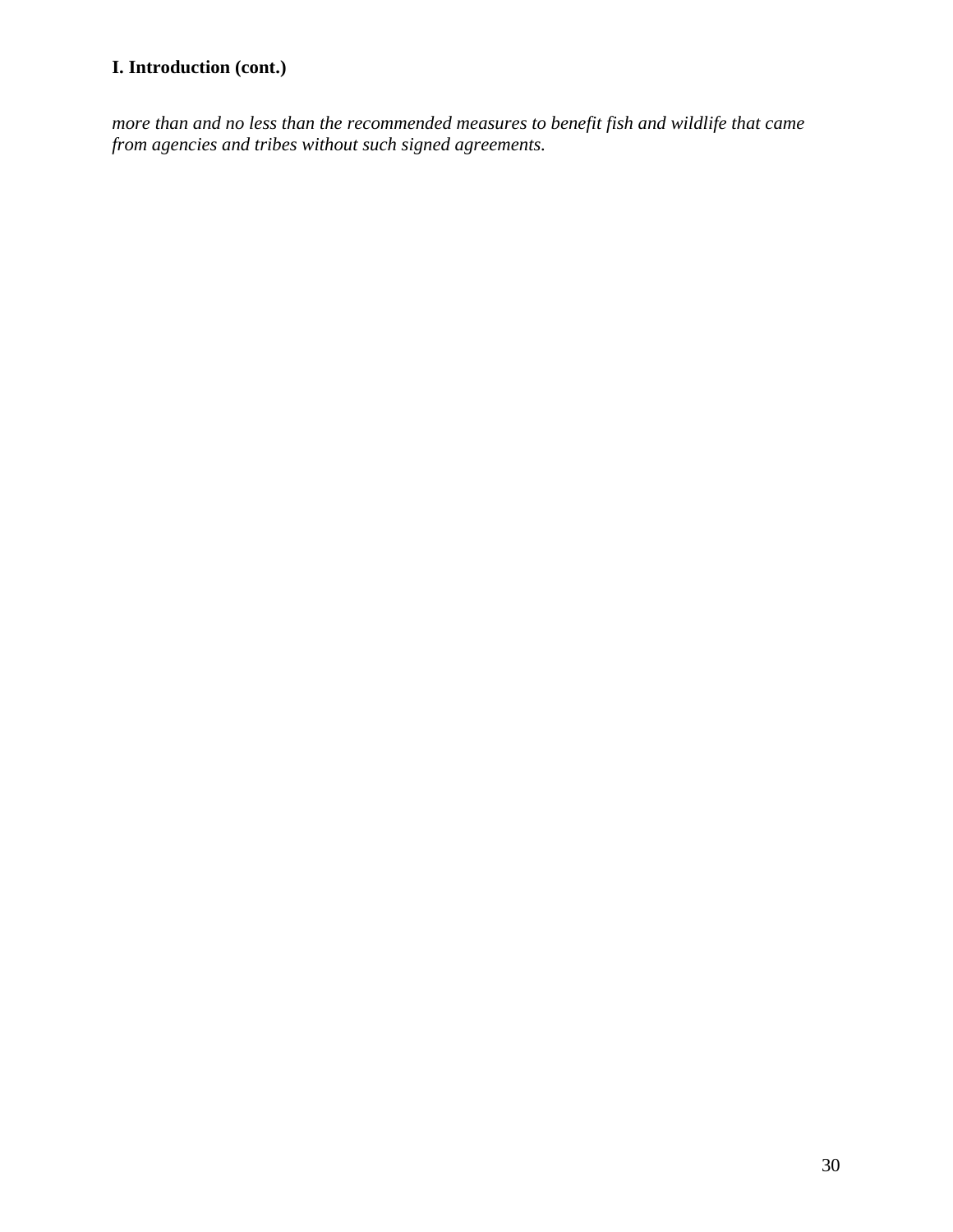**I. Introduction (cont.)**

*more than and no less than the recommended measures to benefit fish and wildlife that came from agencies and tribes without such signed agreements.*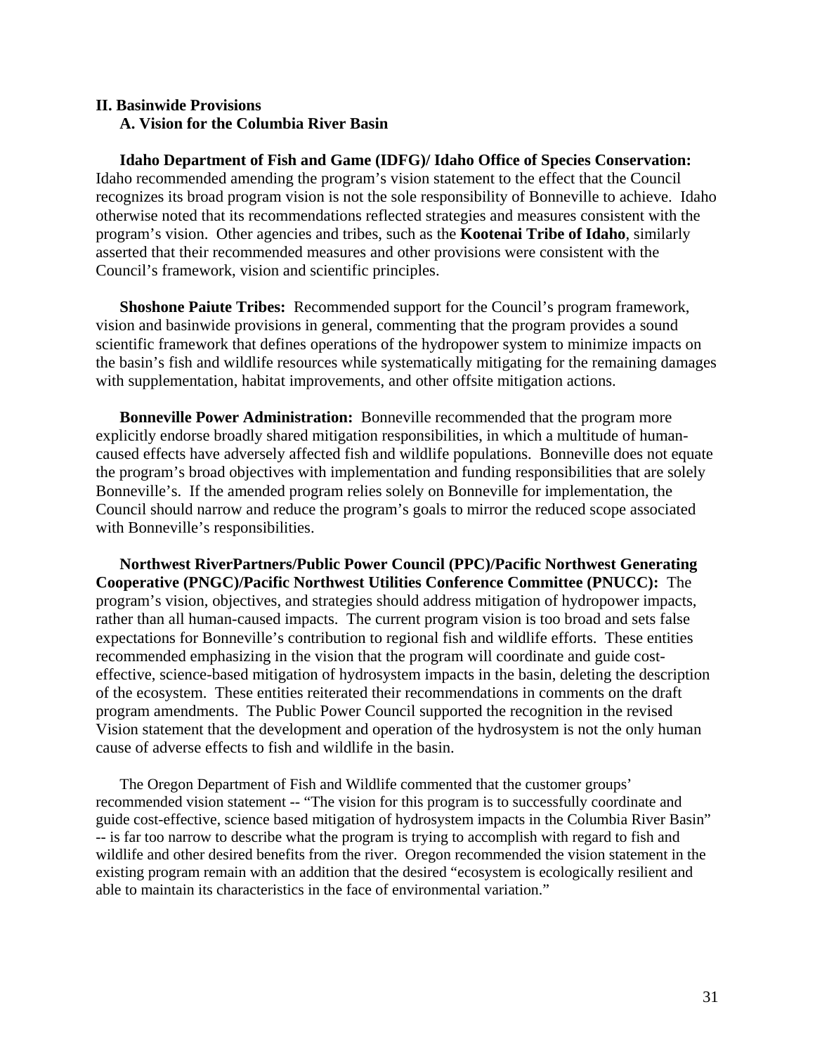## II. Basinwide Provisions

### A. Vision for the Columbia River Basin

**Idaho Department of Fish and Game (IDFG)/ Idaho Office of Species Conservation:** Idaho recommended amending the program's vision statement to the effect that the Council recognizes its broad program vision is not the sole responsibility of Bonneville to achieve. Idaho otherwise noted that its recommendations reflected strategies and measures consistent with the program's vision. Other agencies and tribes, such as the **Kootenai Tribe of Idaho**, similarly asserted that their recommended measures and other provisions were consistent with the Council's framework, vision and scientific principles.

**Shoshone Paiute Tribes:** Recommended support for the Council's program framework, vision and basinwide provisions in general, commenting that the program provides a sound scientific framework that defines operations of the hydropower system to minimize impacts on the basin's fish and wildlife resources while systematically mitigating for the remaining damages with supplementation, habitat improvements, and other offsite mitigation actions.

**Bonneville Power Administration:** Bonneville recommended that the program more explicitly endorse broadly shared mitigation responsibilities, in which a multitude of human-caused effects have adversely affected fish and wildlife populations. Bonneville does not equate the program's broad objectives with implementation and funding responsibilities that are solely Bonneville's. If the amended program relies solely on Bonneville for implementation, the Council should narrow and reduce the program's goals to mirror the reduced scope associated with Bonneville's responsibilities.

**Northwest RiverPartners/Public Power Council (PPC)/Pacific Northwest Generating Cooperative (PNGC)/Pacific Northwest Utilities Conference Committee (PNUCC):** The program's vision, objectives, and strategies should address mitigation of hydropower impacts, rather than all human-caused impacts. The current program vision is too broad and sets false expectations for Bonneville's contribution to regional fish and wildlife efforts. These entities recommended emphasizing in the vision that the program will coordinate and guide cost-effective, science-based mitigation of hydrosystem impacts in the basin, deleting the description of the ecosystem. These entities reiterated their recommendations in comments on the draft program amendments. The Public Power Council supported the recognition in the revised Vision statement that the development and operation of the hydrosystem is not the only human cause of adverse effects to fish and wildlife in the basin.

The Oregon Department of Fish and Wildlife commented that the customer groups' recommended vision statement -- "The vision for this program is to successfully coordinate and guide cost-effective, science based mitigation of hydrosystem impacts in the Columbia River Basin" -- is far too narrow to describe what the program is trying to accomplish with regard to fish and wildlife and other desired benefits from the river. Oregon recommended the vision statement in the existing program remain with an addition that the desired "ecosystem is ecologically resilient and able to maintain its characteristics in the face of environmental variation."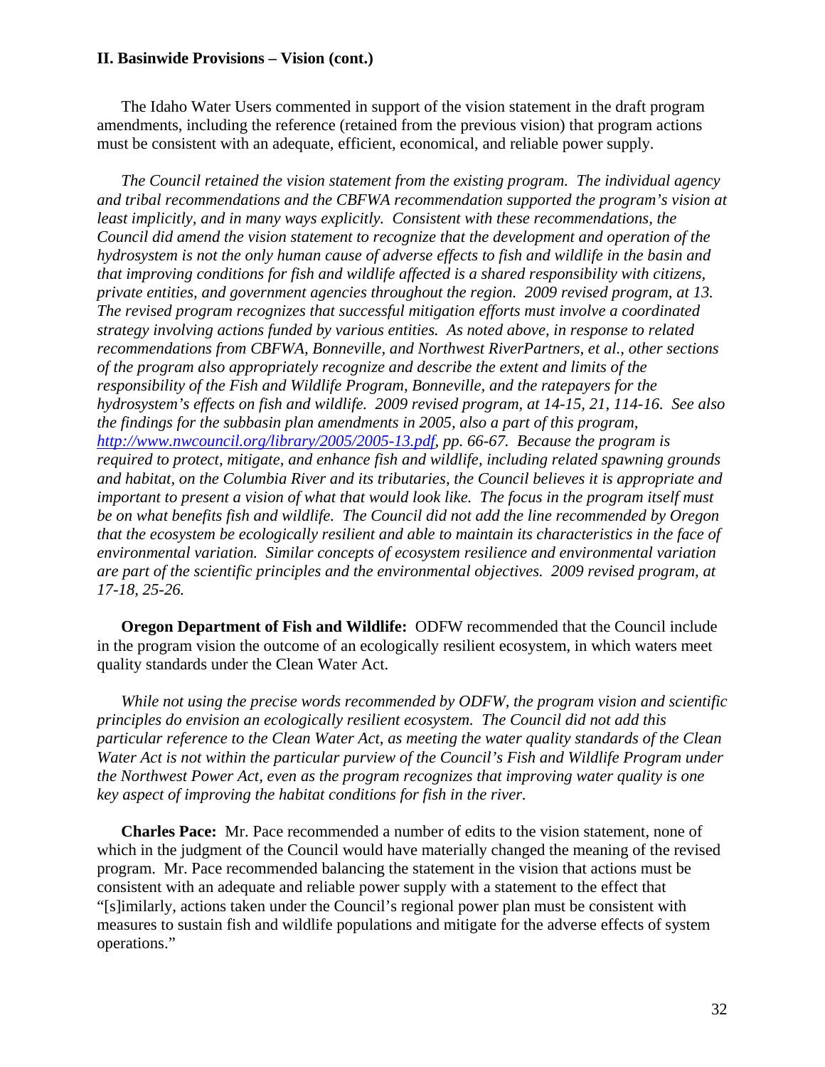**II. Basinwide Provisions – Vision (cont.)**

The Idaho Water Users commented in support of the vision statement in the draft program amendments, including the reference (retained from the previous vision) that program actions must be consistent with an adequate, efficient, economical, and reliable power supply.

*The Council retained the vision statement from the existing program. The individual agency and tribal recommendations and the CBFWA recommendation supported the program's vision at least implicitly, and in many ways explicitly. Consistent with these recommendations, the Council did amend the vision statement to recognize that the development and operation of the hydrosystem is not the only human cause of adverse effects to fish and wildlife in the basin and that improving conditions for fish and wildlife affected is a shared responsibility with citizens, private entities, and government agencies throughout the region. 2009 revised program, at 13. The revised program recognizes that successful mitigation efforts must involve a coordinated strategy involving actions funded by various entities. As noted above, in response to related recommendations from CBFWA, Bonneville, and Northwest RiverPartners, et al., other sections of the program also appropriately recognize and describe the extent and limits of the responsibility of the Fish and Wildlife Program, Bonneville, and the ratepayers for the hydrosystem's effects on fish and wildlife. 2009 revised program, at 14-15, 21, 114-16. See also the findings for the subbasin plan amendments in 2005, also a part of this program, [http://nwcouncil.org/library/2005/2005-13.pdf](http://nwcouncil.org/library/2005/2005-13.pdf), pp. 66-67. Because the program is required to protect, mitigate, and enhance fish and wildlife, including related spawning grounds and habitat, on the Columbia River and its tributaries, the Council believes it is appropriate and important to present a vision of what that would look like. The focus in the program itself must be on what benefits fish and wildlife. The Council did not add the line recommended by Oregon that the ecosystem be ecologically resilient and able to maintain its characteristics in the face of environmental variation. Similar concepts of ecosystem resilience and environmental variation are part of the scientific principles and the environmental objectives. 2009 revised program, at 17-18, 25-26.*

**Oregon Department of Fish and Wildlife:** ODFW recommended that the Council include in the program vision the outcome of an ecologically resilient ecosystem, in which waters meet quality standards under the Clean Water Act.

*While not using the precise words recommended by ODFW, the program vision and scientific principles do envision an ecologically resilient ecosystem. The Council did not add this particular reference to the Clean Water Act, as meeting the water quality standards of the Clean Water Act is not within the particular purview of the Council's Fish and Wildlife Program under the Northwest Power Act, even as the program recognizes that improving water quality is one key aspect of improving the habitat conditions for fish in the river.*

**Charles Pace:** Mr. Pace recommended a number of edits to the vision statement, none of which in the judgment of the Council would have materially changed the meaning of the revised program. Mr. Pace recommended balancing the statement in the vision that actions must be consistent with an adequate and reliable power supply with a statement to the effect that "[s]imilarly, actions taken under the Council's regional power plan must be consistent with measures to sustain fish and wildlife populations and mitigate for the adverse effects of system operations."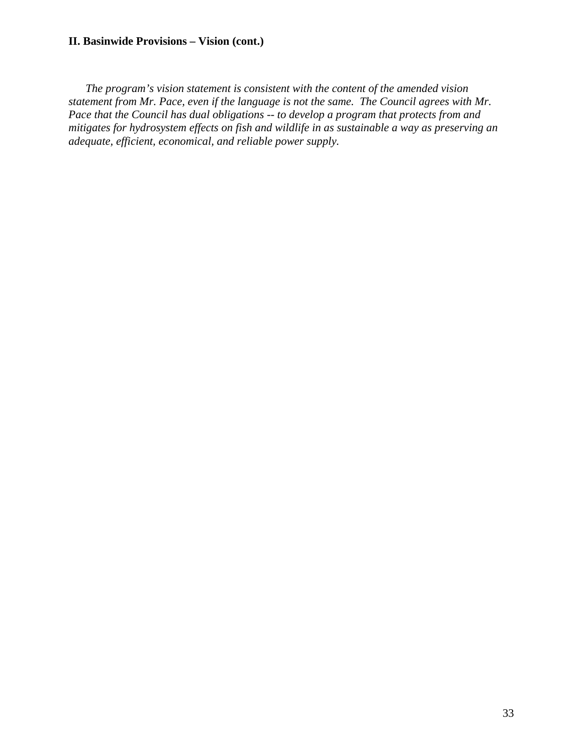**II. Basinwide Provisions – Vision (cont.)**

*The program's vision statement is consistent with the content of the amended vision statement from Mr. Pace, even if the language is not the same. The Council agrees with Mr. Pace that the Council has dual obligations -- to develop a program that protects from and mitigates for hydrosystem effects on fish and wildlife in as sustainable a way as preserving an adequate, efficient, economical, and reliable power supply.*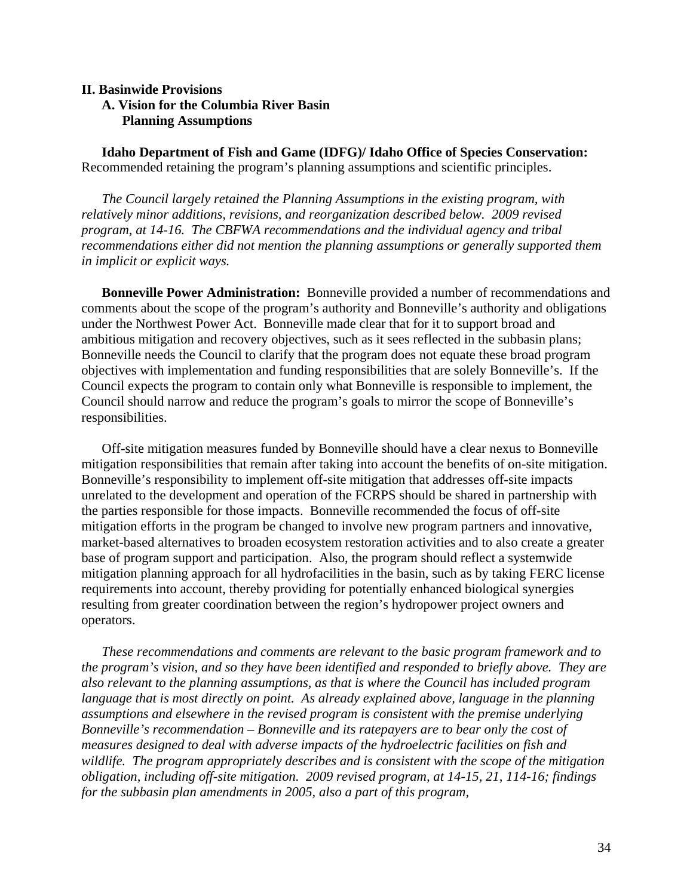**II. Basinwide Provisions**

**A. Vision for the Columbia River Basin**

**Planning Assumptions**

**Idaho Department of Fish and Game (IDFG)/ Idaho Office of Species Conservation:** Recommended retaining the program's planning assumptions and scientific principles.

*The Council largely retained the Planning Assumptions in the existing program, with relatively minor additions, revisions, and reorganization described below. 2009 revised program, at 14-16. The CBFWA recommendations and the individual agency and tribal recommendations either did not mention the planning assumptions or generally supported them in implicit or explicit ways.*

**Bonneville Power Administration:** Bonneville provided a number of recommendations and comments about the scope of the program's authority and Bonneville's authority and obligations under the Northwest Power Act. Bonneville made clear that for it to support broad and ambitious mitigation and recovery objectives, such as it sees reflected in the subbasin plans; Bonneville needs the Council to clarify that the program does not equate these broad program objectives with implementation and funding responsibilities that are solely Bonneville's. If the Council expects the program to contain only what Bonneville is responsible to implement, the Council should narrow and reduce the program's goals to mirror the scope of Bonneville's responsibilities.

Off-site mitigation measures funded by Bonneville should have a clear nexus to Bonneville mitigation responsibilities that remain after taking into account the benefits of on-site mitigation. Bonneville's responsibility to implement off-site mitigation that addresses off-site impacts unrelated to the development and operation of the FCRPS should be shared in partnership with the parties responsible for those impacts. Bonneville recommended the focus of off-site mitigation efforts in the program be changed to involve new program partners and innovative, market-based alternatives to broaden ecosystem restoration activities and to also create a greater base of program support and participation. Also, the program should reflect a systemwide mitigation planning approach for all hydrofacilities in the basin, such as by taking FERC license requirements into account, thereby providing for potentially enhanced biological synergies resulting from greater coordination between the region's hydropower project owners and operators.

*These recommendations and comments are relevant to the basic program framework and to the program's vision, and so they have been identified and responded to briefly above. They are also relevant to the planning assumptions, as that is where the Council has included program language that is most directly on point. As already explained above, language in the planning assumptions and elsewhere in the revised program is consistent with the premise underlying Bonneville's recommendation – Bonneville and its ratepayers are to bear only the cost of measures designed to deal with adverse impacts of the hydroelectric facilities on fish and wildlife. The program appropriately describes and is consistent with the scope of the mitigation obligation, including off-site mitigation. 2009 revised program, at 14-15, 21, 114-16; findings for the subbasin plan amendments in 2005, also a part of this program,*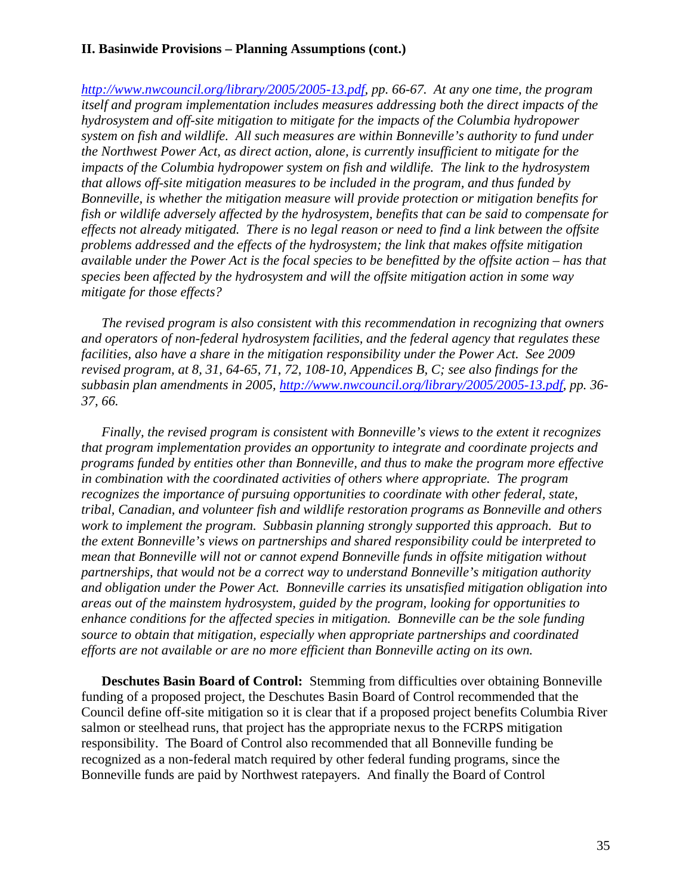## II. Basinwide Provisions – Planning Assumptions (cont.)

*http://www.nwcouncil.org/library/2005/2005-13.pdf, pp. 66-67. At any one time, the program itself and program implementation includes measures addressing both the direct impacts of the hydrosystem and off-site mitigation to mitigate for the impacts of the Columbia hydropower system on fish and wildlife. All such measures are within Bonneville's authority to fund under the Northwest Power Act, as direct action, alone, is currently insufficient to mitigate for the impacts of the Columbia hydropower system on fish and wildlife. The link to the hydrosystem that allows off-site mitigation measures to be included in the program, and thus funded by Bonneville, is whether the mitigation measure will provide protection or mitigation benefits for fish or wildlife adversely affected by the hydrosystem, benefits that can be said to compensate for effects not already mitigated. There is no legal reason or need to find a link between the offsite problems addressed and the effects of the hydrosystem; the link that makes offsite mitigation available under the Power Act is the focal species to be benefitted by the offsite action – has that species been affected by the hydrosystem and will the offsite mitigation action in some way mitigate for those effects?*

*The revised program is also consistent with this recommendation in recognizing that owners and operators of non-federal hydrosystem facilities, and the federal agency that regulates these facilities, also have a share in the mitigation responsibility under the Power Act. See 2009 revised program, at 8, 31, 64-65, 71, 72, 108-10, Appendices B, C; see also findings for the subbasin plan amendments in 2005, http://www.nwcouncil.org/library/2005/2005-13.pdf, pp. 36-37, 66.*

*Finally, the revised program is consistent with Bonneville's views to the extent it recognizes that program implementation provides an opportunity to integrate and coordinate projects and programs funded by entities other than Bonneville, and thus to make the program more effective in combination with the coordinated activities of others where appropriate. The program recognizes the importance of pursuing opportunities to coordinate with other federal, state, tribal, Canadian, and volunteer fish and wildlife restoration programs as Bonneville and others work to implement the program. Subbasin planning strongly supported this approach. But to the extent Bonneville's views on partnerships and shared responsibility could be interpreted to mean that Bonneville will not or cannot expend Bonneville funds in offsite mitigation without partnerships, that would not be a correct way to understand Bonneville's mitigation authority and obligation under the Power Act. Bonneville carries its unsatisfied mitigation obligation into areas out of the mainstem hydrosystem, guided by the program, looking for opportunities to enhance conditions for the affected species in mitigation. Bonneville can be the sole funding source to obtain that mitigation, especially when appropriate partnerships and coordinated efforts are not available or are no more efficient than Bonneville acting on its own.*

**Deschutes Basin Board of Control:** Stemming from difficulties over obtaining Bonneville funding of a proposed project, the Deschutes Basin Board of Control recommended that the Council define off-site mitigation so it is clear that if a proposed project benefits Columbia River salmon or steelhead runs, that project has the appropriate nexus to the FCRPS mitigation responsibility. The Board of Control also recommended that all Bonneville funding be recognized as a non-federal match required by other federal funding programs, since the Bonneville funds are paid by Northwest ratepayers. And finally the Board of Control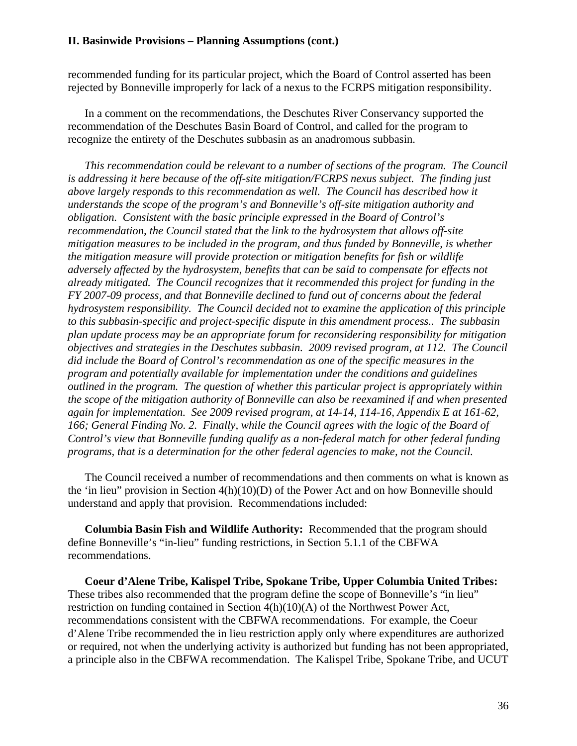recommended funding for its particular project, which the Board of Control asserted has been rejected by Bonneville improperly for lack of a nexus to the FCRPS mitigation responsibility.

In a comment on the recommendations, the Deschutes River Conservancy supported the recommendation of the Deschutes Basin Board of Control, and called for the program to recognize the entirety of the Deschutes subbasin as an anadromous subbasin.

*This recommendation could be relevant to a number of sections of the program. The Council is addressing it here because of the off-site mitigation/FCRPS nexus subject. The finding just above largely responds to this recommendation as well. The Council has described how it understands the scope of the program's and Bonneville's off-site mitigation authority and obligation. Consistent with the basic principle expressed in the Board of Control's recommendation, the Council stated that the link to the hydrosystem that allows off-site mitigation measures to be included in the program, and thus funded by Bonneville, is whether the mitigation measure will provide protection or mitigation benefits for fish or wildlife adversely affected by the hydrosystem, benefits that can be said to compensate for effects not already mitigated. The Council recognizes that it recommended this project for funding in the FY 2007-09 process, and that Bonneville declined to fund out of concerns about the federal hydrosystem responsibility. The Council decided not to examine the application of this principle to this subbasin-specific and project-specific dispute in this amendment process.. The subbasin plan update process may be an appropriate forum for reconsidering responsibility for mitigation objectives and strategies in the Deschutes subbasin. 2009 revised program, at 112. The Council did include the Board of Control's recommendation as one of the specific measures in the program and potentially available for implementation under the conditions and guidelines outlined in the program. The question of whether this particular project is appropriately within the scope of the mitigation authority of Bonneville can also be reexamined if and when presented again for implementation. See 2009 revised program, at 14-14, 114-16, Appendix E at 161-62, 166; General Finding No. 2. Finally, while the Council agrees with the logic of the Board of Control's view that Bonneville funding qualify as a non-federal match for other federal funding programs, that is a determination for the other federal agencies to make, not the Council.*

The Council received a number of recommendations and then comments on what is known as the 'in lieu" provision in Section 4(h)(10)(D) of the Power Act and on how Bonneville should understand and apply that provision. Recommendations included:

**Columbia Basin Fish and Wildlife Authority:** Recommended that the program should define Bonneville's "in-lieu" funding restrictions, in Section 5.1.1 of the CBFWA recommendations.

**Coeur d'Alene Tribe, Kalispel Tribe, Spokane Tribe, Upper Columbia United Tribes:** These tribes also recommended that the program define the scope of Bonneville's "in lieu" restriction on funding contained in Section 4(h)(10)(A) of the Northwest Power Act, recommendations consistent with the CBFWA recommendations. For example, the Coeur d'Alene Tribe recommended the in lieu restriction apply only where expenditures are authorized or required, not when the underlying activity is authorized but funding has not been appropriated, a principle also in the CBFWA recommendation. The Kalispel Tribe, Spokane Tribe, and UCUT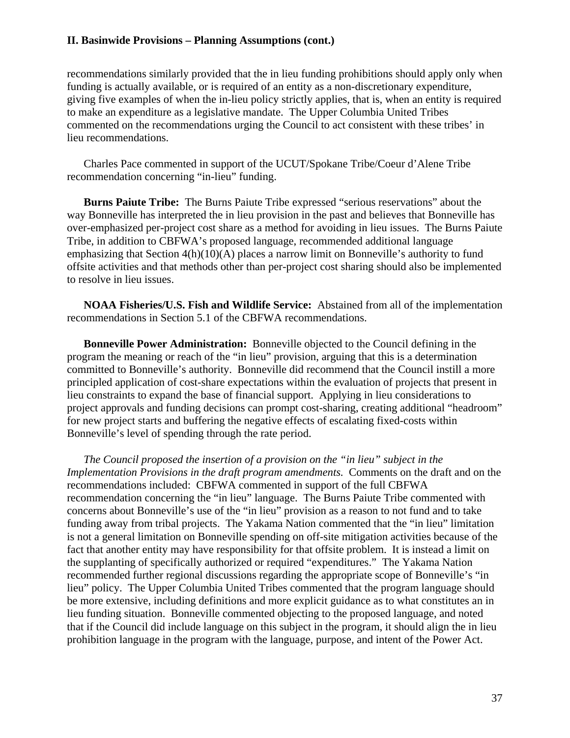recommendations similarly provided that the in lieu funding prohibitions should apply only when funding is actually available, or is required of an entity as a non-discretionary expenditure, giving five examples of when the in-lieu policy strictly applies, that is, when an entity is required to make an expenditure as a legislative mandate. The Upper Columbia United Tribes commented on the recommendations urging the Council to act consistent with these tribes' in lieu recommendations.

Charles Pace commented in support of the UCUT/Spokane Tribe/Coeur d'Alene Tribe recommendation concerning "in-lieu" funding.

**Burns Paiute Tribe:** The Burns Paiute Tribe expressed "serious reservations" about the way Bonneville has interpreted the in lieu provision in the past and believes that Bonneville has over-emphasized per-project cost share as a method for avoiding in lieu issues. The Burns Paiute Tribe, in addition to CBFWA's proposed language, recommended additional language emphasizing that Section 4(h)(10)(A) places a narrow limit on Bonneville's authority to fund offsite activities and that methods other than per-project cost sharing should also be implemented to resolve in lieu issues.

**NOAA Fisheries/U.S. Fish and Wildlife Service:** Abstained from all of the implementation recommendations in Section 5.1 of the CBFWA recommendations.

**Bonneville Power Administration:** Bonneville objected to the Council defining in the program the meaning or reach of the "in lieu" provision, arguing that this is a determination committed to Bonneville's authority. Bonneville did recommend that the Council instill a more principled application of cost-share expectations within the evaluation of projects that present in lieu constraints to expand the base of financial support. Applying in lieu considerations to project approvals and funding decisions can prompt cost-sharing, creating additional "headroom" for new project starts and buffering the negative effects of escalating fixed-costs within Bonneville's level of spending through the rate period.

*The Council proposed the insertion of a provision on the "in lieu" subject in the Implementation Provisions in the draft program amendments.* Comments on the draft and on the recommendations included: CBFWA commented in support of the full CBFWA recommendation concerning the "in lieu" language. The Burns Paiute Tribe commented with concerns about Bonneville's use of the "in lieu" provision as a reason to not fund and to take funding away from tribal projects. The Yakama Nation commented that the "in lieu" limitation is not a general limitation on Bonneville spending on off-site mitigation activities because of the fact that another entity may have responsibility for that offsite problem. It is instead a limit on the supplanting of specifically authorized or required "expenditures." The Yakama Nation recommended further regional discussions regarding the appropriate scope of Bonneville's "in lieu" policy. The Upper Columbia United Tribes commented that the program language should be more extensive, including definitions and more explicit guidance as to what constitutes an in lieu funding situation. Bonneville commented objecting to the proposed language, and noted that if the Council did include language on this subject in the program, it should align the in lieu prohibition language in the program with the language, purpose, and intent of the Power Act.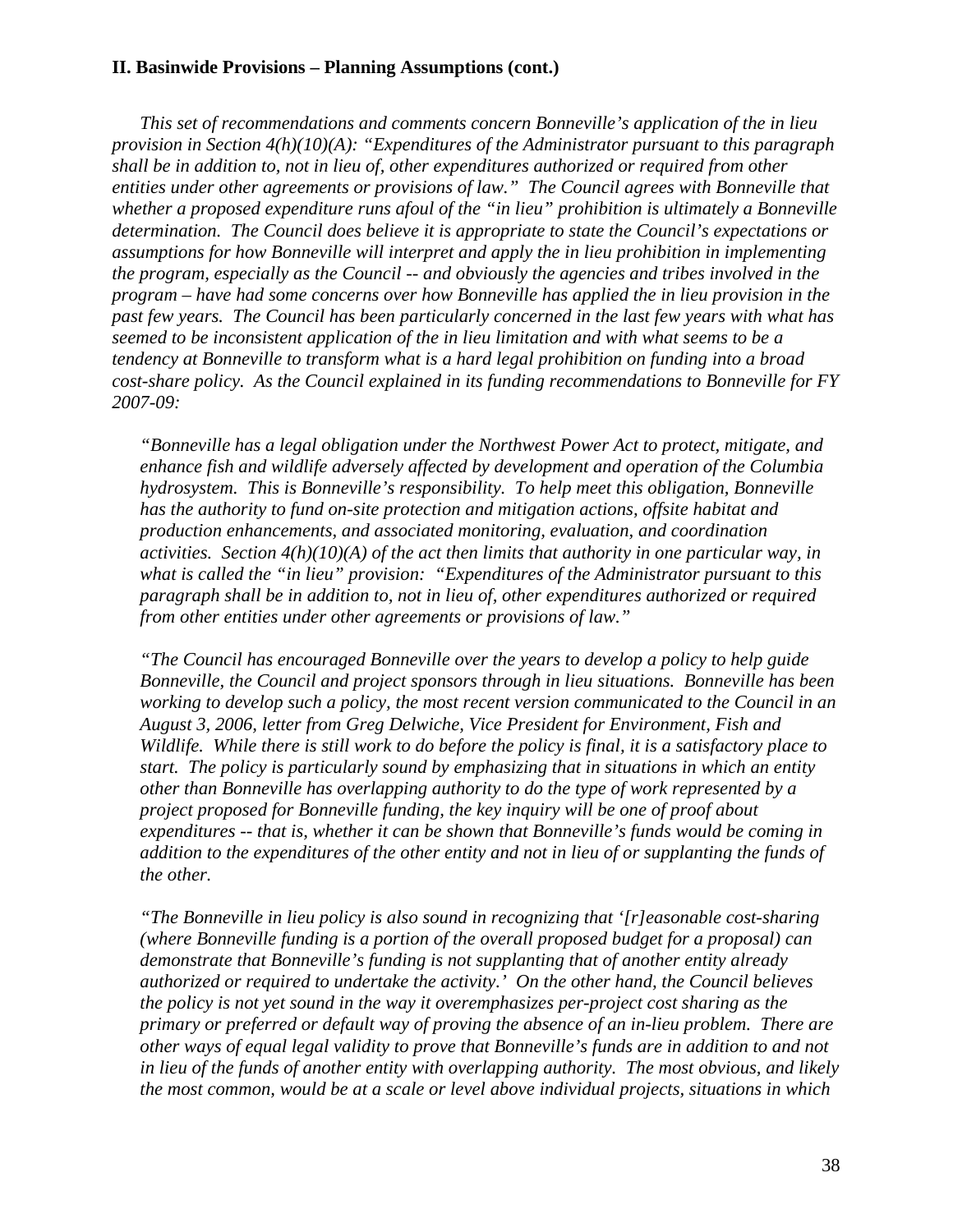**II. Basinwide Provisions – Planning Assumptions (cont.)**

*This set of recommendations and comments concern Bonneville's application of the in lieu provision in Section 4(h)(10)(A): "Expenditures of the Administrator pursuant to this paragraph shall be in addition to, not in lieu of, other expenditures authorized or required from other entities under other agreements or provisions of law." The Council agrees with Bonneville that whether a proposed expenditure runs afoul of the "in lieu" prohibition is ultimately a Bonneville determination. The Council does believe it is appropriate to state the Council's expectations or assumptions for how Bonneville will interpret and apply the in lieu prohibition in implementing the program, especially as the Council -- and obviously the agencies and tribes involved in the program – have had some concerns over how Bonneville has applied the in lieu provision in the past few years. The Council has been particularly concerned in the last few years with what has seemed to be inconsistent application of the in lieu limitation and with what seems to be a tendency at Bonneville to transform what is a hard legal prohibition on funding into a broad cost-share policy. As the Council explained in its funding recommendations to Bonneville for FY 2007-09:*

> *"Bonneville has a legal obligation under the Northwest Power Act to protect, mitigate, and enhance fish and wildlife adversely affected by development and operation of the Columbia hydrosystem. This is Bonneville's responsibility. To help meet this obligation, Bonneville has the authority to fund on-site protection and mitigation actions, offsite habitat and production enhancements, and associated monitoring, evaluation, and coordination activities. Section 4(h)(10)(A) of the act then limits that authority in one particular way, in what is called the "in lieu" provision: "Expenditures of the Administrator pursuant to this paragraph shall be in addition to, not in lieu of, other expenditures authorized or required from other entities under other agreements or provisions of law."*
>
> *"The Council has encouraged Bonneville over the years to develop a policy to help guide Bonneville, the Council and project sponsors through in lieu situations. Bonneville has been working to develop such a policy, the most recent version communicated to the Council in an August 3, 2006, letter from Greg Delwiche, Vice President for Environment, Fish and Wildlife. While there is still work to do before the policy is final, it is a satisfactory place to start. The policy is particularly sound by emphasizing that in situations in which an entity other than Bonneville has overlapping authority to do the type of work represented by a project proposed for Bonneville funding, the key inquiry will be one of proof about expenditures -- that is, whether it can be shown that Bonneville's funds would be coming in addition to the expenditures of the other entity and not in lieu of or supplanting the funds of the other.*
>
> *"The Bonneville in lieu policy is also sound in recognizing that '[r]easonable cost-sharing (where Bonneville funding is a portion of the overall proposed budget for a proposal) can demonstrate that Bonneville's funding is not supplanting that of another entity already authorized or required to undertake the activity.' On the other hand, the Council believes the policy is not yet sound in the way it overemphasizes per-project cost sharing as the primary or preferred or default way of proving the absence of an in-lieu problem. There are other ways of equal legal validity to prove that Bonneville's funds are in addition to and not in lieu of the funds of another entity with overlapping authority. The most obvious, and likely the most common, would be at a scale or level above individual projects, situations in which*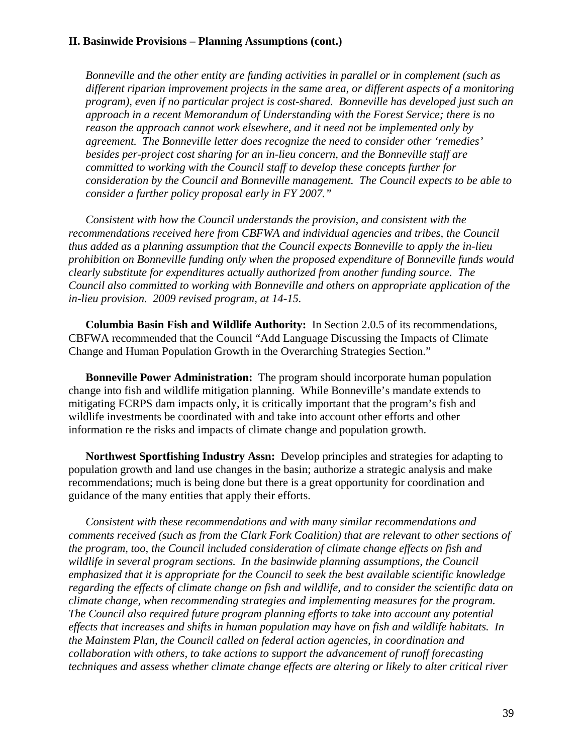**II. Basinwide Provisions – Planning Assumptions (cont.)**

*Bonneville and the other entity are funding activities in parallel or in complement (such as different riparian improvement projects in the same area, or different aspects of a monitoring program), even if no particular project is cost-shared. Bonneville has developed just such an approach in a recent Memorandum of Understanding with the Forest Service; there is no reason the approach cannot work elsewhere, and it need not be implemented only by agreement. The Bonneville letter does recognize the need to consider other 'remedies' besides per-project cost sharing for an in-lieu concern, and the Bonneville staff are committed to working with the Council staff to develop these concepts further for consideration by the Council and Bonneville management. The Council expects to be able to consider a further policy proposal early in FY 2007."*

*Consistent with how the Council understands the provision, and consistent with the recommendations received here from CBFWA and individual agencies and tribes, the Council thus added as a planning assumption that the Council expects Bonneville to apply the in-lieu prohibition on Bonneville funding only when the proposed expenditure of Bonneville funds would clearly substitute for expenditures actually authorized from another funding source. The Council also committed to working with Bonneville and others on appropriate application of the in-lieu provision. 2009 revised program, at 14-15.*

**Columbia Basin Fish and Wildlife Authority:** In Section 2.0.5 of its recommendations, CBFWA recommended that the Council "Add Language Discussing the Impacts of Climate Change and Human Population Growth in the Overarching Strategies Section."

**Bonneville Power Administration:** The program should incorporate human population change into fish and wildlife mitigation planning. While Bonneville's mandate extends to mitigating FCRPS dam impacts only, it is critically important that the program's fish and wildlife investments be coordinated with and take into account other efforts and other information re the risks and impacts of climate change and population growth.

**Northwest Sportfishing Industry Assn:** Develop principles and strategies for adapting to population growth and land use changes in the basin; authorize a strategic analysis and make recommendations; much is being done but there is a great opportunity for coordination and guidance of the many entities that apply their efforts.

*Consistent with these recommendations and with many similar recommendations and comments received (such as from the Clark Fork Coalition) that are relevant to other sections of the program, too, the Council included consideration of climate change effects on fish and wildlife in several program sections. In the basinwide planning assumptions, the Council emphasized that it is appropriate for the Council to seek the best available scientific knowledge regarding the effects of climate change on fish and wildlife, and to consider the scientific data on climate change, when recommending strategies and implementing measures for the program. The Council also required future program planning efforts to take into account any potential effects that increases and shifts in human population may have on fish and wildlife habitats. In the Mainstem Plan, the Council called on federal action agencies, in coordination and collaboration with others, to take actions to support the advancement of runoff forecasting techniques and assess whether climate change effects are altering or likely to alter critical river*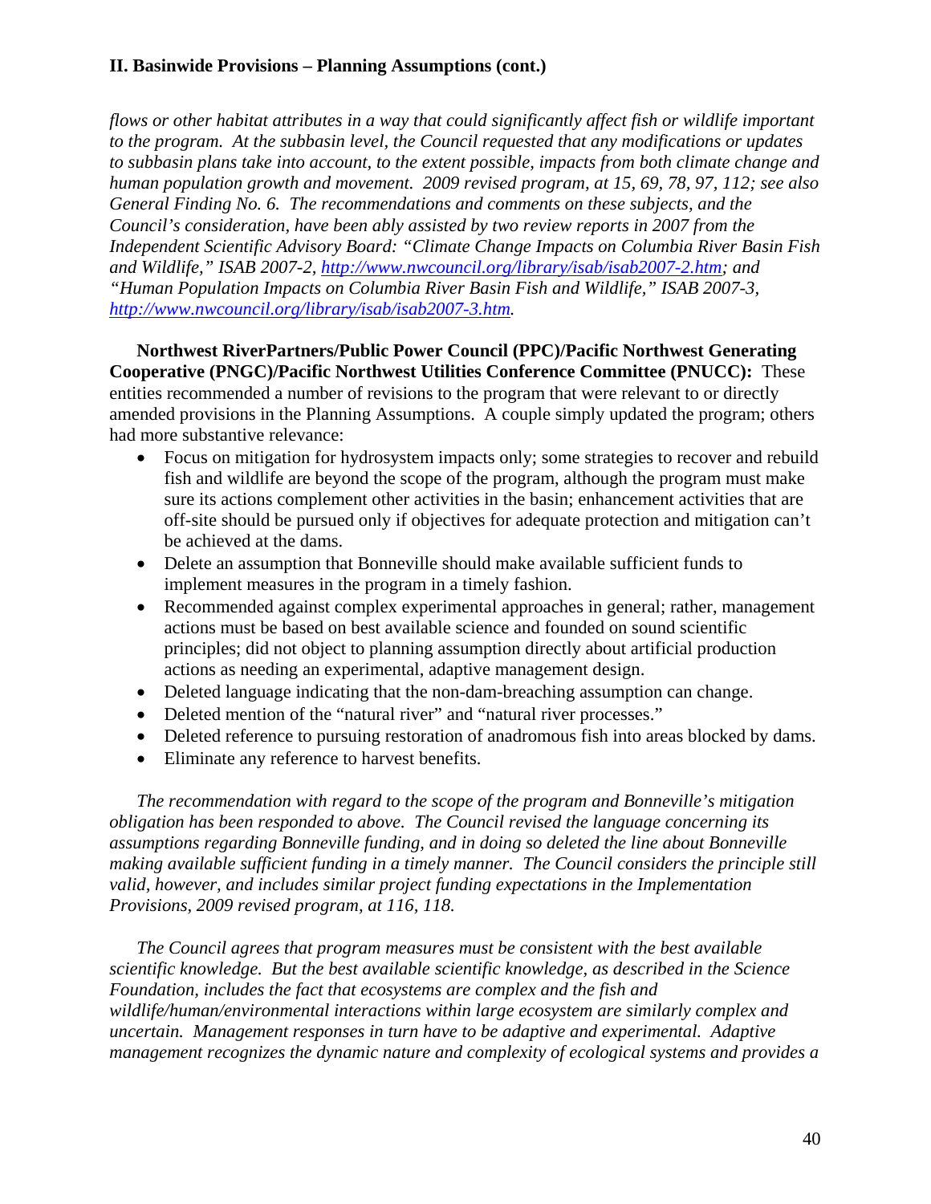*flows or other habitat attributes in a way that could significantly affect fish or wildlife important to the program. At the subbasin level, the Council requested that any modifications or updates to subbasin plans take into account, to the extent possible, impacts from both climate change and human population growth and movement. 2009 revised program, at 15, 69, 78, 97, 112; see also General Finding No. 6. The recommendations and comments on these subjects, and the Council's consideration, have been ably assisted by two review reports in 2007 from the Independent Scientific Advisory Board: "Climate Change Impacts on Columbia River Basin Fish and Wildlife," ISAB 2007-2, http://www.nwcouncil.org/library/isab/isab2007-2.htm; and "Human Population Impacts on Columbia River Basin Fish and Wildlife," ISAB 2007-3, http://www.nwcouncil.org/library/isab/isab2007-3.htm.*

**Northwest RiverPartners/Public Power Council (PPC)/Pacific Northwest Generating Cooperative (PNGC)/Pacific Northwest Utilities Conference Committee (PNUCC):** These entities recommended a number of revisions to the program that were relevant to or directly amended provisions in the Planning Assumptions. A couple simply updated the program; others had more substantive relevance:

- Focus on mitigation for hydrosystem impacts only; some strategies to recover and rebuild fish and wildlife are beyond the scope of the program, although the program must make sure its actions complement other activities in the basin; enhancement activities that are off-site should be pursued only if objectives for adequate protection and mitigation can't be achieved at the dams.
- Delete an assumption that Bonneville should make available sufficient funds to implement measures in the program in a timely fashion.
- Recommended against complex experimental approaches in general; rather, management actions must be based on best available science and founded on sound scientific principles; did not object to planning assumption directly about artificial production actions as needing an experimental, adaptive management design.
- Deleted language indicating that the non-dam-breaching assumption can change.
- Deleted mention of the "natural river" and "natural river processes."
- Deleted reference to pursuing restoration of anadromous fish into areas blocked by dams.
- Eliminate any reference to harvest benefits.

*The recommendation with regard to the scope of the program and Bonneville's mitigation obligation has been responded to above. The Council revised the language concerning its assumptions regarding Bonneville funding, and in doing so deleted the line about Bonneville making available sufficient funding in a timely manner. The Council considers the principle still valid, however, and includes similar project funding expectations in the Implementation Provisions, 2009 revised program, at 116, 118.*

*The Council agrees that program measures must be consistent with the best available scientific knowledge. But the best available scientific knowledge, as described in the Science Foundation, includes the fact that ecosystems are complex and the fish and wildlife/human/environmental interactions within large ecosystem are similarly complex and uncertain. Management responses in turn have to be adaptive and experimental. Adaptive management recognizes the dynamic nature and complexity of ecological systems and provides a*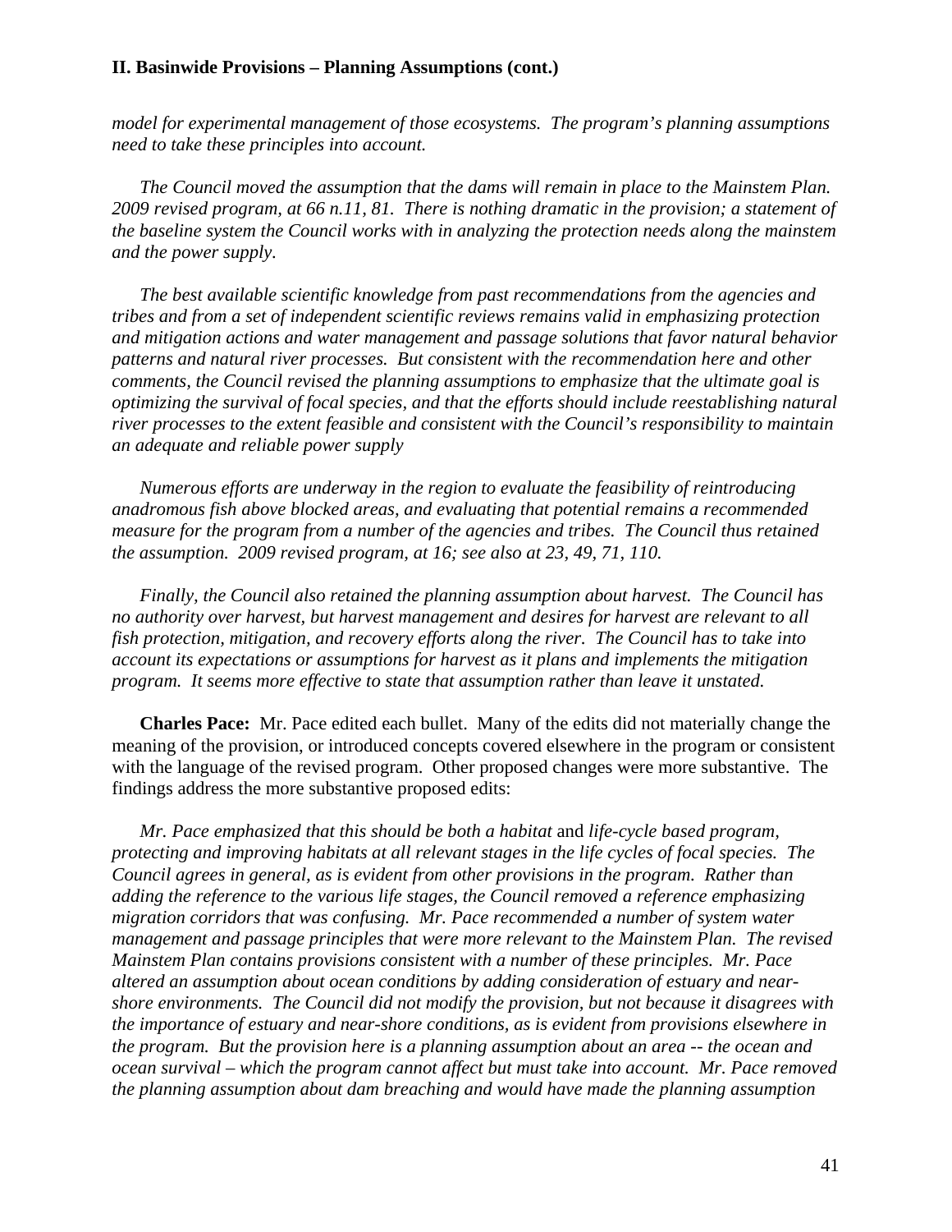*model for experimental management of those ecosystems. The program's planning assumptions need to take these principles into account.*

*The Council moved the assumption that the dams will remain in place to the Mainstem Plan. 2009 revised program, at 66 n.11, 81. There is nothing dramatic in the provision; a statement of the baseline system the Council works with in analyzing the protection needs along the mainstem and the power supply.*

*The best available scientific knowledge from past recommendations from the agencies and tribes and from a set of independent scientific reviews remains valid in emphasizing protection and mitigation actions and water management and passage solutions that favor natural behavior patterns and natural river processes. But consistent with the recommendation here and other comments, the Council revised the planning assumptions to emphasize that the ultimate goal is optimizing the survival of focal species, and that the efforts should include reestablishing natural river processes to the extent feasible and consistent with the Council's responsibility to maintain an adequate and reliable power supply*

*Numerous efforts are underway in the region to evaluate the feasibility of reintroducing anadromous fish above blocked areas, and evaluating that potential remains a recommended measure for the program from a number of the agencies and tribes. The Council thus retained the assumption. 2009 revised program, at 16; see also at 23, 49, 71, 110.*

*Finally, the Council also retained the planning assumption about harvest. The Council has no authority over harvest, but harvest management and desires for harvest are relevant to all fish protection, mitigation, and recovery efforts along the river. The Council has to take into account its expectations or assumptions for harvest as it plans and implements the mitigation program. It seems more effective to state that assumption rather than leave it unstated.*

**Charles Pace:** Mr. Pace edited each bullet. Many of the edits did not materially change the meaning of the provision, or introduced concepts covered elsewhere in the program or consistent with the language of the revised program. Other proposed changes were more substantive. The findings address the more substantive proposed edits:

*Mr. Pace emphasized that this should be both a habitat* and *life-cycle based program, protecting and improving habitats at all relevant stages in the life cycles of focal species. The Council agrees in general, as is evident from other provisions in the program. Rather than adding the reference to the various life stages, the Council removed a reference emphasizing migration corridors that was confusing. Mr. Pace recommended a number of system water management and passage principles that were more relevant to the Mainstem Plan. The revised Mainstem Plan contains provisions consistent with a number of these principles. Mr. Pace altered an assumption about ocean conditions by adding consideration of estuary and near-shore environments. The Council did not modify the provision, but not because it disagrees with the importance of estuary and near-shore conditions, as is evident from provisions elsewhere in the program. But the provision here is a planning assumption about an area -- the ocean and ocean survival – which the program cannot affect but must take into account. Mr. Pace removed the planning assumption about dam breaching and would have made the planning assumption*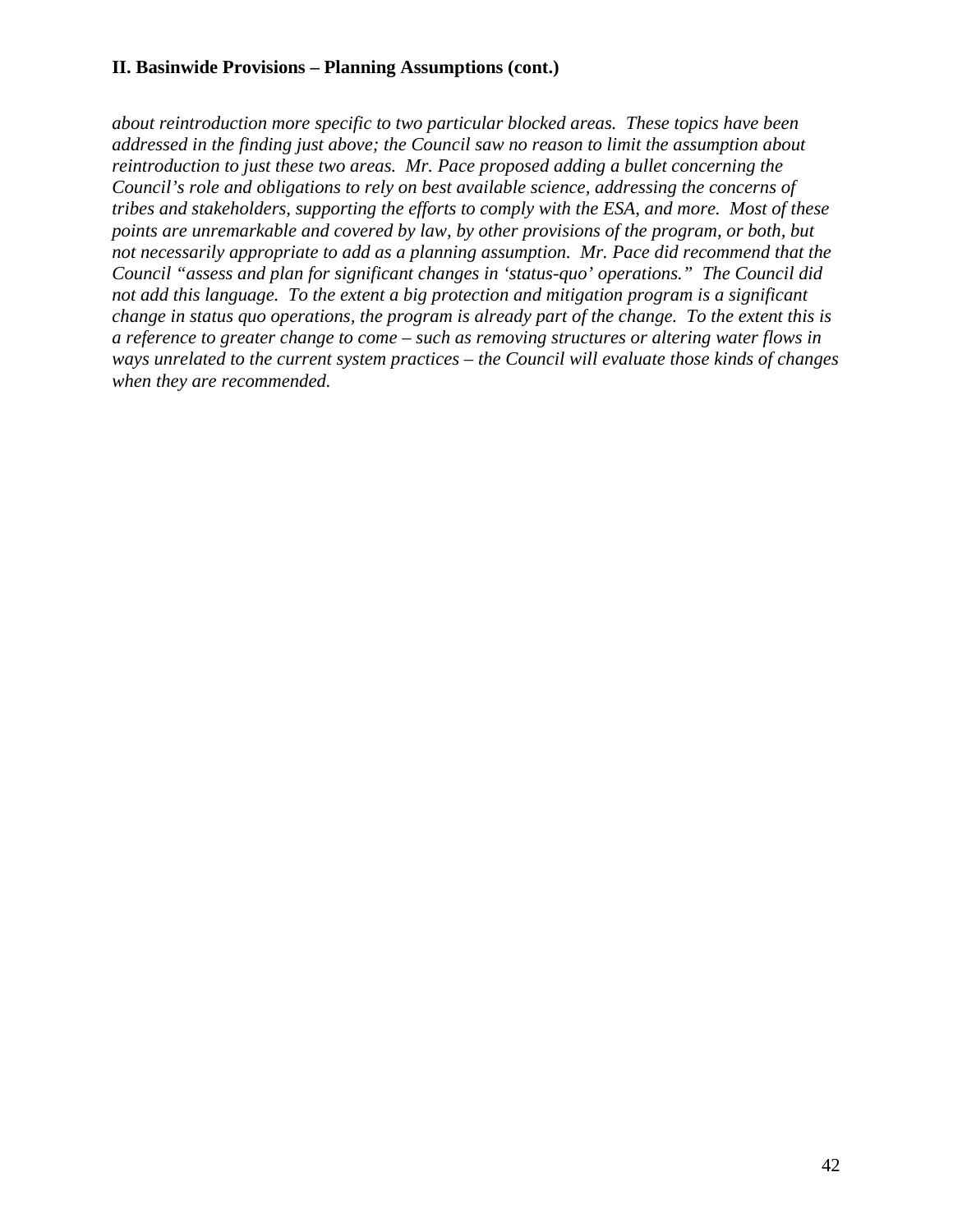*about reintroduction more specific to two particular blocked areas. These topics have been addressed in the finding just above; the Council saw no reason to limit the assumption about reintroduction to just these two areas. Mr. Pace proposed adding a bullet concerning the Council's role and obligations to rely on best available science, addressing the concerns of tribes and stakeholders, supporting the efforts to comply with the ESA, and more. Most of these points are unremarkable and covered by law, by other provisions of the program, or both, but not necessarily appropriate to add as a planning assumption. Mr. Pace did recommend that the Council "assess and plan for significant changes in 'status-quo' operations." The Council did not add this language. To the extent a big protection and mitigation program is a significant change in status quo operations, the program is already part of the change. To the extent this is a reference to greater change to come – such as removing structures or altering water flows in ways unrelated to the current system practices – the Council will evaluate those kinds of changes when they are recommended.*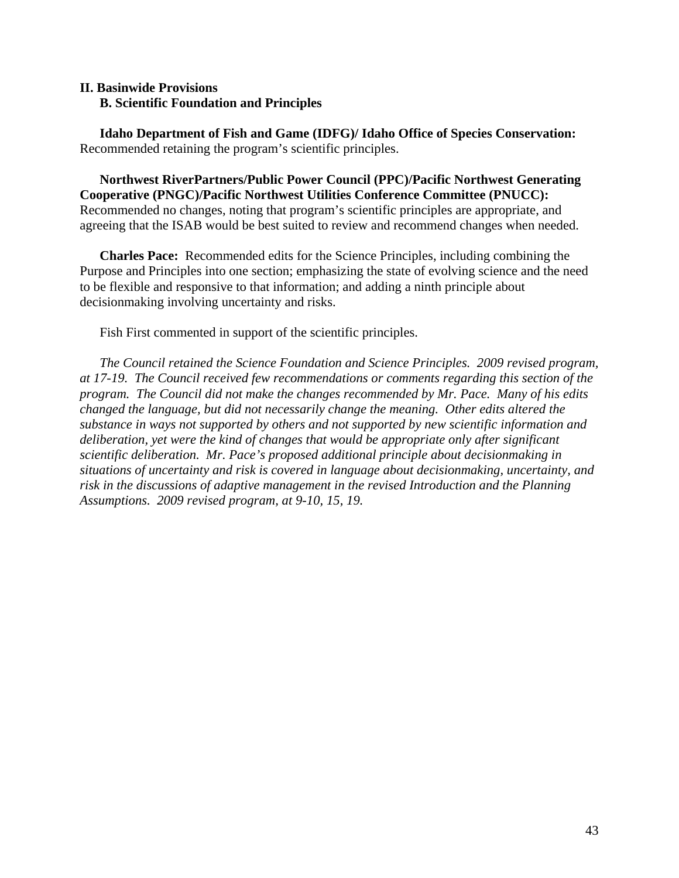**II. Basinwide Provisions**

**B. Scientific Foundation and Principles**

**Idaho Department of Fish and Game (IDFG)/ Idaho Office of Species Conservation:** Recommended retaining the program's scientific principles.

**Northwest RiverPartners/Public Power Council (PPC)/Pacific Northwest Generating Cooperative (PNGC)/Pacific Northwest Utilities Conference Committee (PNUCC):** Recommended no changes, noting that program's scientific principles are appropriate, and agreeing that the ISAB would be best suited to review and recommend changes when needed.

**Charles Pace:** Recommended edits for the Science Principles, including combining the Purpose and Principles into one section; emphasizing the state of evolving science and the need to be flexible and responsive to that information; and adding a ninth principle about decisionmaking involving uncertainty and risks.

Fish First commented in support of the scientific principles.

*The Council retained the Science Foundation and Science Principles. 2009 revised program, at 17-19. The Council received few recommendations or comments regarding this section of the program. The Council did not make the changes recommended by Mr. Pace. Many of his edits changed the language, but did not necessarily change the meaning. Other edits altered the substance in ways not supported by others and not supported by new scientific information and deliberation, yet were the kind of changes that would be appropriate only after significant scientific deliberation. Mr. Pace's proposed additional principle about decisionmaking in situations of uncertainty and risk is covered in language about decisionmaking, uncertainty, and risk in the discussions of adaptive management in the revised Introduction and the Planning Assumptions. 2009 revised program, at 9-10, 15, 19.*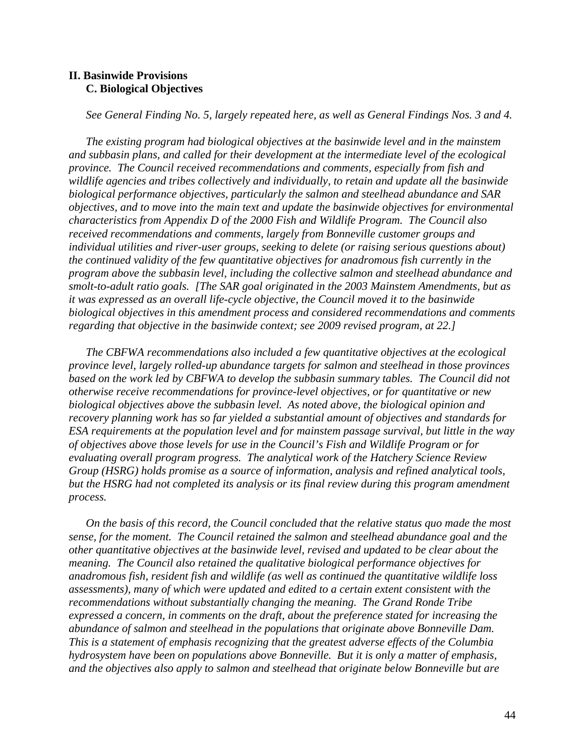**II. Basinwide Provisions**

**C. Biological Objectives**

*See General Finding No. 5, largely repeated here, as well as General Findings Nos. 3 and 4.*

*The existing program had biological objectives at the basinwide level and in the mainstem and subbasin plans, and called for their development at the intermediate level of the ecological province. The Council received recommendations and comments, especially from fish and wildlife agencies and tribes collectively and individually, to retain and update all the basinwide biological performance objectives, particularly the salmon and steelhead abundance and SAR objectives, and to move into the main text and update the basinwide objectives for environmental characteristics from Appendix D of the 2000 Fish and Wildlife Program. The Council also received recommendations and comments, largely from Bonneville customer groups and individual utilities and river-user groups, seeking to delete (or raising serious questions about) the continued validity of the few quantitative objectives for anadromous fish currently in the program above the subbasin level, including the collective salmon and steelhead abundance and smolt-to-adult ratio goals. [The SAR goal originated in the 2003 Mainstem Amendments, but as it was expressed as an overall life-cycle objective, the Council moved it to the basinwide biological objectives in this amendment process and considered recommendations and comments regarding that objective in the basinwide context; see 2009 revised program, at 22.]*

*The CBFWA recommendations also included a few quantitative objectives at the ecological province level, largely rolled-up abundance targets for salmon and steelhead in those provinces based on the work led by CBFWA to develop the subbasin summary tables. The Council did not otherwise receive recommendations for province-level objectives, or for quantitative or new biological objectives above the subbasin level. As noted above, the biological opinion and recovery planning work has so far yielded a substantial amount of objectives and standards for ESA requirements at the population level and for mainstem passage survival, but little in the way of objectives above those levels for use in the Council's Fish and Wildlife Program or for evaluating overall program progress. The analytical work of the Hatchery Science Review Group (HSRG) holds promise as a source of information, analysis and refined analytical tools, but the HSRG had not completed its analysis or its final review during this program amendment process.*

*On the basis of this record, the Council concluded that the relative status quo made the most sense, for the moment. The Council retained the salmon and steelhead abundance goal and the other quantitative objectives at the basinwide level, revised and updated to be clear about the meaning. The Council also retained the qualitative biological performance objectives for anadromous fish, resident fish and wildlife (as well as continued the quantitative wildlife loss assessments), many of which were updated and edited to a certain extent consistent with the recommendations without substantially changing the meaning. The Grand Ronde Tribe expressed a concern, in comments on the draft, about the preference stated for increasing the abundance of salmon and steelhead in the populations that originate above Bonneville Dam. This is a statement of emphasis recognizing that the greatest adverse effects of the Columbia hydrosystem have been on populations above Bonneville. But it is only a matter of emphasis, and the objectives also apply to salmon and steelhead that originate below Bonneville but are*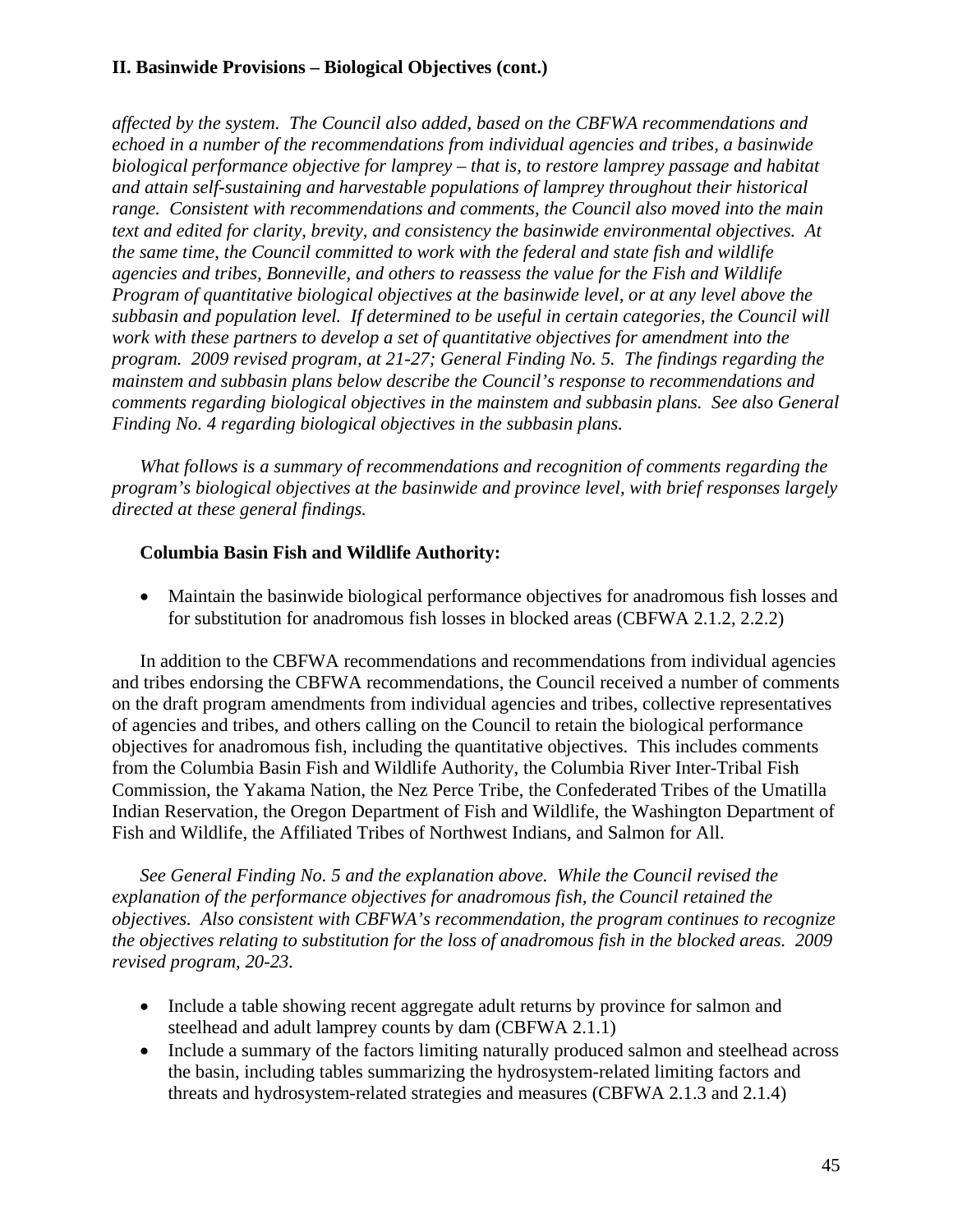**II. Basinwide Provisions – Biological Objectives (cont.)**

*affected by the system. The Council also added, based on the CBFWA recommendations and echoed in a number of the recommendations from individual agencies and tribes, a basinwide biological performance objective for lamprey – that is, to restore lamprey passage and habitat and attain self-sustaining and harvestable populations of lamprey throughout their historical range. Consistent with recommendations and comments, the Council also moved into the main text and edited for clarity, brevity, and consistency the basinwide environmental objectives. At the same time, the Council committed to work with the federal and state fish and wildlife agencies and tribes, Bonneville, and others to reassess the value for the Fish and Wildlife Program of quantitative biological objectives at the basinwide level, or at any level above the subbasin and population level. If determined to be useful in certain categories, the Council will work with these partners to develop a set of quantitative objectives for amendment into the program. 2009 revised program, at 21-27; General Finding No. 5. The findings regarding the mainstem and subbasin plans below describe the Council's response to recommendations and comments regarding biological objectives in the mainstem and subbasin plans. See also General Finding No. 4 regarding biological objectives in the subbasin plans.*

*What follows is a summary of recommendations and recognition of comments regarding the program's biological objectives at the basinwide and province level, with brief responses largely directed at these general findings.*

**Columbia Basin Fish and Wildlife Authority:**

- Maintain the basinwide biological performance objectives for anadromous fish losses and for substitution for anadromous fish losses in blocked areas (CBFWA 2.1.2, 2.2.2)

In addition to the CBFWA recommendations and recommendations from individual agencies and tribes endorsing the CBFWA recommendations, the Council received a number of comments on the draft program amendments from individual agencies and tribes, collective representatives of agencies and tribes, and others calling on the Council to retain the biological performance objectives for anadromous fish, including the quantitative objectives. This includes comments from the Columbia Basin Fish and Wildlife Authority, the Columbia River Inter-Tribal Fish Commission, the Yakama Nation, the Nez Perce Tribe, the Confederated Tribes of the Umatilla Indian Reservation, the Oregon Department of Fish and Wildlife, the Washington Department of Fish and Wildlife, the Affiliated Tribes of Northwest Indians, and Salmon for All.

*See General Finding No. 5 and the explanation above. While the Council revised the explanation of the performance objectives for anadromous fish, the Council retained the objectives. Also consistent with CBFWA's recommendation, the program continues to recognize the objectives relating to substitution for the loss of anadromous fish in the blocked areas. 2009 revised program, 20-23.*

- Include a table showing recent aggregate adult returns by province for salmon and steelhead and adult lamprey counts by dam (CBFWA 2.1.1)
- Include a summary of the factors limiting naturally produced salmon and steelhead across the basin, including tables summarizing the hydrosystem-related limiting factors and threats and hydrosystem-related strategies and measures (CBFWA 2.1.3 and 2.1.4)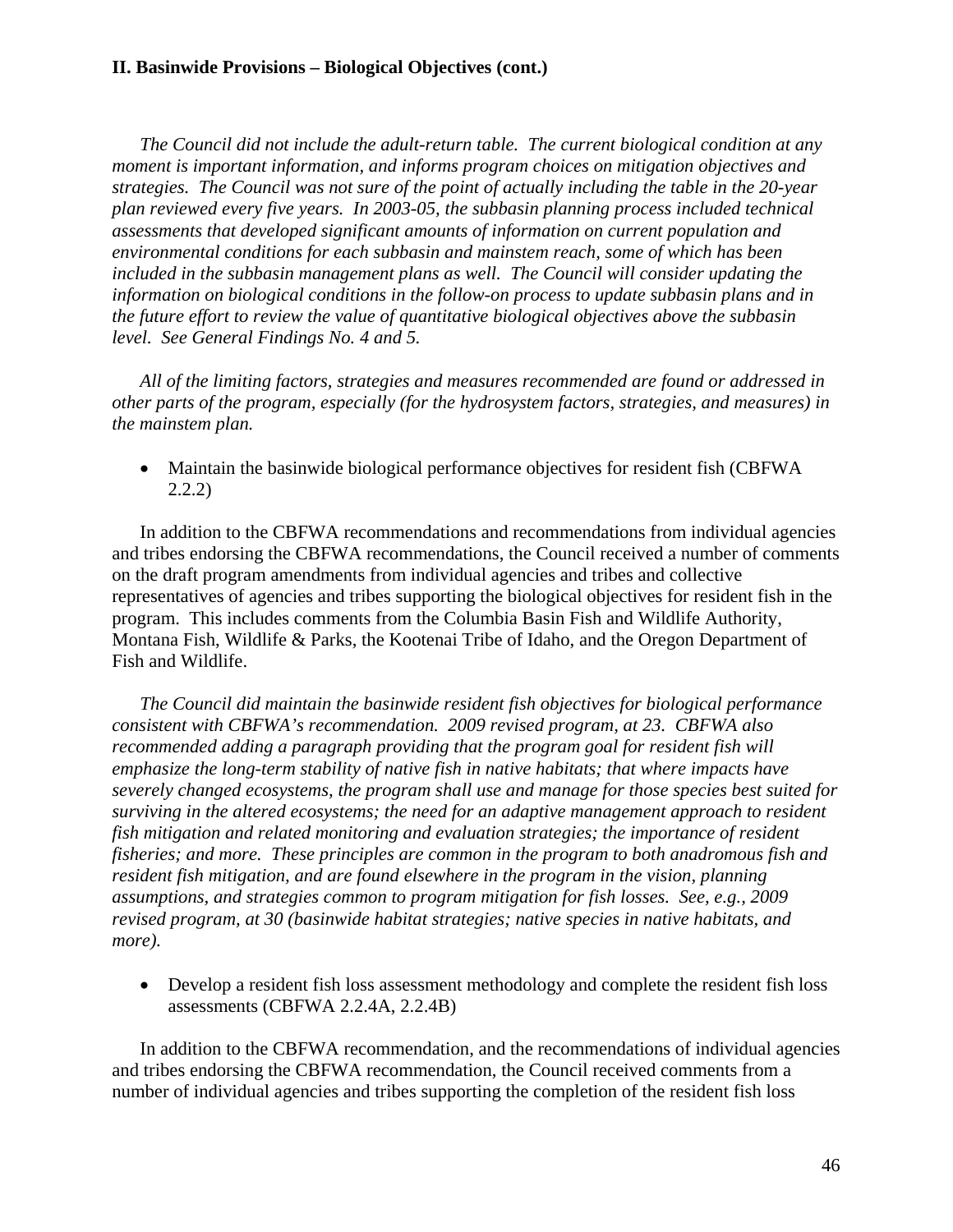**II. Basinwide Provisions – Biological Objectives (cont.)**

*The Council did not include the adult-return table. The current biological condition at any moment is important information, and informs program choices on mitigation objectives and strategies. The Council was not sure of the point of actually including the table in the 20-year plan reviewed every five years. In 2003-05, the subbasin planning process included technical assessments that developed significant amounts of information on current population and environmental conditions for each subbasin and mainstem reach, some of which has been included in the subbasin management plans as well. The Council will consider updating the information on biological conditions in the follow-on process to update subbasin plans and in the future effort to review the value of quantitative biological objectives above the subbasin level. See General Findings No. 4 and 5.*

*All of the limiting factors, strategies and measures recommended are found or addressed in other parts of the program, especially (for the hydrosystem factors, strategies, and measures) in the mainstem plan.*

- Maintain the basinwide biological performance objectives for resident fish (CBFWA 2.2.2)

In addition to the CBFWA recommendations and recommendations from individual agencies and tribes endorsing the CBFWA recommendations, the Council received a number of comments on the draft program amendments from individual agencies and tribes and collective representatives of agencies and tribes supporting the biological objectives for resident fish in the program. This includes comments from the Columbia Basin Fish and Wildlife Authority, Montana Fish, Wildlife & Parks, the Kootenai Tribe of Idaho, and the Oregon Department of Fish and Wildlife.

*The Council did maintain the basinwide resident fish objectives for biological performance consistent with CBFWA's recommendation. 2009 revised program, at 23. CBFWA also recommended adding a paragraph providing that the program goal for resident fish will emphasize the long-term stability of native fish in native habitats; that where impacts have severely changed ecosystems, the program shall use and manage for those species best suited for surviving in the altered ecosystems; the need for an adaptive management approach to resident fish mitigation and related monitoring and evaluation strategies; the importance of resident fisheries; and more. These principles are common in the program to both anadromous fish and resident fish mitigation, and are found elsewhere in the program in the vision, planning assumptions, and strategies common to program mitigation for fish losses. See, e.g., 2009 revised program, at 30 (basinwide habitat strategies; native species in native habitats, and more).*

- Develop a resident fish loss assessment methodology and complete the resident fish loss assessments (CBFWA 2.2.4A, 2.2.4B)

In addition to the CBFWA recommendation, and the recommendations of individual agencies and tribes endorsing the CBFWA recommendation, the Council received comments from a number of individual agencies and tribes supporting the completion of the resident fish loss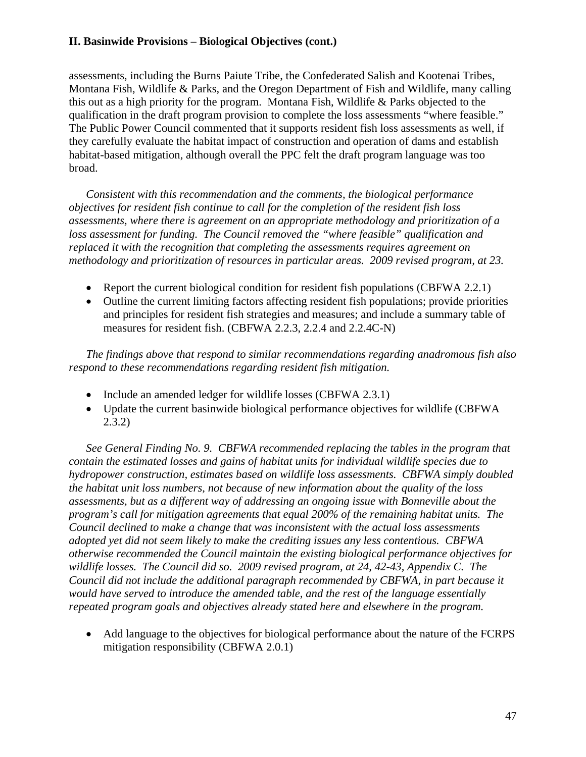assessments, including the Burns Paiute Tribe, the Confederated Salish and Kootenai Tribes, Montana Fish, Wildlife & Parks, and the Oregon Department of Fish and Wildlife, many calling this out as a high priority for the program. Montana Fish, Wildlife & Parks objected to the qualification in the draft program provision to complete the loss assessments "where feasible." The Public Power Council commented that it supports resident fish loss assessments as well, if they carefully evaluate the habitat impact of construction and operation of dams and establish habitat-based mitigation, although overall the PPC felt the draft program language was too broad.

*Consistent with this recommendation and the comments, the biological performance objectives for resident fish continue to call for the completion of the resident fish loss assessments, where there is agreement on an appropriate methodology and prioritization of a loss assessment for funding. The Council removed the "where feasible" qualification and replaced it with the recognition that completing the assessments requires agreement on methodology and prioritization of resources in particular areas. 2009 revised program, at 23.*

- Report the current biological condition for resident fish populations (CBFWA 2.2.1)
- Outline the current limiting factors affecting resident fish populations; provide priorities and principles for resident fish strategies and measures; and include a summary table of measures for resident fish. (CBFWA 2.2.3, 2.2.4 and 2.2.4C-N)

*The findings above that respond to similar recommendations regarding anadromous fish also respond to these recommendations regarding resident fish mitigation.*

- Include an amended ledger for wildlife losses (CBFWA 2.3.1)
- Update the current basinwide biological performance objectives for wildlife (CBFWA 2.3.2)

*See General Finding No. 9. CBFWA recommended replacing the tables in the program that contain the estimated losses and gains of habitat units for individual wildlife species due to hydropower construction, estimates based on wildlife loss assessments. CBFWA simply doubled the habitat unit loss numbers, not because of new information about the quality of the loss assessments, but as a different way of addressing an ongoing issue with Bonneville about the program's call for mitigation agreements that equal 200% of the remaining habitat units. The Council declined to make a change that was inconsistent with the actual loss assessments adopted yet did not seem likely to make the crediting issues any less contentious. CBFWA otherwise recommended the Council maintain the existing biological performance objectives for wildlife losses. The Council did so. 2009 revised program, at 24, 42-43, Appendix C. The Council did not include the additional paragraph recommended by CBFWA, in part because it would have served to introduce the amended table, and the rest of the language essentially repeated program goals and objectives already stated here and elsewhere in the program.*

- Add language to the objectives for biological performance about the nature of the FCRPS mitigation responsibility (CBFWA 2.0.1)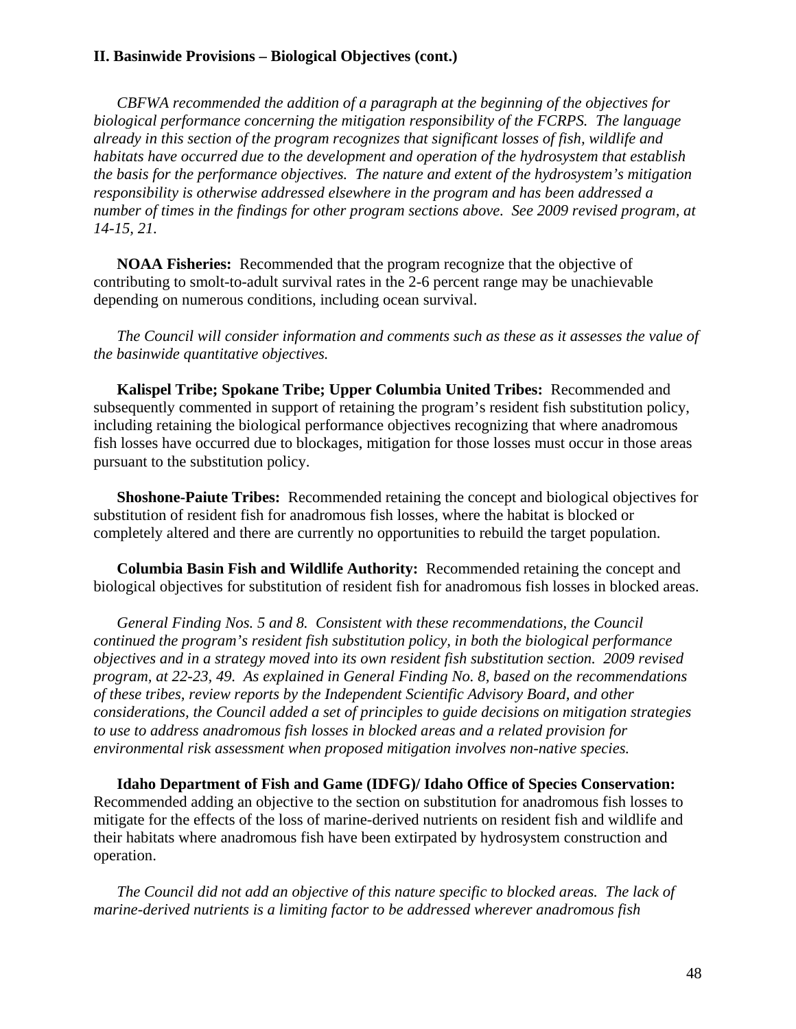**II. Basinwide Provisions – Biological Objectives (cont.)**

*CBFWA recommended the addition of a paragraph at the beginning of the objectives for biological performance concerning the mitigation responsibility of the FCRPS. The language already in this section of the program recognizes that significant losses of fish, wildlife and habitats have occurred due to the development and operation of the hydrosystem that establish the basis for the performance objectives. The nature and extent of the hydrosystem's mitigation responsibility is otherwise addressed elsewhere in the program and has been addressed a number of times in the findings for other program sections above. See 2009 revised program, at 14-15, 21.*

**NOAA Fisheries:** Recommended that the program recognize that the objective of contributing to smolt-to-adult survival rates in the 2-6 percent range may be unachievable depending on numerous conditions, including ocean survival.

*The Council will consider information and comments such as these as it assesses the value of the basinwide quantitative objectives.*

**Kalispel Tribe; Spokane Tribe; Upper Columbia United Tribes:** Recommended and subsequently commented in support of retaining the program's resident fish substitution policy, including retaining the biological performance objectives recognizing that where anadromous fish losses have occurred due to blockages, mitigation for those losses must occur in those areas pursuant to the substitution policy.

**Shoshone-Paiute Tribes:** Recommended retaining the concept and biological objectives for substitution of resident fish for anadromous fish losses, where the habitat is blocked or completely altered and there are currently no opportunities to rebuild the target population.

**Columbia Basin Fish and Wildlife Authority:** Recommended retaining the concept and biological objectives for substitution of resident fish for anadromous fish losses in blocked areas.

*General Finding Nos. 5 and 8. Consistent with these recommendations, the Council continued the program's resident fish substitution policy, in both the biological performance objectives and in a strategy moved into its own resident fish substitution section. 2009 revised program, at 22-23, 49. As explained in General Finding No. 8, based on the recommendations of these tribes, review reports by the Independent Scientific Advisory Board, and other considerations, the Council added a set of principles to guide decisions on mitigation strategies to use to address anadromous fish losses in blocked areas and a related provision for environmental risk assessment when proposed mitigation involves non-native species.*

**Idaho Department of Fish and Game (IDFG)/ Idaho Office of Species Conservation:** Recommended adding an objective to the section on substitution for anadromous fish losses to mitigate for the effects of the loss of marine-derived nutrients on resident fish and wildlife and their habitats where anadromous fish have been extirpated by hydrosystem construction and operation.

*The Council did not add an objective of this nature specific to blocked areas. The lack of marine-derived nutrients is a limiting factor to be addressed wherever anadromous fish*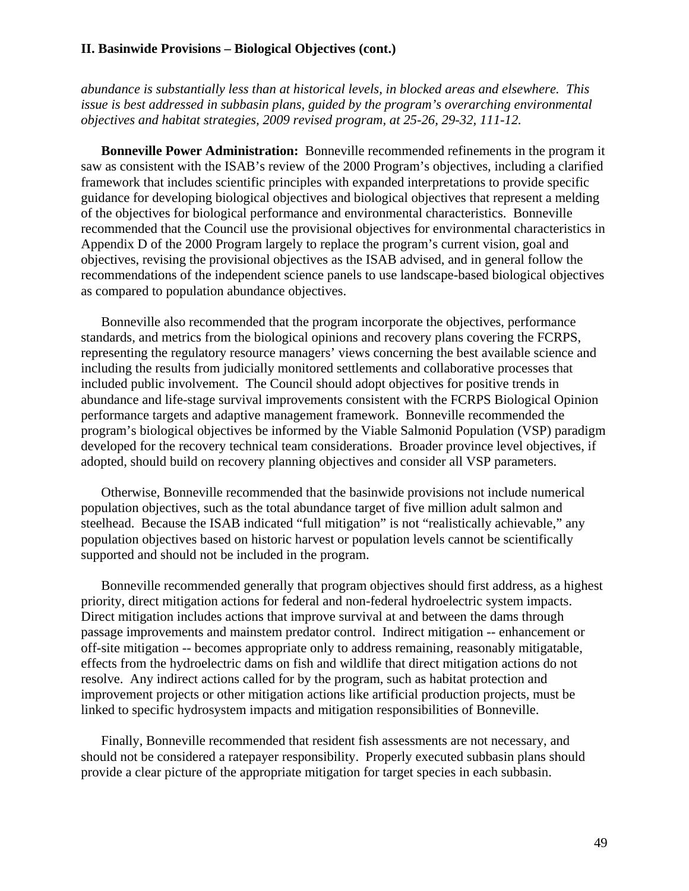**II. Basinwide Provisions – Biological Objectives (cont.)**

*abundance is substantially less than at historical levels, in blocked areas and elsewhere. This issue is best addressed in subbasin plans, guided by the program's overarching environmental objectives and habitat strategies, 2009 revised program, at 25-26, 29-32, 111-12.*

**Bonneville Power Administration:** Bonneville recommended refinements in the program it saw as consistent with the ISAB's review of the 2000 Program's objectives, including a clarified framework that includes scientific principles with expanded interpretations to provide specific guidance for developing biological objectives and biological objectives that represent a melding of the objectives for biological performance and environmental characteristics. Bonneville recommended that the Council use the provisional objectives for environmental characteristics in Appendix D of the 2000 Program largely to replace the program's current vision, goal and objectives, revising the provisional objectives as the ISAB advised, and in general follow the recommendations of the independent science panels to use landscape-based biological objectives as compared to population abundance objectives.

Bonneville also recommended that the program incorporate the objectives, performance standards, and metrics from the biological opinions and recovery plans covering the FCRPS, representing the regulatory resource managers' views concerning the best available science and including the results from judicially monitored settlements and collaborative processes that included public involvement. The Council should adopt objectives for positive trends in abundance and life-stage survival improvements consistent with the FCRPS Biological Opinion performance targets and adaptive management framework. Bonneville recommended the program's biological objectives be informed by the Viable Salmonid Population (VSP) paradigm developed for the recovery technical team considerations. Broader province level objectives, if adopted, should build on recovery planning objectives and consider all VSP parameters.

Otherwise, Bonneville recommended that the basinwide provisions not include numerical population objectives, such as the total abundance target of five million adult salmon and steelhead. Because the ISAB indicated "full mitigation" is not "realistically achievable," any population objectives based on historic harvest or population levels cannot be scientifically supported and should not be included in the program.

Bonneville recommended generally that program objectives should first address, as a highest priority, direct mitigation actions for federal and non-federal hydroelectric system impacts. Direct mitigation includes actions that improve survival at and between the dams through passage improvements and mainstem predator control. Indirect mitigation -- enhancement or off-site mitigation -- becomes appropriate only to address remaining, reasonably mitigatable, effects from the hydroelectric dams on fish and wildlife that direct mitigation actions do not resolve. Any indirect actions called for by the program, such as habitat protection and improvement projects or other mitigation actions like artificial production projects, must be linked to specific hydrosystem impacts and mitigation responsibilities of Bonneville.

Finally, Bonneville recommended that resident fish assessments are not necessary, and should not be considered a ratepayer responsibility. Properly executed subbasin plans should provide a clear picture of the appropriate mitigation for target species in each subbasin.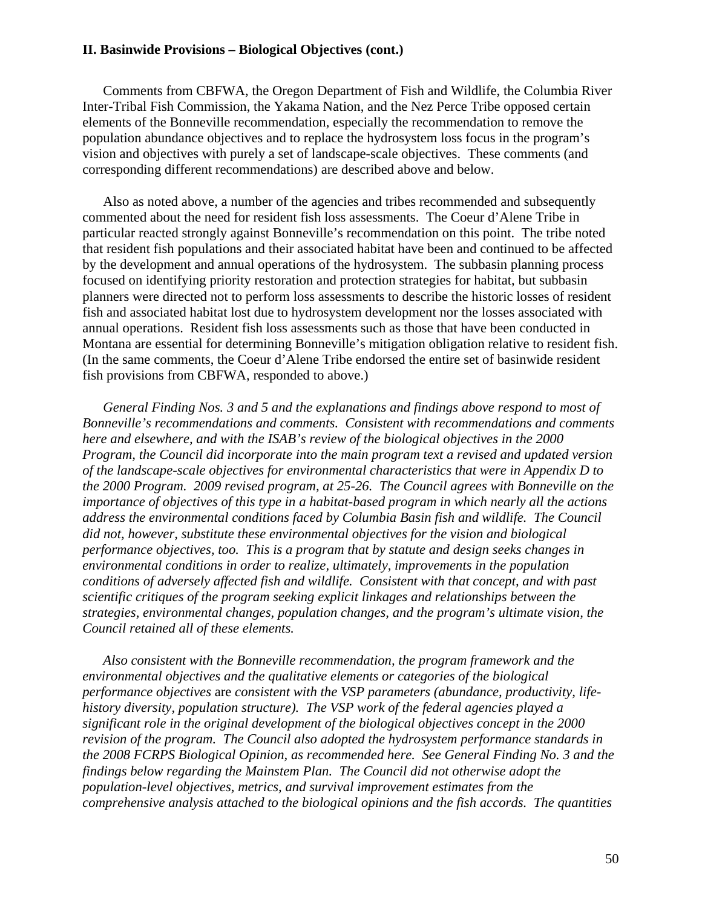**II. Basinwide Provisions – Biological Objectives (cont.)**

Comments from CBFWA, the Oregon Department of Fish and Wildlife, the Columbia River Inter-Tribal Fish Commission, the Yakama Nation, and the Nez Perce Tribe opposed certain elements of the Bonneville recommendation, especially the recommendation to remove the population abundance objectives and to replace the hydrosystem loss focus in the program's vision and objectives with purely a set of landscape-scale objectives. These comments (and corresponding different recommendations) are described above and below.

Also as noted above, a number of the agencies and tribes recommended and subsequently commented about the need for resident fish loss assessments. The Coeur d'Alene Tribe in particular reacted strongly against Bonneville's recommendation on this point. The tribe noted that resident fish populations and their associated habitat have been and continued to be affected by the development and annual operations of the hydrosystem. The subbasin planning process focused on identifying priority restoration and protection strategies for habitat, but subbasin planners were directed not to perform loss assessments to describe the historic losses of resident fish and associated habitat lost due to hydrosystem development nor the losses associated with annual operations. Resident fish loss assessments such as those that have been conducted in Montana are essential for determining Bonneville's mitigation obligation relative to resident fish. (In the same comments, the Coeur d'Alene Tribe endorsed the entire set of basinwide resident fish provisions from CBFWA, responded to above.)

*General Finding Nos. 3 and 5 and the explanations and findings above respond to most of Bonneville's recommendations and comments. Consistent with recommendations and comments here and elsewhere, and with the ISAB's review of the biological objectives in the 2000 Program, the Council did incorporate into the main program text a revised and updated version of the landscape-scale objectives for environmental characteristics that were in Appendix D to the 2000 Program. 2009 revised program, at 25-26. The Council agrees with Bonneville on the importance of objectives of this type in a habitat-based program in which nearly all the actions address the environmental conditions faced by Columbia Basin fish and wildlife. The Council did not, however, substitute these environmental objectives for the vision and biological performance objectives, too. This is a program that by statute and design seeks changes in environmental conditions in order to realize, ultimately, improvements in the population conditions of adversely affected fish and wildlife. Consistent with that concept, and with past scientific critiques of the program seeking explicit linkages and relationships between the strategies, environmental changes, population changes, and the program's ultimate vision, the Council retained all of these elements.*

*Also consistent with the Bonneville recommendation, the program framework and the environmental objectives and the qualitative elements or categories of the biological performance objectives* are *consistent with the VSP parameters (abundance, productivity, life-history diversity, population structure). The VSP work of the federal agencies played a significant role in the original development of the biological objectives concept in the 2000 revision of the program. The Council also adopted the hydrosystem performance standards in the 2008 FCRPS Biological Opinion, as recommended here. See General Finding No. 3 and the findings below regarding the Mainstem Plan. The Council did not otherwise adopt the population-level objectives, metrics, and survival improvement estimates from the comprehensive analysis attached to the biological opinions and the fish accords. The quantities*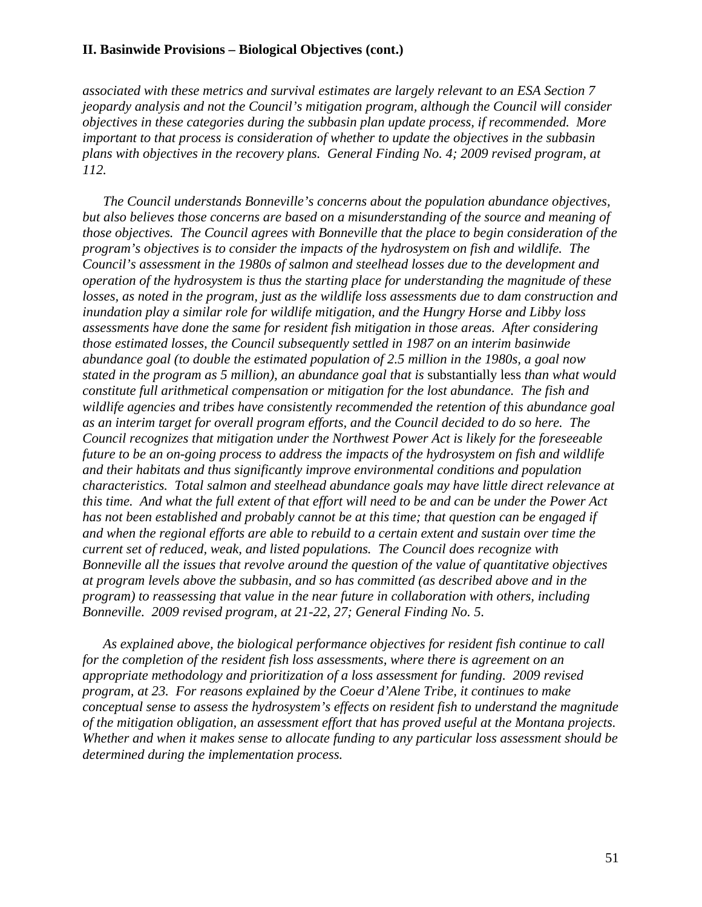*associated with these metrics and survival estimates are largely relevant to an ESA Section 7 jeopardy analysis and not the Council's mitigation program, although the Council will consider objectives in these categories during the subbasin plan update process, if recommended. More important to that process is consideration of whether to update the objectives in the subbasin plans with objectives in the recovery plans. General Finding No. 4; 2009 revised program, at 112.*

*The Council understands Bonneville's concerns about the population abundance objectives, but also believes those concerns are based on a misunderstanding of the source and meaning of those objectives. The Council agrees with Bonneville that the place to begin consideration of the program's objectives is to consider the impacts of the hydrosystem on fish and wildlife. The Council's assessment in the 1980s of salmon and steelhead losses due to the development and operation of the hydrosystem is thus the starting place for understanding the magnitude of these losses, as noted in the program, just as the wildlife loss assessments due to dam construction and inundation play a similar role for wildlife mitigation, and the Hungry Horse and Libby loss assessments have done the same for resident fish mitigation in those areas. After considering those estimated losses, the Council subsequently settled in 1987 on an interim basinwide abundance goal (to double the estimated population of 2.5 million in the 1980s, a goal now stated in the program as 5 million), an abundance goal that is* substantially less *than what would constitute full arithmetical compensation or mitigation for the lost abundance. The fish and wildlife agencies and tribes have consistently recommended the retention of this abundance goal as an interim target for overall program efforts, and the Council decided to do so here. The Council recognizes that mitigation under the Northwest Power Act is likely for the foreseeable future to be an on-going process to address the impacts of the hydrosystem on fish and wildlife and their habitats and thus significantly improve environmental conditions and population characteristics. Total salmon and steelhead abundance goals may have little direct relevance at this time. And what the full extent of that effort will need to be and can be under the Power Act has not been established and probably cannot be at this time; that question can be engaged if and when the regional efforts are able to rebuild to a certain extent and sustain over time the current set of reduced, weak, and listed populations. The Council does recognize with Bonneville all the issues that revolve around the question of the value of quantitative objectives at program levels above the subbasin, and so has committed (as described above and in the program) to reassessing that value in the near future in collaboration with others, including Bonneville. 2009 revised program, at 21-22, 27; General Finding No. 5.*

*As explained above, the biological performance objectives for resident fish continue to call for the completion of the resident fish loss assessments, where there is agreement on an appropriate methodology and prioritization of a loss assessment for funding. 2009 revised program, at 23. For reasons explained by the Coeur d'Alene Tribe, it continues to make conceptual sense to assess the hydrosystem's effects on resident fish to understand the magnitude of the mitigation obligation, an assessment effort that has proved useful at the Montana projects. Whether and when it makes sense to allocate funding to any particular loss assessment should be determined during the implementation process.*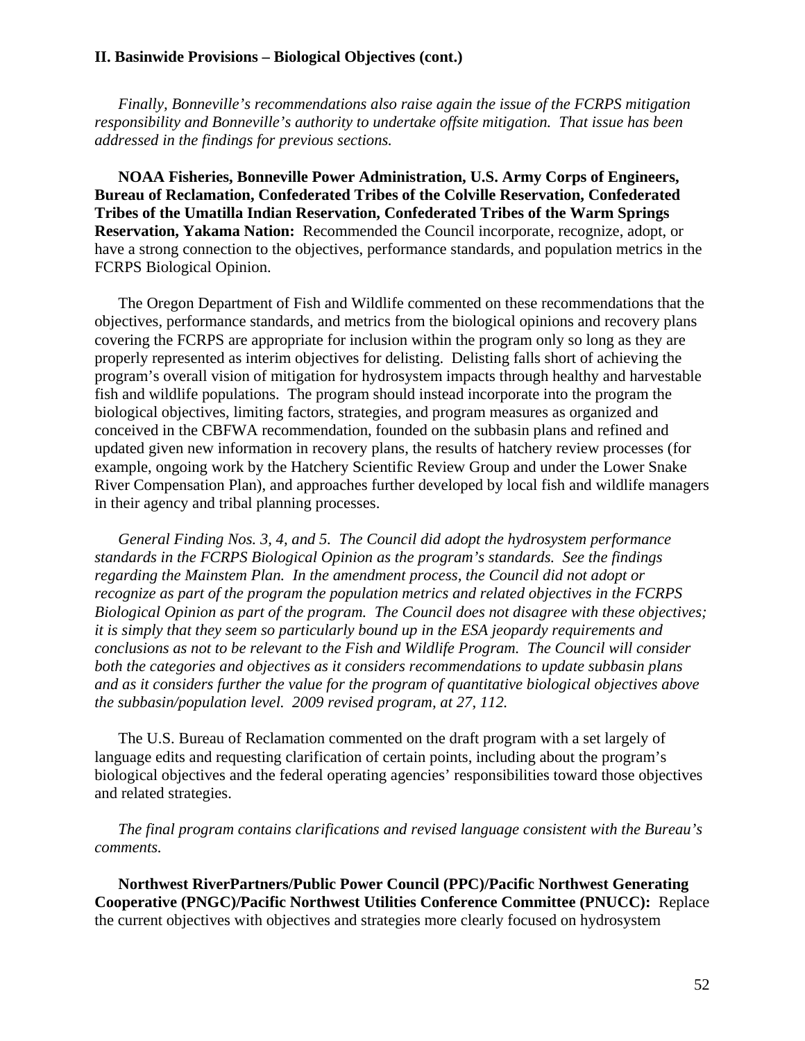**II. Basinwide Provisions – Biological Objectives (cont.)**

*Finally, Bonneville's recommendations also raise again the issue of the FCRPS mitigation responsibility and Bonneville's authority to undertake offsite mitigation. That issue has been addressed in the findings for previous sections.*

**NOAA Fisheries, Bonneville Power Administration, U.S. Army Corps of Engineers, Bureau of Reclamation, Confederated Tribes of the Colville Reservation, Confederated Tribes of the Umatilla Indian Reservation, Confederated Tribes of the Warm Springs Reservation, Yakama Nation:** Recommended the Council incorporate, recognize, adopt, or have a strong connection to the objectives, performance standards, and population metrics in the FCRPS Biological Opinion.

The Oregon Department of Fish and Wildlife commented on these recommendations that the objectives, performance standards, and metrics from the biological opinions and recovery plans covering the FCRPS are appropriate for inclusion within the program only so long as they are properly represented as interim objectives for delisting. Delisting falls short of achieving the program's overall vision of mitigation for hydrosystem impacts through healthy and harvestable fish and wildlife populations. The program should instead incorporate into the program the biological objectives, limiting factors, strategies, and program measures as organized and conceived in the CBFWA recommendation, founded on the subbasin plans and refined and updated given new information in recovery plans, the results of hatchery review processes (for example, ongoing work by the Hatchery Scientific Review Group and under the Lower Snake River Compensation Plan), and approaches further developed by local fish and wildlife managers in their agency and tribal planning processes.

*General Finding Nos. 3, 4, and 5. The Council did adopt the hydrosystem performance standards in the FCRPS Biological Opinion as the program's standards. See the findings regarding the Mainstem Plan. In the amendment process, the Council did not adopt or recognize as part of the program the population metrics and related objectives in the FCRPS Biological Opinion as part of the program. The Council does not disagree with these objectives; it is simply that they seem so particularly bound up in the ESA jeopardy requirements and conclusions as not to be relevant to the Fish and Wildlife Program. The Council will consider both the categories and objectives as it considers recommendations to update subbasin plans and as it considers further the value for the program of quantitative biological objectives above the subbasin/population level. 2009 revised program, at 27, 112.*

The U.S. Bureau of Reclamation commented on the draft program with a set largely of language edits and requesting clarification of certain points, including about the program's biological objectives and the federal operating agencies' responsibilities toward those objectives and related strategies.

*The final program contains clarifications and revised language consistent with the Bureau's comments.*

**Northwest RiverPartners/Public Power Council (PPC)/Pacific Northwest Generating Cooperative (PNGC)/Pacific Northwest Utilities Conference Committee (PNUCC):** Replace the current objectives with objectives and strategies more clearly focused on hydrosystem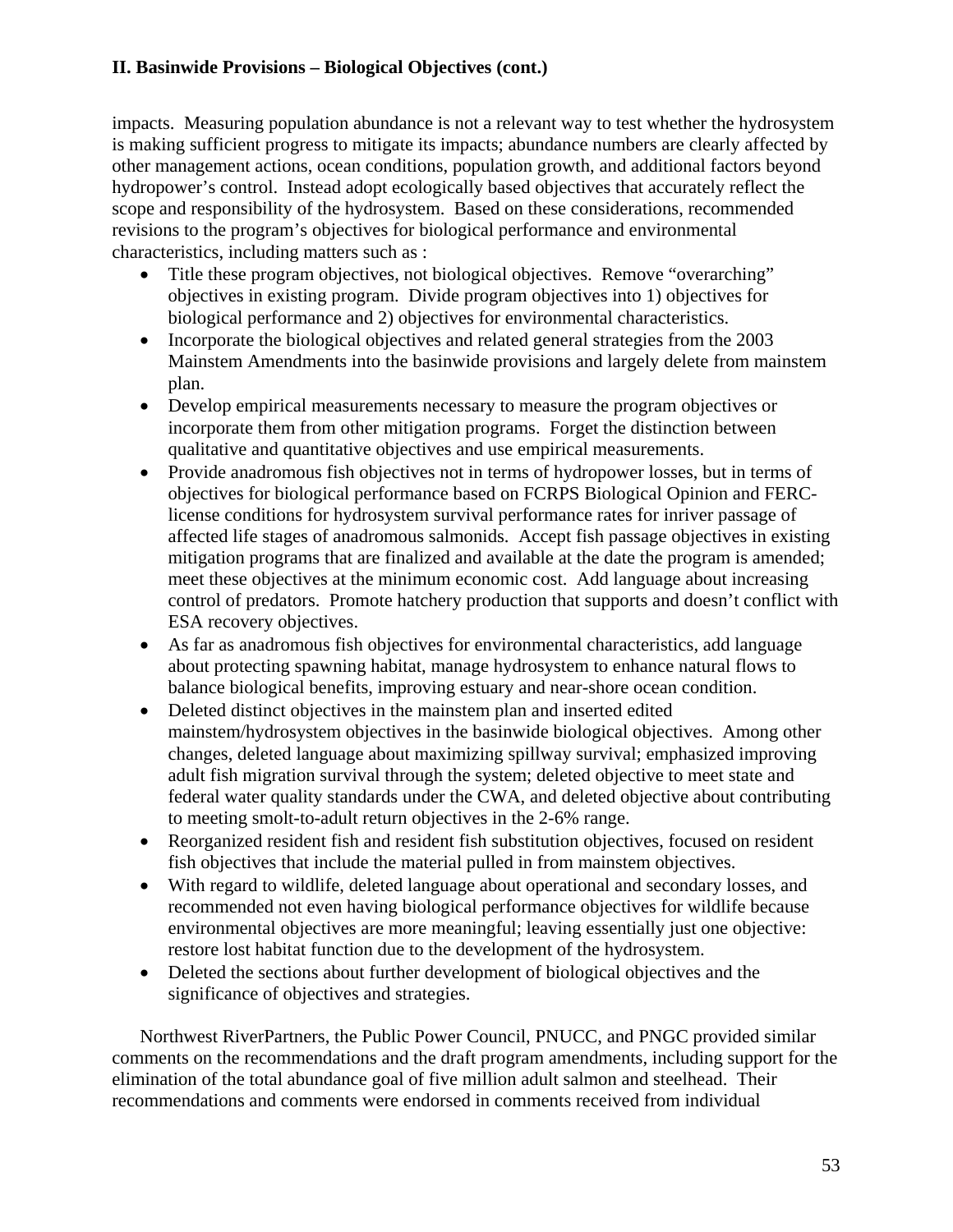impacts. Measuring population abundance is not a relevant way to test whether the hydrosystem is making sufficient progress to mitigate its impacts; abundance numbers are clearly affected by other management actions, ocean conditions, population growth, and additional factors beyond hydropower's control. Instead adopt ecologically based objectives that accurately reflect the scope and responsibility of the hydrosystem. Based on these considerations, recommended revisions to the program's objectives for biological performance and environmental characteristics, including matters such as :

- Title these program objectives, not biological objectives. Remove "overarching" objectives in existing program. Divide program objectives into 1) objectives for biological performance and 2) objectives for environmental characteristics.
- Incorporate the biological objectives and related general strategies from the 2003 Mainstem Amendments into the basinwide provisions and largely delete from mainstem plan.
- Develop empirical measurements necessary to measure the program objectives or incorporate them from other mitigation programs. Forget the distinction between qualitative and quantitative objectives and use empirical measurements.
- Provide anadromous fish objectives not in terms of hydropower losses, but in terms of objectives for biological performance based on FCRPS Biological Opinion and FERC-license conditions for hydrosystem survival performance rates for inriver passage of affected life stages of anadromous salmonids. Accept fish passage objectives in existing mitigation programs that are finalized and available at the date the program is amended; meet these objectives at the minimum economic cost. Add language about increasing control of predators. Promote hatchery production that supports and doesn't conflict with ESA recovery objectives.
- As far as anadromous fish objectives for environmental characteristics, add language about protecting spawning habitat, manage hydrosystem to enhance natural flows to balance biological benefits, improving estuary and near-shore ocean condition.
- Deleted distinct objectives in the mainstem plan and inserted edited mainstem/hydrosystem objectives in the basinwide biological objectives. Among other changes, deleted language about maximizing spillway survival; emphasized improving adult fish migration survival through the system; deleted objective to meet state and federal water quality standards under the CWA, and deleted objective about contributing to meeting smolt-to-adult return objectives in the 2-6% range.
- Reorganized resident fish and resident fish substitution objectives, focused on resident fish objectives that include the material pulled in from mainstem objectives.
- With regard to wildlife, deleted language about operational and secondary losses, and recommended not even having biological performance objectives for wildlife because environmental objectives are more meaningful; leaving essentially just one objective: restore lost habitat function due to the development of the hydrosystem.
- Deleted the sections about further development of biological objectives and the significance of objectives and strategies.

Northwest RiverPartners, the Public Power Council, PNUCC, and PNGC provided similar comments on the recommendations and the draft program amendments, including support for the elimination of the total abundance goal of five million adult salmon and steelhead. Their recommendations and comments were endorsed in comments received from individual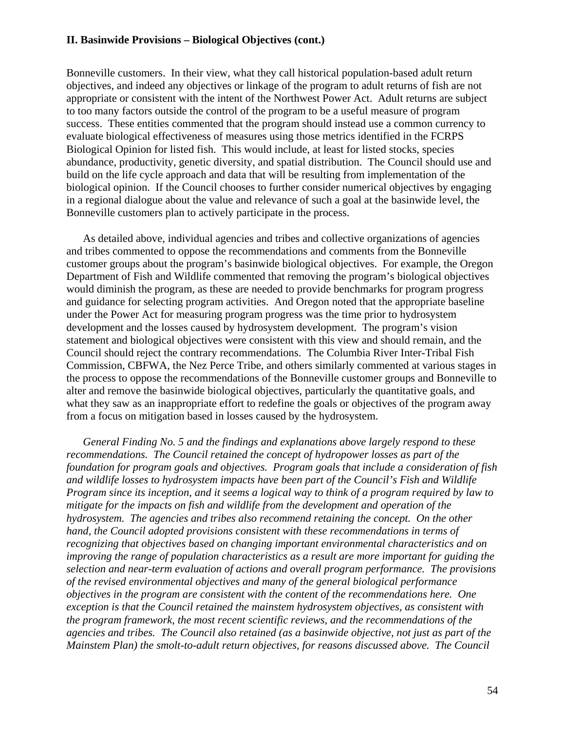Bonneville customers. In their view, what they call historical population-based adult return objectives, and indeed any objectives or linkage of the program to adult returns of fish are not appropriate or consistent with the intent of the Northwest Power Act. Adult returns are subject to too many factors outside the control of the program to be a useful measure of program success. These entities commented that the program should instead use a common currency to evaluate biological effectiveness of measures using those metrics identified in the FCRPS Biological Opinion for listed fish. This would include, at least for listed stocks, species abundance, productivity, genetic diversity, and spatial distribution. The Council should use and build on the life cycle approach and data that will be resulting from implementation of the biological opinion. If the Council chooses to further consider numerical objectives by engaging in a regional dialogue about the value and relevance of such a goal at the basinwide level, the Bonneville customers plan to actively participate in the process.

As detailed above, individual agencies and tribes and collective organizations of agencies and tribes commented to oppose the recommendations and comments from the Bonneville customer groups about the program's basinwide biological objectives. For example, the Oregon Department of Fish and Wildlife commented that removing the program's biological objectives would diminish the program, as these are needed to provide benchmarks for program progress and guidance for selecting program activities. And Oregon noted that the appropriate baseline under the Power Act for measuring program progress was the time prior to hydrosystem development and the losses caused by hydrosystem development. The program's vision statement and biological objectives were consistent with this view and should remain, and the Council should reject the contrary recommendations. The Columbia River Inter-Tribal Fish Commission, CBFWA, the Nez Perce Tribe, and others similarly commented at various stages in the process to oppose the recommendations of the Bonneville customer groups and Bonneville to alter and remove the basinwide biological objectives, particularly the quantitative goals, and what they saw as an inappropriate effort to redefine the goals or objectives of the program away from a focus on mitigation based in losses caused by the hydrosystem.

*General Finding No. 5 and the findings and explanations above largely respond to these recommendations. The Council retained the concept of hydropower losses as part of the foundation for program goals and objectives. Program goals that include a consideration of fish and wildlife losses to hydrosystem impacts have been part of the Council's Fish and Wildlife Program since its inception, and it seems a logical way to think of a program required by law to mitigate for the impacts on fish and wildlife from the development and operation of the hydrosystem. The agencies and tribes also recommend retaining the concept. On the other hand, the Council adopted provisions consistent with these recommendations in terms of recognizing that objectives based on changing important environmental characteristics and on improving the range of population characteristics as a result are more important for guiding the selection and near-term evaluation of actions and overall program performance. The provisions of the revised environmental objectives and many of the general biological performance objectives in the program are consistent with the content of the recommendations here. One exception is that the Council retained the mainstem hydrosystem objectives, as consistent with the program framework, the most recent scientific reviews, and the recommendations of the agencies and tribes. The Council also retained (as a basinwide objective, not just as part of the Mainstem Plan) the smolt-to-adult return objectives, for reasons discussed above. The Council*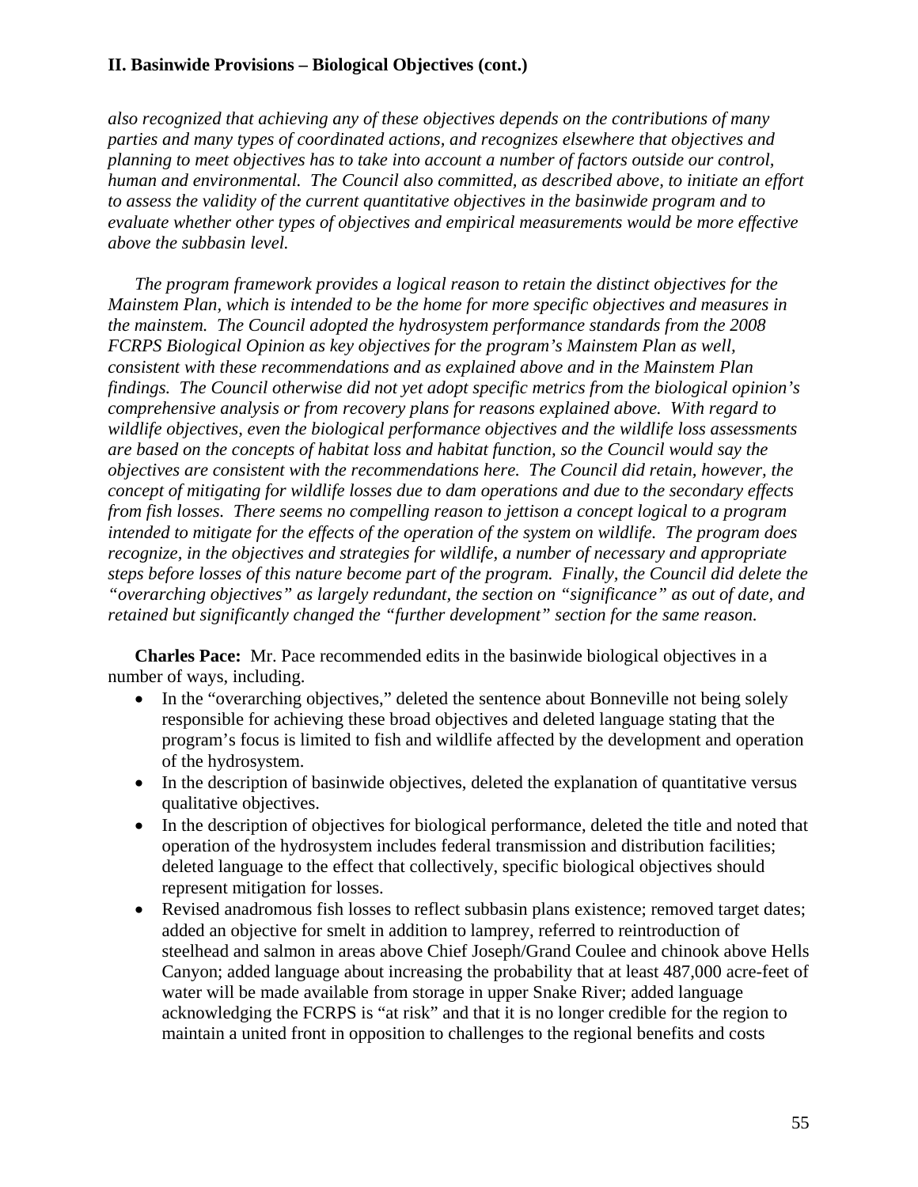also recognized that achieving any of these objectives depends on the contributions of many parties and many types of coordinated actions, and recognizes elsewhere that objectives and planning to meet objectives has to take into account a number of factors outside our control, human and environmental. The Council also committed, as described above, to initiate an effort to assess the validity of the current quantitative objectives in the basinwide program and to evaluate whether other types of objectives and empirical measurements would be more effective above the subbasin level.*

*The program framework provides a logical reason to retain the distinct objectives for the Mainstem Plan, which is intended to be the home for more specific objectives and measures in the mainstem. The Council adopted the hydrosystem performance standards from the 2008 FCRPS Biological Opinion as key objectives for the program's Mainstem Plan as well, consistent with these recommendations and as explained above and in the Mainstem Plan findings. The Council otherwise did not yet adopt specific metrics from the biological opinion's comprehensive analysis or from recovery plans for reasons explained above. With regard to wildlife objectives, even the biological performance objectives and the wildlife loss assessments are based on the concepts of habitat loss and habitat function, so the Council would say the objectives are consistent with the recommendations here. The Council did retain, however, the concept of mitigating for wildlife losses due to dam operations and due to the secondary effects from fish losses. There seems no compelling reason to jettison a concept logical to a program intended to mitigate for the effects of the operation of the system on wildlife. The program does recognize, in the objectives and strategies for wildlife, a number of necessary and appropriate steps before losses of this nature become part of the program. Finally, the Council did delete the "overarching objectives" as largely redundant, the section on "significance" as out of date, and retained but significantly changed the "further development" section for the same reason.*

**Charles Pace:** Mr. Pace recommended edits in the basinwide biological objectives in a number of ways, including.

- In the "overarching objectives," deleted the sentence about Bonneville not being solely responsible for achieving these broad objectives and deleted language stating that the program's focus is limited to fish and wildlife affected by the development and operation of the hydrosystem.
- In the description of basinwide objectives, deleted the explanation of quantitative versus qualitative objectives.
- In the description of objectives for biological performance, deleted the title and noted that operation of the hydrosystem includes federal transmission and distribution facilities; deleted language to the effect that collectively, specific biological objectives should represent mitigation for losses.
- Revised anadromous fish losses to reflect subbasin plans existence; removed target dates; added an objective for smelt in addition to lamprey, referred to reintroduction of steelhead and salmon in areas above Chief Joseph/Grand Coulee and chinook above Hells Canyon; added language about increasing the probability that at least 487,000 acre-feet of water will be made available from storage in upper Snake River; added language acknowledging the FCRPS is "at risk" and that it is no longer credible for the region to maintain a united front in opposition to challenges to the regional benefits and costs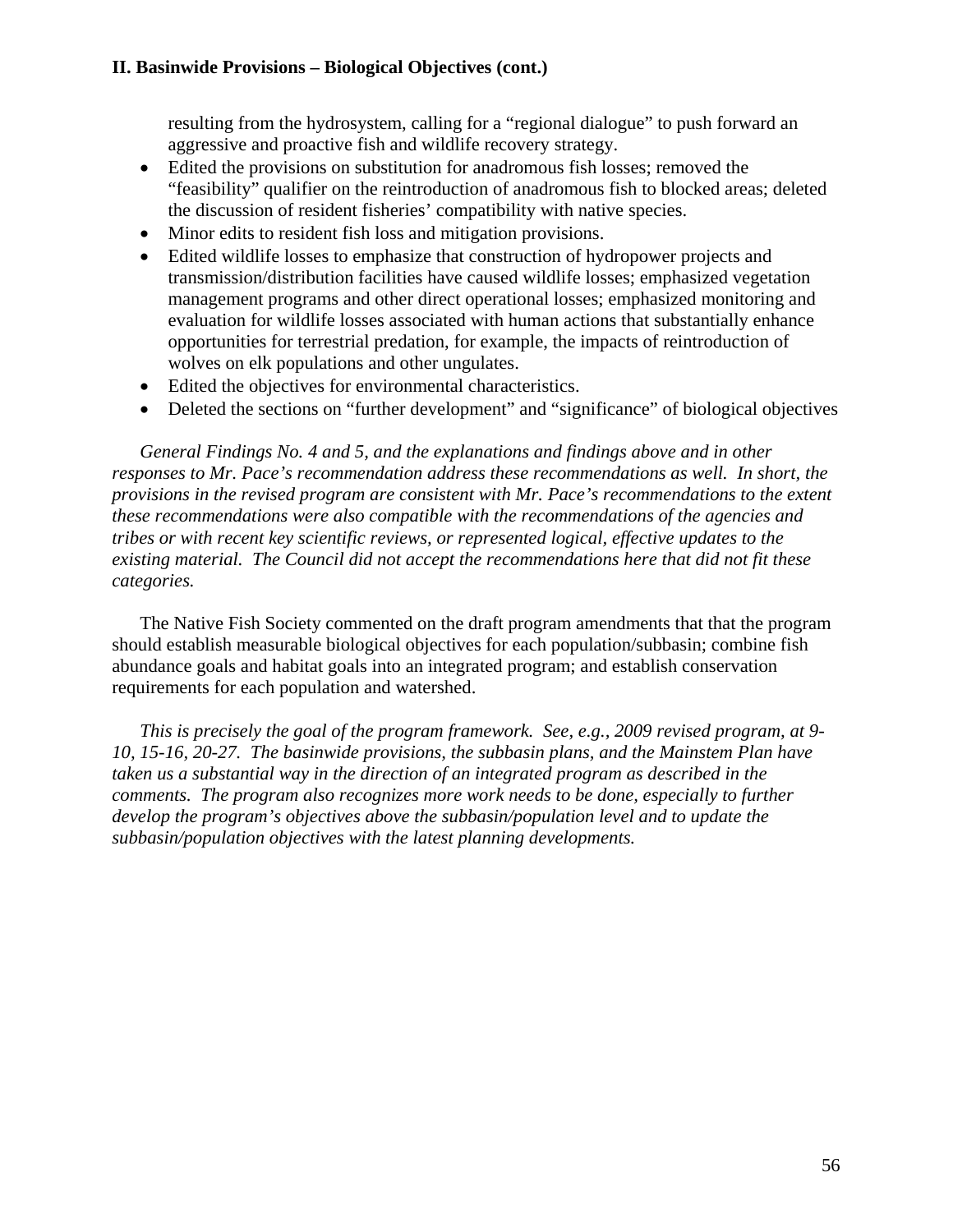resulting from the hydrosystem, calling for a "regional dialogue" to push forward an aggressive and proactive fish and wildlife recovery strategy.

- Edited the provisions on substitution for anadromous fish losses; removed the "feasibility" qualifier on the reintroduction of anadromous fish to blocked areas; deleted the discussion of resident fisheries' compatibility with native species.
- Minor edits to resident fish loss and mitigation provisions.
- Edited wildlife losses to emphasize that construction of hydropower projects and transmission/distribution facilities have caused wildlife losses; emphasized vegetation management programs and other direct operational losses; emphasized monitoring and evaluation for wildlife losses associated with human actions that substantially enhance opportunities for terrestrial predation, for example, the impacts of reintroduction of wolves on elk populations and other ungulates.
- Edited the objectives for environmental characteristics.
- Deleted the sections on "further development" and "significance" of biological objectives

*General Findings No. 4 and 5, and the explanations and findings above and in other responses to Mr. Pace's recommendation address these recommendations as well. In short, the provisions in the revised program are consistent with Mr. Pace's recommendations to the extent these recommendations were also compatible with the recommendations of the agencies and tribes or with recent key scientific reviews, or represented logical, effective updates to the existing material. The Council did not accept the recommendations here that did not fit these categories.*

The Native Fish Society commented on the draft program amendments that that the program should establish measurable biological objectives for each population/subbasin; combine fish abundance goals and habitat goals into an integrated program; and establish conservation requirements for each population and watershed.

*This is precisely the goal of the program framework. See, e.g., 2009 revised program, at 9-10, 15-16, 20-27. The basinwide provisions, the subbasin plans, and the Mainstem Plan have taken us a substantial way in the direction of an integrated program as described in the comments. The program also recognizes more work needs to be done, especially to further develop the program's objectives above the subbasin/population level and to update the subbasin/population objectives with the latest planning developments.*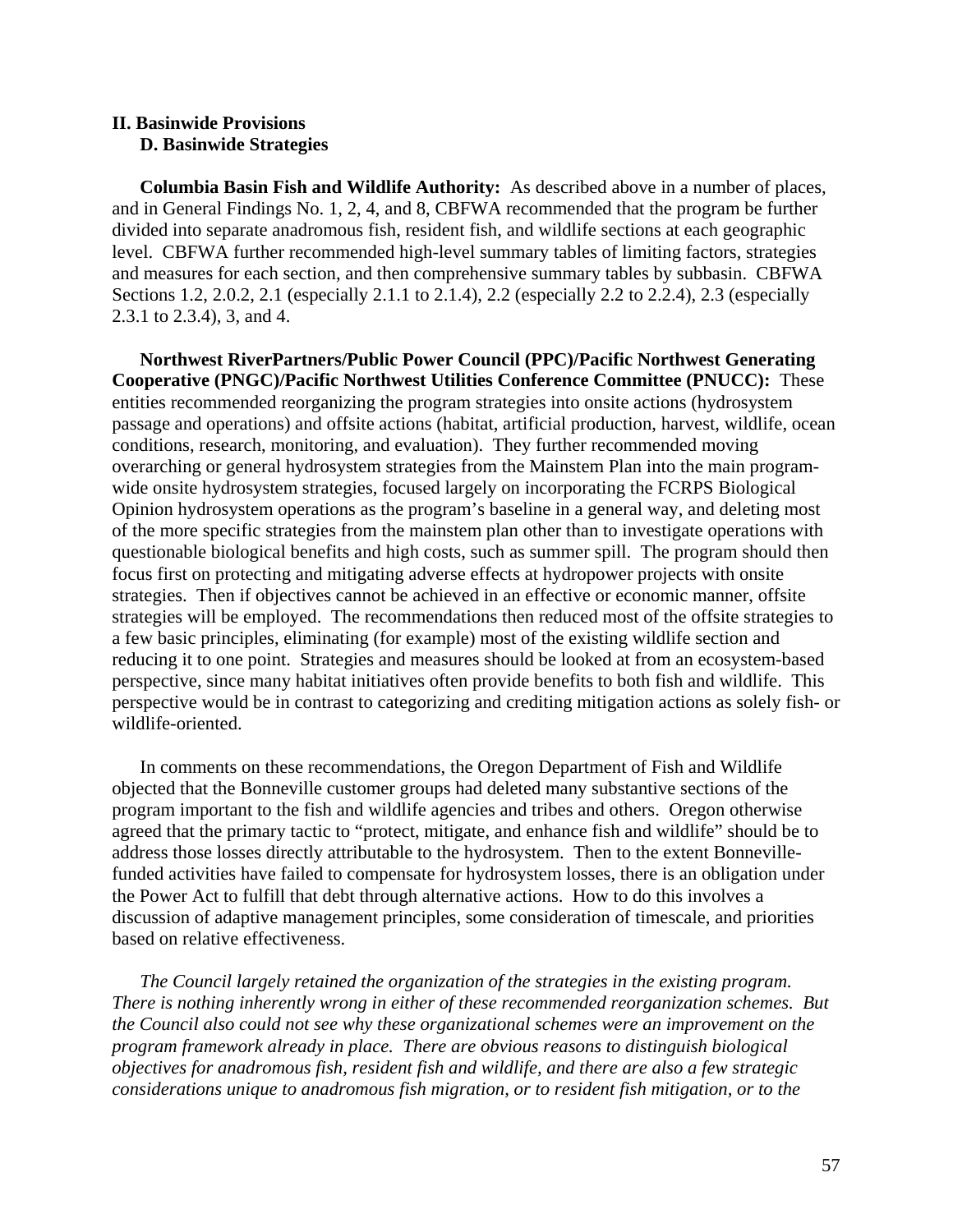**II. Basinwide Provisions**

**D. Basinwide Strategies**

**Columbia Basin Fish and Wildlife Authority:** As described above in a number of places, and in General Findings No. 1, 2, 4, and 8, CBFWA recommended that the program be further divided into separate anadromous fish, resident fish, and wildlife sections at each geographic level. CBFWA further recommended high-level summary tables of limiting factors, strategies and measures for each section, and then comprehensive summary tables by subbasin. CBFWA Sections 1.2, 2.0.2, 2.1 (especially 2.1.1 to 2.1.4), 2.2 (especially 2.2 to 2.2.4), 2.3 (especially 2.3.1 to 2.3.4), 3, and 4.

**Northwest RiverPartners/Public Power Council (PPC)/Pacific Northwest Generating Cooperative (PNGC)/Pacific Northwest Utilities Conference Committee (PNUCC):** These entities recommended reorganizing the program strategies into onsite actions (hydrosystem passage and operations) and offsite actions (habitat, artificial production, harvest, wildlife, ocean conditions, research, monitoring, and evaluation). They further recommended moving overarching or general hydrosystem strategies from the Mainstem Plan into the main program-wide onsite hydrosystem strategies, focused largely on incorporating the FCRPS Biological Opinion hydrosystem operations as the program's baseline in a general way, and deleting most of the more specific strategies from the mainstem plan other than to investigate operations with questionable biological benefits and high costs, such as summer spill. The program should then focus first on protecting and mitigating adverse effects at hydropower projects with onsite strategies. Then if objectives cannot be achieved in an effective or economic manner, offsite strategies will be employed. The recommendations then reduced most of the offsite strategies to a few basic principles, eliminating (for example) most of the existing wildlife section and reducing it to one point. Strategies and measures should be looked at from an ecosystem-based perspective, since many habitat initiatives often provide benefits to both fish and wildlife. This perspective would be in contrast to categorizing and crediting mitigation actions as solely fish- or wildlife-oriented.

In comments on these recommendations, the Oregon Department of Fish and Wildlife objected that the Bonneville customer groups had deleted many substantive sections of the program important to the fish and wildlife agencies and tribes and others. Oregon otherwise agreed that the primary tactic to "protect, mitigate, and enhance fish and wildlife" should be to address those losses directly attributable to the hydrosystem. Then to the extent Bonneville-funded activities have failed to compensate for hydrosystem losses, there is an obligation under the Power Act to fulfill that debt through alternative actions. How to do this involves a discussion of adaptive management principles, some consideration of timescale, and priorities based on relative effectiveness.

*The Council largely retained the organization of the strategies in the existing program. There is nothing inherently wrong in either of these recommended reorganization schemes. But the Council also could not see why these organizational schemes were an improvement on the program framework already in place. There are obvious reasons to distinguish biological objectives for anadromous fish, resident fish and wildlife, and there are also a few strategic considerations unique to anadromous fish migration, or to resident fish mitigation, or to the*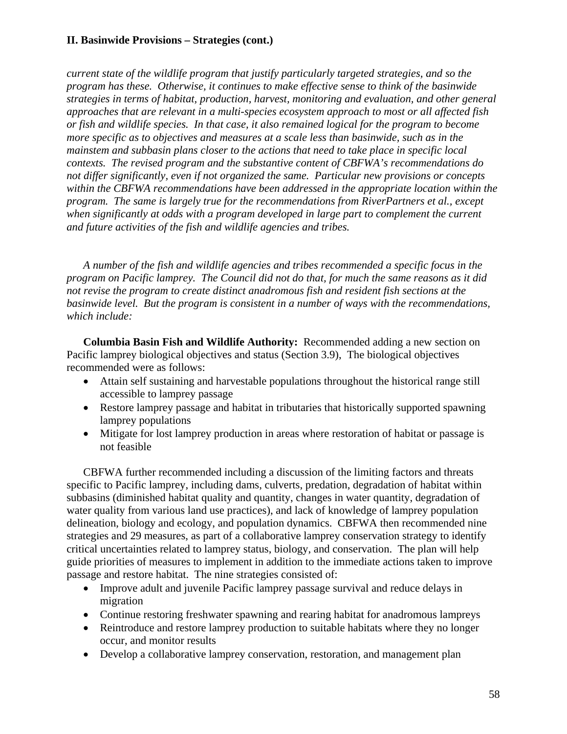*current state of the wildlife program that justify particularly targeted strategies, and so the program has these. Otherwise, it continues to make effective sense to think of the basinwide strategies in terms of habitat, production, harvest, monitoring and evaluation, and other general approaches that are relevant in a multi-species ecosystem approach to most or all affected fish or fish and wildlife species. In that case, it also remained logical for the program to become more specific as to objectives and measures at a scale less than basinwide, such as in the mainstem and subbasin plans closer to the actions that need to take place in specific local contexts. The revised program and the substantive content of CBFWA's recommendations do not differ significantly, even if not organized the same. Particular new provisions or concepts within the CBFWA recommendations have been addressed in the appropriate location within the program. The same is largely true for the recommendations from RiverPartners et al., except when significantly at odds with a program developed in large part to complement the current and future activities of the fish and wildlife agencies and tribes.*

*A number of the fish and wildlife agencies and tribes recommended a specific focus in the program on Pacific lamprey. The Council did not do that, for much the same reasons as it did not revise the program to create distinct anadromous fish and resident fish sections at the basinwide level. But the program is consistent in a number of ways with the recommendations, which include:*

**Columbia Basin Fish and Wildlife Authority:** Recommended adding a new section on Pacific lamprey biological objectives and status (Section 3.9), The biological objectives recommended were as follows:

- Attain self sustaining and harvestable populations throughout the historical range still accessible to lamprey passage
- Restore lamprey passage and habitat in tributaries that historically supported spawning lamprey populations
- Mitigate for lost lamprey production in areas where restoration of habitat or passage is not feasible

CBFWA further recommended including a discussion of the limiting factors and threats specific to Pacific lamprey, including dams, culverts, predation, degradation of habitat within subbasins (diminished habitat quality and quantity, changes in water quantity, degradation of water quality from various land use practices), and lack of knowledge of lamprey population delineation, biology and ecology, and population dynamics. CBFWA then recommended nine strategies and 29 measures, as part of a collaborative lamprey conservation strategy to identify critical uncertainties related to lamprey status, biology, and conservation. The plan will help guide priorities of measures to implement in addition to the immediate actions taken to improve passage and restore habitat. The nine strategies consisted of:

- Improve adult and juvenile Pacific lamprey passage survival and reduce delays in migration
- Continue restoring freshwater spawning and rearing habitat for anadromous lampreys
- Reintroduce and restore lamprey production to suitable habitats where they no longer occur, and monitor results
- Develop a collaborative lamprey conservation, restoration, and management plan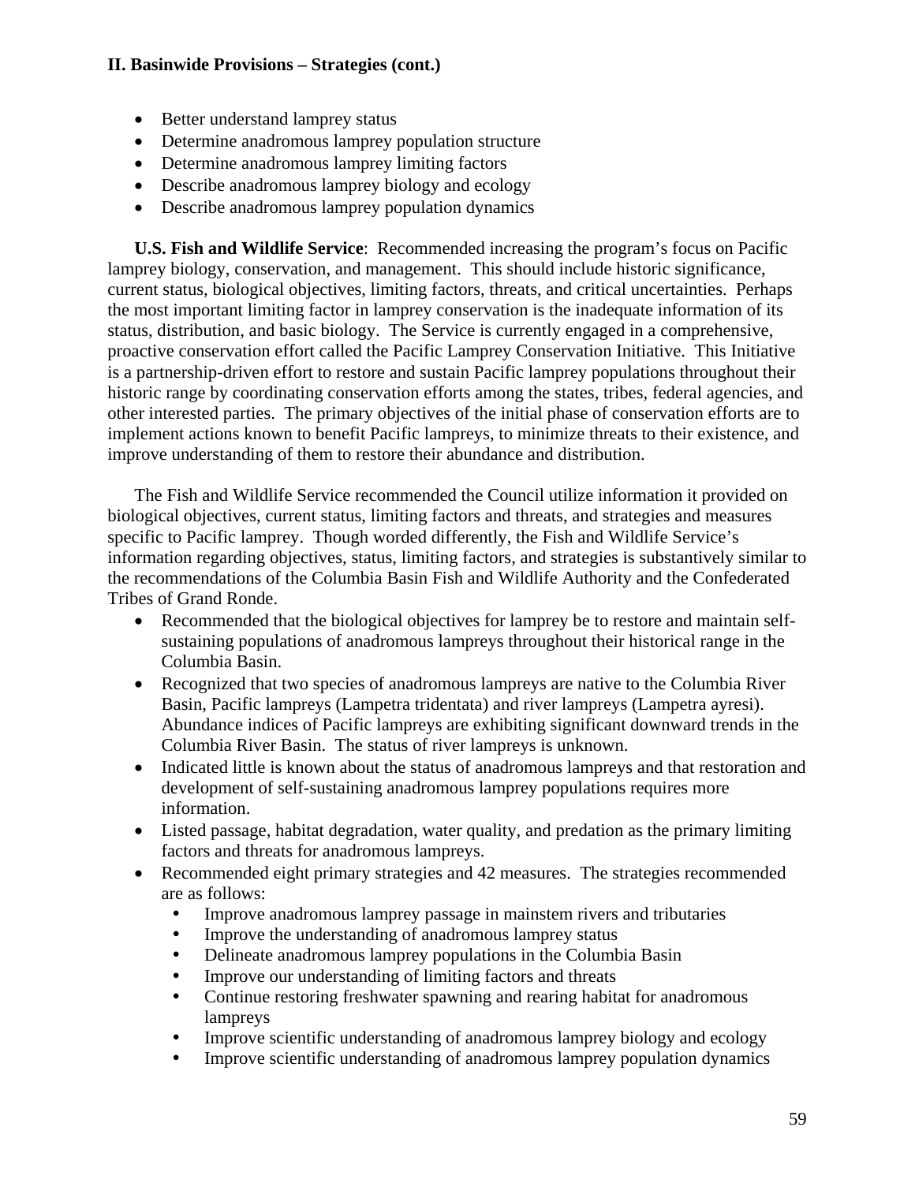**II. Basinwide Provisions – Strategies (cont.)**

- Better understand lamprey status
- Determine anadromous lamprey population structure
- Determine anadromous lamprey limiting factors
- Describe anadromous lamprey biology and ecology
- Describe anadromous lamprey population dynamics

**U.S. Fish and Wildlife Service**: Recommended increasing the program's focus on Pacific lamprey biology, conservation, and management. This should include historic significance, current status, biological objectives, limiting factors, threats, and critical uncertainties. Perhaps the most important limiting factor in lamprey conservation is the inadequate information of its status, distribution, and basic biology. The Service is currently engaged in a comprehensive, proactive conservation effort called the Pacific Lamprey Conservation Initiative. This Initiative is a partnership-driven effort to restore and sustain Pacific lamprey populations throughout their historic range by coordinating conservation efforts among the states, tribes, federal agencies, and other interested parties. The primary objectives of the initial phase of conservation efforts are to implement actions known to benefit Pacific lampreys, to minimize threats to their existence, and improve understanding of them to restore their abundance and distribution.

The Fish and Wildlife Service recommended the Council utilize information it provided on biological objectives, current status, limiting factors and threats, and strategies and measures specific to Pacific lamprey. Though worded differently, the Fish and Wildlife Service's information regarding objectives, status, limiting factors, and strategies is substantively similar to the recommendations of the Columbia Basin Fish and Wildlife Authority and the Confederated Tribes of Grand Ronde.

- Recommended that the biological objectives for lamprey be to restore and maintain self-sustaining populations of anadromous lampreys throughout their historical range in the Columbia Basin.
- Recognized that two species of anadromous lampreys are native to the Columbia River Basin, Pacific lampreys (Lampetra tridentata) and river lampreys (Lampetra ayresi). Abundance indices of Pacific lampreys are exhibiting significant downward trends in the Columbia River Basin. The status of river lampreys is unknown.
- Indicated little is known about the status of anadromous lampreys and that restoration and development of self-sustaining anadromous lamprey populations requires more information.
- Listed passage, habitat degradation, water quality, and predation as the primary limiting factors and threats for anadromous lampreys.
- Recommended eight primary strategies and 42 measures. The strategies recommended are as follows:
  - Improve anadromous lamprey passage in mainstem rivers and tributaries
  - Improve the understanding of anadromous lamprey status
  - Delineate anadromous lamprey populations in the Columbia Basin
  - Improve our understanding of limiting factors and threats
  - Continue restoring freshwater spawning and rearing habitat for anadromous lampreys
  - Improve scientific understanding of anadromous lamprey biology and ecology
  - Improve scientific understanding of anadromous lamprey population dynamics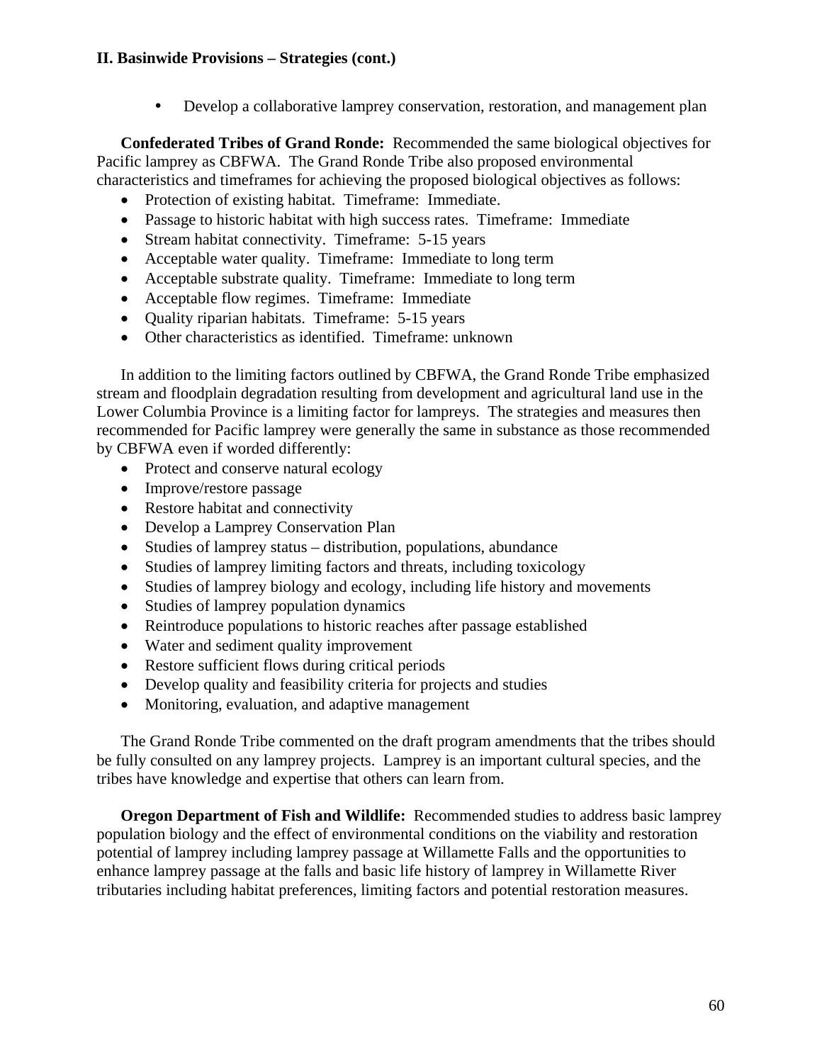**II. Basinwide Provisions – Strategies (cont.)**

- Develop a collaborative lamprey conservation, restoration, and management plan

**Confederated Tribes of Grand Ronde:** Recommended the same biological objectives for Pacific lamprey as CBFWA. The Grand Ronde Tribe also proposed environmental characteristics and timeframes for achieving the proposed biological objectives as follows:

- Protection of existing habitat. Timeframe: Immediate.
- Passage to historic habitat with high success rates. Timeframe: Immediate
- Stream habitat connectivity. Timeframe: 5-15 years
- Acceptable water quality. Timeframe: Immediate to long term
- Acceptable substrate quality. Timeframe: Immediate to long term
- Acceptable flow regimes. Timeframe: Immediate
- Quality riparian habitats. Timeframe: 5-15 years
- Other characteristics as identified. Timeframe: unknown

In addition to the limiting factors outlined by CBFWA, the Grand Ronde Tribe emphasized stream and floodplain degradation resulting from development and agricultural land use in the Lower Columbia Province is a limiting factor for lampreys. The strategies and measures then recommended for Pacific lamprey were generally the same in substance as those recommended by CBFWA even if worded differently:

- Protect and conserve natural ecology
- Improve/restore passage
- Restore habitat and connectivity
- Develop a Lamprey Conservation Plan
- Studies of lamprey status – distribution, populations, abundance
- Studies of lamprey limiting factors and threats, including toxicology
- Studies of lamprey biology and ecology, including life history and movements
- Studies of lamprey population dynamics
- Reintroduce populations to historic reaches after passage established
- Water and sediment quality improvement
- Restore sufficient flows during critical periods
- Develop quality and feasibility criteria for projects and studies
- Monitoring, evaluation, and adaptive management

The Grand Ronde Tribe commented on the draft program amendments that the tribes should be fully consulted on any lamprey projects. Lamprey is an important cultural species, and the tribes have knowledge and expertise that others can learn from.

**Oregon Department of Fish and Wildlife:** Recommended studies to address basic lamprey population biology and the effect of environmental conditions on the viability and restoration potential of lamprey including lamprey passage at Willamette Falls and the opportunities to enhance lamprey passage at the falls and basic life history of lamprey in Willamette River tributaries including habitat preferences, limiting factors and potential restoration measures.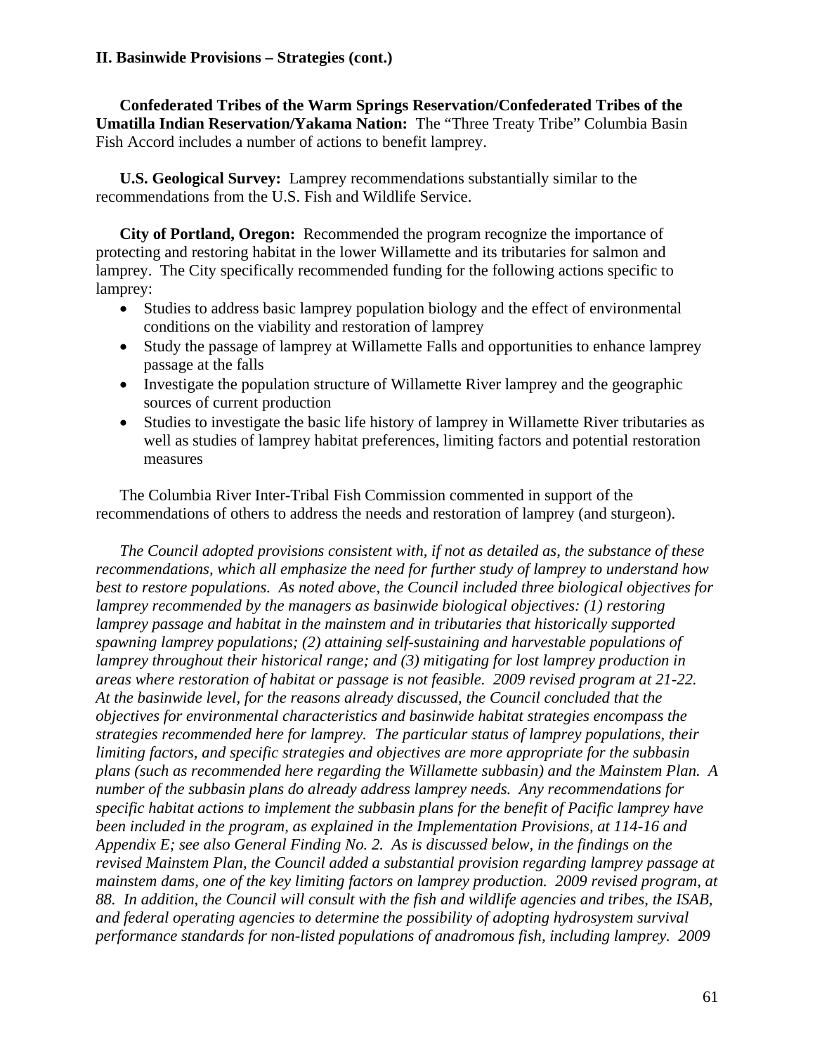**II. Basinwide Provisions – Strategies (cont.)**

**Confederated Tribes of the Warm Springs Reservation/Confederated Tribes of the Umatilla Indian Reservation/Yakama Nation:** The "Three Treaty Tribe" Columbia Basin Fish Accord includes a number of actions to benefit lamprey.

**U.S. Geological Survey:** Lamprey recommendations substantially similar to the recommendations from the U.S. Fish and Wildlife Service.

**City of Portland, Oregon:** Recommended the program recognize the importance of protecting and restoring habitat in the lower Willamette and its tributaries for salmon and lamprey. The City specifically recommended funding for the following actions specific to lamprey:

- Studies to address basic lamprey population biology and the effect of environmental conditions on the viability and restoration of lamprey
- Study the passage of lamprey at Willamette Falls and opportunities to enhance lamprey passage at the falls
- Investigate the population structure of Willamette River lamprey and the geographic sources of current production
- Studies to investigate the basic life history of lamprey in Willamette River tributaries as well as studies of lamprey habitat preferences, limiting factors and potential restoration measures

The Columbia River Inter-Tribal Fish Commission commented in support of the recommendations of others to address the needs and restoration of lamprey (and sturgeon).

*The Council adopted provisions consistent with, if not as detailed as, the substance of these recommendations, which all emphasize the need for further study of lamprey to understand how best to restore populations. As noted above, the Council included three biological objectives for lamprey recommended by the managers as basinwide biological objectives: (1) restoring lamprey passage and habitat in the mainstem and in tributaries that historically supported spawning lamprey populations; (2) attaining self-sustaining and harvestable populations of lamprey throughout their historical range; and (3) mitigating for lost lamprey production in areas where restoration of habitat or passage is not feasible. 2009 revised program at 21-22. At the basinwide level, for the reasons already discussed, the Council concluded that the objectives for environmental characteristics and basinwide habitat strategies encompass the strategies recommended here for lamprey. The particular status of lamprey populations, their limiting factors, and specific strategies and objectives are more appropriate for the subbasin plans (such as recommended here regarding the Willamette subbasin) and the Mainstem Plan. A number of the subbasin plans do already address lamprey needs. Any recommendations for specific habitat actions to implement the subbasin plans for the benefit of Pacific lamprey have been included in the program, as explained in the Implementation Provisions, at 114-16 and Appendix E; see also General Finding No. 2. As is discussed below, in the findings on the revised Mainstem Plan, the Council added a substantial provision regarding lamprey passage at mainstem dams, one of the key limiting factors on lamprey production. 2009 revised program, at 88. In addition, the Council will consult with the fish and wildlife agencies and tribes, the ISAB, and federal operating agencies to determine the possibility of adopting hydrosystem survival performance standards for non-listed populations of anadromous fish, including lamprey. 2009*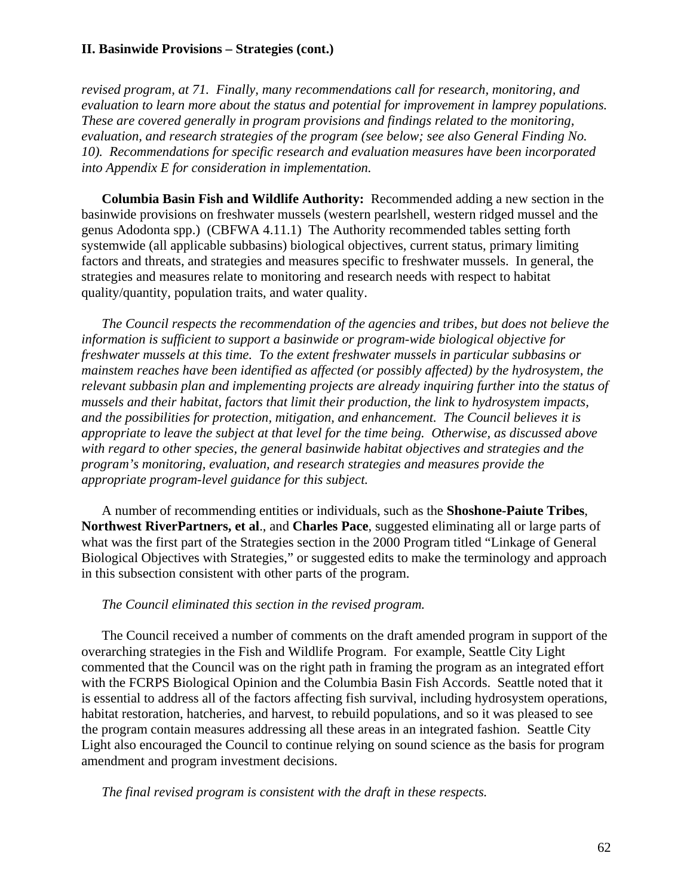*revised program, at 71. Finally, many recommendations call for research, monitoring, and evaluation to learn more about the status and potential for improvement in lamprey populations. These are covered generally in program provisions and findings related to the monitoring, evaluation, and research strategies of the program (see below; see also General Finding No. 10). Recommendations for specific research and evaluation measures have been incorporated into Appendix E for consideration in implementation.*

**Columbia Basin Fish and Wildlife Authority:** Recommended adding a new section in the basinwide provisions on freshwater mussels (western pearlshell, western ridged mussel and the genus Adodonta spp.) (CBFWA 4.11.1) The Authority recommended tables setting forth systemwide (all applicable subbasins) biological objectives, current status, primary limiting factors and threats, and strategies and measures specific to freshwater mussels. In general, the strategies and measures relate to monitoring and research needs with respect to habitat quality/quantity, population traits, and water quality.

*The Council respects the recommendation of the agencies and tribes, but does not believe the information is sufficient to support a basinwide or program-wide biological objective for freshwater mussels at this time. To the extent freshwater mussels in particular subbasins or mainstem reaches have been identified as affected (or possibly affected) by the hydrosystem, the relevant subbasin plan and implementing projects are already inquiring further into the status of mussels and their habitat, factors that limit their production, the link to hydrosystem impacts, and the possibilities for protection, mitigation, and enhancement. The Council believes it is appropriate to leave the subject at that level for the time being. Otherwise, as discussed above with regard to other species, the general basinwide habitat objectives and strategies and the program's monitoring, evaluation, and research strategies and measures provide the appropriate program-level guidance for this subject.*

A number of recommending entities or individuals, such as the **Shoshone-Paiute Tribes**, **Northwest RiverPartners, et al**., and **Charles Pace**, suggested eliminating all or large parts of what was the first part of the Strategies section in the 2000 Program titled "Linkage of General Biological Objectives with Strategies," or suggested edits to make the terminology and approach in this subsection consistent with other parts of the program.

*The Council eliminated this section in the revised program.*

The Council received a number of comments on the draft amended program in support of the overarching strategies in the Fish and Wildlife Program. For example, Seattle City Light commented that the Council was on the right path in framing the program as an integrated effort with the FCRPS Biological Opinion and the Columbia Basin Fish Accords. Seattle noted that it is essential to address all of the factors affecting fish survival, including hydrosystem operations, habitat restoration, hatcheries, and harvest, to rebuild populations, and so it was pleased to see the program contain measures addressing all these areas in an integrated fashion. Seattle City Light also encouraged the Council to continue relying on sound science as the basis for program amendment and program investment decisions.

*The final revised program is consistent with the draft in these respects.*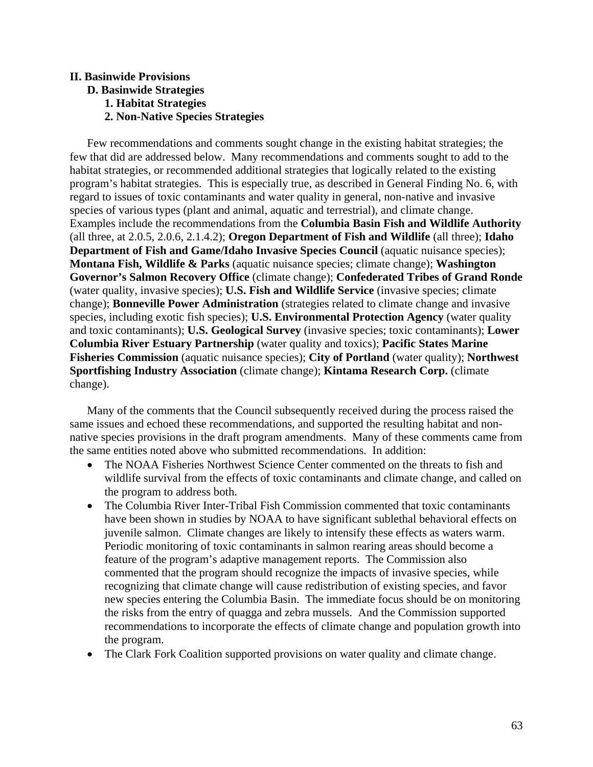**II. Basinwide Provisions**

**D. Basinwide Strategies**

**1. Habitat Strategies**

**2. Non-Native Species Strategies**

Few recommendations and comments sought change in the existing habitat strategies; the few that did are addressed below. Many recommendations and comments sought to add to the habitat strategies, or recommended additional strategies that logically related to the existing program's habitat strategies. This is especially true, as described in General Finding No. 6, with regard to issues of toxic contaminants and water quality in general, non-native and invasive species of various types (plant and animal, aquatic and terrestrial), and climate change. Examples include the recommendations from the **Columbia Basin Fish and Wildlife Authority** (all three, at 2.0.5, 2.0.6, 2.1.4.2); **Oregon Department of Fish and Wildlife** (all three); **Idaho Department of Fish and Game/Idaho Invasive Species Council** (aquatic nuisance species); **Montana Fish, Wildlife & Parks** (aquatic nuisance species; climate change); **Washington Governor's Salmon Recovery Office** (climate change); **Confederated Tribes of Grand Ronde** (water quality, invasive species); **U.S. Fish and Wildlife Service** (invasive species; climate change); **Bonneville Power Administration** (strategies related to climate change and invasive species, including exotic fish species); **U.S. Environmental Protection Agency** (water quality and toxic contaminants); **U.S. Geological Survey** (invasive species; toxic contaminants); **Lower Columbia River Estuary Partnership** (water quality and toxics); **Pacific States Marine Fisheries Commission** (aquatic nuisance species); **City of Portland** (water quality); **Northwest Sportfishing Industry Association** (climate change); **Kintama Research Corp.** (climate change).

Many of the comments that the Council subsequently received during the process raised the same issues and echoed these recommendations, and supported the resulting habitat and non-native species provisions in the draft program amendments. Many of these comments came from the same entities noted above who submitted recommendations. In addition:

- The NOAA Fisheries Northwest Science Center commented on the threats to fish and wildlife survival from the effects of toxic contaminants and climate change, and called on the program to address both.
- The Columbia River Inter-Tribal Fish Commission commented that toxic contaminants have been shown in studies by NOAA to have significant sublethal behavioral effects on juvenile salmon. Climate changes are likely to intensify these effects as waters warm. Periodic monitoring of toxic contaminants in salmon rearing areas should become a feature of the program's adaptive management reports. The Commission also commented that the program should recognize the impacts of invasive species, while recognizing that climate change will cause redistribution of existing species, and favor new species entering the Columbia Basin. The immediate focus should be on monitoring the risks from the entry of quagga and zebra mussels. And the Commission supported recommendations to incorporate the effects of climate change and population growth into the program.
- The Clark Fork Coalition supported provisions on water quality and climate change.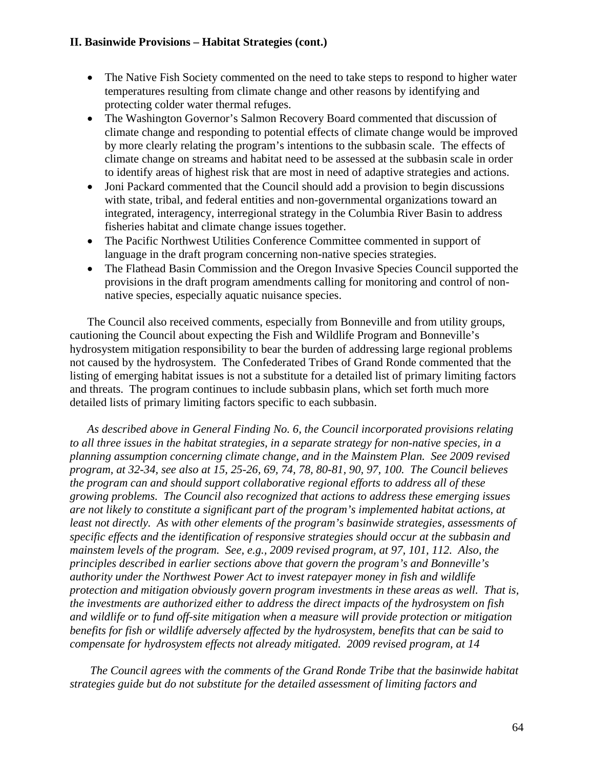**II. Basinwide Provisions – Habitat Strategies (cont.)**

- The Native Fish Society commented on the need to take steps to respond to higher water temperatures resulting from climate change and other reasons by identifying and protecting colder water thermal refuges.
- The Washington Governor's Salmon Recovery Board commented that discussion of climate change and responding to potential effects of climate change would be improved by more clearly relating the program's intentions to the subbasin scale. The effects of climate change on streams and habitat need to be assessed at the subbasin scale in order to identify areas of highest risk that are most in need of adaptive strategies and actions.
- Joni Packard commented that the Council should add a provision to begin discussions with state, tribal, and federal entities and non-governmental organizations toward an integrated, interagency, interregional strategy in the Columbia River Basin to address fisheries habitat and climate change issues together.
- The Pacific Northwest Utilities Conference Committee commented in support of language in the draft program concerning non-native species strategies.
- The Flathead Basin Commission and the Oregon Invasive Species Council supported the provisions in the draft program amendments calling for monitoring and control of non-native species, especially aquatic nuisance species.

The Council also received comments, especially from Bonneville and from utility groups, cautioning the Council about expecting the Fish and Wildlife Program and Bonneville's hydrosystem mitigation responsibility to bear the burden of addressing large regional problems not caused by the hydrosystem. The Confederated Tribes of Grand Ronde commented that the listing of emerging habitat issues is not a substitute for a detailed list of primary limiting factors and threats. The program continues to include subbasin plans, which set forth much more detailed lists of primary limiting factors specific to each subbasin.

*As described above in General Finding No. 6, the Council incorporated provisions relating to all three issues in the habitat strategies, in a separate strategy for non-native species, in a planning assumption concerning climate change, and in the Mainstem Plan. See 2009 revised program, at 32-34, see also at 15, 25-26, 69, 74, 78, 80-81, 90, 97, 100. The Council believes the program can and should support collaborative regional efforts to address all of these growing problems. The Council also recognized that actions to address these emerging issues are not likely to constitute a significant part of the program's implemented habitat actions, at least not directly. As with other elements of the program's basinwide strategies, assessments of specific effects and the identification of responsive strategies should occur at the subbasin and mainstem levels of the program. See, e.g., 2009 revised program, at 97, 101, 112. Also, the principles described in earlier sections above that govern the program's and Bonneville's authority under the Northwest Power Act to invest ratepayer money in fish and wildlife protection and mitigation obviously govern program investments in these areas as well. That is, the investments are authorized either to address the direct impacts of the hydrosystem on fish and wildlife or to fund off-site mitigation when a measure will provide protection or mitigation benefits for fish or wildlife adversely affected by the hydrosystem, benefits that can be said to compensate for hydrosystem effects not already mitigated. 2009 revised program, at 14*

*The Council agrees with the comments of the Grand Ronde Tribe that the basinwide habitat strategies guide but do not substitute for the detailed assessment of limiting factors and*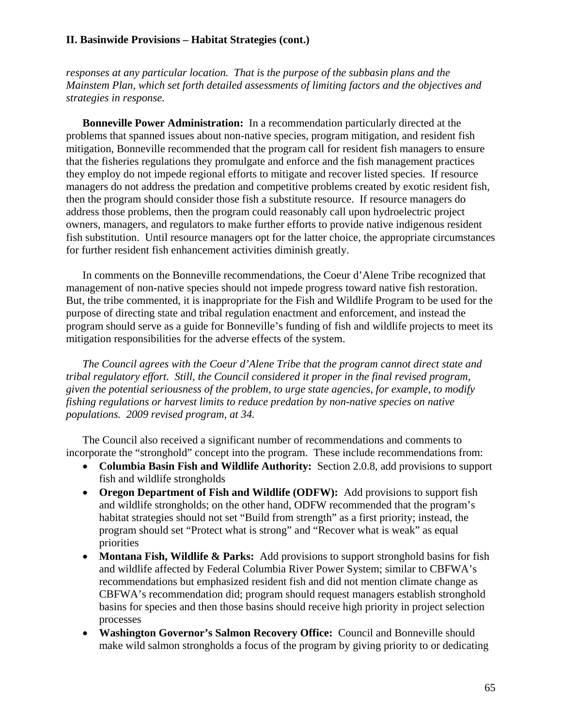*responses at any particular location. That is the purpose of the subbasin plans and the Mainstem Plan, which set forth detailed assessments of limiting factors and the objectives and strategies in response.*

**Bonneville Power Administration:** In a recommendation particularly directed at the problems that spanned issues about non-native species, program mitigation, and resident fish mitigation, Bonneville recommended that the program call for resident fish managers to ensure that the fisheries regulations they promulgate and enforce and the fish management practices they employ do not impede regional efforts to mitigate and recover listed species. If resource managers do not address the predation and competitive problems created by exotic resident fish, then the program should consider those fish a substitute resource. If resource managers do address those problems, then the program could reasonably call upon hydroelectric project owners, managers, and regulators to make further efforts to provide native indigenous resident fish substitution. Until resource managers opt for the latter choice, the appropriate circumstances for further resident fish enhancement activities diminish greatly.

In comments on the Bonneville recommendations, the Coeur d'Alene Tribe recognized that management of non-native species should not impede progress toward native fish restoration. But, the tribe commented, it is inappropriate for the Fish and Wildlife Program to be used for the purpose of directing state and tribal regulation enactment and enforcement, and instead the program should serve as a guide for Bonneville's funding of fish and wildlife projects to meet its mitigation responsibilities for the adverse effects of the system.

*The Council agrees with the Coeur d'Alene Tribe that the program cannot direct state and tribal regulatory effort. Still, the Council considered it proper in the final revised program, given the potential seriousness of the problem, to urge state agencies, for example, to modify fishing regulations or harvest limits to reduce predation by non-native species on native populations. 2009 revised program, at 34.*

The Council also received a significant number of recommendations and comments to incorporate the "stronghold" concept into the program. These include recommendations from:

- **Columbia Basin Fish and Wildlife Authority:** Section 2.0.8, add provisions to support fish and wildlife strongholds
- **Oregon Department of Fish and Wildlife (ODFW):** Add provisions to support fish and wildlife strongholds; on the other hand, ODFW recommended that the program's habitat strategies should not set "Build from strength" as a first priority; instead, the program should set "Protect what is strong" and "Recover what is weak" as equal priorities
- **Montana Fish, Wildlife & Parks:** Add provisions to support stronghold basins for fish and wildlife affected by Federal Columbia River Power System; similar to CBFWA's recommendations but emphasized resident fish and did not mention climate change as CBFWA's recommendation did; program should request managers establish stronghold basins for species and then those basins should receive high priority in project selection processes
- **Washington Governor's Salmon Recovery Office:** Council and Bonneville should make wild salmon strongholds a focus of the program by giving priority to or dedicating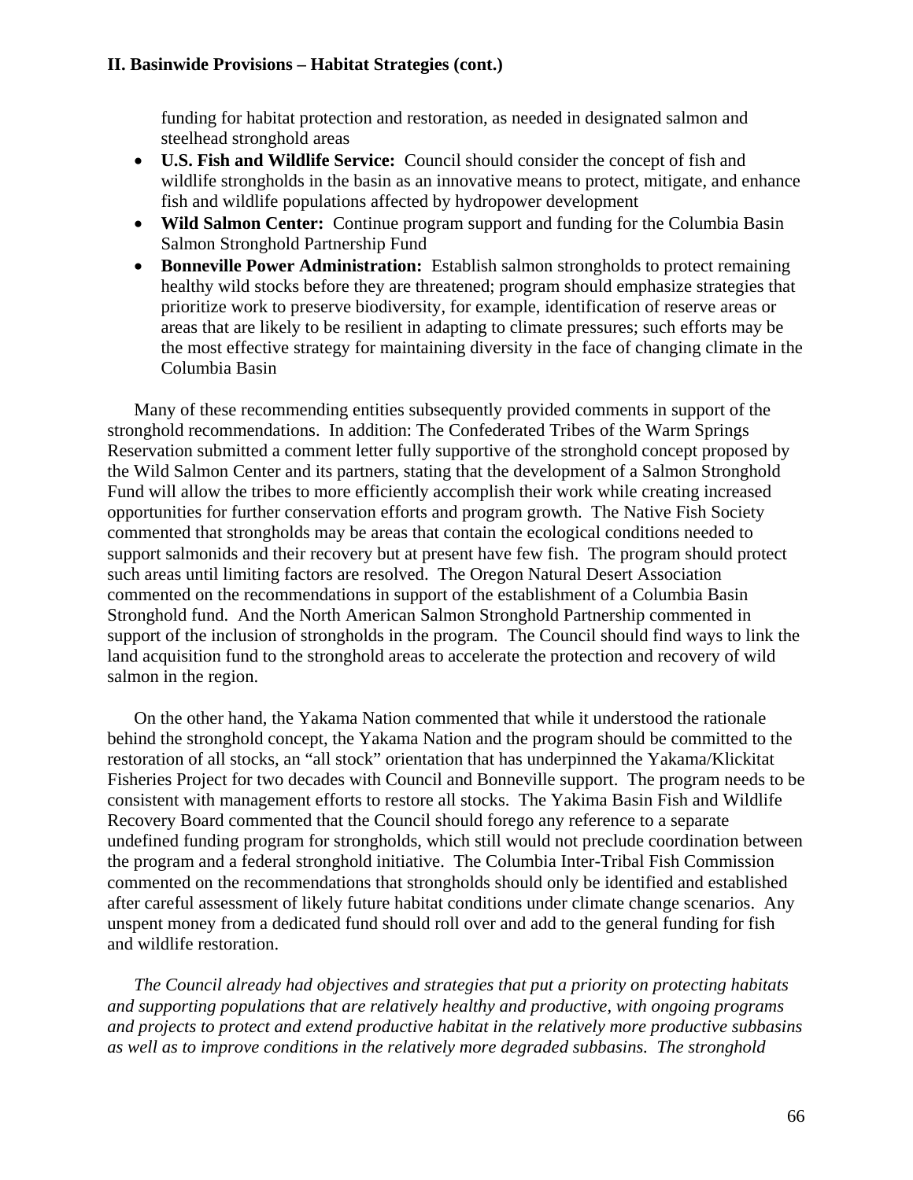funding for habitat protection and restoration, as needed in designated salmon and steelhead stronghold areas

- **U.S. Fish and Wildlife Service:** Council should consider the concept of fish and wildlife strongholds in the basin as an innovative means to protect, mitigate, and enhance fish and wildlife populations affected by hydropower development
- **Wild Salmon Center:** Continue program support and funding for the Columbia Basin Salmon Stronghold Partnership Fund
- **Bonneville Power Administration:** Establish salmon strongholds to protect remaining healthy wild stocks before they are threatened; program should emphasize strategies that prioritize work to preserve biodiversity, for example, identification of reserve areas or areas that are likely to be resilient in adapting to climate pressures; such efforts may be the most effective strategy for maintaining diversity in the face of changing climate in the Columbia Basin

Many of these recommending entities subsequently provided comments in support of the stronghold recommendations. In addition: The Confederated Tribes of the Warm Springs Reservation submitted a comment letter fully supportive of the stronghold concept proposed by the Wild Salmon Center and its partners, stating that the development of a Salmon Stronghold Fund will allow the tribes to more efficiently accomplish their work while creating increased opportunities for further conservation efforts and program growth. The Native Fish Society commented that strongholds may be areas that contain the ecological conditions needed to support salmonids and their recovery but at present have few fish. The program should protect such areas until limiting factors are resolved. The Oregon Natural Desert Association commented on the recommendations in support of the establishment of a Columbia Basin Stronghold fund. And the North American Salmon Stronghold Partnership commented in support of the inclusion of strongholds in the program. The Council should find ways to link the land acquisition fund to the stronghold areas to accelerate the protection and recovery of wild salmon in the region.

On the other hand, the Yakama Nation commented that while it understood the rationale behind the stronghold concept, the Yakama Nation and the program should be committed to the restoration of all stocks, an "all stock" orientation that has underpinned the Yakama/Klickitat Fisheries Project for two decades with Council and Bonneville support. The program needs to be consistent with management efforts to restore all stocks. The Yakima Basin Fish and Wildlife Recovery Board commented that the Council should forego any reference to a separate undefined funding program for strongholds, which still would not preclude coordination between the program and a federal stronghold initiative. The Columbia Inter-Tribal Fish Commission commented on the recommendations that strongholds should only be identified and established after careful assessment of likely future habitat conditions under climate change scenarios. Any unspent money from a dedicated fund should roll over and add to the general funding for fish and wildlife restoration.

*The Council already had objectives and strategies that put a priority on protecting habitats and supporting populations that are relatively healthy and productive, with ongoing programs and projects to protect and extend productive habitat in the relatively more productive subbasins as well as to improve conditions in the relatively more degraded subbasins. The stronghold*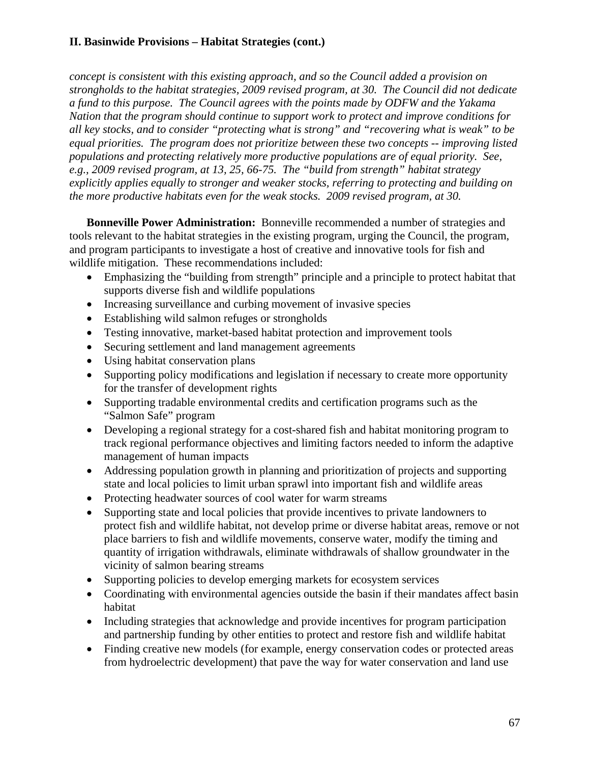*concept is consistent with this existing approach, and so the Council added a provision on strongholds to the habitat strategies, 2009 revised program, at 30. The Council did not dedicate a fund to this purpose. The Council agrees with the points made by ODFW and the Yakama Nation that the program should continue to support work to protect and improve conditions for all key stocks, and to consider "protecting what is strong" and "recovering what is weak" to be equal priorities. The program does not prioritize between these two concepts -- improving listed populations and protecting relatively more productive populations are of equal priority. See, e.g., 2009 revised program, at 13, 25, 66-75. The "build from strength" habitat strategy explicitly applies equally to stronger and weaker stocks, referring to protecting and building on the more productive habitats even for the weak stocks. 2009 revised program, at 30.*

**Bonneville Power Administration:** Bonneville recommended a number of strategies and tools relevant to the habitat strategies in the existing program, urging the Council, the program, and program participants to investigate a host of creative and innovative tools for fish and wildlife mitigation. These recommendations included:

- Emphasizing the "building from strength" principle and a principle to protect habitat that supports diverse fish and wildlife populations
- Increasing surveillance and curbing movement of invasive species
- Establishing wild salmon refuges or strongholds
- Testing innovative, market-based habitat protection and improvement tools
- Securing settlement and land management agreements
- Using habitat conservation plans
- Supporting policy modifications and legislation if necessary to create more opportunity for the transfer of development rights
- Supporting tradable environmental credits and certification programs such as the "Salmon Safe" program
- Developing a regional strategy for a cost-shared fish and habitat monitoring program to track regional performance objectives and limiting factors needed to inform the adaptive management of human impacts
- Addressing population growth in planning and prioritization of projects and supporting state and local policies to limit urban sprawl into important fish and wildlife areas
- Protecting headwater sources of cool water for warm streams
- Supporting state and local policies that provide incentives to private landowners to protect fish and wildlife habitat, not develop prime or diverse habitat areas, remove or not place barriers to fish and wildlife movements, conserve water, modify the timing and quantity of irrigation withdrawals, eliminate withdrawals of shallow groundwater in the vicinity of salmon bearing streams
- Supporting policies to develop emerging markets for ecosystem services
- Coordinating with environmental agencies outside the basin if their mandates affect basin habitat
- Including strategies that acknowledge and provide incentives for program participation and partnership funding by other entities to protect and restore fish and wildlife habitat
- Finding creative new models (for example, energy conservation codes or protected areas from hydroelectric development) that pave the way for water conservation and land use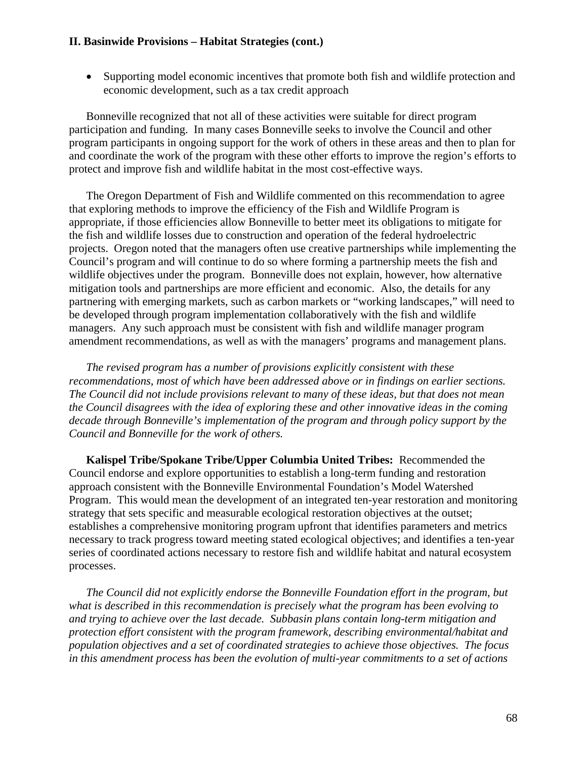- Supporting model economic incentives that promote both fish and wildlife protection and economic development, such as a tax credit approach

Bonneville recognized that not all of these activities were suitable for direct program participation and funding. In many cases Bonneville seeks to involve the Council and other program participants in ongoing support for the work of others in these areas and then to plan for and coordinate the work of the program with these other efforts to improve the region's efforts to protect and improve fish and wildlife habitat in the most cost-effective ways.

The Oregon Department of Fish and Wildlife commented on this recommendation to agree that exploring methods to improve the efficiency of the Fish and Wildlife Program is appropriate, if those efficiencies allow Bonneville to better meet its obligations to mitigate for the fish and wildlife losses due to construction and operation of the federal hydroelectric projects. Oregon noted that the managers often use creative partnerships while implementing the Council's program and will continue to do so where forming a partnership meets the fish and wildlife objectives under the program. Bonneville does not explain, however, how alternative mitigation tools and partnerships are more efficient and economic. Also, the details for any partnering with emerging markets, such as carbon markets or "working landscapes," will need to be developed through program implementation collaboratively with the fish and wildlife managers. Any such approach must be consistent with fish and wildlife manager program amendment recommendations, as well as with the managers' programs and management plans.

*The revised program has a number of provisions explicitly consistent with these recommendations, most of which have been addressed above or in findings on earlier sections. The Council did not include provisions relevant to many of these ideas, but that does not mean the Council disagrees with the idea of exploring these and other innovative ideas in the coming decade through Bonneville's implementation of the program and through policy support by the Council and Bonneville for the work of others.*

**Kalispel Tribe/Spokane Tribe/Upper Columbia United Tribes:** Recommended the Council endorse and explore opportunities to establish a long-term funding and restoration approach consistent with the Bonneville Environmental Foundation's Model Watershed Program. This would mean the development of an integrated ten-year restoration and monitoring strategy that sets specific and measurable ecological restoration objectives at the outset; establishes a comprehensive monitoring program upfront that identifies parameters and metrics necessary to track progress toward meeting stated ecological objectives; and identifies a ten-year series of coordinated actions necessary to restore fish and wildlife habitat and natural ecosystem processes.

*The Council did not explicitly endorse the Bonneville Foundation effort in the program, but what is described in this recommendation is precisely what the program has been evolving to and trying to achieve over the last decade. Subbasin plans contain long-term mitigation and protection effort consistent with the program framework, describing environmental/habitat and population objectives and a set of coordinated strategies to achieve those objectives. The focus in this amendment process has been the evolution of multi-year commitments to a set of actions*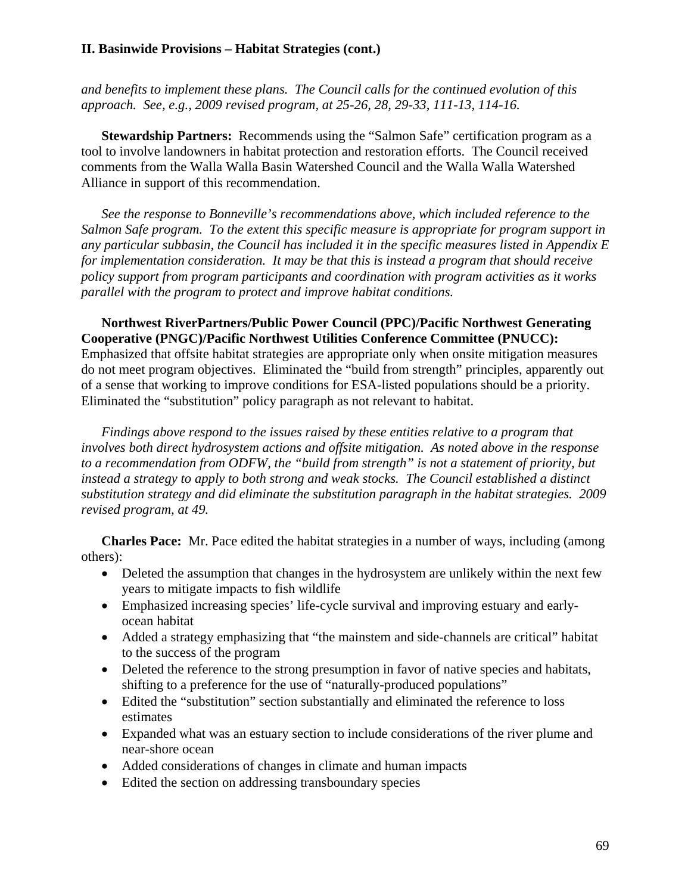*and benefits to implement these plans. The Council calls for the continued evolution of this approach. See, e.g., 2009 revised program, at 25-26, 28, 29-33, 111-13, 114-16.*

**Stewardship Partners:** Recommends using the "Salmon Safe" certification program as a tool to involve landowners in habitat protection and restoration efforts. The Council received comments from the Walla Walla Basin Watershed Council and the Walla Walla Watershed Alliance in support of this recommendation.

*See the response to Bonneville's recommendations above, which included reference to the Salmon Safe program. To the extent this specific measure is appropriate for program support in any particular subbasin, the Council has included it in the specific measures listed in Appendix E for implementation consideration. It may be that this is instead a program that should receive policy support from program participants and coordination with program activities as it works parallel with the program to protect and improve habitat conditions.*

**Northwest RiverPartners/Public Power Council (PPC)/Pacific Northwest Generating Cooperative (PNGC)/Pacific Northwest Utilities Conference Committee (PNUCC):** Emphasized that offsite habitat strategies are appropriate only when onsite mitigation measures do not meet program objectives. Eliminated the "build from strength" principles, apparently out of a sense that working to improve conditions for ESA-listed populations should be a priority. Eliminated the "substitution" policy paragraph as not relevant to habitat.

*Findings above respond to the issues raised by these entities relative to a program that involves both direct hydrosystem actions and offsite mitigation. As noted above in the response to a recommendation from ODFW, the "build from strength" is not a statement of priority, but instead a strategy to apply to both strong and weak stocks. The Council established a distinct substitution strategy and did eliminate the substitution paragraph in the habitat strategies. 2009 revised program, at 49.*

**Charles Pace:** Mr. Pace edited the habitat strategies in a number of ways, including (among others):

- Deleted the assumption that changes in the hydrosystem are unlikely within the next few years to mitigate impacts to fish wildlife
- Emphasized increasing species' life-cycle survival and improving estuary and early-ocean habitat
- Added a strategy emphasizing that "the mainstem and side-channels are critical" habitat to the success of the program
- Deleted the reference to the strong presumption in favor of native species and habitats, shifting to a preference for the use of "naturally-produced populations"
- Edited the "substitution" section substantially and eliminated the reference to loss estimates
- Expanded what was an estuary section to include considerations of the river plume and near-shore ocean
- Added considerations of changes in climate and human impacts
- Edited the section on addressing transboundary species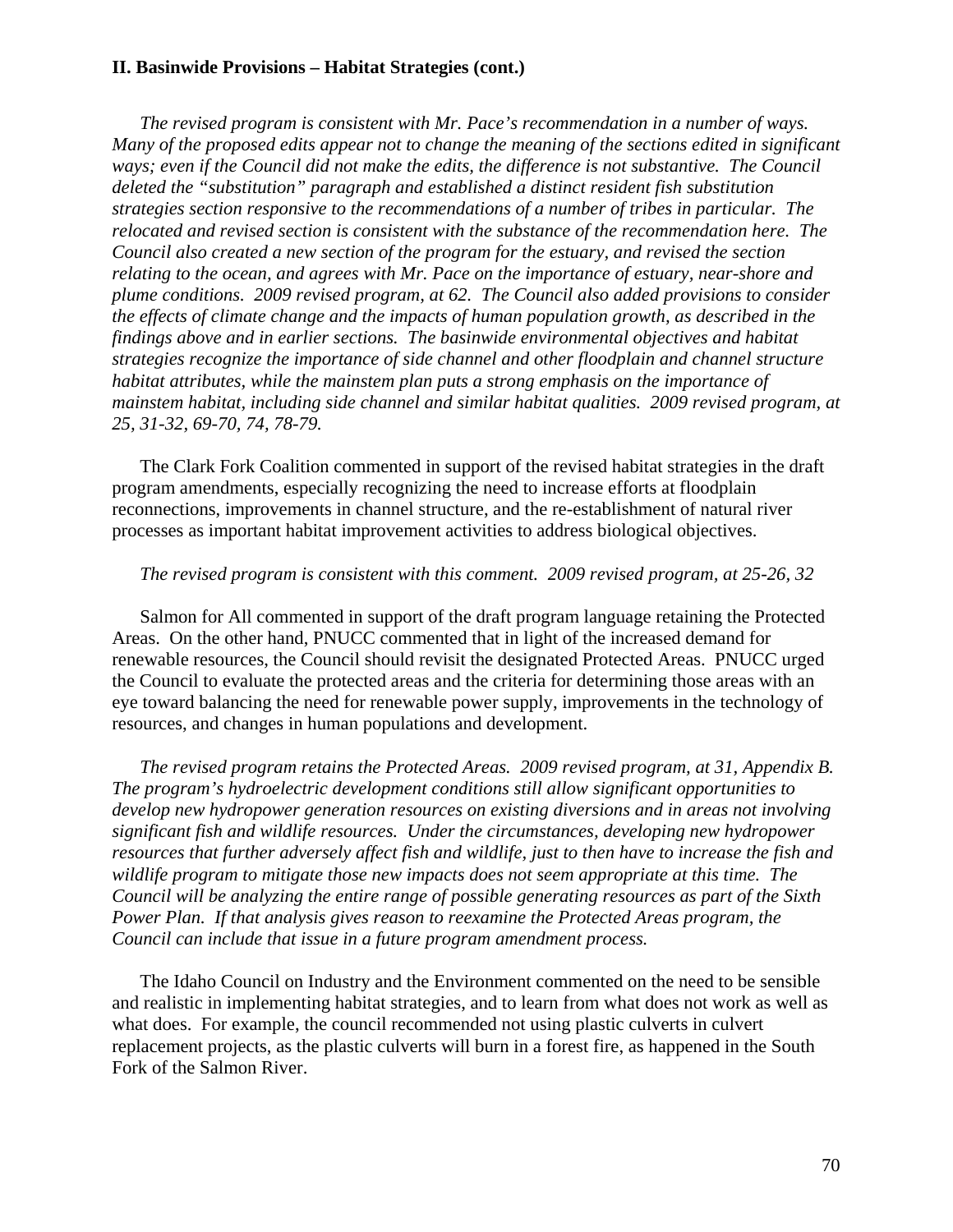**II. Basinwide Provisions – Habitat Strategies (cont.)**

*The revised program is consistent with Mr. Pace's recommendation in a number of ways. Many of the proposed edits appear not to change the meaning of the sections edited in significant ways; even if the Council did not make the edits, the difference is not substantive. The Council deleted the "substitution" paragraph and established a distinct resident fish substitution strategies section responsive to the recommendations of a number of tribes in particular. The relocated and revised section is consistent with the substance of the recommendation here. The Council also created a new section of the program for the estuary, and revised the section relating to the ocean, and agrees with Mr. Pace on the importance of estuary, near-shore and plume conditions. 2009 revised program, at 62. The Council also added provisions to consider the effects of climate change and the impacts of human population growth, as described in the findings above and in earlier sections. The basinwide environmental objectives and habitat strategies recognize the importance of side channel and other floodplain and channel structure habitat attributes, while the mainstem plan puts a strong emphasis on the importance of mainstem habitat, including side channel and similar habitat qualities. 2009 revised program, at 25, 31-32, 69-70, 74, 78-79.*

The Clark Fork Coalition commented in support of the revised habitat strategies in the draft program amendments, especially recognizing the need to increase efforts at floodplain reconnections, improvements in channel structure, and the re-establishment of natural river processes as important habitat improvement activities to address biological objectives.

*The revised program is consistent with this comment. 2009 revised program, at 25-26, 32*

Salmon for All commented in support of the draft program language retaining the Protected Areas. On the other hand, PNUCC commented that in light of the increased demand for renewable resources, the Council should revisit the designated Protected Areas. PNUCC urged the Council to evaluate the protected areas and the criteria for determining those areas with an eye toward balancing the need for renewable power supply, improvements in the technology of resources, and changes in human populations and development.

*The revised program retains the Protected Areas. 2009 revised program, at 31, Appendix B. The program's hydroelectric development conditions still allow significant opportunities to develop new hydropower generation resources on existing diversions and in areas not involving significant fish and wildlife resources. Under the circumstances, developing new hydropower resources that further adversely affect fish and wildlife, just to then have to increase the fish and wildlife program to mitigate those new impacts does not seem appropriate at this time. The Council will be analyzing the entire range of possible generating resources as part of the Sixth Power Plan. If that analysis gives reason to reexamine the Protected Areas program, the Council can include that issue in a future program amendment process.*

The Idaho Council on Industry and the Environment commented on the need to be sensible and realistic in implementing habitat strategies, and to learn from what does not work as well as what does. For example, the council recommended not using plastic culverts in culvert replacement projects, as the plastic culverts will burn in a forest fire, as happened in the South Fork of the Salmon River.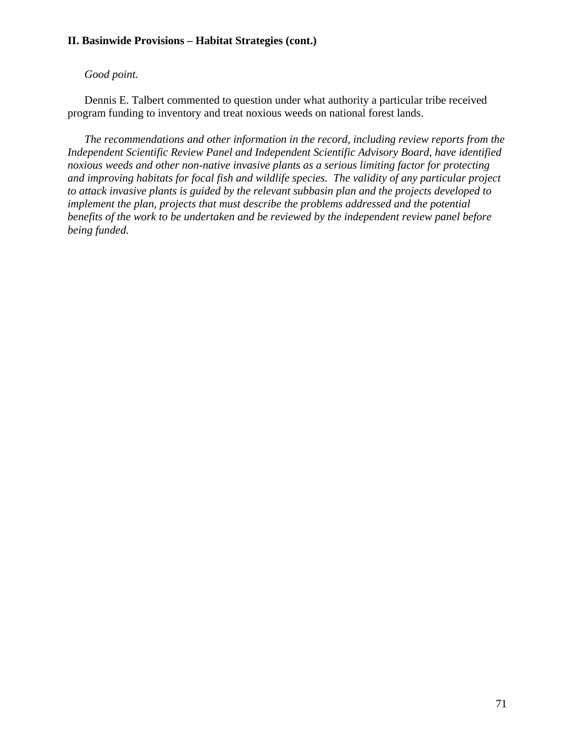*Good point.*

Dennis E. Talbert commented to question under what authority a particular tribe received program funding to inventory and treat noxious weeds on national forest lands.

*The recommendations and other information in the record, including review reports from the Independent Scientific Review Panel and Independent Scientific Advisory Board, have identified noxious weeds and other non-native invasive plants as a serious limiting factor for protecting and improving habitats for focal fish and wildlife species. The validity of any particular project to attack invasive plants is guided by the relevant subbasin plan and the projects developed to implement the plan, projects that must describe the problems addressed and the potential benefits of the work to be undertaken and be reviewed by the independent review panel before being funded.*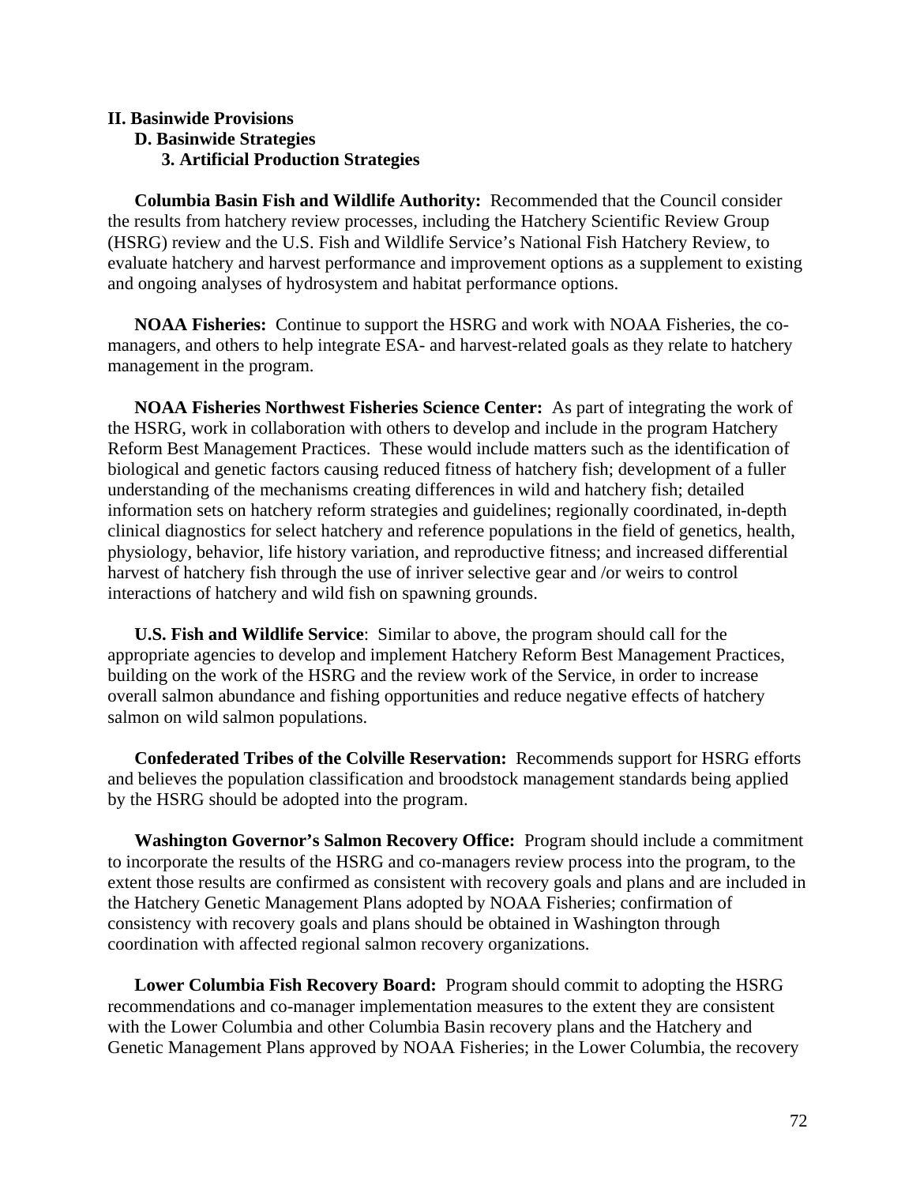**II. Basinwide Provisions**

**D. Basinwide Strategies**

**3. Artificial Production Strategies**

**Columbia Basin Fish and Wildlife Authority:** Recommended that the Council consider the results from hatchery review processes, including the Hatchery Scientific Review Group (HSRG) review and the U.S. Fish and Wildlife Service's National Fish Hatchery Review, to evaluate hatchery and harvest performance and improvement options as a supplement to existing and ongoing analyses of hydrosystem and habitat performance options.

**NOAA Fisheries:** Continue to support the HSRG and work with NOAA Fisheries, the co-managers, and others to help integrate ESA- and harvest-related goals as they relate to hatchery management in the program.

**NOAA Fisheries Northwest Fisheries Science Center:** As part of integrating the work of the HSRG, work in collaboration with others to develop and include in the program Hatchery Reform Best Management Practices. These would include matters such as the identification of biological and genetic factors causing reduced fitness of hatchery fish; development of a fuller understanding of the mechanisms creating differences in wild and hatchery fish; detailed information sets on hatchery reform strategies and guidelines; regionally coordinated, in-depth clinical diagnostics for select hatchery and reference populations in the field of genetics, health, physiology, behavior, life history variation, and reproductive fitness; and increased differential harvest of hatchery fish through the use of inriver selective gear and /or weirs to control interactions of hatchery and wild fish on spawning grounds.

**U.S. Fish and Wildlife Service**: Similar to above, the program should call for the appropriate agencies to develop and implement Hatchery Reform Best Management Practices, building on the work of the HSRG and the review work of the Service, in order to increase overall salmon abundance and fishing opportunities and reduce negative effects of hatchery salmon on wild salmon populations.

**Confederated Tribes of the Colville Reservation:** Recommends support for HSRG efforts and believes the population classification and broodstock management standards being applied by the HSRG should be adopted into the program.

**Washington Governor's Salmon Recovery Office:** Program should include a commitment to incorporate the results of the HSRG and co-managers review process into the program, to the extent those results are confirmed as consistent with recovery goals and plans and are included in the Hatchery Genetic Management Plans adopted by NOAA Fisheries; confirmation of consistency with recovery goals and plans should be obtained in Washington through coordination with affected regional salmon recovery organizations.

**Lower Columbia Fish Recovery Board:** Program should commit to adopting the HSRG recommendations and co-manager implementation measures to the extent they are consistent with the Lower Columbia and other Columbia Basin recovery plans and the Hatchery and Genetic Management Plans approved by NOAA Fisheries; in the Lower Columbia, the recovery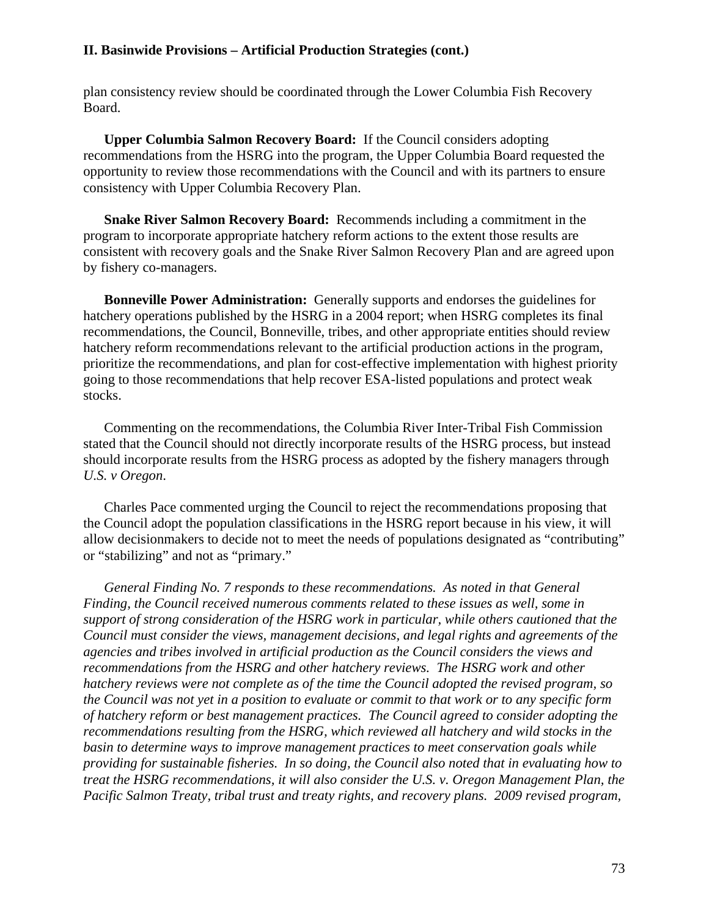plan consistency review should be coordinated through the Lower Columbia Fish Recovery Board.

**Upper Columbia Salmon Recovery Board:** If the Council considers adopting recommendations from the HSRG into the program, the Upper Columbia Board requested the opportunity to review those recommendations with the Council and with its partners to ensure consistency with Upper Columbia Recovery Plan.

**Snake River Salmon Recovery Board:** Recommends including a commitment in the program to incorporate appropriate hatchery reform actions to the extent those results are consistent with recovery goals and the Snake River Salmon Recovery Plan and are agreed upon by fishery co-managers.

**Bonneville Power Administration:** Generally supports and endorses the guidelines for hatchery operations published by the HSRG in a 2004 report; when HSRG completes its final recommendations, the Council, Bonneville, tribes, and other appropriate entities should review hatchery reform recommendations relevant to the artificial production actions in the program, prioritize the recommendations, and plan for cost-effective implementation with highest priority going to those recommendations that help recover ESA-listed populations and protect weak stocks.

Commenting on the recommendations, the Columbia River Inter-Tribal Fish Commission stated that the Council should not directly incorporate results of the HSRG process, but instead should incorporate results from the HSRG process as adopted by the fishery managers through *U.S. v Oregon*.

Charles Pace commented urging the Council to reject the recommendations proposing that the Council adopt the population classifications in the HSRG report because in his view, it will allow decisionmakers to decide not to meet the needs of populations designated as "contributing" or "stabilizing" and not as "primary."

*General Finding No. 7 responds to these recommendations. As noted in that General Finding, the Council received numerous comments related to these issues as well, some in support of strong consideration of the HSRG work in particular, while others cautioned that the Council must consider the views, management decisions, and legal rights and agreements of the agencies and tribes involved in artificial production as the Council considers the views and recommendations from the HSRG and other hatchery reviews. The HSRG work and other hatchery reviews were not complete as of the time the Council adopted the revised program, so the Council was not yet in a position to evaluate or commit to that work or to any specific form of hatchery reform or best management practices. The Council agreed to consider adopting the recommendations resulting from the HSRG, which reviewed all hatchery and wild stocks in the basin to determine ways to improve management practices to meet conservation goals while providing for sustainable fisheries. In so doing, the Council also noted that in evaluating how to treat the HSRG recommendations, it will also consider the U.S. v. Oregon Management Plan, the Pacific Salmon Treaty, tribal trust and treaty rights, and recovery plans. 2009 revised program,*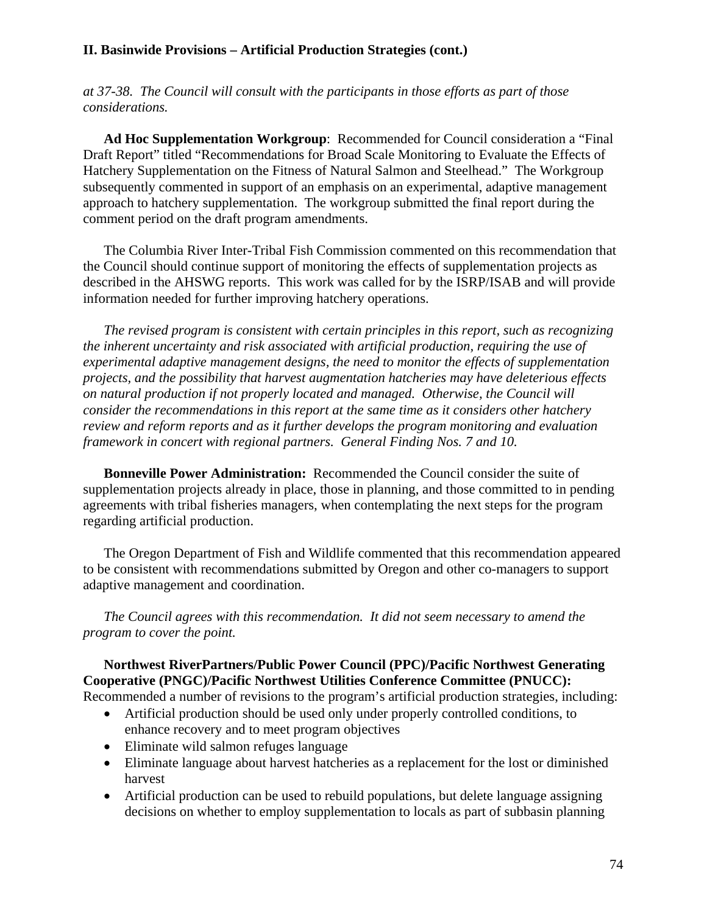*at 37-38. The Council will consult with the participants in those efforts as part of those considerations.*

**Ad Hoc Supplementation Workgroup**: Recommended for Council consideration a "Final Draft Report" titled "Recommendations for Broad Scale Monitoring to Evaluate the Effects of Hatchery Supplementation on the Fitness of Natural Salmon and Steelhead." The Workgroup subsequently commented in support of an emphasis on an experimental, adaptive management approach to hatchery supplementation. The workgroup submitted the final report during the comment period on the draft program amendments.

The Columbia River Inter-Tribal Fish Commission commented on this recommendation that the Council should continue support of monitoring the effects of supplementation projects as described in the AHSWG reports. This work was called for by the ISRP/ISAB and will provide information needed for further improving hatchery operations.

*The revised program is consistent with certain principles in this report, such as recognizing the inherent uncertainty and risk associated with artificial production, requiring the use of experimental adaptive management designs, the need to monitor the effects of supplementation projects, and the possibility that harvest augmentation hatcheries may have deleterious effects on natural production if not properly located and managed. Otherwise, the Council will consider the recommendations in this report at the same time as it considers other hatchery review and reform reports and as it further develops the program monitoring and evaluation framework in concert with regional partners. General Finding Nos. 7 and 10.*

**Bonneville Power Administration:** Recommended the Council consider the suite of supplementation projects already in place, those in planning, and those committed to in pending agreements with tribal fisheries managers, when contemplating the next steps for the program regarding artificial production.

The Oregon Department of Fish and Wildlife commented that this recommendation appeared to be consistent with recommendations submitted by Oregon and other co-managers to support adaptive management and coordination.

*The Council agrees with this recommendation. It did not seem necessary to amend the program to cover the point.*

**Northwest RiverPartners/Public Power Council (PPC)/Pacific Northwest Generating Cooperative (PNGC)/Pacific Northwest Utilities Conference Committee (PNUCC):** Recommended a number of revisions to the program's artificial production strategies, including:

- Artificial production should be used only under properly controlled conditions, to enhance recovery and to meet program objectives
- Eliminate wild salmon refuges language
- Eliminate language about harvest hatcheries as a replacement for the lost or diminished harvest
- Artificial production can be used to rebuild populations, but delete language assigning decisions on whether to employ supplementation to locals as part of subbasin planning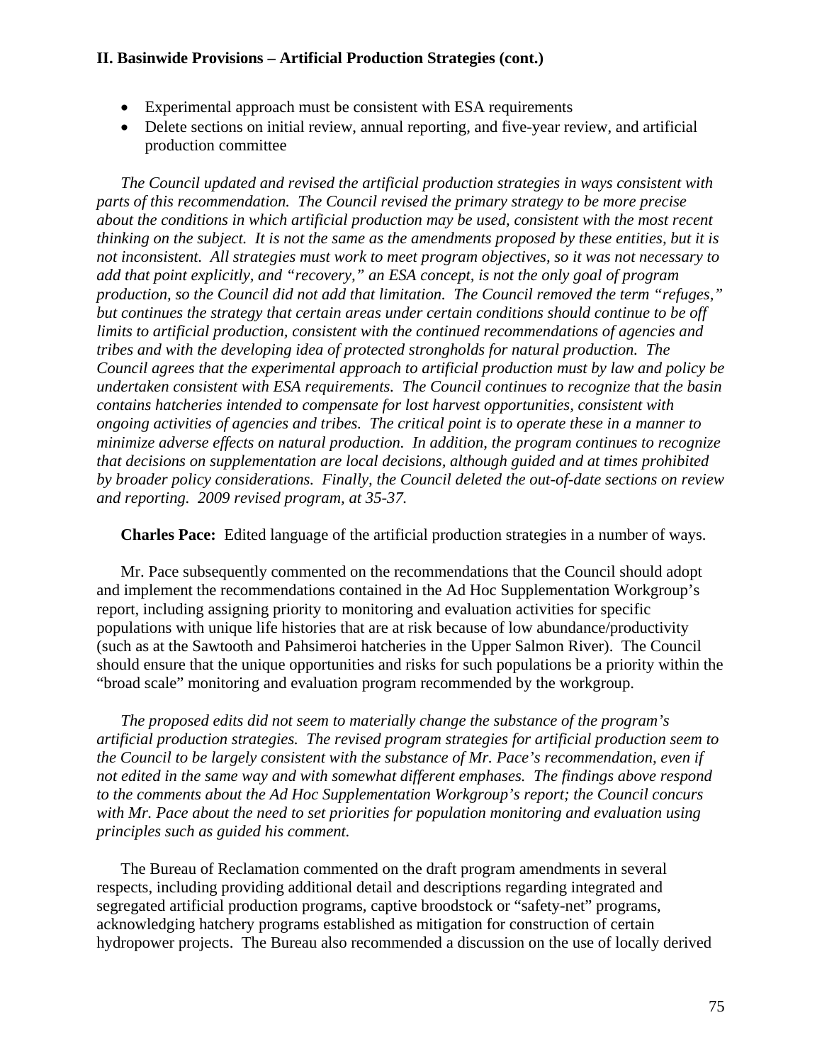**II. Basinwide Provisions – Artificial Production Strategies (cont.)**

- Experimental approach must be consistent with ESA requirements
- Delete sections on initial review, annual reporting, and five-year review, and artificial production committee

*The Council updated and revised the artificial production strategies in ways consistent with parts of this recommendation. The Council revised the primary strategy to be more precise about the conditions in which artificial production may be used, consistent with the most recent thinking on the subject. It is not the same as the amendments proposed by these entities, but it is not inconsistent. All strategies must work to meet program objectives, so it was not necessary to add that point explicitly, and "recovery," an ESA concept, is not the only goal of program production, so the Council did not add that limitation. The Council removed the term "refuges," but continues the strategy that certain areas under certain conditions should continue to be off limits to artificial production, consistent with the continued recommendations of agencies and tribes and with the developing idea of protected strongholds for natural production. The Council agrees that the experimental approach to artificial production must by law and policy be undertaken consistent with ESA requirements. The Council continues to recognize that the basin contains hatcheries intended to compensate for lost harvest opportunities, consistent with ongoing activities of agencies and tribes. The critical point is to operate these in a manner to minimize adverse effects on natural production. In addition, the program continues to recognize that decisions on supplementation are local decisions, although guided and at times prohibited by broader policy considerations. Finally, the Council deleted the out-of-date sections on review and reporting. 2009 revised program, at 35-37.*

**Charles Pace:** Edited language of the artificial production strategies in a number of ways.

Mr. Pace subsequently commented on the recommendations that the Council should adopt and implement the recommendations contained in the Ad Hoc Supplementation Workgroup's report, including assigning priority to monitoring and evaluation activities for specific populations with unique life histories that are at risk because of low abundance/productivity (such as at the Sawtooth and Pahsimeroi hatcheries in the Upper Salmon River). The Council should ensure that the unique opportunities and risks for such populations be a priority within the "broad scale" monitoring and evaluation program recommended by the workgroup.

*The proposed edits did not seem to materially change the substance of the program's artificial production strategies. The revised program strategies for artificial production seem to the Council to be largely consistent with the substance of Mr. Pace's recommendation, even if not edited in the same way and with somewhat different emphases. The findings above respond to the comments about the Ad Hoc Supplementation Workgroup's report; the Council concurs with Mr. Pace about the need to set priorities for population monitoring and evaluation using principles such as guided his comment.*

The Bureau of Reclamation commented on the draft program amendments in several respects, including providing additional detail and descriptions regarding integrated and segregated artificial production programs, captive broodstock or "safety-net" programs, acknowledging hatchery programs established as mitigation for construction of certain hydropower projects. The Bureau also recommended a discussion on the use of locally derived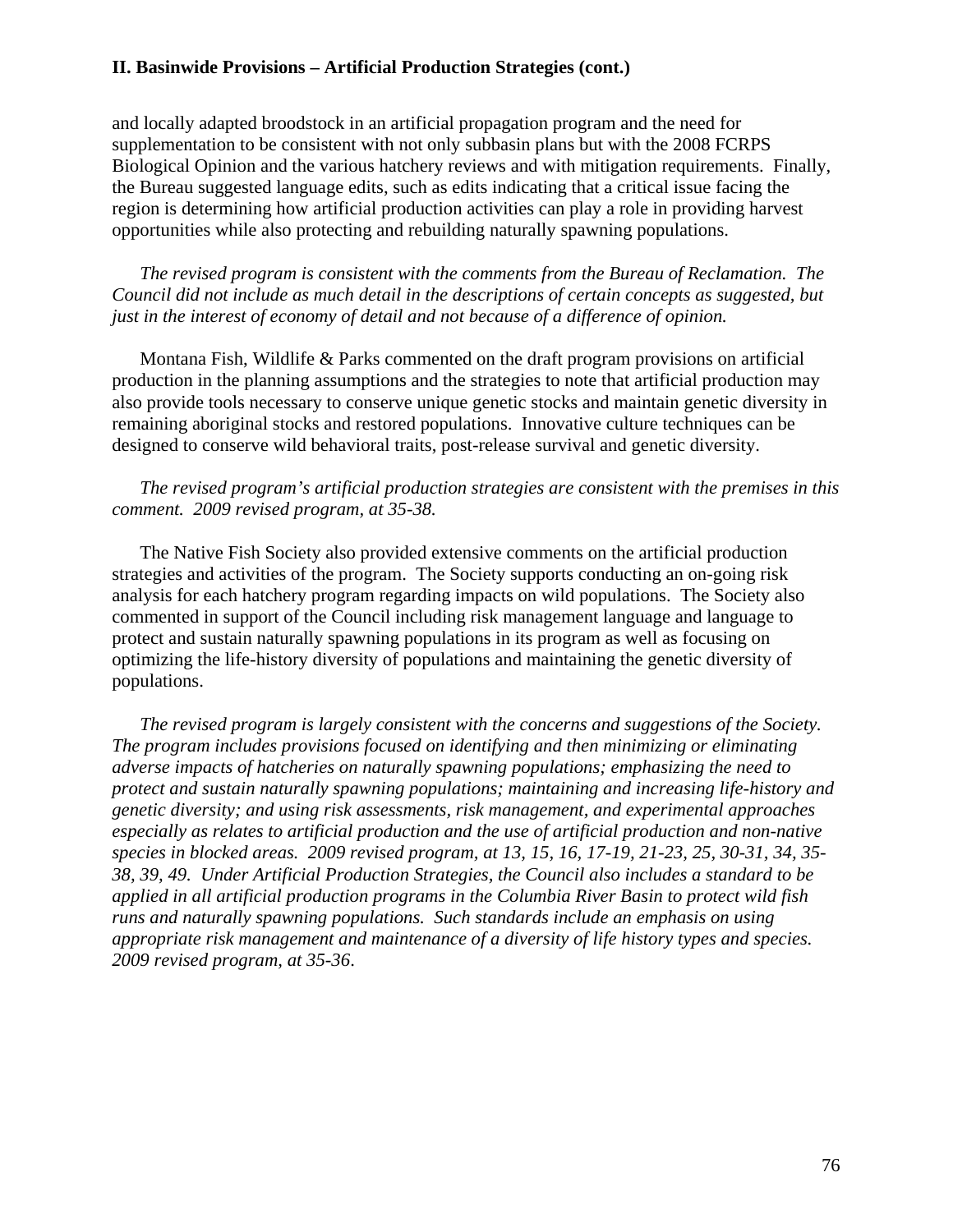**II. Basinwide Provisions – Artificial Production Strategies (cont.)**

and locally adapted broodstock in an artificial propagation program and the need for supplementation to be consistent with not only subbasin plans but with the 2008 FCRPS Biological Opinion and the various hatchery reviews and with mitigation requirements. Finally, the Bureau suggested language edits, such as edits indicating that a critical issue facing the region is determining how artificial production activities can play a role in providing harvest opportunities while also protecting and rebuilding naturally spawning populations.

*The revised program is consistent with the comments from the Bureau of Reclamation. The Council did not include as much detail in the descriptions of certain concepts as suggested, but just in the interest of economy of detail and not because of a difference of opinion.*

Montana Fish, Wildlife & Parks commented on the draft program provisions on artificial production in the planning assumptions and the strategies to note that artificial production may also provide tools necessary to conserve unique genetic stocks and maintain genetic diversity in remaining aboriginal stocks and restored populations. Innovative culture techniques can be designed to conserve wild behavioral traits, post-release survival and genetic diversity.

*The revised program's artificial production strategies are consistent with the premises in this comment. 2009 revised program, at 35-38.*

The Native Fish Society also provided extensive comments on the artificial production strategies and activities of the program. The Society supports conducting an on-going risk analysis for each hatchery program regarding impacts on wild populations. The Society also commented in support of the Council including risk management language and language to protect and sustain naturally spawning populations in its program as well as focusing on optimizing the life-history diversity of populations and maintaining the genetic diversity of populations.

*The revised program is largely consistent with the concerns and suggestions of the Society. The program includes provisions focused on identifying and then minimizing or eliminating adverse impacts of hatcheries on naturally spawning populations; emphasizing the need to protect and sustain naturally spawning populations; maintaining and increasing life-history and genetic diversity; and using risk assessments, risk management, and experimental approaches especially as relates to artificial production and the use of artificial production and non-native species in blocked areas. 2009 revised program, at 13, 15, 16, 17-19, 21-23, 25, 30-31, 34, 35-38, 39, 49. Under Artificial Production Strategies, the Council also includes a standard to be applied in all artificial production programs in the Columbia River Basin to protect wild fish runs and naturally spawning populations. Such standards include an emphasis on using appropriate risk management and maintenance of a diversity of life history types and species. 2009 revised program, at 35-36.*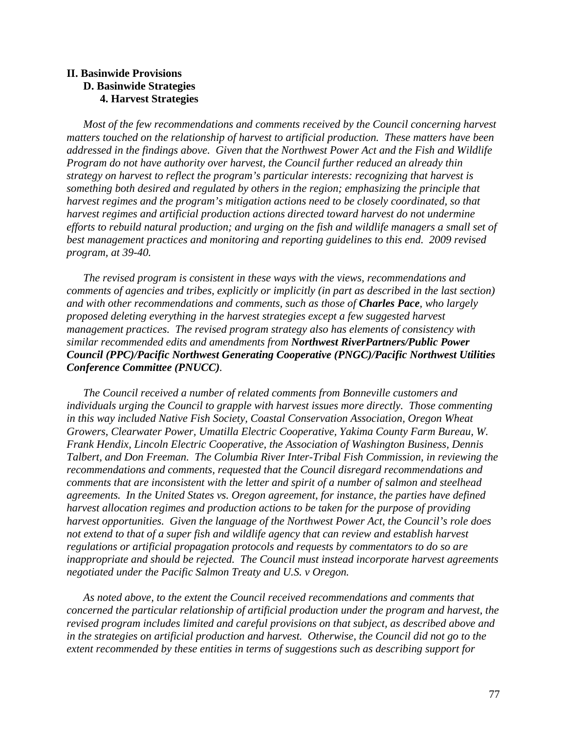**II. Basinwide Provisions**

**D. Basinwide Strategies**

**4. Harvest Strategies**

*Most of the few recommendations and comments received by the Council concerning harvest matters touched on the relationship of harvest to artificial production. These matters have been addressed in the findings above. Given that the Northwest Power Act and the Fish and Wildlife Program do not have authority over harvest, the Council further reduced an already thin strategy on harvest to reflect the program's particular interests: recognizing that harvest is something both desired and regulated by others in the region; emphasizing the principle that harvest regimes and the program's mitigation actions need to be closely coordinated, so that harvest regimes and artificial production actions directed toward harvest do not undermine efforts to rebuild natural production; and urging on the fish and wildlife managers a small set of best management practices and monitoring and reporting guidelines to this end. 2009 revised program, at 39-40.*

*The revised program is consistent in these ways with the views, recommendations and comments of agencies and tribes, explicitly or implicitly (in part as described in the last section) and with other recommendations and comments, such as those of **Charles Pace**, who largely proposed deleting everything in the harvest strategies except a few suggested harvest management practices. The revised program strategy also has elements of consistency with similar recommended edits and amendments from **Northwest RiverPartners/Public Power Council (PPC)/Pacific Northwest Generating Cooperative (PNGC)/Pacific Northwest Utilities Conference Committee (PNUCC)**.*

*The Council received a number of related comments from Bonneville customers and individuals urging the Council to grapple with harvest issues more directly. Those commenting in this way included Native Fish Society, Coastal Conservation Association, Oregon Wheat Growers, Clearwater Power, Umatilla Electric Cooperative, Yakima County Farm Bureau, W. Frank Hendix, Lincoln Electric Cooperative, the Association of Washington Business, Dennis Talbert, and Don Freeman. The Columbia River Inter-Tribal Fish Commission, in reviewing the recommendations and comments, requested that the Council disregard recommendations and comments that are inconsistent with the letter and spirit of a number of salmon and steelhead agreements. In the United States vs. Oregon agreement, for instance, the parties have defined harvest allocation regimes and production actions to be taken for the purpose of providing harvest opportunities. Given the language of the Northwest Power Act, the Council's role does not extend to that of a super fish and wildlife agency that can review and establish harvest regulations or artificial propagation protocols and requests by commentators to do so are inappropriate and should be rejected. The Council must instead incorporate harvest agreements negotiated under the Pacific Salmon Treaty and U.S. v Oregon.*

*As noted above, to the extent the Council received recommendations and comments that concerned the particular relationship of artificial production under the program and harvest, the revised program includes limited and careful provisions on that subject, as described above and in the strategies on artificial production and harvest. Otherwise, the Council did not go to the extent recommended by these entities in terms of suggestions such as describing support for*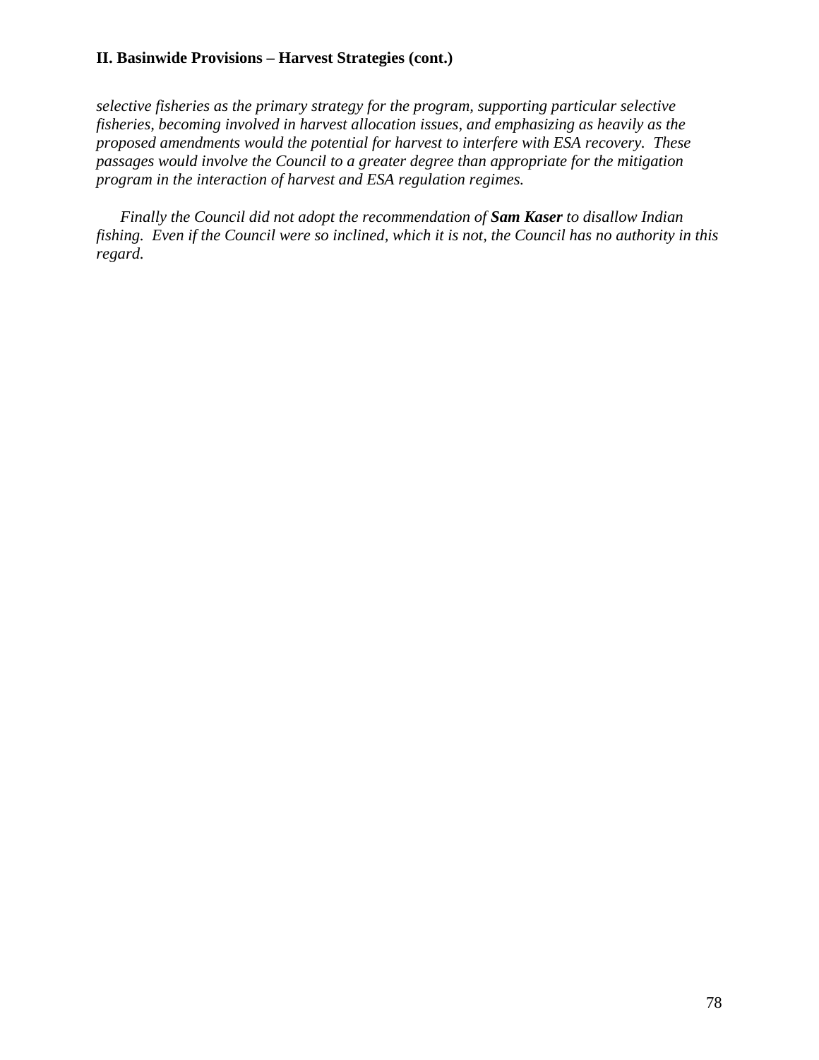**II. Basinwide Provisions – Harvest Strategies (cont.)**

*selective fisheries as the primary strategy for the program, supporting particular selective fisheries, becoming involved in harvest allocation issues, and emphasizing as heavily as the proposed amendments would the potential for harvest to interfere with ESA recovery. These passages would involve the Council to a greater degree than appropriate for the mitigation program in the interaction of harvest and ESA regulation regimes.*

*Finally the Council did not adopt the recommendation of **Sam Kaser** to disallow Indian fishing. Even if the Council were so inclined, which it is not, the Council has no authority in this regard.*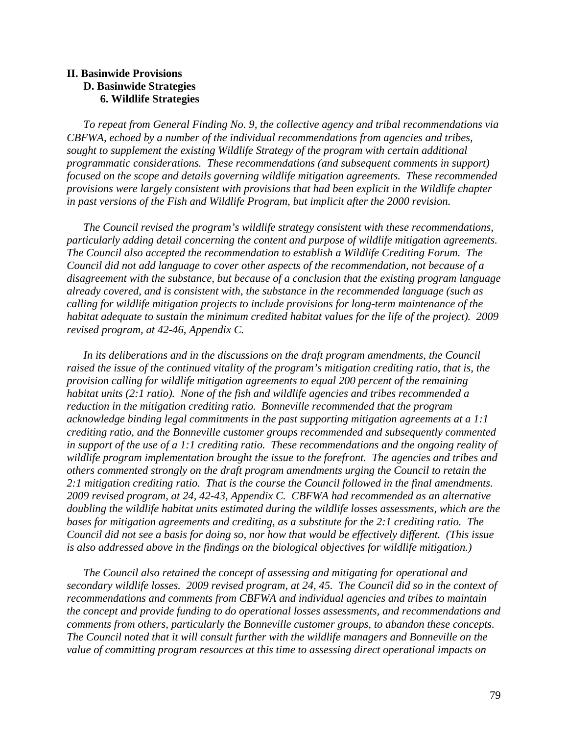**II. Basinwide Provisions**

**D. Basinwide Strategies**

**6. Wildlife Strategies**

*To repeat from General Finding No. 9, the collective agency and tribal recommendations via CBFWA, echoed by a number of the individual recommendations from agencies and tribes, sought to supplement the existing Wildlife Strategy of the program with certain additional programmatic considerations. These recommendations (and subsequent comments in support) focused on the scope and details governing wildlife mitigation agreements. These recommended provisions were largely consistent with provisions that had been explicit in the Wildlife chapter in past versions of the Fish and Wildlife Program, but implicit after the 2000 revision.*

*The Council revised the program's wildlife strategy consistent with these recommendations, particularly adding detail concerning the content and purpose of wildlife mitigation agreements. The Council also accepted the recommendation to establish a Wildlife Crediting Forum. The Council did not add language to cover other aspects of the recommendation, not because of a disagreement with the substance, but because of a conclusion that the existing program language already covered, and is consistent with, the substance in the recommended language (such as calling for wildlife mitigation projects to include provisions for long-term maintenance of the habitat adequate to sustain the minimum credited habitat values for the life of the project). 2009 revised program, at 42-46, Appendix C.*

*In its deliberations and in the discussions on the draft program amendments, the Council raised the issue of the continued vitality of the program's mitigation crediting ratio, that is, the provision calling for wildlife mitigation agreements to equal 200 percent of the remaining habitat units (2:1 ratio). None of the fish and wildlife agencies and tribes recommended a reduction in the mitigation crediting ratio. Bonneville recommended that the program acknowledge binding legal commitments in the past supporting mitigation agreements at a 1:1 crediting ratio, and the Bonneville customer groups recommended and subsequently commented in support of the use of a 1:1 crediting ratio. These recommendations and the ongoing reality of wildlife program implementation brought the issue to the forefront. The agencies and tribes and others commented strongly on the draft program amendments urging the Council to retain the 2:1 mitigation crediting ratio. That is the course the Council followed in the final amendments. 2009 revised program, at 24, 42-43, Appendix C. CBFWA had recommended as an alternative doubling the wildlife habitat units estimated during the wildlife losses assessments, which are the bases for mitigation agreements and crediting, as a substitute for the 2:1 crediting ratio. The Council did not see a basis for doing so, nor how that would be effectively different. (This issue is also addressed above in the findings on the biological objectives for wildlife mitigation.)*

*The Council also retained the concept of assessing and mitigating for operational and secondary wildlife losses. 2009 revised program, at 24, 45. The Council did so in the context of recommendations and comments from CBFWA and individual agencies and tribes to maintain the concept and provide funding to do operational losses assessments, and recommendations and comments from others, particularly the Bonneville customer groups, to abandon these concepts. The Council noted that it will consult further with the wildlife managers and Bonneville on the value of committing program resources at this time to assessing direct operational impacts on*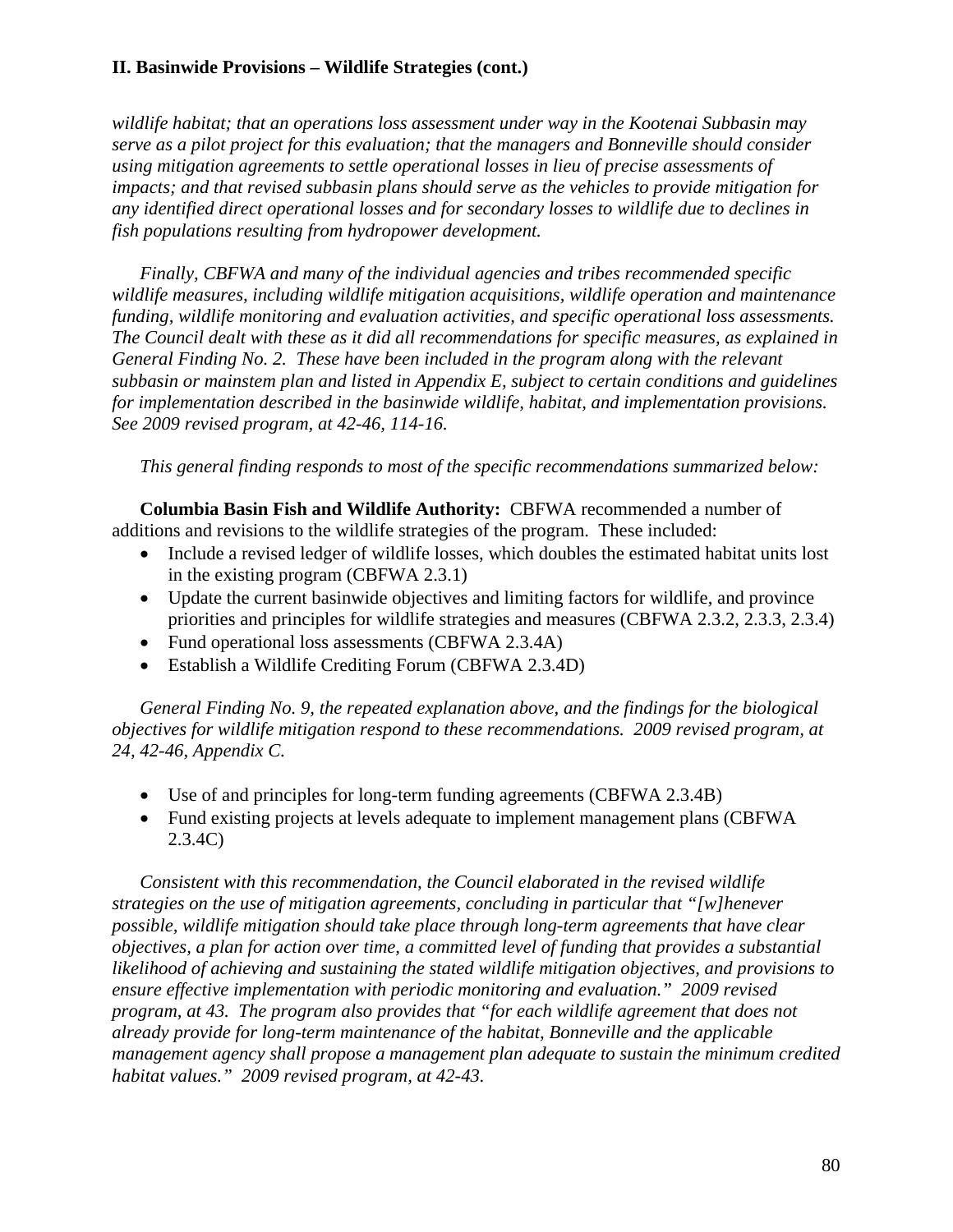*wildlife habitat; that an operations loss assessment under way in the Kootenai Subbasin may serve as a pilot project for this evaluation; that the managers and Bonneville should consider using mitigation agreements to settle operational losses in lieu of precise assessments of impacts; and that revised subbasin plans should serve as the vehicles to provide mitigation for any identified direct operational losses and for secondary losses to wildlife due to declines in fish populations resulting from hydropower development.*

*Finally, CBFWA and many of the individual agencies and tribes recommended specific wildlife measures, including wildlife mitigation acquisitions, wildlife operation and maintenance funding, wildlife monitoring and evaluation activities, and specific operational loss assessments. The Council dealt with these as it did all recommendations for specific measures, as explained in General Finding No. 2. These have been included in the program along with the relevant subbasin or mainstem plan and listed in Appendix E, subject to certain conditions and guidelines for implementation described in the basinwide wildlife, habitat, and implementation provisions. See 2009 revised program, at 42-46, 114-16.*

*This general finding responds to most of the specific recommendations summarized below:*

**Columbia Basin Fish and Wildlife Authority:** CBFWA recommended a number of additions and revisions to the wildlife strategies of the program. These included:

- Include a revised ledger of wildlife losses, which doubles the estimated habitat units lost in the existing program (CBFWA 2.3.1)
- Update the current basinwide objectives and limiting factors for wildlife, and province priorities and principles for wildlife strategies and measures (CBFWA 2.3.2, 2.3.3, 2.3.4)
- Fund operational loss assessments (CBFWA 2.3.4A)
- Establish a Wildlife Crediting Forum (CBFWA 2.3.4D)

*General Finding No. 9, the repeated explanation above, and the findings for the biological objectives for wildlife mitigation respond to these recommendations. 2009 revised program, at 24, 42-46, Appendix C.*

- Use of and principles for long-term funding agreements (CBFWA 2.3.4B)
- Fund existing projects at levels adequate to implement management plans (CBFWA 2.3.4C)

*Consistent with this recommendation, the Council elaborated in the revised wildlife strategies on the use of mitigation agreements, concluding in particular that "[w]henever possible, wildlife mitigation should take place through long-term agreements that have clear objectives, a plan for action over time, a committed level of funding that provides a substantial likelihood of achieving and sustaining the stated wildlife mitigation objectives, and provisions to ensure effective implementation with periodic monitoring and evaluation." 2009 revised program, at 43. The program also provides that "for each wildlife agreement that does not already provide for long-term maintenance of the habitat, Bonneville and the applicable management agency shall propose a management plan adequate to sustain the minimum credited habitat values." 2009 revised program, at 42-43.*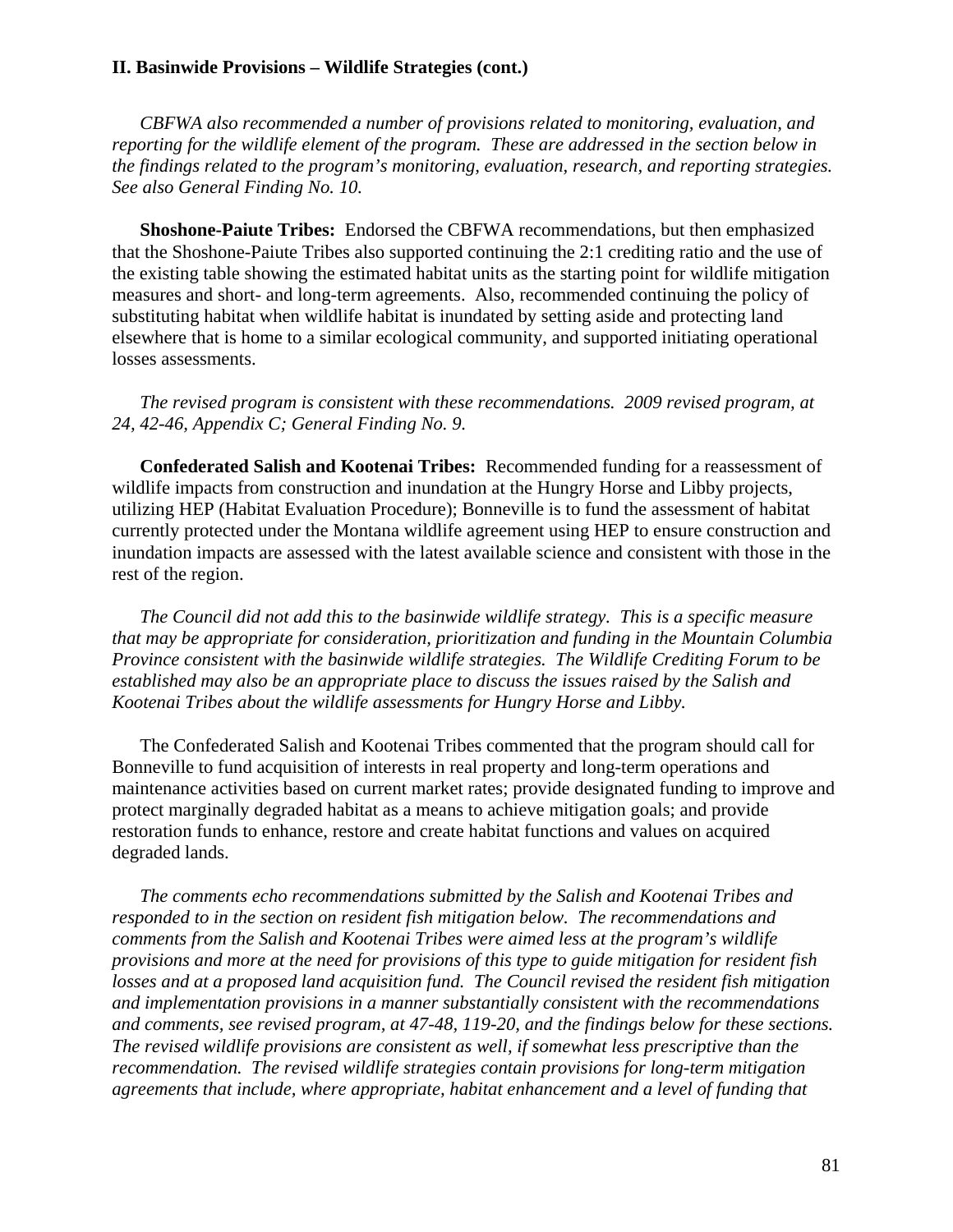**II. Basinwide Provisions – Wildlife Strategies (cont.)**

*CBFWA also recommended a number of provisions related to monitoring, evaluation, and reporting for the wildlife element of the program. These are addressed in the section below in the findings related to the program's monitoring, evaluation, research, and reporting strategies. See also General Finding No. 10.*

**Shoshone-Paiute Tribes:** Endorsed the CBFWA recommendations, but then emphasized that the Shoshone-Paiute Tribes also supported continuing the 2:1 crediting ratio and the use of the existing table showing the estimated habitat units as the starting point for wildlife mitigation measures and short- and long-term agreements. Also, recommended continuing the policy of substituting habitat when wildlife habitat is inundated by setting aside and protecting land elsewhere that is home to a similar ecological community, and supported initiating operational losses assessments.

*The revised program is consistent with these recommendations. 2009 revised program, at 24, 42-46, Appendix C; General Finding No. 9.*

**Confederated Salish and Kootenai Tribes:** Recommended funding for a reassessment of wildlife impacts from construction and inundation at the Hungry Horse and Libby projects, utilizing HEP (Habitat Evaluation Procedure); Bonneville is to fund the assessment of habitat currently protected under the Montana wildlife agreement using HEP to ensure construction and inundation impacts are assessed with the latest available science and consistent with those in the rest of the region.

*The Council did not add this to the basinwide wildlife strategy. This is a specific measure that may be appropriate for consideration, prioritization and funding in the Mountain Columbia Province consistent with the basinwide wildlife strategies. The Wildlife Crediting Forum to be established may also be an appropriate place to discuss the issues raised by the Salish and Kootenai Tribes about the wildlife assessments for Hungry Horse and Libby.*

The Confederated Salish and Kootenai Tribes commented that the program should call for Bonneville to fund acquisition of interests in real property and long-term operations and maintenance activities based on current market rates; provide designated funding to improve and protect marginally degraded habitat as a means to achieve mitigation goals; and provide restoration funds to enhance, restore and create habitat functions and values on acquired degraded lands.

*The comments echo recommendations submitted by the Salish and Kootenai Tribes and responded to in the section on resident fish mitigation below. The recommendations and comments from the Salish and Kootenai Tribes were aimed less at the program's wildlife provisions and more at the need for provisions of this type to guide mitigation for resident fish losses and at a proposed land acquisition fund. The Council revised the resident fish mitigation and implementation provisions in a manner substantially consistent with the recommendations and comments, see revised program, at 47-48, 119-20, and the findings below for these sections. The revised wildlife provisions are consistent as well, if somewhat less prescriptive than the recommendation. The revised wildlife strategies contain provisions for long-term mitigation agreements that include, where appropriate, habitat enhancement and a level of funding that*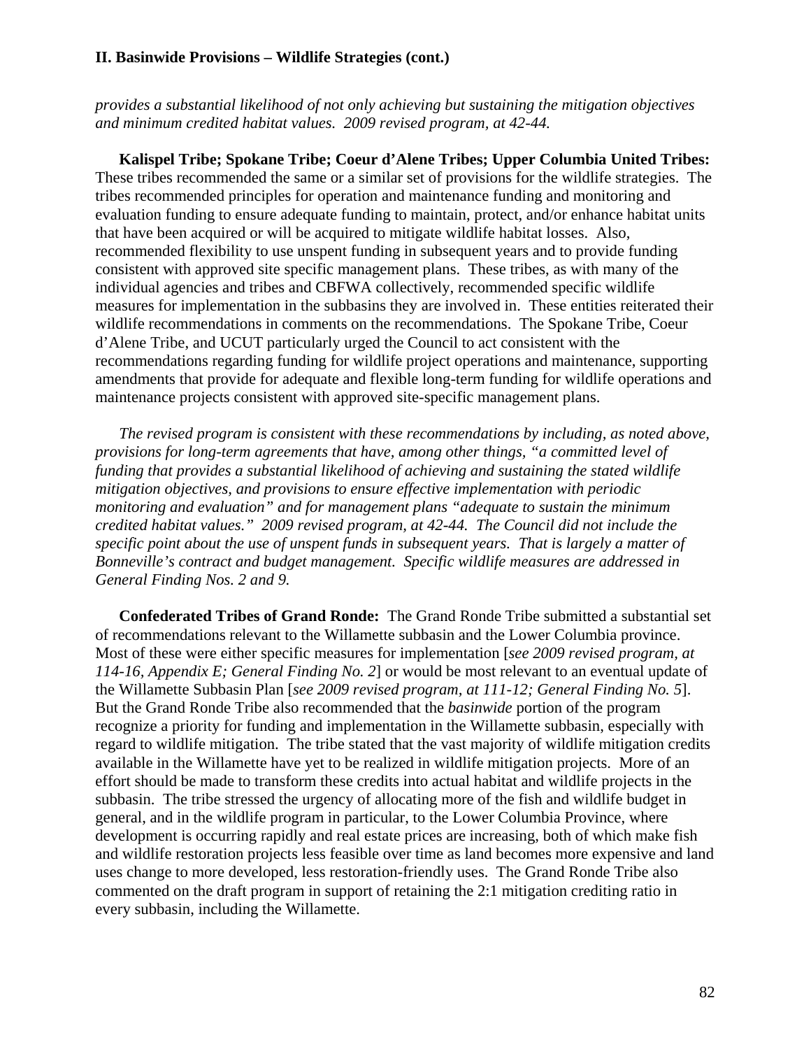*provides a substantial likelihood of not only achieving but sustaining the mitigation objectives and minimum credited habitat values. 2009 revised program, at 42-44.*

**Kalispel Tribe; Spokane Tribe; Coeur d'Alene Tribes; Upper Columbia United Tribes:** These tribes recommended the same or a similar set of provisions for the wildlife strategies. The tribes recommended principles for operation and maintenance funding and monitoring and evaluation funding to ensure adequate funding to maintain, protect, and/or enhance habitat units that have been acquired or will be acquired to mitigate wildlife habitat losses. Also, recommended flexibility to use unspent funding in subsequent years and to provide funding consistent with approved site specific management plans. These tribes, as with many of the individual agencies and tribes and CBFWA collectively, recommended specific wildlife measures for implementation in the subbasins they are involved in. These entities reiterated their wildlife recommendations in comments on the recommendations. The Spokane Tribe, Coeur d'Alene Tribe, and UCUT particularly urged the Council to act consistent with the recommendations regarding funding for wildlife project operations and maintenance, supporting amendments that provide for adequate and flexible long-term funding for wildlife operations and maintenance projects consistent with approved site-specific management plans.

*The revised program is consistent with these recommendations by including, as noted above, provisions for long-term agreements that have, among other things, "a committed level of funding that provides a substantial likelihood of achieving and sustaining the stated wildlife mitigation objectives, and provisions to ensure effective implementation with periodic monitoring and evaluation" and for management plans "adequate to sustain the minimum credited habitat values." 2009 revised program, at 42-44. The Council did not include the specific point about the use of unspent funds in subsequent years. That is largely a matter of Bonneville's contract and budget management. Specific wildlife measures are addressed in General Finding Nos. 2 and 9.*

**Confederated Tribes of Grand Ronde:** The Grand Ronde Tribe submitted a substantial set of recommendations relevant to the Willamette subbasin and the Lower Columbia province. Most of these were either specific measures for implementation [*see 2009 revised program, at 114-16, Appendix E; General Finding No. 2*] or would be most relevant to an eventual update of the Willamette Subbasin Plan [*see 2009 revised program, at 111-12; General Finding No. 5*]. But the Grand Ronde Tribe also recommended that the *basinwide* portion of the program recognize a priority for funding and implementation in the Willamette subbasin, especially with regard to wildlife mitigation. The tribe stated that the vast majority of wildlife mitigation credits available in the Willamette have yet to be realized in wildlife mitigation projects. More of an effort should be made to transform these credits into actual habitat and wildlife projects in the subbasin. The tribe stressed the urgency of allocating more of the fish and wildlife budget in general, and in the wildlife program in particular, to the Lower Columbia Province, where development is occurring rapidly and real estate prices are increasing, both of which make fish and wildlife restoration projects less feasible over time as land becomes more expensive and land uses change to more developed, less restoration-friendly uses. The Grand Ronde Tribe also commented on the draft program in support of retaining the 2:1 mitigation crediting ratio in every subbasin, including the Willamette.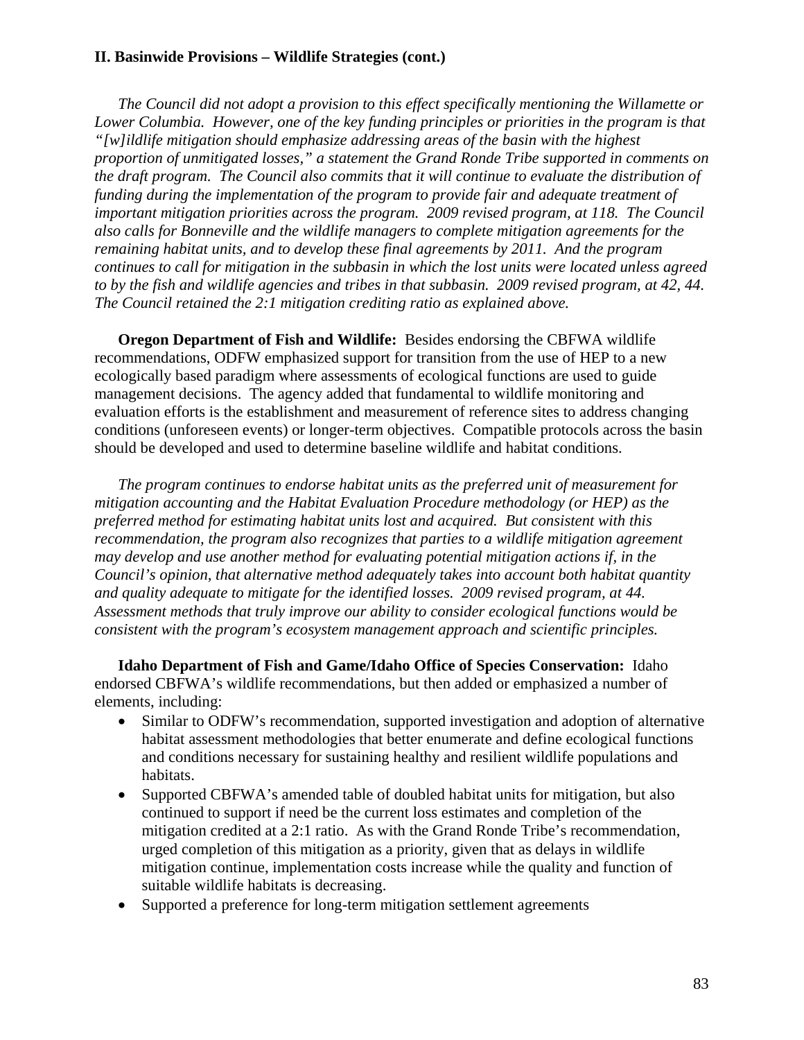**II. Basinwide Provisions – Wildlife Strategies (cont.)**

*The Council did not adopt a provision to this effect specifically mentioning the Willamette or Lower Columbia. However, one of the key funding principles or priorities in the program is that "[w]ildlife mitigation should emphasize addressing areas of the basin with the highest proportion of unmitigated losses," a statement the Grand Ronde Tribe supported in comments on the draft program. The Council also commits that it will continue to evaluate the distribution of funding during the implementation of the program to provide fair and adequate treatment of important mitigation priorities across the program. 2009 revised program, at 118. The Council also calls for Bonneville and the wildlife managers to complete mitigation agreements for the remaining habitat units, and to develop these final agreements by 2011. And the program continues to call for mitigation in the subbasin in which the lost units were located unless agreed to by the fish and wildlife agencies and tribes in that subbasin. 2009 revised program, at 42, 44. The Council retained the 2:1 mitigation crediting ratio as explained above.*

**Oregon Department of Fish and Wildlife:** Besides endorsing the CBFWA wildlife recommendations, ODFW emphasized support for transition from the use of HEP to a new ecologically based paradigm where assessments of ecological functions are used to guide management decisions. The agency added that fundamental to wildlife monitoring and evaluation efforts is the establishment and measurement of reference sites to address changing conditions (unforeseen events) or longer-term objectives. Compatible protocols across the basin should be developed and used to determine baseline wildlife and habitat conditions.

*The program continues to endorse habitat units as the preferred unit of measurement for mitigation accounting and the Habitat Evaluation Procedure methodology (or HEP) as the preferred method for estimating habitat units lost and acquired. But consistent with this recommendation, the program also recognizes that parties to a wildlife mitigation agreement may develop and use another method for evaluating potential mitigation actions if, in the Council's opinion, that alternative method adequately takes into account both habitat quantity and quality adequate to mitigate for the identified losses. 2009 revised program, at 44. Assessment methods that truly improve our ability to consider ecological functions would be consistent with the program's ecosystem management approach and scientific principles.*

**Idaho Department of Fish and Game/Idaho Office of Species Conservation:** Idaho endorsed CBFWA's wildlife recommendations, but then added or emphasized a number of elements, including:

- Similar to ODFW's recommendation, supported investigation and adoption of alternative habitat assessment methodologies that better enumerate and define ecological functions and conditions necessary for sustaining healthy and resilient wildlife populations and habitats.
- Supported CBFWA's amended table of doubled habitat units for mitigation, but also continued to support if need be the current loss estimates and completion of the mitigation credited at a 2:1 ratio. As with the Grand Ronde Tribe's recommendation, urged completion of this mitigation as a priority, given that as delays in wildlife mitigation continue, implementation costs increase while the quality and function of suitable wildlife habitats is decreasing.
- Supported a preference for long-term mitigation settlement agreements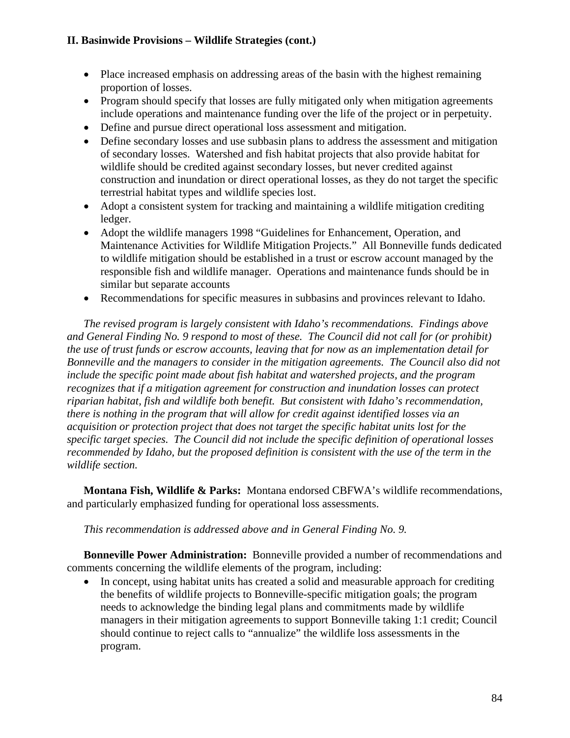**II. Basinwide Provisions – Wildlife Strategies (cont.)**

- Place increased emphasis on addressing areas of the basin with the highest remaining proportion of losses.
- Program should specify that losses are fully mitigated only when mitigation agreements include operations and maintenance funding over the life of the project or in perpetuity.
- Define and pursue direct operational loss assessment and mitigation.
- Define secondary losses and use subbasin plans to address the assessment and mitigation of secondary losses. Watershed and fish habitat projects that also provide habitat for wildlife should be credited against secondary losses, but never credited against construction and inundation or direct operational losses, as they do not target the specific terrestrial habitat types and wildlife species lost.
- Adopt a consistent system for tracking and maintaining a wildlife mitigation crediting ledger.
- Adopt the wildlife managers 1998 "Guidelines for Enhancement, Operation, and Maintenance Activities for Wildlife Mitigation Projects." All Bonneville funds dedicated to wildlife mitigation should be established in a trust or escrow account managed by the responsible fish and wildlife manager. Operations and maintenance funds should be in similar but separate accounts
- Recommendations for specific measures in subbasins and provinces relevant to Idaho.

*The revised program is largely consistent with Idaho's recommendations. Findings above and General Finding No. 9 respond to most of these. The Council did not call for (or prohibit) the use of trust funds or escrow accounts, leaving that for now as an implementation detail for Bonneville and the managers to consider in the mitigation agreements. The Council also did not include the specific point made about fish habitat and watershed projects, and the program recognizes that if a mitigation agreement for construction and inundation losses can protect riparian habitat, fish and wildlife both benefit. But consistent with Idaho's recommendation, there is nothing in the program that will allow for credit against identified losses via an acquisition or protection project that does not target the specific habitat units lost for the specific target species. The Council did not include the specific definition of operational losses recommended by Idaho, but the proposed definition is consistent with the use of the term in the wildlife section.*

**Montana Fish, Wildlife & Parks:** Montana endorsed CBFWA's wildlife recommendations, and particularly emphasized funding for operational loss assessments.

*This recommendation is addressed above and in General Finding No. 9.*

**Bonneville Power Administration:** Bonneville provided a number of recommendations and comments concerning the wildlife elements of the program, including:

- In concept, using habitat units has created a solid and measurable approach for crediting the benefits of wildlife projects to Bonneville-specific mitigation goals; the program needs to acknowledge the binding legal plans and commitments made by wildlife managers in their mitigation agreements to support Bonneville taking 1:1 credit; Council should continue to reject calls to "annualize" the wildlife loss assessments in the program.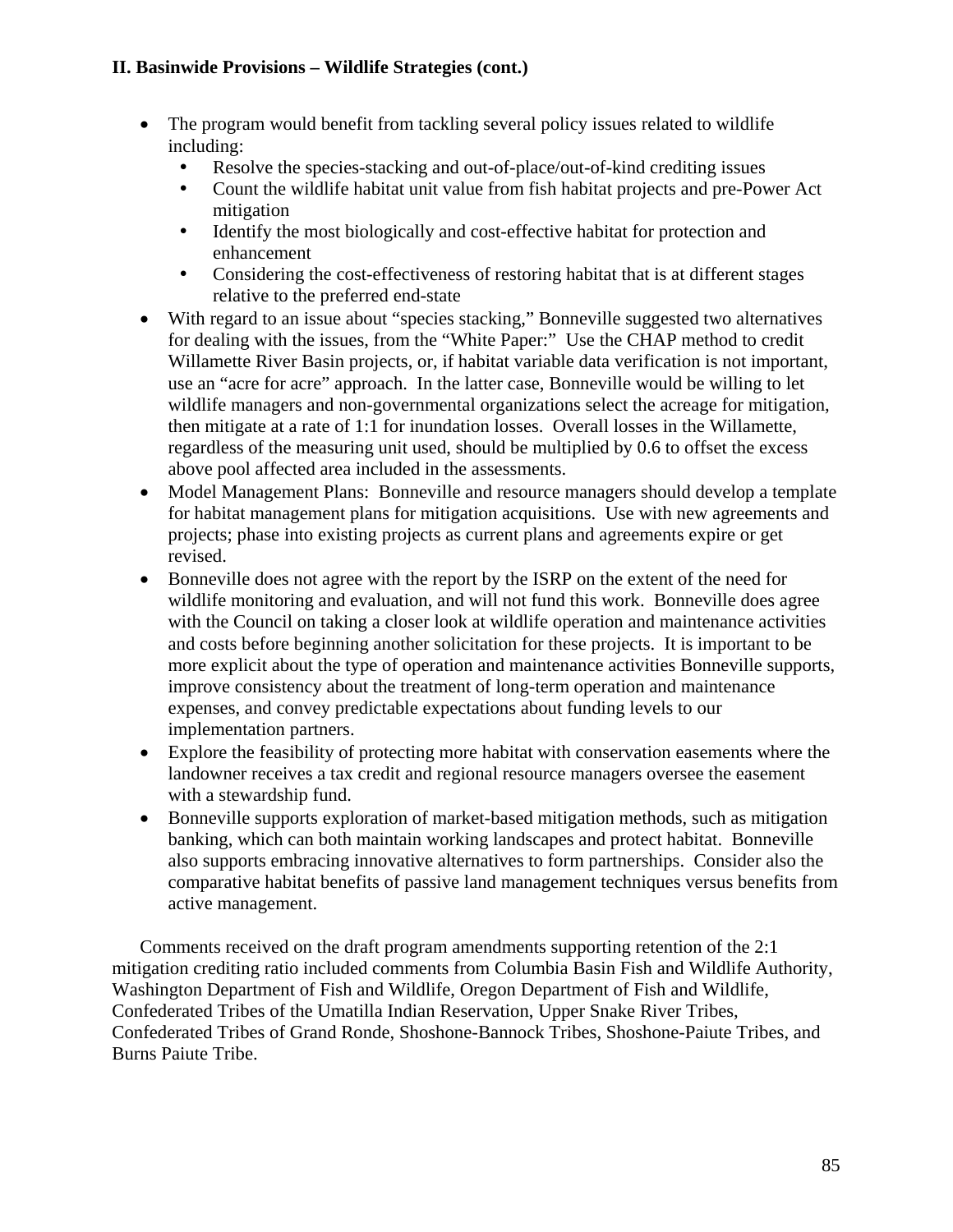**II. Basinwide Provisions – Wildlife Strategies (cont.)**

- The program would benefit from tackling several policy issues related to wildlife including:
  - Resolve the species-stacking and out-of-place/out-of-kind crediting issues
  - Count the wildlife habitat unit value from fish habitat projects and pre-Power Act mitigation
  - Identify the most biologically and cost-effective habitat for protection and enhancement
  - Considering the cost-effectiveness of restoring habitat that is at different stages relative to the preferred end-state
- With regard to an issue about "species stacking," Bonneville suggested two alternatives for dealing with the issues, from the "White Paper:" Use the CHAP method to credit Willamette River Basin projects, or, if habitat variable data verification is not important, use an "acre for acre" approach. In the latter case, Bonneville would be willing to let wildlife managers and non-governmental organizations select the acreage for mitigation, then mitigate at a rate of 1:1 for inundation losses. Overall losses in the Willamette, regardless of the measuring unit used, should be multiplied by 0.6 to offset the excess above pool affected area included in the assessments.
- Model Management Plans: Bonneville and resource managers should develop a template for habitat management plans for mitigation acquisitions. Use with new agreements and projects; phase into existing projects as current plans and agreements expire or get revised.
- Bonneville does not agree with the report by the ISRP on the extent of the need for wildlife monitoring and evaluation, and will not fund this work. Bonneville does agree with the Council on taking a closer look at wildlife operation and maintenance activities and costs before beginning another solicitation for these projects. It is important to be more explicit about the type of operation and maintenance activities Bonneville supports, improve consistency about the treatment of long-term operation and maintenance expenses, and convey predictable expectations about funding levels to our implementation partners.
- Explore the feasibility of protecting more habitat with conservation easements where the landowner receives a tax credit and regional resource managers oversee the easement with a stewardship fund.
- Bonneville supports exploration of market-based mitigation methods, such as mitigation banking, which can both maintain working landscapes and protect habitat. Bonneville also supports embracing innovative alternatives to form partnerships. Consider also the comparative habitat benefits of passive land management techniques versus benefits from active management.

Comments received on the draft program amendments supporting retention of the 2:1 mitigation crediting ratio included comments from Columbia Basin Fish and Wildlife Authority, Washington Department of Fish and Wildlife, Oregon Department of Fish and Wildlife, Confederated Tribes of the Umatilla Indian Reservation, Upper Snake River Tribes, Confederated Tribes of Grand Ronde, Shoshone-Bannock Tribes, Shoshone-Paiute Tribes, and Burns Paiute Tribe.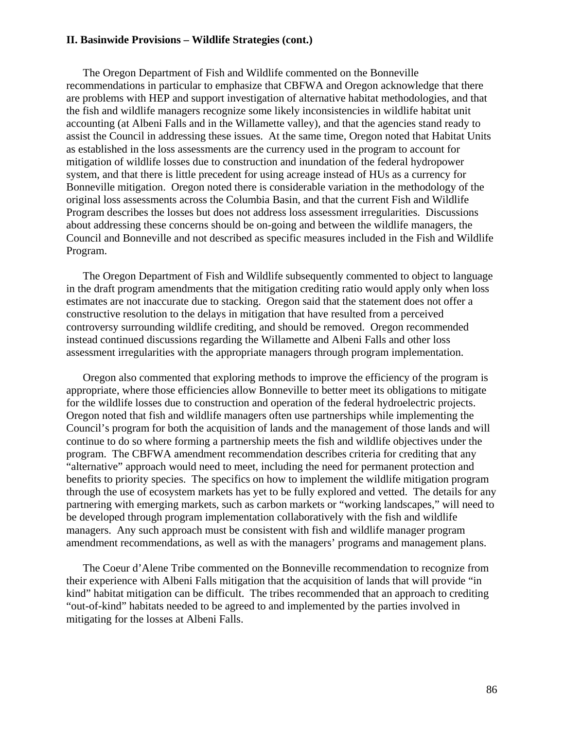**II. Basinwide Provisions – Wildlife Strategies (cont.)**

The Oregon Department of Fish and Wildlife commented on the Bonneville recommendations in particular to emphasize that CBFWA and Oregon acknowledge that there are problems with HEP and support investigation of alternative habitat methodologies, and that the fish and wildlife managers recognize some likely inconsistencies in wildlife habitat unit accounting (at Albeni Falls and in the Willamette valley), and that the agencies stand ready to assist the Council in addressing these issues. At the same time, Oregon noted that Habitat Units as established in the loss assessments are the currency used in the program to account for mitigation of wildlife losses due to construction and inundation of the federal hydropower system, and that there is little precedent for using acreage instead of HUs as a currency for Bonneville mitigation. Oregon noted there is considerable variation in the methodology of the original loss assessments across the Columbia Basin, and that the current Fish and Wildlife Program describes the losses but does not address loss assessment irregularities. Discussions about addressing these concerns should be on-going and between the wildlife managers, the Council and Bonneville and not described as specific measures included in the Fish and Wildlife Program.

The Oregon Department of Fish and Wildlife subsequently commented to object to language in the draft program amendments that the mitigation crediting ratio would apply only when loss estimates are not inaccurate due to stacking. Oregon said that the statement does not offer a constructive resolution to the delays in mitigation that have resulted from a perceived controversy surrounding wildlife crediting, and should be removed. Oregon recommended instead continued discussions regarding the Willamette and Albeni Falls and other loss assessment irregularities with the appropriate managers through program implementation.

Oregon also commented that exploring methods to improve the efficiency of the program is appropriate, where those efficiencies allow Bonneville to better meet its obligations to mitigate for the wildlife losses due to construction and operation of the federal hydroelectric projects. Oregon noted that fish and wildlife managers often use partnerships while implementing the Council's program for both the acquisition of lands and the management of those lands and will continue to do so where forming a partnership meets the fish and wildlife objectives under the program. The CBFWA amendment recommendation describes criteria for crediting that any "alternative" approach would need to meet, including the need for permanent protection and benefits to priority species. The specifics on how to implement the wildlife mitigation program through the use of ecosystem markets has yet to be fully explored and vetted. The details for any partnering with emerging markets, such as carbon markets or "working landscapes," will need to be developed through program implementation collaboratively with the fish and wildlife managers. Any such approach must be consistent with fish and wildlife manager program amendment recommendations, as well as with the managers' programs and management plans.

The Coeur d'Alene Tribe commented on the Bonneville recommendation to recognize from their experience with Albeni Falls mitigation that the acquisition of lands that will provide "in kind" habitat mitigation can be difficult. The tribes recommended that an approach to crediting "out-of-kind" habitats needed to be agreed to and implemented by the parties involved in mitigating for the losses at Albeni Falls.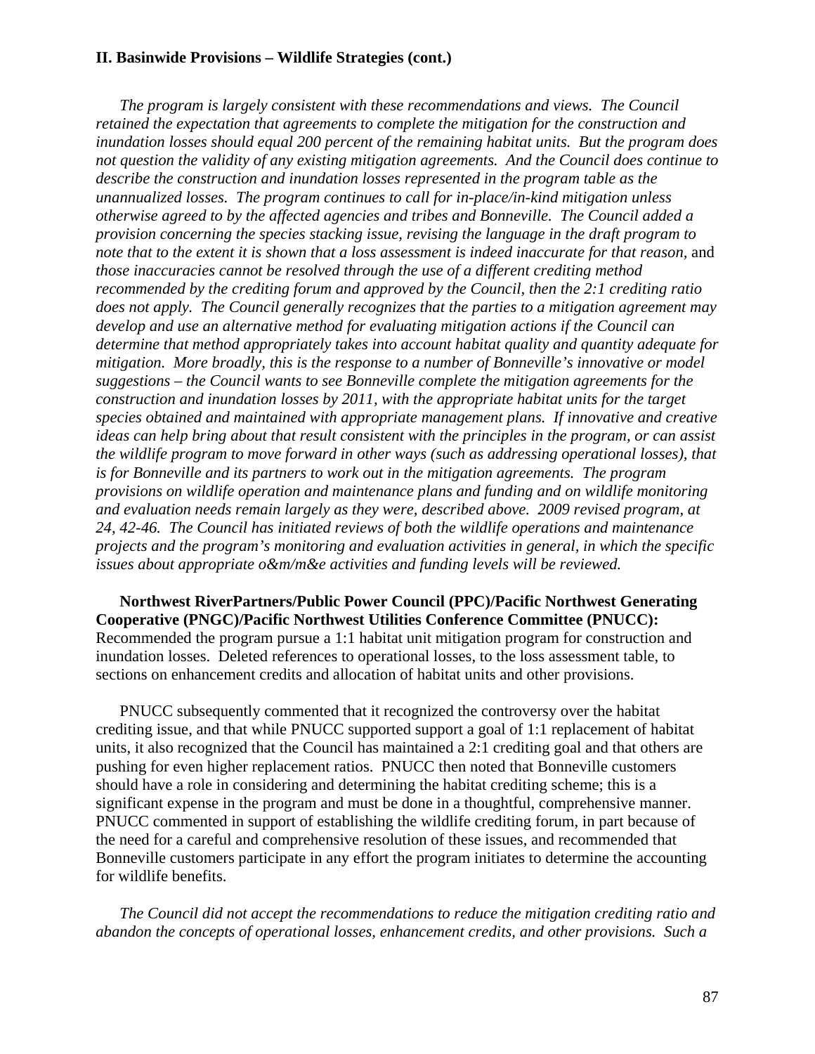**II. Basinwide Provisions – Wildlife Strategies (cont.)**

*The program is largely consistent with these recommendations and views. The Council retained the expectation that agreements to complete the mitigation for the construction and inundation losses should equal 200 percent of the remaining habitat units. But the program does not question the validity of any existing mitigation agreements. And the Council does continue to describe the construction and inundation losses represented in the program table as the unannualized losses. The program continues to call for in-place/in-kind mitigation unless otherwise agreed to by the affected agencies and tribes and Bonneville. The Council added a provision concerning the species stacking issue, revising the language in the draft program to note that to the extent it is shown that a loss assessment is indeed inaccurate for that reason,* and *those inaccuracies cannot be resolved through the use of a different crediting method recommended by the crediting forum and approved by the Council, then the 2:1 crediting ratio does not apply. The Council generally recognizes that the parties to a mitigation agreement may develop and use an alternative method for evaluating mitigation actions if the Council can determine that method appropriately takes into account habitat quality and quantity adequate for mitigation. More broadly, this is the response to a number of Bonneville's innovative or model suggestions – the Council wants to see Bonneville complete the mitigation agreements for the construction and inundation losses by 2011, with the appropriate habitat units for the target species obtained and maintained with appropriate management plans. If innovative and creative ideas can help bring about that result consistent with the principles in the program, or can assist the wildlife program to move forward in other ways (such as addressing operational losses), that is for Bonneville and its partners to work out in the mitigation agreements. The program provisions on wildlife operation and maintenance plans and funding and on wildlife monitoring and evaluation needs remain largely as they were, described above. 2009 revised program, at 24, 42-46. The Council has initiated reviews of both the wildlife operations and maintenance projects and the program's monitoring and evaluation activities in general, in which the specific issues about appropriate o&m/m&e activities and funding levels will be reviewed.*

**Northwest RiverPartners/Public Power Council (PPC)/Pacific Northwest Generating Cooperative (PNGC)/Pacific Northwest Utilities Conference Committee (PNUCC):** Recommended the program pursue a 1:1 habitat unit mitigation program for construction and inundation losses. Deleted references to operational losses, to the loss assessment table, to sections on enhancement credits and allocation of habitat units and other provisions.

PNUCC subsequently commented that it recognized the controversy over the habitat crediting issue, and that while PNUCC supported support a goal of 1:1 replacement of habitat units, it also recognized that the Council has maintained a 2:1 crediting goal and that others are pushing for even higher replacement ratios. PNUCC then noted that Bonneville customers should have a role in considering and determining the habitat crediting scheme; this is a significant expense in the program and must be done in a thoughtful, comprehensive manner. PNUCC commented in support of establishing the wildlife crediting forum, in part because of the need for a careful and comprehensive resolution of these issues, and recommended that Bonneville customers participate in any effort the program initiates to determine the accounting for wildlife benefits.

*The Council did not accept the recommendations to reduce the mitigation crediting ratio and abandon the concepts of operational losses, enhancement credits, and other provisions. Such a*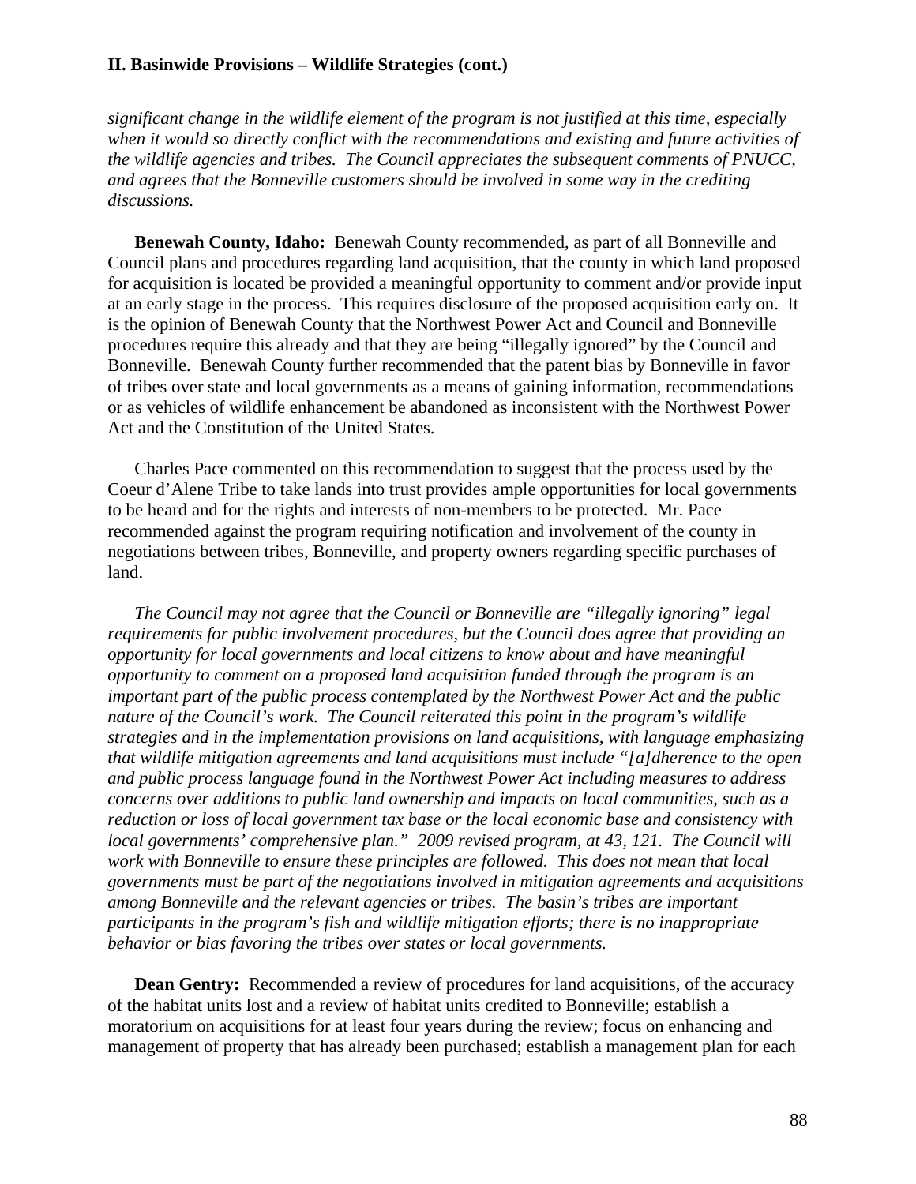*significant change in the wildlife element of the program is not justified at this time, especially when it would so directly conflict with the recommendations and existing and future activities of the wildlife agencies and tribes. The Council appreciates the subsequent comments of PNUCC, and agrees that the Bonneville customers should be involved in some way in the crediting discussions.*

**Benewah County, Idaho:** Benewah County recommended, as part of all Bonneville and Council plans and procedures regarding land acquisition, that the county in which land proposed for acquisition is located be provided a meaningful opportunity to comment and/or provide input at an early stage in the process. This requires disclosure of the proposed acquisition early on. It is the opinion of Benewah County that the Northwest Power Act and Council and Bonneville procedures require this already and that they are being "illegally ignored" by the Council and Bonneville. Benewah County further recommended that the patent bias by Bonneville in favor of tribes over state and local governments as a means of gaining information, recommendations or as vehicles of wildlife enhancement be abandoned as inconsistent with the Northwest Power Act and the Constitution of the United States.

Charles Pace commented on this recommendation to suggest that the process used by the Coeur d'Alene Tribe to take lands into trust provides ample opportunities for local governments to be heard and for the rights and interests of non-members to be protected. Mr. Pace recommended against the program requiring notification and involvement of the county in negotiations between tribes, Bonneville, and property owners regarding specific purchases of land.

*The Council may not agree that the Council or Bonneville are "illegally ignoring" legal requirements for public involvement procedures, but the Council does agree that providing an opportunity for local governments and local citizens to know about and have meaningful opportunity to comment on a proposed land acquisition funded through the program is an important part of the public process contemplated by the Northwest Power Act and the public nature of the Council's work. The Council reiterated this point in the program's wildlife strategies and in the implementation provisions on land acquisitions, with language emphasizing that wildlife mitigation agreements and land acquisitions must include "[a]dherence to the open and public process language found in the Northwest Power Act including measures to address concerns over additions to public land ownership and impacts on local communities, such as a reduction or loss of local government tax base or the local economic base and consistency with local governments' comprehensive plan." 2009 revised program, at 43, 121. The Council will work with Bonneville to ensure these principles are followed. This does not mean that local governments must be part of the negotiations involved in mitigation agreements and acquisitions among Bonneville and the relevant agencies or tribes. The basin's tribes are important participants in the program's fish and wildlife mitigation efforts; there is no inappropriate behavior or bias favoring the tribes over states or local governments.*

**Dean Gentry:** Recommended a review of procedures for land acquisitions, of the accuracy of the habitat units lost and a review of habitat units credited to Bonneville; establish a moratorium on acquisitions for at least four years during the review; focus on enhancing and management of property that has already been purchased; establish a management plan for each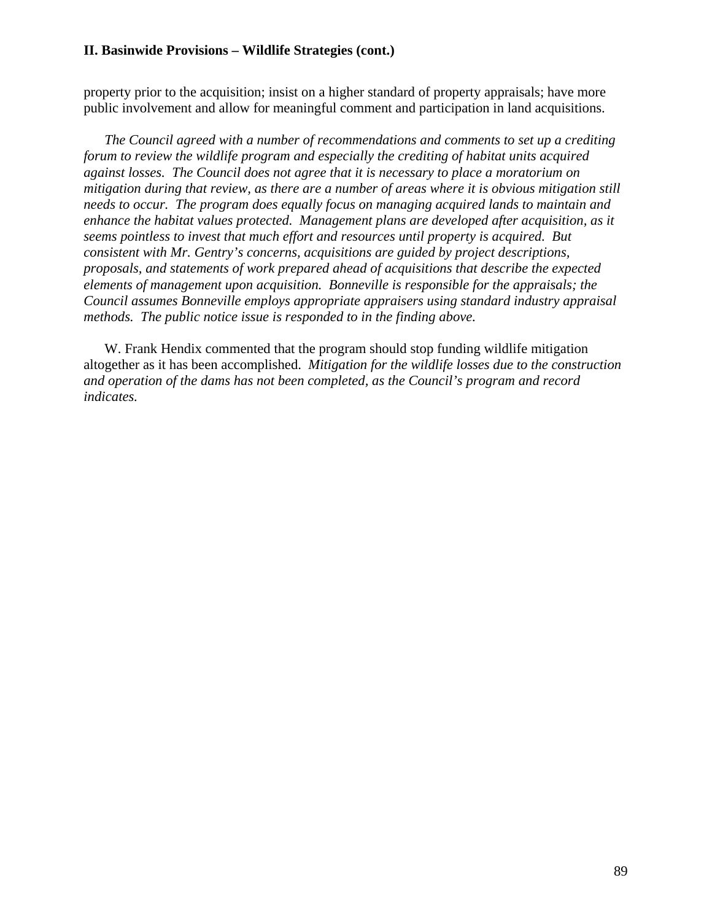property prior to the acquisition; insist on a higher standard of property appraisals; have more public involvement and allow for meaningful comment and participation in land acquisitions.

*The Council agreed with a number of recommendations and comments to set up a crediting forum to review the wildlife program and especially the crediting of habitat units acquired against losses. The Council does not agree that it is necessary to place a moratorium on mitigation during that review, as there are a number of areas where it is obvious mitigation still needs to occur. The program does equally focus on managing acquired lands to maintain and enhance the habitat values protected. Management plans are developed after acquisition, as it seems pointless to invest that much effort and resources until property is acquired. But consistent with Mr. Gentry's concerns, acquisitions are guided by project descriptions, proposals, and statements of work prepared ahead of acquisitions that describe the expected elements of management upon acquisition. Bonneville is responsible for the appraisals; the Council assumes Bonneville employs appropriate appraisers using standard industry appraisal methods. The public notice issue is responded to in the finding above.*

W. Frank Hendix commented that the program should stop funding wildlife mitigation altogether as it has been accomplished. *Mitigation for the wildlife losses due to the construction and operation of the dams has not been completed, as the Council's program and record indicates.*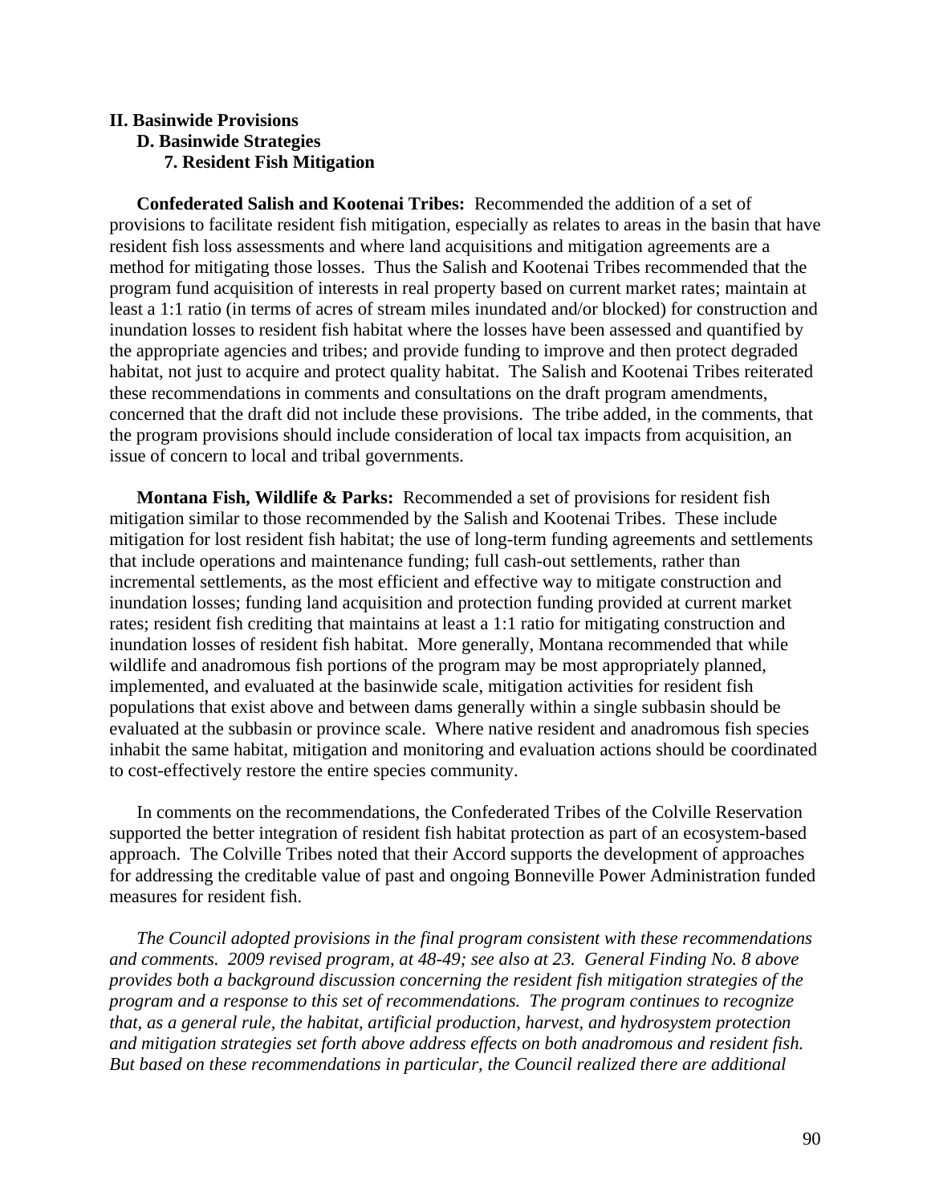**II. Basinwide Provisions**

**D. Basinwide Strategies**

**7. Resident Fish Mitigation**

**Confederated Salish and Kootenai Tribes:** Recommended the addition of a set of provisions to facilitate resident fish mitigation, especially as relates to areas in the basin that have resident fish loss assessments and where land acquisitions and mitigation agreements are a method for mitigating those losses. Thus the Salish and Kootenai Tribes recommended that the program fund acquisition of interests in real property based on current market rates; maintain at least a 1:1 ratio (in terms of acres of stream miles inundated and/or blocked) for construction and inundation losses to resident fish habitat where the losses have been assessed and quantified by the appropriate agencies and tribes; and provide funding to improve and then protect degraded habitat, not just to acquire and protect quality habitat. The Salish and Kootenai Tribes reiterated these recommendations in comments and consultations on the draft program amendments, concerned that the draft did not include these provisions. The tribe added, in the comments, that the program provisions should include consideration of local tax impacts from acquisition, an issue of concern to local and tribal governments.

**Montana Fish, Wildlife & Parks:** Recommended a set of provisions for resident fish mitigation similar to those recommended by the Salish and Kootenai Tribes. These include mitigation for lost resident fish habitat; the use of long-term funding agreements and settlements that include operations and maintenance funding; full cash-out settlements, rather than incremental settlements, as the most efficient and effective way to mitigate construction and inundation losses; funding land acquisition and protection funding provided at current market rates; resident fish crediting that maintains at least a 1:1 ratio for mitigating construction and inundation losses of resident fish habitat. More generally, Montana recommended that while wildlife and anadromous fish portions of the program may be most appropriately planned, implemented, and evaluated at the basinwide scale, mitigation activities for resident fish populations that exist above and between dams generally within a single subbasin should be evaluated at the subbasin or province scale. Where native resident and anadromous fish species inhabit the same habitat, mitigation and monitoring and evaluation actions should be coordinated to cost-effectively restore the entire species community.

In comments on the recommendations, the Confederated Tribes of the Colville Reservation supported the better integration of resident fish habitat protection as part of an ecosystem-based approach. The Colville Tribes noted that their Accord supports the development of approaches for addressing the creditable value of past and ongoing Bonneville Power Administration funded measures for resident fish.

*The Council adopted provisions in the final program consistent with these recommendations and comments. 2009 revised program, at 48-49; see also at 23. General Finding No. 8 above provides both a background discussion concerning the resident fish mitigation strategies of the program and a response to this set of recommendations. The program continues to recognize that, as a general rule, the habitat, artificial production, harvest, and hydrosystem protection and mitigation strategies set forth above address effects on both anadromous and resident fish. But based on these recommendations in particular, the Council realized there are additional*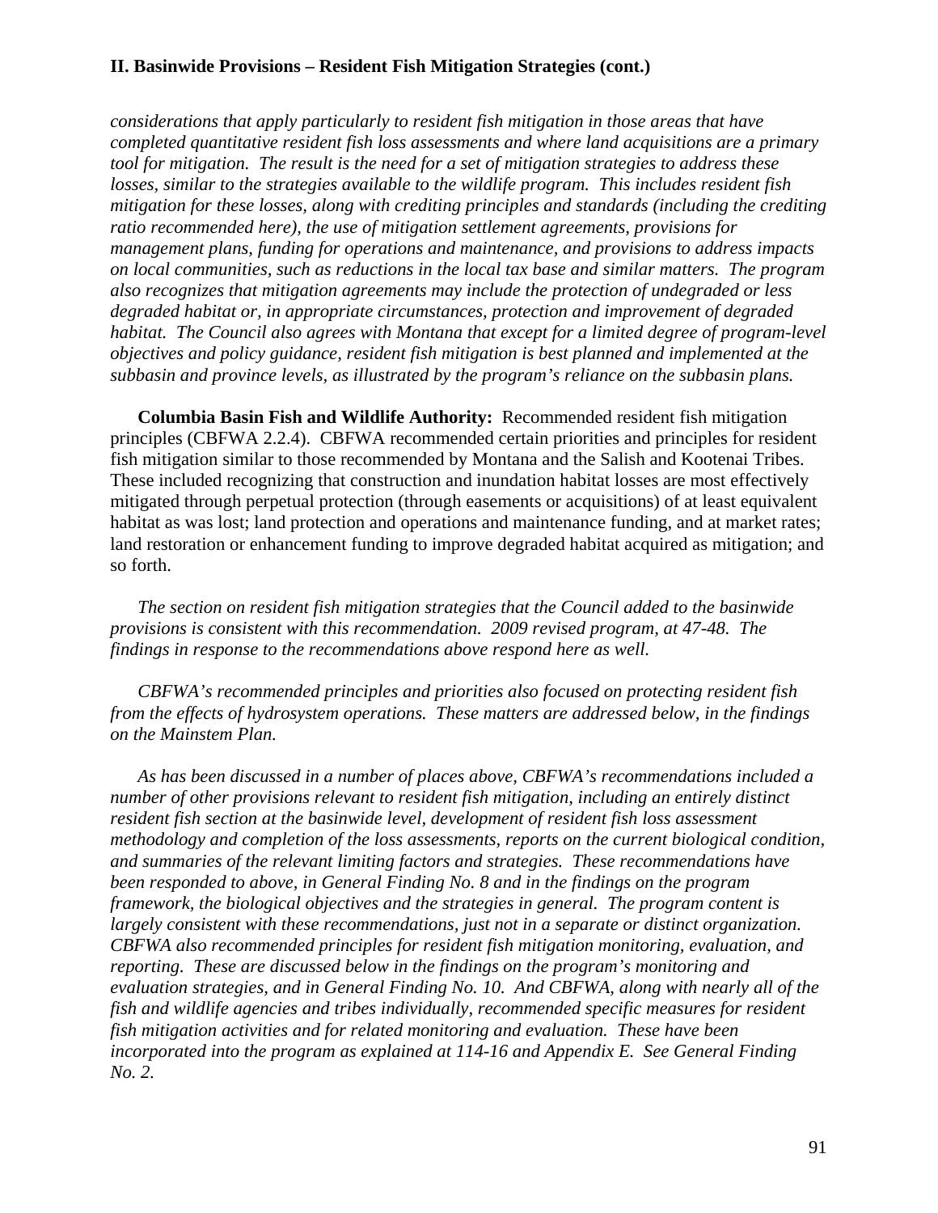*considerations that apply particularly to resident fish mitigation in those areas that have completed quantitative resident fish loss assessments and where land acquisitions are a primary tool for mitigation. The result is the need for a set of mitigation strategies to address these losses, similar to the strategies available to the wildlife program. This includes resident fish mitigation for these losses, along with crediting principles and standards (including the crediting ratio recommended here), the use of mitigation settlement agreements, provisions for management plans, funding for operations and maintenance, and provisions to address impacts on local communities, such as reductions in the local tax base and similar matters. The program also recognizes that mitigation agreements may include the protection of undegraded or less degraded habitat or, in appropriate circumstances, protection and improvement of degraded habitat. The Council also agrees with Montana that except for a limited degree of program-level objectives and policy guidance, resident fish mitigation is best planned and implemented at the subbasin and province levels, as illustrated by the program's reliance on the subbasin plans.*

**Columbia Basin Fish and Wildlife Authority:** Recommended resident fish mitigation principles (CBFWA 2.2.4). CBFWA recommended certain priorities and principles for resident fish mitigation similar to those recommended by Montana and the Salish and Kootenai Tribes. These included recognizing that construction and inundation habitat losses are most effectively mitigated through perpetual protection (through easements or acquisitions) of at least equivalent habitat as was lost; land protection and operations and maintenance funding, and at market rates; land restoration or enhancement funding to improve degraded habitat acquired as mitigation; and so forth.

*The section on resident fish mitigation strategies that the Council added to the basinwide provisions is consistent with this recommendation. 2009 revised program, at 47-48. The findings in response to the recommendations above respond here as well.*

*CBFWA's recommended principles and priorities also focused on protecting resident fish from the effects of hydrosystem operations. These matters are addressed below, in the findings on the Mainstem Plan.*

*As has been discussed in a number of places above, CBFWA's recommendations included a number of other provisions relevant to resident fish mitigation, including an entirely distinct resident fish section at the basinwide level, development of resident fish loss assessment methodology and completion of the loss assessments, reports on the current biological condition, and summaries of the relevant limiting factors and strategies. These recommendations have been responded to above, in General Finding No. 8 and in the findings on the program framework, the biological objectives and the strategies in general. The program content is largely consistent with these recommendations, just not in a separate or distinct organization. CBFWA also recommended principles for resident fish mitigation monitoring, evaluation, and reporting. These are discussed below in the findings on the program's monitoring and evaluation strategies, and in General Finding No. 10. And CBFWA, along with nearly all of the fish and wildlife agencies and tribes individually, recommended specific measures for resident fish mitigation activities and for related monitoring and evaluation. These have been incorporated into the program as explained at 114-16 and Appendix E. See General Finding No. 2.*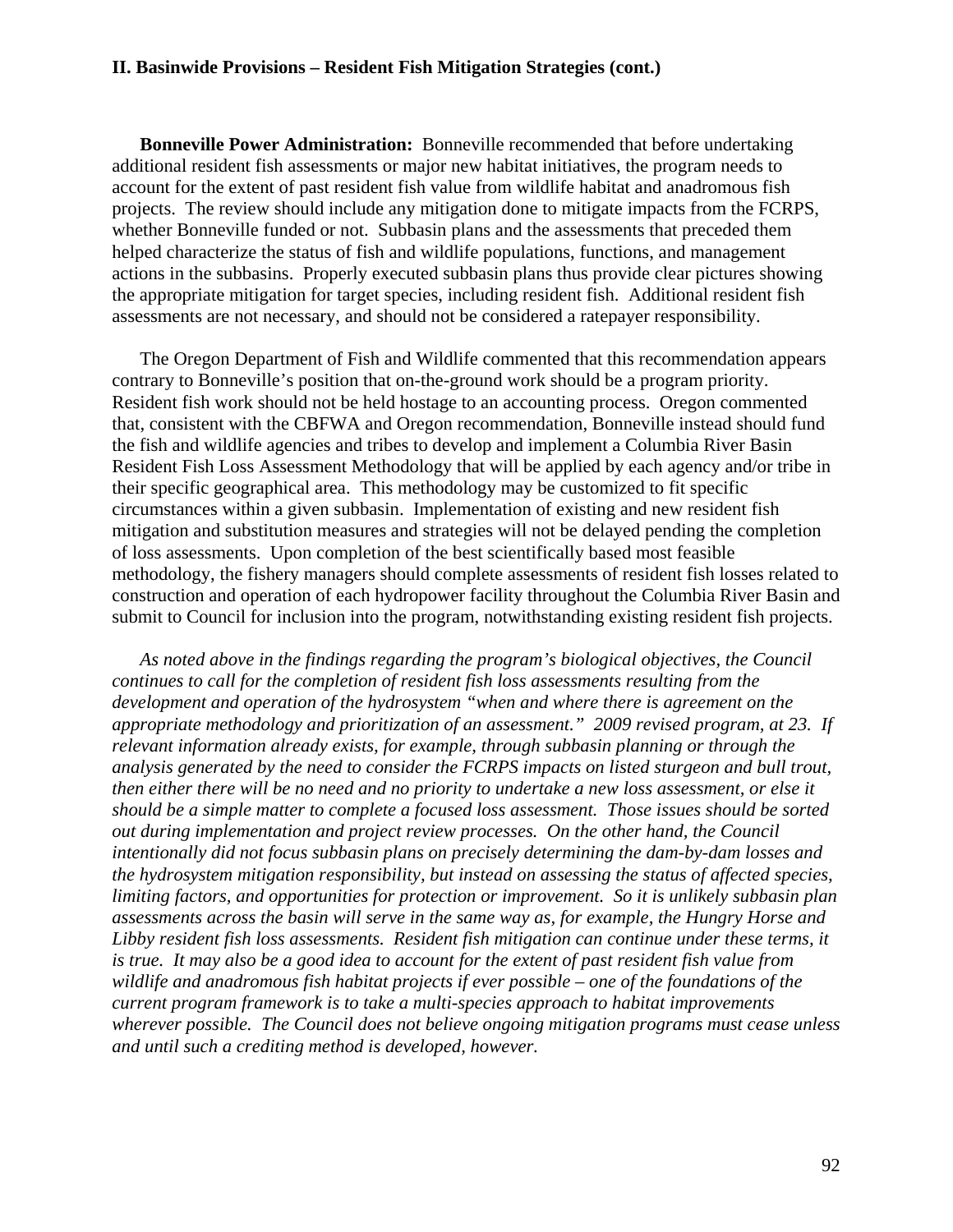**Bonneville Power Administration:** Bonneville recommended that before undertaking additional resident fish assessments or major new habitat initiatives, the program needs to account for the extent of past resident fish value from wildlife habitat and anadromous fish projects. The review should include any mitigation done to mitigate impacts from the FCRPS, whether Bonneville funded or not. Subbasin plans and the assessments that preceded them helped characterize the status of fish and wildlife populations, functions, and management actions in the subbasins. Properly executed subbasin plans thus provide clear pictures showing the appropriate mitigation for target species, including resident fish. Additional resident fish assessments are not necessary, and should not be considered a ratepayer responsibility.

The Oregon Department of Fish and Wildlife commented that this recommendation appears contrary to Bonneville's position that on-the-ground work should be a program priority. Resident fish work should not be held hostage to an accounting process. Oregon commented that, consistent with the CBFWA and Oregon recommendation, Bonneville instead should fund the fish and wildlife agencies and tribes to develop and implement a Columbia River Basin Resident Fish Loss Assessment Methodology that will be applied by each agency and/or tribe in their specific geographical area. This methodology may be customized to fit specific circumstances within a given subbasin. Implementation of existing and new resident fish mitigation and substitution measures and strategies will not be delayed pending the completion of loss assessments. Upon completion of the best scientifically based most feasible methodology, the fishery managers should complete assessments of resident fish losses related to construction and operation of each hydropower facility throughout the Columbia River Basin and submit to Council for inclusion into the program, notwithstanding existing resident fish projects.

*As noted above in the findings regarding the program's biological objectives, the Council continues to call for the completion of resident fish loss assessments resulting from the development and operation of the hydrosystem "when and where there is agreement on the appropriate methodology and prioritization of an assessment." 2009 revised program, at 23. If relevant information already exists, for example, through subbasin planning or through the analysis generated by the need to consider the FCRPS impacts on listed sturgeon and bull trout, then either there will be no need and no priority to undertake a new loss assessment, or else it should be a simple matter to complete a focused loss assessment. Those issues should be sorted out during implementation and project review processes. On the other hand, the Council intentionally did not focus subbasin plans on precisely determining the dam-by-dam losses and the hydrosystem mitigation responsibility, but instead on assessing the status of affected species, limiting factors, and opportunities for protection or improvement. So it is unlikely subbasin plan assessments across the basin will serve in the same way as, for example, the Hungry Horse and Libby resident fish loss assessments. Resident fish mitigation can continue under these terms, it is true. It may also be a good idea to account for the extent of past resident fish value from wildlife and anadromous fish habitat projects if ever possible – one of the foundations of the current program framework is to take a multi-species approach to habitat improvements wherever possible. The Council does not believe ongoing mitigation programs must cease unless and until such a crediting method is developed, however.*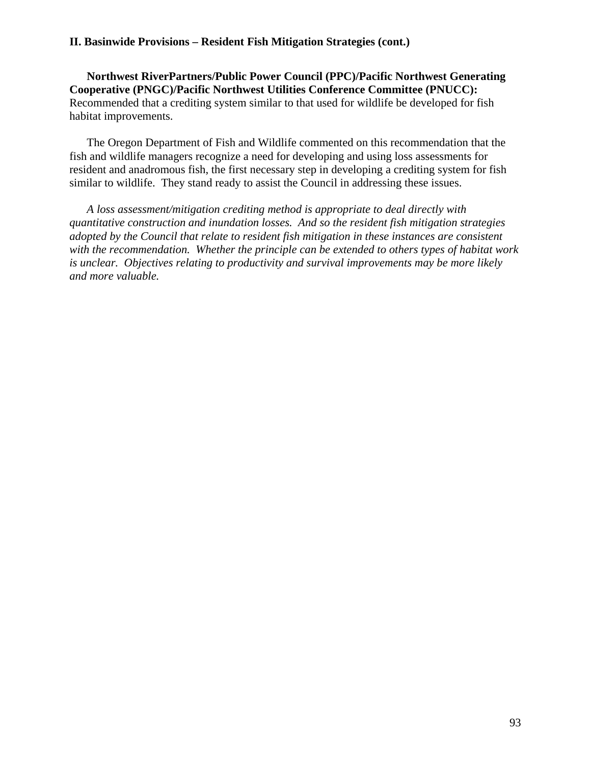**II. Basinwide Provisions – Resident Fish Mitigation Strategies (cont.)**

**Northwest RiverPartners/Public Power Council (PPC)/Pacific Northwest Generating Cooperative (PNGC)/Pacific Northwest Utilities Conference Committee (PNUCC):** Recommended that a crediting system similar to that used for wildlife be developed for fish habitat improvements.

The Oregon Department of Fish and Wildlife commented on this recommendation that the fish and wildlife managers recognize a need for developing and using loss assessments for resident and anadromous fish, the first necessary step in developing a crediting system for fish similar to wildlife. They stand ready to assist the Council in addressing these issues.

*A loss assessment/mitigation crediting method is appropriate to deal directly with quantitative construction and inundation losses. And so the resident fish mitigation strategies adopted by the Council that relate to resident fish mitigation in these instances are consistent with the recommendation. Whether the principle can be extended to others types of habitat work is unclear. Objectives relating to productivity and survival improvements may be more likely and more valuable.*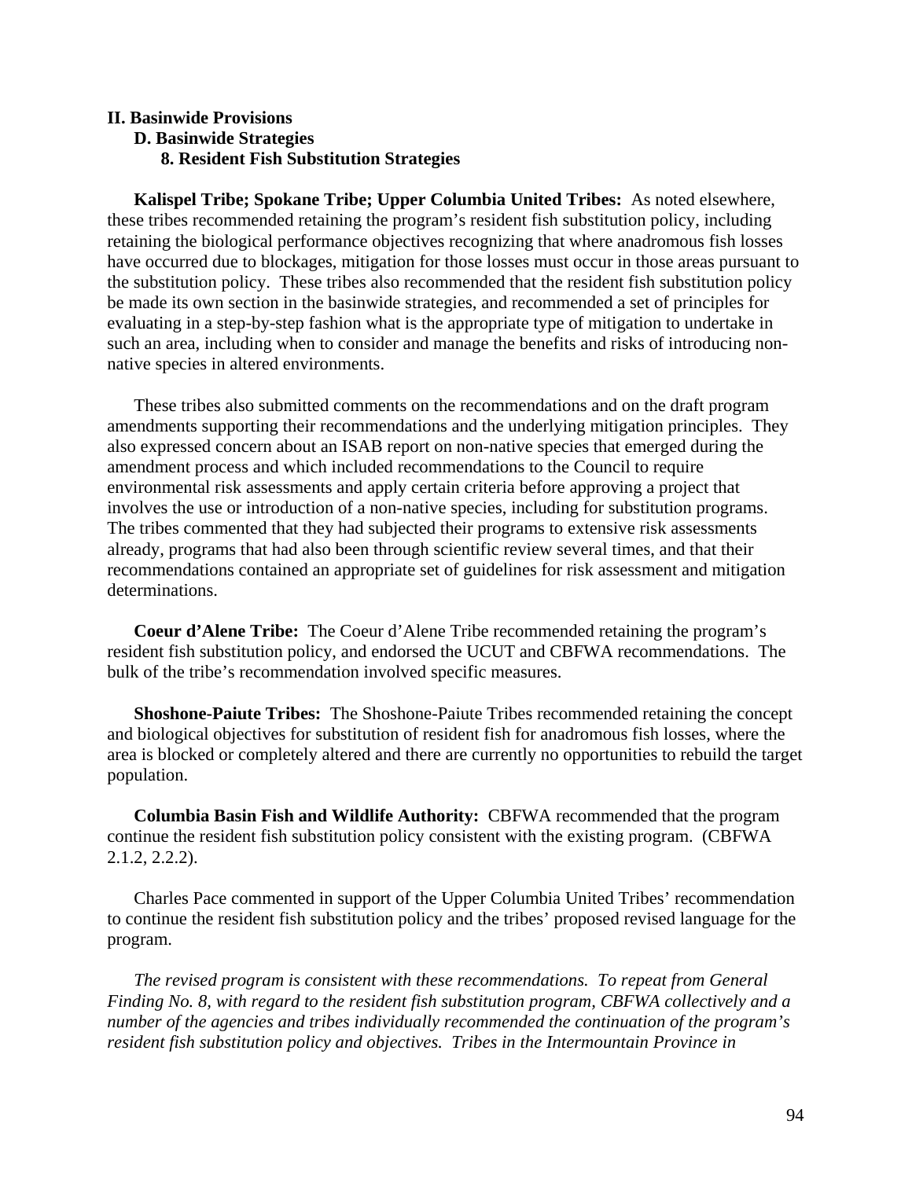**II. Basinwide Provisions**

**D. Basinwide Strategies**

**8. Resident Fish Substitution Strategies**

**Kalispel Tribe; Spokane Tribe; Upper Columbia United Tribes:** As noted elsewhere, these tribes recommended retaining the program's resident fish substitution policy, including retaining the biological performance objectives recognizing that where anadromous fish losses have occurred due to blockages, mitigation for those losses must occur in those areas pursuant to the substitution policy. These tribes also recommended that the resident fish substitution policy be made its own section in the basinwide strategies, and recommended a set of principles for evaluating in a step-by-step fashion what is the appropriate type of mitigation to undertake in such an area, including when to consider and manage the benefits and risks of introducing non-native species in altered environments.

These tribes also submitted comments on the recommendations and on the draft program amendments supporting their recommendations and the underlying mitigation principles. They also expressed concern about an ISAB report on non-native species that emerged during the amendment process and which included recommendations to the Council to require environmental risk assessments and apply certain criteria before approving a project that involves the use or introduction of a non-native species, including for substitution programs. The tribes commented that they had subjected their programs to extensive risk assessments already, programs that had also been through scientific review several times, and that their recommendations contained an appropriate set of guidelines for risk assessment and mitigation determinations.

**Coeur d'Alene Tribe:** The Coeur d'Alene Tribe recommended retaining the program's resident fish substitution policy, and endorsed the UCUT and CBFWA recommendations. The bulk of the tribe's recommendation involved specific measures.

**Shoshone-Paiute Tribes:** The Shoshone-Paiute Tribes recommended retaining the concept and biological objectives for substitution of resident fish for anadromous fish losses, where the area is blocked or completely altered and there are currently no opportunities to rebuild the target population.

**Columbia Basin Fish and Wildlife Authority:** CBFWA recommended that the program continue the resident fish substitution policy consistent with the existing program. (CBFWA 2.1.2, 2.2.2).

Charles Pace commented in support of the Upper Columbia United Tribes' recommendation to continue the resident fish substitution policy and the tribes' proposed revised language for the program.

*The revised program is consistent with these recommendations. To repeat from General Finding No. 8, with regard to the resident fish substitution program, CBFWA collectively and a number of the agencies and tribes individually recommended the continuation of the program's resident fish substitution policy and objectives. Tribes in the Intermountain Province in*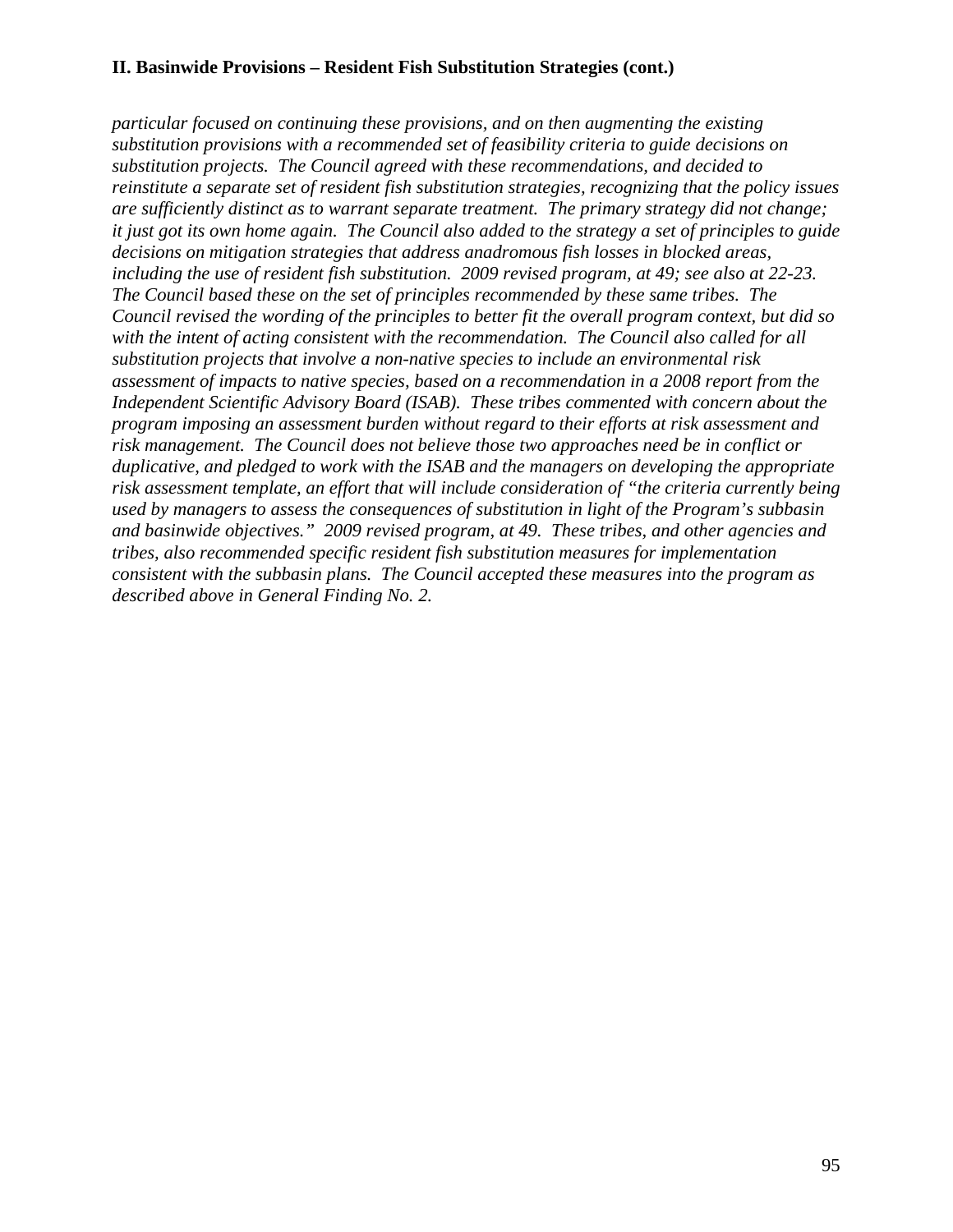**II. Basinwide Provisions – Resident Fish Substitution Strategies (cont.)**

*particular focused on continuing these provisions, and on then augmenting the existing substitution provisions with a recommended set of feasibility criteria to guide decisions on substitution projects. The Council agreed with these recommendations, and decided to reinstitute a separate set of resident fish substitution strategies, recognizing that the policy issues are sufficiently distinct as to warrant separate treatment. The primary strategy did not change; it just got its own home again. The Council also added to the strategy a set of principles to guide decisions on mitigation strategies that address anadromous fish losses in blocked areas, including the use of resident fish substitution. 2009 revised program, at 49; see also at 22-23. The Council based these on the set of principles recommended by these same tribes. The Council revised the wording of the principles to better fit the overall program context, but did so with the intent of acting consistent with the recommendation. The Council also called for all substitution projects that involve a non-native species to include an environmental risk assessment of impacts to native species, based on a recommendation in a 2008 report from the Independent Scientific Advisory Board (ISAB). These tribes commented with concern about the program imposing an assessment burden without regard to their efforts at risk assessment and risk management. The Council does not believe those two approaches need be in conflict or duplicative, and pledged to work with the ISAB and the managers on developing the appropriate risk assessment template, an effort that will include consideration of "the criteria currently being used by managers to assess the consequences of substitution in light of the Program's subbasin and basinwide objectives." 2009 revised program, at 49. These tribes, and other agencies and tribes, also recommended specific resident fish substitution measures for implementation consistent with the subbasin plans. The Council accepted these measures into the program as described above in General Finding No. 2.*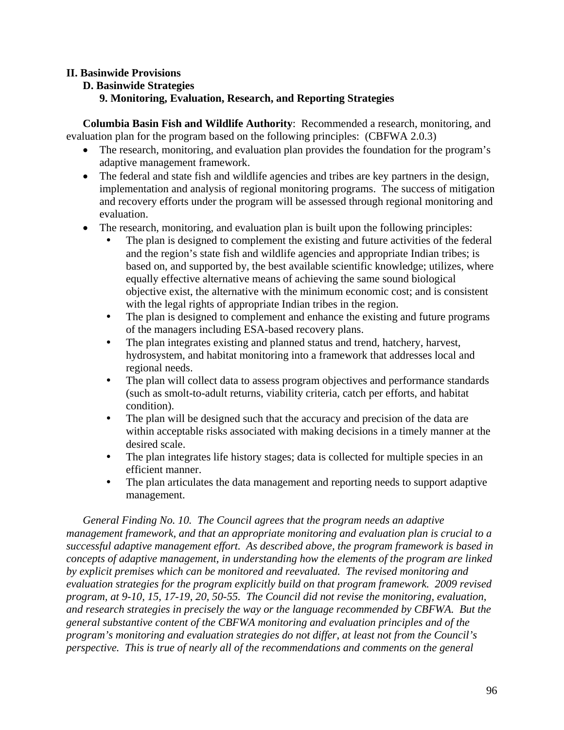**II. Basinwide Provisions**

**D. Basinwide Strategies**

**9. Monitoring, Evaluation, Research, and Reporting Strategies**

**Columbia Basin Fish and Wildlife Authority**: Recommended a research, monitoring, and evaluation plan for the program based on the following principles: (CBFWA 2.0.3)

- The research, monitoring, and evaluation plan provides the foundation for the program's adaptive management framework.
- The federal and state fish and wildlife agencies and tribes are key partners in the design, implementation and analysis of regional monitoring programs. The success of mitigation and recovery efforts under the program will be assessed through regional monitoring and evaluation.
- The research, monitoring, and evaluation plan is built upon the following principles:
    - The plan is designed to complement the existing and future activities of the federal and the region's state fish and wildlife agencies and appropriate Indian tribes; is based on, and supported by, the best available scientific knowledge; utilizes, where equally effective alternative means of achieving the same sound biological objective exist, the alternative with the minimum economic cost; and is consistent with the legal rights of appropriate Indian tribes in the region.
    - The plan is designed to complement and enhance the existing and future programs of the managers including ESA-based recovery plans.
    - The plan integrates existing and planned status and trend, hatchery, harvest, hydrosystem, and habitat monitoring into a framework that addresses local and regional needs.
    - The plan will collect data to assess program objectives and performance standards (such as smolt-to-adult returns, viability criteria, catch per efforts, and habitat condition).
    - The plan will be designed such that the accuracy and precision of the data are within acceptable risks associated with making decisions in a timely manner at the desired scale.
    - The plan integrates life history stages; data is collected for multiple species in an efficient manner.
    - The plan articulates the data management and reporting needs to support adaptive management.

*General Finding No. 10. The Council agrees that the program needs an adaptive management framework, and that an appropriate monitoring and evaluation plan is crucial to a successful adaptive management effort. As described above, the program framework is based in concepts of adaptive management, in understanding how the elements of the program are linked by explicit premises which can be monitored and reevaluated. The revised monitoring and evaluation strategies for the program explicitly build on that program framework. 2009 revised program, at 9-10, 15, 17-19, 20, 50-55. The Council did not revise the monitoring, evaluation, and research strategies in precisely the way or the language recommended by CBFWA. But the general substantive content of the CBFWA monitoring and evaluation principles and of the program's monitoring and evaluation strategies do not differ, at least not from the Council's perspective. This is true of nearly all of the recommendations and comments on the general*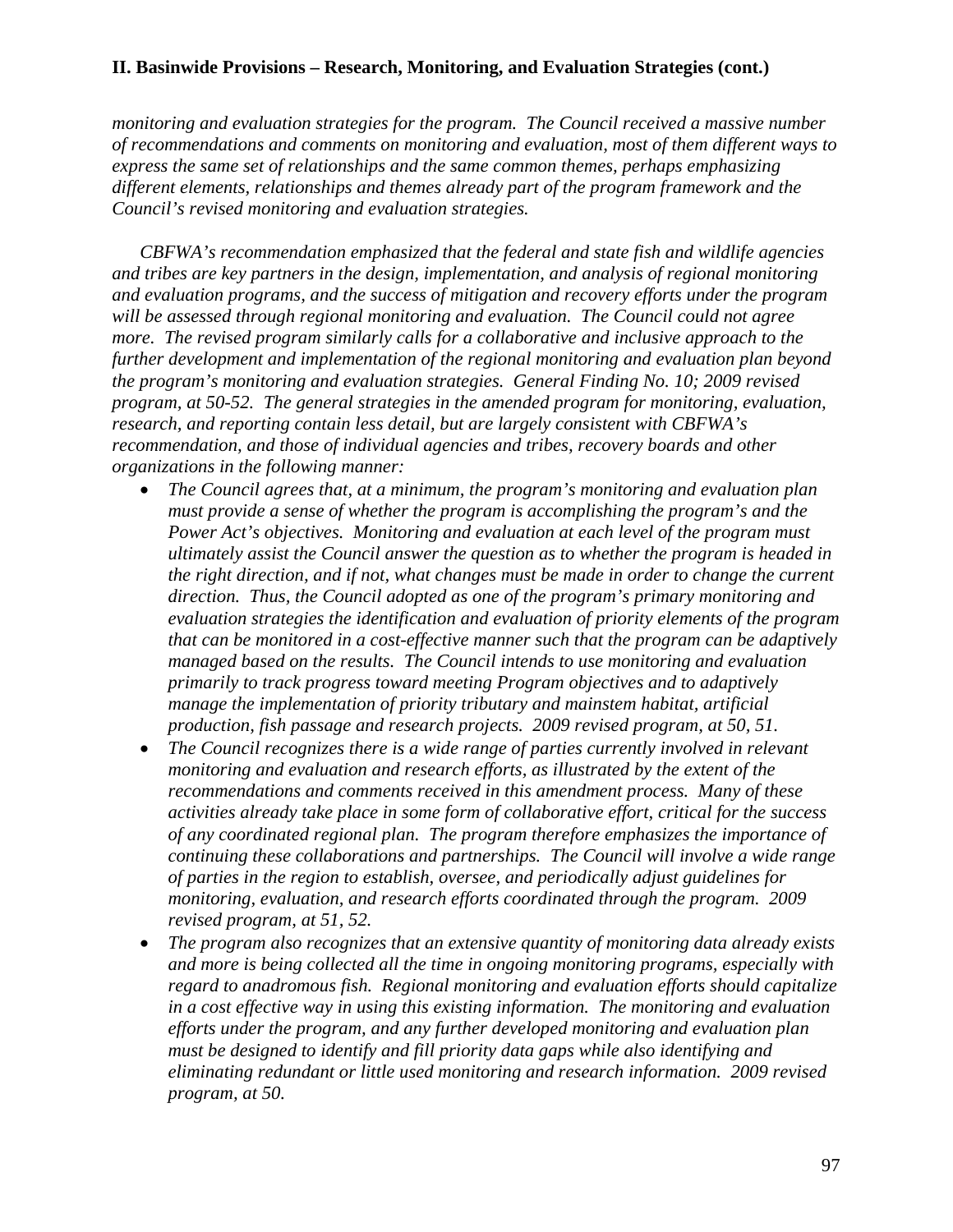*monitoring and evaluation strategies for the program. The Council received a massive number of recommendations and comments on monitoring and evaluation, most of them different ways to express the same set of relationships and the same common themes, perhaps emphasizing different elements, relationships and themes already part of the program framework and the Council's revised monitoring and evaluation strategies.*

*CBFWA's recommendation emphasized that the federal and state fish and wildlife agencies and tribes are key partners in the design, implementation, and analysis of regional monitoring and evaluation programs, and the success of mitigation and recovery efforts under the program will be assessed through regional monitoring and evaluation. The Council could not agree more. The revised program similarly calls for a collaborative and inclusive approach to the further development and implementation of the regional monitoring and evaluation plan beyond the program's monitoring and evaluation strategies. General Finding No. 10; 2009 revised program, at 50-52. The general strategies in the amended program for monitoring, evaluation, research, and reporting contain less detail, but are largely consistent with CBFWA's recommendation, and those of individual agencies and tribes, recovery boards and other organizations in the following manner:*

- *The Council agrees that, at a minimum, the program's monitoring and evaluation plan must provide a sense of whether the program is accomplishing the program's and the Power Act's objectives. Monitoring and evaluation at each level of the program must ultimately assist the Council answer the question as to whether the program is headed in the right direction, and if not, what changes must be made in order to change the current direction. Thus, the Council adopted as one of the program's primary monitoring and evaluation strategies the identification and evaluation of priority elements of the program that can be monitored in a cost-effective manner such that the program can be adaptively managed based on the results. The Council intends to use monitoring and evaluation primarily to track progress toward meeting Program objectives and to adaptively manage the implementation of priority tributary and mainstem habitat, artificial production, fish passage and research projects. 2009 revised program, at 50, 51.*
- *The Council recognizes there is a wide range of parties currently involved in relevant monitoring and evaluation and research efforts, as illustrated by the extent of the recommendations and comments received in this amendment process. Many of these activities already take place in some form of collaborative effort, critical for the success of any coordinated regional plan. The program therefore emphasizes the importance of continuing these collaborations and partnerships. The Council will involve a wide range of parties in the region to establish, oversee, and periodically adjust guidelines for monitoring, evaluation, and research efforts coordinated through the program. 2009 revised program, at 51, 52.*
- *The program also recognizes that an extensive quantity of monitoring data already exists and more is being collected all the time in ongoing monitoring programs, especially with regard to anadromous fish. Regional monitoring and evaluation efforts should capitalize in a cost effective way in using this existing information. The monitoring and evaluation efforts under the program, and any further developed monitoring and evaluation plan must be designed to identify and fill priority data gaps while also identifying and eliminating redundant or little used monitoring and research information. 2009 revised program, at 50.*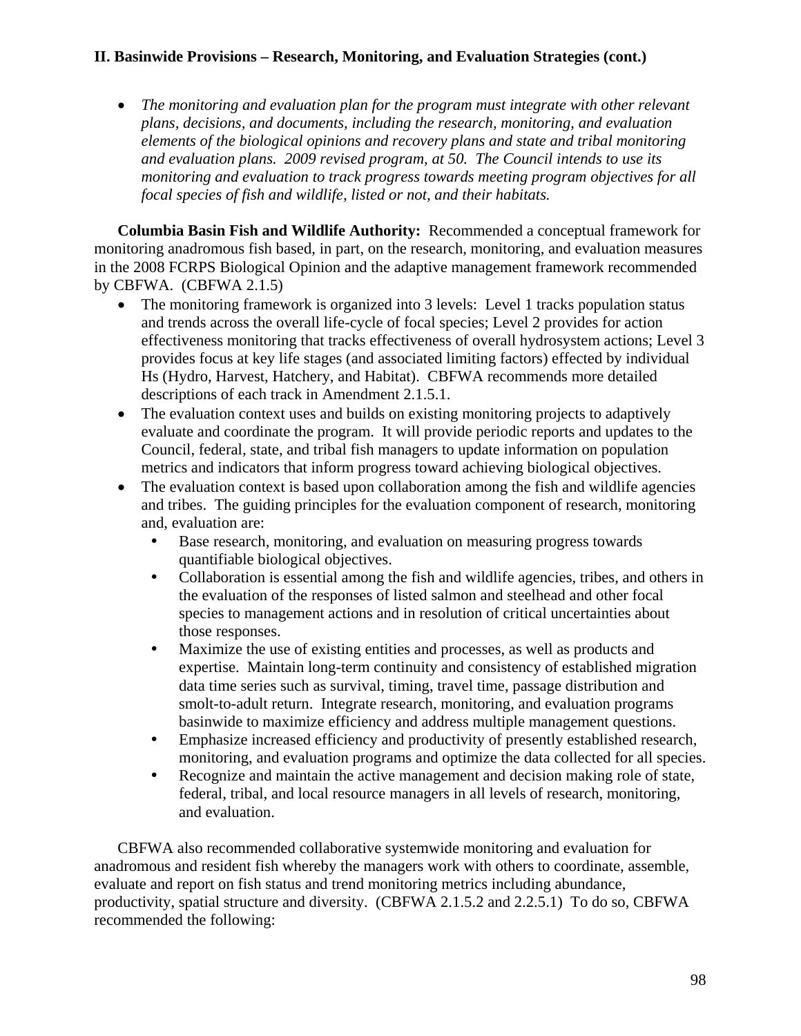**II. Basinwide Provisions – Research, Monitoring, and Evaluation Strategies (cont.)**

- *The monitoring and evaluation plan for the program must integrate with other relevant plans, decisions, and documents, including the research, monitoring, and evaluation elements of the biological opinions and recovery plans and state and tribal monitoring and evaluation plans. 2009 revised program, at 50. The Council intends to use its monitoring and evaluation to track progress towards meeting program objectives for all focal species of fish and wildlife, listed or not, and their habitats.*

**Columbia Basin Fish and Wildlife Authority:** Recommended a conceptual framework for monitoring anadromous fish based, in part, on the research, monitoring, and evaluation measures in the 2008 FCRPS Biological Opinion and the adaptive management framework recommended by CBFWA. (CBFWA 2.1.5)

- The monitoring framework is organized into 3 levels: Level 1 tracks population status and trends across the overall life-cycle of focal species; Level 2 provides for action effectiveness monitoring that tracks effectiveness of overall hydrosystem actions; Level 3 provides focus at key life stages (and associated limiting factors) effected by individual Hs (Hydro, Harvest, Hatchery, and Habitat). CBFWA recommends more detailed descriptions of each track in Amendment 2.1.5.1.
- The evaluation context uses and builds on existing monitoring projects to adaptively evaluate and coordinate the program. It will provide periodic reports and updates to the Council, federal, state, and tribal fish managers to update information on population metrics and indicators that inform progress toward achieving biological objectives.
- The evaluation context is based upon collaboration among the fish and wildlife agencies and tribes. The guiding principles for the evaluation component of research, monitoring and, evaluation are:
  - Base research, monitoring, and evaluation on measuring progress towards quantifiable biological objectives.
  - Collaboration is essential among the fish and wildlife agencies, tribes, and others in the evaluation of the responses of listed salmon and steelhead and other focal species to management actions and in resolution of critical uncertainties about those responses.
  - Maximize the use of existing entities and processes, as well as products and expertise. Maintain long-term continuity and consistency of established migration data time series such as survival, timing, travel time, passage distribution and smolt-to-adult return. Integrate research, monitoring, and evaluation programs basinwide to maximize efficiency and address multiple management questions.
  - Emphasize increased efficiency and productivity of presently established research, monitoring, and evaluation programs and optimize the data collected for all species.
  - Recognize and maintain the active management and decision making role of state, federal, tribal, and local resource managers in all levels of research, monitoring, and evaluation.

CBFWA also recommended collaborative systemwide monitoring and evaluation for anadromous and resident fish whereby the managers work with others to coordinate, assemble, evaluate and report on fish status and trend monitoring metrics including abundance, productivity, spatial structure and diversity. (CBFWA 2.1.5.2 and 2.2.5.1) To do so, CBFWA recommended the following: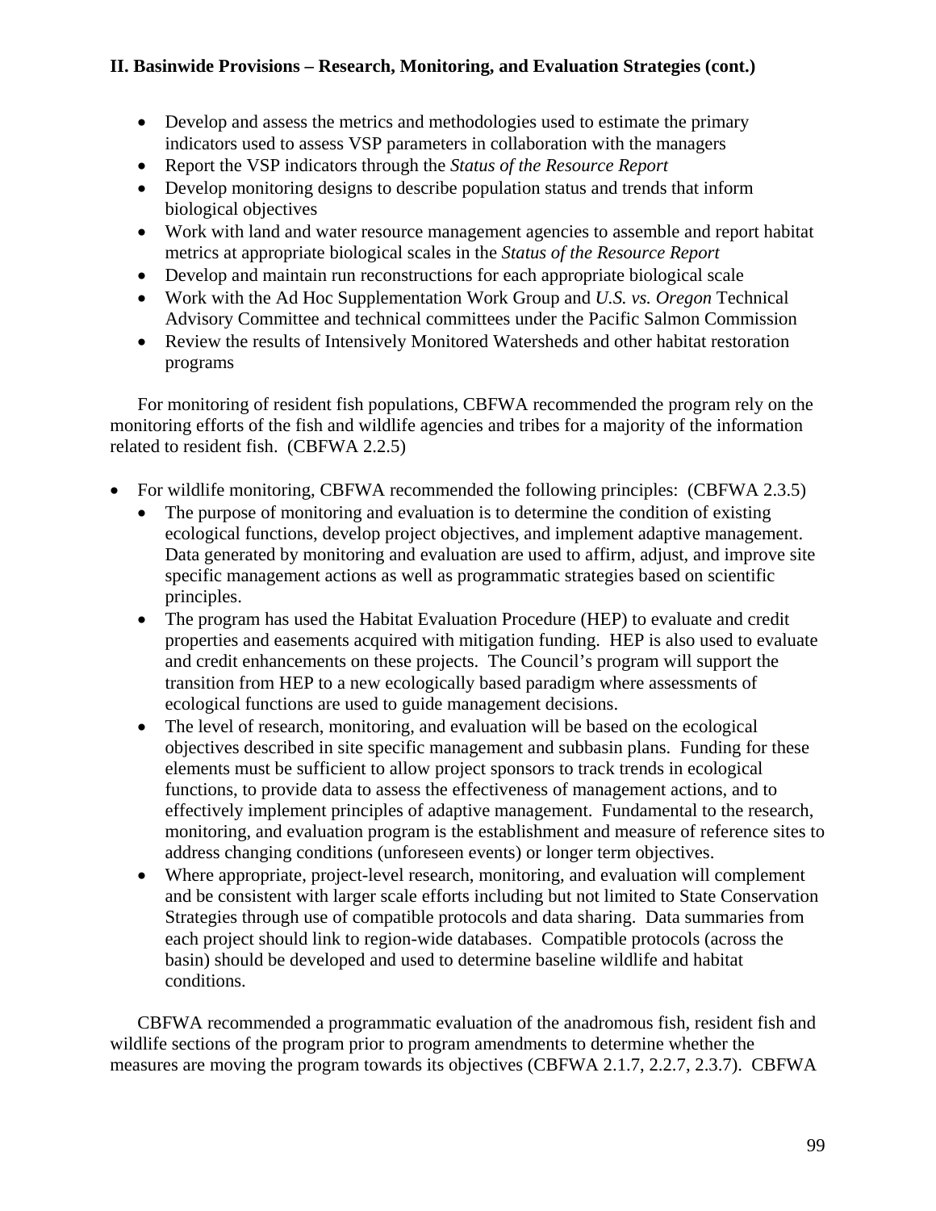**II. Basinwide Provisions – Research, Monitoring, and Evaluation Strategies (cont.)**

- Develop and assess the metrics and methodologies used to estimate the primary indicators used to assess VSP parameters in collaboration with the managers
- Report the VSP indicators through the *Status of the Resource Report*
- Develop monitoring designs to describe population status and trends that inform biological objectives
- Work with land and water resource management agencies to assemble and report habitat metrics at appropriate biological scales in the *Status of the Resource Report*
- Develop and maintain run reconstructions for each appropriate biological scale
- Work with the Ad Hoc Supplementation Work Group and *U.S. vs. Oregon* Technical Advisory Committee and technical committees under the Pacific Salmon Commission
- Review the results of Intensively Monitored Watersheds and other habitat restoration programs

For monitoring of resident fish populations, CBFWA recommended the program rely on the monitoring efforts of the fish and wildlife agencies and tribes for a majority of the information related to resident fish. (CBFWA 2.2.5)

- For wildlife monitoring, CBFWA recommended the following principles: (CBFWA 2.3.5)
  - The purpose of monitoring and evaluation is to determine the condition of existing ecological functions, develop project objectives, and implement adaptive management. Data generated by monitoring and evaluation are used to affirm, adjust, and improve site specific management actions as well as programmatic strategies based on scientific principles.
  - The program has used the Habitat Evaluation Procedure (HEP) to evaluate and credit properties and easements acquired with mitigation funding. HEP is also used to evaluate and credit enhancements on these projects. The Council's program will support the transition from HEP to a new ecologically based paradigm where assessments of ecological functions are used to guide management decisions.
  - The level of research, monitoring, and evaluation will be based on the ecological objectives described in site specific management and subbasin plans. Funding for these elements must be sufficient to allow project sponsors to track trends in ecological functions, to provide data to assess the effectiveness of management actions, and to effectively implement principles of adaptive management. Fundamental to the research, monitoring, and evaluation program is the establishment and measure of reference sites to address changing conditions (unforeseen events) or longer term objectives.
  - Where appropriate, project-level research, monitoring, and evaluation will complement and be consistent with larger scale efforts including but not limited to State Conservation Strategies through use of compatible protocols and data sharing. Data summaries from each project should link to region-wide databases. Compatible protocols (across the basin) should be developed and used to determine baseline wildlife and habitat conditions.

CBFWA recommended a programmatic evaluation of the anadromous fish, resident fish and wildlife sections of the program prior to program amendments to determine whether the measures are moving the program towards its objectives (CBFWA 2.1.7, 2.2.7, 2.3.7). CBFWA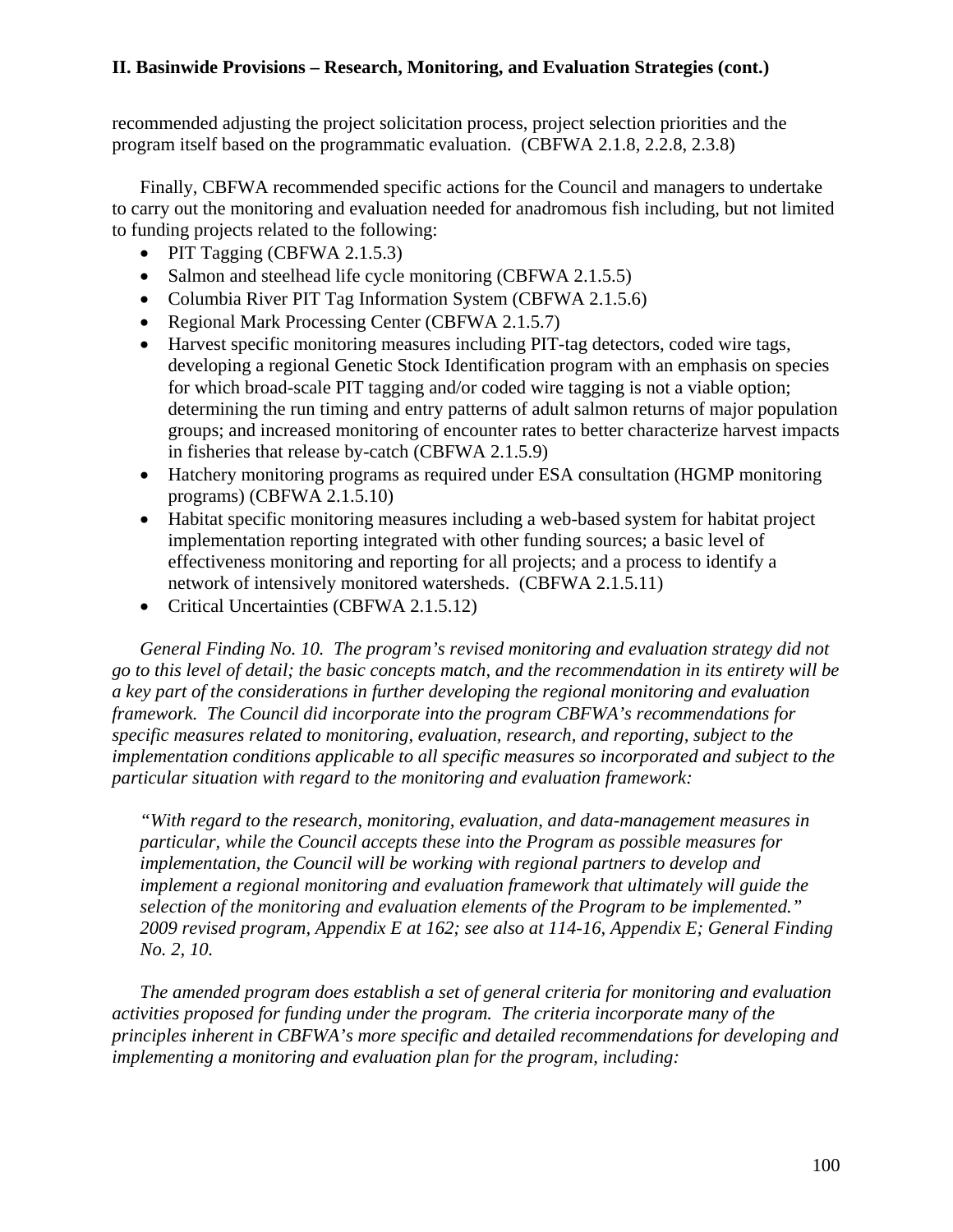recommended adjusting the project solicitation process, project selection priorities and the program itself based on the programmatic evaluation. (CBFWA 2.1.8, 2.2.8, 2.3.8)

Finally, CBFWA recommended specific actions for the Council and managers to undertake to carry out the monitoring and evaluation needed for anadromous fish including, but not limited to funding projects related to the following:

- PIT Tagging (CBFWA 2.1.5.3)
- Salmon and steelhead life cycle monitoring (CBFWA 2.1.5.5)
- Columbia River PIT Tag Information System (CBFWA 2.1.5.6)
- Regional Mark Processing Center (CBFWA 2.1.5.7)
- Harvest specific monitoring measures including PIT-tag detectors, coded wire tags, developing a regional Genetic Stock Identification program with an emphasis on species for which broad-scale PIT tagging and/or coded wire tagging is not a viable option; determining the run timing and entry patterns of adult salmon returns of major population groups; and increased monitoring of encounter rates to better characterize harvest impacts in fisheries that release by-catch (CBFWA 2.1.5.9)
- Hatchery monitoring programs as required under ESA consultation (HGMP monitoring programs) (CBFWA 2.1.5.10)
- Habitat specific monitoring measures including a web-based system for habitat project implementation reporting integrated with other funding sources; a basic level of effectiveness monitoring and reporting for all projects; and a process to identify a network of intensively monitored watersheds. (CBFWA 2.1.5.11)
- Critical Uncertainties (CBFWA 2.1.5.12)

*General Finding No. 10. The program's revised monitoring and evaluation strategy did not go to this level of detail; the basic concepts match, and the recommendation in its entirety will be a key part of the considerations in further developing the regional monitoring and evaluation framework. The Council did incorporate into the program CBFWA's recommendations for specific measures related to monitoring, evaluation, research, and reporting, subject to the implementation conditions applicable to all specific measures so incorporated and subject to the particular situation with regard to the monitoring and evaluation framework:*

> *"With regard to the research, monitoring, evaluation, and data-management measures in particular, while the Council accepts these into the Program as possible measures for implementation, the Council will be working with regional partners to develop and implement a regional monitoring and evaluation framework that ultimately will guide the selection of the monitoring and evaluation elements of the Program to be implemented." 2009 revised program, Appendix E at 162; see also at 114-16, Appendix E; General Finding No. 2, 10.*

*The amended program does establish a set of general criteria for monitoring and evaluation activities proposed for funding under the program. The criteria incorporate many of the principles inherent in CBFWA's more specific and detailed recommendations for developing and implementing a monitoring and evaluation plan for the program, including:*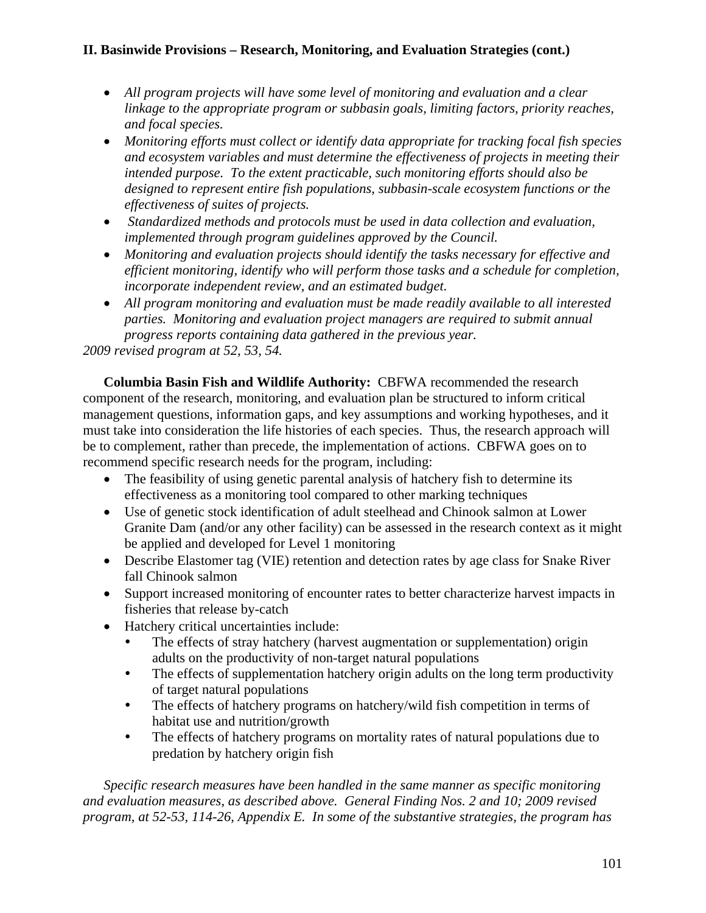**II. Basinwide Provisions – Research, Monitoring, and Evaluation Strategies (cont.)**

- *All program projects will have some level of monitoring and evaluation and a clear linkage to the appropriate program or subbasin goals, limiting factors, priority reaches, and focal species.*
- *Monitoring efforts must collect or identify data appropriate for tracking focal fish species and ecosystem variables and must determine the effectiveness of projects in meeting their intended purpose. To the extent practicable, such monitoring efforts should also be designed to represent entire fish populations, subbasin-scale ecosystem functions or the effectiveness of suites of projects.*
- *Standardized methods and protocols must be used in data collection and evaluation, implemented through program guidelines approved by the Council.*
- *Monitoring and evaluation projects should identify the tasks necessary for effective and efficient monitoring, identify who will perform those tasks and a schedule for completion, incorporate independent review, and an estimated budget.*
- *All program monitoring and evaluation must be made readily available to all interested parties. Monitoring and evaluation project managers are required to submit annual progress reports containing data gathered in the previous year.*

*2009 revised program at 52, 53, 54.*

**Columbia Basin Fish and Wildlife Authority:** CBFWA recommended the research component of the research, monitoring, and evaluation plan be structured to inform critical management questions, information gaps, and key assumptions and working hypotheses, and it must take into consideration the life histories of each species. Thus, the research approach will be to complement, rather than precede, the implementation of actions. CBFWA goes on to recommend specific research needs for the program, including:

- The feasibility of using genetic parental analysis of hatchery fish to determine its effectiveness as a monitoring tool compared to other marking techniques
- Use of genetic stock identification of adult steelhead and Chinook salmon at Lower Granite Dam (and/or any other facility) can be assessed in the research context as it might be applied and developed for Level 1 monitoring
- Describe Elastomer tag (VIE) retention and detection rates by age class for Snake River fall Chinook salmon
- Support increased monitoring of encounter rates to better characterize harvest impacts in fisheries that release by-catch
- Hatchery critical uncertainties include:
  - The effects of stray hatchery (harvest augmentation or supplementation) origin adults on the productivity of non-target natural populations
  - The effects of supplementation hatchery origin adults on the long term productivity of target natural populations
  - The effects of hatchery programs on hatchery/wild fish competition in terms of habitat use and nutrition/growth
  - The effects of hatchery programs on mortality rates of natural populations due to predation by hatchery origin fish

*Specific research measures have been handled in the same manner as specific monitoring and evaluation measures, as described above. General Finding Nos. 2 and 10; 2009 revised program, at 52-53, 114-26, Appendix E. In some of the substantive strategies, the program has*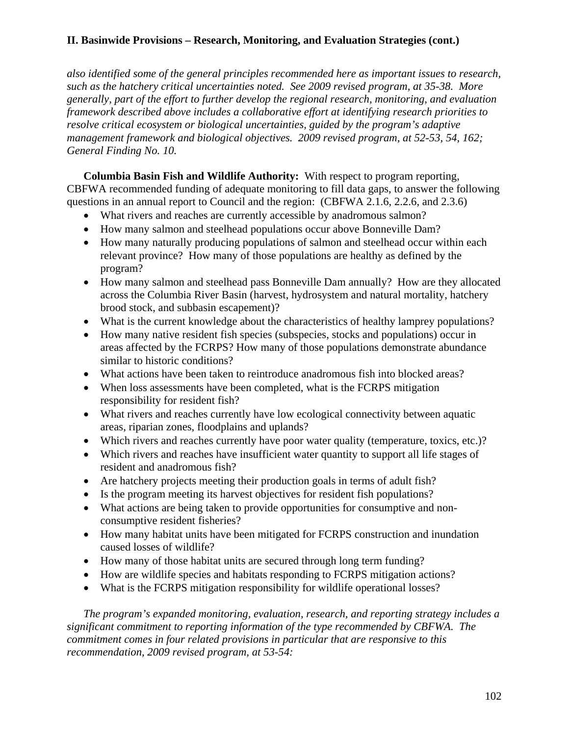## II. Basinwide Provisions – Research, Monitoring, and Evaluation Strategies (cont.)

*also identified some of the general principles recommended here as important issues to research, such as the hatchery critical uncertainties noted. See 2009 revised program, at 35-38. More generally, part of the effort to further develop the regional research, monitoring, and evaluation framework described above includes a collaborative effort at identifying research priorities to resolve critical ecosystem or biological uncertainties, guided by the program's adaptive management framework and biological objectives. 2009 revised program, at 52-53, 54, 162; General Finding No. 10.*

**Columbia Basin Fish and Wildlife Authority:** With respect to program reporting, CBFWA recommended funding of adequate monitoring to fill data gaps, to answer the following questions in an annual report to Council and the region: (CBFWA 2.1.6, 2.2.6, and 2.3.6)

- What rivers and reaches are currently accessible by anadromous salmon?
- How many salmon and steelhead populations occur above Bonneville Dam?
- How many naturally producing populations of salmon and steelhead occur within each relevant province? How many of those populations are healthy as defined by the program?
- How many salmon and steelhead pass Bonneville Dam annually? How are they allocated across the Columbia River Basin (harvest, hydrosystem and natural mortality, hatchery brood stock, and subbasin escapement)?
- What is the current knowledge about the characteristics of healthy lamprey populations?
- How many native resident fish species (subspecies, stocks and populations) occur in areas affected by the FCRPS? How many of those populations demonstrate abundance similar to historic conditions?
- What actions have been taken to reintroduce anadromous fish into blocked areas?
- When loss assessments have been completed, what is the FCRPS mitigation responsibility for resident fish?
- What rivers and reaches currently have low ecological connectivity between aquatic areas, riparian zones, floodplains and uplands?
- Which rivers and reaches currently have poor water quality (temperature, toxics, etc.)?
- Which rivers and reaches have insufficient water quantity to support all life stages of resident and anadromous fish?
- Are hatchery projects meeting their production goals in terms of adult fish?
- Is the program meeting its harvest objectives for resident fish populations?
- What actions are being taken to provide opportunities for consumptive and non-consumptive resident fisheries?
- How many habitat units have been mitigated for FCRPS construction and inundation caused losses of wildlife?
- How many of those habitat units are secured through long term funding?
- How are wildlife species and habitats responding to FCRPS mitigation actions?
- What is the FCRPS mitigation responsibility for wildlife operational losses?

*The program's expanded monitoring, evaluation, research, and reporting strategy includes a significant commitment to reporting information of the type recommended by CBFWA. The commitment comes in four related provisions in particular that are responsive to this recommendation, 2009 revised program, at 53-54:*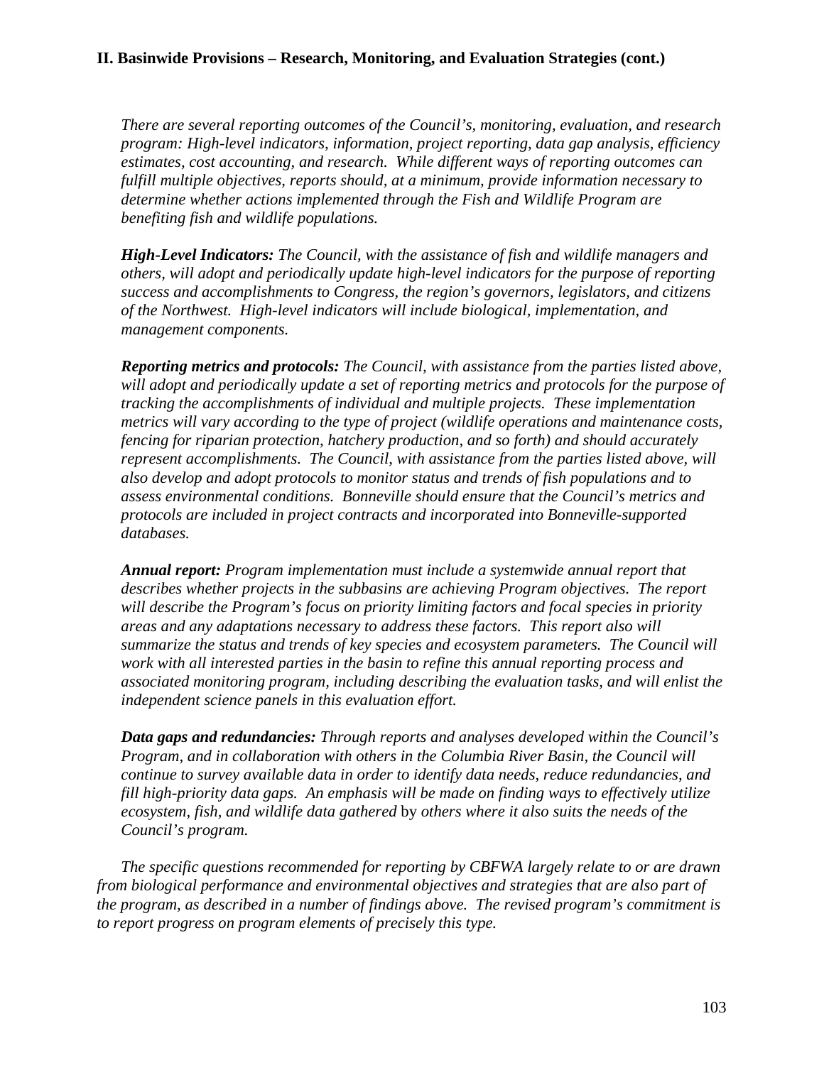**II. Basinwide Provisions – Research, Monitoring, and Evaluation Strategies (cont.)**

*There are several reporting outcomes of the Council's, monitoring, evaluation, and research program: High-level indicators, information, project reporting, data gap analysis, efficiency estimates, cost accounting, and research. While different ways of reporting outcomes can fulfill multiple objectives, reports should, at a minimum, provide information necessary to determine whether actions implemented through the Fish and Wildlife Program are benefiting fish and wildlife populations.*

***High-Level Indicators:*** *The Council, with the assistance of fish and wildlife managers and others, will adopt and periodically update high-level indicators for the purpose of reporting success and accomplishments to Congress, the region's governors, legislators, and citizens of the Northwest. High-level indicators will include biological, implementation, and management components.*

***Reporting metrics and protocols:*** *The Council, with assistance from the parties listed above, will adopt and periodically update a set of reporting metrics and protocols for the purpose of tracking the accomplishments of individual and multiple projects. These implementation metrics will vary according to the type of project (wildlife operations and maintenance costs, fencing for riparian protection, hatchery production, and so forth) and should accurately represent accomplishments. The Council, with assistance from the parties listed above, will also develop and adopt protocols to monitor status and trends of fish populations and to assess environmental conditions. Bonneville should ensure that the Council's metrics and protocols are included in project contracts and incorporated into Bonneville-supported databases.*

***Annual report:*** *Program implementation must include a systemwide annual report that describes whether projects in the subbasins are achieving Program objectives. The report will describe the Program's focus on priority limiting factors and focal species in priority areas and any adaptations necessary to address these factors. This report also will summarize the status and trends of key species and ecosystem parameters. The Council will work with all interested parties in the basin to refine this annual reporting process and associated monitoring program, including describing the evaluation tasks, and will enlist the independent science panels in this evaluation effort.*

***Data gaps and redundancies:*** *Through reports and analyses developed within the Council's Program, and in collaboration with others in the Columbia River Basin, the Council will continue to survey available data in order to identify data needs, reduce redundancies, and fill high-priority data gaps. An emphasis will be made on finding ways to effectively utilize ecosystem, fish, and wildlife data gathered* by *others where it also suits the needs of the Council's program.*

*The specific questions recommended for reporting by CBFWA largely relate to or are drawn from biological performance and environmental objectives and strategies that are also part of the program, as described in a number of findings above. The revised program's commitment is to report progress on program elements of precisely this type.*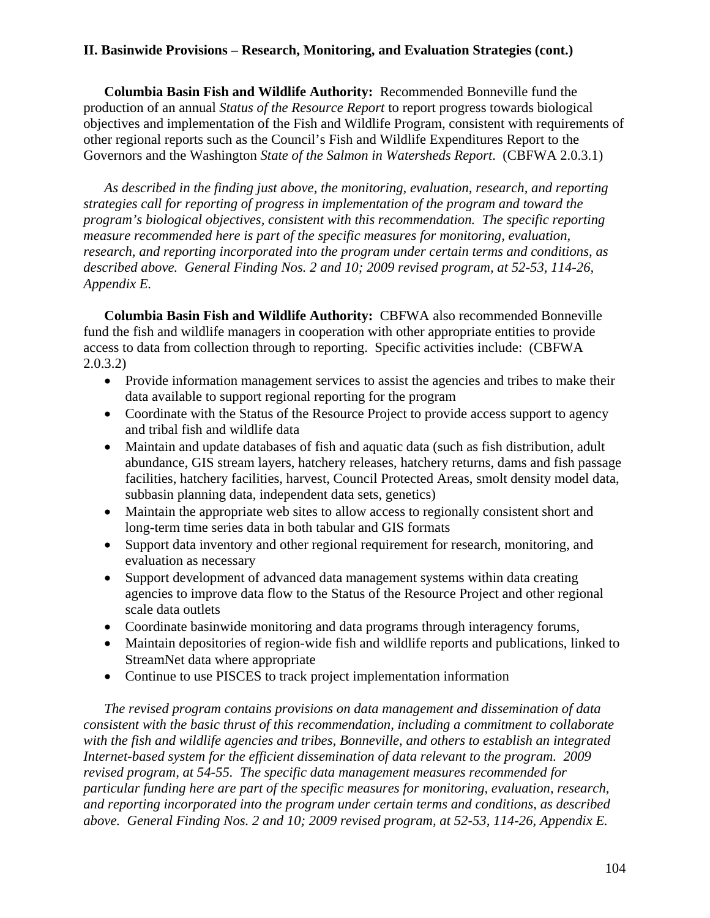**II. Basinwide Provisions – Research, Monitoring, and Evaluation Strategies (cont.)**

**Columbia Basin Fish and Wildlife Authority:** Recommended Bonneville fund the production of an annual *Status of the Resource Report* to report progress towards biological objectives and implementation of the Fish and Wildlife Program, consistent with requirements of other regional reports such as the Council's Fish and Wildlife Expenditures Report to the Governors and the Washington *State of the Salmon in Watersheds Report*. (CBFWA 2.0.3.1)

*As described in the finding just above, the monitoring, evaluation, research, and reporting strategies call for reporting of progress in implementation of the program and toward the program's biological objectives, consistent with this recommendation. The specific reporting measure recommended here is part of the specific measures for monitoring, evaluation, research, and reporting incorporated into the program under certain terms and conditions, as described above. General Finding Nos. 2 and 10; 2009 revised program, at 52-53, 114-26, Appendix E.*

**Columbia Basin Fish and Wildlife Authority:** CBFWA also recommended Bonneville fund the fish and wildlife managers in cooperation with other appropriate entities to provide access to data from collection through to reporting. Specific activities include: (CBFWA 2.0.3.2)

- Provide information management services to assist the agencies and tribes to make their data available to support regional reporting for the program
- Coordinate with the Status of the Resource Project to provide access support to agency and tribal fish and wildlife data
- Maintain and update databases of fish and aquatic data (such as fish distribution, adult abundance, GIS stream layers, hatchery releases, hatchery returns, dams and fish passage facilities, hatchery facilities, harvest, Council Protected Areas, smolt density model data, subbasin planning data, independent data sets, genetics)
- Maintain the appropriate web sites to allow access to regionally consistent short and long-term time series data in both tabular and GIS formats
- Support data inventory and other regional requirement for research, monitoring, and evaluation as necessary
- Support development of advanced data management systems within data creating agencies to improve data flow to the Status of the Resource Project and other regional scale data outlets
- Coordinate basinwide monitoring and data programs through interagency forums,
- Maintain depositories of region-wide fish and wildlife reports and publications, linked to StreamNet data where appropriate
- Continue to use PISCES to track project implementation information

*The revised program contains provisions on data management and dissemination of data consistent with the basic thrust of this recommendation, including a commitment to collaborate with the fish and wildlife agencies and tribes, Bonneville, and others to establish an integrated Internet-based system for the efficient dissemination of data relevant to the program. 2009 revised program, at 54-55. The specific data management measures recommended for particular funding here are part of the specific measures for monitoring, evaluation, research, and reporting incorporated into the program under certain terms and conditions, as described above. General Finding Nos. 2 and 10; 2009 revised program, at 52-53, 114-26, Appendix E.*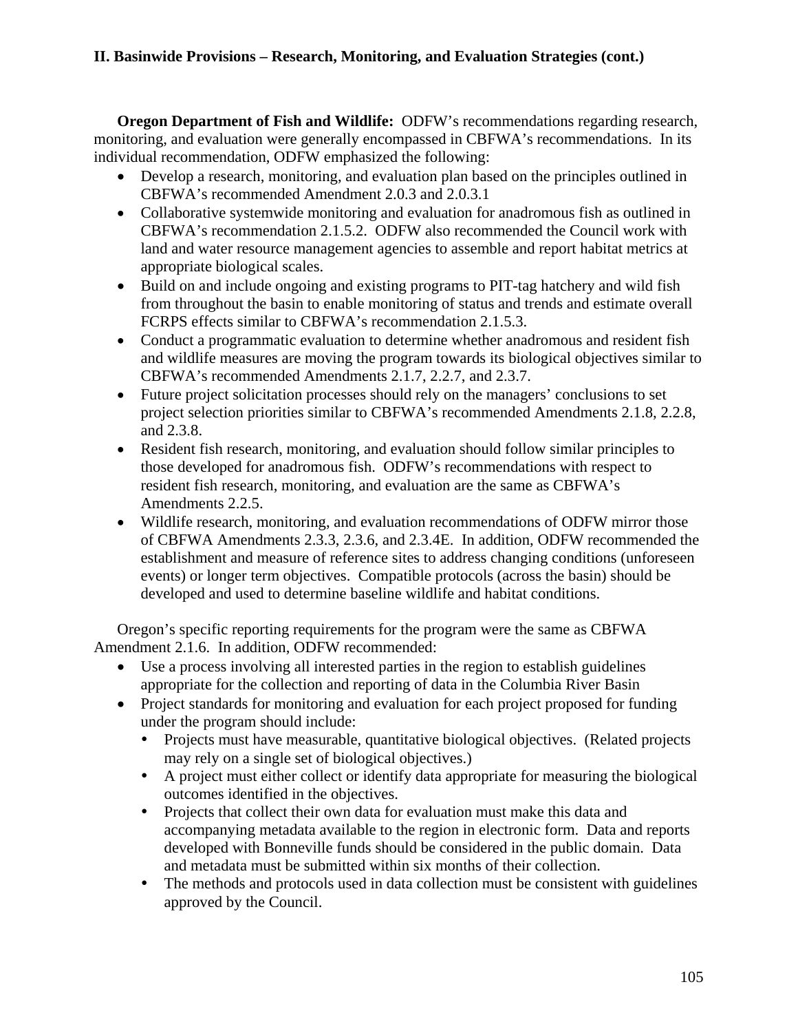**II. Basinwide Provisions – Research, Monitoring, and Evaluation Strategies (cont.)**

**Oregon Department of Fish and Wildlife:** ODFW's recommendations regarding research, monitoring, and evaluation were generally encompassed in CBFWA's recommendations. In its individual recommendation, ODFW emphasized the following:

- Develop a research, monitoring, and evaluation plan based on the principles outlined in CBFWA's recommended Amendment 2.0.3 and 2.0.3.1
- Collaborative systemwide monitoring and evaluation for anadromous fish as outlined in CBFWA's recommendation 2.1.5.2. ODFW also recommended the Council work with land and water resource management agencies to assemble and report habitat metrics at appropriate biological scales.
- Build on and include ongoing and existing programs to PIT-tag hatchery and wild fish from throughout the basin to enable monitoring of status and trends and estimate overall FCRPS effects similar to CBFWA's recommendation 2.1.5.3.
- Conduct a programmatic evaluation to determine whether anadromous and resident fish and wildlife measures are moving the program towards its biological objectives similar to CBFWA's recommended Amendments 2.1.7, 2.2.7, and 2.3.7.
- Future project solicitation processes should rely on the managers' conclusions to set project selection priorities similar to CBFWA's recommended Amendments 2.1.8, 2.2.8, and 2.3.8.
- Resident fish research, monitoring, and evaluation should follow similar principles to those developed for anadromous fish. ODFW's recommendations with respect to resident fish research, monitoring, and evaluation are the same as CBFWA's Amendments 2.2.5.
- Wildlife research, monitoring, and evaluation recommendations of ODFW mirror those of CBFWA Amendments 2.3.3, 2.3.6, and 2.3.4E. In addition, ODFW recommended the establishment and measure of reference sites to address changing conditions (unforeseen events) or longer term objectives. Compatible protocols (across the basin) should be developed and used to determine baseline wildlife and habitat conditions.

Oregon's specific reporting requirements for the program were the same as CBFWA Amendment 2.1.6. In addition, ODFW recommended:

- Use a process involving all interested parties in the region to establish guidelines appropriate for the collection and reporting of data in the Columbia River Basin
- Project standards for monitoring and evaluation for each project proposed for funding under the program should include:
  - Projects must have measurable, quantitative biological objectives. (Related projects may rely on a single set of biological objectives.)
  - A project must either collect or identify data appropriate for measuring the biological outcomes identified in the objectives.
  - Projects that collect their own data for evaluation must make this data and accompanying metadata available to the region in electronic form. Data and reports developed with Bonneville funds should be considered in the public domain. Data and metadata must be submitted within six months of their collection.
  - The methods and protocols used in data collection must be consistent with guidelines approved by the Council.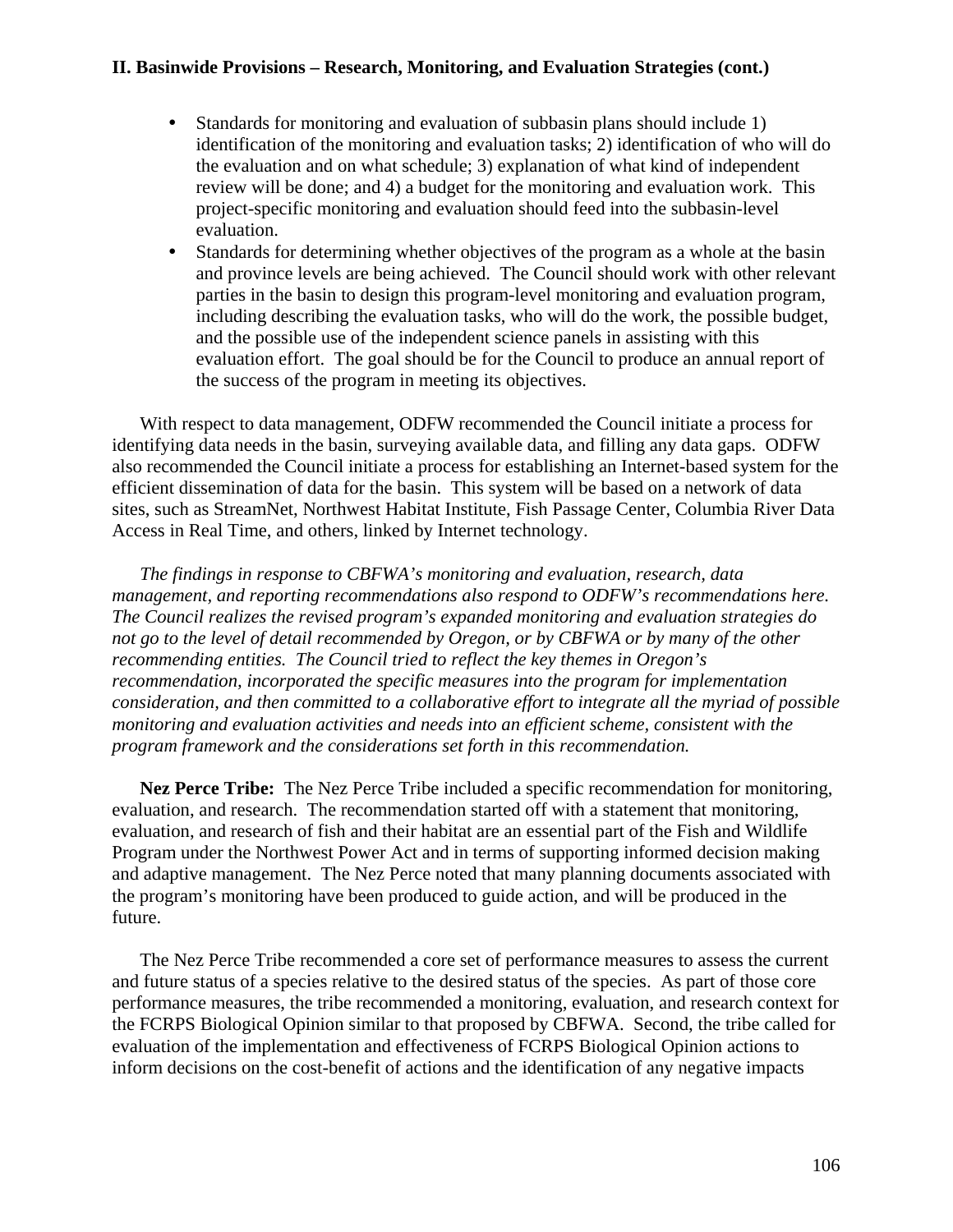**II. Basinwide Provisions – Research, Monitoring, and Evaluation Strategies (cont.)**

- Standards for monitoring and evaluation of subbasin plans should include 1) identification of the monitoring and evaluation tasks; 2) identification of who will do the evaluation and on what schedule; 3) explanation of what kind of independent review will be done; and 4) a budget for the monitoring and evaluation work. This project-specific monitoring and evaluation should feed into the subbasin-level evaluation.
- Standards for determining whether objectives of the program as a whole at the basin and province levels are being achieved. The Council should work with other relevant parties in the basin to design this program-level monitoring and evaluation program, including describing the evaluation tasks, who will do the work, the possible budget, and the possible use of the independent science panels in assisting with this evaluation effort. The goal should be for the Council to produce an annual report of the success of the program in meeting its objectives.

With respect to data management, ODFW recommended the Council initiate a process for identifying data needs in the basin, surveying available data, and filling any data gaps. ODFW also recommended the Council initiate a process for establishing an Internet-based system for the efficient dissemination of data for the basin. This system will be based on a network of data sites, such as StreamNet, Northwest Habitat Institute, Fish Passage Center, Columbia River Data Access in Real Time, and others, linked by Internet technology.

*The findings in response to CBFWA's monitoring and evaluation, research, data management, and reporting recommendations also respond to ODFW's recommendations here. The Council realizes the revised program's expanded monitoring and evaluation strategies do not go to the level of detail recommended by Oregon, or by CBFWA or by many of the other recommending entities. The Council tried to reflect the key themes in Oregon's recommendation, incorporated the specific measures into the program for implementation consideration, and then committed to a collaborative effort to integrate all the myriad of possible monitoring and evaluation activities and needs into an efficient scheme, consistent with the program framework and the considerations set forth in this recommendation.*

**Nez Perce Tribe:** The Nez Perce Tribe included a specific recommendation for monitoring, evaluation, and research. The recommendation started off with a statement that monitoring, evaluation, and research of fish and their habitat are an essential part of the Fish and Wildlife Program under the Northwest Power Act and in terms of supporting informed decision making and adaptive management. The Nez Perce noted that many planning documents associated with the program's monitoring have been produced to guide action, and will be produced in the future.

The Nez Perce Tribe recommended a core set of performance measures to assess the current and future status of a species relative to the desired status of the species. As part of those core performance measures, the tribe recommended a monitoring, evaluation, and research context for the FCRPS Biological Opinion similar to that proposed by CBFWA. Second, the tribe called for evaluation of the implementation and effectiveness of FCRPS Biological Opinion actions to inform decisions on the cost-benefit of actions and the identification of any negative impacts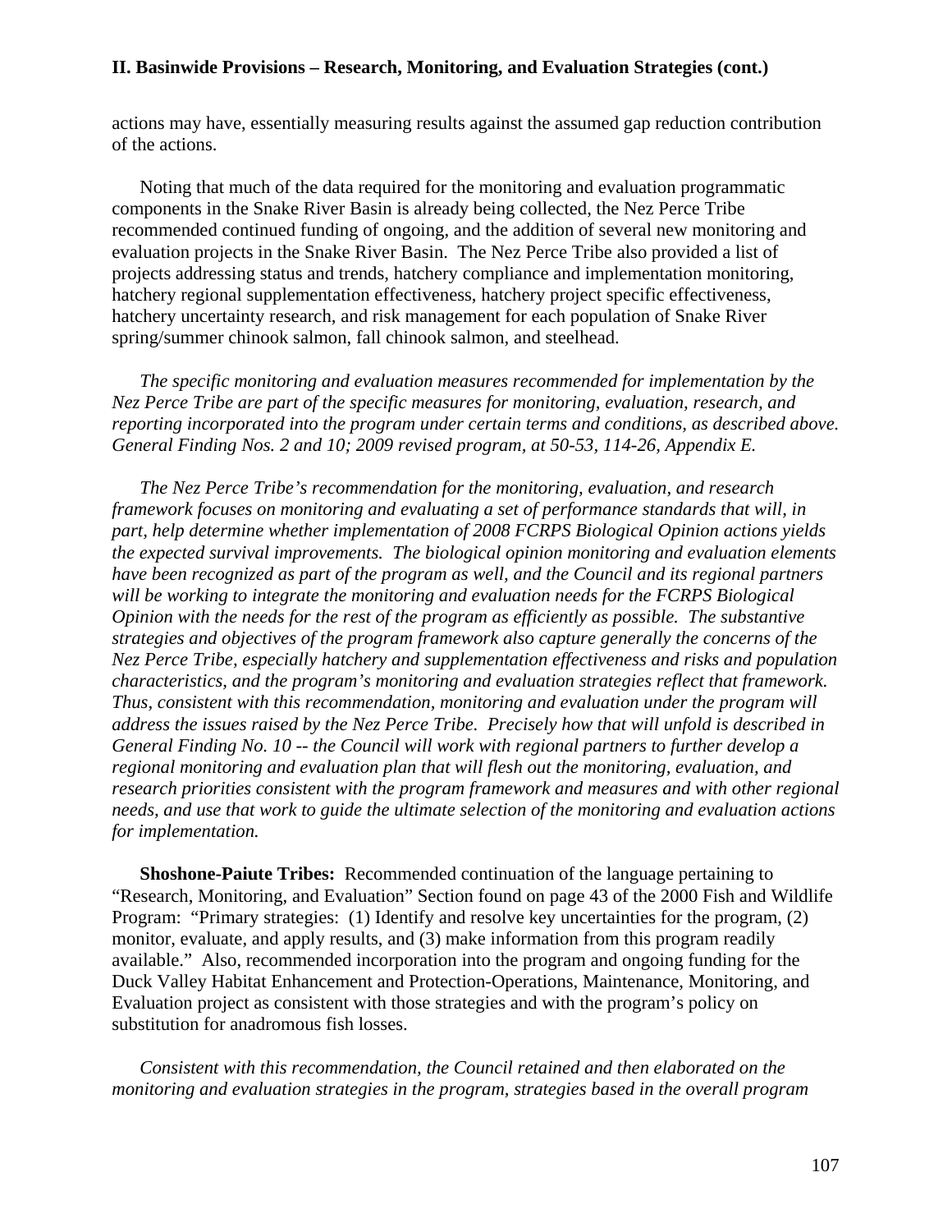actions may have, essentially measuring results against the assumed gap reduction contribution of the actions.

Noting that much of the data required for the monitoring and evaluation programmatic components in the Snake River Basin is already being collected, the Nez Perce Tribe recommended continued funding of ongoing, and the addition of several new monitoring and evaluation projects in the Snake River Basin. The Nez Perce Tribe also provided a list of projects addressing status and trends, hatchery compliance and implementation monitoring, hatchery regional supplementation effectiveness, hatchery project specific effectiveness, hatchery uncertainty research, and risk management for each population of Snake River spring/summer chinook salmon, fall chinook salmon, and steelhead.

*The specific monitoring and evaluation measures recommended for implementation by the Nez Perce Tribe are part of the specific measures for monitoring, evaluation, research, and reporting incorporated into the program under certain terms and conditions, as described above. General Finding Nos. 2 and 10; 2009 revised program, at 50-53, 114-26, Appendix E.*

*The Nez Perce Tribe's recommendation for the monitoring, evaluation, and research framework focuses on monitoring and evaluating a set of performance standards that will, in part, help determine whether implementation of 2008 FCRPS Biological Opinion actions yields the expected survival improvements. The biological opinion monitoring and evaluation elements have been recognized as part of the program as well, and the Council and its regional partners will be working to integrate the monitoring and evaluation needs for the FCRPS Biological Opinion with the needs for the rest of the program as efficiently as possible. The substantive strategies and objectives of the program framework also capture generally the concerns of the Nez Perce Tribe, especially hatchery and supplementation effectiveness and risks and population characteristics, and the program's monitoring and evaluation strategies reflect that framework. Thus, consistent with this recommendation, monitoring and evaluation under the program will address the issues raised by the Nez Perce Tribe. Precisely how that will unfold is described in General Finding No. 10 -- the Council will work with regional partners to further develop a regional monitoring and evaluation plan that will flesh out the monitoring, evaluation, and research priorities consistent with the program framework and measures and with other regional needs, and use that work to guide the ultimate selection of the monitoring and evaluation actions for implementation.*

**Shoshone-Paiute Tribes:** Recommended continuation of the language pertaining to "Research, Monitoring, and Evaluation" Section found on page 43 of the 2000 Fish and Wildlife Program: "Primary strategies: (1) Identify and resolve key uncertainties for the program, (2) monitor, evaluate, and apply results, and (3) make information from this program readily available." Also, recommended incorporation into the program and ongoing funding for the Duck Valley Habitat Enhancement and Protection-Operations, Maintenance, Monitoring, and Evaluation project as consistent with those strategies and with the program's policy on substitution for anadromous fish losses.

*Consistent with this recommendation, the Council retained and then elaborated on the monitoring and evaluation strategies in the program, strategies based in the overall program*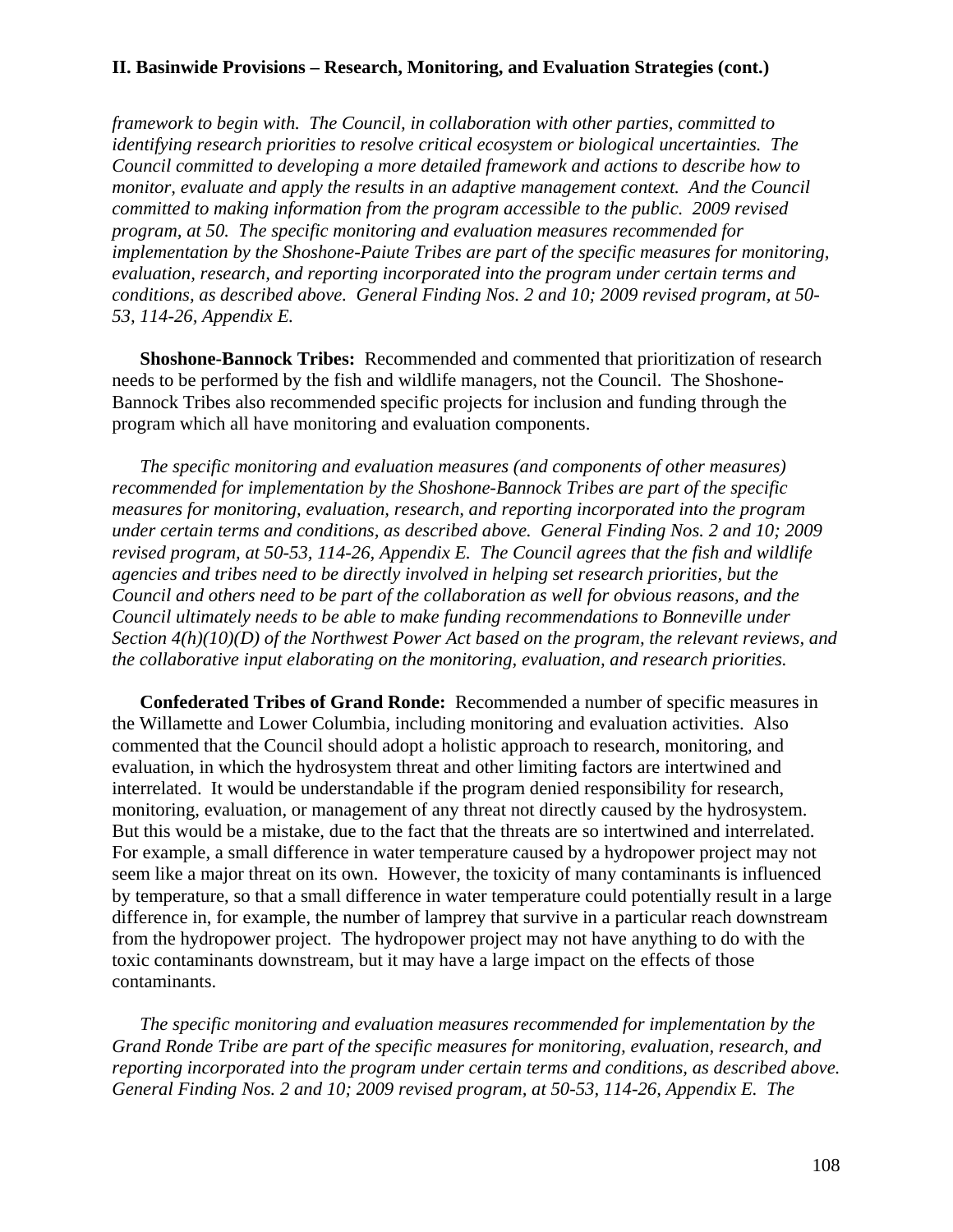*framework to begin with. The Council, in collaboration with other parties, committed to identifying research priorities to resolve critical ecosystem or biological uncertainties. The Council committed to developing a more detailed framework and actions to describe how to monitor, evaluate and apply the results in an adaptive management context. And the Council committed to making information from the program accessible to the public. 2009 revised program, at 50. The specific monitoring and evaluation measures recommended for implementation by the Shoshone-Paiute Tribes are part of the specific measures for monitoring, evaluation, research, and reporting incorporated into the program under certain terms and conditions, as described above. General Finding Nos. 2 and 10; 2009 revised program, at 50-53, 114-26, Appendix E.*

**Shoshone-Bannock Tribes:** Recommended and commented that prioritization of research needs to be performed by the fish and wildlife managers, not the Council. The Shoshone-Bannock Tribes also recommended specific projects for inclusion and funding through the program which all have monitoring and evaluation components.

*The specific monitoring and evaluation measures (and components of other measures) recommended for implementation by the Shoshone-Bannock Tribes are part of the specific measures for monitoring, evaluation, research, and reporting incorporated into the program under certain terms and conditions, as described above. General Finding Nos. 2 and 10; 2009 revised program, at 50-53, 114-26, Appendix E. The Council agrees that the fish and wildlife agencies and tribes need to be directly involved in helping set research priorities, but the Council and others need to be part of the collaboration as well for obvious reasons, and the Council ultimately needs to be able to make funding recommendations to Bonneville under Section 4(h)(10)(D) of the Northwest Power Act based on the program, the relevant reviews, and the collaborative input elaborating on the monitoring, evaluation, and research priorities.*

**Confederated Tribes of Grand Ronde:** Recommended a number of specific measures in the Willamette and Lower Columbia, including monitoring and evaluation activities. Also commented that the Council should adopt a holistic approach to research, monitoring, and evaluation, in which the hydrosystem threat and other limiting factors are intertwined and interrelated. It would be understandable if the program denied responsibility for research, monitoring, evaluation, or management of any threat not directly caused by the hydrosystem. But this would be a mistake, due to the fact that the threats are so intertwined and interrelated. For example, a small difference in water temperature caused by a hydropower project may not seem like a major threat on its own. However, the toxicity of many contaminants is influenced by temperature, so that a small difference in water temperature could potentially result in a large difference in, for example, the number of lamprey that survive in a particular reach downstream from the hydropower project. The hydropower project may not have anything to do with the toxic contaminants downstream, but it may have a large impact on the effects of those contaminants.

*The specific monitoring and evaluation measures recommended for implementation by the Grand Ronde Tribe are part of the specific measures for monitoring, evaluation, research, and reporting incorporated into the program under certain terms and conditions, as described above. General Finding Nos. 2 and 10; 2009 revised program, at 50-53, 114-26, Appendix E. The*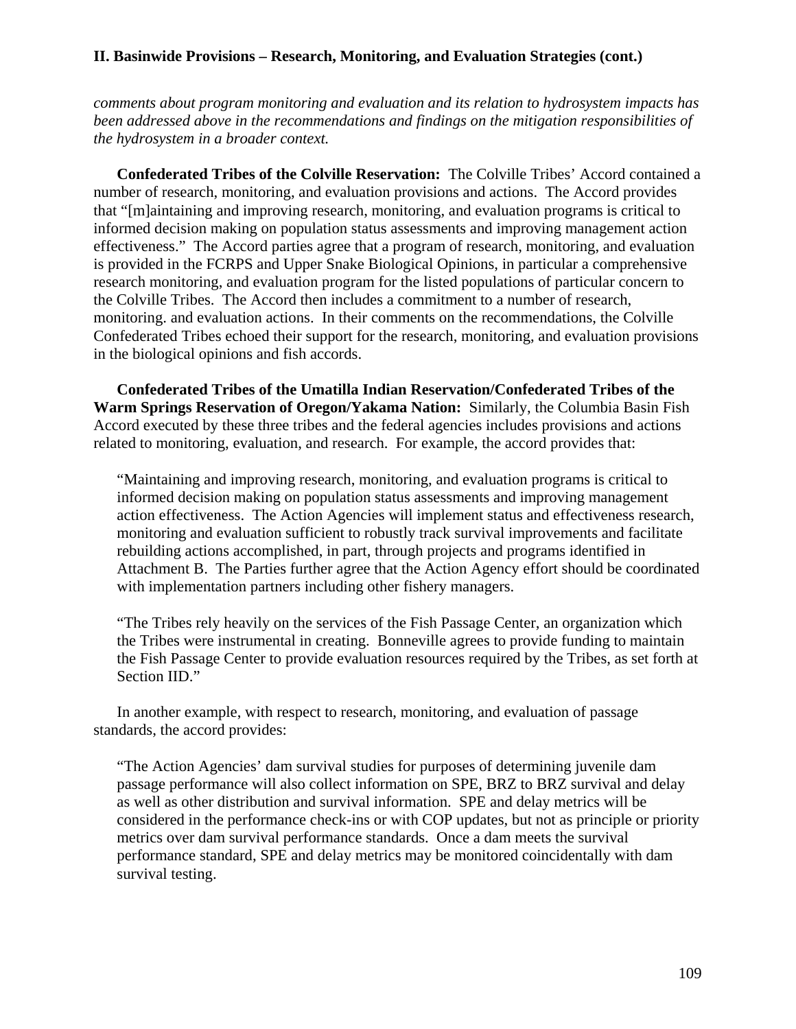*comments about program monitoring and evaluation and its relation to hydrosystem impacts has been addressed above in the recommendations and findings on the mitigation responsibilities of the hydrosystem in a broader context.*

**Confederated Tribes of the Colville Reservation:** The Colville Tribes' Accord contained a number of research, monitoring, and evaluation provisions and actions. The Accord provides that "[m]aintaining and improving research, monitoring, and evaluation programs is critical to informed decision making on population status assessments and improving management action effectiveness." The Accord parties agree that a program of research, monitoring, and evaluation is provided in the FCRPS and Upper Snake Biological Opinions, in particular a comprehensive research monitoring, and evaluation program for the listed populations of particular concern to the Colville Tribes. The Accord then includes a commitment to a number of research, monitoring. and evaluation actions. In their comments on the recommendations, the Colville Confederated Tribes echoed their support for the research, monitoring, and evaluation provisions in the biological opinions and fish accords.

**Confederated Tribes of the Umatilla Indian Reservation/Confederated Tribes of the Warm Springs Reservation of Oregon/Yakama Nation:** Similarly, the Columbia Basin Fish Accord executed by these three tribes and the federal agencies includes provisions and actions related to monitoring, evaluation, and research. For example, the accord provides that:

> "Maintaining and improving research, monitoring, and evaluation programs is critical to informed decision making on population status assessments and improving management action effectiveness. The Action Agencies will implement status and effectiveness research, monitoring and evaluation sufficient to robustly track survival improvements and facilitate rebuilding actions accomplished, in part, through projects and programs identified in Attachment B. The Parties further agree that the Action Agency effort should be coordinated with implementation partners including other fishery managers.
>
> "The Tribes rely heavily on the services of the Fish Passage Center, an organization which the Tribes were instrumental in creating. Bonneville agrees to provide funding to maintain the Fish Passage Center to provide evaluation resources required by the Tribes, as set forth at Section IID."

In another example, with respect to research, monitoring, and evaluation of passage standards, the accord provides:

> "The Action Agencies' dam survival studies for purposes of determining juvenile dam passage performance will also collect information on SPE, BRZ to BRZ survival and delay as well as other distribution and survival information. SPE and delay metrics will be considered in the performance check-ins or with COP updates, but not as principle or priority metrics over dam survival performance standards. Once a dam meets the survival performance standard, SPE and delay metrics may be monitored coincidentally with dam survival testing.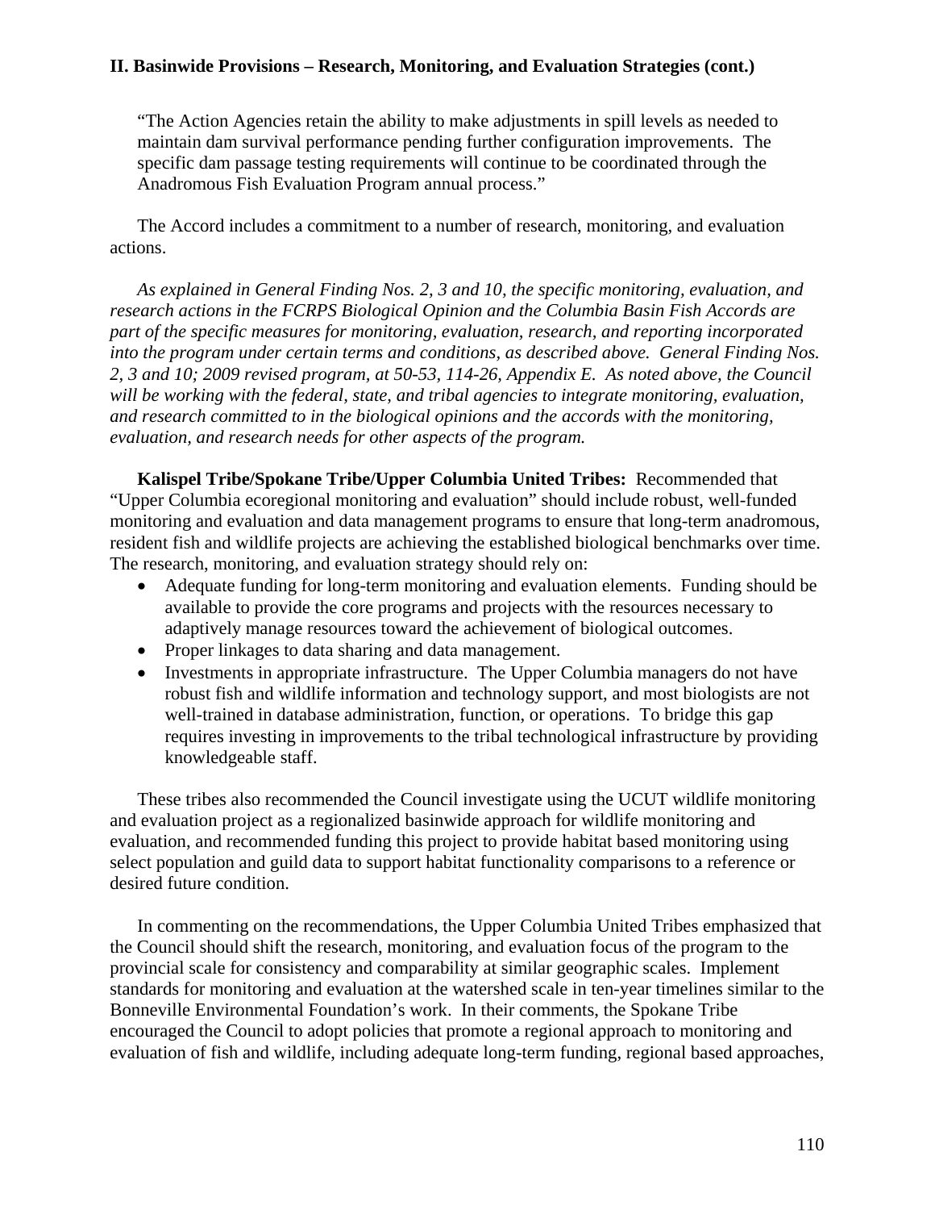**II. Basinwide Provisions – Research, Monitoring, and Evaluation Strategies (cont.)**

> "The Action Agencies retain the ability to make adjustments in spill levels as needed to maintain dam survival performance pending further configuration improvements. The specific dam passage testing requirements will continue to be coordinated through the Anadromous Fish Evaluation Program annual process."

The Accord includes a commitment to a number of research, monitoring, and evaluation actions.

*As explained in General Finding Nos. 2, 3 and 10, the specific monitoring, evaluation, and research actions in the FCRPS Biological Opinion and the Columbia Basin Fish Accords are part of the specific measures for monitoring, evaluation, research, and reporting incorporated into the program under certain terms and conditions, as described above. General Finding Nos. 2, 3 and 10; 2009 revised program, at 50-53, 114-26, Appendix E. As noted above, the Council will be working with the federal, state, and tribal agencies to integrate monitoring, evaluation, and research committed to in the biological opinions and the accords with the monitoring, evaluation, and research needs for other aspects of the program.*

**Kalispel Tribe/Spokane Tribe/Upper Columbia United Tribes:** Recommended that "Upper Columbia ecoregional monitoring and evaluation" should include robust, well-funded monitoring and evaluation and data management programs to ensure that long-term anadromous, resident fish and wildlife projects are achieving the established biological benchmarks over time. The research, monitoring, and evaluation strategy should rely on:

- Adequate funding for long-term monitoring and evaluation elements. Funding should be available to provide the core programs and projects with the resources necessary to adaptively manage resources toward the achievement of biological outcomes.
- Proper linkages to data sharing and data management.
- Investments in appropriate infrastructure. The Upper Columbia managers do not have robust fish and wildlife information and technology support, and most biologists are not well-trained in database administration, function, or operations. To bridge this gap requires investing in improvements to the tribal technological infrastructure by providing knowledgeable staff.

These tribes also recommended the Council investigate using the UCUT wildlife monitoring and evaluation project as a regionalized basinwide approach for wildlife monitoring and evaluation, and recommended funding this project to provide habitat based monitoring using select population and guild data to support habitat functionality comparisons to a reference or desired future condition.

In commenting on the recommendations, the Upper Columbia United Tribes emphasized that the Council should shift the research, monitoring, and evaluation focus of the program to the provincial scale for consistency and comparability at similar geographic scales. Implement standards for monitoring and evaluation at the watershed scale in ten-year timelines similar to the Bonneville Environmental Foundation's work. In their comments, the Spokane Tribe encouraged the Council to adopt policies that promote a regional approach to monitoring and evaluation of fish and wildlife, including adequate long-term funding, regional based approaches,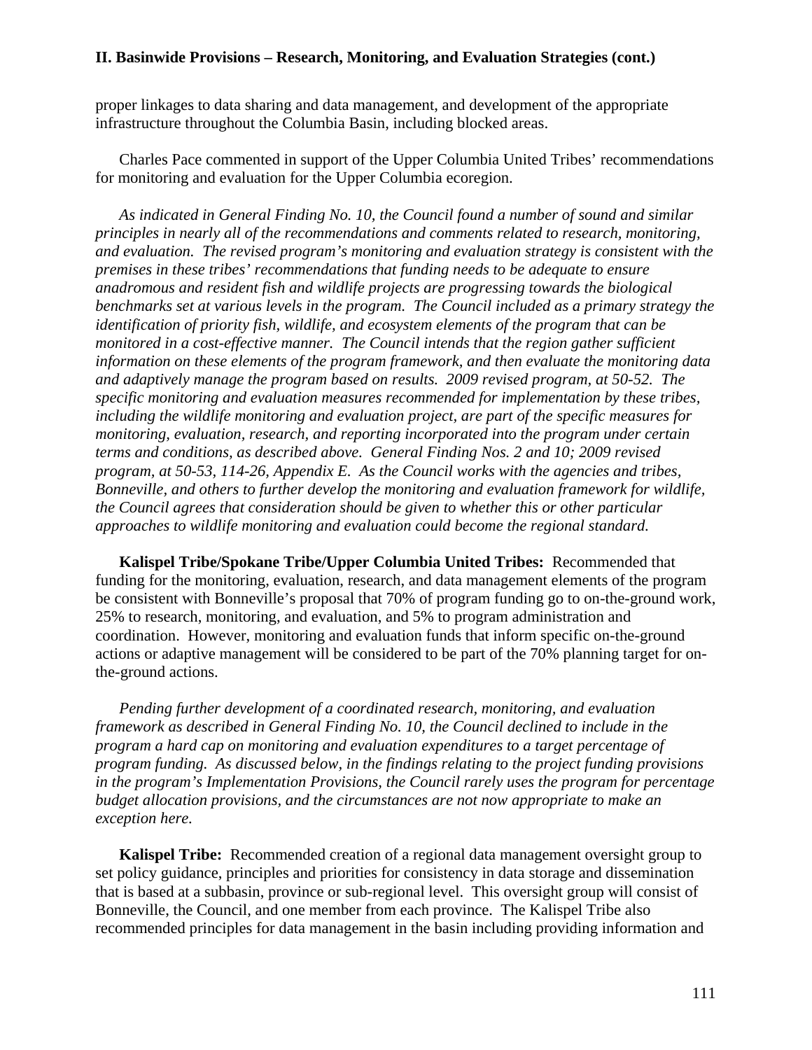proper linkages to data sharing and data management, and development of the appropriate infrastructure throughout the Columbia Basin, including blocked areas.

Charles Pace commented in support of the Upper Columbia United Tribes' recommendations for monitoring and evaluation for the Upper Columbia ecoregion.

*As indicated in General Finding No. 10, the Council found a number of sound and similar principles in nearly all of the recommendations and comments related to research, monitoring, and evaluation. The revised program's monitoring and evaluation strategy is consistent with the premises in these tribes' recommendations that funding needs to be adequate to ensure anadromous and resident fish and wildlife projects are progressing towards the biological benchmarks set at various levels in the program. The Council included as a primary strategy the identification of priority fish, wildlife, and ecosystem elements of the program that can be monitored in a cost-effective manner. The Council intends that the region gather sufficient information on these elements of the program framework, and then evaluate the monitoring data and adaptively manage the program based on results. 2009 revised program, at 50-52. The specific monitoring and evaluation measures recommended for implementation by these tribes, including the wildlife monitoring and evaluation project, are part of the specific measures for monitoring, evaluation, research, and reporting incorporated into the program under certain terms and conditions, as described above. General Finding Nos. 2 and 10; 2009 revised program, at 50-53, 114-26, Appendix E. As the Council works with the agencies and tribes, Bonneville, and others to further develop the monitoring and evaluation framework for wildlife, the Council agrees that consideration should be given to whether this or other particular approaches to wildlife monitoring and evaluation could become the regional standard.*

**Kalispel Tribe/Spokane Tribe/Upper Columbia United Tribes:** Recommended that funding for the monitoring, evaluation, research, and data management elements of the program be consistent with Bonneville's proposal that 70% of program funding go to on-the-ground work, 25% to research, monitoring, and evaluation, and 5% to program administration and coordination. However, monitoring and evaluation funds that inform specific on-the-ground actions or adaptive management will be considered to be part of the 70% planning target for on-the-ground actions.

*Pending further development of a coordinated research, monitoring, and evaluation framework as described in General Finding No. 10, the Council declined to include in the program a hard cap on monitoring and evaluation expenditures to a target percentage of program funding. As discussed below, in the findings relating to the project funding provisions in the program's Implementation Provisions, the Council rarely uses the program for percentage budget allocation provisions, and the circumstances are not now appropriate to make an exception here.*

**Kalispel Tribe:** Recommended creation of a regional data management oversight group to set policy guidance, principles and priorities for consistency in data storage and dissemination that is based at a subbasin, province or sub-regional level. This oversight group will consist of Bonneville, the Council, and one member from each province. The Kalispel Tribe also recommended principles for data management in the basin including providing information and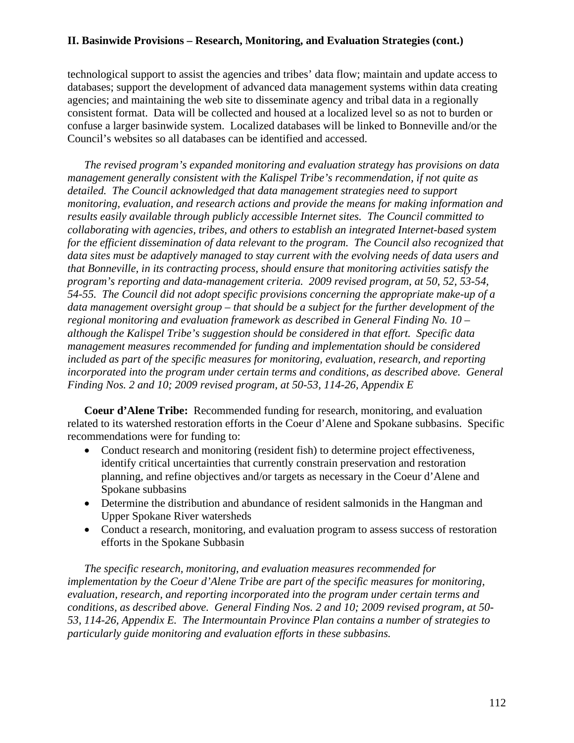technological support to assist the agencies and tribes' data flow; maintain and update access to databases; support the development of advanced data management systems within data creating agencies; and maintaining the web site to disseminate agency and tribal data in a regionally consistent format. Data will be collected and housed at a localized level so as not to burden or confuse a larger basinwide system. Localized databases will be linked to Bonneville and/or the Council's websites so all databases can be identified and accessed.

*The revised program's expanded monitoring and evaluation strategy has provisions on data management generally consistent with the Kalispel Tribe's recommendation, if not quite as detailed. The Council acknowledged that data management strategies need to support monitoring, evaluation, and research actions and provide the means for making information and results easily available through publicly accessible Internet sites. The Council committed to collaborating with agencies, tribes, and others to establish an integrated Internet-based system for the efficient dissemination of data relevant to the program. The Council also recognized that data sites must be adaptively managed to stay current with the evolving needs of data users and that Bonneville, in its contracting process, should ensure that monitoring activities satisfy the program's reporting and data-management criteria. 2009 revised program, at 50, 52, 53-54, 54-55. The Council did not adopt specific provisions concerning the appropriate make-up of a data management oversight group – that should be a subject for the further development of the regional monitoring and evaluation framework as described in General Finding No. 10 – although the Kalispel Tribe's suggestion should be considered in that effort. Specific data management measures recommended for funding and implementation should be considered included as part of the specific measures for monitoring, evaluation, research, and reporting incorporated into the program under certain terms and conditions, as described above. General Finding Nos. 2 and 10; 2009 revised program, at 50-53, 114-26, Appendix E*

**Coeur d'Alene Tribe:** Recommended funding for research, monitoring, and evaluation related to its watershed restoration efforts in the Coeur d'Alene and Spokane subbasins. Specific recommendations were for funding to:

- Conduct research and monitoring (resident fish) to determine project effectiveness, identify critical uncertainties that currently constrain preservation and restoration planning, and refine objectives and/or targets as necessary in the Coeur d'Alene and Spokane subbasins
- Determine the distribution and abundance of resident salmonids in the Hangman and Upper Spokane River watersheds
- Conduct a research, monitoring, and evaluation program to assess success of restoration efforts in the Spokane Subbasin

*The specific research, monitoring, and evaluation measures recommended for implementation by the Coeur d'Alene Tribe are part of the specific measures for monitoring, evaluation, research, and reporting incorporated into the program under certain terms and conditions, as described above. General Finding Nos. 2 and 10; 2009 revised program, at 50-53, 114-26, Appendix E. The Intermountain Province Plan contains a number of strategies to particularly guide monitoring and evaluation efforts in these subbasins.*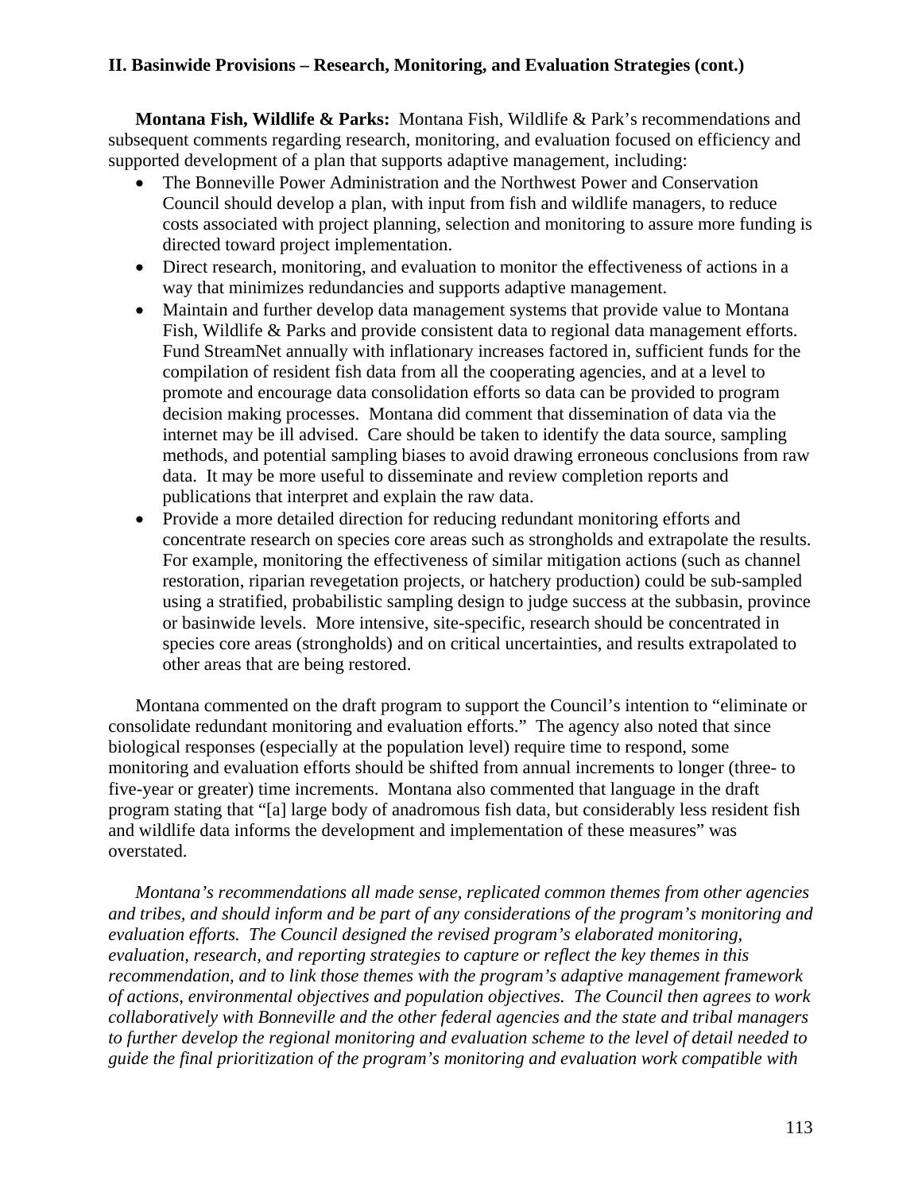**II. Basinwide Provisions – Research, Monitoring, and Evaluation Strategies (cont.)**

**Montana Fish, Wildlife & Parks:** Montana Fish, Wildlife & Park's recommendations and subsequent comments regarding research, monitoring, and evaluation focused on efficiency and supported development of a plan that supports adaptive management, including:

- The Bonneville Power Administration and the Northwest Power and Conservation Council should develop a plan, with input from fish and wildlife managers, to reduce costs associated with project planning, selection and monitoring to assure more funding is directed toward project implementation.
- Direct research, monitoring, and evaluation to monitor the effectiveness of actions in a way that minimizes redundancies and supports adaptive management.
- Maintain and further develop data management systems that provide value to Montana Fish, Wildlife & Parks and provide consistent data to regional data management efforts. Fund StreamNet annually with inflationary increases factored in, sufficient funds for the compilation of resident fish data from all the cooperating agencies, and at a level to promote and encourage data consolidation efforts so data can be provided to program decision making processes. Montana did comment that dissemination of data via the internet may be ill advised. Care should be taken to identify the data source, sampling methods, and potential sampling biases to avoid drawing erroneous conclusions from raw data. It may be more useful to disseminate and review completion reports and publications that interpret and explain the raw data.
- Provide a more detailed direction for reducing redundant monitoring efforts and concentrate research on species core areas such as strongholds and extrapolate the results. For example, monitoring the effectiveness of similar mitigation actions (such as channel restoration, riparian revegetation projects, or hatchery production) could be sub-sampled using a stratified, probabilistic sampling design to judge success at the subbasin, province or basinwide levels. More intensive, site-specific, research should be concentrated in species core areas (strongholds) and on critical uncertainties, and results extrapolated to other areas that are being restored.

Montana commented on the draft program to support the Council's intention to "eliminate or consolidate redundant monitoring and evaluation efforts." The agency also noted that since biological responses (especially at the population level) require time to respond, some monitoring and evaluation efforts should be shifted from annual increments to longer (three- to five-year or greater) time increments. Montana also commented that language in the draft program stating that "[a] large body of anadromous fish data, but considerably less resident fish and wildlife data informs the development and implementation of these measures" was overstated.

*Montana's recommendations all made sense, replicated common themes from other agencies and tribes, and should inform and be part of any considerations of the program's monitoring and evaluation efforts. The Council designed the revised program's elaborated monitoring, evaluation, research, and reporting strategies to capture or reflect the key themes in this recommendation, and to link those themes with the program's adaptive management framework of actions, environmental objectives and population objectives. The Council then agrees to work collaboratively with Bonneville and the other federal agencies and the state and tribal managers to further develop the regional monitoring and evaluation scheme to the level of detail needed to guide the final prioritization of the program's monitoring and evaluation work compatible with*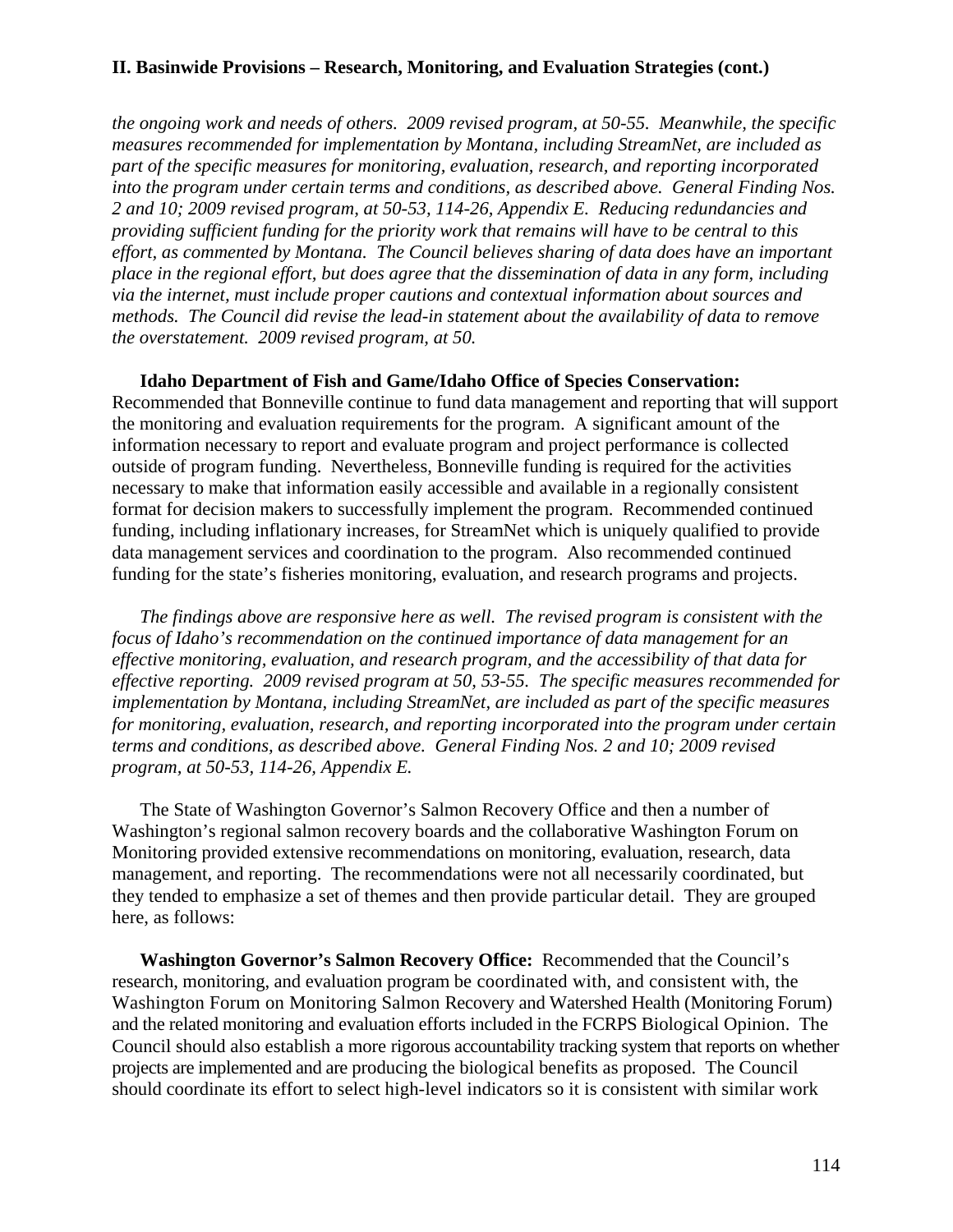*the ongoing work and needs of others. 2009 revised program, at 50-55. Meanwhile, the specific measures recommended for implementation by Montana, including StreamNet, are included as part of the specific measures for monitoring, evaluation, research, and reporting incorporated into the program under certain terms and conditions, as described above. General Finding Nos. 2 and 10; 2009 revised program, at 50-53, 114-26, Appendix E. Reducing redundancies and providing sufficient funding for the priority work that remains will have to be central to this effort, as commented by Montana. The Council believes sharing of data does have an important place in the regional effort, but does agree that the dissemination of data in any form, including via the internet, must include proper cautions and contextual information about sources and methods. The Council did revise the lead-in statement about the availability of data to remove the overstatement. 2009 revised program, at 50.*

**Idaho Department of Fish and Game/Idaho Office of Species Conservation:** Recommended that Bonneville continue to fund data management and reporting that will support the monitoring and evaluation requirements for the program. A significant amount of the information necessary to report and evaluate program and project performance is collected outside of program funding. Nevertheless, Bonneville funding is required for the activities necessary to make that information easily accessible and available in a regionally consistent format for decision makers to successfully implement the program. Recommended continued funding, including inflationary increases, for StreamNet which is uniquely qualified to provide data management services and coordination to the program. Also recommended continued funding for the state's fisheries monitoring, evaluation, and research programs and projects.

*The findings above are responsive here as well. The revised program is consistent with the focus of Idaho's recommendation on the continued importance of data management for an effective monitoring, evaluation, and research program, and the accessibility of that data for effective reporting. 2009 revised program at 50, 53-55. The specific measures recommended for implementation by Montana, including StreamNet, are included as part of the specific measures for monitoring, evaluation, research, and reporting incorporated into the program under certain terms and conditions, as described above. General Finding Nos. 2 and 10; 2009 revised program, at 50-53, 114-26, Appendix E.*

The State of Washington Governor's Salmon Recovery Office and then a number of Washington's regional salmon recovery boards and the collaborative Washington Forum on Monitoring provided extensive recommendations on monitoring, evaluation, research, data management, and reporting. The recommendations were not all necessarily coordinated, but they tended to emphasize a set of themes and then provide particular detail. They are grouped here, as follows:

**Washington Governor's Salmon Recovery Office:** Recommended that the Council's research, monitoring, and evaluation program be coordinated with, and consistent with, the Washington Forum on Monitoring Salmon Recovery and Watershed Health (Monitoring Forum) and the related monitoring and evaluation efforts included in the FCRPS Biological Opinion. The Council should also establish a more rigorous accountability tracking system that reports on whether projects are implemented and are producing the biological benefits as proposed. The Council should coordinate its effort to select high-level indicators so it is consistent with similar work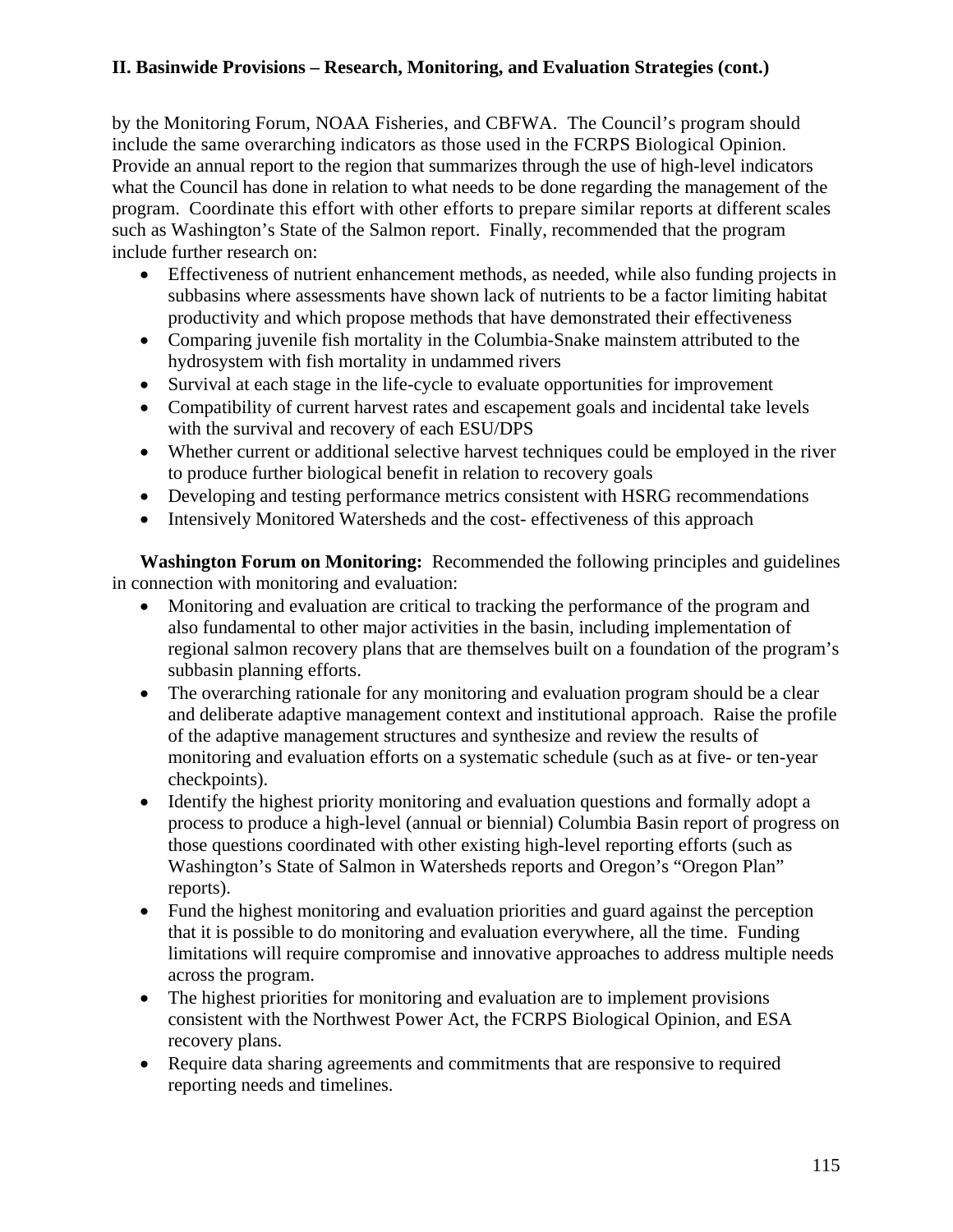**II. Basinwide Provisions – Research, Monitoring, and Evaluation Strategies (cont.)**

by the Monitoring Forum, NOAA Fisheries, and CBFWA. The Council's program should include the same overarching indicators as those used in the FCRPS Biological Opinion. Provide an annual report to the region that summarizes through the use of high-level indicators what the Council has done in relation to what needs to be done regarding the management of the program. Coordinate this effort with other efforts to prepare similar reports at different scales such as Washington's State of the Salmon report. Finally, recommended that the program include further research on:

- Effectiveness of nutrient enhancement methods, as needed, while also funding projects in subbasins where assessments have shown lack of nutrients to be a factor limiting habitat productivity and which propose methods that have demonstrated their effectiveness
- Comparing juvenile fish mortality in the Columbia-Snake mainstem attributed to the hydrosystem with fish mortality in undammed rivers
- Survival at each stage in the life-cycle to evaluate opportunities for improvement
- Compatibility of current harvest rates and escapement goals and incidental take levels with the survival and recovery of each ESU/DPS
- Whether current or additional selective harvest techniques could be employed in the river to produce further biological benefit in relation to recovery goals
- Developing and testing performance metrics consistent with HSRG recommendations
- Intensively Monitored Watersheds and the cost- effectiveness of this approach

**Washington Forum on Monitoring:** Recommended the following principles and guidelines in connection with monitoring and evaluation:

- Monitoring and evaluation are critical to tracking the performance of the program and also fundamental to other major activities in the basin, including implementation of regional salmon recovery plans that are themselves built on a foundation of the program's subbasin planning efforts.
- The overarching rationale for any monitoring and evaluation program should be a clear and deliberate adaptive management context and institutional approach. Raise the profile of the adaptive management structures and synthesize and review the results of monitoring and evaluation efforts on a systematic schedule (such as at five- or ten-year checkpoints).
- Identify the highest priority monitoring and evaluation questions and formally adopt a process to produce a high-level (annual or biennial) Columbia Basin report of progress on those questions coordinated with other existing high-level reporting efforts (such as Washington's State of Salmon in Watersheds reports and Oregon's "Oregon Plan" reports).
- Fund the highest monitoring and evaluation priorities and guard against the perception that it is possible to do monitoring and evaluation everywhere, all the time. Funding limitations will require compromise and innovative approaches to address multiple needs across the program.
- The highest priorities for monitoring and evaluation are to implement provisions consistent with the Northwest Power Act, the FCRPS Biological Opinion, and ESA recovery plans.
- Require data sharing agreements and commitments that are responsive to required reporting needs and timelines.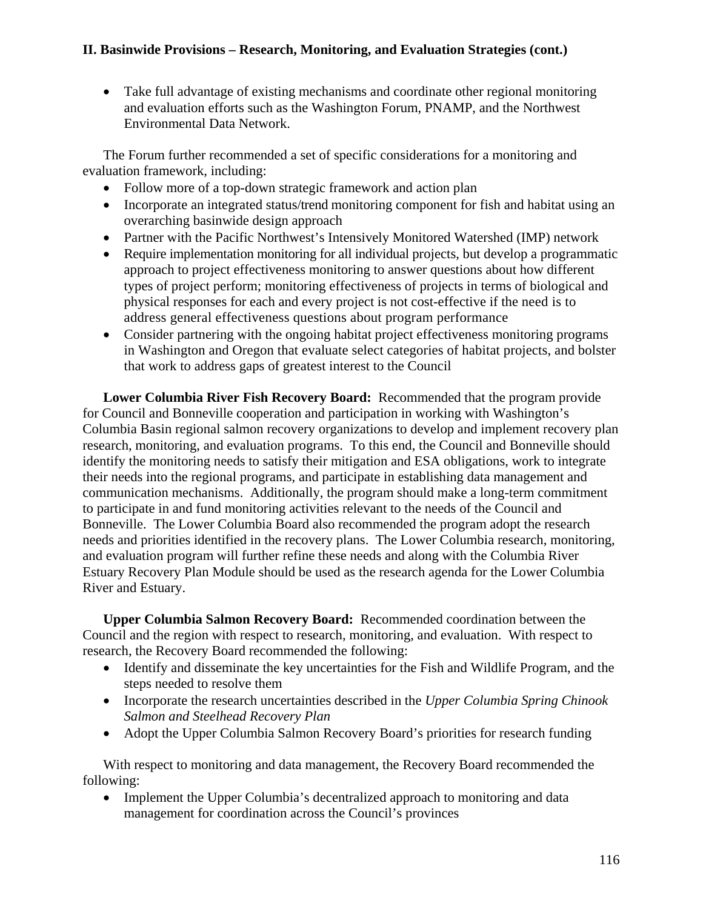**II. Basinwide Provisions – Research, Monitoring, and Evaluation Strategies (cont.)**

- Take full advantage of existing mechanisms and coordinate other regional monitoring and evaluation efforts such as the Washington Forum, PNAMP, and the Northwest Environmental Data Network.

The Forum further recommended a set of specific considerations for a monitoring and evaluation framework, including:

- Follow more of a top-down strategic framework and action plan
- Incorporate an integrated status/trend monitoring component for fish and habitat using an overarching basinwide design approach
- Partner with the Pacific Northwest's Intensively Monitored Watershed (IMP) network
- Require implementation monitoring for all individual projects, but develop a programmatic approach to project effectiveness monitoring to answer questions about how different types of project perform; monitoring effectiveness of projects in terms of biological and physical responses for each and every project is not cost-effective if the need is to address general effectiveness questions about program performance
- Consider partnering with the ongoing habitat project effectiveness monitoring programs in Washington and Oregon that evaluate select categories of habitat projects, and bolster that work to address gaps of greatest interest to the Council

**Lower Columbia River Fish Recovery Board:** Recommended that the program provide for Council and Bonneville cooperation and participation in working with Washington's Columbia Basin regional salmon recovery organizations to develop and implement recovery plan research, monitoring, and evaluation programs. To this end, the Council and Bonneville should identify the monitoring needs to satisfy their mitigation and ESA obligations, work to integrate their needs into the regional programs, and participate in establishing data management and communication mechanisms. Additionally, the program should make a long-term commitment to participate in and fund monitoring activities relevant to the needs of the Council and Bonneville. The Lower Columbia Board also recommended the program adopt the research needs and priorities identified in the recovery plans. The Lower Columbia research, monitoring, and evaluation program will further refine these needs and along with the Columbia River Estuary Recovery Plan Module should be used as the research agenda for the Lower Columbia River and Estuary.

**Upper Columbia Salmon Recovery Board:** Recommended coordination between the Council and the region with respect to research, monitoring, and evaluation. With respect to research, the Recovery Board recommended the following:

- Identify and disseminate the key uncertainties for the Fish and Wildlife Program, and the steps needed to resolve them
- Incorporate the research uncertainties described in the *Upper Columbia Spring Chinook Salmon and Steelhead Recovery Plan*
- Adopt the Upper Columbia Salmon Recovery Board's priorities for research funding

With respect to monitoring and data management, the Recovery Board recommended the following:

- Implement the Upper Columbia's decentralized approach to monitoring and data management for coordination across the Council's provinces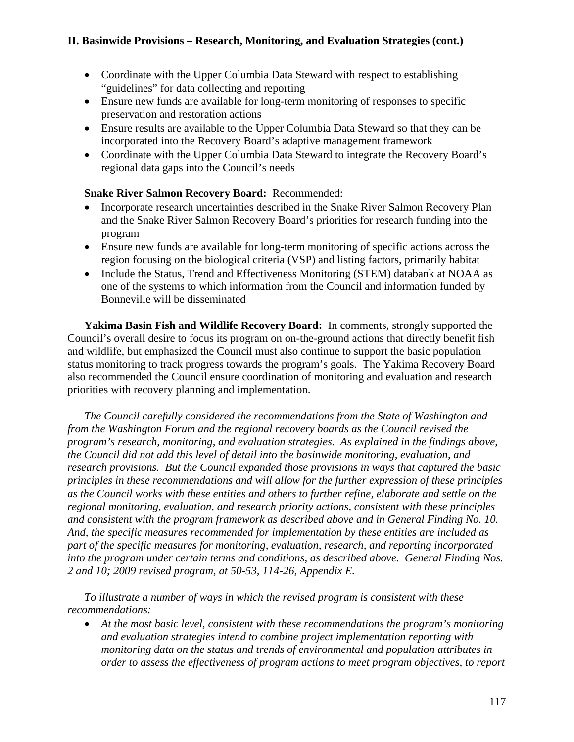**II. Basinwide Provisions – Research, Monitoring, and Evaluation Strategies (cont.)**

- Coordinate with the Upper Columbia Data Steward with respect to establishing "guidelines" for data collecting and reporting
- Ensure new funds are available for long-term monitoring of responses to specific preservation and restoration actions
- Ensure results are available to the Upper Columbia Data Steward so that they can be incorporated into the Recovery Board's adaptive management framework
- Coordinate with the Upper Columbia Data Steward to integrate the Recovery Board's regional data gaps into the Council's needs

**Snake River Salmon Recovery Board:** Recommended:

- Incorporate research uncertainties described in the Snake River Salmon Recovery Plan and the Snake River Salmon Recovery Board's priorities for research funding into the program
- Ensure new funds are available for long-term monitoring of specific actions across the region focusing on the biological criteria (VSP) and listing factors, primarily habitat
- Include the Status, Trend and Effectiveness Monitoring (STEM) databank at NOAA as one of the systems to which information from the Council and information funded by Bonneville will be disseminated

**Yakima Basin Fish and Wildlife Recovery Board:** In comments, strongly supported the Council's overall desire to focus its program on on-the-ground actions that directly benefit fish and wildlife, but emphasized the Council must also continue to support the basic population status monitoring to track progress towards the program's goals. The Yakima Recovery Board also recommended the Council ensure coordination of monitoring and evaluation and research priorities with recovery planning and implementation.

*The Council carefully considered the recommendations from the State of Washington and from the Washington Forum and the regional recovery boards as the Council revised the program's research, monitoring, and evaluation strategies. As explained in the findings above, the Council did not add this level of detail into the basinwide monitoring, evaluation, and research provisions. But the Council expanded those provisions in ways that captured the basic principles in these recommendations and will allow for the further expression of these principles as the Council works with these entities and others to further refine, elaborate and settle on the regional monitoring, evaluation, and research priority actions, consistent with these principles and consistent with the program framework as described above and in General Finding No. 10. And, the specific measures recommended for implementation by these entities are included as part of the specific measures for monitoring, evaluation, research, and reporting incorporated into the program under certain terms and conditions, as described above. General Finding Nos. 2 and 10; 2009 revised program, at 50-53, 114-26, Appendix E.*

*To illustrate a number of ways in which the revised program is consistent with these recommendations:*

- *At the most basic level, consistent with these recommendations the program's monitoring and evaluation strategies intend to combine project implementation reporting with monitoring data on the status and trends of environmental and population attributes in order to assess the effectiveness of program actions to meet program objectives, to report*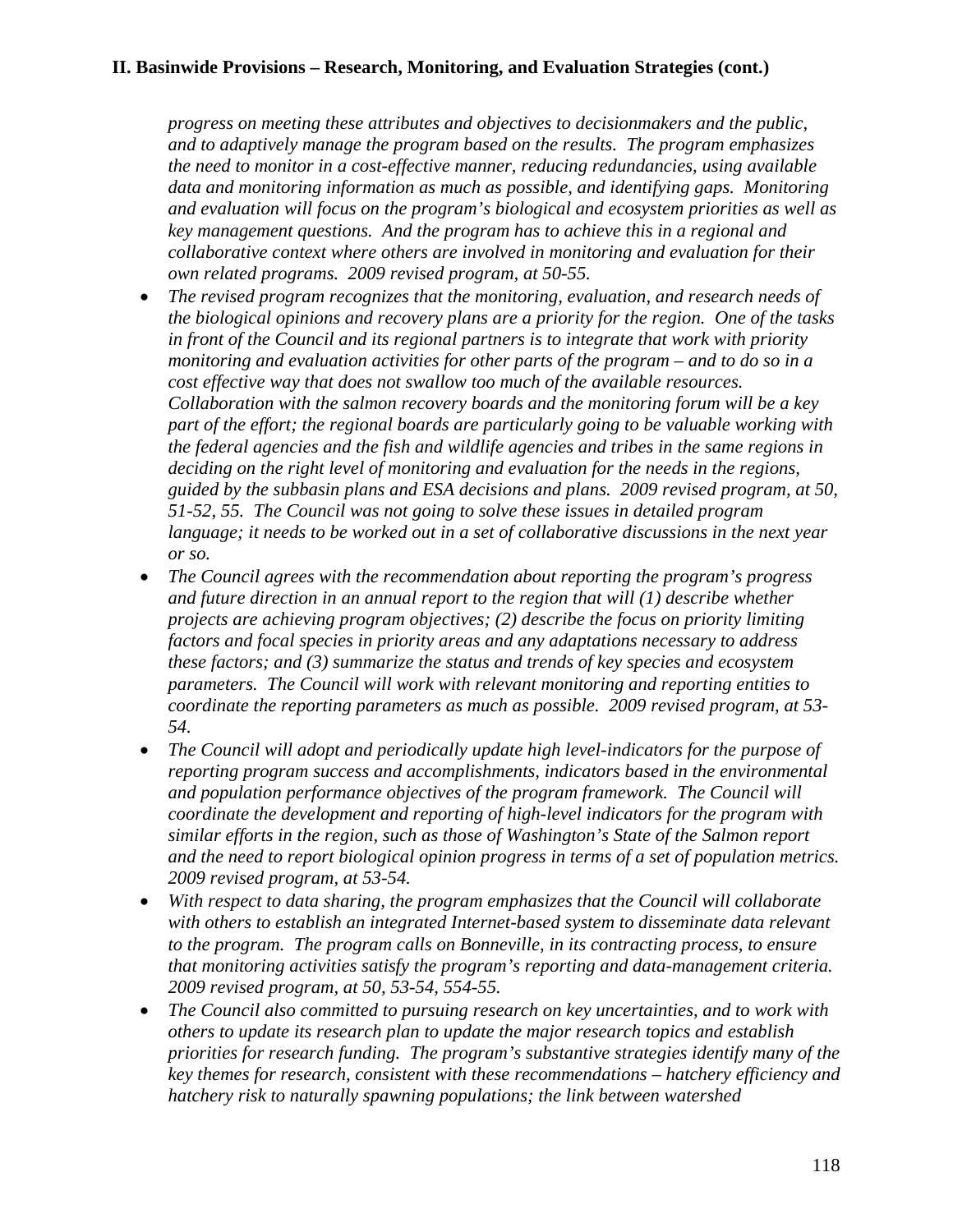*progress on meeting these attributes and objectives to decisionmakers and the public, and to adaptively manage the program based on the results. The program emphasizes the need to monitor in a cost-effective manner, reducing redundancies, using available data and monitoring information as much as possible, and identifying gaps. Monitoring and evaluation will focus on the program's biological and ecosystem priorities as well as key management questions. And the program has to achieve this in a regional and collaborative context where others are involved in monitoring and evaluation for their own related programs. 2009 revised program, at 50-55.*

- *The revised program recognizes that the monitoring, evaluation, and research needs of the biological opinions and recovery plans are a priority for the region. One of the tasks in front of the Council and its regional partners is to integrate that work with priority monitoring and evaluation activities for other parts of the program – and to do so in a cost effective way that does not swallow too much of the available resources. Collaboration with the salmon recovery boards and the monitoring forum will be a key part of the effort; the regional boards are particularly going to be valuable working with the federal agencies and the fish and wildlife agencies and tribes in the same regions in deciding on the right level of monitoring and evaluation for the needs in the regions, guided by the subbasin plans and ESA decisions and plans. 2009 revised program, at 50, 51-52, 55. The Council was not going to solve these issues in detailed program language; it needs to be worked out in a set of collaborative discussions in the next year or so.*
- *The Council agrees with the recommendation about reporting the program's progress and future direction in an annual report to the region that will (1) describe whether projects are achieving program objectives; (2) describe the focus on priority limiting factors and focal species in priority areas and any adaptations necessary to address these factors; and (3) summarize the status and trends of key species and ecosystem parameters. The Council will work with relevant monitoring and reporting entities to coordinate the reporting parameters as much as possible. 2009 revised program, at 53-54.*
- *The Council will adopt and periodically update high level-indicators for the purpose of reporting program success and accomplishments, indicators based in the environmental and population performance objectives of the program framework. The Council will coordinate the development and reporting of high-level indicators for the program with similar efforts in the region, such as those of Washington's State of the Salmon report and the need to report biological opinion progress in terms of a set of population metrics. 2009 revised program, at 53-54.*
- *With respect to data sharing, the program emphasizes that the Council will collaborate with others to establish an integrated Internet-based system to disseminate data relevant to the program. The program calls on Bonneville, in its contracting process, to ensure that monitoring activities satisfy the program's reporting and data-management criteria. 2009 revised program, at 50, 53-54, 554-55.*
- *The Council also committed to pursuing research on key uncertainties, and to work with others to update its research plan to update the major research topics and establish priorities for research funding. The program's substantive strategies identify many of the key themes for research, consistent with these recommendations – hatchery efficiency and hatchery risk to naturally spawning populations; the link between watershed*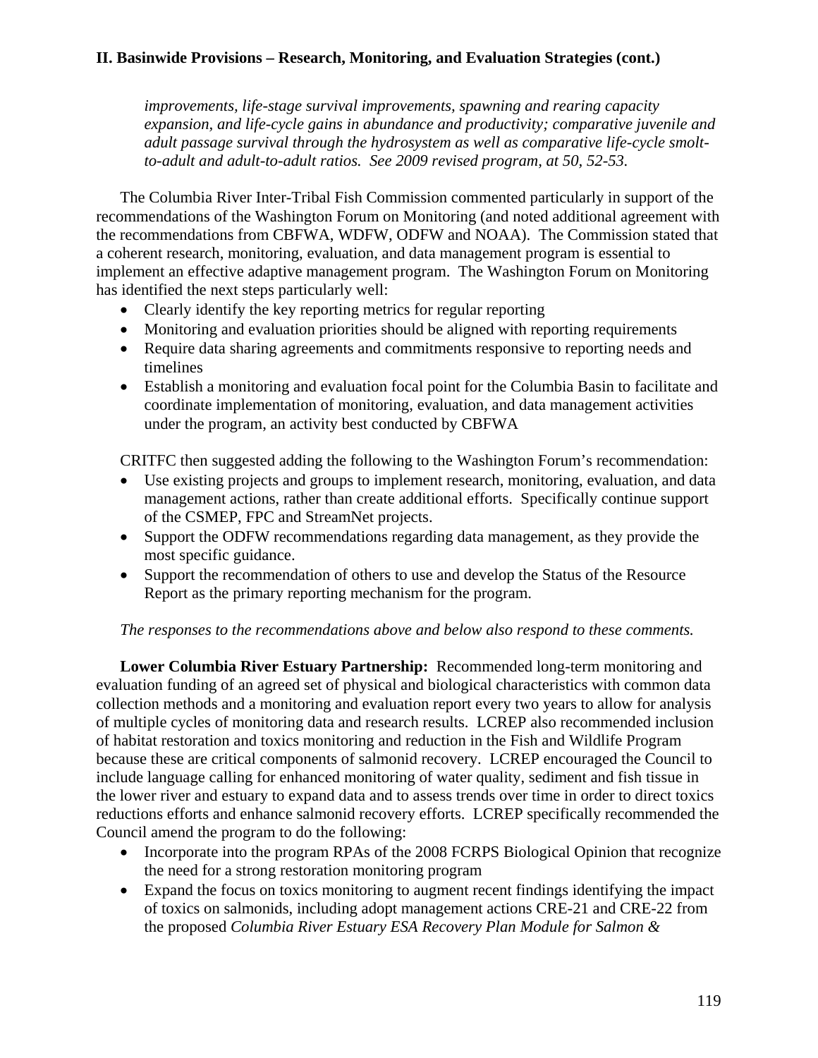*improvements, life-stage survival improvements, spawning and rearing capacity expansion, and life-cycle gains in abundance and productivity; comparative juvenile and adult passage survival through the hydrosystem as well as comparative life-cycle smolt-to-adult and adult-to-adult ratios. See 2009 revised program, at 50, 52-53.*

The Columbia River Inter-Tribal Fish Commission commented particularly in support of the recommendations of the Washington Forum on Monitoring (and noted additional agreement with the recommendations from CBFWA, WDFW, ODFW and NOAA). The Commission stated that a coherent research, monitoring, evaluation, and data management program is essential to implement an effective adaptive management program. The Washington Forum on Monitoring has identified the next steps particularly well:

- Clearly identify the key reporting metrics for regular reporting
- Monitoring and evaluation priorities should be aligned with reporting requirements
- Require data sharing agreements and commitments responsive to reporting needs and timelines
- Establish a monitoring and evaluation focal point for the Columbia Basin to facilitate and coordinate implementation of monitoring, evaluation, and data management activities under the program, an activity best conducted by CBFWA

CRITFC then suggested adding the following to the Washington Forum's recommendation:

- Use existing projects and groups to implement research, monitoring, evaluation, and data management actions, rather than create additional efforts. Specifically continue support of the CSMEP, FPC and StreamNet projects.
- Support the ODFW recommendations regarding data management, as they provide the most specific guidance.
- Support the recommendation of others to use and develop the Status of the Resource Report as the primary reporting mechanism for the program.

*The responses to the recommendations above and below also respond to these comments.*

**Lower Columbia River Estuary Partnership:** Recommended long-term monitoring and evaluation funding of an agreed set of physical and biological characteristics with common data collection methods and a monitoring and evaluation report every two years to allow for analysis of multiple cycles of monitoring data and research results. LCREP also recommended inclusion of habitat restoration and toxics monitoring and reduction in the Fish and Wildlife Program because these are critical components of salmonid recovery. LCREP encouraged the Council to include language calling for enhanced monitoring of water quality, sediment and fish tissue in the lower river and estuary to expand data and to assess trends over time in order to direct toxics reductions efforts and enhance salmonid recovery efforts. LCREP specifically recommended the Council amend the program to do the following:

- Incorporate into the program RPAs of the 2008 FCRPS Biological Opinion that recognize the need for a strong restoration monitoring program
- Expand the focus on toxics monitoring to augment recent findings identifying the impact of toxics on salmonids, including adopt management actions CRE-21 and CRE-22 from the proposed *Columbia River Estuary ESA Recovery Plan Module for Salmon &*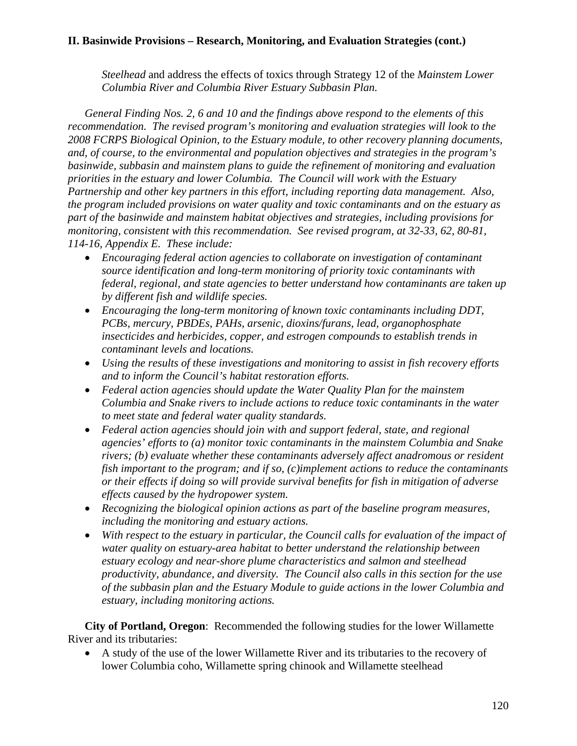*Steelhead* and address the effects of toxics through Strategy 12 of the *Mainstem Lower Columbia River and Columbia River Estuary Subbasin Plan.*

*General Finding Nos. 2, 6 and 10 and the findings above respond to the elements of this recommendation. The revised program's monitoring and evaluation strategies will look to the 2008 FCRPS Biological Opinion, to the Estuary module, to other recovery planning documents, and, of course, to the environmental and population objectives and strategies in the program's basinwide, subbasin and mainstem plans to guide the refinement of monitoring and evaluation priorities in the estuary and lower Columbia. The Council will work with the Estuary Partnership and other key partners in this effort, including reporting data management. Also, the program included provisions on water quality and toxic contaminants and on the estuary as part of the basinwide and mainstem habitat objectives and strategies, including provisions for monitoring, consistent with this recommendation. See revised program, at 32-33, 62, 80-81, 114-16, Appendix E. These include:*

- *Encouraging federal action agencies to collaborate on investigation of contaminant source identification and long-term monitoring of priority toxic contaminants with federal, regional, and state agencies to better understand how contaminants are taken up by different fish and wildlife species.*
- *Encouraging the long-term monitoring of known toxic contaminants including DDT, PCBs, mercury, PBDEs, PAHs, arsenic, dioxins/furans, lead, organophosphate insecticides and herbicides, copper, and estrogen compounds to establish trends in contaminant levels and locations.*
- *Using the results of these investigations and monitoring to assist in fish recovery efforts and to inform the Council's habitat restoration efforts.*
- *Federal action agencies should update the Water Quality Plan for the mainstem Columbia and Snake rivers to include actions to reduce toxic contaminants in the water to meet state and federal water quality standards.*
- *Federal action agencies should join with and support federal, state, and regional agencies' efforts to (a) monitor toxic contaminants in the mainstem Columbia and Snake rivers; (b) evaluate whether these contaminants adversely affect anadromous or resident fish important to the program; and if so, (c)implement actions to reduce the contaminants or their effects if doing so will provide survival benefits for fish in mitigation of adverse effects caused by the hydropower system.*
- *Recognizing the biological opinion actions as part of the baseline program measures, including the monitoring and estuary actions.*
- *With respect to the estuary in particular, the Council calls for evaluation of the impact of water quality on estuary-area habitat to better understand the relationship between estuary ecology and near-shore plume characteristics and salmon and steelhead productivity, abundance, and diversity. The Council also calls in this section for the use of the subbasin plan and the Estuary Module to guide actions in the lower Columbia and estuary, including monitoring actions.*

**City of Portland, Oregon**: Recommended the following studies for the lower Willamette River and its tributaries:

- A study of the use of the lower Willamette River and its tributaries to the recovery of lower Columbia coho, Willamette spring chinook and Willamette steelhead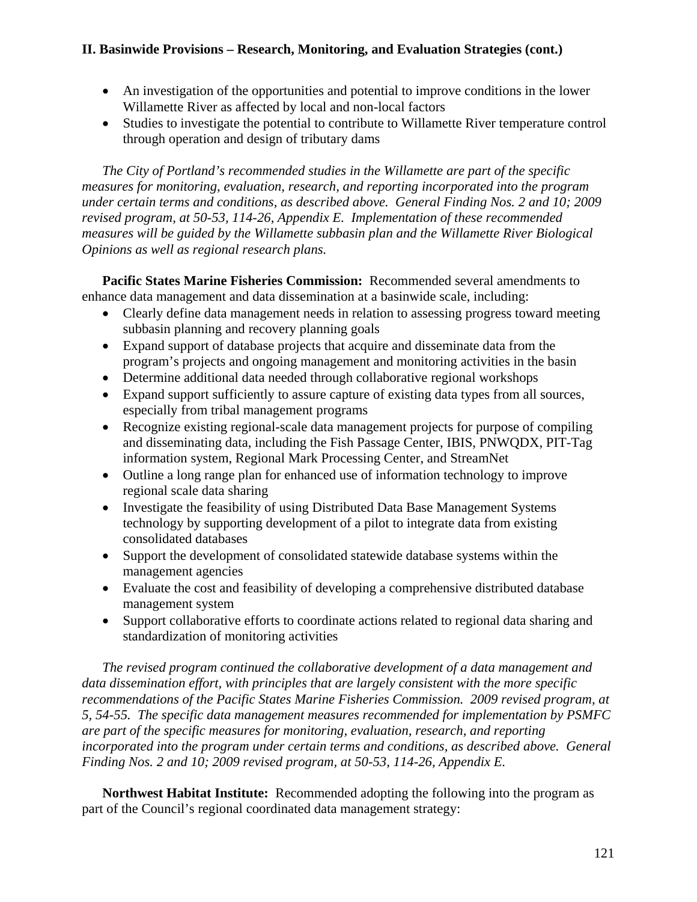**II. Basinwide Provisions – Research, Monitoring, and Evaluation Strategies (cont.)**

- An investigation of the opportunities and potential to improve conditions in the lower Willamette River as affected by local and non-local factors
- Studies to investigate the potential to contribute to Willamette River temperature control through operation and design of tributary dams

*The City of Portland's recommended studies in the Willamette are part of the specific measures for monitoring, evaluation, research, and reporting incorporated into the program under certain terms and conditions, as described above. General Finding Nos. 2 and 10; 2009 revised program, at 50-53, 114-26, Appendix E. Implementation of these recommended measures will be guided by the Willamette subbasin plan and the Willamette River Biological Opinions as well as regional research plans.*

**Pacific States Marine Fisheries Commission:** Recommended several amendments to enhance data management and data dissemination at a basinwide scale, including:

- Clearly define data management needs in relation to assessing progress toward meeting subbasin planning and recovery planning goals
- Expand support of database projects that acquire and disseminate data from the program's projects and ongoing management and monitoring activities in the basin
- Determine additional data needed through collaborative regional workshops
- Expand support sufficiently to assure capture of existing data types from all sources, especially from tribal management programs
- Recognize existing regional-scale data management projects for purpose of compiling and disseminating data, including the Fish Passage Center, IBIS, PNWQDX, PIT-Tag information system, Regional Mark Processing Center, and StreamNet
- Outline a long range plan for enhanced use of information technology to improve regional scale data sharing
- Investigate the feasibility of using Distributed Data Base Management Systems technology by supporting development of a pilot to integrate data from existing consolidated databases
- Support the development of consolidated statewide database systems within the management agencies
- Evaluate the cost and feasibility of developing a comprehensive distributed database management system
- Support collaborative efforts to coordinate actions related to regional data sharing and standardization of monitoring activities

*The revised program continued the collaborative development of a data management and data dissemination effort, with principles that are largely consistent with the more specific recommendations of the Pacific States Marine Fisheries Commission. 2009 revised program, at 5, 54-55. The specific data management measures recommended for implementation by PSMFC are part of the specific measures for monitoring, evaluation, research, and reporting incorporated into the program under certain terms and conditions, as described above. General Finding Nos. 2 and 10; 2009 revised program, at 50-53, 114-26, Appendix E.*

**Northwest Habitat Institute:** Recommended adopting the following into the program as part of the Council's regional coordinated data management strategy: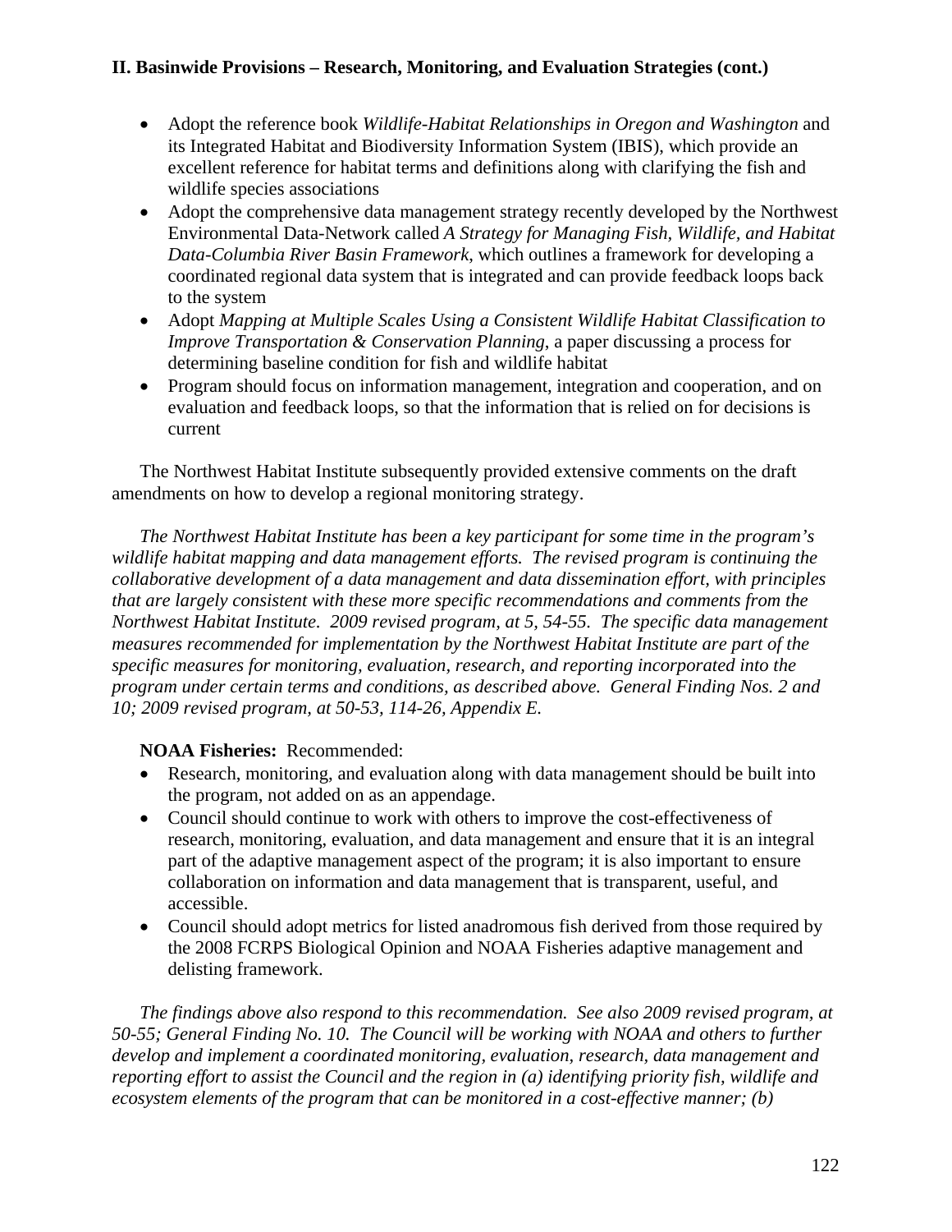**II. Basinwide Provisions – Research, Monitoring, and Evaluation Strategies (cont.)**

- Adopt the reference book *Wildlife-Habitat Relationships in Oregon and Washington* and its Integrated Habitat and Biodiversity Information System (IBIS), which provide an excellent reference for habitat terms and definitions along with clarifying the fish and wildlife species associations
- Adopt the comprehensive data management strategy recently developed by the Northwest Environmental Data-Network called *A Strategy for Managing Fish, Wildlife, and Habitat Data-Columbia River Basin Framework*, which outlines a framework for developing a coordinated regional data system that is integrated and can provide feedback loops back to the system
- Adopt *Mapping at Multiple Scales Using a Consistent Wildlife Habitat Classification to Improve Transportation & Conservation Planning*, a paper discussing a process for determining baseline condition for fish and wildlife habitat
- Program should focus on information management, integration and cooperation, and on evaluation and feedback loops, so that the information that is relied on for decisions is current

The Northwest Habitat Institute subsequently provided extensive comments on the draft amendments on how to develop a regional monitoring strategy.

*The Northwest Habitat Institute has been a key participant for some time in the program's wildlife habitat mapping and data management efforts. The revised program is continuing the collaborative development of a data management and data dissemination effort, with principles that are largely consistent with these more specific recommendations and comments from the Northwest Habitat Institute. 2009 revised program, at 5, 54-55. The specific data management measures recommended for implementation by the Northwest Habitat Institute are part of the specific measures for monitoring, evaluation, research, and reporting incorporated into the program under certain terms and conditions, as described above. General Finding Nos. 2 and 10; 2009 revised program, at 50-53, 114-26, Appendix E.*

**NOAA Fisheries:** Recommended:

- Research, monitoring, and evaluation along with data management should be built into the program, not added on as an appendage.
- Council should continue to work with others to improve the cost-effectiveness of research, monitoring, evaluation, and data management and ensure that it is an integral part of the adaptive management aspect of the program; it is also important to ensure collaboration on information and data management that is transparent, useful, and accessible.
- Council should adopt metrics for listed anadromous fish derived from those required by the 2008 FCRPS Biological Opinion and NOAA Fisheries adaptive management and delisting framework.

*The findings above also respond to this recommendation. See also 2009 revised program, at 50-55; General Finding No. 10. The Council will be working with NOAA and others to further develop and implement a coordinated monitoring, evaluation, research, data management and reporting effort to assist the Council and the region in (a) identifying priority fish, wildlife and ecosystem elements of the program that can be monitored in a cost-effective manner; (b)*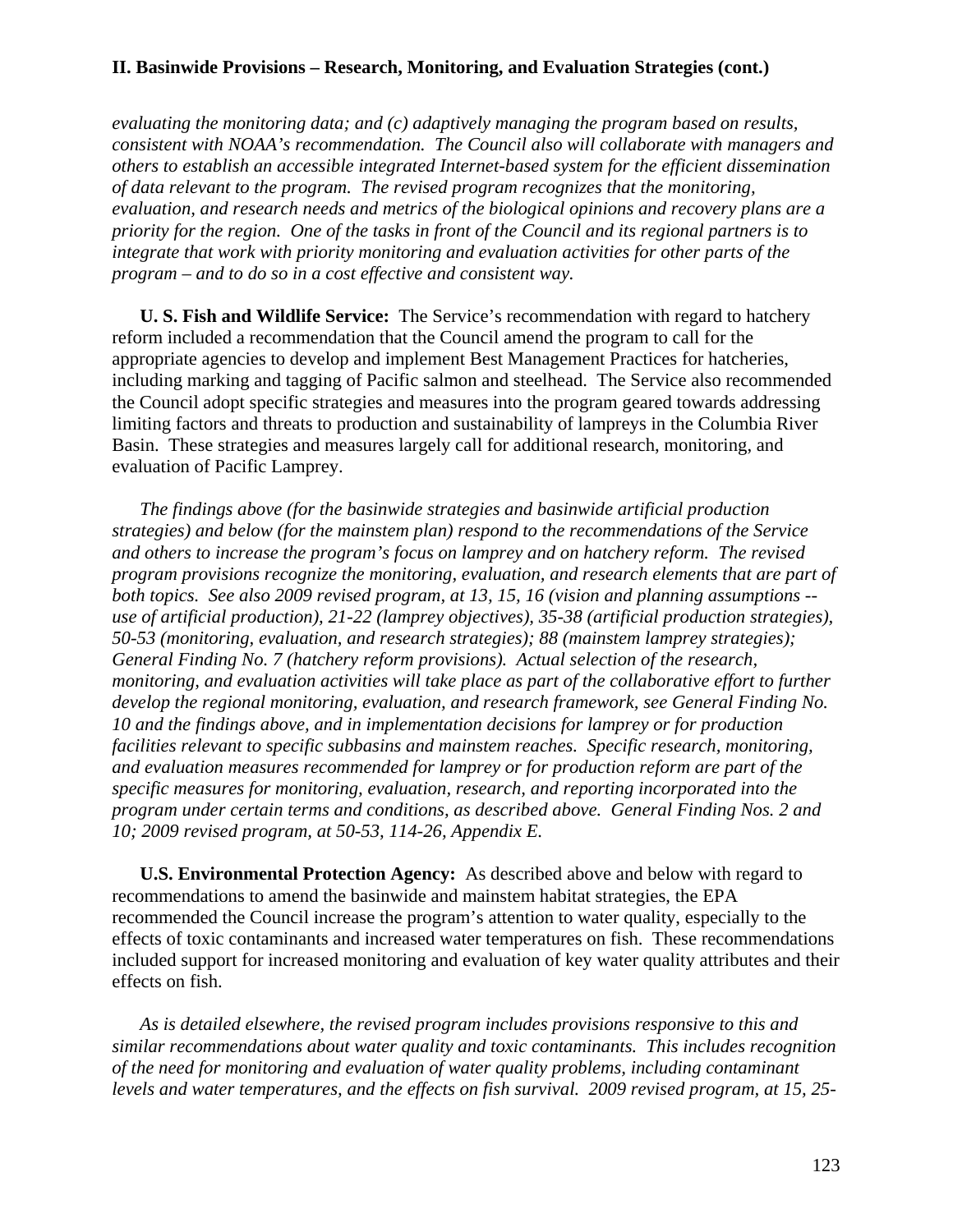*evaluating the monitoring data; and (c) adaptively managing the program based on results, consistent with NOAA's recommendation. The Council also will collaborate with managers and others to establish an accessible integrated Internet-based system for the efficient dissemination of data relevant to the program. The revised program recognizes that the monitoring, evaluation, and research needs and metrics of the biological opinions and recovery plans are a priority for the region. One of the tasks in front of the Council and its regional partners is to integrate that work with priority monitoring and evaluation activities for other parts of the program – and to do so in a cost effective and consistent way.*

**U. S. Fish and Wildlife Service:** The Service's recommendation with regard to hatchery reform included a recommendation that the Council amend the program to call for the appropriate agencies to develop and implement Best Management Practices for hatcheries, including marking and tagging of Pacific salmon and steelhead. The Service also recommended the Council adopt specific strategies and measures into the program geared towards addressing limiting factors and threats to production and sustainability of lampreys in the Columbia River Basin. These strategies and measures largely call for additional research, monitoring, and evaluation of Pacific Lamprey.

*The findings above (for the basinwide strategies and basinwide artificial production strategies) and below (for the mainstem plan) respond to the recommendations of the Service and others to increase the program's focus on lamprey and on hatchery reform. The revised program provisions recognize the monitoring, evaluation, and research elements that are part of both topics. See also 2009 revised program, at 13, 15, 16 (vision and planning assumptions -- use of artificial production), 21-22 (lamprey objectives), 35-38 (artificial production strategies), 50-53 (monitoring, evaluation, and research strategies); 88 (mainstem lamprey strategies); General Finding No. 7 (hatchery reform provisions). Actual selection of the research, monitoring, and evaluation activities will take place as part of the collaborative effort to further develop the regional monitoring, evaluation, and research framework, see General Finding No. 10 and the findings above, and in implementation decisions for lamprey or for production facilities relevant to specific subbasins and mainstem reaches. Specific research, monitoring, and evaluation measures recommended for lamprey or for production reform are part of the specific measures for monitoring, evaluation, research, and reporting incorporated into the program under certain terms and conditions, as described above. General Finding Nos. 2 and 10; 2009 revised program, at 50-53, 114-26, Appendix E.*

**U.S. Environmental Protection Agency:** As described above and below with regard to recommendations to amend the basinwide and mainstem habitat strategies, the EPA recommended the Council increase the program's attention to water quality, especially to the effects of toxic contaminants and increased water temperatures on fish. These recommendations included support for increased monitoring and evaluation of key water quality attributes and their effects on fish.

*As is detailed elsewhere, the revised program includes provisions responsive to this and similar recommendations about water quality and toxic contaminants. This includes recognition of the need for monitoring and evaluation of water quality problems, including contaminant levels and water temperatures, and the effects on fish survival. 2009 revised program, at 15, 25-*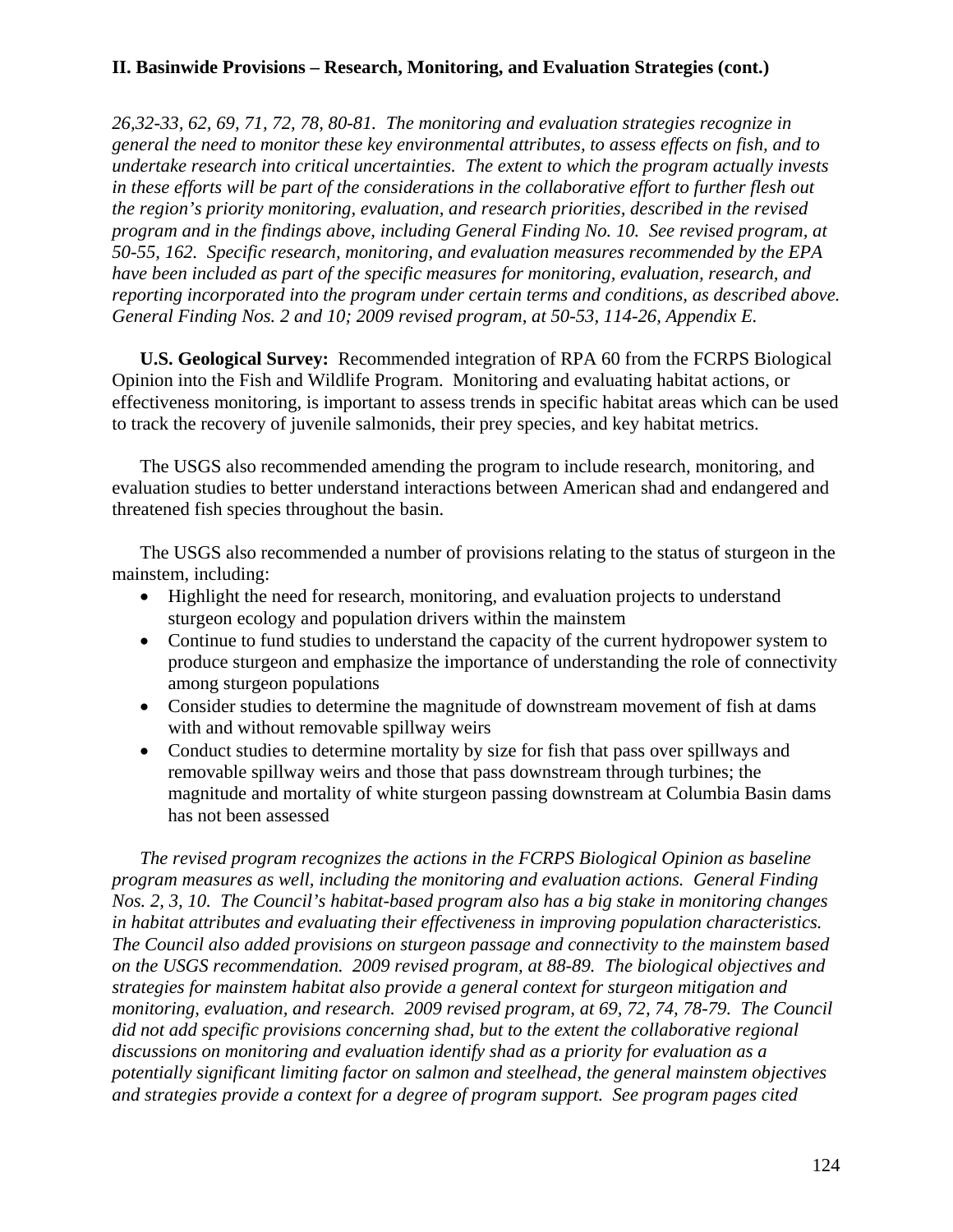**II. Basinwide Provisions – Research, Monitoring, and Evaluation Strategies (cont.)**

*26,32-33, 62, 69, 71, 72, 78, 80-81. The monitoring and evaluation strategies recognize in general the need to monitor these key environmental attributes, to assess effects on fish, and to undertake research into critical uncertainties. The extent to which the program actually invests in these efforts will be part of the considerations in the collaborative effort to further flesh out the region's priority monitoring, evaluation, and research priorities, described in the revised program and in the findings above, including General Finding No. 10. See revised program, at 50-55, 162. Specific research, monitoring, and evaluation measures recommended by the EPA have been included as part of the specific measures for monitoring, evaluation, research, and reporting incorporated into the program under certain terms and conditions, as described above. General Finding Nos. 2 and 10; 2009 revised program, at 50-53, 114-26, Appendix E.*

**U.S. Geological Survey:** Recommended integration of RPA 60 from the FCRPS Biological Opinion into the Fish and Wildlife Program. Monitoring and evaluating habitat actions, or effectiveness monitoring, is important to assess trends in specific habitat areas which can be used to track the recovery of juvenile salmonids, their prey species, and key habitat metrics.

The USGS also recommended amending the program to include research, monitoring, and evaluation studies to better understand interactions between American shad and endangered and threatened fish species throughout the basin.

The USGS also recommended a number of provisions relating to the status of sturgeon in the mainstem, including:

- Highlight the need for research, monitoring, and evaluation projects to understand sturgeon ecology and population drivers within the mainstem
- Continue to fund studies to understand the capacity of the current hydropower system to produce sturgeon and emphasize the importance of understanding the role of connectivity among sturgeon populations
- Consider studies to determine the magnitude of downstream movement of fish at dams with and without removable spillway weirs
- Conduct studies to determine mortality by size for fish that pass over spillways and removable spillway weirs and those that pass downstream through turbines; the magnitude and mortality of white sturgeon passing downstream at Columbia Basin dams has not been assessed

*The revised program recognizes the actions in the FCRPS Biological Opinion as baseline program measures as well, including the monitoring and evaluation actions. General Finding Nos. 2, 3, 10. The Council's habitat-based program also has a big stake in monitoring changes in habitat attributes and evaluating their effectiveness in improving population characteristics. The Council also added provisions on sturgeon passage and connectivity to the mainstem based on the USGS recommendation. 2009 revised program, at 88-89. The biological objectives and strategies for mainstem habitat also provide a general context for sturgeon mitigation and monitoring, evaluation, and research. 2009 revised program, at 69, 72, 74, 78-79. The Council did not add specific provisions concerning shad, but to the extent the collaborative regional discussions on monitoring and evaluation identify shad as a priority for evaluation as a potentially significant limiting factor on salmon and steelhead, the general mainstem objectives and strategies provide a context for a degree of program support. See program pages cited*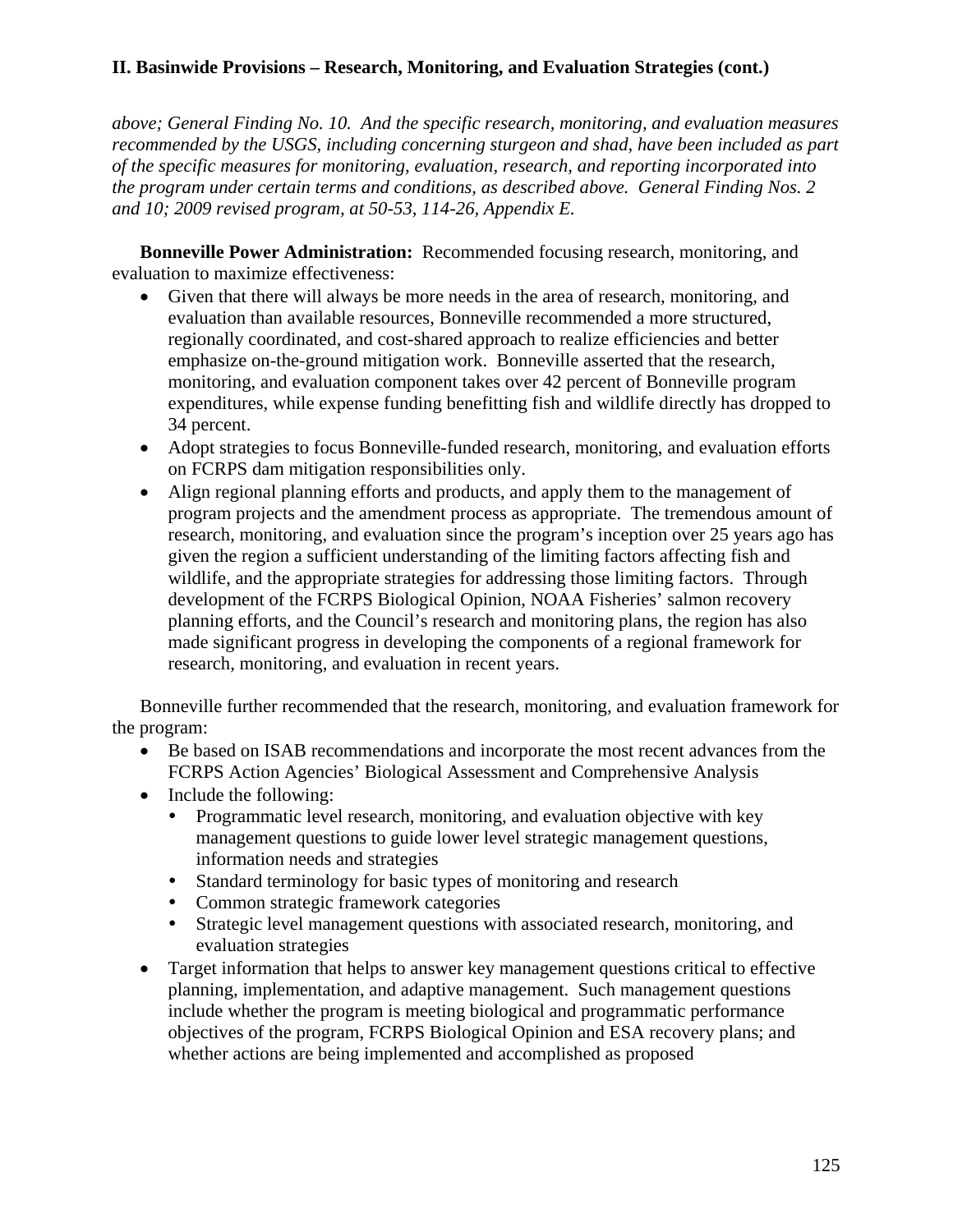*above; General Finding No. 10. And the specific research, monitoring, and evaluation measures recommended by the USGS, including concerning sturgeon and shad, have been included as part of the specific measures for monitoring, evaluation, research, and reporting incorporated into the program under certain terms and conditions, as described above. General Finding Nos. 2 and 10; 2009 revised program, at 50-53, 114-26, Appendix E.*

**Bonneville Power Administration:** Recommended focusing research, monitoring, and evaluation to maximize effectiveness:

- Given that there will always be more needs in the area of research, monitoring, and evaluation than available resources, Bonneville recommended a more structured, regionally coordinated, and cost-shared approach to realize efficiencies and better emphasize on-the-ground mitigation work. Bonneville asserted that the research, monitoring, and evaluation component takes over 42 percent of Bonneville program expenditures, while expense funding benefitting fish and wildlife directly has dropped to 34 percent.
- Adopt strategies to focus Bonneville-funded research, monitoring, and evaluation efforts on FCRPS dam mitigation responsibilities only.
- Align regional planning efforts and products, and apply them to the management of program projects and the amendment process as appropriate. The tremendous amount of research, monitoring, and evaluation since the program's inception over 25 years ago has given the region a sufficient understanding of the limiting factors affecting fish and wildlife, and the appropriate strategies for addressing those limiting factors. Through development of the FCRPS Biological Opinion, NOAA Fisheries' salmon recovery planning efforts, and the Council's research and monitoring plans, the region has also made significant progress in developing the components of a regional framework for research, monitoring, and evaluation in recent years.

Bonneville further recommended that the research, monitoring, and evaluation framework for the program:

- Be based on ISAB recommendations and incorporate the most recent advances from the FCRPS Action Agencies' Biological Assessment and Comprehensive Analysis
- Include the following:
  - Programmatic level research, monitoring, and evaluation objective with key management questions to guide lower level strategic management questions, information needs and strategies
  - Standard terminology for basic types of monitoring and research
  - Common strategic framework categories
  - Strategic level management questions with associated research, monitoring, and evaluation strategies
- Target information that helps to answer key management questions critical to effective planning, implementation, and adaptive management. Such management questions include whether the program is meeting biological and programmatic performance objectives of the program, FCRPS Biological Opinion and ESA recovery plans; and whether actions are being implemented and accomplished as proposed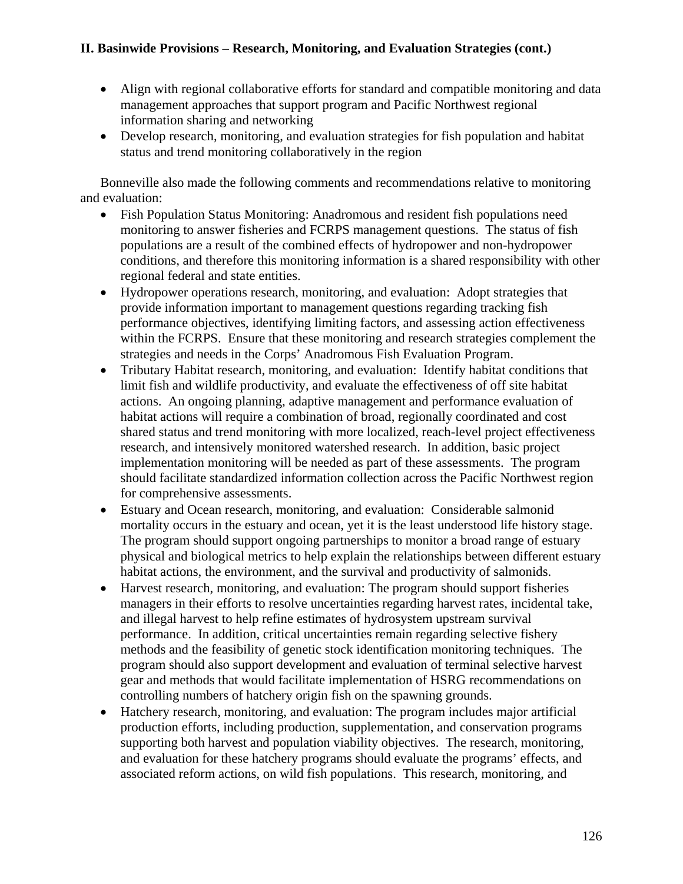**II. Basinwide Provisions – Research, Monitoring, and Evaluation Strategies (cont.)**

- Align with regional collaborative efforts for standard and compatible monitoring and data management approaches that support program and Pacific Northwest regional information sharing and networking
- Develop research, monitoring, and evaluation strategies for fish population and habitat status and trend monitoring collaboratively in the region

Bonneville also made the following comments and recommendations relative to monitoring and evaluation:

- Fish Population Status Monitoring: Anadromous and resident fish populations need monitoring to answer fisheries and FCRPS management questions. The status of fish populations are a result of the combined effects of hydropower and non-hydropower conditions, and therefore this monitoring information is a shared responsibility with other regional federal and state entities.
- Hydropower operations research, monitoring, and evaluation: Adopt strategies that provide information important to management questions regarding tracking fish performance objectives, identifying limiting factors, and assessing action effectiveness within the FCRPS. Ensure that these monitoring and research strategies complement the strategies and needs in the Corps' Anadromous Fish Evaluation Program.
- Tributary Habitat research, monitoring, and evaluation: Identify habitat conditions that limit fish and wildlife productivity, and evaluate the effectiveness of off site habitat actions. An ongoing planning, adaptive management and performance evaluation of habitat actions will require a combination of broad, regionally coordinated and cost shared status and trend monitoring with more localized, reach-level project effectiveness research, and intensively monitored watershed research. In addition, basic project implementation monitoring will be needed as part of these assessments. The program should facilitate standardized information collection across the Pacific Northwest region for comprehensive assessments.
- Estuary and Ocean research, monitoring, and evaluation: Considerable salmonid mortality occurs in the estuary and ocean, yet it is the least understood life history stage. The program should support ongoing partnerships to monitor a broad range of estuary physical and biological metrics to help explain the relationships between different estuary habitat actions, the environment, and the survival and productivity of salmonids.
- Harvest research, monitoring, and evaluation: The program should support fisheries managers in their efforts to resolve uncertainties regarding harvest rates, incidental take, and illegal harvest to help refine estimates of hydrosystem upstream survival performance. In addition, critical uncertainties remain regarding selective fishery methods and the feasibility of genetic stock identification monitoring techniques. The program should also support development and evaluation of terminal selective harvest gear and methods that would facilitate implementation of HSRG recommendations on controlling numbers of hatchery origin fish on the spawning grounds.
- Hatchery research, monitoring, and evaluation: The program includes major artificial production efforts, including production, supplementation, and conservation programs supporting both harvest and population viability objectives. The research, monitoring, and evaluation for these hatchery programs should evaluate the programs' effects, and associated reform actions, on wild fish populations. This research, monitoring, and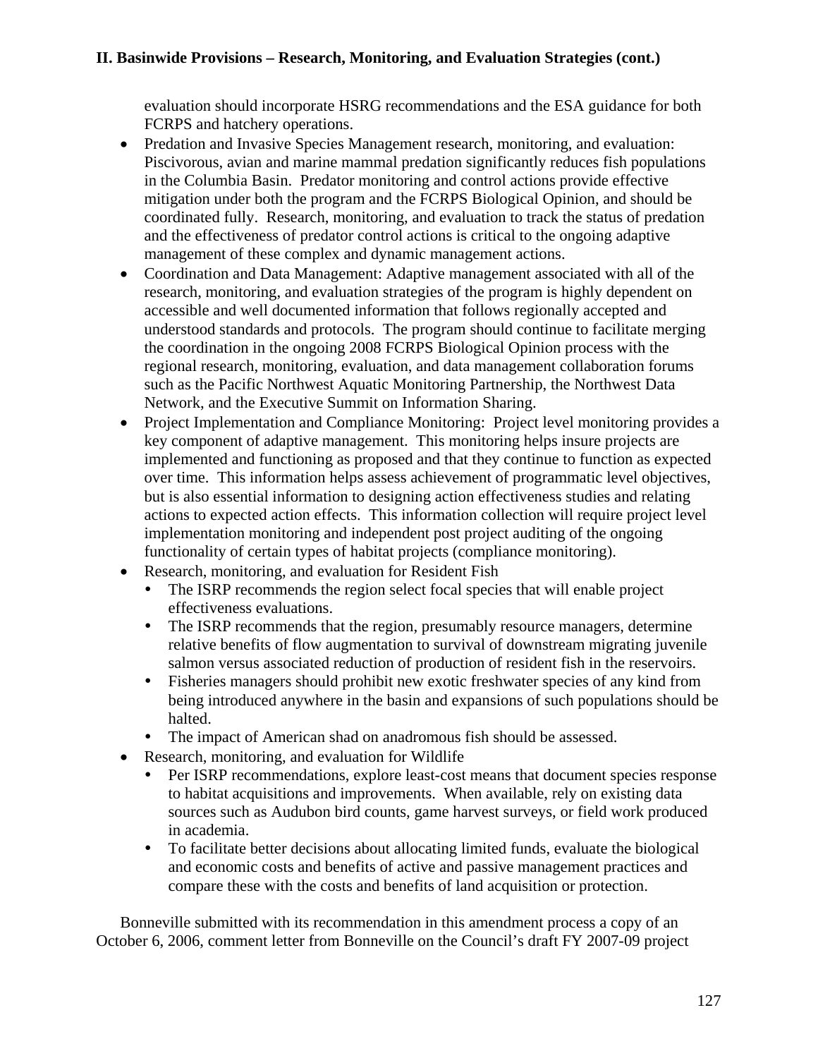evaluation should incorporate HSRG recommendations and the ESA guidance for both FCRPS and hatchery operations.

- Predation and Invasive Species Management research, monitoring, and evaluation: Piscivorous, avian and marine mammal predation significantly reduces fish populations in the Columbia Basin. Predator monitoring and control actions provide effective mitigation under both the program and the FCRPS Biological Opinion, and should be coordinated fully. Research, monitoring, and evaluation to track the status of predation and the effectiveness of predator control actions is critical to the ongoing adaptive management of these complex and dynamic management actions.
- Coordination and Data Management: Adaptive management associated with all of the research, monitoring, and evaluation strategies of the program is highly dependent on accessible and well documented information that follows regionally accepted and understood standards and protocols. The program should continue to facilitate merging the coordination in the ongoing 2008 FCRPS Biological Opinion process with the regional research, monitoring, evaluation, and data management collaboration forums such as the Pacific Northwest Aquatic Monitoring Partnership, the Northwest Data Network, and the Executive Summit on Information Sharing.
- Project Implementation and Compliance Monitoring: Project level monitoring provides a key component of adaptive management. This monitoring helps insure projects are implemented and functioning as proposed and that they continue to function as expected over time. This information helps assess achievement of programmatic level objectives, but is also essential information to designing action effectiveness studies and relating actions to expected action effects. This information collection will require project level implementation monitoring and independent post project auditing of the ongoing functionality of certain types of habitat projects (compliance monitoring).
- Research, monitoring, and evaluation for Resident Fish
  - The ISRP recommends the region select focal species that will enable project effectiveness evaluations.
  - The ISRP recommends that the region, presumably resource managers, determine relative benefits of flow augmentation to survival of downstream migrating juvenile salmon versus associated reduction of production of resident fish in the reservoirs.
  - Fisheries managers should prohibit new exotic freshwater species of any kind from being introduced anywhere in the basin and expansions of such populations should be halted.
  - The impact of American shad on anadromous fish should be assessed.
- Research, monitoring, and evaluation for Wildlife
  - Per ISRP recommendations, explore least-cost means that document species response to habitat acquisitions and improvements. When available, rely on existing data sources such as Audubon bird counts, game harvest surveys, or field work produced in academia.
  - To facilitate better decisions about allocating limited funds, evaluate the biological and economic costs and benefits of active and passive management practices and compare these with the costs and benefits of land acquisition or protection.

Bonneville submitted with its recommendation in this amendment process a copy of an October 6, 2006, comment letter from Bonneville on the Council's draft FY 2007-09 project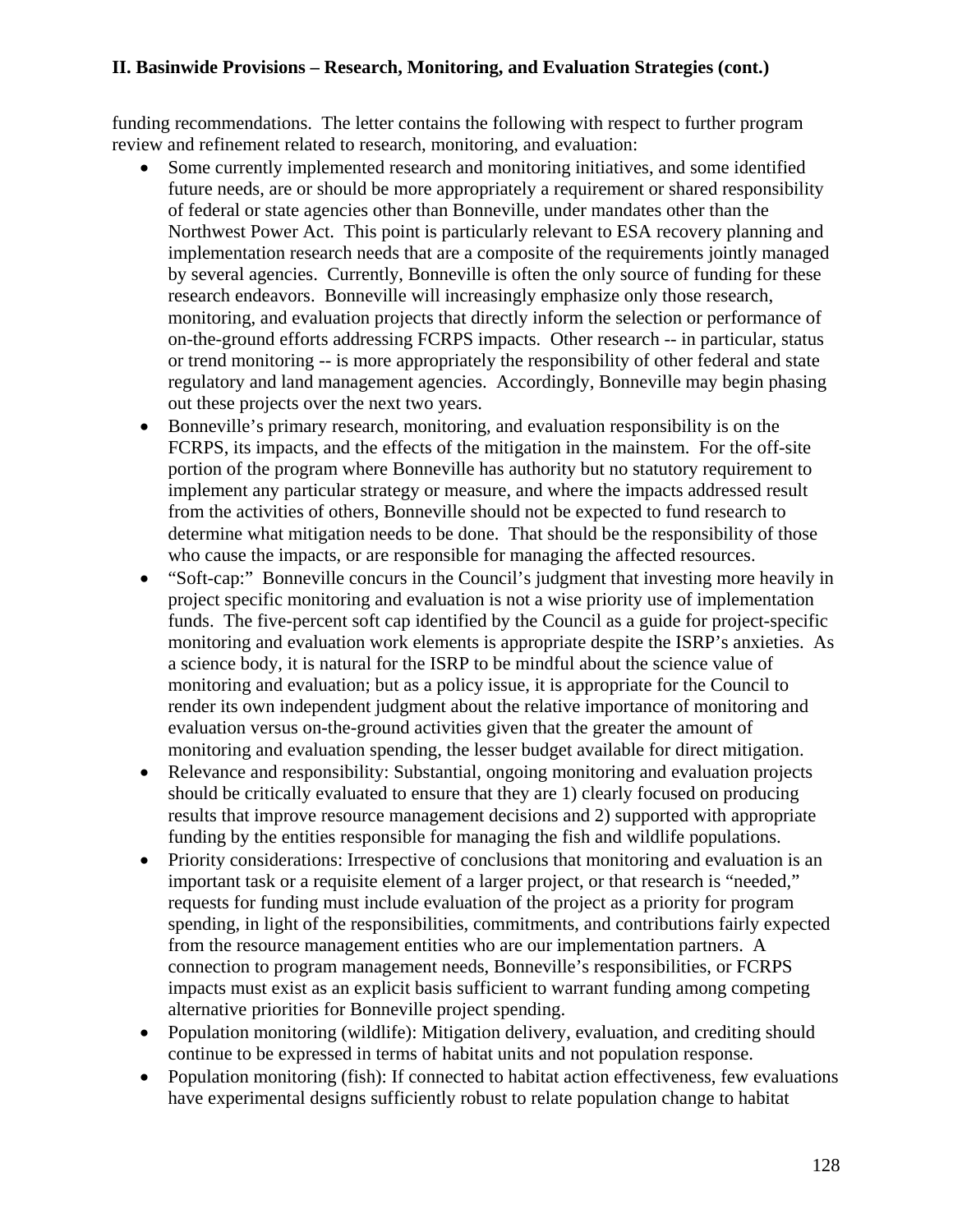funding recommendations. The letter contains the following with respect to further program review and refinement related to research, monitoring, and evaluation:

- Some currently implemented research and monitoring initiatives, and some identified future needs, are or should be more appropriately a requirement or shared responsibility of federal or state agencies other than Bonneville, under mandates other than the Northwest Power Act. This point is particularly relevant to ESA recovery planning and implementation research needs that are a composite of the requirements jointly managed by several agencies. Currently, Bonneville is often the only source of funding for these research endeavors. Bonneville will increasingly emphasize only those research, monitoring, and evaluation projects that directly inform the selection or performance of on-the-ground efforts addressing FCRPS impacts. Other research -- in particular, status or trend monitoring -- is more appropriately the responsibility of other federal and state regulatory and land management agencies. Accordingly, Bonneville may begin phasing out these projects over the next two years.
- Bonneville's primary research, monitoring, and evaluation responsibility is on the FCRPS, its impacts, and the effects of the mitigation in the mainstem. For the off-site portion of the program where Bonneville has authority but no statutory requirement to implement any particular strategy or measure, and where the impacts addressed result from the activities of others, Bonneville should not be expected to fund research to determine what mitigation needs to be done. That should be the responsibility of those who cause the impacts, or are responsible for managing the affected resources.
- "Soft-cap:" Bonneville concurs in the Council's judgment that investing more heavily in project specific monitoring and evaluation is not a wise priority use of implementation funds. The five-percent soft cap identified by the Council as a guide for project-specific monitoring and evaluation work elements is appropriate despite the ISRP's anxieties. As a science body, it is natural for the ISRP to be mindful about the science value of monitoring and evaluation; but as a policy issue, it is appropriate for the Council to render its own independent judgment about the relative importance of monitoring and evaluation versus on-the-ground activities given that the greater the amount of monitoring and evaluation spending, the lesser budget available for direct mitigation.
- Relevance and responsibility: Substantial, ongoing monitoring and evaluation projects should be critically evaluated to ensure that they are 1) clearly focused on producing results that improve resource management decisions and 2) supported with appropriate funding by the entities responsible for managing the fish and wildlife populations.
- Priority considerations: Irrespective of conclusions that monitoring and evaluation is an important task or a requisite element of a larger project, or that research is "needed," requests for funding must include evaluation of the project as a priority for program spending, in light of the responsibilities, commitments, and contributions fairly expected from the resource management entities who are our implementation partners. A connection to program management needs, Bonneville's responsibilities, or FCRPS impacts must exist as an explicit basis sufficient to warrant funding among competing alternative priorities for Bonneville project spending.
- Population monitoring (wildlife): Mitigation delivery, evaluation, and crediting should continue to be expressed in terms of habitat units and not population response.
- Population monitoring (fish): If connected to habitat action effectiveness, few evaluations have experimental designs sufficiently robust to relate population change to habitat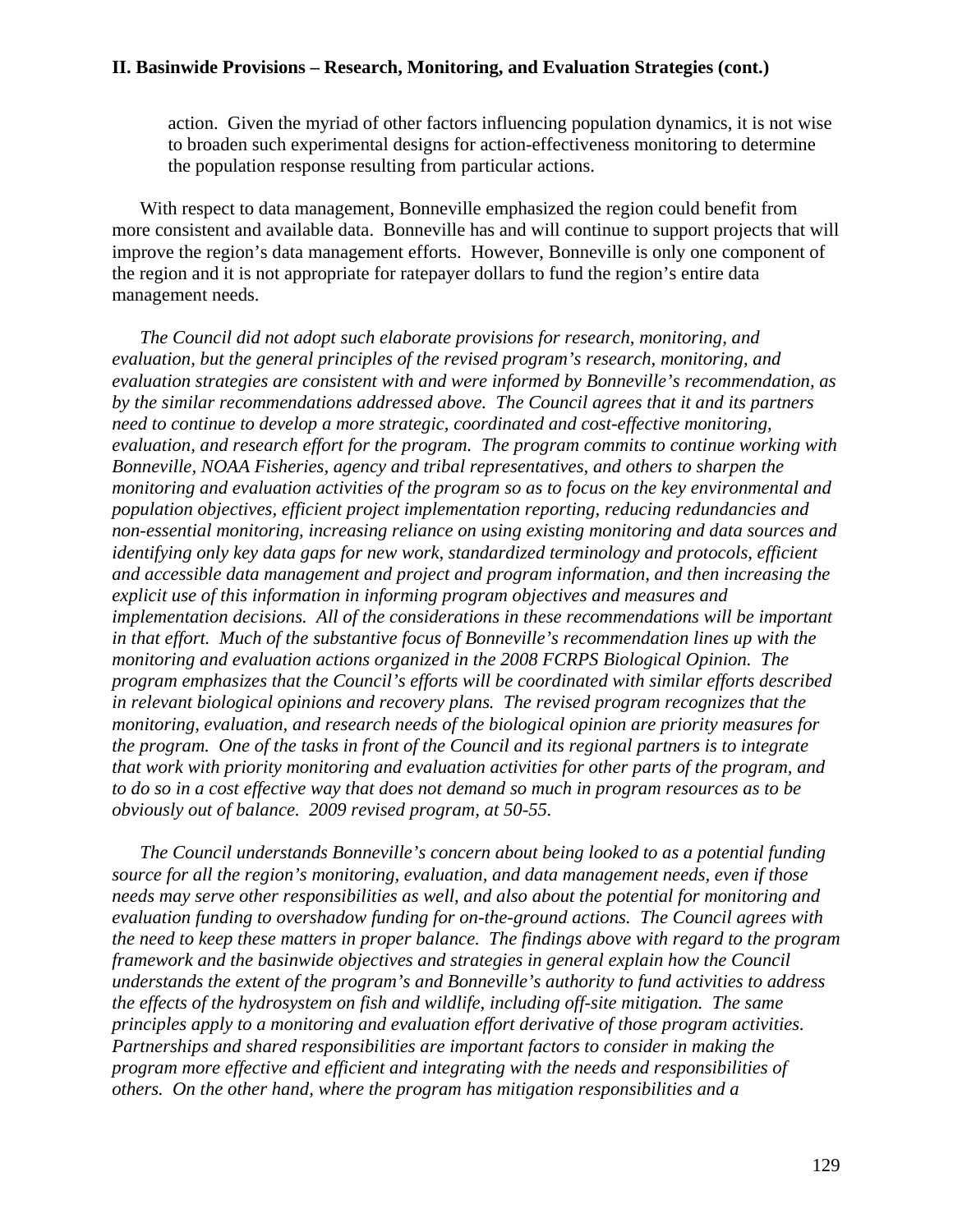action. Given the myriad of other factors influencing population dynamics, it is not wise to broaden such experimental designs for action-effectiveness monitoring to determine the population response resulting from particular actions.

With respect to data management, Bonneville emphasized the region could benefit from more consistent and available data. Bonneville has and will continue to support projects that will improve the region's data management efforts. However, Bonneville is only one component of the region and it is not appropriate for ratepayer dollars to fund the region's entire data management needs.

*The Council did not adopt such elaborate provisions for research, monitoring, and evaluation, but the general principles of the revised program's research, monitoring, and evaluation strategies are consistent with and were informed by Bonneville's recommendation, as by the similar recommendations addressed above. The Council agrees that it and its partners need to continue to develop a more strategic, coordinated and cost-effective monitoring, evaluation, and research effort for the program. The program commits to continue working with Bonneville, NOAA Fisheries, agency and tribal representatives, and others to sharpen the monitoring and evaluation activities of the program so as to focus on the key environmental and population objectives, efficient project implementation reporting, reducing redundancies and non-essential monitoring, increasing reliance on using existing monitoring and data sources and identifying only key data gaps for new work, standardized terminology and protocols, efficient and accessible data management and project and program information, and then increasing the explicit use of this information in informing program objectives and measures and implementation decisions. All of the considerations in these recommendations will be important in that effort. Much of the substantive focus of Bonneville's recommendation lines up with the monitoring and evaluation actions organized in the 2008 FCRPS Biological Opinion. The program emphasizes that the Council's efforts will be coordinated with similar efforts described in relevant biological opinions and recovery plans. The revised program recognizes that the monitoring, evaluation, and research needs of the biological opinion are priority measures for the program. One of the tasks in front of the Council and its regional partners is to integrate that work with priority monitoring and evaluation activities for other parts of the program, and to do so in a cost effective way that does not demand so much in program resources as to be obviously out of balance. 2009 revised program, at 50-55.*

*The Council understands Bonneville's concern about being looked to as a potential funding source for all the region's monitoring, evaluation, and data management needs, even if those needs may serve other responsibilities as well, and also about the potential for monitoring and evaluation funding to overshadow funding for on-the-ground actions. The Council agrees with the need to keep these matters in proper balance. The findings above with regard to the program framework and the basinwide objectives and strategies in general explain how the Council understands the extent of the program's and Bonneville's authority to fund activities to address the effects of the hydrosystem on fish and wildlife, including off-site mitigation. The same principles apply to a monitoring and evaluation effort derivative of those program activities. Partnerships and shared responsibilities are important factors to consider in making the program more effective and efficient and integrating with the needs and responsibilities of others. On the other hand, where the program has mitigation responsibilities and a*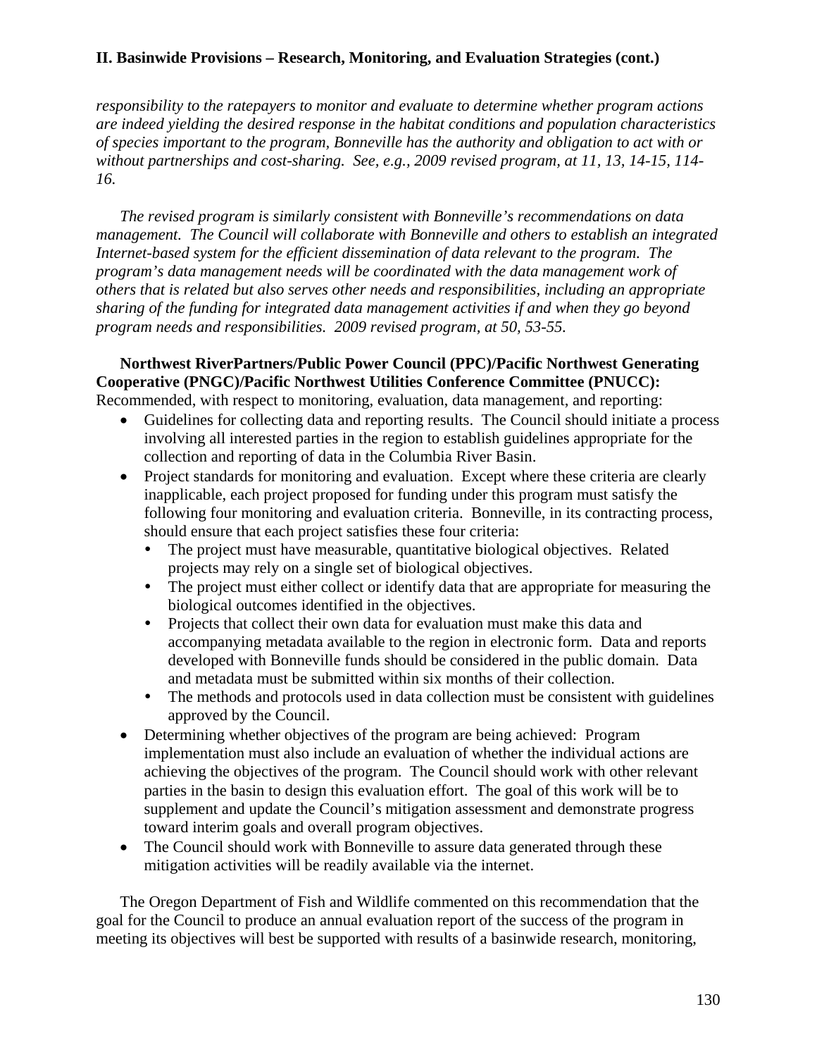*responsibility to the ratepayers to monitor and evaluate to determine whether program actions are indeed yielding the desired response in the habitat conditions and population characteristics of species important to the program, Bonneville has the authority and obligation to act with or without partnerships and cost-sharing. See, e.g., 2009 revised program, at 11, 13, 14-15, 114-16.*

*The revised program is similarly consistent with Bonneville's recommendations on data management. The Council will collaborate with Bonneville and others to establish an integrated Internet-based system for the efficient dissemination of data relevant to the program. The program's data management needs will be coordinated with the data management work of others that is related but also serves other needs and responsibilities, including an appropriate sharing of the funding for integrated data management activities if and when they go beyond program needs and responsibilities. 2009 revised program, at 50, 53-55.*

**Northwest RiverPartners/Public Power Council (PPC)/Pacific Northwest Generating Cooperative (PNGC)/Pacific Northwest Utilities Conference Committee (PNUCC):** Recommended, with respect to monitoring, evaluation, data management, and reporting:

- Guidelines for collecting data and reporting results. The Council should initiate a process involving all interested parties in the region to establish guidelines appropriate for the collection and reporting of data in the Columbia River Basin.
- Project standards for monitoring and evaluation. Except where these criteria are clearly inapplicable, each project proposed for funding under this program must satisfy the following four monitoring and evaluation criteria. Bonneville, in its contracting process, should ensure that each project satisfies these four criteria:
  - The project must have measurable, quantitative biological objectives. Related projects may rely on a single set of biological objectives.
  - The project must either collect or identify data that are appropriate for measuring the biological outcomes identified in the objectives.
  - Projects that collect their own data for evaluation must make this data and accompanying metadata available to the region in electronic form. Data and reports developed with Bonneville funds should be considered in the public domain. Data and metadata must be submitted within six months of their collection.
  - The methods and protocols used in data collection must be consistent with guidelines approved by the Council.
- Determining whether objectives of the program are being achieved: Program implementation must also include an evaluation of whether the individual actions are achieving the objectives of the program. The Council should work with other relevant parties in the basin to design this evaluation effort. The goal of this work will be to supplement and update the Council's mitigation assessment and demonstrate progress toward interim goals and overall program objectives.
- The Council should work with Bonneville to assure data generated through these mitigation activities will be readily available via the internet.

The Oregon Department of Fish and Wildlife commented on this recommendation that the goal for the Council to produce an annual evaluation report of the success of the program in meeting its objectives will best be supported with results of a basinwide research, monitoring,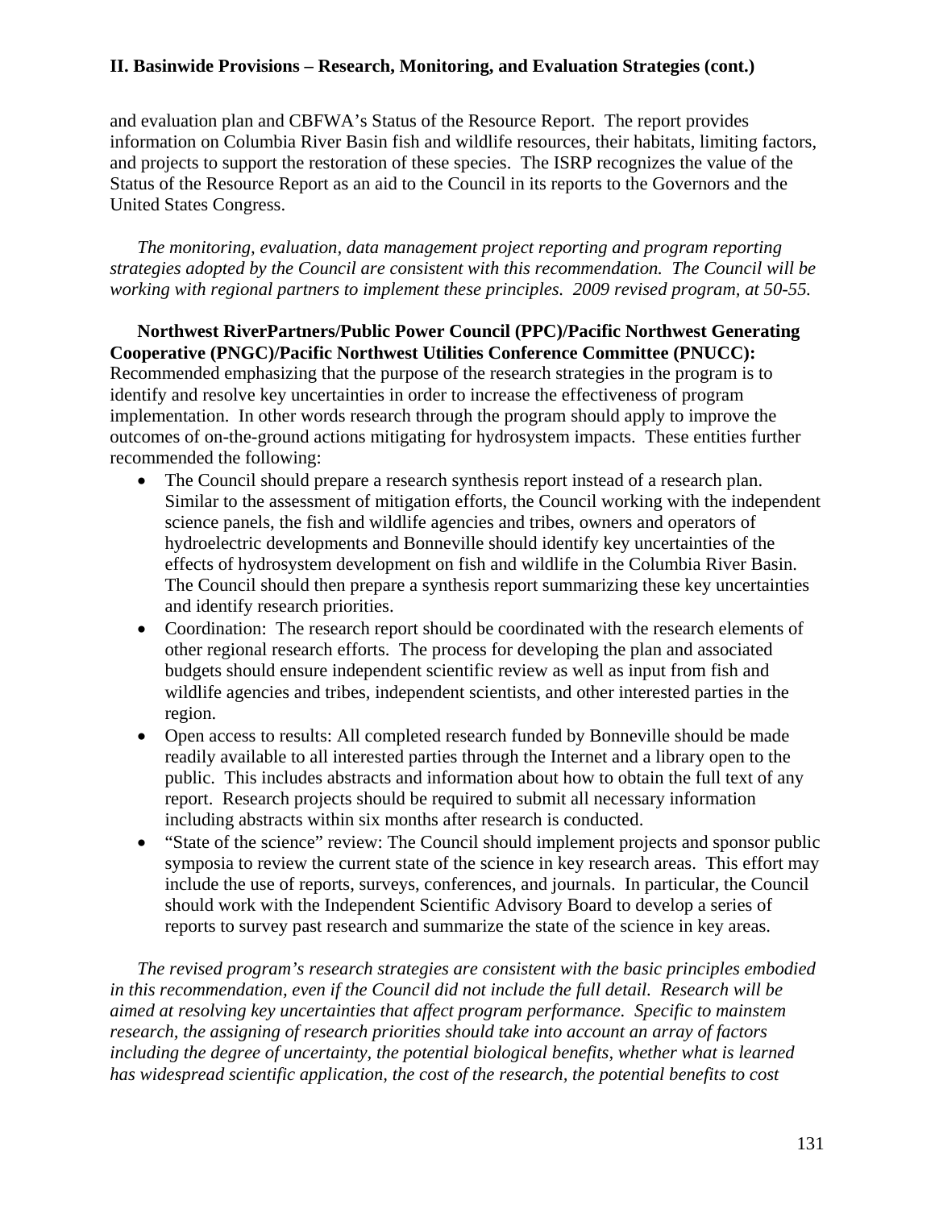and evaluation plan and CBFWA's Status of the Resource Report. The report provides information on Columbia River Basin fish and wildlife resources, their habitats, limiting factors, and projects to support the restoration of these species. The ISRP recognizes the value of the Status of the Resource Report as an aid to the Council in its reports to the Governors and the United States Congress.

*The monitoring, evaluation, data management project reporting and program reporting strategies adopted by the Council are consistent with this recommendation. The Council will be working with regional partners to implement these principles. 2009 revised program, at 50-55.*

**Northwest RiverPartners/Public Power Council (PPC)/Pacific Northwest Generating Cooperative (PNGC)/Pacific Northwest Utilities Conference Committee (PNUCC):** Recommended emphasizing that the purpose of the research strategies in the program is to identify and resolve key uncertainties in order to increase the effectiveness of program implementation. In other words research through the program should apply to improve the outcomes of on-the-ground actions mitigating for hydrosystem impacts. These entities further recommended the following:

- The Council should prepare a research synthesis report instead of a research plan. Similar to the assessment of mitigation efforts, the Council working with the independent science panels, the fish and wildlife agencies and tribes, owners and operators of hydroelectric developments and Bonneville should identify key uncertainties of the effects of hydrosystem development on fish and wildlife in the Columbia River Basin. The Council should then prepare a synthesis report summarizing these key uncertainties and identify research priorities.
- Coordination: The research report should be coordinated with the research elements of other regional research efforts. The process for developing the plan and associated budgets should ensure independent scientific review as well as input from fish and wildlife agencies and tribes, independent scientists, and other interested parties in the region.
- Open access to results: All completed research funded by Bonneville should be made readily available to all interested parties through the Internet and a library open to the public. This includes abstracts and information about how to obtain the full text of any report. Research projects should be required to submit all necessary information including abstracts within six months after research is conducted.
- "State of the science" review: The Council should implement projects and sponsor public symposia to review the current state of the science in key research areas. This effort may include the use of reports, surveys, conferences, and journals. In particular, the Council should work with the Independent Scientific Advisory Board to develop a series of reports to survey past research and summarize the state of the science in key areas.

*The revised program's research strategies are consistent with the basic principles embodied in this recommendation, even if the Council did not include the full detail. Research will be aimed at resolving key uncertainties that affect program performance. Specific to mainstem research, the assigning of research priorities should take into account an array of factors including the degree of uncertainty, the potential biological benefits, whether what is learned has widespread scientific application, the cost of the research, the potential benefits to cost*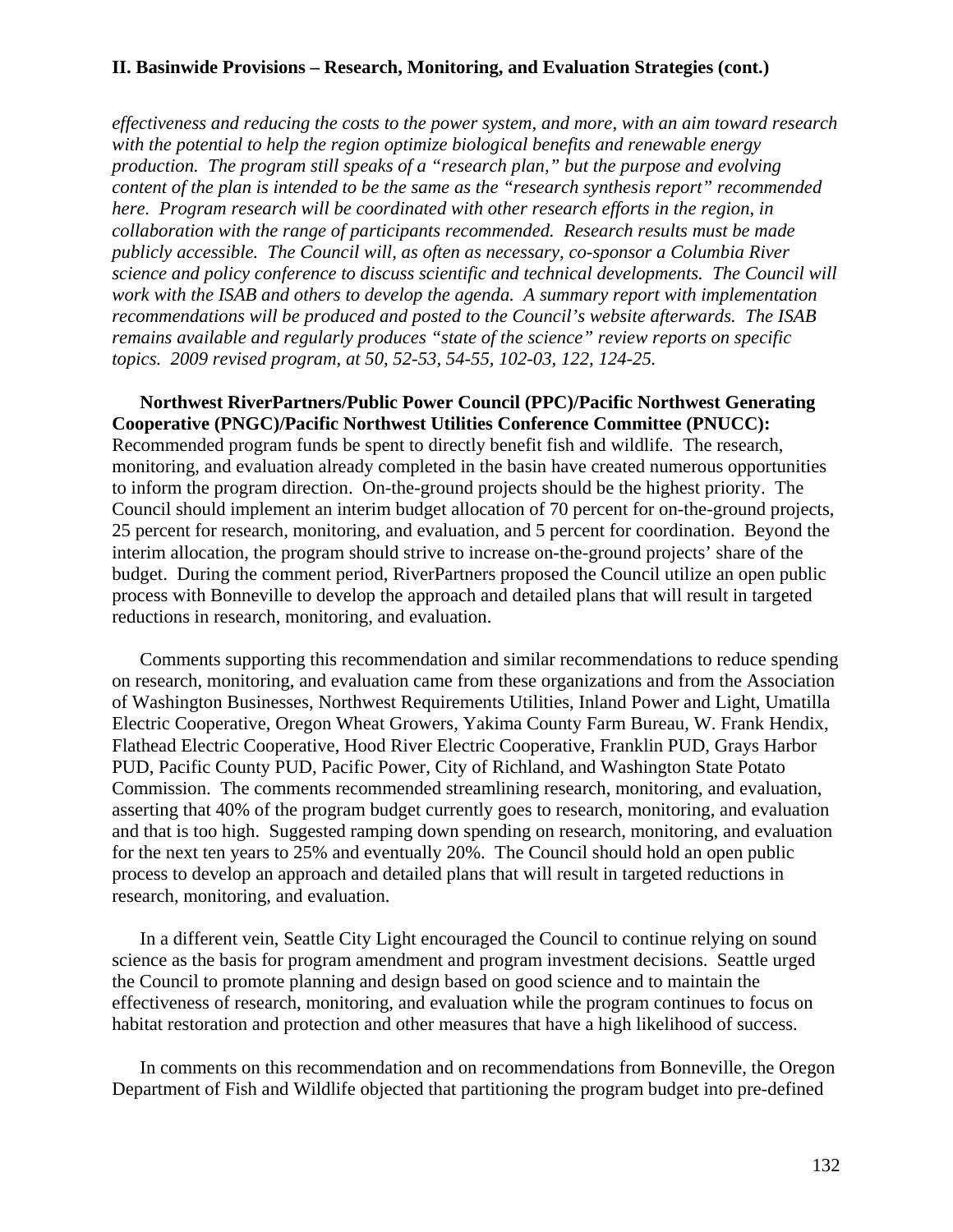*effectiveness and reducing the costs to the power system, and more, with an aim toward research with the potential to help the region optimize biological benefits and renewable energy production. The program still speaks of a "research plan," but the purpose and evolving content of the plan is intended to be the same as the "research synthesis report" recommended here. Program research will be coordinated with other research efforts in the region, in collaboration with the range of participants recommended. Research results must be made publicly accessible. The Council will, as often as necessary, co-sponsor a Columbia River science and policy conference to discuss scientific and technical developments. The Council will work with the ISAB and others to develop the agenda. A summary report with implementation recommendations will be produced and posted to the Council's website afterwards. The ISAB remains available and regularly produces "state of the science" review reports on specific topics. 2009 revised program, at 50, 52-53, 54-55, 102-03, 122, 124-25.*

**Northwest RiverPartners/Public Power Council (PPC)/Pacific Northwest Generating Cooperative (PNGC)/Pacific Northwest Utilities Conference Committee (PNUCC):** Recommended program funds be spent to directly benefit fish and wildlife. The research, monitoring, and evaluation already completed in the basin have created numerous opportunities to inform the program direction. On-the-ground projects should be the highest priority. The Council should implement an interim budget allocation of 70 percent for on-the-ground projects, 25 percent for research, monitoring, and evaluation, and 5 percent for coordination. Beyond the interim allocation, the program should strive to increase on-the-ground projects' share of the budget. During the comment period, RiverPartners proposed the Council utilize an open public process with Bonneville to develop the approach and detailed plans that will result in targeted reductions in research, monitoring, and evaluation.

Comments supporting this recommendation and similar recommendations to reduce spending on research, monitoring, and evaluation came from these organizations and from the Association of Washington Businesses, Northwest Requirements Utilities, Inland Power and Light, Umatilla Electric Cooperative, Oregon Wheat Growers, Yakima County Farm Bureau, W. Frank Hendix, Flathead Electric Cooperative, Hood River Electric Cooperative, Franklin PUD, Grays Harbor PUD, Pacific County PUD, Pacific Power, City of Richland, and Washington State Potato Commission. The comments recommended streamlining research, monitoring, and evaluation, asserting that 40% of the program budget currently goes to research, monitoring, and evaluation and that is too high. Suggested ramping down spending on research, monitoring, and evaluation for the next ten years to 25% and eventually 20%. The Council should hold an open public process to develop an approach and detailed plans that will result in targeted reductions in research, monitoring, and evaluation.

In a different vein, Seattle City Light encouraged the Council to continue relying on sound science as the basis for program amendment and program investment decisions. Seattle urged the Council to promote planning and design based on good science and to maintain the effectiveness of research, monitoring, and evaluation while the program continues to focus on habitat restoration and protection and other measures that have a high likelihood of success.

In comments on this recommendation and on recommendations from Bonneville, the Oregon Department of Fish and Wildlife objected that partitioning the program budget into pre-defined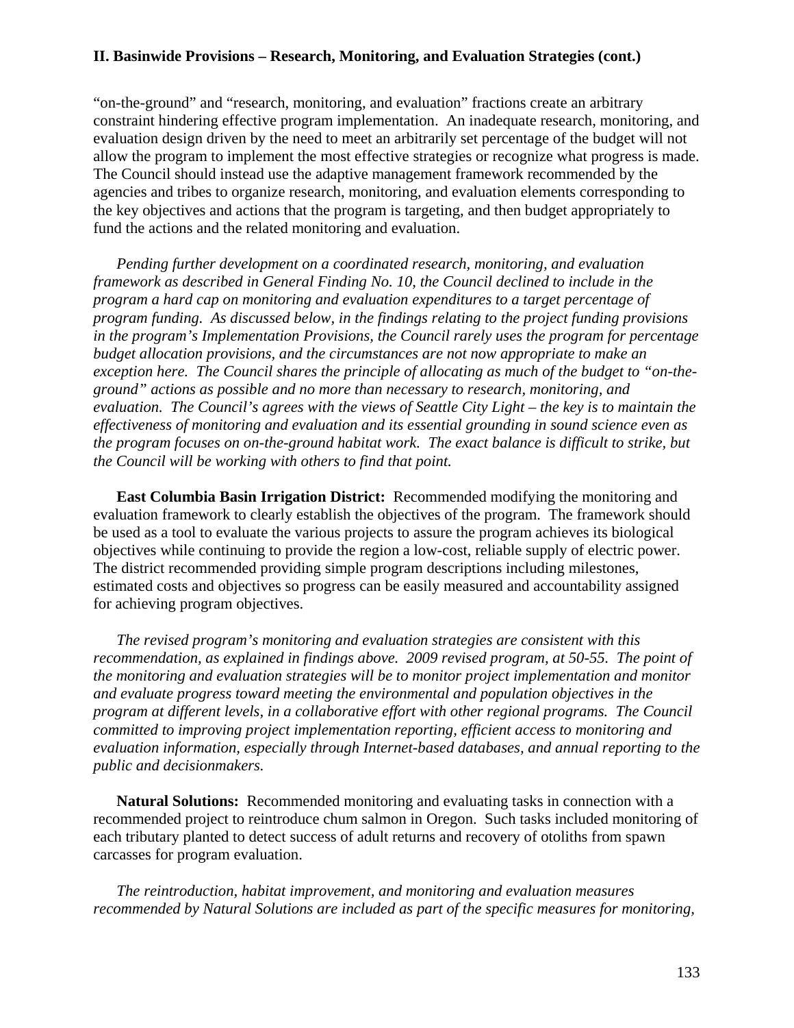"on-the-ground" and "research, monitoring, and evaluation" fractions create an arbitrary constraint hindering effective program implementation. An inadequate research, monitoring, and evaluation design driven by the need to meet an arbitrarily set percentage of the budget will not allow the program to implement the most effective strategies or recognize what progress is made. The Council should instead use the adaptive management framework recommended by the agencies and tribes to organize research, monitoring, and evaluation elements corresponding to the key objectives and actions that the program is targeting, and then budget appropriately to fund the actions and the related monitoring and evaluation.

*Pending further development on a coordinated research, monitoring, and evaluation framework as described in General Finding No. 10, the Council declined to include in the program a hard cap on monitoring and evaluation expenditures to a target percentage of program funding. As discussed below, in the findings relating to the project funding provisions in the program's Implementation Provisions, the Council rarely uses the program for percentage budget allocation provisions, and the circumstances are not now appropriate to make an exception here. The Council shares the principle of allocating as much of the budget to "on-the-ground" actions as possible and no more than necessary to research, monitoring, and evaluation. The Council's agrees with the views of Seattle City Light – the key is to maintain the effectiveness of monitoring and evaluation and its essential grounding in sound science even as the program focuses on on-the-ground habitat work. The exact balance is difficult to strike, but the Council will be working with others to find that point.*

**East Columbia Basin Irrigation District:** Recommended modifying the monitoring and evaluation framework to clearly establish the objectives of the program. The framework should be used as a tool to evaluate the various projects to assure the program achieves its biological objectives while continuing to provide the region a low-cost, reliable supply of electric power. The district recommended providing simple program descriptions including milestones, estimated costs and objectives so progress can be easily measured and accountability assigned for achieving program objectives.

*The revised program's monitoring and evaluation strategies are consistent with this recommendation, as explained in findings above. 2009 revised program, at 50-55. The point of the monitoring and evaluation strategies will be to monitor project implementation and monitor and evaluate progress toward meeting the environmental and population objectives in the program at different levels, in a collaborative effort with other regional programs. The Council committed to improving project implementation reporting, efficient access to monitoring and evaluation information, especially through Internet-based databases, and annual reporting to the public and decisionmakers.*

**Natural Solutions:** Recommended monitoring and evaluating tasks in connection with a recommended project to reintroduce chum salmon in Oregon. Such tasks included monitoring of each tributary planted to detect success of adult returns and recovery of otoliths from spawn carcasses for program evaluation.

*The reintroduction, habitat improvement, and monitoring and evaluation measures recommended by Natural Solutions are included as part of the specific measures for monitoring,*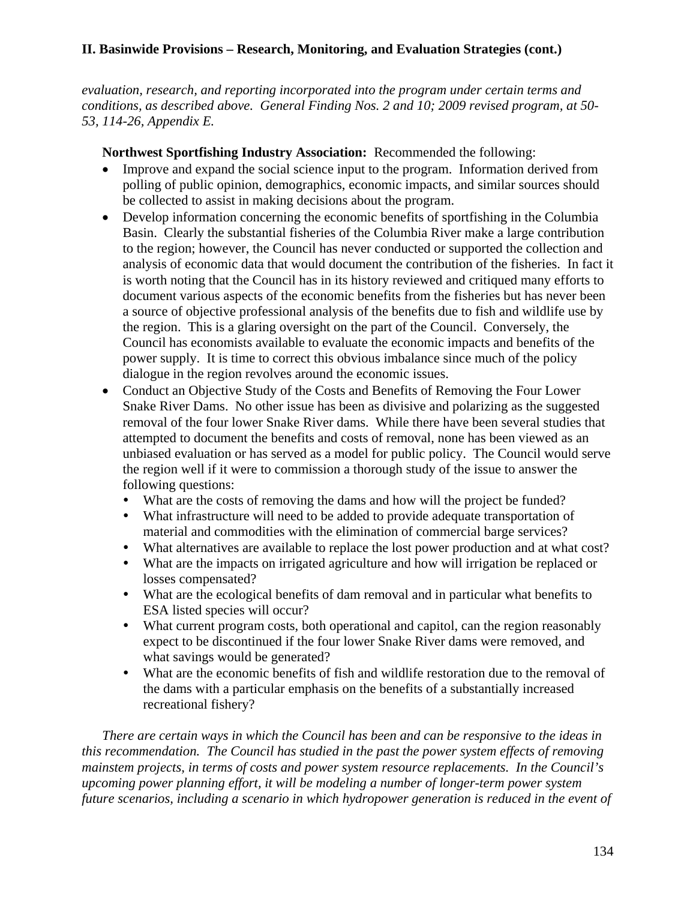*evaluation, research, and reporting incorporated into the program under certain terms and conditions, as described above. General Finding Nos. 2 and 10; 2009 revised program, at 50-53, 114-26, Appendix E.*

**Northwest Sportfishing Industry Association:** Recommended the following:

- Improve and expand the social science input to the program. Information derived from polling of public opinion, demographics, economic impacts, and similar sources should be collected to assist in making decisions about the program.
- Develop information concerning the economic benefits of sportfishing in the Columbia Basin. Clearly the substantial fisheries of the Columbia River make a large contribution to the region; however, the Council has never conducted or supported the collection and analysis of economic data that would document the contribution of the fisheries. In fact it is worth noting that the Council has in its history reviewed and critiqued many efforts to document various aspects of the economic benefits from the fisheries but has never been a source of objective professional analysis of the benefits due to fish and wildlife use by the region. This is a glaring oversight on the part of the Council. Conversely, the Council has economists available to evaluate the economic impacts and benefits of the power supply. It is time to correct this obvious imbalance since much of the policy dialogue in the region revolves around the economic issues.
- Conduct an Objective Study of the Costs and Benefits of Removing the Four Lower Snake River Dams. No other issue has been as divisive and polarizing as the suggested removal of the four lower Snake River dams. While there have been several studies that attempted to document the benefits and costs of removal, none has been viewed as an unbiased evaluation or has served as a model for public policy. The Council would serve the region well if it were to commission a thorough study of the issue to answer the following questions:
  - What are the costs of removing the dams and how will the project be funded?
  - What infrastructure will need to be added to provide adequate transportation of material and commodities with the elimination of commercial barge services?
  - What alternatives are available to replace the lost power production and at what cost?
  - What are the impacts on irrigated agriculture and how will irrigation be replaced or losses compensated?
  - What are the ecological benefits of dam removal and in particular what benefits to ESA listed species will occur?
  - What current program costs, both operational and capitol, can the region reasonably expect to be discontinued if the four lower Snake River dams were removed, and what savings would be generated?
  - What are the economic benefits of fish and wildlife restoration due to the removal of the dams with a particular emphasis on the benefits of a substantially increased recreational fishery?

*There are certain ways in which the Council has been and can be responsive to the ideas in this recommendation. The Council has studied in the past the power system effects of removing mainstem projects, in terms of costs and power system resource replacements. In the Council's upcoming power planning effort, it will be modeling a number of longer-term power system future scenarios, including a scenario in which hydropower generation is reduced in the event of*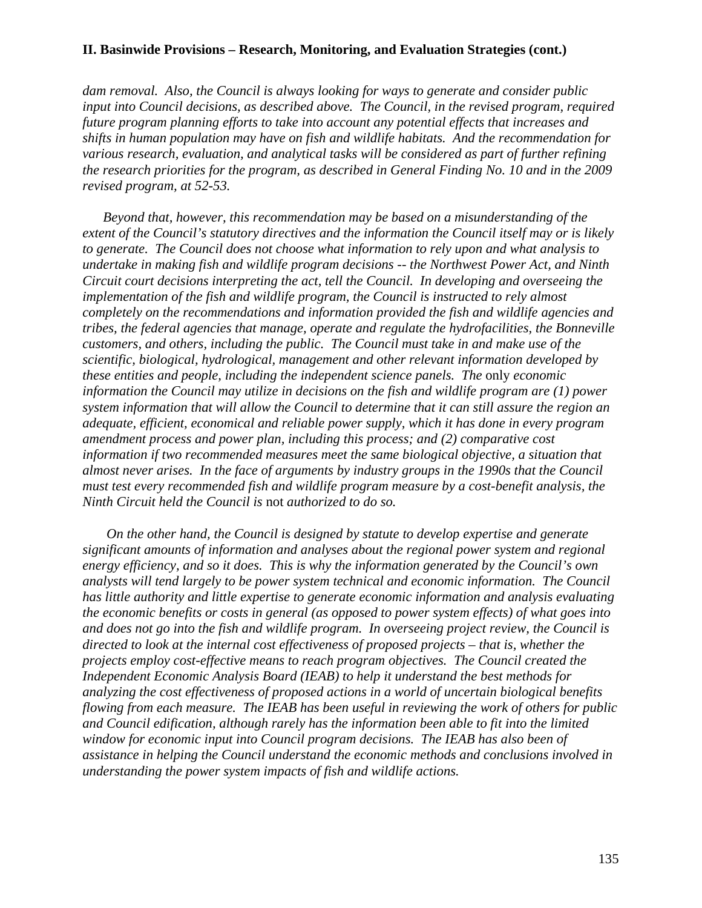*dam removal. Also, the Council is always looking for ways to generate and consider public input into Council decisions, as described above. The Council, in the revised program, required future program planning efforts to take into account any potential effects that increases and shifts in human population may have on fish and wildlife habitats. And the recommendation for various research, evaluation, and analytical tasks will be considered as part of further refining the research priorities for the program, as described in General Finding No. 10 and in the 2009 revised program, at 52-53.*

*Beyond that, however, this recommendation may be based on a misunderstanding of the extent of the Council's statutory directives and the information the Council itself may or is likely to generate. The Council does not choose what information to rely upon and what analysis to undertake in making fish and wildlife program decisions -- the Northwest Power Act, and Ninth Circuit court decisions interpreting the act, tell the Council. In developing and overseeing the implementation of the fish and wildlife program, the Council is instructed to rely almost completely on the recommendations and information provided the fish and wildlife agencies and tribes, the federal agencies that manage, operate and regulate the hydrofacilities, the Bonneville customers, and others, including the public. The Council must take in and make use of the scientific, biological, hydrological, management and other relevant information developed by these entities and people, including the independent science panels. The* only *economic information the Council may utilize in decisions on the fish and wildlife program are (1) power system information that will allow the Council to determine that it can still assure the region an adequate, efficient, economical and reliable power supply, which it has done in every program amendment process and power plan, including this process; and (2) comparative cost information if two recommended measures meet the same biological objective, a situation that almost never arises. In the face of arguments by industry groups in the 1990s that the Council must test every recommended fish and wildlife program measure by a cost-benefit analysis, the Ninth Circuit held the Council is* not *authorized to do so.*

*On the other hand, the Council is designed by statute to develop expertise and generate significant amounts of information and analyses about the regional power system and regional energy efficiency, and so it does. This is why the information generated by the Council's own analysts will tend largely to be power system technical and economic information. The Council has little authority and little expertise to generate economic information and analysis evaluating the economic benefits or costs in general (as opposed to power system effects) of what goes into and does not go into the fish and wildlife program. In overseeing project review, the Council is directed to look at the internal cost effectiveness of proposed projects – that is, whether the projects employ cost-effective means to reach program objectives. The Council created the Independent Economic Analysis Board (IEAB) to help it understand the best methods for analyzing the cost effectiveness of proposed actions in a world of uncertain biological benefits flowing from each measure. The IEAB has been useful in reviewing the work of others for public and Council edification, although rarely has the information been able to fit into the limited window for economic input into Council program decisions. The IEAB has also been of assistance in helping the Council understand the economic methods and conclusions involved in understanding the power system impacts of fish and wildlife actions.*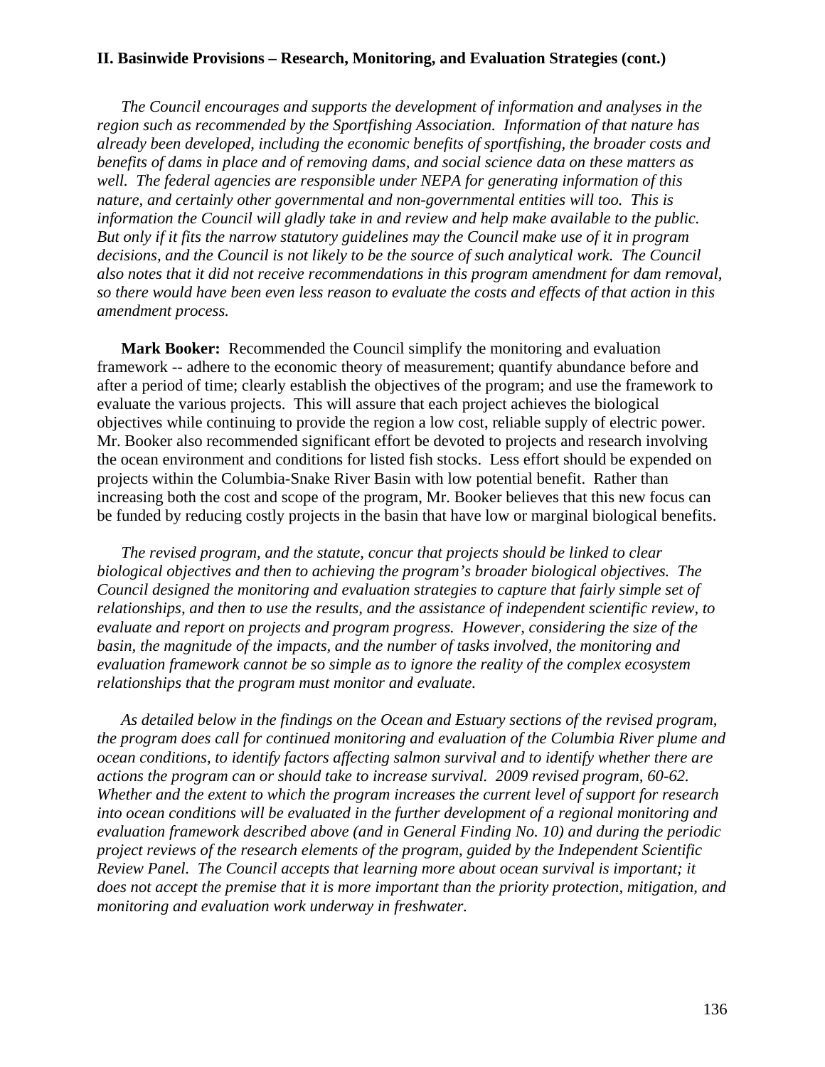**II. Basinwide Provisions – Research, Monitoring, and Evaluation Strategies (cont.)**

*The Council encourages and supports the development of information and analyses in the region such as recommended by the Sportfishing Association. Information of that nature has already been developed, including the economic benefits of sportfishing, the broader costs and benefits of dams in place and of removing dams, and social science data on these matters as well. The federal agencies are responsible under NEPA for generating information of this nature, and certainly other governmental and non-governmental entities will too. This is information the Council will gladly take in and review and help make available to the public. But only if it fits the narrow statutory guidelines may the Council make use of it in program decisions, and the Council is not likely to be the source of such analytical work. The Council also notes that it did not receive recommendations in this program amendment for dam removal, so there would have been even less reason to evaluate the costs and effects of that action in this amendment process.*

**Mark Booker:** Recommended the Council simplify the monitoring and evaluation framework -- adhere to the economic theory of measurement; quantify abundance before and after a period of time; clearly establish the objectives of the program; and use the framework to evaluate the various projects. This will assure that each project achieves the biological objectives while continuing to provide the region a low cost, reliable supply of electric power. Mr. Booker also recommended significant effort be devoted to projects and research involving the ocean environment and conditions for listed fish stocks. Less effort should be expended on projects within the Columbia-Snake River Basin with low potential benefit. Rather than increasing both the cost and scope of the program, Mr. Booker believes that this new focus can be funded by reducing costly projects in the basin that have low or marginal biological benefits.

*The revised program, and the statute, concur that projects should be linked to clear biological objectives and then to achieving the program's broader biological objectives. The Council designed the monitoring and evaluation strategies to capture that fairly simple set of relationships, and then to use the results, and the assistance of independent scientific review, to evaluate and report on projects and program progress. However, considering the size of the basin, the magnitude of the impacts, and the number of tasks involved, the monitoring and evaluation framework cannot be so simple as to ignore the reality of the complex ecosystem relationships that the program must monitor and evaluate.*

*As detailed below in the findings on the Ocean and Estuary sections of the revised program, the program does call for continued monitoring and evaluation of the Columbia River plume and ocean conditions, to identify factors affecting salmon survival and to identify whether there are actions the program can or should take to increase survival. 2009 revised program, 60-62. Whether and the extent to which the program increases the current level of support for research into ocean conditions will be evaluated in the further development of a regional monitoring and evaluation framework described above (and in General Finding No. 10) and during the periodic project reviews of the research elements of the program, guided by the Independent Scientific Review Panel. The Council accepts that learning more about ocean survival is important; it does not accept the premise that it is more important than the priority protection, mitigation, and monitoring and evaluation work underway in freshwater.*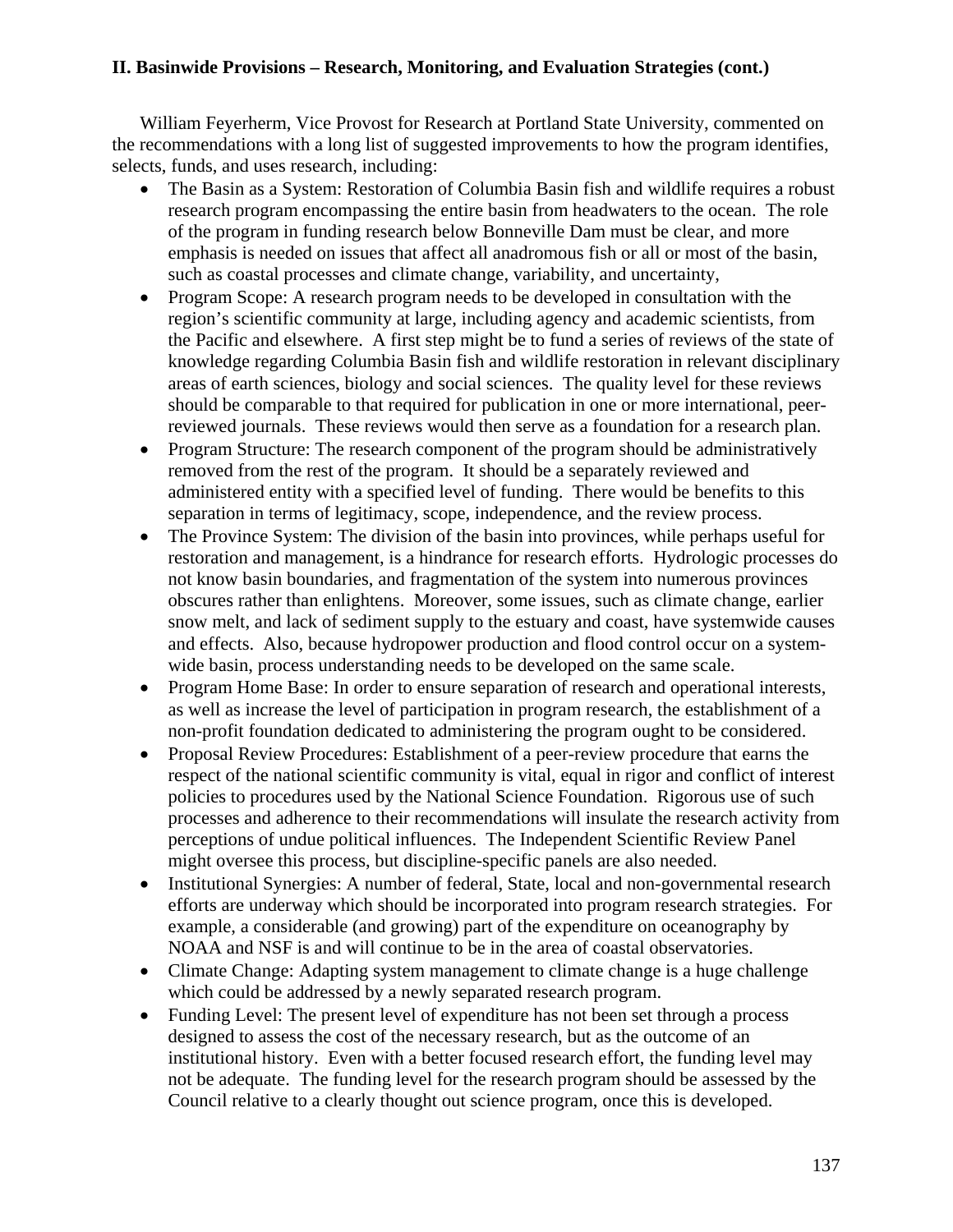**II. Basinwide Provisions – Research, Monitoring, and Evaluation Strategies (cont.)**

William Feyerherm, Vice Provost for Research at Portland State University, commented on the recommendations with a long list of suggested improvements to how the program identifies, selects, funds, and uses research, including:

- The Basin as a System: Restoration of Columbia Basin fish and wildlife requires a robust research program encompassing the entire basin from headwaters to the ocean. The role of the program in funding research below Bonneville Dam must be clear, and more emphasis is needed on issues that affect all anadromous fish or all or most of the basin, such as coastal processes and climate change, variability, and uncertainty,
- Program Scope: A research program needs to be developed in consultation with the region's scientific community at large, including agency and academic scientists, from the Pacific and elsewhere. A first step might be to fund a series of reviews of the state of knowledge regarding Columbia Basin fish and wildlife restoration in relevant disciplinary areas of earth sciences, biology and social sciences. The quality level for these reviews should be comparable to that required for publication in one or more international, peer-reviewed journals. These reviews would then serve as a foundation for a research plan.
- Program Structure: The research component of the program should be administratively removed from the rest of the program. It should be a separately reviewed and administered entity with a specified level of funding. There would be benefits to this separation in terms of legitimacy, scope, independence, and the review process.
- The Province System: The division of the basin into provinces, while perhaps useful for restoration and management, is a hindrance for research efforts. Hydrologic processes do not know basin boundaries, and fragmentation of the system into numerous provinces obscures rather than enlightens. Moreover, some issues, such as climate change, earlier snow melt, and lack of sediment supply to the estuary and coast, have systemwide causes and effects. Also, because hydropower production and flood control occur on a system-wide basin, process understanding needs to be developed on the same scale.
- Program Home Base: In order to ensure separation of research and operational interests, as well as increase the level of participation in program research, the establishment of a non-profit foundation dedicated to administering the program ought to be considered.
- Proposal Review Procedures: Establishment of a peer-review procedure that earns the respect of the national scientific community is vital, equal in rigor and conflict of interest policies to procedures used by the National Science Foundation. Rigorous use of such processes and adherence to their recommendations will insulate the research activity from perceptions of undue political influences. The Independent Scientific Review Panel might oversee this process, but discipline-specific panels are also needed.
- Institutional Synergies: A number of federal, State, local and non-governmental research efforts are underway which should be incorporated into program research strategies. For example, a considerable (and growing) part of the expenditure on oceanography by NOAA and NSF is and will continue to be in the area of coastal observatories.
- Climate Change: Adapting system management to climate change is a huge challenge which could be addressed by a newly separated research program.
- Funding Level: The present level of expenditure has not been set through a process designed to assess the cost of the necessary research, but as the outcome of an institutional history. Even with a better focused research effort, the funding level may not be adequate. The funding level for the research program should be assessed by the Council relative to a clearly thought out science program, once this is developed.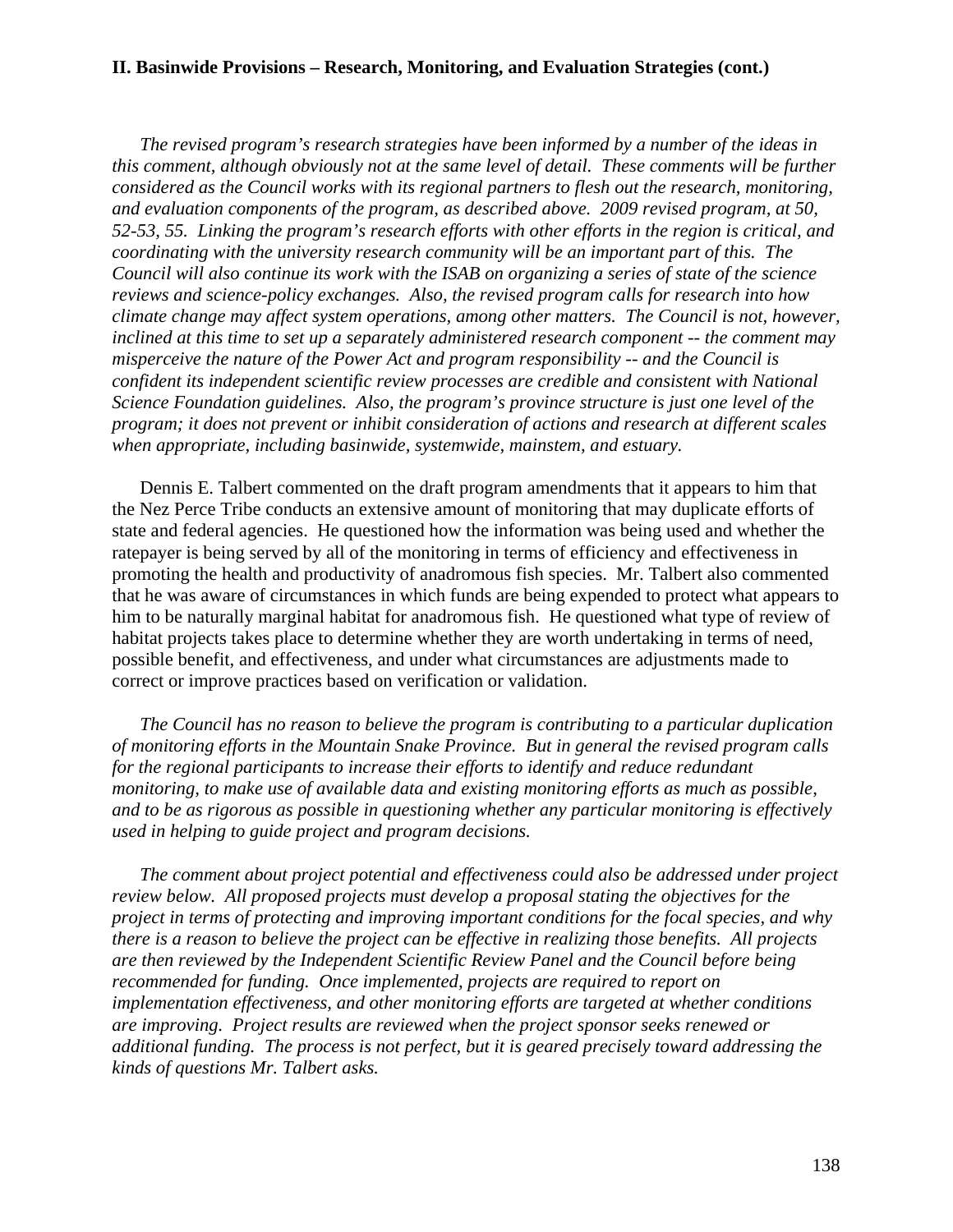The revised program's research strategies have been informed by a number of the ideas in this comment, although obviously not at the same level of detail. These comments will be further considered as the Council works with its regional partners to flesh out the research, monitoring, and evaluation components of the program, as described above. 2009 revised program, at 50, 52-53, 55. Linking the program's research efforts with other efforts in the region is critical, and coordinating with the university research community will be an important part of this. The Council will also continue its work with the ISAB on organizing a series of state of the science reviews and science-policy exchanges. Also, the revised program calls for research into how climate change may affect system operations, among other matters. The Council is not, however, inclined at this time to set up a separately administered research component -- the comment may misperceive the nature of the Power Act and program responsibility -- and the Council is confident its independent scientific review processes are credible and consistent with National Science Foundation guidelines. Also, the program's province structure is just one level of the program; it does not prevent or inhibit consideration of actions and research at different scales when appropriate, including basinwide, systemwide, mainstem, and estuary.

Dennis E. Talbert commented on the draft program amendments that it appears to him that the Nez Perce Tribe conducts an extensive amount of monitoring that may duplicate efforts of state and federal agencies. He questioned how the information was being used and whether the ratepayer is being served by all of the monitoring in terms of efficiency and effectiveness in promoting the health and productivity of anadromous fish species. Mr. Talbert also commented that he was aware of circumstances in which funds are being expended to protect what appears to him to be naturally marginal habitat for anadromous fish. He questioned what type of review of habitat projects takes place to determine whether they are worth undertaking in terms of need, possible benefit, and effectiveness, and under what circumstances are adjustments made to correct or improve practices based on verification or validation.

*The Council has no reason to believe the program is contributing to a particular duplication of monitoring efforts in the Mountain Snake Province. But in general the revised program calls for the regional participants to increase their efforts to identify and reduce redundant monitoring, to make use of available data and existing monitoring efforts as much as possible, and to be as rigorous as possible in questioning whether any particular monitoring is effectively used in helping to guide project and program decisions.*

*The comment about project potential and effectiveness could also be addressed under project review below. All proposed projects must develop a proposal stating the objectives for the project in terms of protecting and improving important conditions for the focal species, and why there is a reason to believe the project can be effective in realizing those benefits. All projects are then reviewed by the Independent Scientific Review Panel and the Council before being recommended for funding. Once implemented, projects are required to report on implementation effectiveness, and other monitoring efforts are targeted at whether conditions are improving. Project results are reviewed when the project sponsor seeks renewed or additional funding. The process is not perfect, but it is geared precisely toward addressing the kinds of questions Mr. Talbert asks.*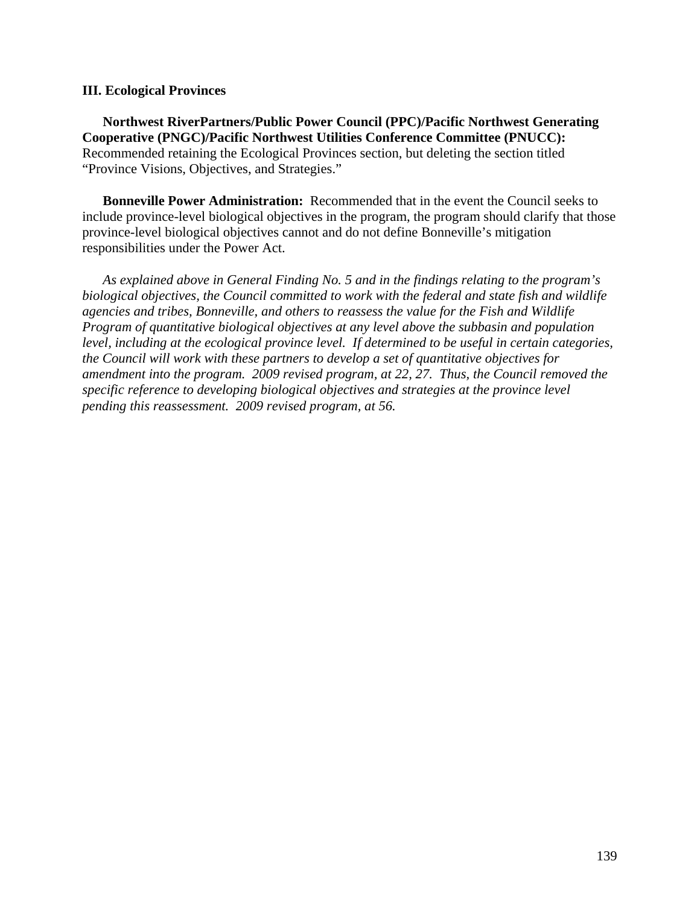**III. Ecological Provinces**

**Northwest RiverPartners/Public Power Council (PPC)/Pacific Northwest Generating Cooperative (PNGC)/Pacific Northwest Utilities Conference Committee (PNUCC):** Recommended retaining the Ecological Provinces section, but deleting the section titled "Province Visions, Objectives, and Strategies."

**Bonneville Power Administration:** Recommended that in the event the Council seeks to include province-level biological objectives in the program, the program should clarify that those province-level biological objectives cannot and do not define Bonneville's mitigation responsibilities under the Power Act.

*As explained above in General Finding No. 5 and in the findings relating to the program's biological objectives, the Council committed to work with the federal and state fish and wildlife agencies and tribes, Bonneville, and others to reassess the value for the Fish and Wildlife Program of quantitative biological objectives at any level above the subbasin and population level, including at the ecological province level. If determined to be useful in certain categories, the Council will work with these partners to develop a set of quantitative objectives for amendment into the program. 2009 revised program, at 22, 27. Thus, the Council removed the specific reference to developing biological objectives and strategies at the province level pending this reassessment. 2009 revised program, at 56.*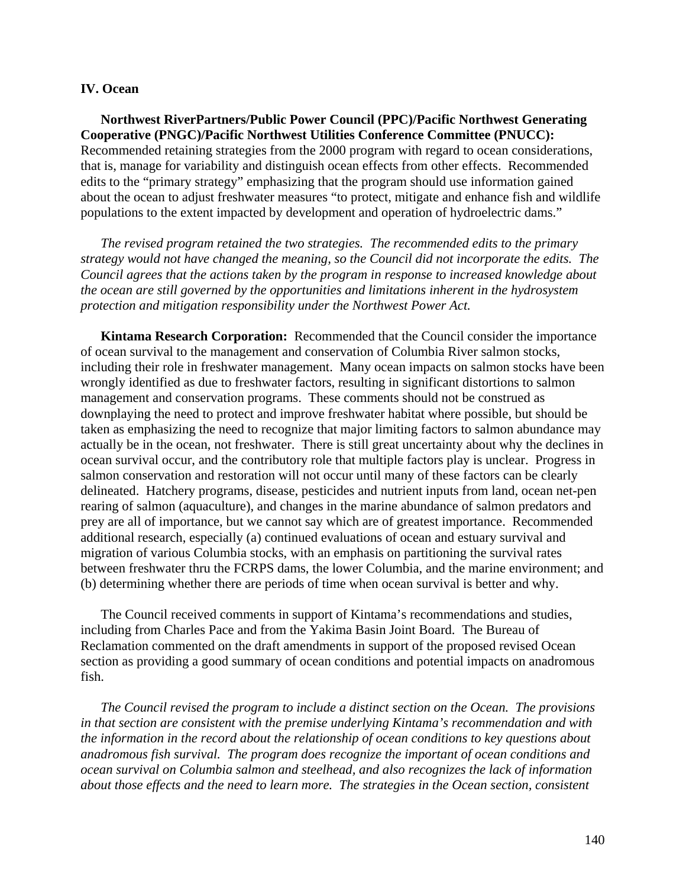**IV. Ocean**

**Northwest RiverPartners/Public Power Council (PPC)/Pacific Northwest Generating Cooperative (PNGC)/Pacific Northwest Utilities Conference Committee (PNUCC):** Recommended retaining strategies from the 2000 program with regard to ocean considerations, that is, manage for variability and distinguish ocean effects from other effects. Recommended edits to the "primary strategy" emphasizing that the program should use information gained about the ocean to adjust freshwater measures "to protect, mitigate and enhance fish and wildlife populations to the extent impacted by development and operation of hydroelectric dams."

*The revised program retained the two strategies. The recommended edits to the primary strategy would not have changed the meaning, so the Council did not incorporate the edits. The Council agrees that the actions taken by the program in response to increased knowledge about the ocean are still governed by the opportunities and limitations inherent in the hydrosystem protection and mitigation responsibility under the Northwest Power Act.*

**Kintama Research Corporation:** Recommended that the Council consider the importance of ocean survival to the management and conservation of Columbia River salmon stocks, including their role in freshwater management. Many ocean impacts on salmon stocks have been wrongly identified as due to freshwater factors, resulting in significant distortions to salmon management and conservation programs. These comments should not be construed as downplaying the need to protect and improve freshwater habitat where possible, but should be taken as emphasizing the need to recognize that major limiting factors to salmon abundance may actually be in the ocean, not freshwater. There is still great uncertainty about why the declines in ocean survival occur, and the contributory role that multiple factors play is unclear. Progress in salmon conservation and restoration will not occur until many of these factors can be clearly delineated. Hatchery programs, disease, pesticides and nutrient inputs from land, ocean net-pen rearing of salmon (aquaculture), and changes in the marine abundance of salmon predators and prey are all of importance, but we cannot say which are of greatest importance. Recommended additional research, especially (a) continued evaluations of ocean and estuary survival and migration of various Columbia stocks, with an emphasis on partitioning the survival rates between freshwater thru the FCRPS dams, the lower Columbia, and the marine environment; and (b) determining whether there are periods of time when ocean survival is better and why.

The Council received comments in support of Kintama's recommendations and studies, including from Charles Pace and from the Yakima Basin Joint Board. The Bureau of Reclamation commented on the draft amendments in support of the proposed revised Ocean section as providing a good summary of ocean conditions and potential impacts on anadromous fish.

*The Council revised the program to include a distinct section on the Ocean. The provisions in that section are consistent with the premise underlying Kintama's recommendation and with the information in the record about the relationship of ocean conditions to key questions about anadromous fish survival. The program does recognize the important of ocean conditions and ocean survival on Columbia salmon and steelhead, and also recognizes the lack of information about those effects and the need to learn more. The strategies in the Ocean section, consistent*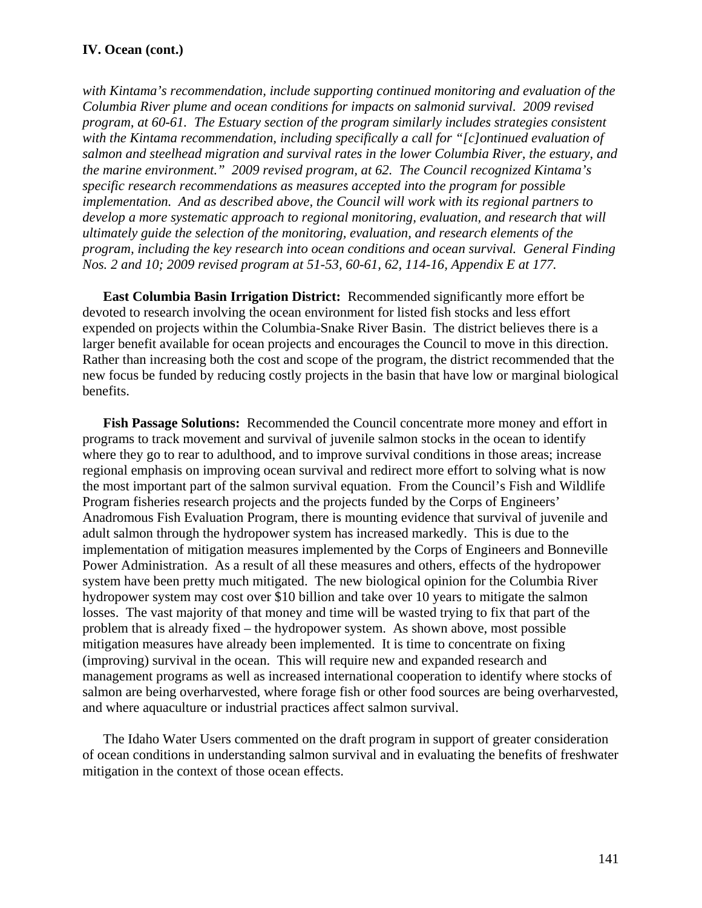**IV. Ocean (cont.)**

*with Kintama's recommendation, include supporting continued monitoring and evaluation of the Columbia River plume and ocean conditions for impacts on salmonid survival. 2009 revised program, at 60-61. The Estuary section of the program similarly includes strategies consistent with the Kintama recommendation, including specifically a call for "[c]ontinued evaluation of salmon and steelhead migration and survival rates in the lower Columbia River, the estuary, and the marine environment." 2009 revised program, at 62. The Council recognized Kintama's specific research recommendations as measures accepted into the program for possible implementation. And as described above, the Council will work with its regional partners to develop a more systematic approach to regional monitoring, evaluation, and research that will ultimately guide the selection of the monitoring, evaluation, and research elements of the program, including the key research into ocean conditions and ocean survival. General Finding Nos. 2 and 10; 2009 revised program at 51-53, 60-61, 62, 114-16, Appendix E at 177.*

**East Columbia Basin Irrigation District:** Recommended significantly more effort be devoted to research involving the ocean environment for listed fish stocks and less effort expended on projects within the Columbia-Snake River Basin. The district believes there is a larger benefit available for ocean projects and encourages the Council to move in this direction. Rather than increasing both the cost and scope of the program, the district recommended that the new focus be funded by reducing costly projects in the basin that have low or marginal biological benefits.

**Fish Passage Solutions:** Recommended the Council concentrate more money and effort in programs to track movement and survival of juvenile salmon stocks in the ocean to identify where they go to rear to adulthood, and to improve survival conditions in those areas; increase regional emphasis on improving ocean survival and redirect more effort to solving what is now the most important part of the salmon survival equation. From the Council's Fish and Wildlife Program fisheries research projects and the projects funded by the Corps of Engineers' Anadromous Fish Evaluation Program, there is mounting evidence that survival of juvenile and adult salmon through the hydropower system has increased markedly. This is due to the implementation of mitigation measures implemented by the Corps of Engineers and Bonneville Power Administration. As a result of all these measures and others, effects of the hydropower system have been pretty much mitigated. The new biological opinion for the Columbia River hydropower system may cost over $10 billion and take over 10 years to mitigate the salmon losses. The vast majority of that money and time will be wasted trying to fix that part of the problem that is already fixed – the hydropower system. As shown above, most possible mitigation measures have already been implemented. It is time to concentrate on fixing (improving) survival in the ocean. This will require new and expanded research and management programs as well as increased international cooperation to identify where stocks of salmon are being overharvested, where forage fish or other food sources are being overharvested, and where aquaculture or industrial practices affect salmon survival.

The Idaho Water Users commented on the draft program in support of greater consideration of ocean conditions in understanding salmon survival and in evaluating the benefits of freshwater mitigation in the context of those ocean effects.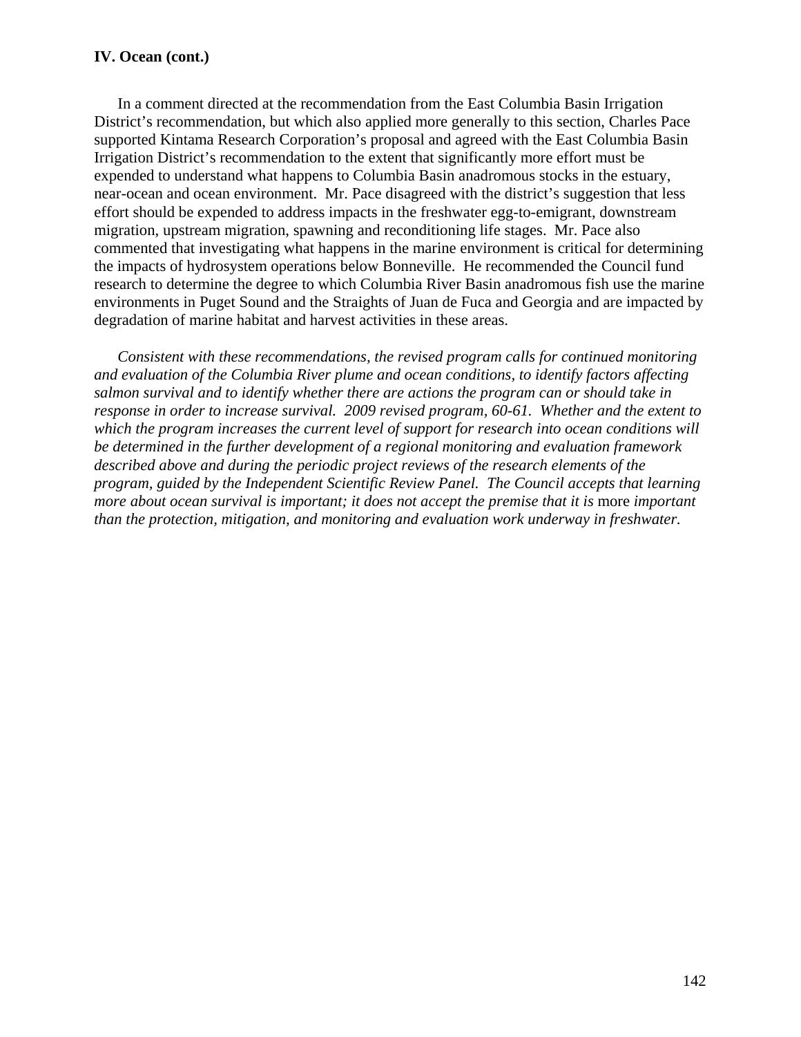**IV. Ocean (cont.)**

In a comment directed at the recommendation from the East Columbia Basin Irrigation District's recommendation, but which also applied more generally to this section, Charles Pace supported Kintama Research Corporation's proposal and agreed with the East Columbia Basin Irrigation District's recommendation to the extent that significantly more effort must be expended to understand what happens to Columbia Basin anadromous stocks in the estuary, near-ocean and ocean environment. Mr. Pace disagreed with the district's suggestion that less effort should be expended to address impacts in the freshwater egg-to-emigrant, downstream migration, upstream migration, spawning and reconditioning life stages. Mr. Pace also commented that investigating what happens in the marine environment is critical for determining the impacts of hydrosystem operations below Bonneville. He recommended the Council fund research to determine the degree to which Columbia River Basin anadromous fish use the marine environments in Puget Sound and the Straights of Juan de Fuca and Georgia and are impacted by degradation of marine habitat and harvest activities in these areas.

*Consistent with these recommendations, the revised program calls for continued monitoring and evaluation of the Columbia River plume and ocean conditions, to identify factors affecting salmon survival and to identify whether there are actions the program can or should take in response in order to increase survival. 2009 revised program, 60-61. Whether and the extent to which the program increases the current level of support for research into ocean conditions will be determined in the further development of a regional monitoring and evaluation framework described above and during the periodic project reviews of the research elements of the program, guided by the Independent Scientific Review Panel. The Council accepts that learning more about ocean survival is important; it does not accept the premise that it is* more *important than the protection, mitigation, and monitoring and evaluation work underway in freshwater.*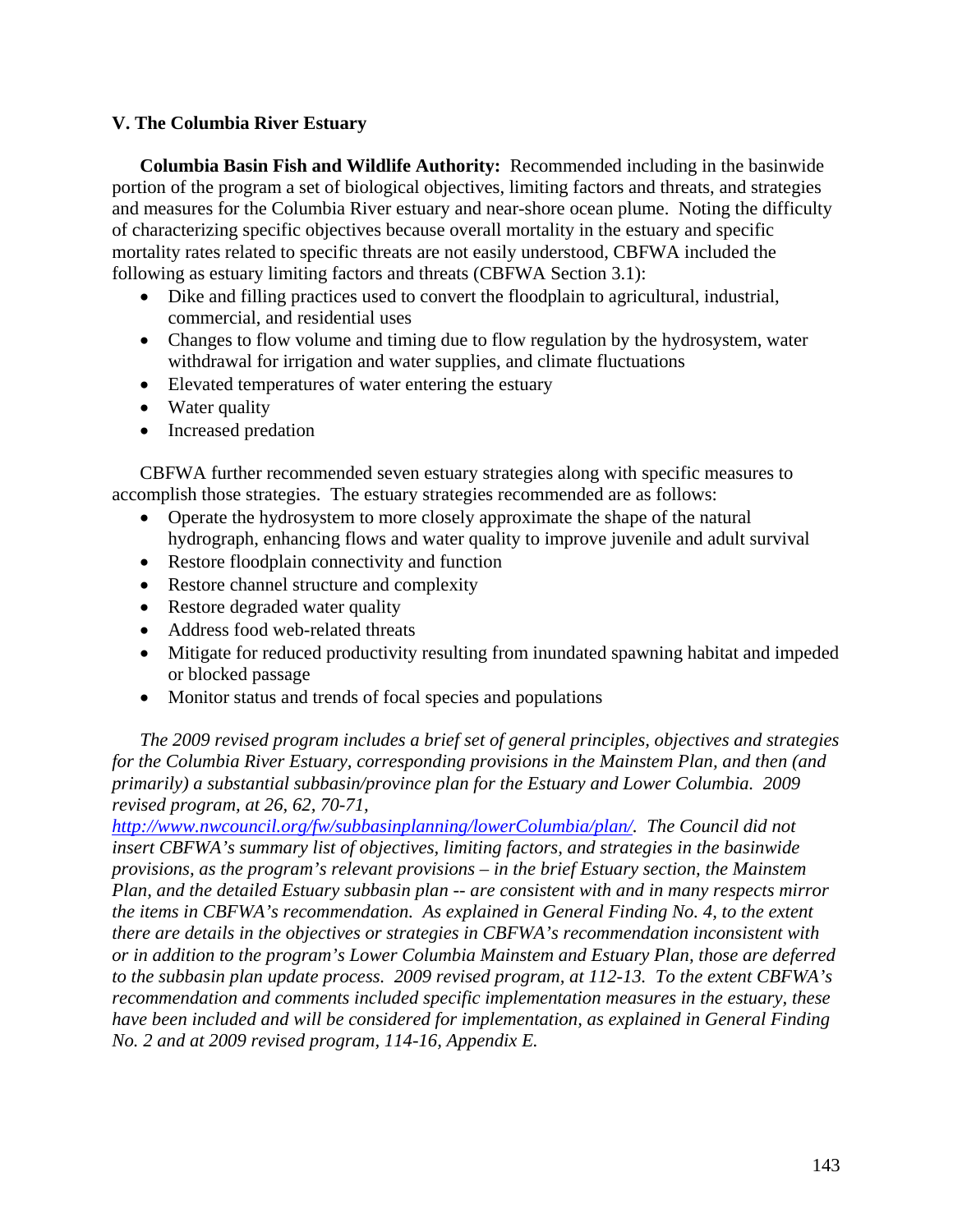## V. The Columbia River Estuary

**Columbia Basin Fish and Wildlife Authority:** Recommended including in the basinwide portion of the program a set of biological objectives, limiting factors and threats, and strategies and measures for the Columbia River estuary and near-shore ocean plume. Noting the difficulty of characterizing specific objectives because overall mortality in the estuary and specific mortality rates related to specific threats are not easily understood, CBFWA included the following as estuary limiting factors and threats (CBFWA Section 3.1):

- Dike and filling practices used to convert the floodplain to agricultural, industrial, commercial, and residential uses
- Changes to flow volume and timing due to flow regulation by the hydrosystem, water withdrawal for irrigation and water supplies, and climate fluctuations
- Elevated temperatures of water entering the estuary
- Water quality
- Increased predation

CBFWA further recommended seven estuary strategies along with specific measures to accomplish those strategies. The estuary strategies recommended are as follows:

- Operate the hydrosystem to more closely approximate the shape of the natural hydrograph, enhancing flows and water quality to improve juvenile and adult survival
- Restore floodplain connectivity and function
- Restore channel structure and complexity
- Restore degraded water quality
- Address food web-related threats
- Mitigate for reduced productivity resulting from inundated spawning habitat and impeded or blocked passage
- Monitor status and trends of focal species and populations

*The 2009 revised program includes a brief set of general principles, objectives and strategies for the Columbia River Estuary, corresponding provisions in the Mainstem Plan, and then (and primarily) a substantial subbasin/province plan for the Estuary and Lower Columbia. 2009 revised program, at 26, 62, 70-71, http://www.nwcouncil.org/fw/subbasinplanning/lowerColumbia/plan/. The Council did not insert CBFWA's summary list of objectives, limiting factors, and strategies in the basinwide provisions, as the program's relevant provisions – in the brief Estuary section, the Mainstem Plan, and the detailed Estuary subbasin plan -- are consistent with and in many respects mirror the items in CBFWA's recommendation. As explained in General Finding No. 4, to the extent there are details in the objectives or strategies in CBFWA's recommendation inconsistent with or in addition to the program's Lower Columbia Mainstem and Estuary Plan, those are deferred to the subbasin plan update process. 2009 revised program, at 112-13. To the extent CBFWA's recommendation and comments included specific implementation measures in the estuary, these have been included and will be considered for implementation, as explained in General Finding No. 2 and at 2009 revised program, 114-16, Appendix E.*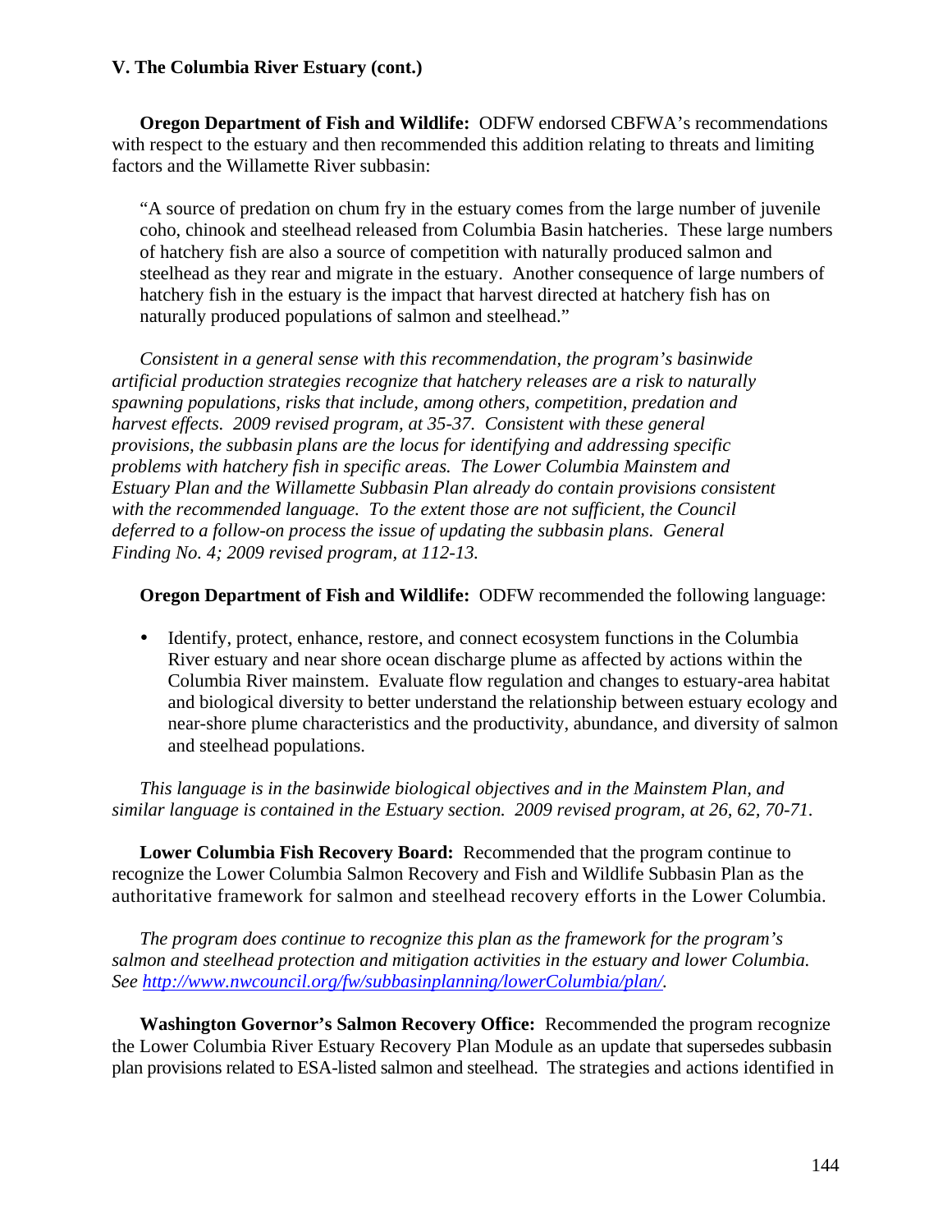**V. The Columbia River Estuary (cont.)**

**Oregon Department of Fish and Wildlife:** ODFW endorsed CBFWA's recommendations with respect to the estuary and then recommended this addition relating to threats and limiting factors and the Willamette River subbasin:

> "A source of predation on chum fry in the estuary comes from the large number of juvenile coho, chinook and steelhead released from Columbia Basin hatcheries. These large numbers of hatchery fish are also a source of competition with naturally produced salmon and steelhead as they rear and migrate in the estuary. Another consequence of large numbers of hatchery fish in the estuary is the impact that harvest directed at hatchery fish has on naturally produced populations of salmon and steelhead."

*Consistent in a general sense with this recommendation, the program's basinwide artificial production strategies recognize that hatchery releases are a risk to naturally spawning populations, risks that include, among others, competition, predation and harvest effects. 2009 revised program, at 35-37. Consistent with these general provisions, the subbasin plans are the locus for identifying and addressing specific problems with hatchery fish in specific areas. The Lower Columbia Mainstem and Estuary Plan and the Willamette Subbasin Plan already do contain provisions consistent with the recommended language. To the extent those are not sufficient, the Council deferred to a follow-on process the issue of updating the subbasin plans. General Finding No. 4; 2009 revised program, at 112-13.*

**Oregon Department of Fish and Wildlife:** ODFW recommended the following language:

- Identify, protect, enhance, restore, and connect ecosystem functions in the Columbia River estuary and near shore ocean discharge plume as affected by actions within the Columbia River mainstem. Evaluate flow regulation and changes to estuary-area habitat and biological diversity to better understand the relationship between estuary ecology and near-shore plume characteristics and the productivity, abundance, and diversity of salmon and steelhead populations.

*This language is in the basinwide biological objectives and in the Mainstem Plan, and similar language is contained in the Estuary section. 2009 revised program, at 26, 62, 70-71.*

**Lower Columbia Fish Recovery Board:** Recommended that the program continue to recognize the Lower Columbia Salmon Recovery and Fish and Wildlife Subbasin Plan as the authoritative framework for salmon and steelhead recovery efforts in the Lower Columbia.

*The program does continue to recognize this plan as the framework for the program's salmon and steelhead protection and mitigation activities in the estuary and lower Columbia. See http://www.nwcouncil.org/fw/subbasinplanning/lowerColumbia/plan/.*

**Washington Governor's Salmon Recovery Office:** Recommended the program recognize the Lower Columbia River Estuary Recovery Plan Module as an update that supersedes subbasin plan provisions related to ESA-listed salmon and steelhead. The strategies and actions identified in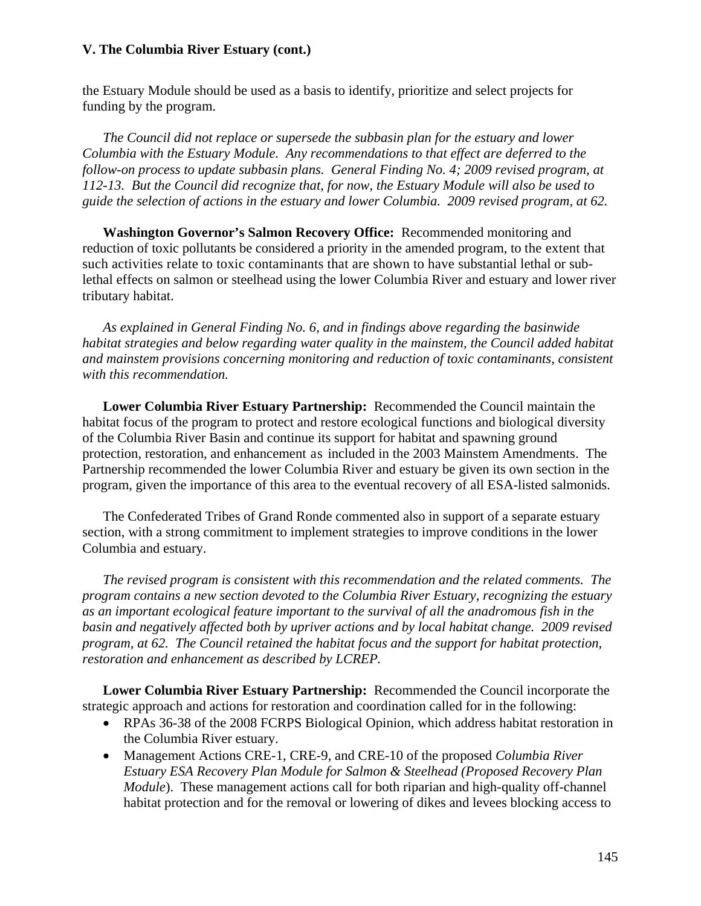**V. The Columbia River Estuary (cont.)**

the Estuary Module should be used as a basis to identify, prioritize and select projects for funding by the program.

*The Council did not replace or supersede the subbasin plan for the estuary and lower Columbia with the Estuary Module. Any recommendations to that effect are deferred to the follow-on process to update subbasin plans. General Finding No. 4; 2009 revised program, at 112-13. But the Council did recognize that, for now, the Estuary Module will also be used to guide the selection of actions in the estuary and lower Columbia. 2009 revised program, at 62.*

**Washington Governor's Salmon Recovery Office:** Recommended monitoring and reduction of toxic pollutants be considered a priority in the amended program, to the extent that such activities relate to toxic contaminants that are shown to have substantial lethal or sub-lethal effects on salmon or steelhead using the lower Columbia River and estuary and lower river tributary habitat.

*As explained in General Finding No. 6, and in findings above regarding the basinwide habitat strategies and below regarding water quality in the mainstem, the Council added habitat and mainstem provisions concerning monitoring and reduction of toxic contaminants, consistent with this recommendation.*

**Lower Columbia River Estuary Partnership:** Recommended the Council maintain the habitat focus of the program to protect and restore ecological functions and biological diversity of the Columbia River Basin and continue its support for habitat and spawning ground protection, restoration, and enhancement as included in the 2003 Mainstem Amendments. The Partnership recommended the lower Columbia River and estuary be given its own section in the program, given the importance of this area to the eventual recovery of all ESA-listed salmonids.

The Confederated Tribes of Grand Ronde commented also in support of a separate estuary section, with a strong commitment to implement strategies to improve conditions in the lower Columbia and estuary.

*The revised program is consistent with this recommendation and the related comments. The program contains a new section devoted to the Columbia River Estuary, recognizing the estuary as an important ecological feature important to the survival of all the anadromous fish in the basin and negatively affected both by upriver actions and by local habitat change. 2009 revised program, at 62. The Council retained the habitat focus and the support for habitat protection, restoration and enhancement as described by LCREP.*

**Lower Columbia River Estuary Partnership:** Recommended the Council incorporate the strategic approach and actions for restoration and coordination called for in the following:

- RPAs 36-38 of the 2008 FCRPS Biological Opinion, which address habitat restoration in the Columbia River estuary.
- Management Actions CRE-1, CRE-9, and CRE-10 of the proposed *Columbia River Estuary ESA Recovery Plan Module for Salmon & Steelhead (Proposed Recovery Plan Module*). These management actions call for both riparian and high-quality off-channel habitat protection and for the removal or lowering of dikes and levees blocking access to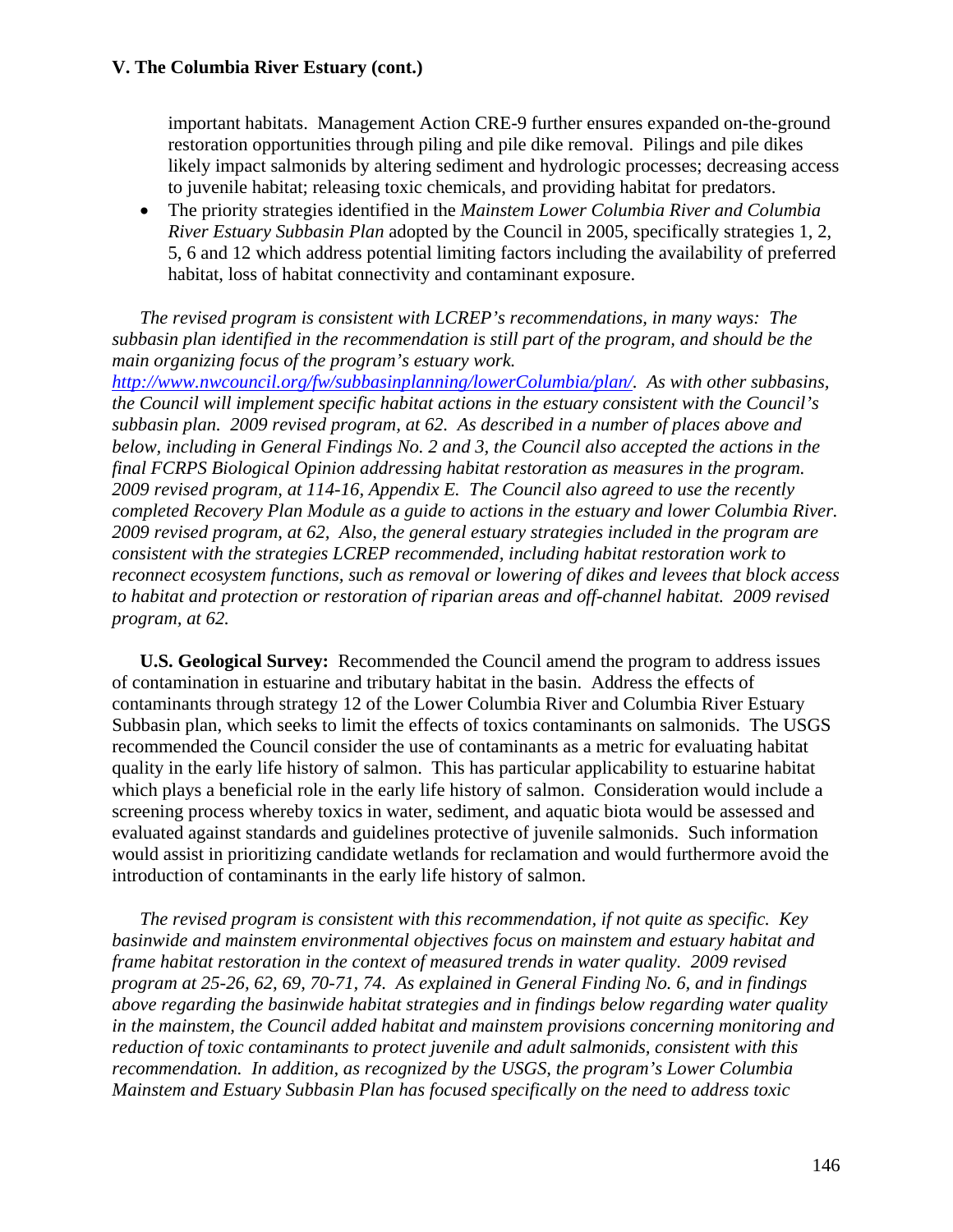important habitats. Management Action CRE-9 further ensures expanded on-the-ground restoration opportunities through piling and pile dike removal. Pilings and pile dikes likely impact salmonids by altering sediment and hydrologic processes; decreasing access to juvenile habitat; releasing toxic chemicals, and providing habitat for predators.

- The priority strategies identified in the *Mainstem Lower Columbia River and Columbia River Estuary Subbasin Plan* adopted by the Council in 2005, specifically strategies 1, 2, 5, 6 and 12 which address potential limiting factors including the availability of preferred habitat, loss of habitat connectivity and contaminant exposure.

*The revised program is consistent with LCREP's recommendations, in many ways: The subbasin plan identified in the recommendation is still part of the program, and should be the main organizing focus of the program's estuary work. http://www.nwcouncil.org/fw/subbasinplanning/lowerColumbia/plan/. As with other subbasins, the Council will implement specific habitat actions in the estuary consistent with the Council's subbasin plan. 2009 revised program, at 62. As described in a number of places above and below, including in General Findings No. 2 and 3, the Council also accepted the actions in the final FCRPS Biological Opinion addressing habitat restoration as measures in the program. 2009 revised program, at 114-16, Appendix E. The Council also agreed to use the recently completed Recovery Plan Module as a guide to actions in the estuary and lower Columbia River. 2009 revised program, at 62, Also, the general estuary strategies included in the program are consistent with the strategies LCREP recommended, including habitat restoration work to reconnect ecosystem functions, such as removal or lowering of dikes and levees that block access to habitat and protection or restoration of riparian areas and off-channel habitat. 2009 revised program, at 62.*

**U.S. Geological Survey:** Recommended the Council amend the program to address issues of contamination in estuarine and tributary habitat in the basin. Address the effects of contaminants through strategy 12 of the Lower Columbia River and Columbia River Estuary Subbasin plan, which seeks to limit the effects of toxics contaminants on salmonids. The USGS recommended the Council consider the use of contaminants as a metric for evaluating habitat quality in the early life history of salmon. This has particular applicability to estuarine habitat which plays a beneficial role in the early life history of salmon. Consideration would include a screening process whereby toxics in water, sediment, and aquatic biota would be assessed and evaluated against standards and guidelines protective of juvenile salmonids. Such information would assist in prioritizing candidate wetlands for reclamation and would furthermore avoid the introduction of contaminants in the early life history of salmon.

*The revised program is consistent with this recommendation, if not quite as specific. Key basinwide and mainstem environmental objectives focus on mainstem and estuary habitat and frame habitat restoration in the context of measured trends in water quality. 2009 revised program at 25-26, 62, 69, 70-71, 74. As explained in General Finding No. 6, and in findings above regarding the basinwide habitat strategies and in findings below regarding water quality in the mainstem, the Council added habitat and mainstem provisions concerning monitoring and reduction of toxic contaminants to protect juvenile and adult salmonids, consistent with this recommendation. In addition, as recognized by the USGS, the program's Lower Columbia Mainstem and Estuary Subbasin Plan has focused specifically on the need to address toxic*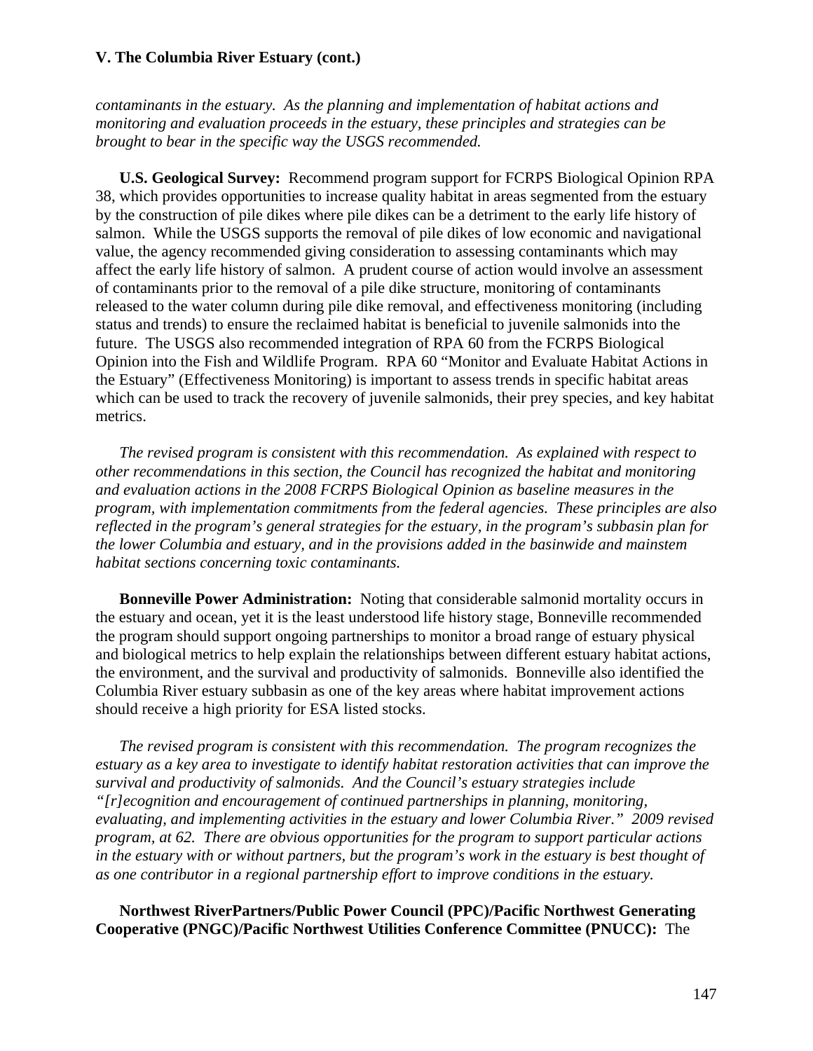*contaminants in the estuary. As the planning and implementation of habitat actions and monitoring and evaluation proceeds in the estuary, these principles and strategies can be brought to bear in the specific way the USGS recommended.*

**U.S. Geological Survey:** Recommend program support for FCRPS Biological Opinion RPA 38, which provides opportunities to increase quality habitat in areas segmented from the estuary by the construction of pile dikes where pile dikes can be a detriment to the early life history of salmon. While the USGS supports the removal of pile dikes of low economic and navigational value, the agency recommended giving consideration to assessing contaminants which may affect the early life history of salmon. A prudent course of action would involve an assessment of contaminants prior to the removal of a pile dike structure, monitoring of contaminants released to the water column during pile dike removal, and effectiveness monitoring (including status and trends) to ensure the reclaimed habitat is beneficial to juvenile salmonids into the future. The USGS also recommended integration of RPA 60 from the FCRPS Biological Opinion into the Fish and Wildlife Program. RPA 60 "Monitor and Evaluate Habitat Actions in the Estuary" (Effectiveness Monitoring) is important to assess trends in specific habitat areas which can be used to track the recovery of juvenile salmonids, their prey species, and key habitat metrics.

*The revised program is consistent with this recommendation. As explained with respect to other recommendations in this section, the Council has recognized the habitat and monitoring and evaluation actions in the 2008 FCRPS Biological Opinion as baseline measures in the program, with implementation commitments from the federal agencies. These principles are also reflected in the program's general strategies for the estuary, in the program's subbasin plan for the lower Columbia and estuary, and in the provisions added in the basinwide and mainstem habitat sections concerning toxic contaminants.*

**Bonneville Power Administration:** Noting that considerable salmonid mortality occurs in the estuary and ocean, yet it is the least understood life history stage, Bonneville recommended the program should support ongoing partnerships to monitor a broad range of estuary physical and biological metrics to help explain the relationships between different estuary habitat actions, the environment, and the survival and productivity of salmonids. Bonneville also identified the Columbia River estuary subbasin as one of the key areas where habitat improvement actions should receive a high priority for ESA listed stocks.

*The revised program is consistent with this recommendation. The program recognizes the estuary as a key area to investigate to identify habitat restoration activities that can improve the survival and productivity of salmonids. And the Council's estuary strategies include "[r]ecognition and encouragement of continued partnerships in planning, monitoring, evaluating, and implementing activities in the estuary and lower Columbia River." 2009 revised program, at 62. There are obvious opportunities for the program to support particular actions in the estuary with or without partners, but the program's work in the estuary is best thought of as one contributor in a regional partnership effort to improve conditions in the estuary.*

**Northwest RiverPartners/Public Power Council (PPC)/Pacific Northwest Generating Cooperative (PNGC)/Pacific Northwest Utilities Conference Committee (PNUCC):** The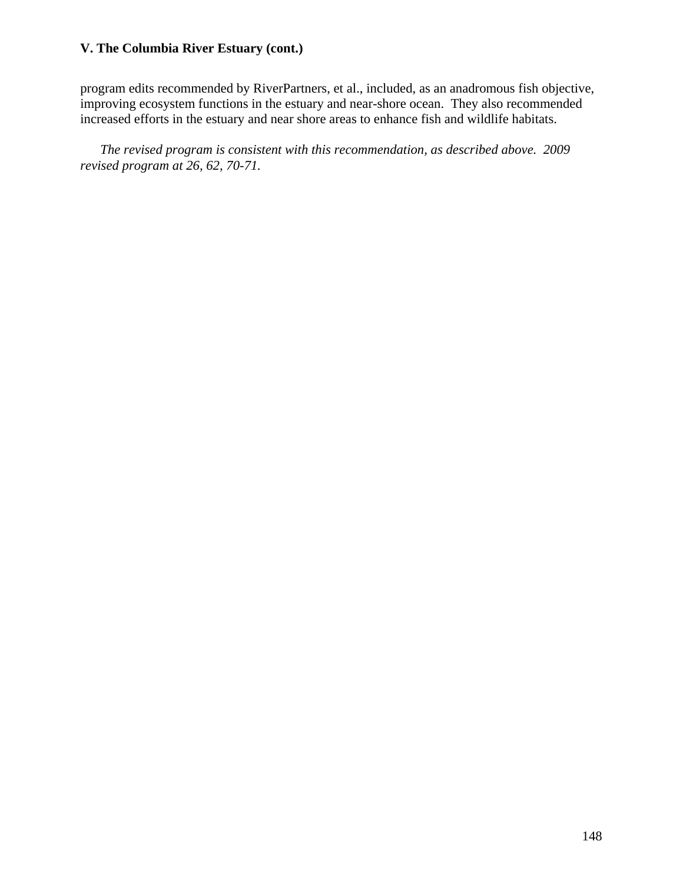**V. The Columbia River Estuary (cont.)**

program edits recommended by RiverPartners, et al., included, as an anadromous fish objective, improving ecosystem functions in the estuary and near-shore ocean. They also recommended increased efforts in the estuary and near shore areas to enhance fish and wildlife habitats.

*The revised program is consistent with this recommendation, as described above. 2009 revised program at 26, 62, 70-71.*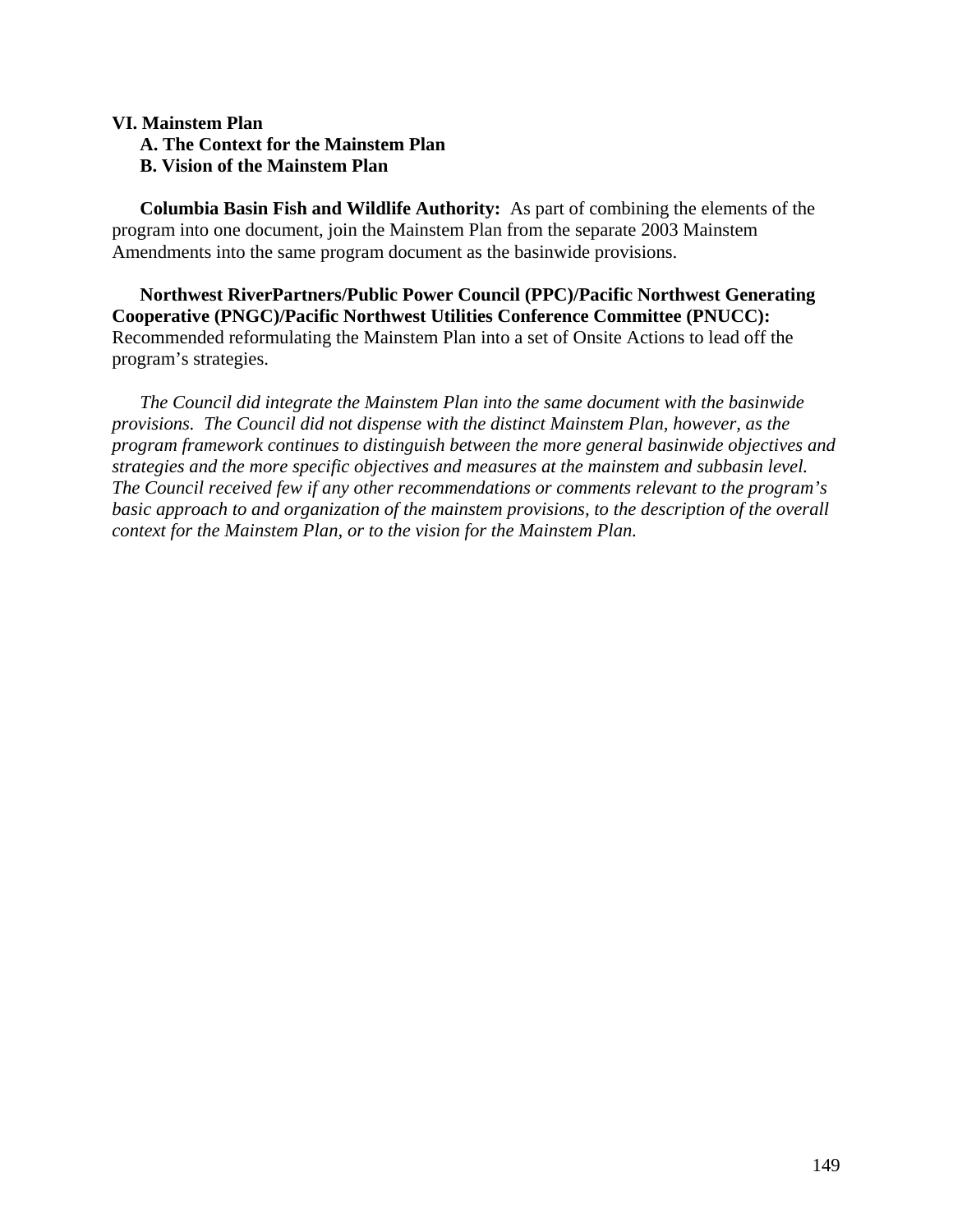## VI. Mainstem Plan

### A. The Context for the Mainstem Plan

### B. Vision of the Mainstem Plan

**Columbia Basin Fish and Wildlife Authority:** As part of combining the elements of the program into one document, join the Mainstem Plan from the separate 2003 Mainstem Amendments into the same program document as the basinwide provisions.

**Northwest RiverPartners/Public Power Council (PPC)/Pacific Northwest Generating Cooperative (PNGC)/Pacific Northwest Utilities Conference Committee (PNUCC):** Recommended reformulating the Mainstem Plan into a set of Onsite Actions to lead off the program's strategies.

*The Council did integrate the Mainstem Plan into the same document with the basinwide provisions. The Council did not dispense with the distinct Mainstem Plan, however, as the program framework continues to distinguish between the more general basinwide objectives and strategies and the more specific objectives and measures at the mainstem and subbasin level. The Council received few if any other recommendations or comments relevant to the program's basic approach to and organization of the mainstem provisions, to the description of the overall context for the Mainstem Plan, or to the vision for the Mainstem Plan.*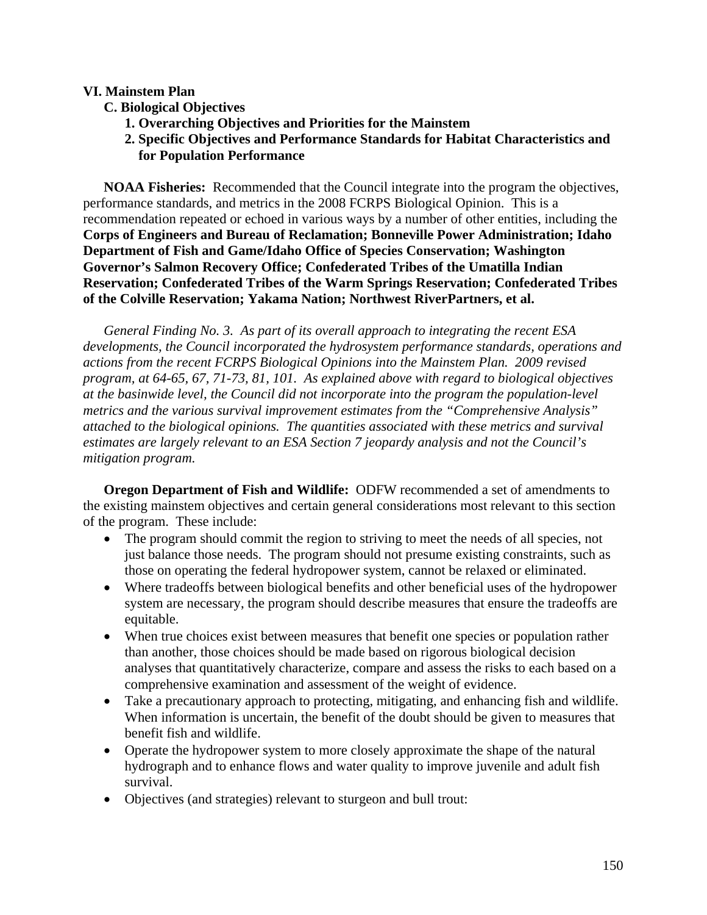**VI. Mainstem Plan**

**C. Biological Objectives**

**1. Overarching Objectives and Priorities for the Mainstem**

**2. Specific Objectives and Performance Standards for Habitat Characteristics and for Population Performance**

**NOAA Fisheries:** Recommended that the Council integrate into the program the objectives, performance standards, and metrics in the 2008 FCRPS Biological Opinion. This is a recommendation repeated or echoed in various ways by a number of other entities, including the **Corps of Engineers and Bureau of Reclamation; Bonneville Power Administration; Idaho Department of Fish and Game/Idaho Office of Species Conservation; Washington Governor's Salmon Recovery Office; Confederated Tribes of the Umatilla Indian Reservation; Confederated Tribes of the Warm Springs Reservation; Confederated Tribes of the Colville Reservation; Yakama Nation; Northwest RiverPartners, et al.**

*General Finding No. 3. As part of its overall approach to integrating the recent ESA developments, the Council incorporated the hydrosystem performance standards, operations and actions from the recent FCRPS Biological Opinions into the Mainstem Plan. 2009 revised program, at 64-65, 67, 71-73, 81, 101. As explained above with regard to biological objectives at the basinwide level, the Council did not incorporate into the program the population-level metrics and the various survival improvement estimates from the "Comprehensive Analysis" attached to the biological opinions. The quantities associated with these metrics and survival estimates are largely relevant to an ESA Section 7 jeopardy analysis and not the Council's mitigation program.*

**Oregon Department of Fish and Wildlife:** ODFW recommended a set of amendments to the existing mainstem objectives and certain general considerations most relevant to this section of the program. These include:

- The program should commit the region to striving to meet the needs of all species, not just balance those needs. The program should not presume existing constraints, such as those on operating the federal hydropower system, cannot be relaxed or eliminated.
- Where tradeoffs between biological benefits and other beneficial uses of the hydropower system are necessary, the program should describe measures that ensure the tradeoffs are equitable.
- When true choices exist between measures that benefit one species or population rather than another, those choices should be made based on rigorous biological decision analyses that quantitatively characterize, compare and assess the risks to each based on a comprehensive examination and assessment of the weight of evidence.
- Take a precautionary approach to protecting, mitigating, and enhancing fish and wildlife. When information is uncertain, the benefit of the doubt should be given to measures that benefit fish and wildlife.
- Operate the hydropower system to more closely approximate the shape of the natural hydrograph and to enhance flows and water quality to improve juvenile and adult fish survival.
- Objectives (and strategies) relevant to sturgeon and bull trout: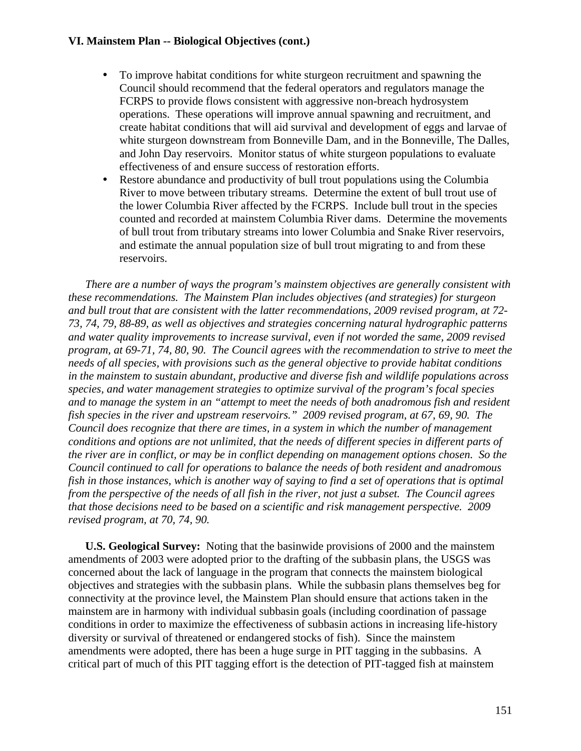**VI. Mainstem Plan -- Biological Objectives (cont.)**

- To improve habitat conditions for white sturgeon recruitment and spawning the Council should recommend that the federal operators and regulators manage the FCRPS to provide flows consistent with aggressive non-breach hydrosystem operations. These operations will improve annual spawning and recruitment, and create habitat conditions that will aid survival and development of eggs and larvae of white sturgeon downstream from Bonneville Dam, and in the Bonneville, The Dalles, and John Day reservoirs. Monitor status of white sturgeon populations to evaluate effectiveness of and ensure success of restoration efforts.
- Restore abundance and productivity of bull trout populations using the Columbia River to move between tributary streams. Determine the extent of bull trout use of the lower Columbia River affected by the FCRPS. Include bull trout in the species counted and recorded at mainstem Columbia River dams. Determine the movements of bull trout from tributary streams into lower Columbia and Snake River reservoirs, and estimate the annual population size of bull trout migrating to and from these reservoirs.

*There are a number of ways the program's mainstem objectives are generally consistent with these recommendations. The Mainstem Plan includes objectives (and strategies) for sturgeon and bull trout that are consistent with the latter recommendations, 2009 revised program, at 72-73, 74, 79, 88-89, as well as objectives and strategies concerning natural hydrographic patterns and water quality improvements to increase survival, even if not worded the same, 2009 revised program, at 69-71, 74, 80, 90. The Council agrees with the recommendation to strive to meet the needs of all species, with provisions such as the general objective to provide habitat conditions in the mainstem to sustain abundant, productive and diverse fish and wildlife populations across species, and water management strategies to optimize survival of the program's focal species and to manage the system in an "attempt to meet the needs of both anadromous fish and resident fish species in the river and upstream reservoirs." 2009 revised program, at 67, 69, 90. The Council does recognize that there are times, in a system in which the number of management conditions and options are not unlimited, that the needs of different species in different parts of the river are in conflict, or may be in conflict depending on management options chosen. So the Council continued to call for operations to balance the needs of both resident and anadromous fish in those instances, which is another way of saying to find a set of operations that is optimal from the perspective of the needs of all fish in the river, not just a subset. The Council agrees that those decisions need to be based on a scientific and risk management perspective. 2009 revised program, at 70, 74, 90.*

**U.S. Geological Survey:** Noting that the basinwide provisions of 2000 and the mainstem amendments of 2003 were adopted prior to the drafting of the subbasin plans, the USGS was concerned about the lack of language in the program that connects the mainstem biological objectives and strategies with the subbasin plans. While the subbasin plans themselves beg for connectivity at the province level, the Mainstem Plan should ensure that actions taken in the mainstem are in harmony with individual subbasin goals (including coordination of passage conditions in order to maximize the effectiveness of subbasin actions in increasing life-history diversity or survival of threatened or endangered stocks of fish). Since the mainstem amendments were adopted, there has been a huge surge in PIT tagging in the subbasins. A critical part of much of this PIT tagging effort is the detection of PIT-tagged fish at mainstem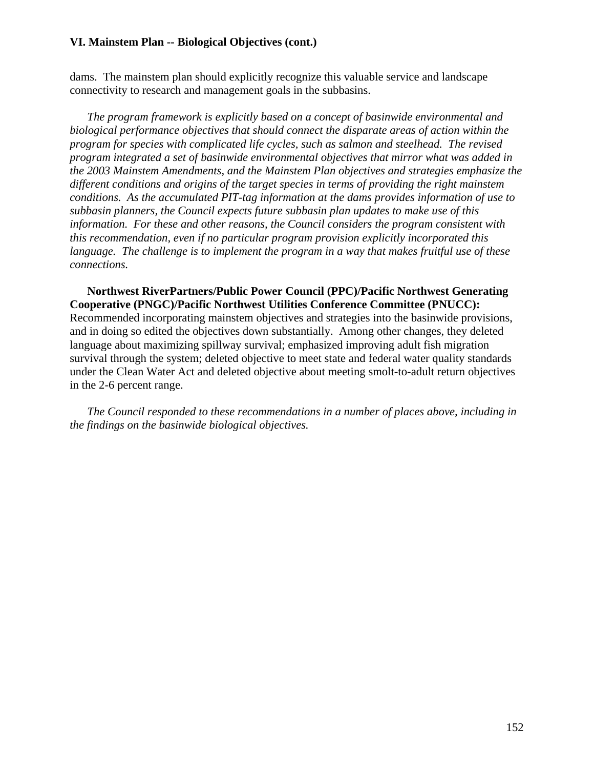dams. The mainstem plan should explicitly recognize this valuable service and landscape connectivity to research and management goals in the subbasins.

*The program framework is explicitly based on a concept of basinwide environmental and biological performance objectives that should connect the disparate areas of action within the program for species with complicated life cycles, such as salmon and steelhead. The revised program integrated a set of basinwide environmental objectives that mirror what was added in the 2003 Mainstem Amendments, and the Mainstem Plan objectives and strategies emphasize the different conditions and origins of the target species in terms of providing the right mainstem conditions. As the accumulated PIT-tag information at the dams provides information of use to subbasin planners, the Council expects future subbasin plan updates to make use of this information. For these and other reasons, the Council considers the program consistent with this recommendation, even if no particular program provision explicitly incorporated this language. The challenge is to implement the program in a way that makes fruitful use of these connections.*

**Northwest RiverPartners/Public Power Council (PPC)/Pacific Northwest Generating Cooperative (PNGC)/Pacific Northwest Utilities Conference Committee (PNUCC):** Recommended incorporating mainstem objectives and strategies into the basinwide provisions, and in doing so edited the objectives down substantially. Among other changes, they deleted language about maximizing spillway survival; emphasized improving adult fish migration survival through the system; deleted objective to meet state and federal water quality standards under the Clean Water Act and deleted objective about meeting smolt-to-adult return objectives in the 2-6 percent range.

*The Council responded to these recommendations in a number of places above, including in the findings on the basinwide biological objectives.*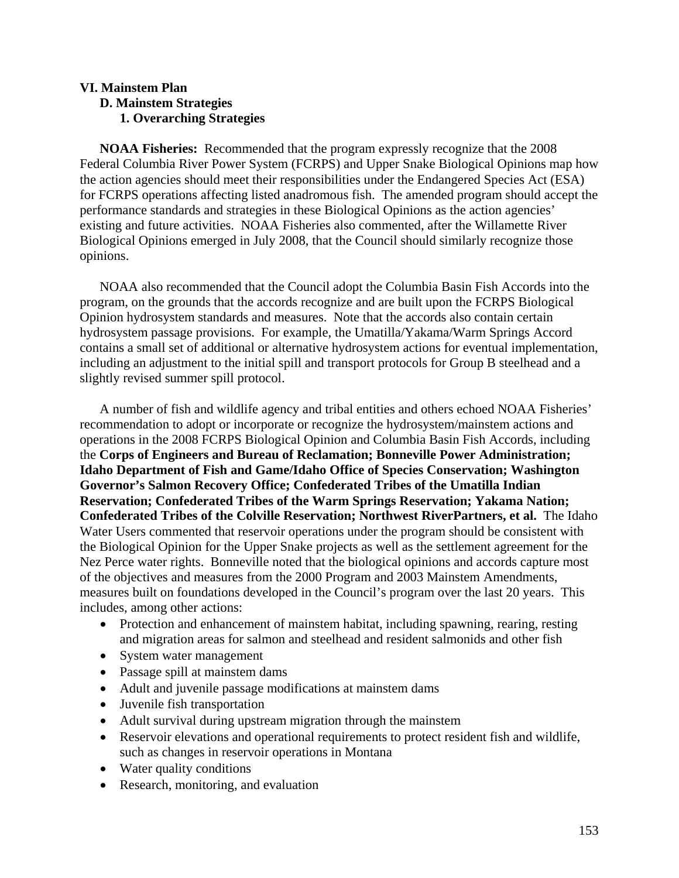**VI. Mainstem Plan**

**D. Mainstem Strategies**

**1. Overarching Strategies**

**NOAA Fisheries:** Recommended that the program expressly recognize that the 2008 Federal Columbia River Power System (FCRPS) and Upper Snake Biological Opinions map how the action agencies should meet their responsibilities under the Endangered Species Act (ESA) for FCRPS operations affecting listed anadromous fish. The amended program should accept the performance standards and strategies in these Biological Opinions as the action agencies' existing and future activities. NOAA Fisheries also commented, after the Willamette River Biological Opinions emerged in July 2008, that the Council should similarly recognize those opinions.

NOAA also recommended that the Council adopt the Columbia Basin Fish Accords into the program, on the grounds that the accords recognize and are built upon the FCRPS Biological Opinion hydrosystem standards and measures. Note that the accords also contain certain hydrosystem passage provisions. For example, the Umatilla/Yakama/Warm Springs Accord contains a small set of additional or alternative hydrosystem actions for eventual implementation, including an adjustment to the initial spill and transport protocols for Group B steelhead and a slightly revised summer spill protocol.

A number of fish and wildlife agency and tribal entities and others echoed NOAA Fisheries' recommendation to adopt or incorporate or recognize the hydrosystem/mainstem actions and operations in the 2008 FCRPS Biological Opinion and Columbia Basin Fish Accords, including the **Corps of Engineers and Bureau of Reclamation; Bonneville Power Administration; Idaho Department of Fish and Game/Idaho Office of Species Conservation; Washington Governor's Salmon Recovery Office; Confederated Tribes of the Umatilla Indian Reservation; Confederated Tribes of the Warm Springs Reservation; Yakama Nation; Confederated Tribes of the Colville Reservation; Northwest RiverPartners, et al.** The Idaho Water Users commented that reservoir operations under the program should be consistent with the Biological Opinion for the Upper Snake projects as well as the settlement agreement for the Nez Perce water rights. Bonneville noted that the biological opinions and accords capture most of the objectives and measures from the 2000 Program and 2003 Mainstem Amendments, measures built on foundations developed in the Council's program over the last 20 years. This includes, among other actions:

- Protection and enhancement of mainstem habitat, including spawning, rearing, resting and migration areas for salmon and steelhead and resident salmonids and other fish
- System water management
- Passage spill at mainstem dams
- Adult and juvenile passage modifications at mainstem dams
- Juvenile fish transportation
- Adult survival during upstream migration through the mainstem
- Reservoir elevations and operational requirements to protect resident fish and wildlife, such as changes in reservoir operations in Montana
- Water quality conditions
- Research, monitoring, and evaluation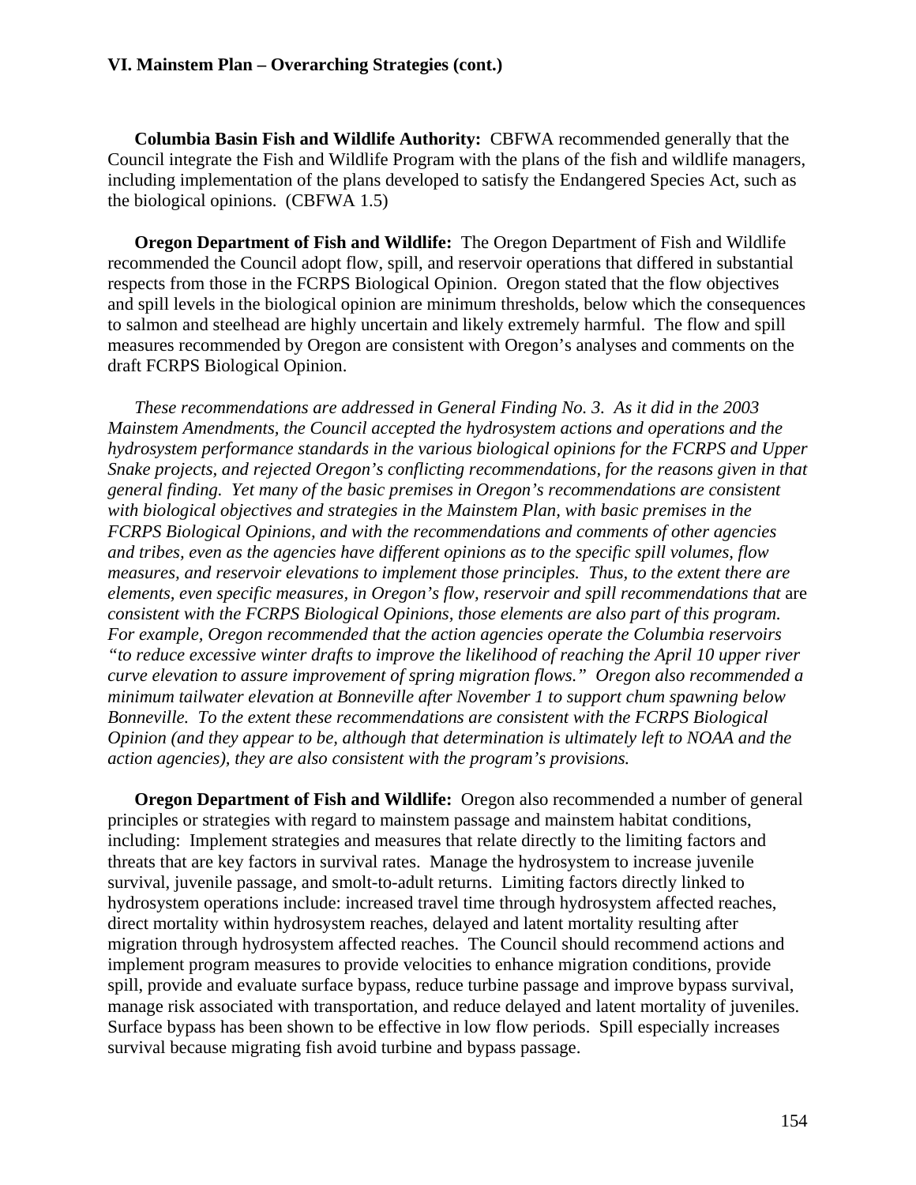**Columbia Basin Fish and Wildlife Authority:** CBFWA recommended generally that the Council integrate the Fish and Wildlife Program with the plans of the fish and wildlife managers, including implementation of the plans developed to satisfy the Endangered Species Act, such as the biological opinions. (CBFWA 1.5)

**Oregon Department of Fish and Wildlife:** The Oregon Department of Fish and Wildlife recommended the Council adopt flow, spill, and reservoir operations that differed in substantial respects from those in the FCRPS Biological Opinion. Oregon stated that the flow objectives and spill levels in the biological opinion are minimum thresholds, below which the consequences to salmon and steelhead are highly uncertain and likely extremely harmful. The flow and spill measures recommended by Oregon are consistent with Oregon's analyses and comments on the draft FCRPS Biological Opinion.

*These recommendations are addressed in General Finding No. 3. As it did in the 2003 Mainstem Amendments, the Council accepted the hydrosystem actions and operations and the hydrosystem performance standards in the various biological opinions for the FCRPS and Upper Snake projects, and rejected Oregon's conflicting recommendations, for the reasons given in that general finding. Yet many of the basic premises in Oregon's recommendations are consistent with biological objectives and strategies in the Mainstem Plan, with basic premises in the FCRPS Biological Opinions, and with the recommendations and comments of other agencies and tribes, even as the agencies have different opinions as to the specific spill volumes, flow measures, and reservoir elevations to implement those principles. Thus, to the extent there are elements, even specific measures, in Oregon's flow, reservoir and spill recommendations that* are *consistent with the FCRPS Biological Opinions, those elements are also part of this program. For example, Oregon recommended that the action agencies operate the Columbia reservoirs "to reduce excessive winter drafts to improve the likelihood of reaching the April 10 upper river curve elevation to assure improvement of spring migration flows." Oregon also recommended a minimum tailwater elevation at Bonneville after November 1 to support chum spawning below Bonneville. To the extent these recommendations are consistent with the FCRPS Biological Opinion (and they appear to be, although that determination is ultimately left to NOAA and the action agencies), they are also consistent with the program's provisions.*

**Oregon Department of Fish and Wildlife:** Oregon also recommended a number of general principles or strategies with regard to mainstem passage and mainstem habitat conditions, including: Implement strategies and measures that relate directly to the limiting factors and threats that are key factors in survival rates. Manage the hydrosystem to increase juvenile survival, juvenile passage, and smolt-to-adult returns. Limiting factors directly linked to hydrosystem operations include: increased travel time through hydrosystem affected reaches, direct mortality within hydrosystem reaches, delayed and latent mortality resulting after migration through hydrosystem affected reaches. The Council should recommend actions and implement program measures to provide velocities to enhance migration conditions, provide spill, provide and evaluate surface bypass, reduce turbine passage and improve bypass survival, manage risk associated with transportation, and reduce delayed and latent mortality of juveniles. Surface bypass has been shown to be effective in low flow periods. Spill especially increases survival because migrating fish avoid turbine and bypass passage.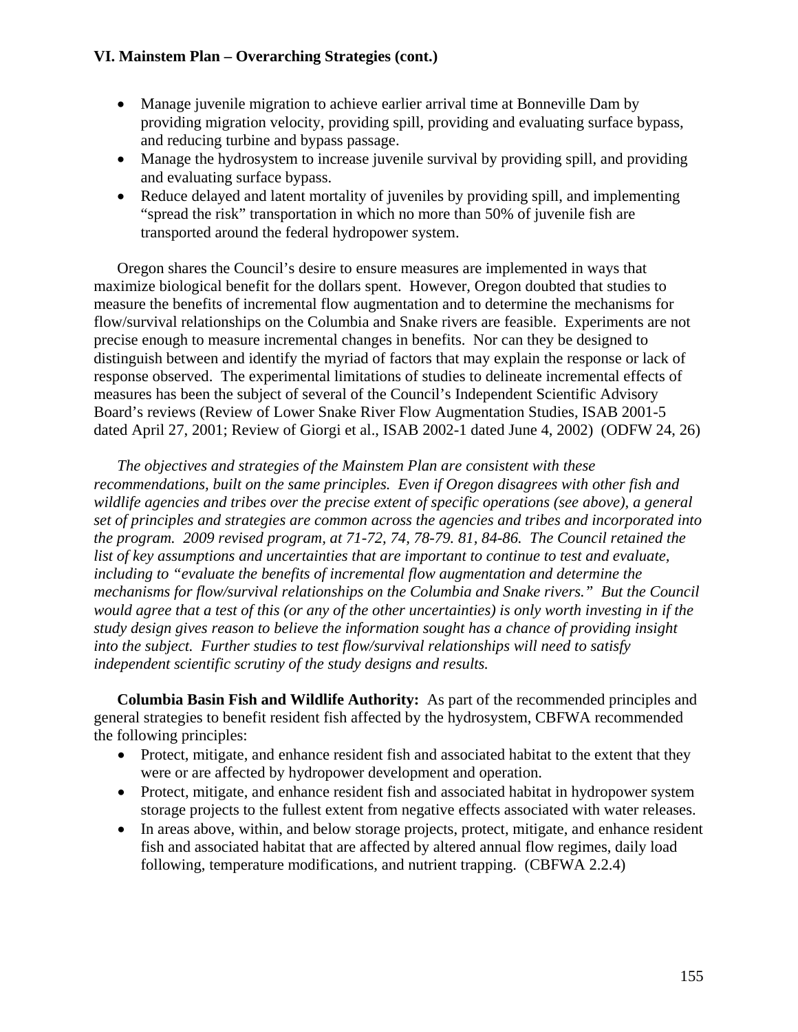### VI. Mainstem Plan – Overarching Strategies (cont.)

- Manage juvenile migration to achieve earlier arrival time at Bonneville Dam by providing migration velocity, providing spill, providing and evaluating surface bypass, and reducing turbine and bypass passage.
- Manage the hydrosystem to increase juvenile survival by providing spill, and providing and evaluating surface bypass.
- Reduce delayed and latent mortality of juveniles by providing spill, and implementing "spread the risk" transportation in which no more than 50% of juvenile fish are transported around the federal hydropower system.

Oregon shares the Council's desire to ensure measures are implemented in ways that maximize biological benefit for the dollars spent. However, Oregon doubted that studies to measure the benefits of incremental flow augmentation and to determine the mechanisms for flow/survival relationships on the Columbia and Snake rivers are feasible. Experiments are not precise enough to measure incremental changes in benefits. Nor can they be designed to distinguish between and identify the myriad of factors that may explain the response or lack of response observed. The experimental limitations of studies to delineate incremental effects of measures has been the subject of several of the Council's Independent Scientific Advisory Board's reviews (Review of Lower Snake River Flow Augmentation Studies, ISAB 2001-5 dated April 27, 2001; Review of Giorgi et al., ISAB 2002-1 dated June 4, 2002) (ODFW 24, 26)

*The objectives and strategies of the Mainstem Plan are consistent with these recommendations, built on the same principles. Even if Oregon disagrees with other fish and wildlife agencies and tribes over the precise extent of specific operations (see above), a general set of principles and strategies are common across the agencies and tribes and incorporated into the program. 2009 revised program, at 71-72, 74, 78-79. 81, 84-86. The Council retained the list of key assumptions and uncertainties that are important to continue to test and evaluate, including to "evaluate the benefits of incremental flow augmentation and determine the mechanisms for flow/survival relationships on the Columbia and Snake rivers." But the Council would agree that a test of this (or any of the other uncertainties) is only worth investing in if the study design gives reason to believe the information sought has a chance of providing insight into the subject. Further studies to test flow/survival relationships will need to satisfy independent scientific scrutiny of the study designs and results.*

**Columbia Basin Fish and Wildlife Authority:** As part of the recommended principles and general strategies to benefit resident fish affected by the hydrosystem, CBFWA recommended the following principles:

- Protect, mitigate, and enhance resident fish and associated habitat to the extent that they were or are affected by hydropower development and operation.
- Protect, mitigate, and enhance resident fish and associated habitat in hydropower system storage projects to the fullest extent from negative effects associated with water releases.
- In areas above, within, and below storage projects, protect, mitigate, and enhance resident fish and associated habitat that are affected by altered annual flow regimes, daily load following, temperature modifications, and nutrient trapping. (CBFWA 2.2.4)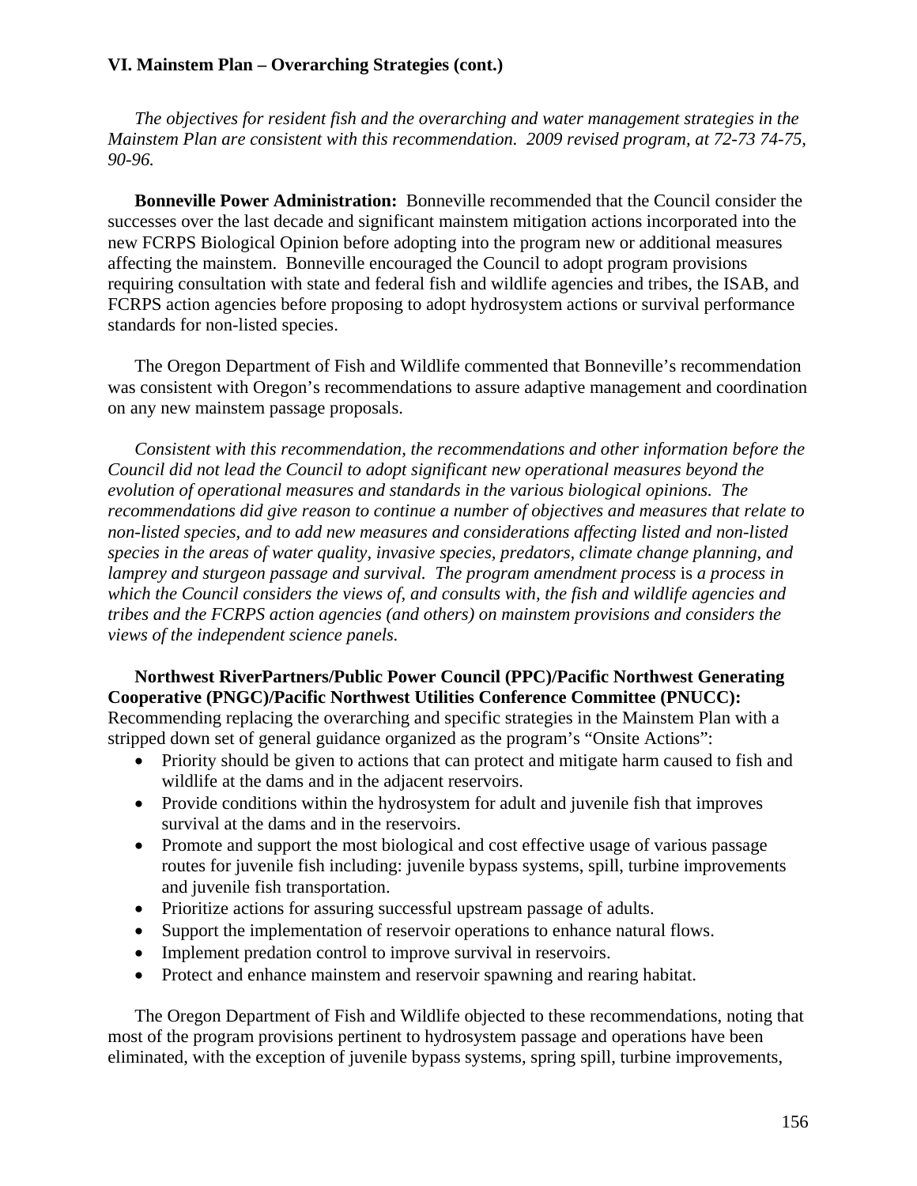**VI. Mainstem Plan – Overarching Strategies (cont.)**

*The objectives for resident fish and the overarching and water management strategies in the Mainstem Plan are consistent with this recommendation. 2009 revised program, at 72-73 74-75, 90-96.*

**Bonneville Power Administration:** Bonneville recommended that the Council consider the successes over the last decade and significant mainstem mitigation actions incorporated into the new FCRPS Biological Opinion before adopting into the program new or additional measures affecting the mainstem. Bonneville encouraged the Council to adopt program provisions requiring consultation with state and federal fish and wildlife agencies and tribes, the ISAB, and FCRPS action agencies before proposing to adopt hydrosystem actions or survival performance standards for non-listed species.

The Oregon Department of Fish and Wildlife commented that Bonneville's recommendation was consistent with Oregon's recommendations to assure adaptive management and coordination on any new mainstem passage proposals.

*Consistent with this recommendation, the recommendations and other information before the Council did not lead the Council to adopt significant new operational measures beyond the evolution of operational measures and standards in the various biological opinions. The recommendations did give reason to continue a number of objectives and measures that relate to non-listed species, and to add new measures and considerations affecting listed and non-listed species in the areas of water quality, invasive species, predators, climate change planning, and lamprey and sturgeon passage and survival. The program amendment process* is *a process in which the Council considers the views of, and consults with, the fish and wildlife agencies and tribes and the FCRPS action agencies (and others) on mainstem provisions and considers the views of the independent science panels.*

**Northwest RiverPartners/Public Power Council (PPC)/Pacific Northwest Generating Cooperative (PNGC)/Pacific Northwest Utilities Conference Committee (PNUCC):** Recommending replacing the overarching and specific strategies in the Mainstem Plan with a stripped down set of general guidance organized as the program's "Onsite Actions":

- Priority should be given to actions that can protect and mitigate harm caused to fish and wildlife at the dams and in the adjacent reservoirs.
- Provide conditions within the hydrosystem for adult and juvenile fish that improves survival at the dams and in the reservoirs.
- Promote and support the most biological and cost effective usage of various passage routes for juvenile fish including: juvenile bypass systems, spill, turbine improvements and juvenile fish transportation.
- Prioritize actions for assuring successful upstream passage of adults.
- Support the implementation of reservoir operations to enhance natural flows.
- Implement predation control to improve survival in reservoirs.
- Protect and enhance mainstem and reservoir spawning and rearing habitat.

The Oregon Department of Fish and Wildlife objected to these recommendations, noting that most of the program provisions pertinent to hydrosystem passage and operations have been eliminated, with the exception of juvenile bypass systems, spring spill, turbine improvements,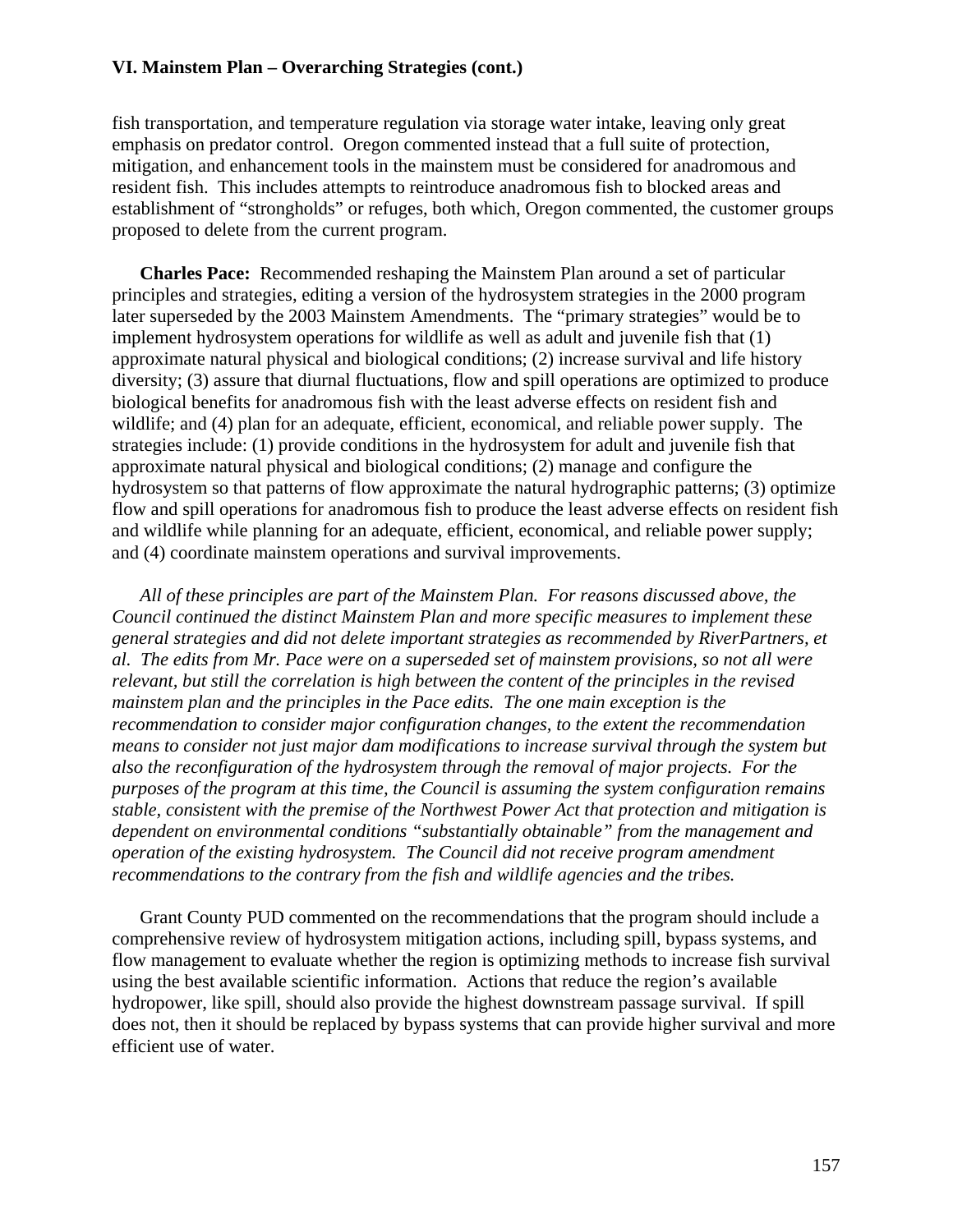fish transportation, and temperature regulation via storage water intake, leaving only great emphasis on predator control. Oregon commented instead that a full suite of protection, mitigation, and enhancement tools in the mainstem must be considered for anadromous and resident fish. This includes attempts to reintroduce anadromous fish to blocked areas and establishment of "strongholds" or refuges, both which, Oregon commented, the customer groups proposed to delete from the current program.

**Charles Pace:** Recommended reshaping the Mainstem Plan around a set of particular principles and strategies, editing a version of the hydrosystem strategies in the 2000 program later superseded by the 2003 Mainstem Amendments. The "primary strategies" would be to implement hydrosystem operations for wildlife as well as adult and juvenile fish that (1) approximate natural physical and biological conditions; (2) increase survival and life history diversity; (3) assure that diurnal fluctuations, flow and spill operations are optimized to produce biological benefits for anadromous fish with the least adverse effects on resident fish and wildlife; and (4) plan for an adequate, efficient, economical, and reliable power supply. The strategies include: (1) provide conditions in the hydrosystem for adult and juvenile fish that approximate natural physical and biological conditions; (2) manage and configure the hydrosystem so that patterns of flow approximate the natural hydrographic patterns; (3) optimize flow and spill operations for anadromous fish to produce the least adverse effects on resident fish and wildlife while planning for an adequate, efficient, economical, and reliable power supply; and (4) coordinate mainstem operations and survival improvements.

*All of these principles are part of the Mainstem Plan. For reasons discussed above, the Council continued the distinct Mainstem Plan and more specific measures to implement these general strategies and did not delete important strategies as recommended by RiverPartners, et al. The edits from Mr. Pace were on a superseded set of mainstem provisions, so not all were relevant, but still the correlation is high between the content of the principles in the revised mainstem plan and the principles in the Pace edits. The one main exception is the recommendation to consider major configuration changes, to the extent the recommendation means to consider not just major dam modifications to increase survival through the system but also the reconfiguration of the hydrosystem through the removal of major projects. For the purposes of the program at this time, the Council is assuming the system configuration remains stable, consistent with the premise of the Northwest Power Act that protection and mitigation is dependent on environmental conditions "substantially obtainable" from the management and operation of the existing hydrosystem. The Council did not receive program amendment recommendations to the contrary from the fish and wildlife agencies and the tribes.*

Grant County PUD commented on the recommendations that the program should include a comprehensive review of hydrosystem mitigation actions, including spill, bypass systems, and flow management to evaluate whether the region is optimizing methods to increase fish survival using the best available scientific information. Actions that reduce the region's available hydropower, like spill, should also provide the highest downstream passage survival. If spill does not, then it should be replaced by bypass systems that can provide higher survival and more efficient use of water.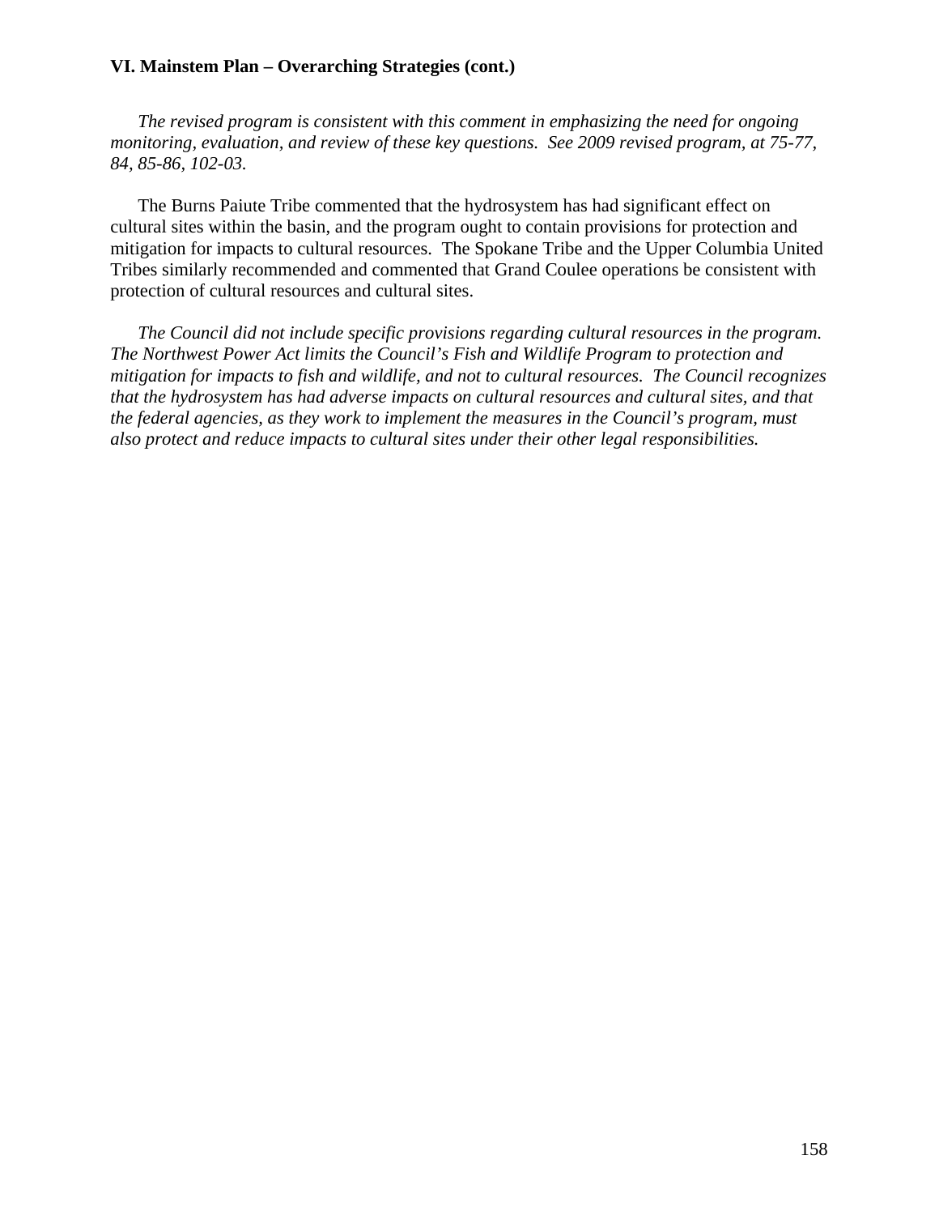**VI. Mainstem Plan – Overarching Strategies (cont.)**

*The revised program is consistent with this comment in emphasizing the need for ongoing monitoring, evaluation, and review of these key questions. See 2009 revised program, at 75-77, 84, 85-86, 102-03.*

The Burns Paiute Tribe commented that the hydrosystem has had significant effect on cultural sites within the basin, and the program ought to contain provisions for protection and mitigation for impacts to cultural resources. The Spokane Tribe and the Upper Columbia United Tribes similarly recommended and commented that Grand Coulee operations be consistent with protection of cultural resources and cultural sites.

*The Council did not include specific provisions regarding cultural resources in the program. The Northwest Power Act limits the Council's Fish and Wildlife Program to protection and mitigation for impacts to fish and wildlife, and not to cultural resources. The Council recognizes that the hydrosystem has had adverse impacts on cultural resources and cultural sites, and that the federal agencies, as they work to implement the measures in the Council's program, must also protect and reduce impacts to cultural sites under their other legal responsibilities.*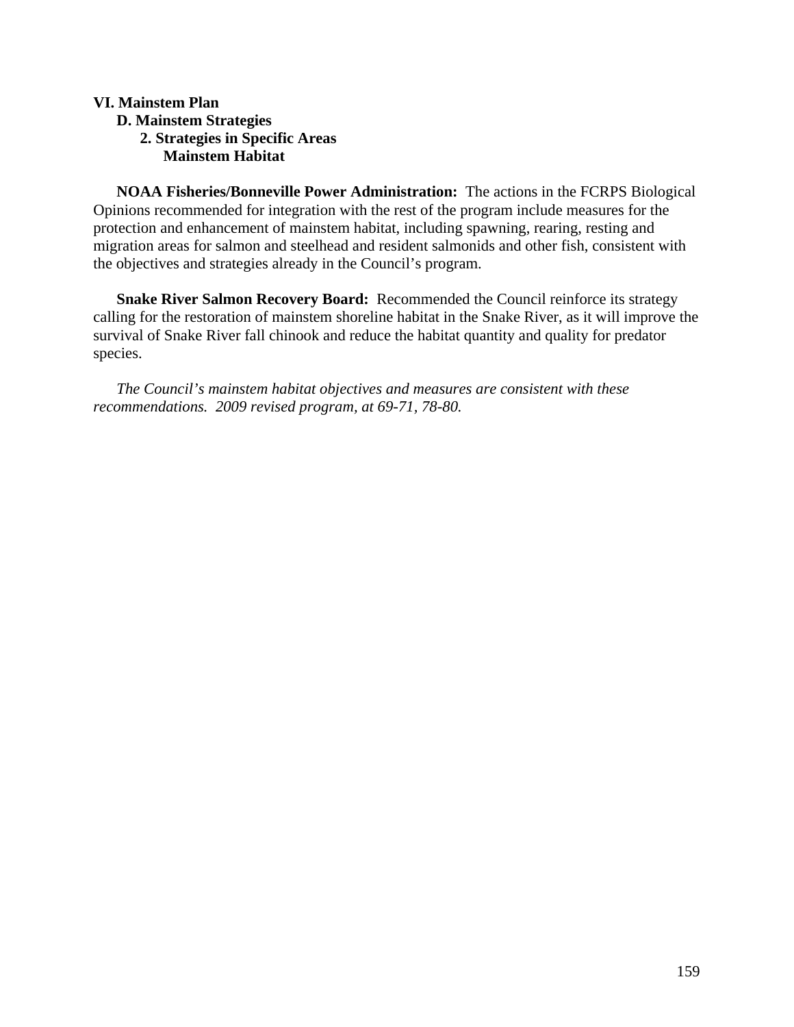**VI. Mainstem Plan**
**D. Mainstem Strategies**
**2. Strategies in Specific Areas**
**Mainstem Habitat**

**NOAA Fisheries/Bonneville Power Administration:** The actions in the FCRPS Biological Opinions recommended for integration with the rest of the program include measures for the protection and enhancement of mainstem habitat, including spawning, rearing, resting and migration areas for salmon and steelhead and resident salmonids and other fish, consistent with the objectives and strategies already in the Council's program.

**Snake River Salmon Recovery Board:** Recommended the Council reinforce its strategy calling for the restoration of mainstem shoreline habitat in the Snake River, as it will improve the survival of Snake River fall chinook and reduce the habitat quantity and quality for predator species.

*The Council's mainstem habitat objectives and measures are consistent with these recommendations. 2009 revised program, at 69-71, 78-80.*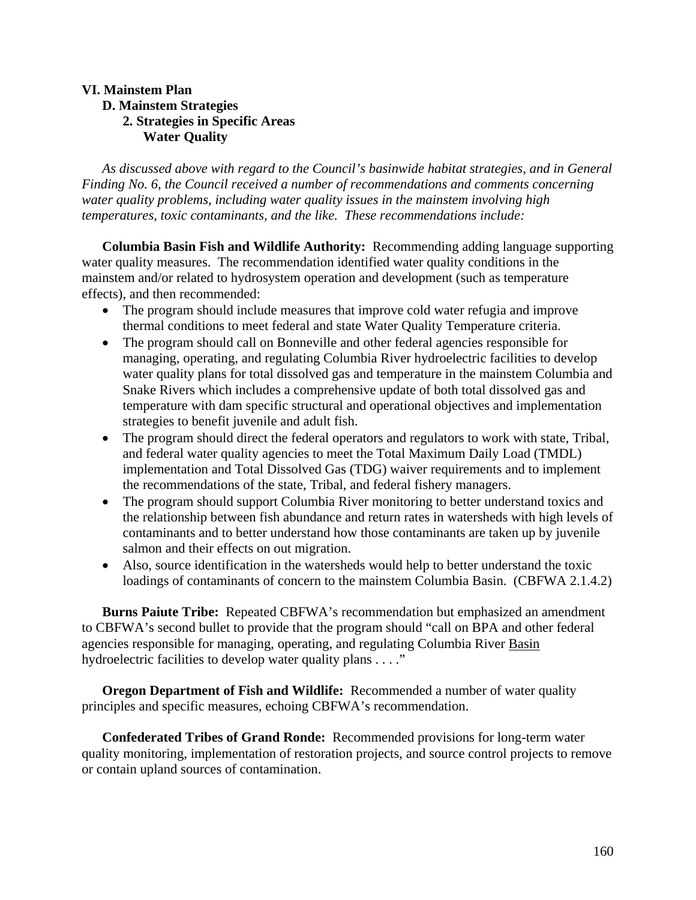**VI. Mainstem Plan**

**D. Mainstem Strategies**

**2. Strategies in Specific Areas**

**Water Quality**

*As discussed above with regard to the Council's basinwide habitat strategies, and in General Finding No. 6, the Council received a number of recommendations and comments concerning water quality problems, including water quality issues in the mainstem involving high temperatures, toxic contaminants, and the like. These recommendations include:*

**Columbia Basin Fish and Wildlife Authority:** Recommending adding language supporting water quality measures. The recommendation identified water quality conditions in the mainstem and/or related to hydrosystem operation and development (such as temperature effects), and then recommended:

- The program should include measures that improve cold water refugia and improve thermal conditions to meet federal and state Water Quality Temperature criteria.
- The program should call on Bonneville and other federal agencies responsible for managing, operating, and regulating Columbia River hydroelectric facilities to develop water quality plans for total dissolved gas and temperature in the mainstem Columbia and Snake Rivers which includes a comprehensive update of both total dissolved gas and temperature with dam specific structural and operational objectives and implementation strategies to benefit juvenile and adult fish.
- The program should direct the federal operators and regulators to work with state, Tribal, and federal water quality agencies to meet the Total Maximum Daily Load (TMDL) implementation and Total Dissolved Gas (TDG) waiver requirements and to implement the recommendations of the state, Tribal, and federal fishery managers.
- The program should support Columbia River monitoring to better understand toxics and the relationship between fish abundance and return rates in watersheds with high levels of contaminants and to better understand how those contaminants are taken up by juvenile salmon and their effects on out migration.
- Also, source identification in the watersheds would help to better understand the toxic loadings of contaminants of concern to the mainstem Columbia Basin. (CBFWA 2.1.4.2)

**Burns Paiute Tribe:** Repeated CBFWA's recommendation but emphasized an amendment to CBFWA's second bullet to provide that the program should "call on BPA and other federal agencies responsible for managing, operating, and regulating Columbia River Basin hydroelectric facilities to develop water quality plans . . . ."

**Oregon Department of Fish and Wildlife:** Recommended a number of water quality principles and specific measures, echoing CBFWA's recommendation.

**Confederated Tribes of Grand Ronde:** Recommended provisions for long-term water quality monitoring, implementation of restoration projects, and source control projects to remove or contain upland sources of contamination.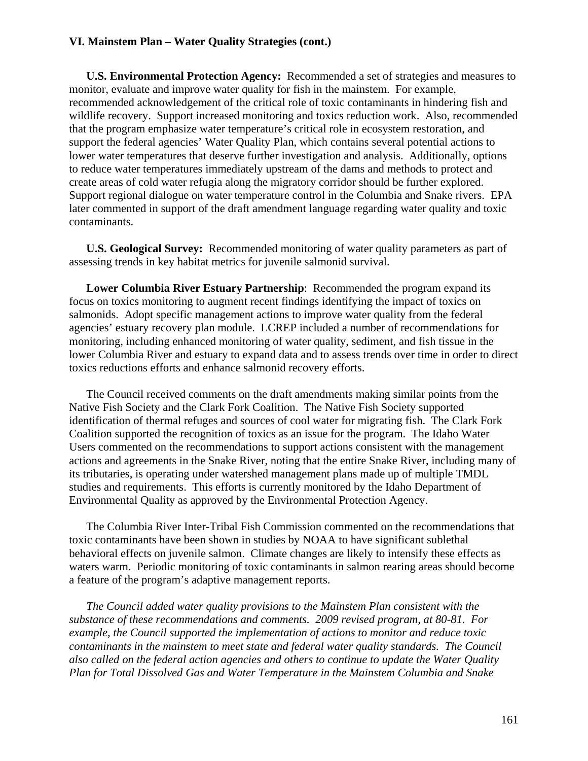**VI. Mainstem Plan – Water Quality Strategies (cont.)**

**U.S. Environmental Protection Agency:** Recommended a set of strategies and measures to monitor, evaluate and improve water quality for fish in the mainstem. For example, recommended acknowledgement of the critical role of toxic contaminants in hindering fish and wildlife recovery. Support increased monitoring and toxics reduction work. Also, recommended that the program emphasize water temperature's critical role in ecosystem restoration, and support the federal agencies' Water Quality Plan, which contains several potential actions to lower water temperatures that deserve further investigation and analysis. Additionally, options to reduce water temperatures immediately upstream of the dams and methods to protect and create areas of cold water refugia along the migratory corridor should be further explored. Support regional dialogue on water temperature control in the Columbia and Snake rivers. EPA later commented in support of the draft amendment language regarding water quality and toxic contaminants.

**U.S. Geological Survey:** Recommended monitoring of water quality parameters as part of assessing trends in key habitat metrics for juvenile salmonid survival.

**Lower Columbia River Estuary Partnership**: Recommended the program expand its focus on toxics monitoring to augment recent findings identifying the impact of toxics on salmonids. Adopt specific management actions to improve water quality from the federal agencies' estuary recovery plan module. LCREP included a number of recommendations for monitoring, including enhanced monitoring of water quality, sediment, and fish tissue in the lower Columbia River and estuary to expand data and to assess trends over time in order to direct toxics reductions efforts and enhance salmonid recovery efforts.

The Council received comments on the draft amendments making similar points from the Native Fish Society and the Clark Fork Coalition. The Native Fish Society supported identification of thermal refuges and sources of cool water for migrating fish. The Clark Fork Coalition supported the recognition of toxics as an issue for the program. The Idaho Water Users commented on the recommendations to support actions consistent with the management actions and agreements in the Snake River, noting that the entire Snake River, including many of its tributaries, is operating under watershed management plans made up of multiple TMDL studies and requirements. This efforts is currently monitored by the Idaho Department of Environmental Quality as approved by the Environmental Protection Agency.

The Columbia River Inter-Tribal Fish Commission commented on the recommendations that toxic contaminants have been shown in studies by NOAA to have significant sublethal behavioral effects on juvenile salmon. Climate changes are likely to intensify these effects as waters warm. Periodic monitoring of toxic contaminants in salmon rearing areas should become a feature of the program's adaptive management reports.

*The Council added water quality provisions to the Mainstem Plan consistent with the substance of these recommendations and comments. 2009 revised program, at 80-81. For example, the Council supported the implementation of actions to monitor and reduce toxic contaminants in the mainstem to meet state and federal water quality standards. The Council also called on the federal action agencies and others to continue to update the Water Quality Plan for Total Dissolved Gas and Water Temperature in the Mainstem Columbia and Snake*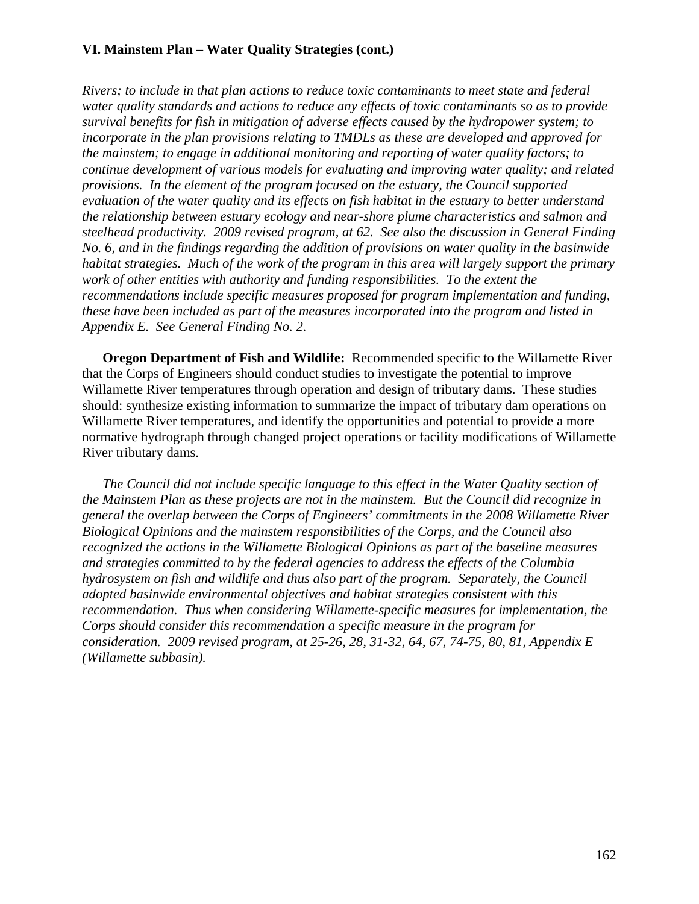**VI. Mainstem Plan – Water Quality Strategies (cont.)**

*Rivers; to include in that plan actions to reduce toxic contaminants to meet state and federal water quality standards and actions to reduce any effects of toxic contaminants so as to provide survival benefits for fish in mitigation of adverse effects caused by the hydropower system; to incorporate in the plan provisions relating to TMDLs as these are developed and approved for the mainstem; to engage in additional monitoring and reporting of water quality factors; to continue development of various models for evaluating and improving water quality; and related provisions. In the element of the program focused on the estuary, the Council supported evaluation of the water quality and its effects on fish habitat in the estuary to better understand the relationship between estuary ecology and near-shore plume characteristics and salmon and steelhead productivity. 2009 revised program, at 62. See also the discussion in General Finding No. 6, and in the findings regarding the addition of provisions on water quality in the basinwide habitat strategies. Much of the work of the program in this area will largely support the primary work of other entities with authority and funding responsibilities. To the extent the recommendations include specific measures proposed for program implementation and funding, these have been included as part of the measures incorporated into the program and listed in Appendix E. See General Finding No. 2.*

**Oregon Department of Fish and Wildlife:** Recommended specific to the Willamette River that the Corps of Engineers should conduct studies to investigate the potential to improve Willamette River temperatures through operation and design of tributary dams. These studies should: synthesize existing information to summarize the impact of tributary dam operations on Willamette River temperatures, and identify the opportunities and potential to provide a more normative hydrograph through changed project operations or facility modifications of Willamette River tributary dams.

*The Council did not include specific language to this effect in the Water Quality section of the Mainstem Plan as these projects are not in the mainstem. But the Council did recognize in general the overlap between the Corps of Engineers' commitments in the 2008 Willamette River Biological Opinions and the mainstem responsibilities of the Corps, and the Council also recognized the actions in the Willamette Biological Opinions as part of the baseline measures and strategies committed to by the federal agencies to address the effects of the Columbia hydrosystem on fish and wildlife and thus also part of the program. Separately, the Council adopted basinwide environmental objectives and habitat strategies consistent with this recommendation. Thus when considering Willamette-specific measures for implementation, the Corps should consider this recommendation a specific measure in the program for consideration. 2009 revised program, at 25-26, 28, 31-32, 64, 67, 74-75, 80, 81, Appendix E (Willamette subbasin).*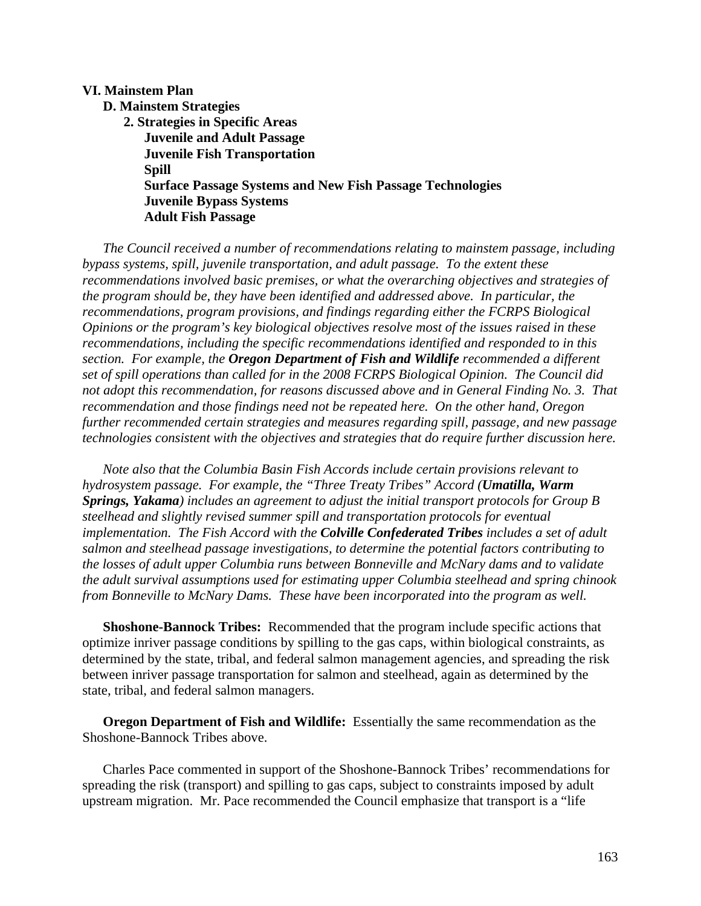**VI. Mainstem Plan**

**D. Mainstem Strategies**

**2. Strategies in Specific Areas**

**Juvenile and Adult Passage**

**Juvenile Fish Transportation**

**Spill**

**Surface Passage Systems and New Fish Passage Technologies**

**Juvenile Bypass Systems**

**Adult Fish Passage**

*The Council received a number of recommendations relating to mainstem passage, including bypass systems, spill, juvenile transportation, and adult passage. To the extent these recommendations involved basic premises, or what the overarching objectives and strategies of the program should be, they have been identified and addressed above. In particular, the recommendations, program provisions, and findings regarding either the FCRPS Biological Opinions or the program's key biological objectives resolve most of the issues raised in these recommendations, including the specific recommendations identified and responded to in this section. For example, the* ***Oregon Department of Fish and Wildlife*** *recommended a different set of spill operations than called for in the 2008 FCRPS Biological Opinion. The Council did not adopt this recommendation, for reasons discussed above and in General Finding No. 3. That recommendation and those findings need not be repeated here. On the other hand, Oregon further recommended certain strategies and measures regarding spill, passage, and new passage technologies consistent with the objectives and strategies that do require further discussion here.*

*Note also that the Columbia Basin Fish Accords include certain provisions relevant to hydrosystem passage. For example, the "Three Treaty Tribes" Accord (****Umatilla, Warm Springs, Yakama****) includes an agreement to adjust the initial transport protocols for Group B steelhead and slightly revised summer spill and transportation protocols for eventual implementation. The Fish Accord with the* ***Colville Confederated Tribes*** *includes a set of adult salmon and steelhead passage investigations, to determine the potential factors contributing to the losses of adult upper Columbia runs between Bonneville and McNary dams and to validate the adult survival assumptions used for estimating upper Columbia steelhead and spring chinook from Bonneville to McNary Dams. These have been incorporated into the program as well.*

**Shoshone-Bannock Tribes:** Recommended that the program include specific actions that optimize inriver passage conditions by spilling to the gas caps, within biological constraints, as determined by the state, tribal, and federal salmon management agencies, and spreading the risk between inriver passage transportation for salmon and steelhead, again as determined by the state, tribal, and federal salmon managers.

**Oregon Department of Fish and Wildlife:** Essentially the same recommendation as the Shoshone-Bannock Tribes above.

Charles Pace commented in support of the Shoshone-Bannock Tribes' recommendations for spreading the risk (transport) and spilling to gas caps, subject to constraints imposed by adult upstream migration. Mr. Pace recommended the Council emphasize that transport is a "life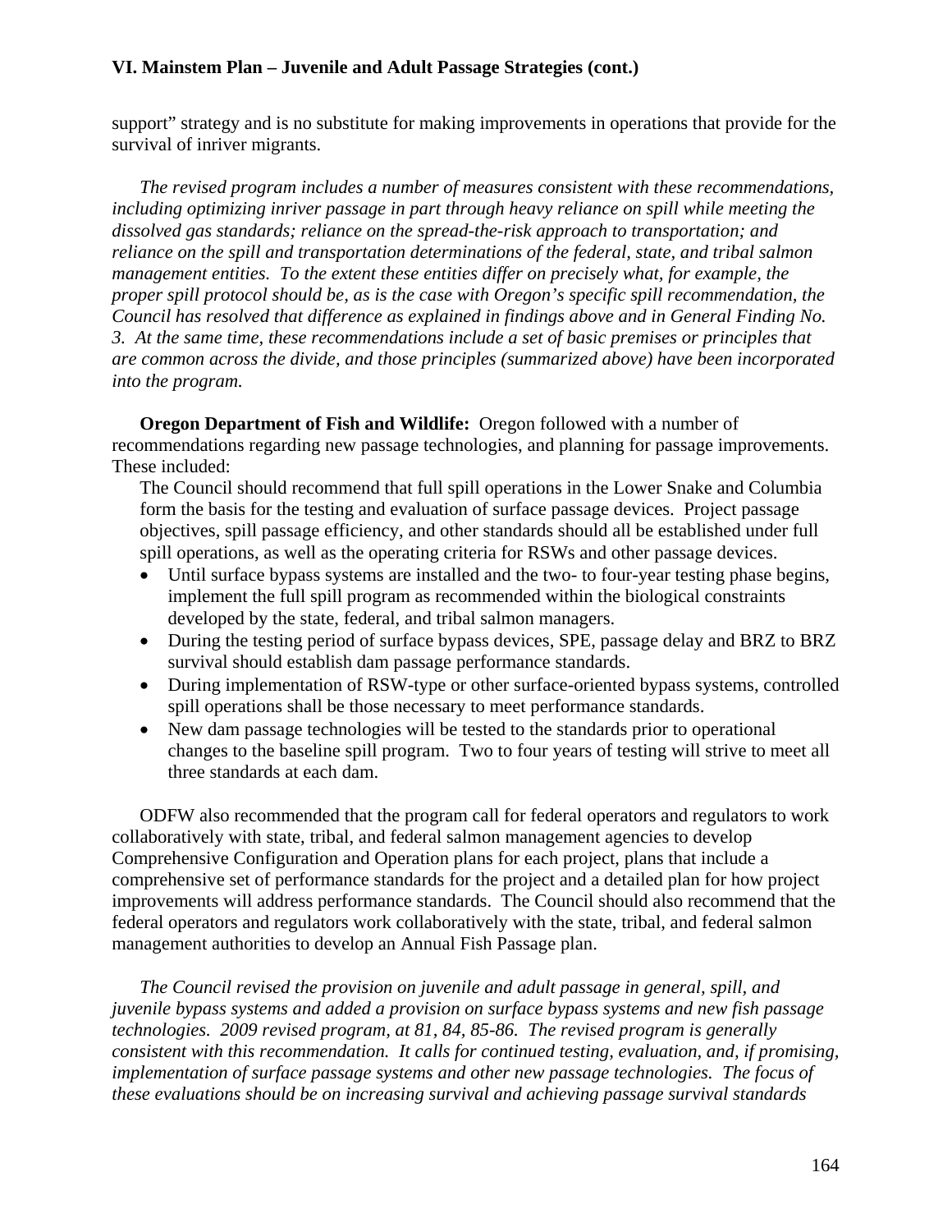support" strategy and is no substitute for making improvements in operations that provide for the survival of inriver migrants.

*The revised program includes a number of measures consistent with these recommendations, including optimizing inriver passage in part through heavy reliance on spill while meeting the dissolved gas standards; reliance on the spread-the-risk approach to transportation; and reliance on the spill and transportation determinations of the federal, state, and tribal salmon management entities. To the extent these entities differ on precisely what, for example, the proper spill protocol should be, as is the case with Oregon's specific spill recommendation, the Council has resolved that difference as explained in findings above and in General Finding No. 3. At the same time, these recommendations include a set of basic premises or principles that are common across the divide, and those principles (summarized above) have been incorporated into the program.*

**Oregon Department of Fish and Wildlife:** Oregon followed with a number of recommendations regarding new passage technologies, and planning for passage improvements. These included:

The Council should recommend that full spill operations in the Lower Snake and Columbia form the basis for the testing and evaluation of surface passage devices. Project passage objectives, spill passage efficiency, and other standards should all be established under full spill operations, as well as the operating criteria for RSWs and other passage devices.

- Until surface bypass systems are installed and the two- to four-year testing phase begins, implement the full spill program as recommended within the biological constraints developed by the state, federal, and tribal salmon managers.
- During the testing period of surface bypass devices, SPE, passage delay and BRZ to BRZ survival should establish dam passage performance standards.
- During implementation of RSW-type or other surface-oriented bypass systems, controlled spill operations shall be those necessary to meet performance standards.
- New dam passage technologies will be tested to the standards prior to operational changes to the baseline spill program. Two to four years of testing will strive to meet all three standards at each dam.

ODFW also recommended that the program call for federal operators and regulators to work collaboratively with state, tribal, and federal salmon management agencies to develop Comprehensive Configuration and Operation plans for each project, plans that include a comprehensive set of performance standards for the project and a detailed plan for how project improvements will address performance standards. The Council should also recommend that the federal operators and regulators work collaboratively with the state, tribal, and federal salmon management authorities to develop an Annual Fish Passage plan.

*The Council revised the provision on juvenile and adult passage in general, spill, and juvenile bypass systems and added a provision on surface bypass systems and new fish passage technologies. 2009 revised program, at 81, 84, 85-86. The revised program is generally consistent with this recommendation. It calls for continued testing, evaluation, and, if promising, implementation of surface passage systems and other new passage technologies. The focus of these evaluations should be on increasing survival and achieving passage survival standards*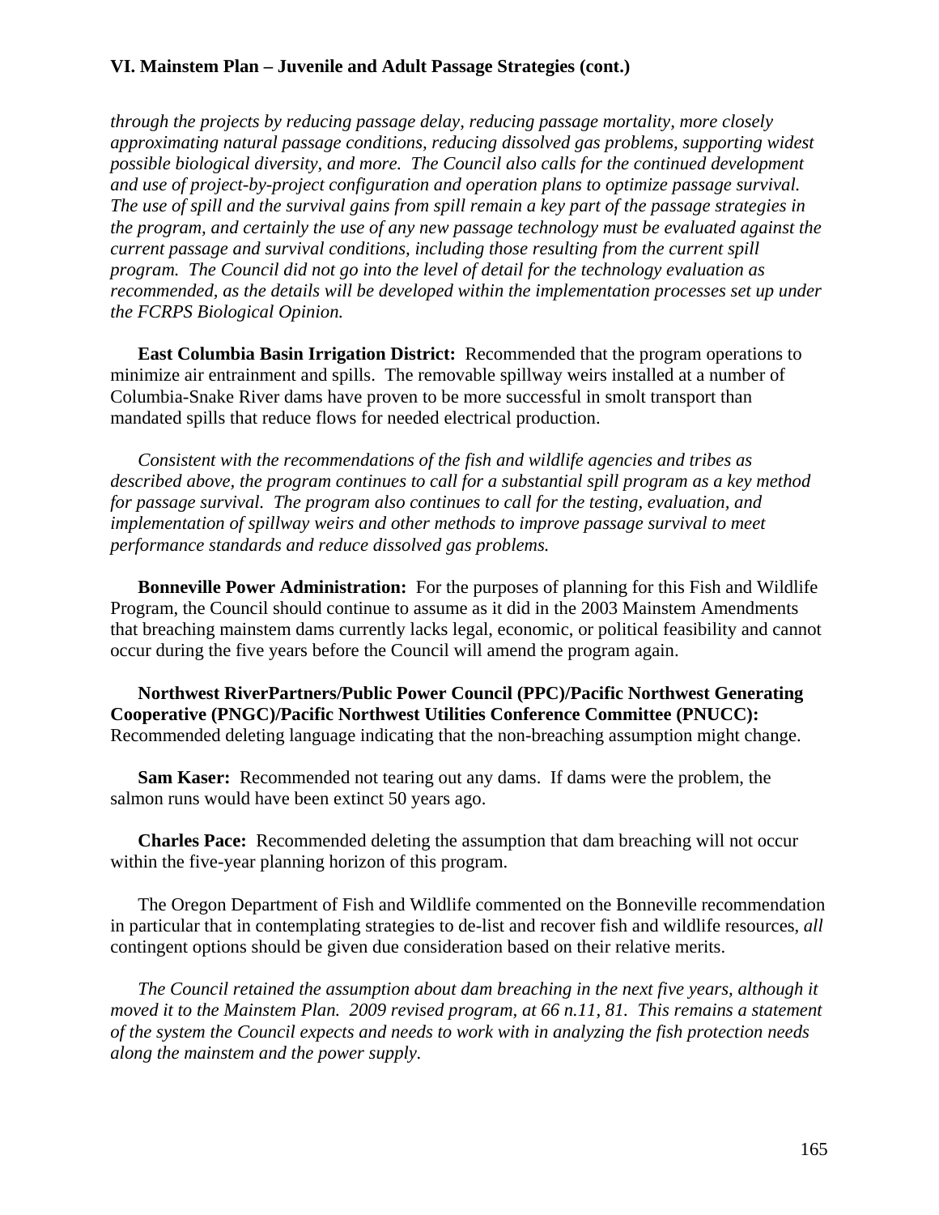*through the projects by reducing passage delay, reducing passage mortality, more closely approximating natural passage conditions, reducing dissolved gas problems, supporting widest possible biological diversity, and more. The Council also calls for the continued development and use of project-by-project configuration and operation plans to optimize passage survival. The use of spill and the survival gains from spill remain a key part of the passage strategies in the program, and certainly the use of any new passage technology must be evaluated against the current passage and survival conditions, including those resulting from the current spill program. The Council did not go into the level of detail for the technology evaluation as recommended, as the details will be developed within the implementation processes set up under the FCRPS Biological Opinion.*

**East Columbia Basin Irrigation District:** Recommended that the program operations to minimize air entrainment and spills. The removable spillway weirs installed at a number of Columbia-Snake River dams have proven to be more successful in smolt transport than mandated spills that reduce flows for needed electrical production.

*Consistent with the recommendations of the fish and wildlife agencies and tribes as described above, the program continues to call for a substantial spill program as a key method for passage survival. The program also continues to call for the testing, evaluation, and implementation of spillway weirs and other methods to improve passage survival to meet performance standards and reduce dissolved gas problems.*

**Bonneville Power Administration:** For the purposes of planning for this Fish and Wildlife Program, the Council should continue to assume as it did in the 2003 Mainstem Amendments that breaching mainstem dams currently lacks legal, economic, or political feasibility and cannot occur during the five years before the Council will amend the program again.

**Northwest RiverPartners/Public Power Council (PPC)/Pacific Northwest Generating Cooperative (PNGC)/Pacific Northwest Utilities Conference Committee (PNUCC):** Recommended deleting language indicating that the non-breaching assumption might change.

**Sam Kaser:** Recommended not tearing out any dams. If dams were the problem, the salmon runs would have been extinct 50 years ago.

**Charles Pace:** Recommended deleting the assumption that dam breaching will not occur within the five-year planning horizon of this program.

The Oregon Department of Fish and Wildlife commented on the Bonneville recommendation in particular that in contemplating strategies to de-list and recover fish and wildlife resources, *all* contingent options should be given due consideration based on their relative merits.

*The Council retained the assumption about dam breaching in the next five years, although it moved it to the Mainstem Plan. 2009 revised program, at 66 n.11, 81. This remains a statement of the system the Council expects and needs to work with in analyzing the fish protection needs along the mainstem and the power supply.*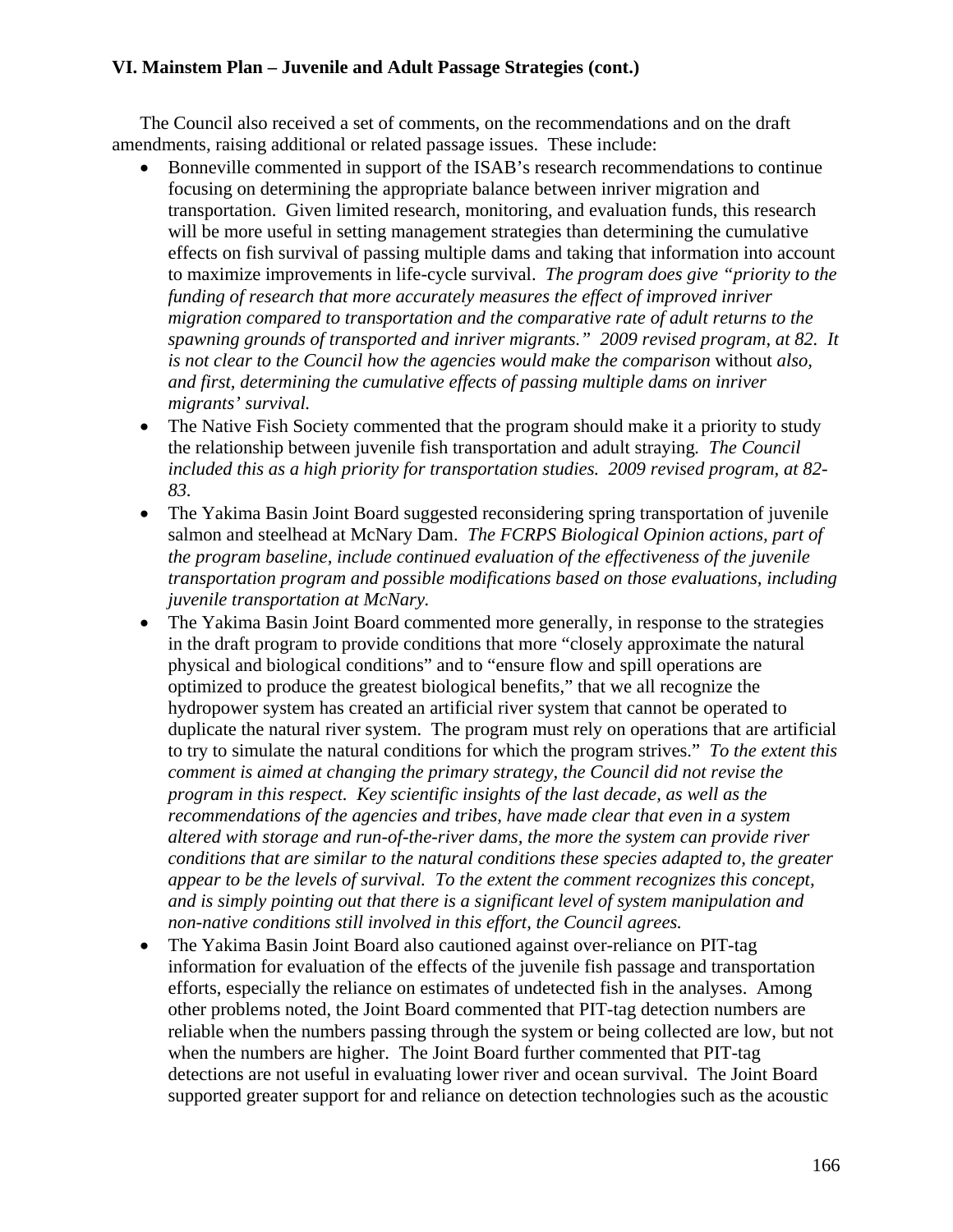**VI. Mainstem Plan – Juvenile and Adult Passage Strategies (cont.)**

The Council also received a set of comments, on the recommendations and on the draft amendments, raising additional or related passage issues. These include:

- Bonneville commented in support of the ISAB's research recommendations to continue focusing on determining the appropriate balance between inriver migration and transportation. Given limited research, monitoring, and evaluation funds, this research will be more useful in setting management strategies than determining the cumulative effects on fish survival of passing multiple dams and taking that information into account to maximize improvements in life-cycle survival. *The program does give "priority to the funding of research that more accurately measures the effect of improved inriver migration compared to transportation and the comparative rate of adult returns to the spawning grounds of transported and inriver migrants." 2009 revised program, at 82. It is not clear to the Council how the agencies would make the comparison* without *also, and first, determining the cumulative effects of passing multiple dams on inriver migrants' survival.*
- The Native Fish Society commented that the program should make it a priority to study the relationship between juvenile fish transportation and adult straying*. The Council included this as a high priority for transportation studies. 2009 revised program, at 82-83.*
- The Yakima Basin Joint Board suggested reconsidering spring transportation of juvenile salmon and steelhead at McNary Dam. *The FCRPS Biological Opinion actions, part of the program baseline, include continued evaluation of the effectiveness of the juvenile transportation program and possible modifications based on those evaluations, including juvenile transportation at McNary.*
- The Yakima Basin Joint Board commented more generally, in response to the strategies in the draft program to provide conditions that more "closely approximate the natural physical and biological conditions" and to "ensure flow and spill operations are optimized to produce the greatest biological benefits," that we all recognize the hydropower system has created an artificial river system that cannot be operated to duplicate the natural river system. The program must rely on operations that are artificial to try to simulate the natural conditions for which the program strives." *To the extent this comment is aimed at changing the primary strategy, the Council did not revise the program in this respect. Key scientific insights of the last decade, as well as the recommendations of the agencies and tribes, have made clear that even in a system altered with storage and run-of-the-river dams, the more the system can provide river conditions that are similar to the natural conditions these species adapted to, the greater appear to be the levels of survival. To the extent the comment recognizes this concept, and is simply pointing out that there is a significant level of system manipulation and non-native conditions still involved in this effort, the Council agrees.*
- The Yakima Basin Joint Board also cautioned against over-reliance on PIT-tag information for evaluation of the effects of the juvenile fish passage and transportation efforts, especially the reliance on estimates of undetected fish in the analyses. Among other problems noted, the Joint Board commented that PIT-tag detection numbers are reliable when the numbers passing through the system or being collected are low, but not when the numbers are higher. The Joint Board further commented that PIT-tag detections are not useful in evaluating lower river and ocean survival. The Joint Board supported greater support for and reliance on detection technologies such as the acoustic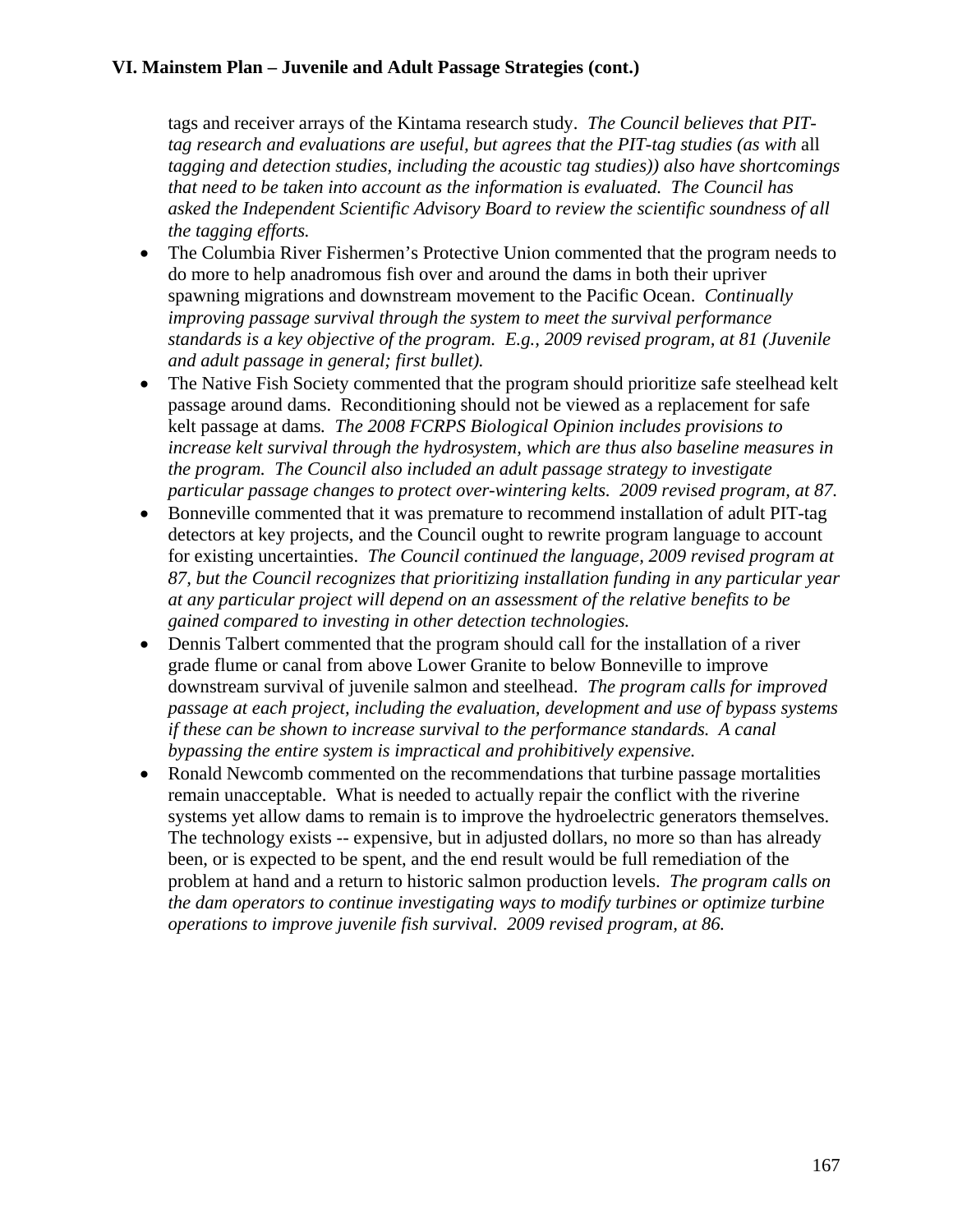tags and receiver arrays of the Kintama research study. *The Council believes that PIT-tag research and evaluations are useful, but agrees that the PIT-tag studies (as with* all *tagging and detection studies, including the acoustic tag studies)) also have shortcomings that need to be taken into account as the information is evaluated. The Council has asked the Independent Scientific Advisory Board to review the scientific soundness of all the tagging efforts.*

- The Columbia River Fishermen's Protective Union commented that the program needs to do more to help anadromous fish over and around the dams in both their upriver spawning migrations and downstream movement to the Pacific Ocean. *Continually improving passage survival through the system to meet the survival performance standards is a key objective of the program. E.g., 2009 revised program, at 81 (Juvenile and adult passage in general; first bullet).*
- The Native Fish Society commented that the program should prioritize safe steelhead kelt passage around dams. Reconditioning should not be viewed as a replacement for safe kelt passage at dams*. The 2008 FCRPS Biological Opinion includes provisions to increase kelt survival through the hydrosystem, which are thus also baseline measures in the program. The Council also included an adult passage strategy to investigate particular passage changes to protect over-wintering kelts. 2009 revised program, at 87.*
- Bonneville commented that it was premature to recommend installation of adult PIT-tag detectors at key projects, and the Council ought to rewrite program language to account for existing uncertainties. *The Council continued the language, 2009 revised program at 87, but the Council recognizes that prioritizing installation funding in any particular year at any particular project will depend on an assessment of the relative benefits to be gained compared to investing in other detection technologies.*
- Dennis Talbert commented that the program should call for the installation of a river grade flume or canal from above Lower Granite to below Bonneville to improve downstream survival of juvenile salmon and steelhead. *The program calls for improved passage at each project, including the evaluation, development and use of bypass systems if these can be shown to increase survival to the performance standards. A canal bypassing the entire system is impractical and prohibitively expensive.*
- Ronald Newcomb commented on the recommendations that turbine passage mortalities remain unacceptable. What is needed to actually repair the conflict with the riverine systems yet allow dams to remain is to improve the hydroelectric generators themselves. The technology exists -- expensive, but in adjusted dollars, no more so than has already been, or is expected to be spent, and the end result would be full remediation of the problem at hand and a return to historic salmon production levels. *The program calls on the dam operators to continue investigating ways to modify turbines or optimize turbine operations to improve juvenile fish survival. 2009 revised program, at 86.*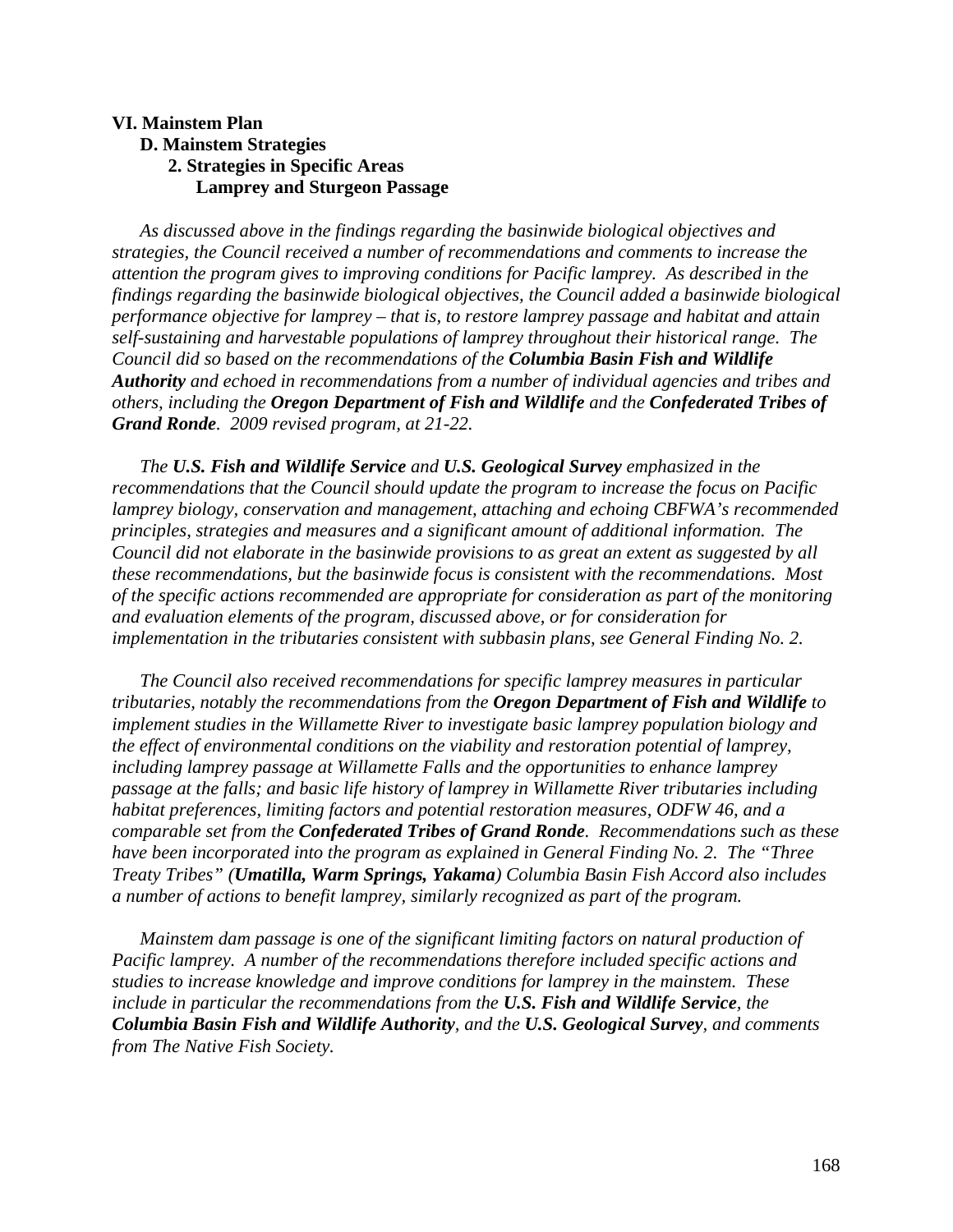**VI. Mainstem Plan**

**D. Mainstem Strategies**

**2. Strategies in Specific Areas**

**Lamprey and Sturgeon Passage**

*As discussed above in the findings regarding the basinwide biological objectives and strategies, the Council received a number of recommendations and comments to increase the attention the program gives to improving conditions for Pacific lamprey. As described in the findings regarding the basinwide biological objectives, the Council added a basinwide biological performance objective for lamprey – that is, to restore lamprey passage and habitat and attain self-sustaining and harvestable populations of lamprey throughout their historical range. The Council did so based on the recommendations of the **Columbia Basin Fish and Wildlife Authority** and echoed in recommendations from a number of individual agencies and tribes and others, including the **Oregon Department of Fish and Wildlife** and the **Confederated Tribes of Grand Ronde**. 2009 revised program, at 21-22.*

*The **U.S. Fish and Wildlife Service** and **U.S. Geological Survey** emphasized in the recommendations that the Council should update the program to increase the focus on Pacific lamprey biology, conservation and management, attaching and echoing CBFWA's recommended principles, strategies and measures and a significant amount of additional information. The Council did not elaborate in the basinwide provisions to as great an extent as suggested by all these recommendations, but the basinwide focus is consistent with the recommendations. Most of the specific actions recommended are appropriate for consideration as part of the monitoring and evaluation elements of the program, discussed above, or for consideration for implementation in the tributaries consistent with subbasin plans, see General Finding No. 2.*

*The Council also received recommendations for specific lamprey measures in particular tributaries, notably the recommendations from the **Oregon Department of Fish and Wildlife** to implement studies in the Willamette River to investigate basic lamprey population biology and the effect of environmental conditions on the viability and restoration potential of lamprey, including lamprey passage at Willamette Falls and the opportunities to enhance lamprey passage at the falls; and basic life history of lamprey in Willamette River tributaries including habitat preferences, limiting factors and potential restoration measures, ODFW 46, and a comparable set from the **Confederated Tribes of Grand Ronde**. Recommendations such as these have been incorporated into the program as explained in General Finding No. 2. The "Three Treaty Tribes" (**Umatilla, Warm Springs, Yakama**) Columbia Basin Fish Accord also includes a number of actions to benefit lamprey, similarly recognized as part of the program.*

*Mainstem dam passage is one of the significant limiting factors on natural production of Pacific lamprey. A number of the recommendations therefore included specific actions and studies to increase knowledge and improve conditions for lamprey in the mainstem. These include in particular the recommendations from the **U.S. Fish and Wildlife Service**, the **Columbia Basin Fish and Wildlife Authority**, and the **U.S. Geological Survey**, and comments from The Native Fish Society.*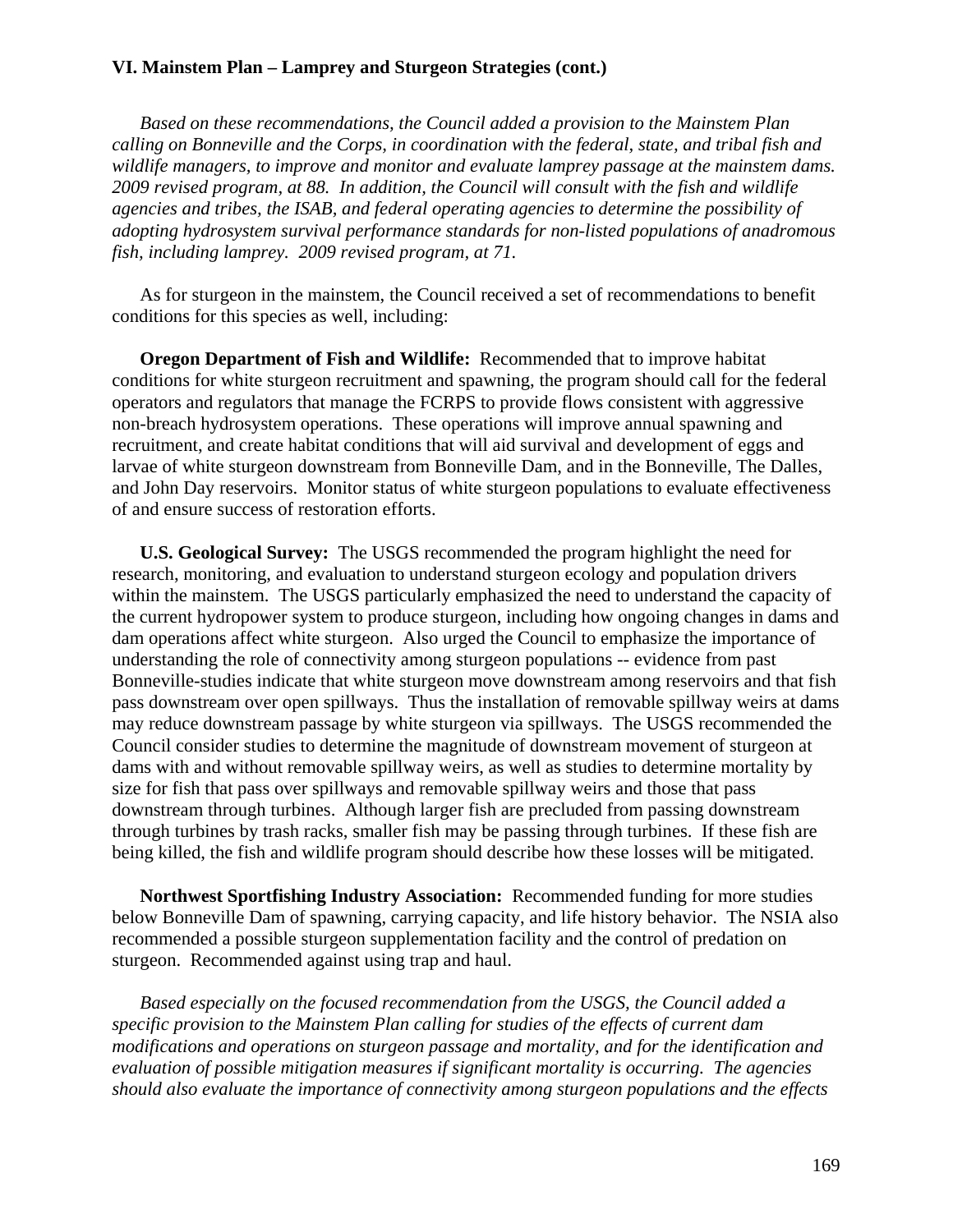**VI. Mainstem Plan – Lamprey and Sturgeon Strategies (cont.)**

*Based on these recommendations, the Council added a provision to the Mainstem Plan calling on Bonneville and the Corps, in coordination with the federal, state, and tribal fish and wildlife managers, to improve and monitor and evaluate lamprey passage at the mainstem dams. 2009 revised program, at 88. In addition, the Council will consult with the fish and wildlife agencies and tribes, the ISAB, and federal operating agencies to determine the possibility of adopting hydrosystem survival performance standards for non-listed populations of anadromous fish, including lamprey. 2009 revised program, at 71.*

As for sturgeon in the mainstem, the Council received a set of recommendations to benefit conditions for this species as well, including:

**Oregon Department of Fish and Wildlife:** Recommended that to improve habitat conditions for white sturgeon recruitment and spawning, the program should call for the federal operators and regulators that manage the FCRPS to provide flows consistent with aggressive non-breach hydrosystem operations. These operations will improve annual spawning and recruitment, and create habitat conditions that will aid survival and development of eggs and larvae of white sturgeon downstream from Bonneville Dam, and in the Bonneville, The Dalles, and John Day reservoirs. Monitor status of white sturgeon populations to evaluate effectiveness of and ensure success of restoration efforts.

**U.S. Geological Survey:** The USGS recommended the program highlight the need for research, monitoring, and evaluation to understand sturgeon ecology and population drivers within the mainstem. The USGS particularly emphasized the need to understand the capacity of the current hydropower system to produce sturgeon, including how ongoing changes in dams and dam operations affect white sturgeon. Also urged the Council to emphasize the importance of understanding the role of connectivity among sturgeon populations -- evidence from past Bonneville-studies indicate that white sturgeon move downstream among reservoirs and that fish pass downstream over open spillways. Thus the installation of removable spillway weirs at dams may reduce downstream passage by white sturgeon via spillways. The USGS recommended the Council consider studies to determine the magnitude of downstream movement of sturgeon at dams with and without removable spillway weirs, as well as studies to determine mortality by size for fish that pass over spillways and removable spillway weirs and those that pass downstream through turbines. Although larger fish are precluded from passing downstream through turbines by trash racks, smaller fish may be passing through turbines. If these fish are being killed, the fish and wildlife program should describe how these losses will be mitigated.

**Northwest Sportfishing Industry Association:** Recommended funding for more studies below Bonneville Dam of spawning, carrying capacity, and life history behavior. The NSIA also recommended a possible sturgeon supplementation facility and the control of predation on sturgeon. Recommended against using trap and haul.

*Based especially on the focused recommendation from the USGS, the Council added a specific provision to the Mainstem Plan calling for studies of the effects of current dam modifications and operations on sturgeon passage and mortality, and for the identification and evaluation of possible mitigation measures if significant mortality is occurring. The agencies should also evaluate the importance of connectivity among sturgeon populations and the effects*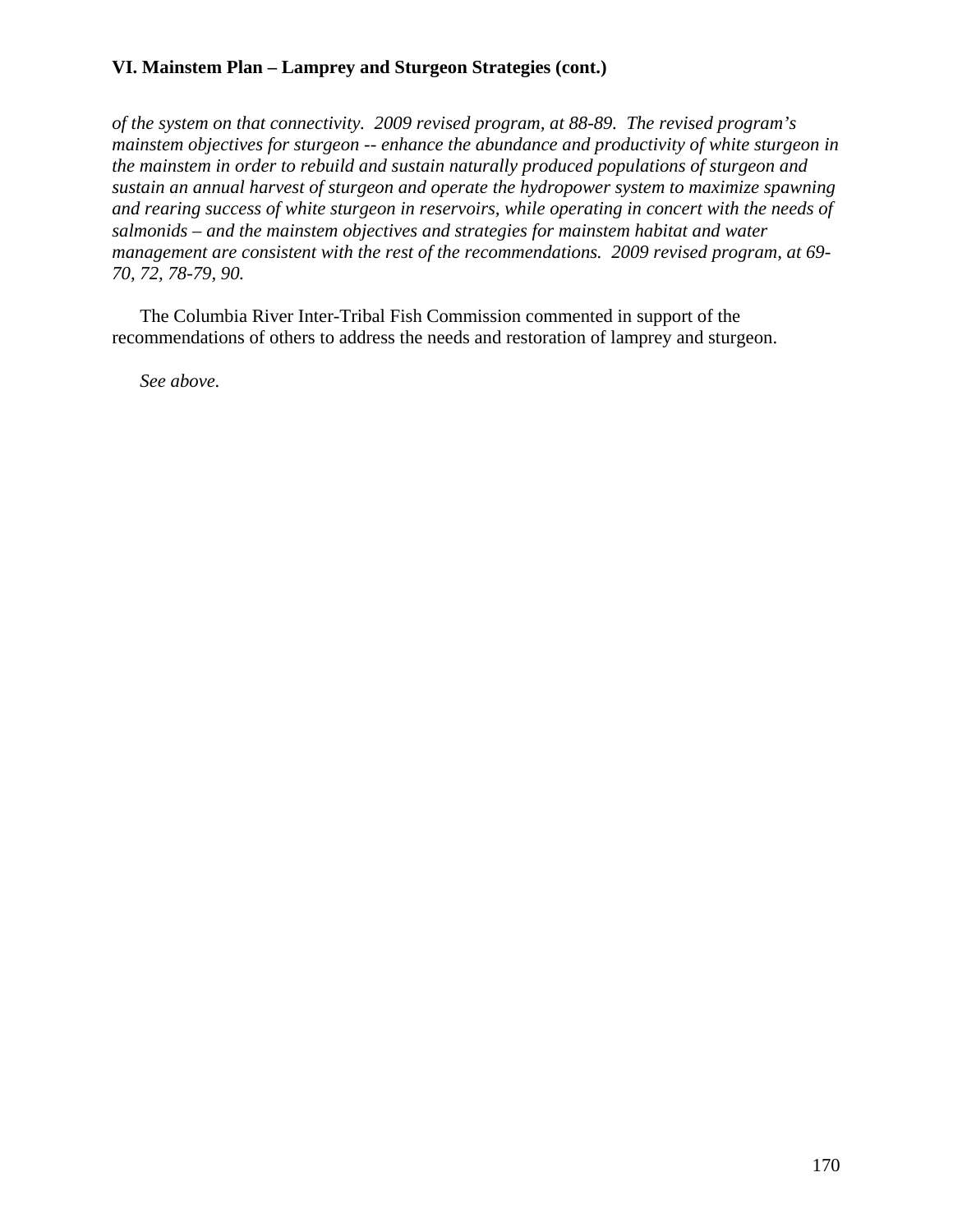*of the system on that connectivity. 2009 revised program, at 88-89. The revised program's mainstem objectives for sturgeon -- enhance the abundance and productivity of white sturgeon in the mainstem in order to rebuild and sustain naturally produced populations of sturgeon and sustain an annual harvest of sturgeon and operate the hydropower system to maximize spawning and rearing success of white sturgeon in reservoirs, while operating in concert with the needs of salmonids – and the mainstem objectives and strategies for mainstem habitat and water management are consistent with the rest of the recommendations. 2009 revised program, at 69-70, 72, 78-79, 90.*

The Columbia River Inter-Tribal Fish Commission commented in support of the recommendations of others to address the needs and restoration of lamprey and sturgeon.

*See above.*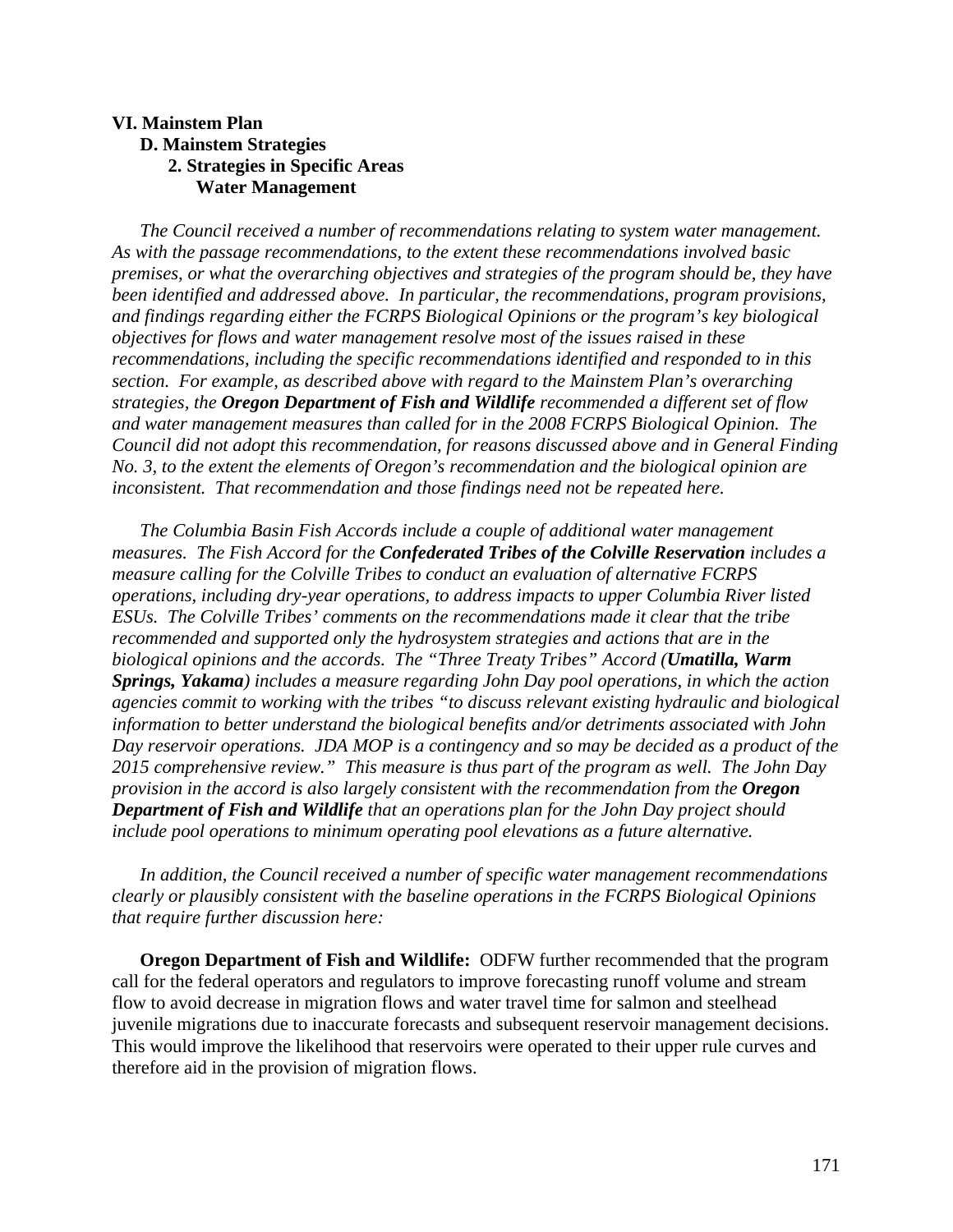**VI. Mainstem Plan**
**D. Mainstem Strategies**
**2. Strategies in Specific Areas**
**Water Management**

*The Council received a number of recommendations relating to system water management. As with the passage recommendations, to the extent these recommendations involved basic premises, or what the overarching objectives and strategies of the program should be, they have been identified and addressed above. In particular, the recommendations, program provisions, and findings regarding either the FCRPS Biological Opinions or the program's key biological objectives for flows and water management resolve most of the issues raised in these recommendations, including the specific recommendations identified and responded to in this section. For example, as described above with regard to the Mainstem Plan's overarching strategies, the **Oregon Department of Fish and Wildlife** recommended a different set of flow and water management measures than called for in the 2008 FCRPS Biological Opinion. The Council did not adopt this recommendation, for reasons discussed above and in General Finding No. 3, to the extent the elements of Oregon's recommendation and the biological opinion are inconsistent. That recommendation and those findings need not be repeated here.*

*The Columbia Basin Fish Accords include a couple of additional water management measures. The Fish Accord for the **Confederated Tribes of the Colville Reservation** includes a measure calling for the Colville Tribes to conduct an evaluation of alternative FCRPS operations, including dry-year operations, to address impacts to upper Columbia River listed ESUs. The Colville Tribes' comments on the recommendations made it clear that the tribe recommended and supported only the hydrosystem strategies and actions that are in the biological opinions and the accords. The "Three Treaty Tribes" Accord (**Umatilla, Warm Springs, Yakama**) includes a measure regarding John Day pool operations, in which the action agencies commit to working with the tribes "to discuss relevant existing hydraulic and biological information to better understand the biological benefits and/or detriments associated with John Day reservoir operations. JDA MOP is a contingency and so may be decided as a product of the 2015 comprehensive review." This measure is thus part of the program as well. The John Day provision in the accord is also largely consistent with the recommendation from the **Oregon Department of Fish and Wildlife** that an operations plan for the John Day project should include pool operations to minimum operating pool elevations as a future alternative.*

*In addition, the Council received a number of specific water management recommendations clearly or plausibly consistent with the baseline operations in the FCRPS Biological Opinions that require further discussion here:*

**Oregon Department of Fish and Wildlife:** ODFW further recommended that the program call for the federal operators and regulators to improve forecasting runoff volume and stream flow to avoid decrease in migration flows and water travel time for salmon and steelhead juvenile migrations due to inaccurate forecasts and subsequent reservoir management decisions. This would improve the likelihood that reservoirs were operated to their upper rule curves and therefore aid in the provision of migration flows.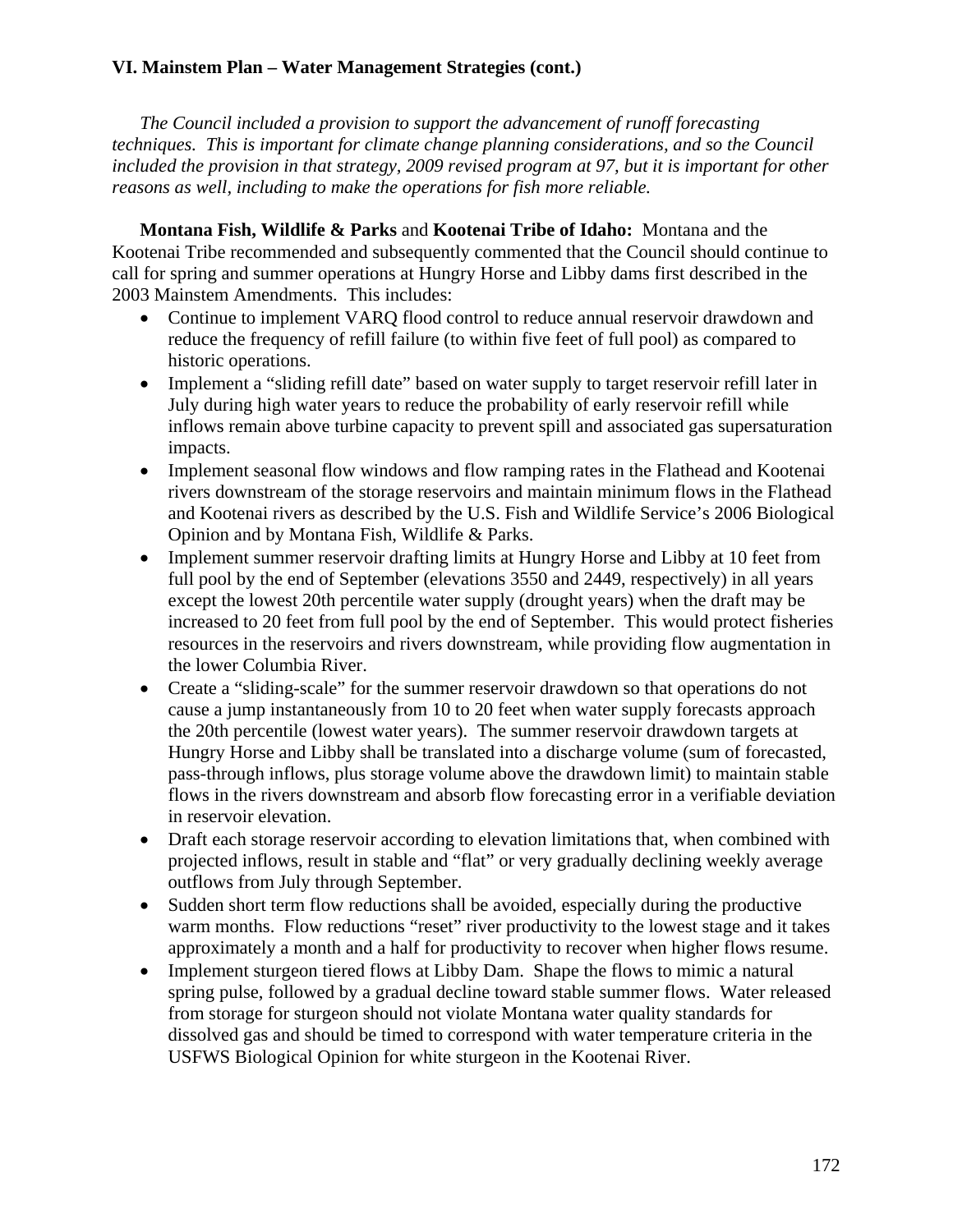**VI. Mainstem Plan – Water Management Strategies (cont.)**

*The Council included a provision to support the advancement of runoff forecasting techniques. This is important for climate change planning considerations, and so the Council included the provision in that strategy, 2009 revised program at 97, but it is important for other reasons as well, including to make the operations for fish more reliable.*

**Montana Fish, Wildlife & Parks** and **Kootenai Tribe of Idaho:** Montana and the Kootenai Tribe recommended and subsequently commented that the Council should continue to call for spring and summer operations at Hungry Horse and Libby dams first described in the 2003 Mainstem Amendments. This includes:

- Continue to implement VARQ flood control to reduce annual reservoir drawdown and reduce the frequency of refill failure (to within five feet of full pool) as compared to historic operations.
- Implement a "sliding refill date" based on water supply to target reservoir refill later in July during high water years to reduce the probability of early reservoir refill while inflows remain above turbine capacity to prevent spill and associated gas supersaturation impacts.
- Implement seasonal flow windows and flow ramping rates in the Flathead and Kootenai rivers downstream of the storage reservoirs and maintain minimum flows in the Flathead and Kootenai rivers as described by the U.S. Fish and Wildlife Service's 2006 Biological Opinion and by Montana Fish, Wildlife & Parks.
- Implement summer reservoir drafting limits at Hungry Horse and Libby at 10 feet from full pool by the end of September (elevations 3550 and 2449, respectively) in all years except the lowest 20th percentile water supply (drought years) when the draft may be increased to 20 feet from full pool by the end of September. This would protect fisheries resources in the reservoirs and rivers downstream, while providing flow augmentation in the lower Columbia River.
- Create a "sliding-scale" for the summer reservoir drawdown so that operations do not cause a jump instantaneously from 10 to 20 feet when water supply forecasts approach the 20th percentile (lowest water years). The summer reservoir drawdown targets at Hungry Horse and Libby shall be translated into a discharge volume (sum of forecasted, pass-through inflows, plus storage volume above the drawdown limit) to maintain stable flows in the rivers downstream and absorb flow forecasting error in a verifiable deviation in reservoir elevation.
- Draft each storage reservoir according to elevation limitations that, when combined with projected inflows, result in stable and "flat" or very gradually declining weekly average outflows from July through September.
- Sudden short term flow reductions shall be avoided, especially during the productive warm months. Flow reductions "reset" river productivity to the lowest stage and it takes approximately a month and a half for productivity to recover when higher flows resume.
- Implement sturgeon tiered flows at Libby Dam. Shape the flows to mimic a natural spring pulse, followed by a gradual decline toward stable summer flows. Water released from storage for sturgeon should not violate Montana water quality standards for dissolved gas and should be timed to correspond with water temperature criteria in the USFWS Biological Opinion for white sturgeon in the Kootenai River.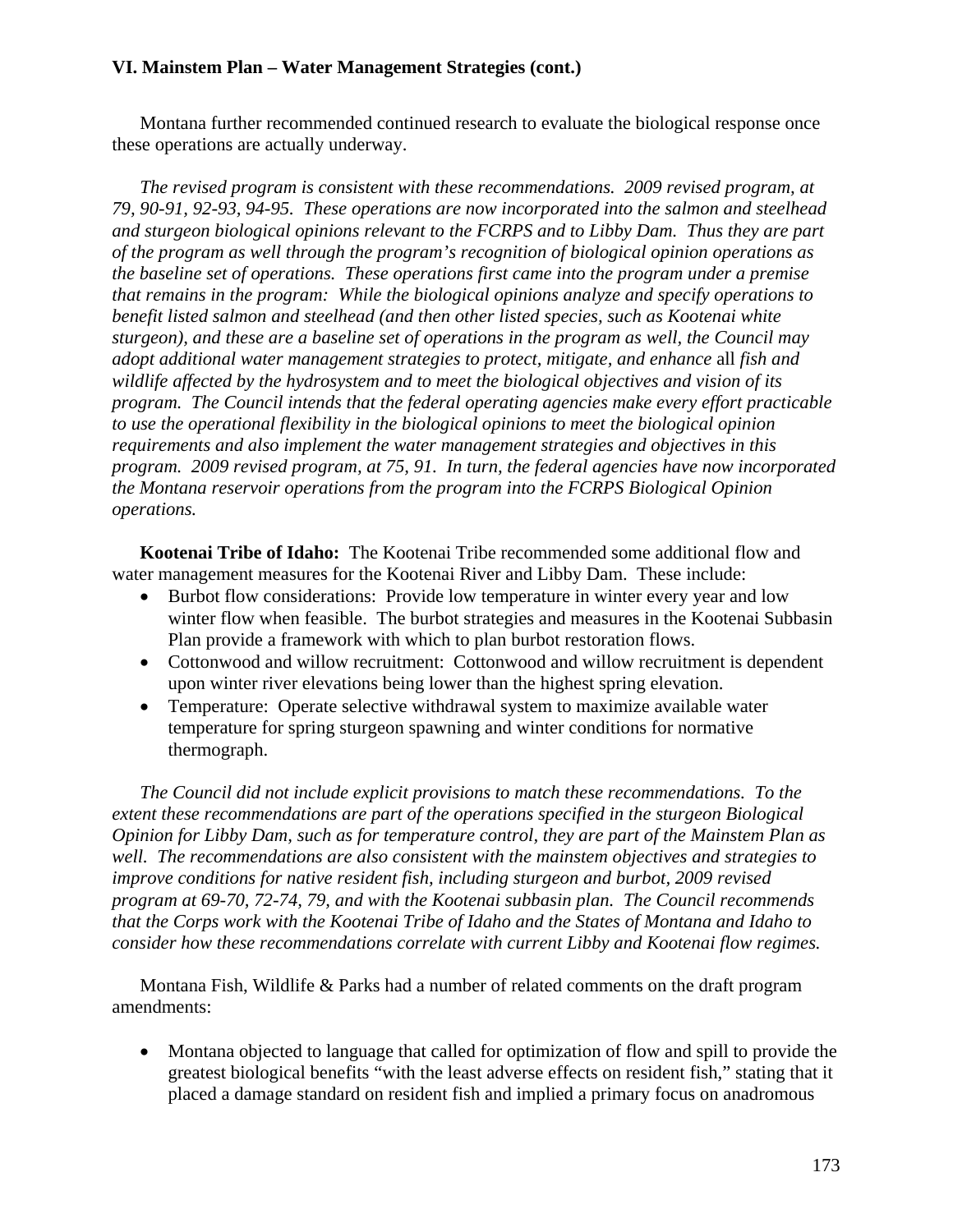**VI. Mainstem Plan – Water Management Strategies (cont.)**

Montana further recommended continued research to evaluate the biological response once these operations are actually underway.

*The revised program is consistent with these recommendations. 2009 revised program, at 79, 90-91, 92-93, 94-95. These operations are now incorporated into the salmon and steelhead and sturgeon biological opinions relevant to the FCRPS and to Libby Dam. Thus they are part of the program as well through the program's recognition of biological opinion operations as the baseline set of operations. These operations first came into the program under a premise that remains in the program: While the biological opinions analyze and specify operations to benefit listed salmon and steelhead (and then other listed species, such as Kootenai white sturgeon), and these are a baseline set of operations in the program as well, the Council may adopt additional water management strategies to protect, mitigate, and enhance* all *fish and wildlife affected by the hydrosystem and to meet the biological objectives and vision of its program. The Council intends that the federal operating agencies make every effort practicable to use the operational flexibility in the biological opinions to meet the biological opinion requirements and also implement the water management strategies and objectives in this program. 2009 revised program, at 75, 91. In turn, the federal agencies have now incorporated the Montana reservoir operations from the program into the FCRPS Biological Opinion operations.*

**Kootenai Tribe of Idaho:** The Kootenai Tribe recommended some additional flow and water management measures for the Kootenai River and Libby Dam. These include:

- Burbot flow considerations: Provide low temperature in winter every year and low winter flow when feasible. The burbot strategies and measures in the Kootenai Subbasin Plan provide a framework with which to plan burbot restoration flows.
- Cottonwood and willow recruitment: Cottonwood and willow recruitment is dependent upon winter river elevations being lower than the highest spring elevation.
- Temperature: Operate selective withdrawal system to maximize available water temperature for spring sturgeon spawning and winter conditions for normative thermograph.

*The Council did not include explicit provisions to match these recommendations. To the extent these recommendations are part of the operations specified in the sturgeon Biological Opinion for Libby Dam, such as for temperature control, they are part of the Mainstem Plan as well. The recommendations are also consistent with the mainstem objectives and strategies to improve conditions for native resident fish, including sturgeon and burbot, 2009 revised program at 69-70, 72-74, 79, and with the Kootenai subbasin plan. The Council recommends that the Corps work with the Kootenai Tribe of Idaho and the States of Montana and Idaho to consider how these recommendations correlate with current Libby and Kootenai flow regimes.*

Montana Fish, Wildlife & Parks had a number of related comments on the draft program amendments:

- Montana objected to language that called for optimization of flow and spill to provide the greatest biological benefits "with the least adverse effects on resident fish," stating that it placed a damage standard on resident fish and implied a primary focus on anadromous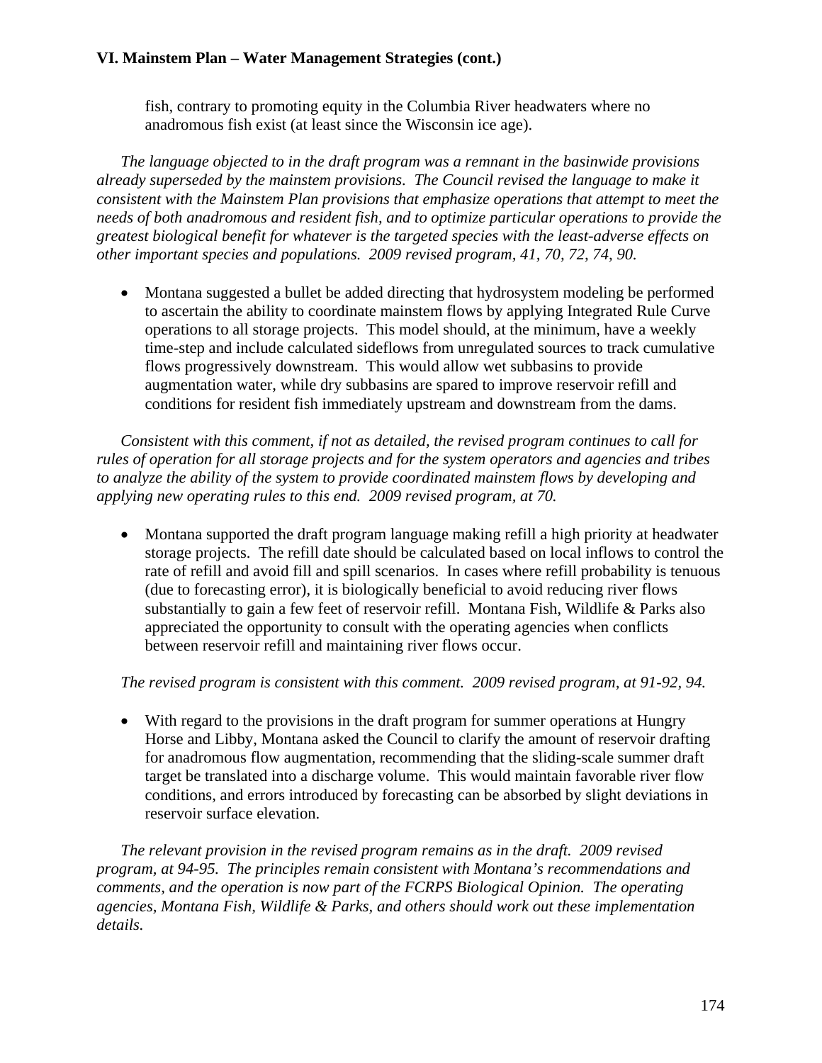fish, contrary to promoting equity in the Columbia River headwaters where no anadromous fish exist (at least since the Wisconsin ice age).

*The language objected to in the draft program was a remnant in the basinwide provisions already superseded by the mainstem provisions. The Council revised the language to make it consistent with the Mainstem Plan provisions that emphasize operations that attempt to meet the needs of both anadromous and resident fish, and to optimize particular operations to provide the greatest biological benefit for whatever is the targeted species with the least-adverse effects on other important species and populations. 2009 revised program, 41, 70, 72, 74, 90.*

- Montana suggested a bullet be added directing that hydrosystem modeling be performed to ascertain the ability to coordinate mainstem flows by applying Integrated Rule Curve operations to all storage projects. This model should, at the minimum, have a weekly time-step and include calculated sideflows from unregulated sources to track cumulative flows progressively downstream. This would allow wet subbasins to provide augmentation water, while dry subbasins are spared to improve reservoir refill and conditions for resident fish immediately upstream and downstream from the dams.

*Consistent with this comment, if not as detailed, the revised program continues to call for rules of operation for all storage projects and for the system operators and agencies and tribes to analyze the ability of the system to provide coordinated mainstem flows by developing and applying new operating rules to this end. 2009 revised program, at 70.*

- Montana supported the draft program language making refill a high priority at headwater storage projects. The refill date should be calculated based on local inflows to control the rate of refill and avoid fill and spill scenarios. In cases where refill probability is tenuous (due to forecasting error), it is biologically beneficial to avoid reducing river flows substantially to gain a few feet of reservoir refill. Montana Fish, Wildlife & Parks also appreciated the opportunity to consult with the operating agencies when conflicts between reservoir refill and maintaining river flows occur.

*The revised program is consistent with this comment. 2009 revised program, at 91-92, 94.*

- With regard to the provisions in the draft program for summer operations at Hungry Horse and Libby, Montana asked the Council to clarify the amount of reservoir drafting for anadromous flow augmentation, recommending that the sliding-scale summer draft target be translated into a discharge volume. This would maintain favorable river flow conditions, and errors introduced by forecasting can be absorbed by slight deviations in reservoir surface elevation.

*The relevant provision in the revised program remains as in the draft. 2009 revised program, at 94-95. The principles remain consistent with Montana's recommendations and comments, and the operation is now part of the FCRPS Biological Opinion. The operating agencies, Montana Fish, Wildlife & Parks, and others should work out these implementation details.*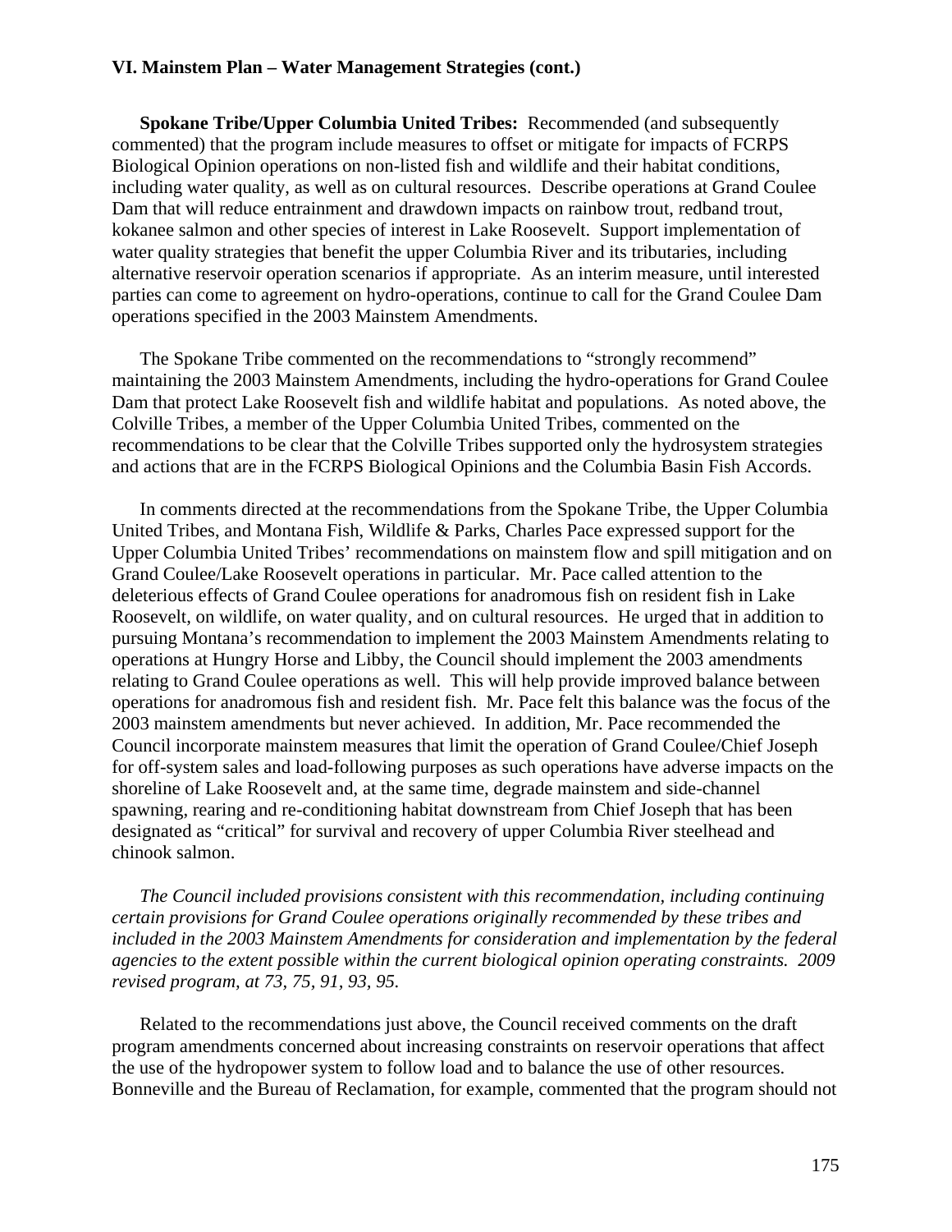**VI. Mainstem Plan – Water Management Strategies (cont.)**

**Spokane Tribe/Upper Columbia United Tribes:** Recommended (and subsequently commented) that the program include measures to offset or mitigate for impacts of FCRPS Biological Opinion operations on non-listed fish and wildlife and their habitat conditions, including water quality, as well as on cultural resources. Describe operations at Grand Coulee Dam that will reduce entrainment and drawdown impacts on rainbow trout, redband trout, kokanee salmon and other species of interest in Lake Roosevelt. Support implementation of water quality strategies that benefit the upper Columbia River and its tributaries, including alternative reservoir operation scenarios if appropriate. As an interim measure, until interested parties can come to agreement on hydro-operations, continue to call for the Grand Coulee Dam operations specified in the 2003 Mainstem Amendments.

The Spokane Tribe commented on the recommendations to "strongly recommend" maintaining the 2003 Mainstem Amendments, including the hydro-operations for Grand Coulee Dam that protect Lake Roosevelt fish and wildlife habitat and populations. As noted above, the Colville Tribes, a member of the Upper Columbia United Tribes, commented on the recommendations to be clear that the Colville Tribes supported only the hydrosystem strategies and actions that are in the FCRPS Biological Opinions and the Columbia Basin Fish Accords.

In comments directed at the recommendations from the Spokane Tribe, the Upper Columbia United Tribes, and Montana Fish, Wildlife & Parks, Charles Pace expressed support for the Upper Columbia United Tribes' recommendations on mainstem flow and spill mitigation and on Grand Coulee/Lake Roosevelt operations in particular. Mr. Pace called attention to the deleterious effects of Grand Coulee operations for anadromous fish on resident fish in Lake Roosevelt, on wildlife, on water quality, and on cultural resources. He urged that in addition to pursuing Montana's recommendation to implement the 2003 Mainstem Amendments relating to operations at Hungry Horse and Libby, the Council should implement the 2003 amendments relating to Grand Coulee operations as well. This will help provide improved balance between operations for anadromous fish and resident fish. Mr. Pace felt this balance was the focus of the 2003 mainstem amendments but never achieved. In addition, Mr. Pace recommended the Council incorporate mainstem measures that limit the operation of Grand Coulee/Chief Joseph for off-system sales and load-following purposes as such operations have adverse impacts on the shoreline of Lake Roosevelt and, at the same time, degrade mainstem and side-channel spawning, rearing and re-conditioning habitat downstream from Chief Joseph that has been designated as "critical" for survival and recovery of upper Columbia River steelhead and chinook salmon.

*The Council included provisions consistent with this recommendation, including continuing certain provisions for Grand Coulee operations originally recommended by these tribes and included in the 2003 Mainstem Amendments for consideration and implementation by the federal agencies to the extent possible within the current biological opinion operating constraints. 2009 revised program, at 73, 75, 91, 93, 95.*

Related to the recommendations just above, the Council received comments on the draft program amendments concerned about increasing constraints on reservoir operations that affect the use of the hydropower system to follow load and to balance the use of other resources. Bonneville and the Bureau of Reclamation, for example, commented that the program should not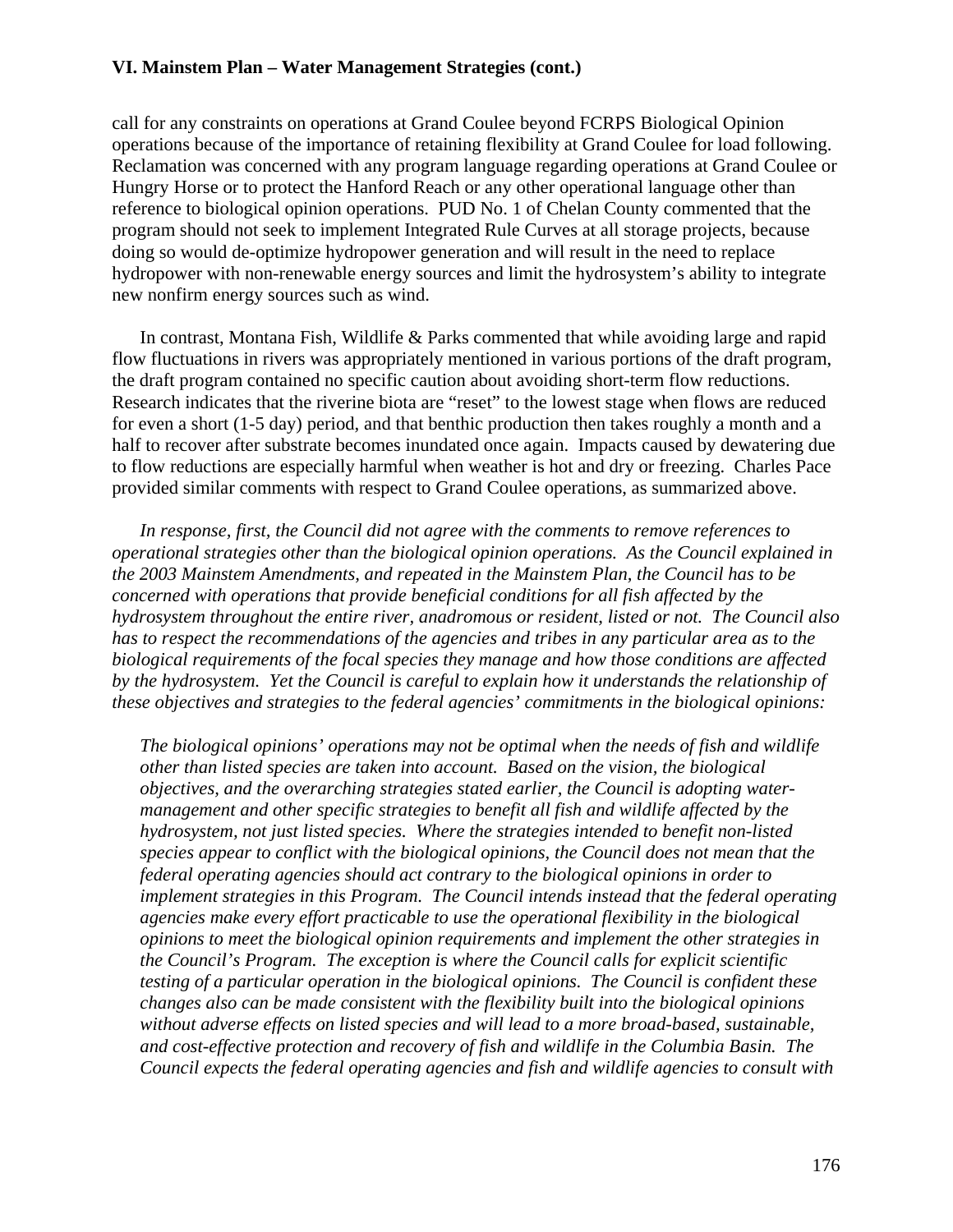call for any constraints on operations at Grand Coulee beyond FCRPS Biological Opinion operations because of the importance of retaining flexibility at Grand Coulee for load following. Reclamation was concerned with any program language regarding operations at Grand Coulee or Hungry Horse or to protect the Hanford Reach or any other operational language other than reference to biological opinion operations. PUD No. 1 of Chelan County commented that the program should not seek to implement Integrated Rule Curves at all storage projects, because doing so would de-optimize hydropower generation and will result in the need to replace hydropower with non-renewable energy sources and limit the hydrosystem's ability to integrate new nonfirm energy sources such as wind.

In contrast, Montana Fish, Wildlife & Parks commented that while avoiding large and rapid flow fluctuations in rivers was appropriately mentioned in various portions of the draft program, the draft program contained no specific caution about avoiding short-term flow reductions. Research indicates that the riverine biota are "reset" to the lowest stage when flows are reduced for even a short (1-5 day) period, and that benthic production then takes roughly a month and a half to recover after substrate becomes inundated once again. Impacts caused by dewatering due to flow reductions are especially harmful when weather is hot and dry or freezing. Charles Pace provided similar comments with respect to Grand Coulee operations, as summarized above.

*In response, first, the Council did not agree with the comments to remove references to operational strategies other than the biological opinion operations. As the Council explained in the 2003 Mainstem Amendments, and repeated in the Mainstem Plan, the Council has to be concerned with operations that provide beneficial conditions for all fish affected by the hydrosystem throughout the entire river, anadromous or resident, listed or not. The Council also has to respect the recommendations of the agencies and tribes in any particular area as to the biological requirements of the focal species they manage and how those conditions are affected by the hydrosystem. Yet the Council is careful to explain how it understands the relationship of these objectives and strategies to the federal agencies' commitments in the biological opinions:*

> *The biological opinions' operations may not be optimal when the needs of fish and wildlife other than listed species are taken into account. Based on the vision, the biological objectives, and the overarching strategies stated earlier, the Council is adopting water-management and other specific strategies to benefit all fish and wildlife affected by the hydrosystem, not just listed species. Where the strategies intended to benefit non-listed species appear to conflict with the biological opinions, the Council does not mean that the federal operating agencies should act contrary to the biological opinions in order to implement strategies in this Program. The Council intends instead that the federal operating agencies make every effort practicable to use the operational flexibility in the biological opinions to meet the biological opinion requirements and implement the other strategies in the Council's Program. The exception is where the Council calls for explicit scientific testing of a particular operation in the biological opinions. The Council is confident these changes also can be made consistent with the flexibility built into the biological opinions without adverse effects on listed species and will lead to a more broad-based, sustainable, and cost-effective protection and recovery of fish and wildlife in the Columbia Basin. The Council expects the federal operating agencies and fish and wildlife agencies to consult with*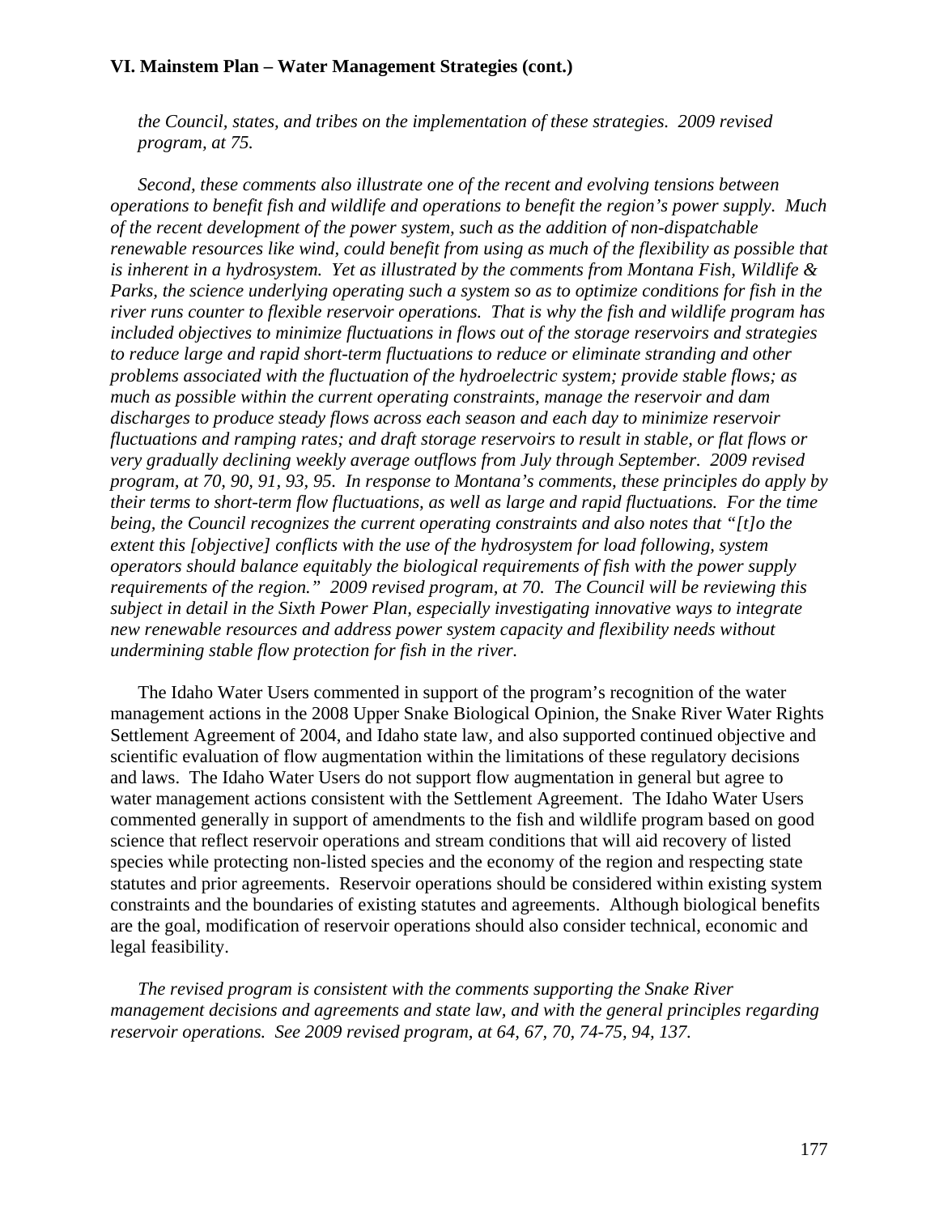*the Council, states, and tribes on the implementation of these strategies. 2009 revised program, at 75.*

*Second, these comments also illustrate one of the recent and evolving tensions between operations to benefit fish and wildlife and operations to benefit the region's power supply. Much of the recent development of the power system, such as the addition of non-dispatchable renewable resources like wind, could benefit from using as much of the flexibility as possible that is inherent in a hydrosystem. Yet as illustrated by the comments from Montana Fish, Wildlife & Parks, the science underlying operating such a system so as to optimize conditions for fish in the river runs counter to flexible reservoir operations. That is why the fish and wildlife program has included objectives to minimize fluctuations in flows out of the storage reservoirs and strategies to reduce large and rapid short-term fluctuations to reduce or eliminate stranding and other problems associated with the fluctuation of the hydroelectric system; provide stable flows; as much as possible within the current operating constraints, manage the reservoir and dam discharges to produce steady flows across each season and each day to minimize reservoir fluctuations and ramping rates; and draft storage reservoirs to result in stable, or flat flows or very gradually declining weekly average outflows from July through September. 2009 revised program, at 70, 90, 91, 93, 95. In response to Montana's comments, these principles do apply by their terms to short-term flow fluctuations, as well as large and rapid fluctuations. For the time being, the Council recognizes the current operating constraints and also notes that "[t]o the extent this [objective] conflicts with the use of the hydrosystem for load following, system operators should balance equitably the biological requirements of fish with the power supply requirements of the region." 2009 revised program, at 70. The Council will be reviewing this subject in detail in the Sixth Power Plan, especially investigating innovative ways to integrate new renewable resources and address power system capacity and flexibility needs without undermining stable flow protection for fish in the river.*

The Idaho Water Users commented in support of the program's recognition of the water management actions in the 2008 Upper Snake Biological Opinion, the Snake River Water Rights Settlement Agreement of 2004, and Idaho state law, and also supported continued objective and scientific evaluation of flow augmentation within the limitations of these regulatory decisions and laws. The Idaho Water Users do not support flow augmentation in general but agree to water management actions consistent with the Settlement Agreement. The Idaho Water Users commented generally in support of amendments to the fish and wildlife program based on good science that reflect reservoir operations and stream conditions that will aid recovery of listed species while protecting non-listed species and the economy of the region and respecting state statutes and prior agreements. Reservoir operations should be considered within existing system constraints and the boundaries of existing statutes and agreements. Although biological benefits are the goal, modification of reservoir operations should also consider technical, economic and legal feasibility.

*The revised program is consistent with the comments supporting the Snake River management decisions and agreements and state law, and with the general principles regarding reservoir operations. See 2009 revised program, at 64, 67, 70, 74-75, 94, 137.*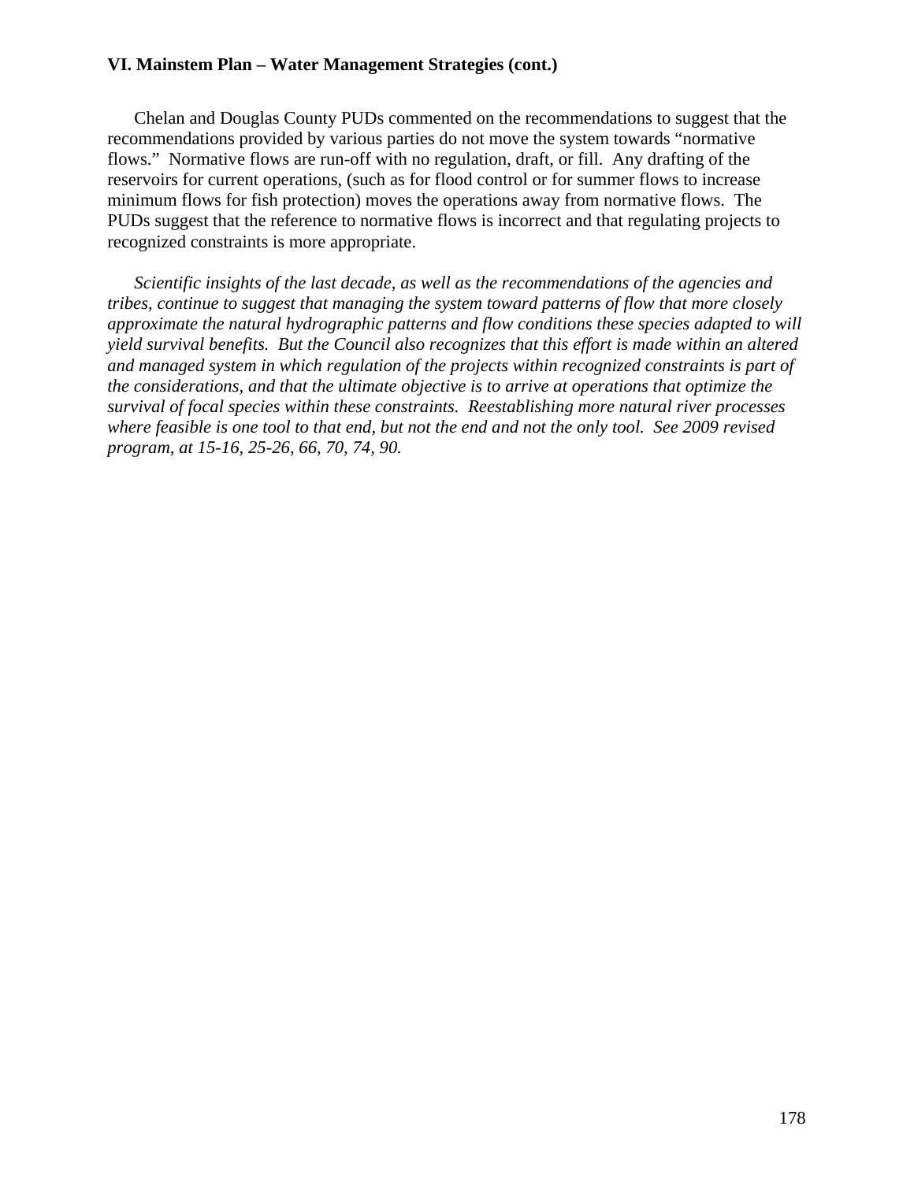**VI. Mainstem Plan – Water Management Strategies (cont.)**

Chelan and Douglas County PUDs commented on the recommendations to suggest that the recommendations provided by various parties do not move the system towards "normative flows." Normative flows are run-off with no regulation, draft, or fill. Any drafting of the reservoirs for current operations, (such as for flood control or for summer flows to increase minimum flows for fish protection) moves the operations away from normative flows. The PUDs suggest that the reference to normative flows is incorrect and that regulating projects to recognized constraints is more appropriate.

*Scientific insights of the last decade, as well as the recommendations of the agencies and tribes, continue to suggest that managing the system toward patterns of flow that more closely approximate the natural hydrographic patterns and flow conditions these species adapted to will yield survival benefits. But the Council also recognizes that this effort is made within an altered and managed system in which regulation of the projects within recognized constraints is part of the considerations, and that the ultimate objective is to arrive at operations that optimize the survival of focal species within these constraints. Reestablishing more natural river processes where feasible is one tool to that end, but not the end and not the only tool. See 2009 revised program, at 15-16, 25-26, 66, 70, 74, 90.*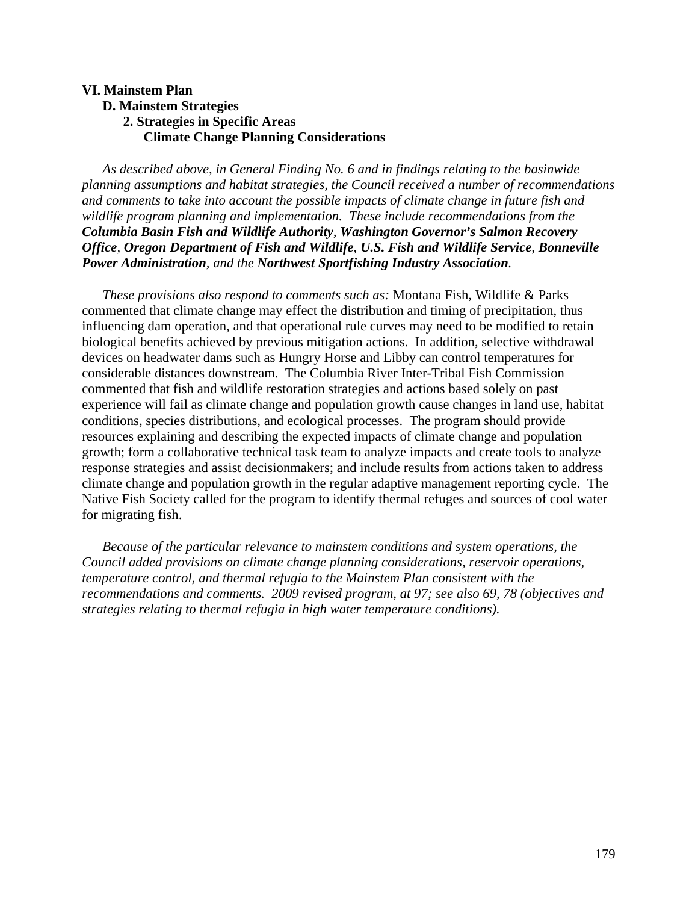**VI. Mainstem Plan**

**D. Mainstem Strategies**

**2. Strategies in Specific Areas**

**Climate Change Planning Considerations**

*As described above, in General Finding No. 6 and in findings relating to the basinwide planning assumptions and habitat strategies, the Council received a number of recommendations and comments to take into account the possible impacts of climate change in future fish and wildlife program planning and implementation. These include recommendations from the* ***Columbia Basin Fish and Wildlife Authority****,* ***Washington Governor's Salmon Recovery Office****,* ***Oregon Department of Fish and Wildlife****,* ***U.S. Fish and Wildlife Service****,* ***Bonneville Power Administration****, and the* ***Northwest Sportfishing Industry Association****.*

*These provisions also respond to comments such as:* Montana Fish, Wildlife & Parks commented that climate change may effect the distribution and timing of precipitation, thus influencing dam operation, and that operational rule curves may need to be modified to retain biological benefits achieved by previous mitigation actions. In addition, selective withdrawal devices on headwater dams such as Hungry Horse and Libby can control temperatures for considerable distances downstream. The Columbia River Inter-Tribal Fish Commission commented that fish and wildlife restoration strategies and actions based solely on past experience will fail as climate change and population growth cause changes in land use, habitat conditions, species distributions, and ecological processes. The program should provide resources explaining and describing the expected impacts of climate change and population growth; form a collaborative technical task team to analyze impacts and create tools to analyze response strategies and assist decisionmakers; and include results from actions taken to address climate change and population growth in the regular adaptive management reporting cycle. The Native Fish Society called for the program to identify thermal refuges and sources of cool water for migrating fish.

*Because of the particular relevance to mainstem conditions and system operations, the Council added provisions on climate change planning considerations, reservoir operations, temperature control, and thermal refugia to the Mainstem Plan consistent with the recommendations and comments. 2009 revised program, at 97; see also 69, 78 (objectives and strategies relating to thermal refugia in high water temperature conditions).*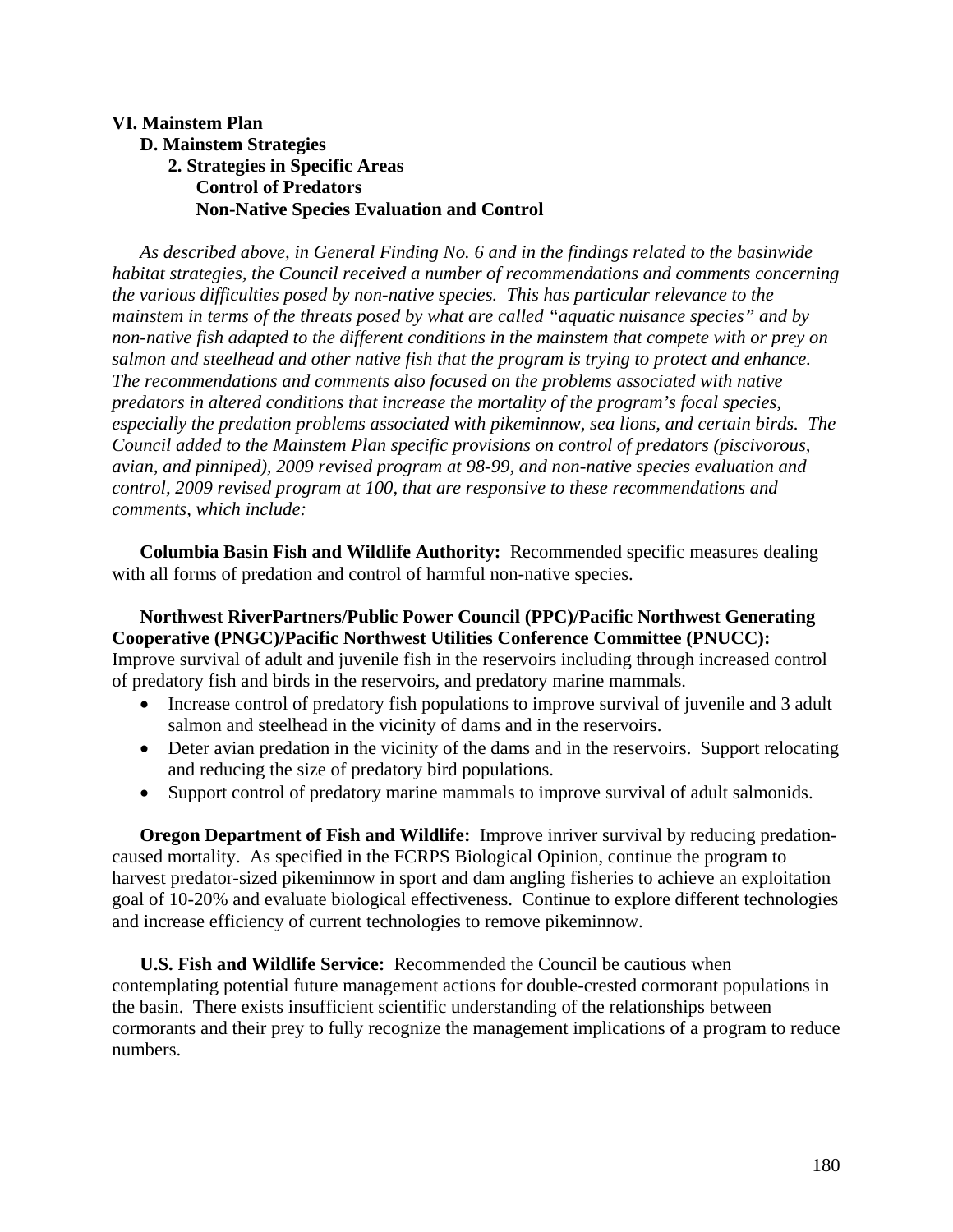**VI. Mainstem Plan**

**D. Mainstem Strategies**

**2. Strategies in Specific Areas**

**Control of Predators**

**Non-Native Species Evaluation and Control**

*As described above, in General Finding No. 6 and in the findings related to the basinwide habitat strategies, the Council received a number of recommendations and comments concerning the various difficulties posed by non-native species. This has particular relevance to the mainstem in terms of the threats posed by what are called "aquatic nuisance species" and by non-native fish adapted to the different conditions in the mainstem that compete with or prey on salmon and steelhead and other native fish that the program is trying to protect and enhance. The recommendations and comments also focused on the problems associated with native predators in altered conditions that increase the mortality of the program's focal species, especially the predation problems associated with pikeminnow, sea lions, and certain birds. The Council added to the Mainstem Plan specific provisions on control of predators (piscivorous, avian, and pinniped), 2009 revised program at 98-99, and non-native species evaluation and control, 2009 revised program at 100, that are responsive to these recommendations and comments, which include:*

**Columbia Basin Fish and Wildlife Authority:** Recommended specific measures dealing with all forms of predation and control of harmful non-native species.

**Northwest RiverPartners/Public Power Council (PPC)/Pacific Northwest Generating Cooperative (PNGC)/Pacific Northwest Utilities Conference Committee (PNUCC):** Improve survival of adult and juvenile fish in the reservoirs including through increased control of predatory fish and birds in the reservoirs, and predatory marine mammals.

- Increase control of predatory fish populations to improve survival of juvenile and 3 adult salmon and steelhead in the vicinity of dams and in the reservoirs.
- Deter avian predation in the vicinity of the dams and in the reservoirs. Support relocating and reducing the size of predatory bird populations.
- Support control of predatory marine mammals to improve survival of adult salmonids.

**Oregon Department of Fish and Wildlife:** Improve inriver survival by reducing predation-caused mortality. As specified in the FCRPS Biological Opinion, continue the program to harvest predator-sized pikeminnow in sport and dam angling fisheries to achieve an exploitation goal of 10-20% and evaluate biological effectiveness. Continue to explore different technologies and increase efficiency of current technologies to remove pikeminnow.

**U.S. Fish and Wildlife Service:** Recommended the Council be cautious when contemplating potential future management actions for double-crested cormorant populations in the basin. There exists insufficient scientific understanding of the relationships between cormorants and their prey to fully recognize the management implications of a program to reduce numbers.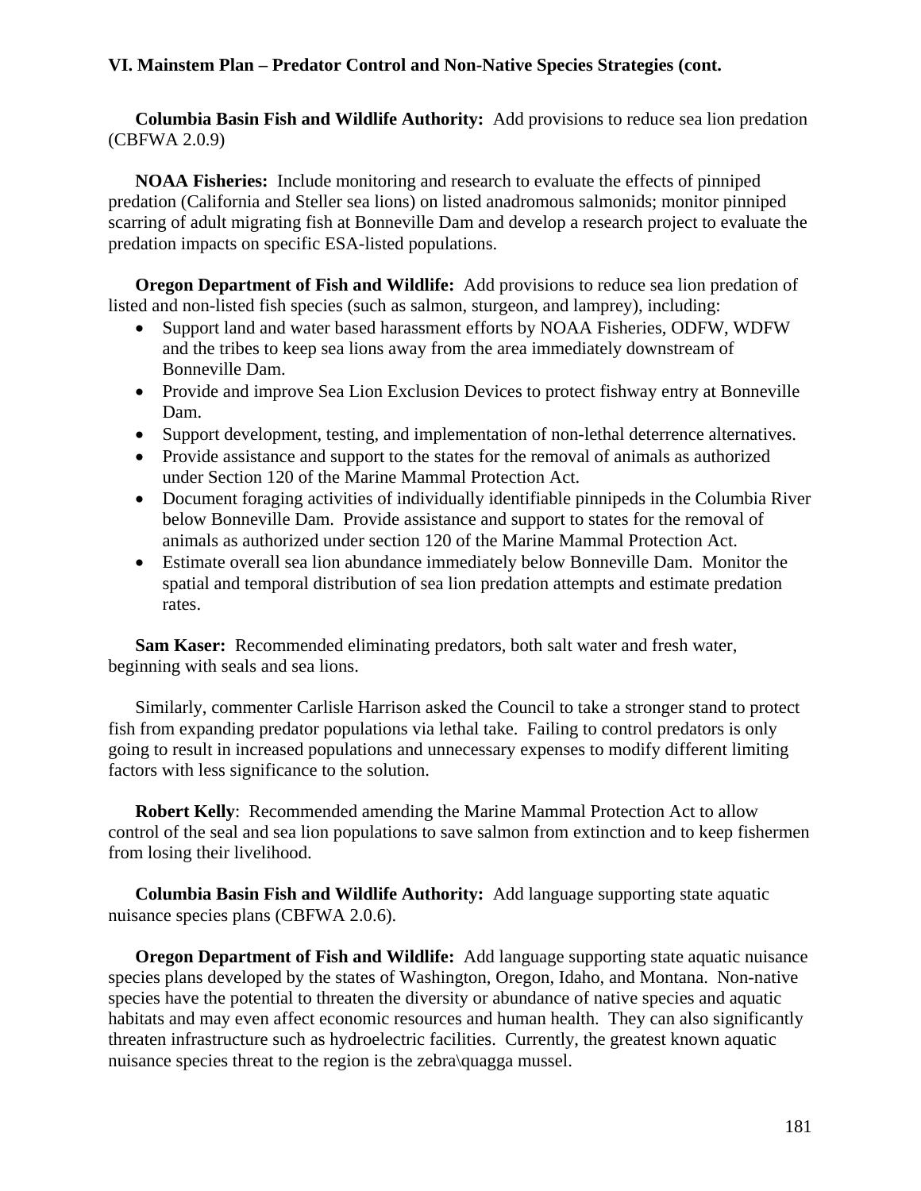**VI. Mainstem Plan – Predator Control and Non-Native Species Strategies (cont.**

**Columbia Basin Fish and Wildlife Authority:** Add provisions to reduce sea lion predation (CBFWA 2.0.9)

**NOAA Fisheries:** Include monitoring and research to evaluate the effects of pinniped predation (California and Steller sea lions) on listed anadromous salmonids; monitor pinniped scarring of adult migrating fish at Bonneville Dam and develop a research project to evaluate the predation impacts on specific ESA-listed populations.

**Oregon Department of Fish and Wildlife:** Add provisions to reduce sea lion predation of listed and non-listed fish species (such as salmon, sturgeon, and lamprey), including:

- Support land and water based harassment efforts by NOAA Fisheries, ODFW, WDFW and the tribes to keep sea lions away from the area immediately downstream of Bonneville Dam.
- Provide and improve Sea Lion Exclusion Devices to protect fishway entry at Bonneville Dam.
- Support development, testing, and implementation of non-lethal deterrence alternatives.
- Provide assistance and support to the states for the removal of animals as authorized under Section 120 of the Marine Mammal Protection Act.
- Document foraging activities of individually identifiable pinnipeds in the Columbia River below Bonneville Dam. Provide assistance and support to states for the removal of animals as authorized under section 120 of the Marine Mammal Protection Act.
- Estimate overall sea lion abundance immediately below Bonneville Dam. Monitor the spatial and temporal distribution of sea lion predation attempts and estimate predation rates.

**Sam Kaser:** Recommended eliminating predators, both salt water and fresh water, beginning with seals and sea lions.

Similarly, commenter Carlisle Harrison asked the Council to take a stronger stand to protect fish from expanding predator populations via lethal take. Failing to control predators is only going to result in increased populations and unnecessary expenses to modify different limiting factors with less significance to the solution.

**Robert Kelly**: Recommended amending the Marine Mammal Protection Act to allow control of the seal and sea lion populations to save salmon from extinction and to keep fishermen from losing their livelihood.

**Columbia Basin Fish and Wildlife Authority:** Add language supporting state aquatic nuisance species plans (CBFWA 2.0.6).

**Oregon Department of Fish and Wildlife:** Add language supporting state aquatic nuisance species plans developed by the states of Washington, Oregon, Idaho, and Montana. Non-native species have the potential to threaten the diversity or abundance of native species and aquatic habitats and may even affect economic resources and human health. They can also significantly threaten infrastructure such as hydroelectric facilities. Currently, the greatest known aquatic nuisance species threat to the region is the zebra\quagga mussel.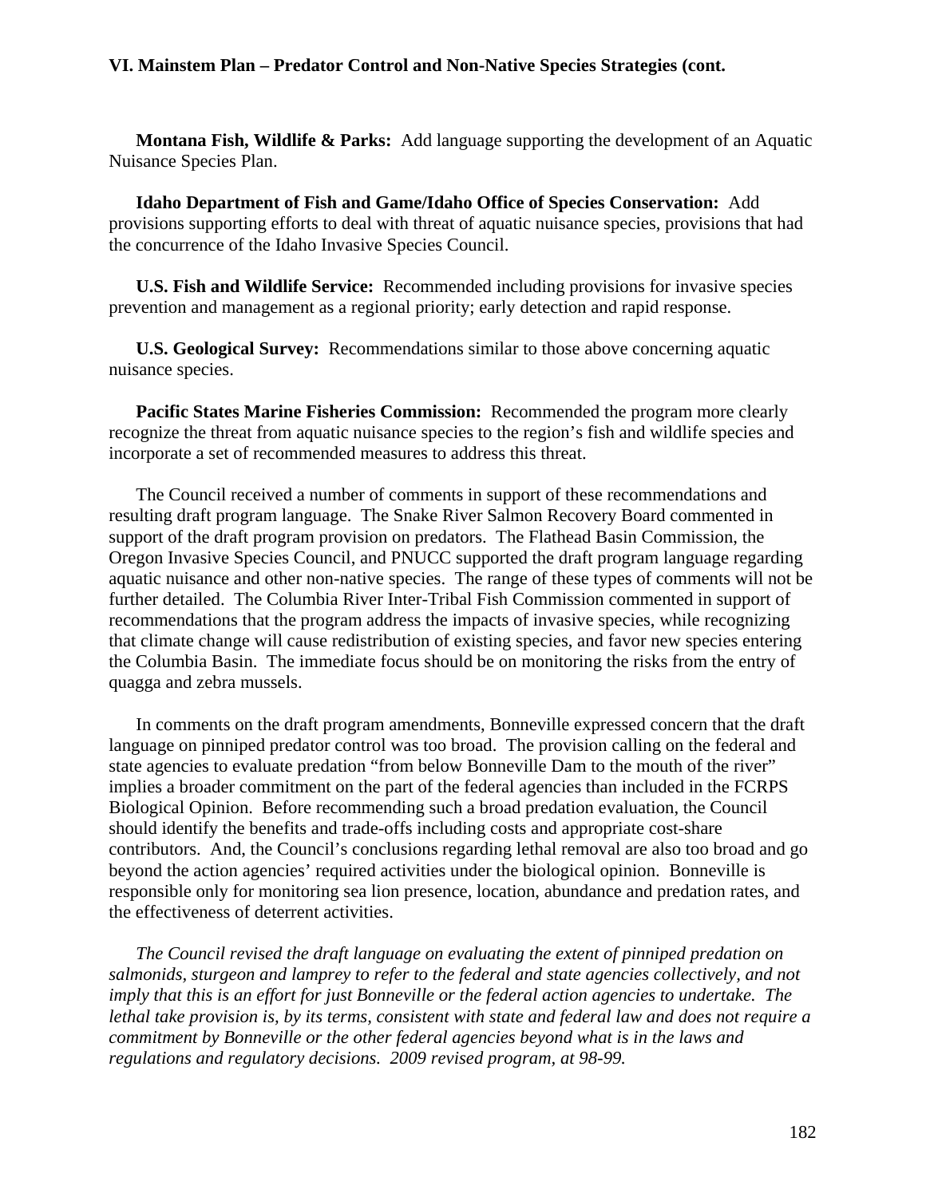**VI. Mainstem Plan – Predator Control and Non-Native Species Strategies (cont.**

**Montana Fish, Wildlife & Parks:** Add language supporting the development of an Aquatic Nuisance Species Plan.

**Idaho Department of Fish and Game/Idaho Office of Species Conservation:** Add provisions supporting efforts to deal with threat of aquatic nuisance species, provisions that had the concurrence of the Idaho Invasive Species Council.

**U.S. Fish and Wildlife Service:** Recommended including provisions for invasive species prevention and management as a regional priority; early detection and rapid response.

**U.S. Geological Survey:** Recommendations similar to those above concerning aquatic nuisance species.

**Pacific States Marine Fisheries Commission:** Recommended the program more clearly recognize the threat from aquatic nuisance species to the region's fish and wildlife species and incorporate a set of recommended measures to address this threat.

The Council received a number of comments in support of these recommendations and resulting draft program language. The Snake River Salmon Recovery Board commented in support of the draft program provision on predators. The Flathead Basin Commission, the Oregon Invasive Species Council, and PNUCC supported the draft program language regarding aquatic nuisance and other non-native species. The range of these types of comments will not be further detailed. The Columbia River Inter-Tribal Fish Commission commented in support of recommendations that the program address the impacts of invasive species, while recognizing that climate change will cause redistribution of existing species, and favor new species entering the Columbia Basin. The immediate focus should be on monitoring the risks from the entry of quagga and zebra mussels.

In comments on the draft program amendments, Bonneville expressed concern that the draft language on pinniped predator control was too broad. The provision calling on the federal and state agencies to evaluate predation "from below Bonneville Dam to the mouth of the river" implies a broader commitment on the part of the federal agencies than included in the FCRPS Biological Opinion. Before recommending such a broad predation evaluation, the Council should identify the benefits and trade-offs including costs and appropriate cost-share contributors. And, the Council's conclusions regarding lethal removal are also too broad and go beyond the action agencies' required activities under the biological opinion. Bonneville is responsible only for monitoring sea lion presence, location, abundance and predation rates, and the effectiveness of deterrent activities.

*The Council revised the draft language on evaluating the extent of pinniped predation on salmonids, sturgeon and lamprey to refer to the federal and state agencies collectively, and not imply that this is an effort for just Bonneville or the federal action agencies to undertake. The lethal take provision is, by its terms, consistent with state and federal law and does not require a commitment by Bonneville or the other federal agencies beyond what is in the laws and regulations and regulatory decisions. 2009 revised program, at 98-99.*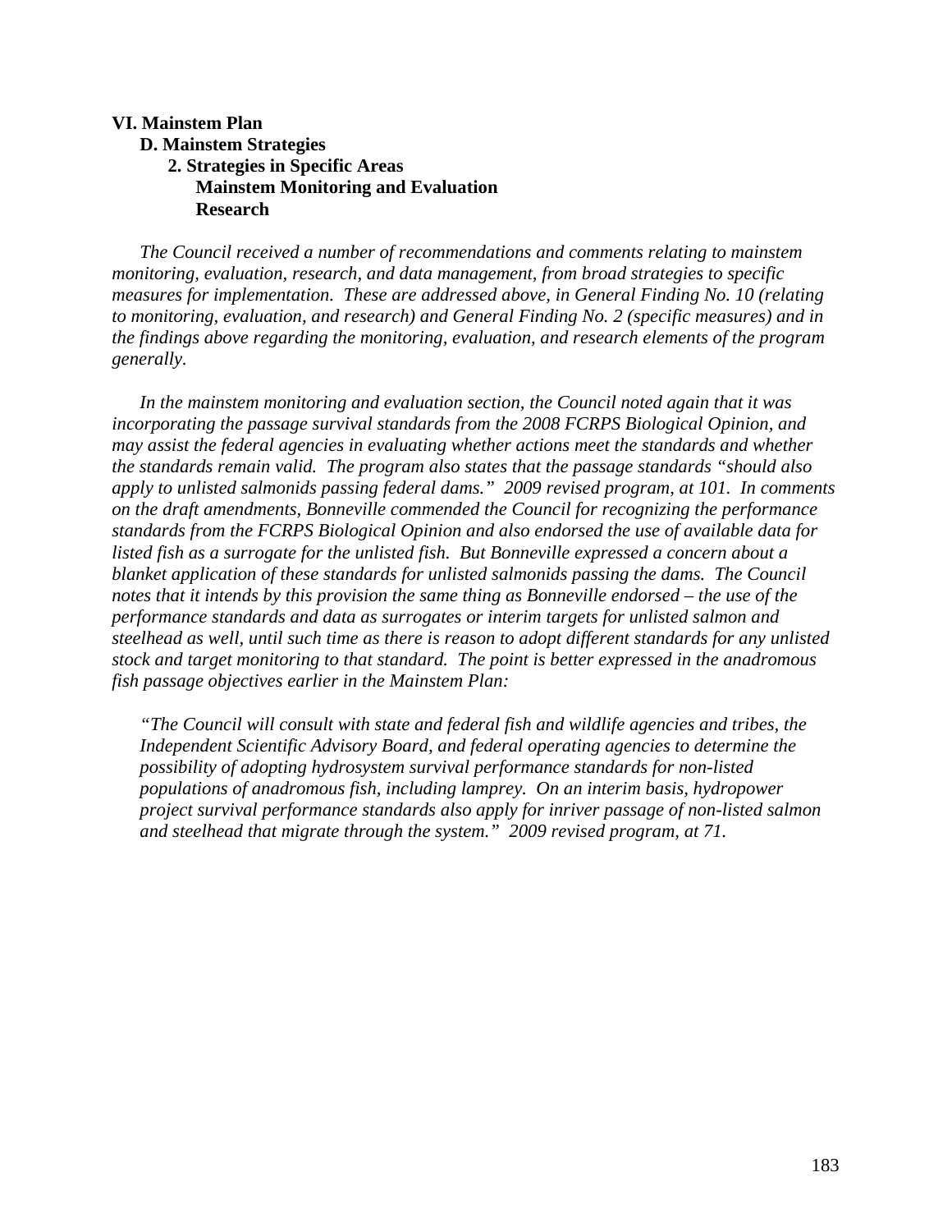**VI. Mainstem Plan**

**D. Mainstem Strategies**

**2. Strategies in Specific Areas**

**Mainstem Monitoring and Evaluation**

**Research**

*The Council received a number of recommendations and comments relating to mainstem monitoring, evaluation, research, and data management, from broad strategies to specific measures for implementation. These are addressed above, in General Finding No. 10 (relating to monitoring, evaluation, and research) and General Finding No. 2 (specific measures) and in the findings above regarding the monitoring, evaluation, and research elements of the program generally.*

*In the mainstem monitoring and evaluation section, the Council noted again that it was incorporating the passage survival standards from the 2008 FCRPS Biological Opinion, and may assist the federal agencies in evaluating whether actions meet the standards and whether the standards remain valid. The program also states that the passage standards "should also apply to unlisted salmonids passing federal dams." 2009 revised program, at 101. In comments on the draft amendments, Bonneville commended the Council for recognizing the performance standards from the FCRPS Biological Opinion and also endorsed the use of available data for listed fish as a surrogate for the unlisted fish. But Bonneville expressed a concern about a blanket application of these standards for unlisted salmonids passing the dams. The Council notes that it intends by this provision the same thing as Bonneville endorsed – the use of the performance standards and data as surrogates or interim targets for unlisted salmon and steelhead as well, until such time as there is reason to adopt different standards for any unlisted stock and target monitoring to that standard. The point is better expressed in the anadromous fish passage objectives earlier in the Mainstem Plan:*

> *"The Council will consult with state and federal fish and wildlife agencies and tribes, the Independent Scientific Advisory Board, and federal operating agencies to determine the possibility of adopting hydrosystem survival performance standards for non-listed populations of anadromous fish, including lamprey. On an interim basis, hydropower project survival performance standards also apply for inriver passage of non-listed salmon and steelhead that migrate through the system." 2009 revised program, at 71.*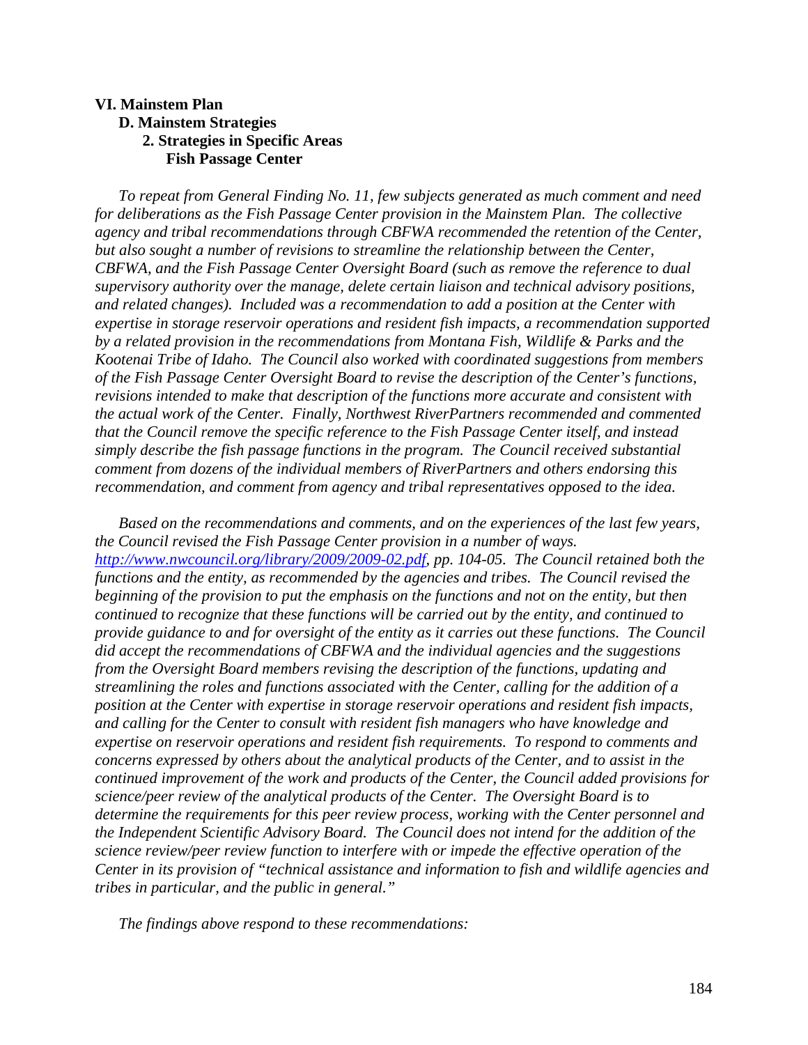**VI. Mainstem Plan**

**D. Mainstem Strategies**

**2. Strategies in Specific Areas**

**Fish Passage Center**

*To repeat from General Finding No. 11, few subjects generated as much comment and need for deliberations as the Fish Passage Center provision in the Mainstem Plan. The collective agency and tribal recommendations through CBFWA recommended the retention of the Center, but also sought a number of revisions to streamline the relationship between the Center, CBFWA, and the Fish Passage Center Oversight Board (such as remove the reference to dual supervisory authority over the manage, delete certain liaison and technical advisory positions, and related changes). Included was a recommendation to add a position at the Center with expertise in storage reservoir operations and resident fish impacts, a recommendation supported by a related provision in the recommendations from Montana Fish, Wildlife & Parks and the Kootenai Tribe of Idaho. The Council also worked with coordinated suggestions from members of the Fish Passage Center Oversight Board to revise the description of the Center's functions, revisions intended to make that description of the functions more accurate and consistent with the actual work of the Center. Finally, Northwest RiverPartners recommended and commented that the Council remove the specific reference to the Fish Passage Center itself, and instead simply describe the fish passage functions in the program. The Council received substantial comment from dozens of the individual members of RiverPartners and others endorsing this recommendation, and comment from agency and tribal representatives opposed to the idea.*

*Based on the recommendations and comments, and on the experiences of the last few years, the Council revised the Fish Passage Center provision in a number of ways. http://www.nwcouncil.org/library/2009/2009-02.pdf, pp. 104-05. The Council retained both the functions and the entity, as recommended by the agencies and tribes. The Council revised the beginning of the provision to put the emphasis on the functions and not on the entity, but then continued to recognize that these functions will be carried out by the entity, and continued to provide guidance to and for oversight of the entity as it carries out these functions. The Council did accept the recommendations of CBFWA and the individual agencies and the suggestions from the Oversight Board members revising the description of the functions, updating and streamlining the roles and functions associated with the Center, calling for the addition of a position at the Center with expertise in storage reservoir operations and resident fish impacts, and calling for the Center to consult with resident fish managers who have knowledge and expertise on reservoir operations and resident fish requirements. To respond to comments and concerns expressed by others about the analytical products of the Center, and to assist in the continued improvement of the work and products of the Center, the Council added provisions for science/peer review of the analytical products of the Center. The Oversight Board is to determine the requirements for this peer review process, working with the Center personnel and the Independent Scientific Advisory Board. The Council does not intend for the addition of the science review/peer review function to interfere with or impede the effective operation of the Center in its provision of "technical assistance and information to fish and wildlife agencies and tribes in particular, and the public in general."*

*The findings above respond to these recommendations:*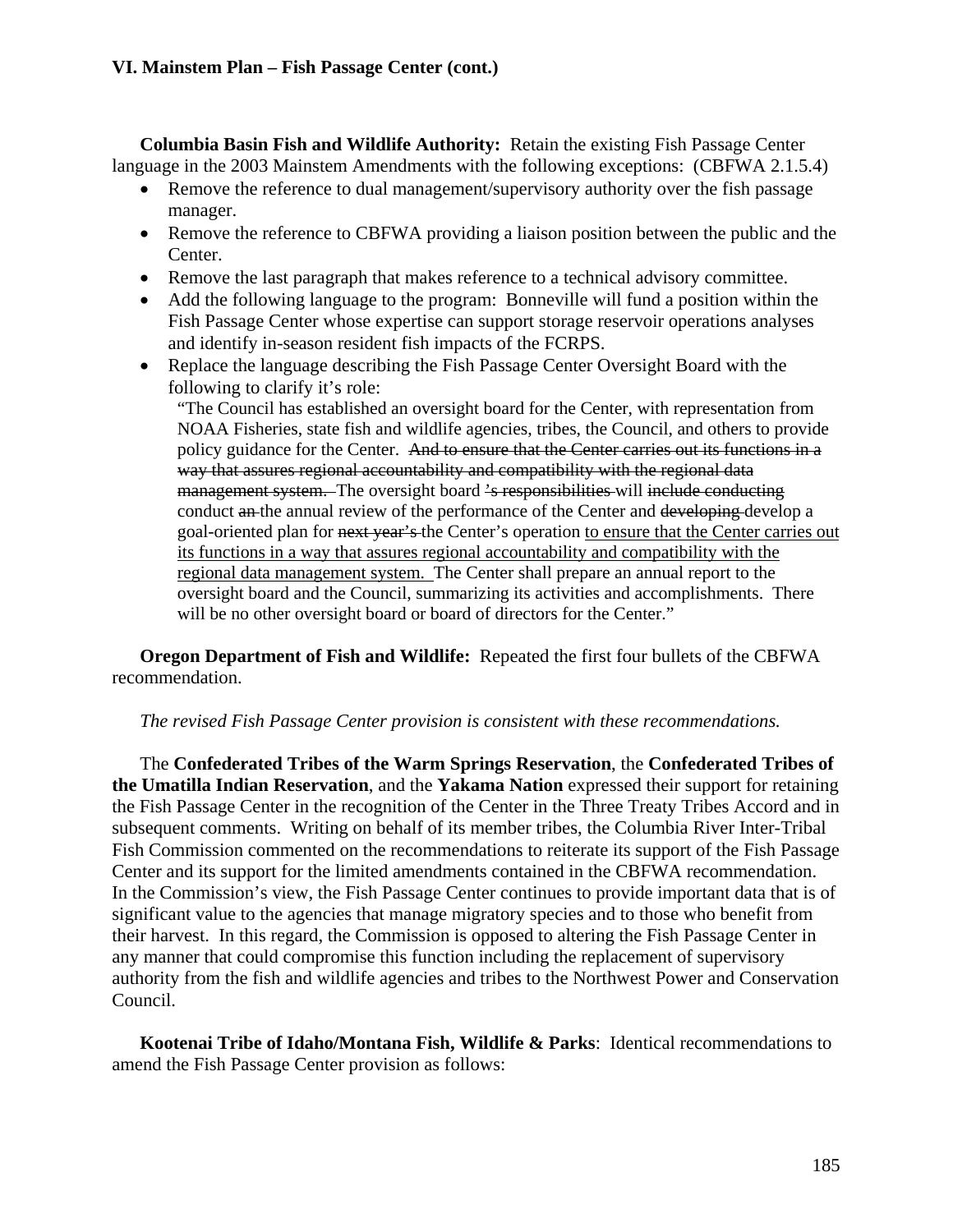**Columbia Basin Fish and Wildlife Authority:** Retain the existing Fish Passage Center language in the 2003 Mainstem Amendments with the following exceptions: (CBFWA 2.1.5.4)

- Remove the reference to dual management/supervisory authority over the fish passage manager.
- Remove the reference to CBFWA providing a liaison position between the public and the Center.
- Remove the last paragraph that makes reference to a technical advisory committee.
- Add the following language to the program: Bonneville will fund a position within the Fish Passage Center whose expertise can support storage reservoir operations analyses and identify in-season resident fish impacts of the FCRPS.
- Replace the language describing the Fish Passage Center Oversight Board with the following to clarify it's role:

  "The Council has established an oversight board for the Center, with representation from NOAA Fisheries, state fish and wildlife agencies, tribes, the Council, and others to provide policy guidance for the Center. ~~And to ensure that the Center carries out its functions in a way that assures regional accountability and compatibility with the regional data management system.~~ The oversight board ~~'s responsibilities~~ will ~~include conducting~~ conduct ~~an~~ the annual review of the performance of the Center and ~~developing~~ develop a goal-oriented plan for ~~next year's~~ the Center's operation <u>to ensure that the Center carries out its functions in a way that assures regional accountability and compatibility with the regional data management system.</u> The Center shall prepare an annual report to the oversight board and the Council, summarizing its activities and accomplishments. There will be no other oversight board or board of directors for the Center."

**Oregon Department of Fish and Wildlife:** Repeated the first four bullets of the CBFWA recommendation.

*The revised Fish Passage Center provision is consistent with these recommendations.*

The **Confederated Tribes of the Warm Springs Reservation**, the **Confederated Tribes of the Umatilla Indian Reservation**, and the **Yakama Nation** expressed their support for retaining the Fish Passage Center in the recognition of the Center in the Three Treaty Tribes Accord and in subsequent comments. Writing on behalf of its member tribes, the Columbia River Inter-Tribal Fish Commission commented on the recommendations to reiterate its support of the Fish Passage Center and its support for the limited amendments contained in the CBFWA recommendation. In the Commission's view, the Fish Passage Center continues to provide important data that is of significant value to the agencies that manage migratory species and to those who benefit from their harvest. In this regard, the Commission is opposed to altering the Fish Passage Center in any manner that could compromise this function including the replacement of supervisory authority from the fish and wildlife agencies and tribes to the Northwest Power and Conservation Council.

**Kootenai Tribe of Idaho/Montana Fish, Wildlife & Parks**: Identical recommendations to amend the Fish Passage Center provision as follows: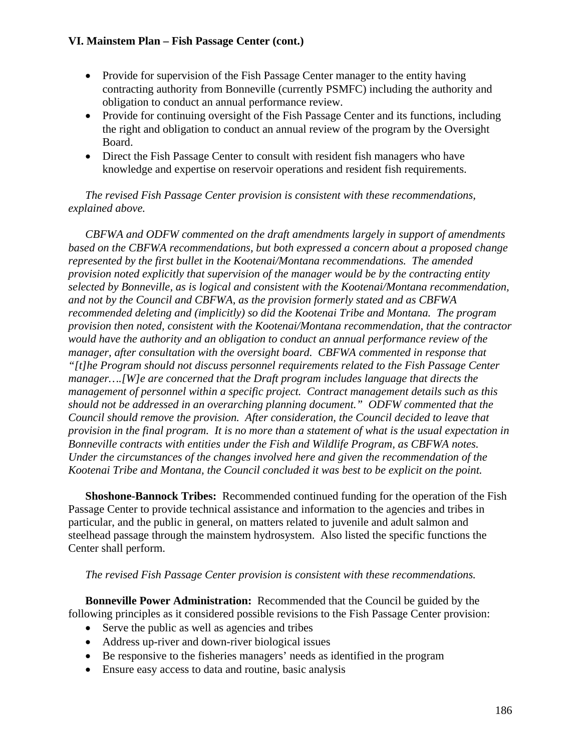- Provide for supervision of the Fish Passage Center manager to the entity having contracting authority from Bonneville (currently PSMFC) including the authority and obligation to conduct an annual performance review.
- Provide for continuing oversight of the Fish Passage Center and its functions, including the right and obligation to conduct an annual review of the program by the Oversight Board.
- Direct the Fish Passage Center to consult with resident fish managers who have knowledge and expertise on reservoir operations and resident fish requirements.

*The revised Fish Passage Center provision is consistent with these recommendations, explained above.*

*CBFWA and ODFW commented on the draft amendments largely in support of amendments based on the CBFWA recommendations, but both expressed a concern about a proposed change represented by the first bullet in the Kootenai/Montana recommendations. The amended provision noted explicitly that supervision of the manager would be by the contracting entity selected by Bonneville, as is logical and consistent with the Kootenai/Montana recommendation, and not by the Council and CBFWA, as the provision formerly stated and as CBFWA recommended deleting and (implicitly) so did the Kootenai Tribe and Montana. The program provision then noted, consistent with the Kootenai/Montana recommendation, that the contractor would have the authority and an obligation to conduct an annual performance review of the manager, after consultation with the oversight board. CBFWA commented in response that "[t]he Program should not discuss personnel requirements related to the Fish Passage Center manager….[W]e are concerned that the Draft program includes language that directs the management of personnel within a specific project. Contract management details such as this should not be addressed in an overarching planning document." ODFW commented that the Council should remove the provision. After consideration, the Council decided to leave that provision in the final program. It is no more than a statement of what is the usual expectation in Bonneville contracts with entities under the Fish and Wildlife Program, as CBFWA notes. Under the circumstances of the changes involved here and given the recommendation of the Kootenai Tribe and Montana, the Council concluded it was best to be explicit on the point.*

**Shoshone-Bannock Tribes:** Recommended continued funding for the operation of the Fish Passage Center to provide technical assistance and information to the agencies and tribes in particular, and the public in general, on matters related to juvenile and adult salmon and steelhead passage through the mainstem hydrosystem. Also listed the specific functions the Center shall perform.

*The revised Fish Passage Center provision is consistent with these recommendations.*

**Bonneville Power Administration:** Recommended that the Council be guided by the following principles as it considered possible revisions to the Fish Passage Center provision:

- Serve the public as well as agencies and tribes
- Address up-river and down-river biological issues
- Be responsive to the fisheries managers' needs as identified in the program
- Ensure easy access to data and routine, basic analysis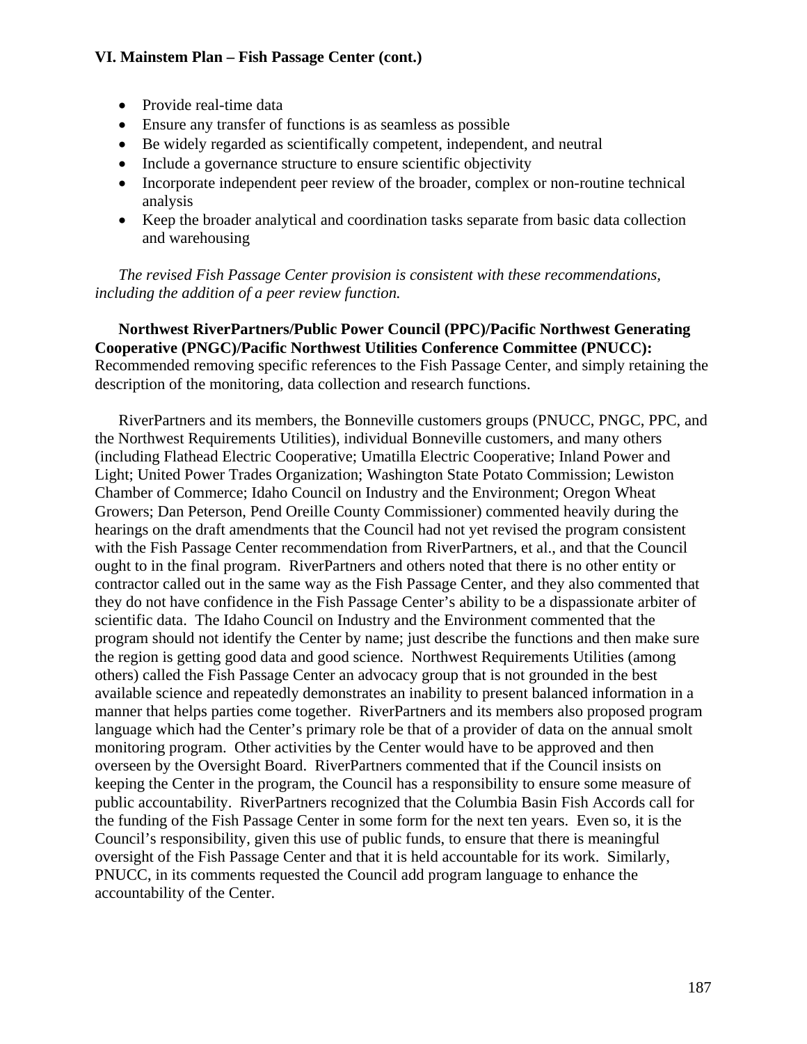**VI. Mainstem Plan – Fish Passage Center (cont.)**

- Provide real-time data
- Ensure any transfer of functions is as seamless as possible
- Be widely regarded as scientifically competent, independent, and neutral
- Include a governance structure to ensure scientific objectivity
- Incorporate independent peer review of the broader, complex or non-routine technical analysis
- Keep the broader analytical and coordination tasks separate from basic data collection and warehousing

*The revised Fish Passage Center provision is consistent with these recommendations, including the addition of a peer review function.*

**Northwest RiverPartners/Public Power Council (PPC)/Pacific Northwest Generating Cooperative (PNGC)/Pacific Northwest Utilities Conference Committee (PNUCC):** Recommended removing specific references to the Fish Passage Center, and simply retaining the description of the monitoring, data collection and research functions.

RiverPartners and its members, the Bonneville customers groups (PNUCC, PNGC, PPC, and the Northwest Requirements Utilities), individual Bonneville customers, and many others (including Flathead Electric Cooperative; Umatilla Electric Cooperative; Inland Power and Light; United Power Trades Organization; Washington State Potato Commission; Lewiston Chamber of Commerce; Idaho Council on Industry and the Environment; Oregon Wheat Growers; Dan Peterson, Pend Oreille County Commissioner) commented heavily during the hearings on the draft amendments that the Council had not yet revised the program consistent with the Fish Passage Center recommendation from RiverPartners, et al., and that the Council ought to in the final program. RiverPartners and others noted that there is no other entity or contractor called out in the same way as the Fish Passage Center, and they also commented that they do not have confidence in the Fish Passage Center's ability to be a dispassionate arbiter of scientific data. The Idaho Council on Industry and the Environment commented that the program should not identify the Center by name; just describe the functions and then make sure the region is getting good data and good science. Northwest Requirements Utilities (among others) called the Fish Passage Center an advocacy group that is not grounded in the best available science and repeatedly demonstrates an inability to present balanced information in a manner that helps parties come together. RiverPartners and its members also proposed program language which had the Center's primary role be that of a provider of data on the annual smolt monitoring program. Other activities by the Center would have to be approved and then overseen by the Oversight Board. RiverPartners commented that if the Council insists on keeping the Center in the program, the Council has a responsibility to ensure some measure of public accountability. RiverPartners recognized that the Columbia Basin Fish Accords call for the funding of the Fish Passage Center in some form for the next ten years. Even so, it is the Council's responsibility, given this use of public funds, to ensure that there is meaningful oversight of the Fish Passage Center and that it is held accountable for its work. Similarly, PNUCC, in its comments requested the Council add program language to enhance the accountability of the Center.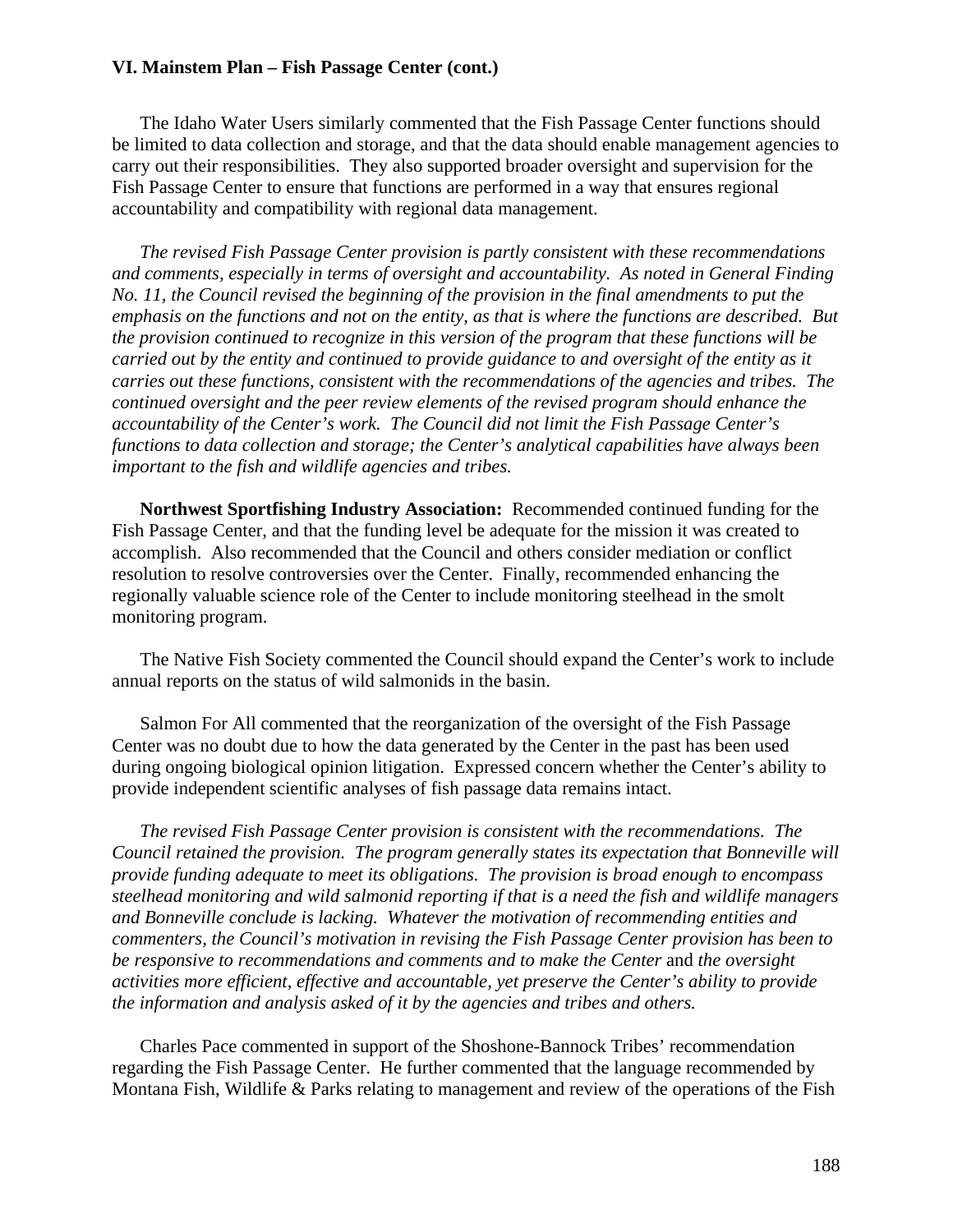**VI. Mainstem Plan – Fish Passage Center (cont.)**

The Idaho Water Users similarly commented that the Fish Passage Center functions should be limited to data collection and storage, and that the data should enable management agencies to carry out their responsibilities. They also supported broader oversight and supervision for the Fish Passage Center to ensure that functions are performed in a way that ensures regional accountability and compatibility with regional data management.

*The revised Fish Passage Center provision is partly consistent with these recommendations and comments, especially in terms of oversight and accountability. As noted in General Finding No. 11, the Council revised the beginning of the provision in the final amendments to put the emphasis on the functions and not on the entity, as that is where the functions are described. But the provision continued to recognize in this version of the program that these functions will be carried out by the entity and continued to provide guidance to and oversight of the entity as it carries out these functions, consistent with the recommendations of the agencies and tribes. The continued oversight and the peer review elements of the revised program should enhance the accountability of the Center's work. The Council did not limit the Fish Passage Center's functions to data collection and storage; the Center's analytical capabilities have always been important to the fish and wildlife agencies and tribes.*

**Northwest Sportfishing Industry Association:** Recommended continued funding for the Fish Passage Center, and that the funding level be adequate for the mission it was created to accomplish. Also recommended that the Council and others consider mediation or conflict resolution to resolve controversies over the Center. Finally, recommended enhancing the regionally valuable science role of the Center to include monitoring steelhead in the smolt monitoring program.

The Native Fish Society commented the Council should expand the Center's work to include annual reports on the status of wild salmonids in the basin.

Salmon For All commented that the reorganization of the oversight of the Fish Passage Center was no doubt due to how the data generated by the Center in the past has been used during ongoing biological opinion litigation. Expressed concern whether the Center's ability to provide independent scientific analyses of fish passage data remains intact.

*The revised Fish Passage Center provision is consistent with the recommendations. The Council retained the provision. The program generally states its expectation that Bonneville will provide funding adequate to meet its obligations. The provision is broad enough to encompass steelhead monitoring and wild salmonid reporting if that is a need the fish and wildlife managers and Bonneville conclude is lacking. Whatever the motivation of recommending entities and commenters, the Council's motivation in revising the Fish Passage Center provision has been to be responsive to recommendations and comments and to make the Center* and *the oversight activities more efficient, effective and accountable, yet preserve the Center's ability to provide the information and analysis asked of it by the agencies and tribes and others.*

Charles Pace commented in support of the Shoshone-Bannock Tribes' recommendation regarding the Fish Passage Center. He further commented that the language recommended by Montana Fish, Wildlife & Parks relating to management and review of the operations of the Fish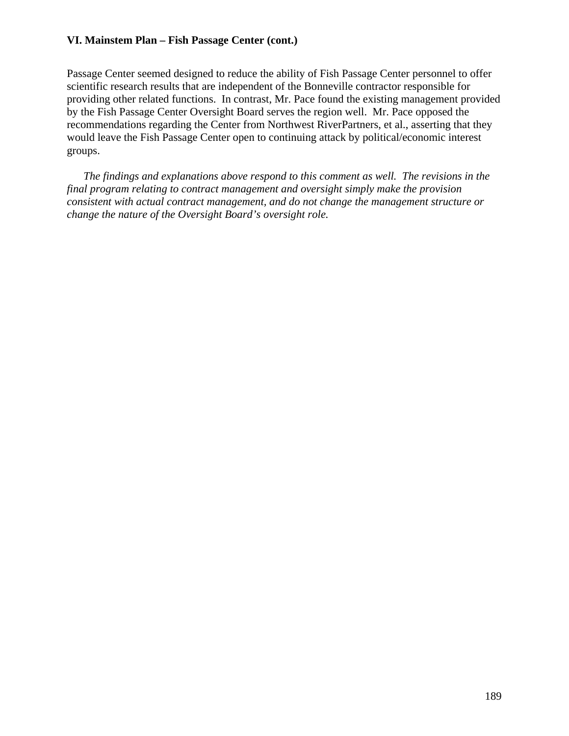**VI. Mainstem Plan – Fish Passage Center (cont.)**

Passage Center seemed designed to reduce the ability of Fish Passage Center personnel to offer scientific research results that are independent of the Bonneville contractor responsible for providing other related functions. In contrast, Mr. Pace found the existing management provided by the Fish Passage Center Oversight Board serves the region well. Mr. Pace opposed the recommendations regarding the Center from Northwest RiverPartners, et al., asserting that they would leave the Fish Passage Center open to continuing attack by political/economic interest groups.

*The findings and explanations above respond to this comment as well. The revisions in the final program relating to contract management and oversight simply make the provision consistent with actual contract management, and do not change the management structure or change the nature of the Oversight Board's oversight role.*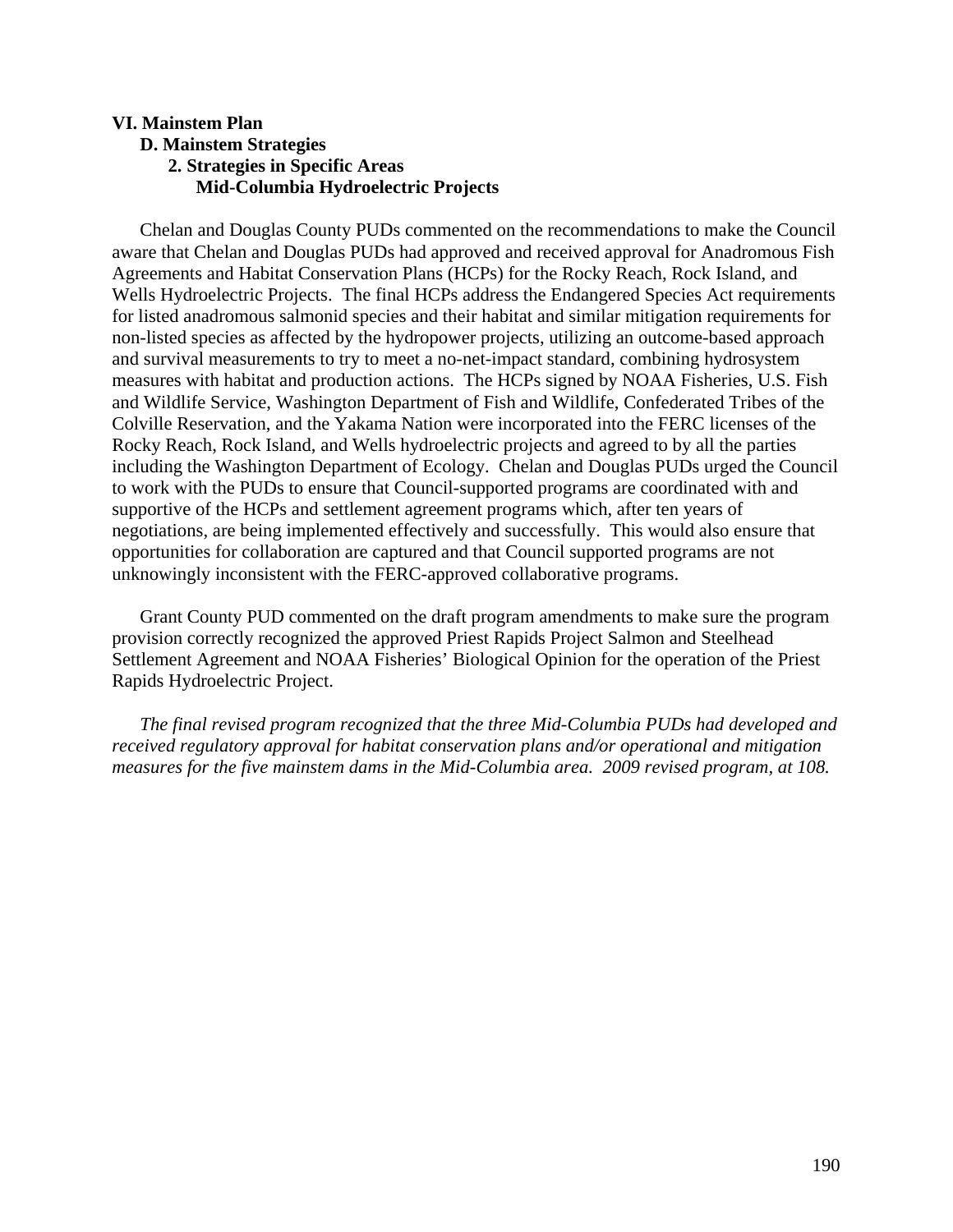**VI. Mainstem Plan**

**D. Mainstem Strategies**

**2. Strategies in Specific Areas**

**Mid-Columbia Hydroelectric Projects**

Chelan and Douglas County PUDs commented on the recommendations to make the Council aware that Chelan and Douglas PUDs had approved and received approval for Anadromous Fish Agreements and Habitat Conservation Plans (HCPs) for the Rocky Reach, Rock Island, and Wells Hydroelectric Projects. The final HCPs address the Endangered Species Act requirements for listed anadromous salmonid species and their habitat and similar mitigation requirements for non-listed species as affected by the hydropower projects, utilizing an outcome-based approach and survival measurements to try to meet a no-net-impact standard, combining hydrosystem measures with habitat and production actions. The HCPs signed by NOAA Fisheries, U.S. Fish and Wildlife Service, Washington Department of Fish and Wildlife, Confederated Tribes of the Colville Reservation, and the Yakama Nation were incorporated into the FERC licenses of the Rocky Reach, Rock Island, and Wells hydroelectric projects and agreed to by all the parties including the Washington Department of Ecology. Chelan and Douglas PUDs urged the Council to work with the PUDs to ensure that Council-supported programs are coordinated with and supportive of the HCPs and settlement agreement programs which, after ten years of negotiations, are being implemented effectively and successfully. This would also ensure that opportunities for collaboration are captured and that Council supported programs are not unknowingly inconsistent with the FERC-approved collaborative programs.

Grant County PUD commented on the draft program amendments to make sure the program provision correctly recognized the approved Priest Rapids Project Salmon and Steelhead Settlement Agreement and NOAA Fisheries' Biological Opinion for the operation of the Priest Rapids Hydroelectric Project.

*The final revised program recognized that the three Mid-Columbia PUDs had developed and received regulatory approval for habitat conservation plans and/or operational and mitigation measures for the five mainstem dams in the Mid-Columbia area. 2009 revised program, at 108.*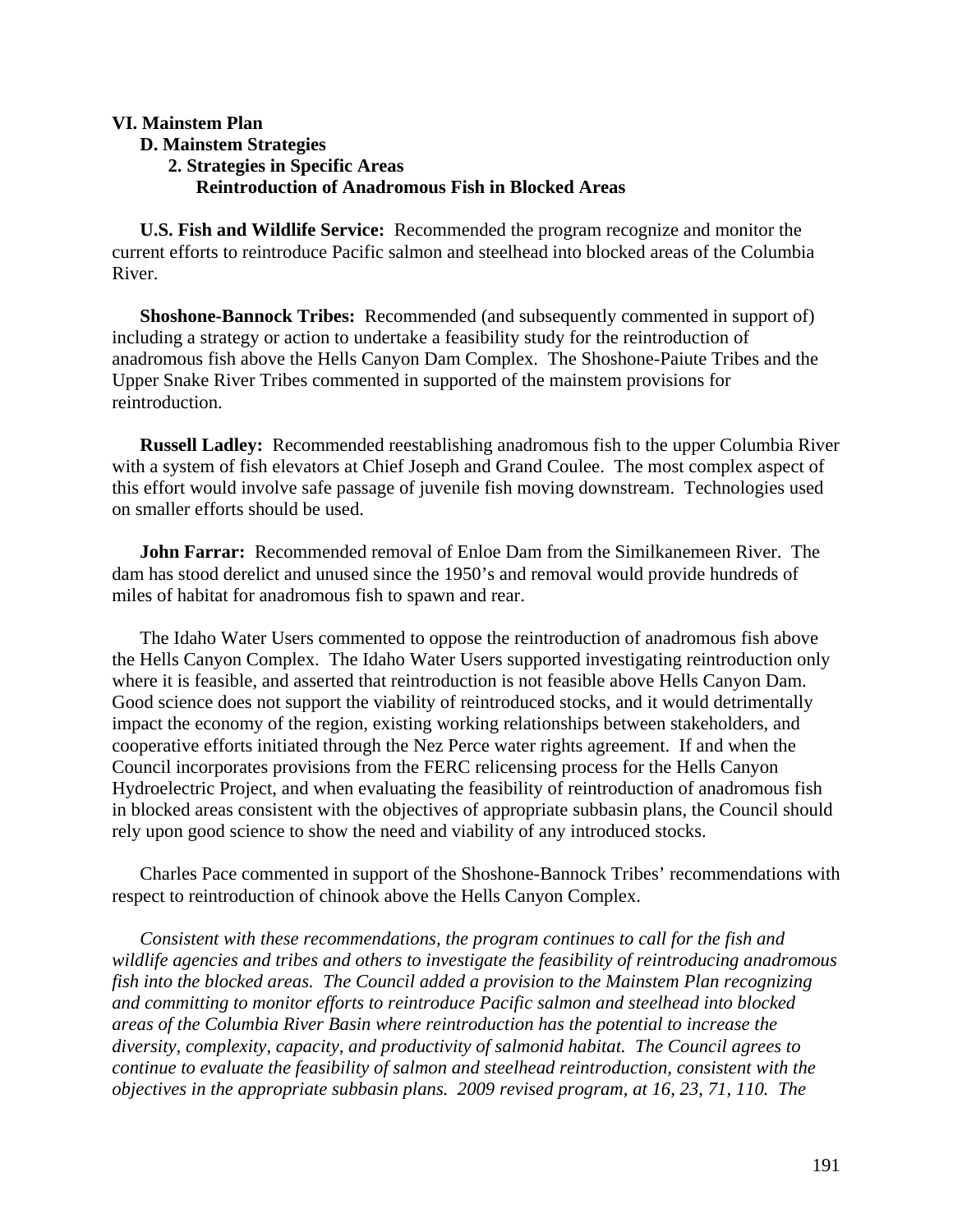**VI. Mainstem Plan**

**D. Mainstem Strategies**

**2. Strategies in Specific Areas**

**Reintroduction of Anadromous Fish in Blocked Areas**

**U.S. Fish and Wildlife Service:** Recommended the program recognize and monitor the current efforts to reintroduce Pacific salmon and steelhead into blocked areas of the Columbia River.

**Shoshone-Bannock Tribes:** Recommended (and subsequently commented in support of) including a strategy or action to undertake a feasibility study for the reintroduction of anadromous fish above the Hells Canyon Dam Complex. The Shoshone-Paiute Tribes and the Upper Snake River Tribes commented in supported of the mainstem provisions for reintroduction.

**Russell Ladley:** Recommended reestablishing anadromous fish to the upper Columbia River with a system of fish elevators at Chief Joseph and Grand Coulee. The most complex aspect of this effort would involve safe passage of juvenile fish moving downstream. Technologies used on smaller efforts should be used.

**John Farrar:** Recommended removal of Enloe Dam from the Similkanemeen River. The dam has stood derelict and unused since the 1950's and removal would provide hundreds of miles of habitat for anadromous fish to spawn and rear.

The Idaho Water Users commented to oppose the reintroduction of anadromous fish above the Hells Canyon Complex. The Idaho Water Users supported investigating reintroduction only where it is feasible, and asserted that reintroduction is not feasible above Hells Canyon Dam. Good science does not support the viability of reintroduced stocks, and it would detrimentally impact the economy of the region, existing working relationships between stakeholders, and cooperative efforts initiated through the Nez Perce water rights agreement. If and when the Council incorporates provisions from the FERC relicensing process for the Hells Canyon Hydroelectric Project, and when evaluating the feasibility of reintroduction of anadromous fish in blocked areas consistent with the objectives of appropriate subbasin plans, the Council should rely upon good science to show the need and viability of any introduced stocks.

Charles Pace commented in support of the Shoshone-Bannock Tribes' recommendations with respect to reintroduction of chinook above the Hells Canyon Complex.

*Consistent with these recommendations, the program continues to call for the fish and wildlife agencies and tribes and others to investigate the feasibility of reintroducing anadromous fish into the blocked areas. The Council added a provision to the Mainstem Plan recognizing and committing to monitor efforts to reintroduce Pacific salmon and steelhead into blocked areas of the Columbia River Basin where reintroduction has the potential to increase the diversity, complexity, capacity, and productivity of salmonid habitat. The Council agrees to continue to evaluate the feasibility of salmon and steelhead reintroduction, consistent with the objectives in the appropriate subbasin plans. 2009 revised program, at 16, 23, 71, 110. The*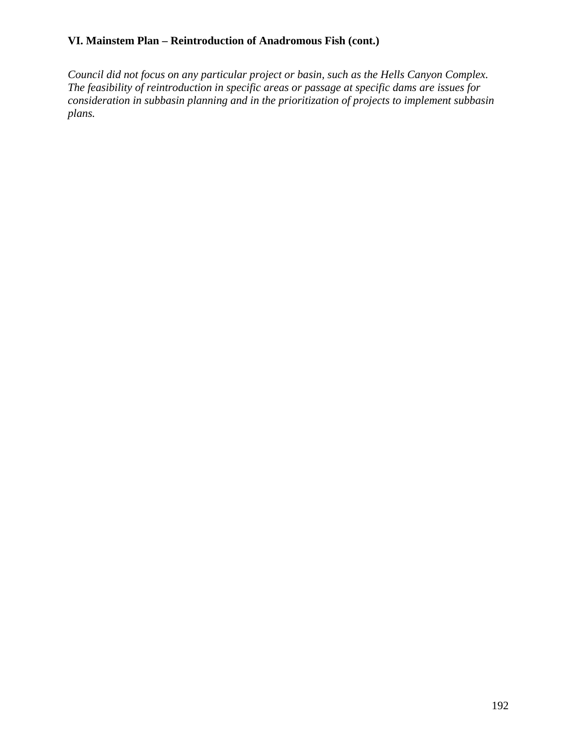**VI. Mainstem Plan – Reintroduction of Anadromous Fish (cont.)**

*Council did not focus on any particular project or basin, such as the Hells Canyon Complex. The feasibility of reintroduction in specific areas or passage at specific dams are issues for consideration in subbasin planning and in the prioritization of projects to implement subbasin plans.*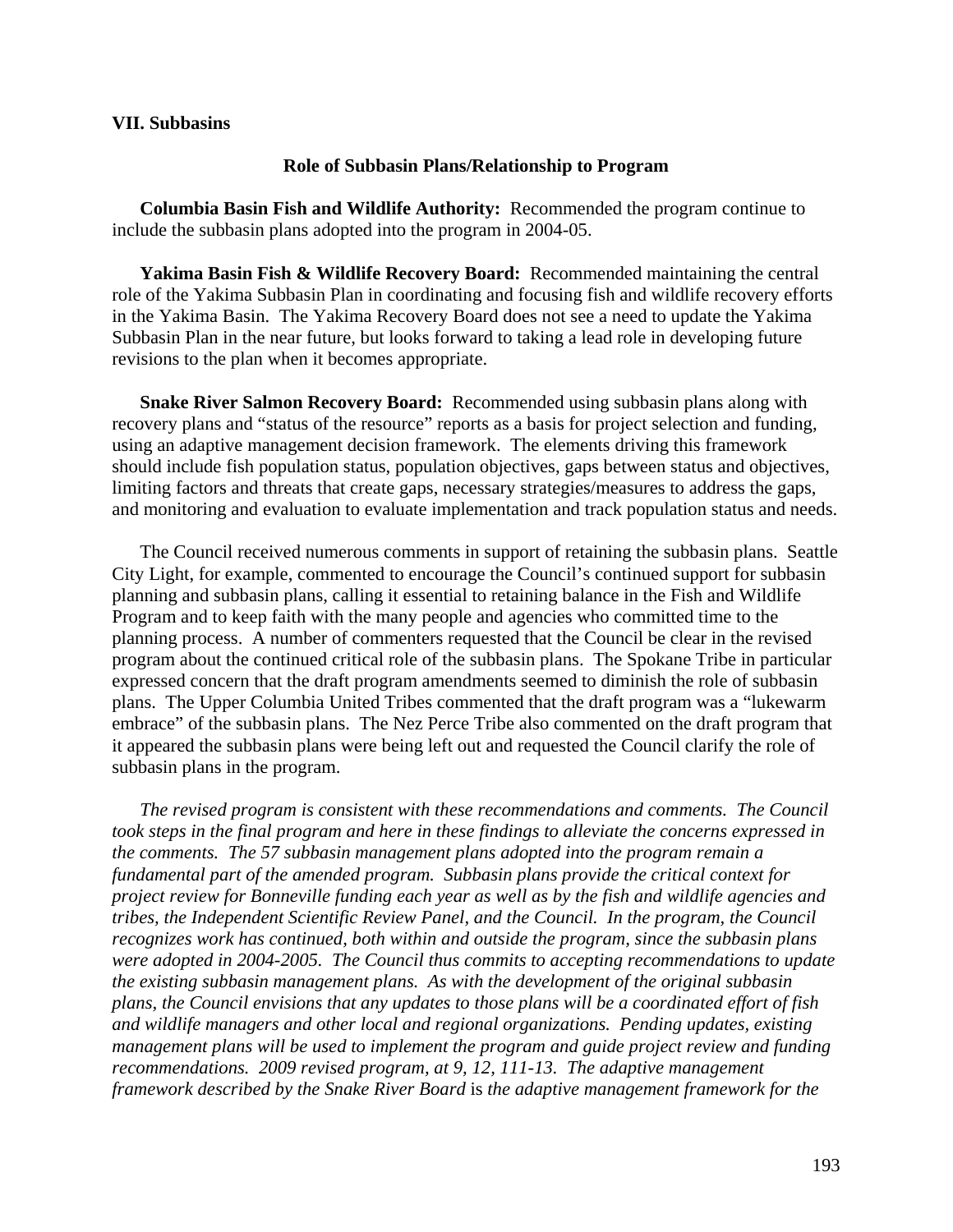## VII. Subbasins

### Role of Subbasin Plans/Relationship to Program

**Columbia Basin Fish and Wildlife Authority:** Recommended the program continue to include the subbasin plans adopted into the program in 2004-05.

**Yakima Basin Fish & Wildlife Recovery Board:** Recommended maintaining the central role of the Yakima Subbasin Plan in coordinating and focusing fish and wildlife recovery efforts in the Yakima Basin. The Yakima Recovery Board does not see a need to update the Yakima Subbasin Plan in the near future, but looks forward to taking a lead role in developing future revisions to the plan when it becomes appropriate.

**Snake River Salmon Recovery Board:** Recommended using subbasin plans along with recovery plans and "status of the resource" reports as a basis for project selection and funding, using an adaptive management decision framework. The elements driving this framework should include fish population status, population objectives, gaps between status and objectives, limiting factors and threats that create gaps, necessary strategies/measures to address the gaps, and monitoring and evaluation to evaluate implementation and track population status and needs.

The Council received numerous comments in support of retaining the subbasin plans. Seattle City Light, for example, commented to encourage the Council's continued support for subbasin planning and subbasin plans, calling it essential to retaining balance in the Fish and Wildlife Program and to keep faith with the many people and agencies who committed time to the planning process. A number of commenters requested that the Council be clear in the revised program about the continued critical role of the subbasin plans. The Spokane Tribe in particular expressed concern that the draft program amendments seemed to diminish the role of subbasin plans. The Upper Columbia United Tribes commented that the draft program was a "lukewarm embrace" of the subbasin plans. The Nez Perce Tribe also commented on the draft program that it appeared the subbasin plans were being left out and requested the Council clarify the role of subbasin plans in the program.

*The revised program is consistent with these recommendations and comments. The Council took steps in the final program and here in these findings to alleviate the concerns expressed in the comments. The 57 subbasin management plans adopted into the program remain a fundamental part of the amended program. Subbasin plans provide the critical context for project review for Bonneville funding each year as well as by the fish and wildlife agencies and tribes, the Independent Scientific Review Panel, and the Council. In the program, the Council recognizes work has continued, both within and outside the program, since the subbasin plans were adopted in 2004-2005. The Council thus commits to accepting recommendations to update the existing subbasin management plans. As with the development of the original subbasin plans, the Council envisions that any updates to those plans will be a coordinated effort of fish and wildlife managers and other local and regional organizations. Pending updates, existing management plans will be used to implement the program and guide project review and funding recommendations. 2009 revised program, at 9, 12, 111-13. The adaptive management framework described by the Snake River Board* is *the adaptive management framework for the*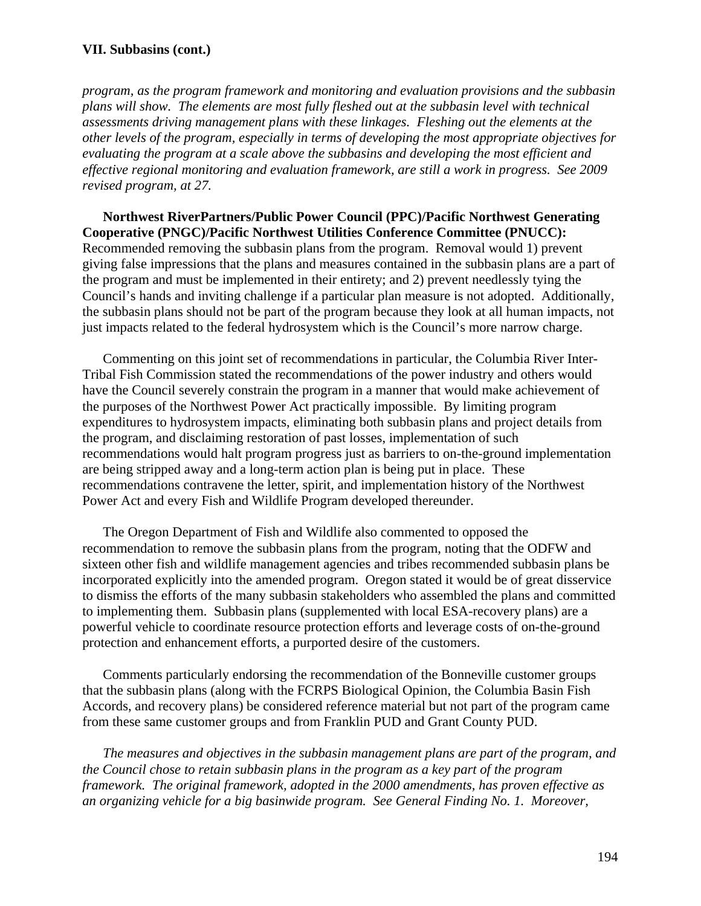*program, as the program framework and monitoring and evaluation provisions and the subbasin plans will show. The elements are most fully fleshed out at the subbasin level with technical assessments driving management plans with these linkages. Fleshing out the elements at the other levels of the program, especially in terms of developing the most appropriate objectives for evaluating the program at a scale above the subbasins and developing the most efficient and effective regional monitoring and evaluation framework, are still a work in progress. See 2009 revised program, at 27.*

**Northwest RiverPartners/Public Power Council (PPC)/Pacific Northwest Generating Cooperative (PNGC)/Pacific Northwest Utilities Conference Committee (PNUCC):** Recommended removing the subbasin plans from the program. Removal would 1) prevent giving false impressions that the plans and measures contained in the subbasin plans are a part of the program and must be implemented in their entirety; and 2) prevent needlessly tying the Council's hands and inviting challenge if a particular plan measure is not adopted. Additionally, the subbasin plans should not be part of the program because they look at all human impacts, not just impacts related to the federal hydrosystem which is the Council's more narrow charge.

Commenting on this joint set of recommendations in particular, the Columbia River Inter-Tribal Fish Commission stated the recommendations of the power industry and others would have the Council severely constrain the program in a manner that would make achievement of the purposes of the Northwest Power Act practically impossible. By limiting program expenditures to hydrosystem impacts, eliminating both subbasin plans and project details from the program, and disclaiming restoration of past losses, implementation of such recommendations would halt program progress just as barriers to on-the-ground implementation are being stripped away and a long-term action plan is being put in place. These recommendations contravene the letter, spirit, and implementation history of the Northwest Power Act and every Fish and Wildlife Program developed thereunder.

The Oregon Department of Fish and Wildlife also commented to opposed the recommendation to remove the subbasin plans from the program, noting that the ODFW and sixteen other fish and wildlife management agencies and tribes recommended subbasin plans be incorporated explicitly into the amended program. Oregon stated it would be of great disservice to dismiss the efforts of the many subbasin stakeholders who assembled the plans and committed to implementing them. Subbasin plans (supplemented with local ESA-recovery plans) are a powerful vehicle to coordinate resource protection efforts and leverage costs of on-the-ground protection and enhancement efforts, a purported desire of the customers.

Comments particularly endorsing the recommendation of the Bonneville customer groups that the subbasin plans (along with the FCRPS Biological Opinion, the Columbia Basin Fish Accords, and recovery plans) be considered reference material but not part of the program came from these same customer groups and from Franklin PUD and Grant County PUD.

*The measures and objectives in the subbasin management plans are part of the program, and the Council chose to retain subbasin plans in the program as a key part of the program framework. The original framework, adopted in the 2000 amendments, has proven effective as an organizing vehicle for a big basinwide program. See General Finding No. 1. Moreover,*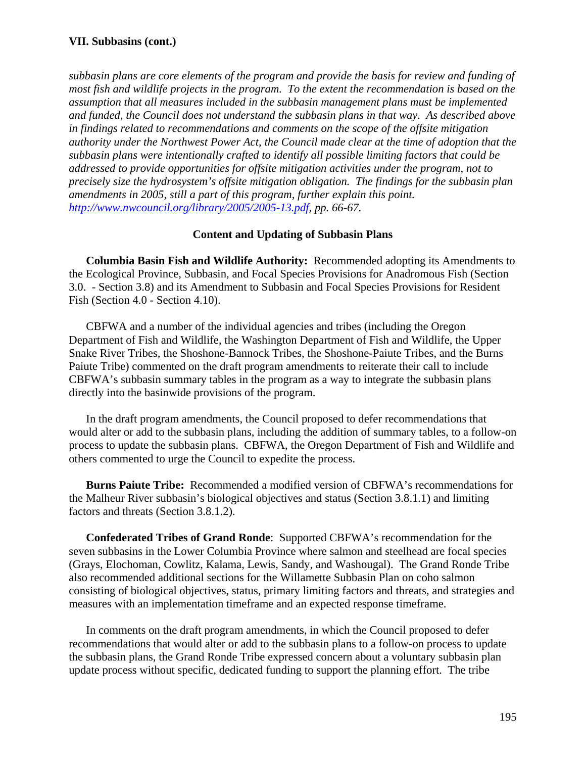*subbasin plans are core elements of the program and provide the basis for review and funding of most fish and wildlife projects in the program. To the extent the recommendation is based on the assumption that all measures included in the subbasin management plans must be implemented and funded, the Council does not understand the subbasin plans in that way. As described above in findings related to recommendations and comments on the scope of the offsite mitigation authority under the Northwest Power Act, the Council made clear at the time of adoption that the subbasin plans were intentionally crafted to identify all possible limiting factors that could be addressed to provide opportunities for offsite mitigation activities under the program, not to precisely size the hydrosystem's offsite mitigation obligation. The findings for the subbasin plan amendments in 2005, still a part of this program, further explain this point. [http://www.nwcouncil.org/library/2005/2005-13.pdf](http://www.nwcouncil.org/library/2005/2005-13.pdf), pp. 66-67.*

### Content and Updating of Subbasin Plans

**Columbia Basin Fish and Wildlife Authority:** Recommended adopting its Amendments to the Ecological Province, Subbasin, and Focal Species Provisions for Anadromous Fish (Section 3.0. - Section 3.8) and its Amendment to Subbasin and Focal Species Provisions for Resident Fish (Section 4.0 - Section 4.10).

CBFWA and a number of the individual agencies and tribes (including the Oregon Department of Fish and Wildlife, the Washington Department of Fish and Wildlife, the Upper Snake River Tribes, the Shoshone-Bannock Tribes, the Shoshone-Paiute Tribes, and the Burns Paiute Tribe) commented on the draft program amendments to reiterate their call to include CBFWA's subbasin summary tables in the program as a way to integrate the subbasin plans directly into the basinwide provisions of the program.

In the draft program amendments, the Council proposed to defer recommendations that would alter or add to the subbasin plans, including the addition of summary tables, to a follow-on process to update the subbasin plans. CBFWA, the Oregon Department of Fish and Wildlife and others commented to urge the Council to expedite the process.

**Burns Paiute Tribe:** Recommended a modified version of CBFWA's recommendations for the Malheur River subbasin's biological objectives and status (Section 3.8.1.1) and limiting factors and threats (Section 3.8.1.2).

**Confederated Tribes of Grand Ronde**: Supported CBFWA's recommendation for the seven subbasins in the Lower Columbia Province where salmon and steelhead are focal species (Grays, Elochoman, Cowlitz, Kalama, Lewis, Sandy, and Washougal). The Grand Ronde Tribe also recommended additional sections for the Willamette Subbasin Plan on coho salmon consisting of biological objectives, status, primary limiting factors and threats, and strategies and measures with an implementation timeframe and an expected response timeframe.

In comments on the draft program amendments, in which the Council proposed to defer recommendations that would alter or add to the subbasin plans to a follow-on process to update the subbasin plans, the Grand Ronde Tribe expressed concern about a voluntary subbasin plan update process without specific, dedicated funding to support the planning effort. The tribe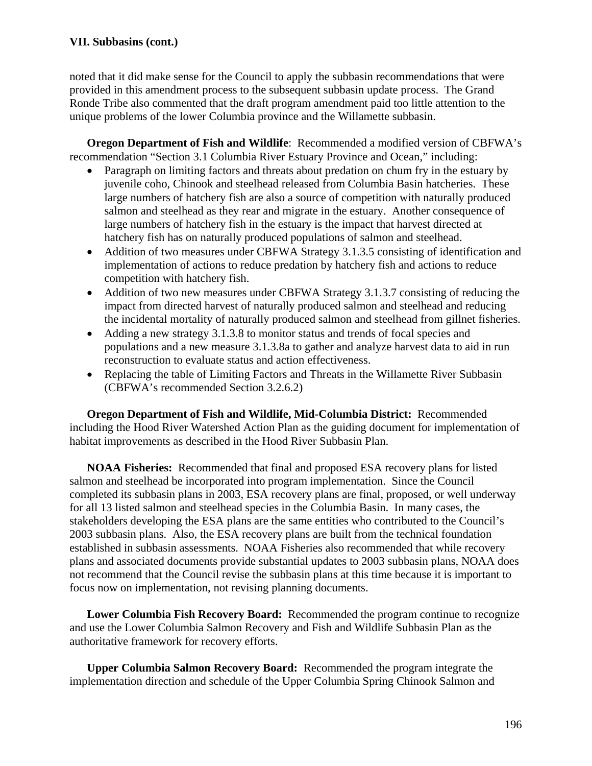noted that it did make sense for the Council to apply the subbasin recommendations that were provided in this amendment process to the subsequent subbasin update process. The Grand Ronde Tribe also commented that the draft program amendment paid too little attention to the unique problems of the lower Columbia province and the Willamette subbasin.

**Oregon Department of Fish and Wildlife**: Recommended a modified version of CBFWA's recommendation "Section 3.1 Columbia River Estuary Province and Ocean," including:

- Paragraph on limiting factors and threats about predation on chum fry in the estuary by juvenile coho, Chinook and steelhead released from Columbia Basin hatcheries. These large numbers of hatchery fish are also a source of competition with naturally produced salmon and steelhead as they rear and migrate in the estuary. Another consequence of large numbers of hatchery fish in the estuary is the impact that harvest directed at hatchery fish has on naturally produced populations of salmon and steelhead.
- Addition of two measures under CBFWA Strategy 3.1.3.5 consisting of identification and implementation of actions to reduce predation by hatchery fish and actions to reduce competition with hatchery fish.
- Addition of two new measures under CBFWA Strategy 3.1.3.7 consisting of reducing the impact from directed harvest of naturally produced salmon and steelhead and reducing the incidental mortality of naturally produced salmon and steelhead from gillnet fisheries.
- Adding a new strategy 3.1.3.8 to monitor status and trends of focal species and populations and a new measure 3.1.3.8a to gather and analyze harvest data to aid in run reconstruction to evaluate status and action effectiveness.
- Replacing the table of Limiting Factors and Threats in the Willamette River Subbasin (CBFWA's recommended Section 3.2.6.2)

**Oregon Department of Fish and Wildlife, Mid-Columbia District:** Recommended including the Hood River Watershed Action Plan as the guiding document for implementation of habitat improvements as described in the Hood River Subbasin Plan.

**NOAA Fisheries:** Recommended that final and proposed ESA recovery plans for listed salmon and steelhead be incorporated into program implementation. Since the Council completed its subbasin plans in 2003, ESA recovery plans are final, proposed, or well underway for all 13 listed salmon and steelhead species in the Columbia Basin. In many cases, the stakeholders developing the ESA plans are the same entities who contributed to the Council's 2003 subbasin plans. Also, the ESA recovery plans are built from the technical foundation established in subbasin assessments. NOAA Fisheries also recommended that while recovery plans and associated documents provide substantial updates to 2003 subbasin plans, NOAA does not recommend that the Council revise the subbasin plans at this time because it is important to focus now on implementation, not revising planning documents.

**Lower Columbia Fish Recovery Board:** Recommended the program continue to recognize and use the Lower Columbia Salmon Recovery and Fish and Wildlife Subbasin Plan as the authoritative framework for recovery efforts.

**Upper Columbia Salmon Recovery Board:** Recommended the program integrate the implementation direction and schedule of the Upper Columbia Spring Chinook Salmon and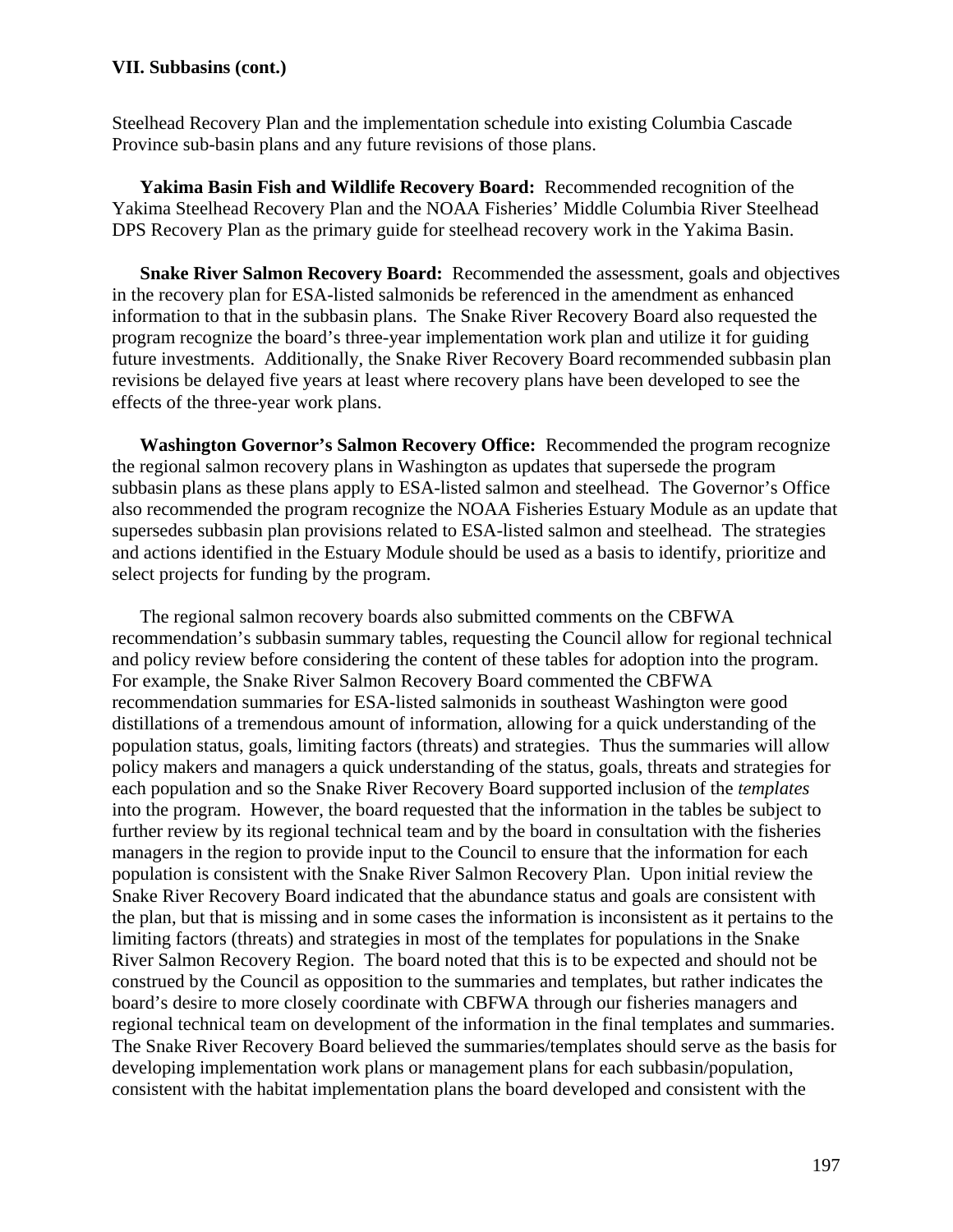**VII. Subbasins (cont.)**

Steelhead Recovery Plan and the implementation schedule into existing Columbia Cascade Province sub-basin plans and any future revisions of those plans.

**Yakima Basin Fish and Wildlife Recovery Board:** Recommended recognition of the Yakima Steelhead Recovery Plan and the NOAA Fisheries' Middle Columbia River Steelhead DPS Recovery Plan as the primary guide for steelhead recovery work in the Yakima Basin.

**Snake River Salmon Recovery Board:** Recommended the assessment, goals and objectives in the recovery plan for ESA-listed salmonids be referenced in the amendment as enhanced information to that in the subbasin plans. The Snake River Recovery Board also requested the program recognize the board's three-year implementation work plan and utilize it for guiding future investments. Additionally, the Snake River Recovery Board recommended subbasin plan revisions be delayed five years at least where recovery plans have been developed to see the effects of the three-year work plans.

**Washington Governor's Salmon Recovery Office:** Recommended the program recognize the regional salmon recovery plans in Washington as updates that supersede the program subbasin plans as these plans apply to ESA-listed salmon and steelhead. The Governor's Office also recommended the program recognize the NOAA Fisheries Estuary Module as an update that supersedes subbasin plan provisions related to ESA-listed salmon and steelhead. The strategies and actions identified in the Estuary Module should be used as a basis to identify, prioritize and select projects for funding by the program.

The regional salmon recovery boards also submitted comments on the CBFWA recommendation's subbasin summary tables, requesting the Council allow for regional technical and policy review before considering the content of these tables for adoption into the program. For example, the Snake River Salmon Recovery Board commented the CBFWA recommendation summaries for ESA-listed salmonids in southeast Washington were good distillations of a tremendous amount of information, allowing for a quick understanding of the population status, goals, limiting factors (threats) and strategies. Thus the summaries will allow policy makers and managers a quick understanding of the status, goals, threats and strategies for each population and so the Snake River Recovery Board supported inclusion of the *templates* into the program. However, the board requested that the information in the tables be subject to further review by its regional technical team and by the board in consultation with the fisheries managers in the region to provide input to the Council to ensure that the information for each population is consistent with the Snake River Salmon Recovery Plan. Upon initial review the Snake River Recovery Board indicated that the abundance status and goals are consistent with the plan, but that is missing and in some cases the information is inconsistent as it pertains to the limiting factors (threats) and strategies in most of the templates for populations in the Snake River Salmon Recovery Region. The board noted that this is to be expected and should not be construed by the Council as opposition to the summaries and templates, but rather indicates the board's desire to more closely coordinate with CBFWA through our fisheries managers and regional technical team on development of the information in the final templates and summaries. The Snake River Recovery Board believed the summaries/templates should serve as the basis for developing implementation work plans or management plans for each subbasin/population, consistent with the habitat implementation plans the board developed and consistent with the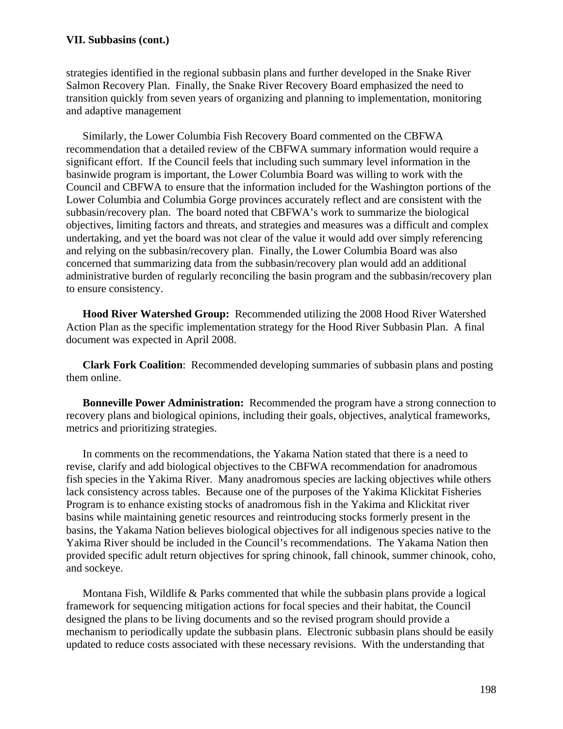strategies identified in the regional subbasin plans and further developed in the Snake River Salmon Recovery Plan. Finally, the Snake River Recovery Board emphasized the need to transition quickly from seven years of organizing and planning to implementation, monitoring and adaptive management

Similarly, the Lower Columbia Fish Recovery Board commented on the CBFWA recommendation that a detailed review of the CBFWA summary information would require a significant effort. If the Council feels that including such summary level information in the basinwide program is important, the Lower Columbia Board was willing to work with the Council and CBFWA to ensure that the information included for the Washington portions of the Lower Columbia and Columbia Gorge provinces accurately reflect and are consistent with the subbasin/recovery plan. The board noted that CBFWA's work to summarize the biological objectives, limiting factors and threats, and strategies and measures was a difficult and complex undertaking, and yet the board was not clear of the value it would add over simply referencing and relying on the subbasin/recovery plan. Finally, the Lower Columbia Board was also concerned that summarizing data from the subbasin/recovery plan would add an additional administrative burden of regularly reconciling the basin program and the subbasin/recovery plan to ensure consistency.

**Hood River Watershed Group:** Recommended utilizing the 2008 Hood River Watershed Action Plan as the specific implementation strategy for the Hood River Subbasin Plan. A final document was expected in April 2008.

**Clark Fork Coalition**: Recommended developing summaries of subbasin plans and posting them online.

**Bonneville Power Administration:** Recommended the program have a strong connection to recovery plans and biological opinions, including their goals, objectives, analytical frameworks, metrics and prioritizing strategies.

In comments on the recommendations, the Yakama Nation stated that there is a need to revise, clarify and add biological objectives to the CBFWA recommendation for anadromous fish species in the Yakima River. Many anadromous species are lacking objectives while others lack consistency across tables. Because one of the purposes of the Yakima Klickitat Fisheries Program is to enhance existing stocks of anadromous fish in the Yakima and Klickitat river basins while maintaining genetic resources and reintroducing stocks formerly present in the basins, the Yakama Nation believes biological objectives for all indigenous species native to the Yakima River should be included in the Council's recommendations. The Yakama Nation then provided specific adult return objectives for spring chinook, fall chinook, summer chinook, coho, and sockeye.

Montana Fish, Wildlife & Parks commented that while the subbasin plans provide a logical framework for sequencing mitigation actions for focal species and their habitat, the Council designed the plans to be living documents and so the revised program should provide a mechanism to periodically update the subbasin plans. Electronic subbasin plans should be easily updated to reduce costs associated with these necessary revisions. With the understanding that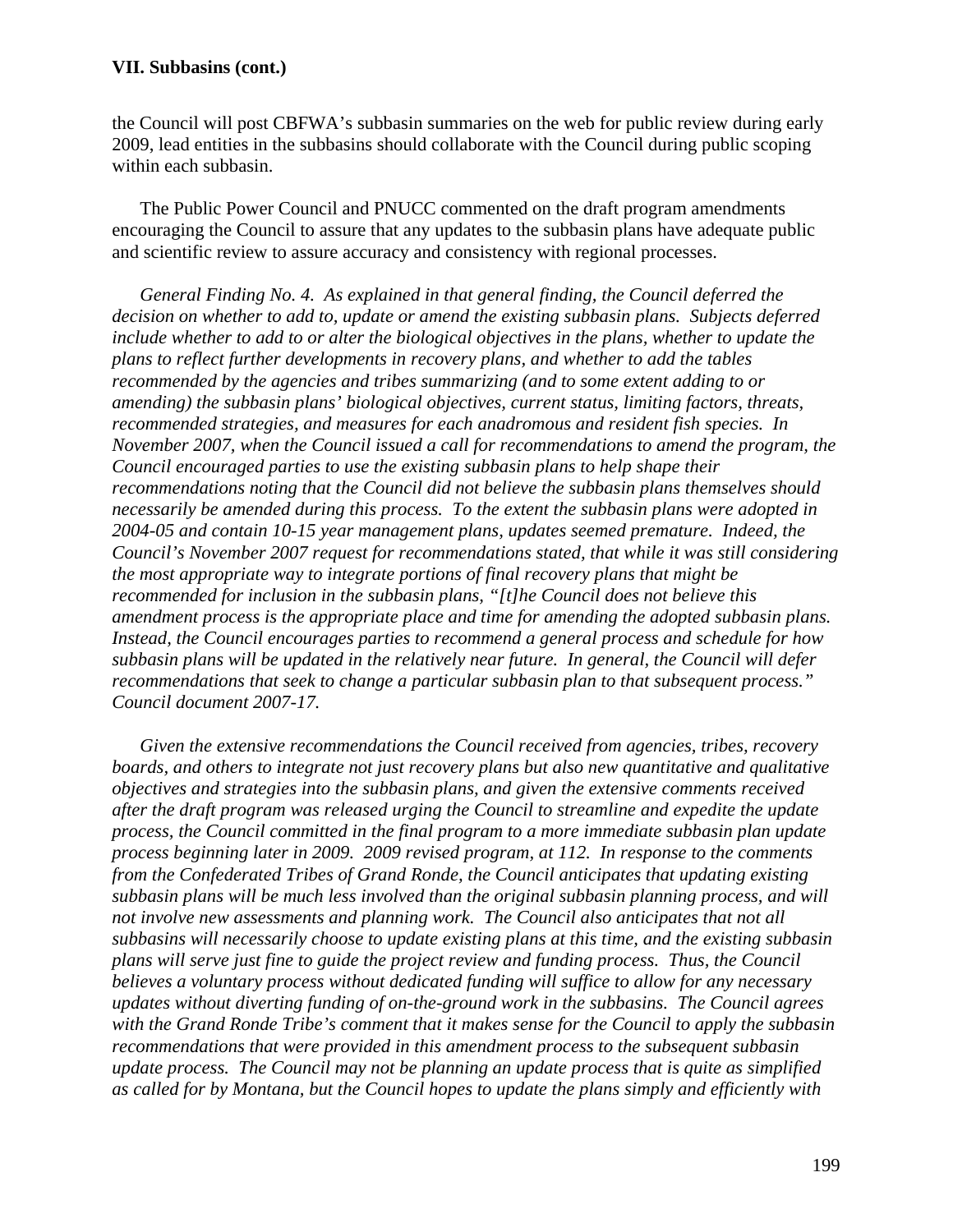the Council will post CBFWA's subbasin summaries on the web for public review during early 2009, lead entities in the subbasins should collaborate with the Council during public scoping within each subbasin.

The Public Power Council and PNUCC commented on the draft program amendments encouraging the Council to assure that any updates to the subbasin plans have adequate public and scientific review to assure accuracy and consistency with regional processes.

*General Finding No. 4. As explained in that general finding, the Council deferred the decision on whether to add to, update or amend the existing subbasin plans. Subjects deferred include whether to add to or alter the biological objectives in the plans, whether to update the plans to reflect further developments in recovery plans, and whether to add the tables recommended by the agencies and tribes summarizing (and to some extent adding to or amending) the subbasin plans' biological objectives, current status, limiting factors, threats, recommended strategies, and measures for each anadromous and resident fish species. In November 2007, when the Council issued a call for recommendations to amend the program, the Council encouraged parties to use the existing subbasin plans to help shape their recommendations noting that the Council did not believe the subbasin plans themselves should necessarily be amended during this process. To the extent the subbasin plans were adopted in 2004-05 and contain 10-15 year management plans, updates seemed premature. Indeed, the Council's November 2007 request for recommendations stated, that while it was still considering the most appropriate way to integrate portions of final recovery plans that might be recommended for inclusion in the subbasin plans, "[t]he Council does not believe this amendment process is the appropriate place and time for amending the adopted subbasin plans. Instead, the Council encourages parties to recommend a general process and schedule for how subbasin plans will be updated in the relatively near future. In general, the Council will defer recommendations that seek to change a particular subbasin plan to that subsequent process." Council document 2007-17.*

*Given the extensive recommendations the Council received from agencies, tribes, recovery boards, and others to integrate not just recovery plans but also new quantitative and qualitative objectives and strategies into the subbasin plans, and given the extensive comments received after the draft program was released urging the Council to streamline and expedite the update process, the Council committed in the final program to a more immediate subbasin plan update process beginning later in 2009. 2009 revised program, at 112. In response to the comments from the Confederated Tribes of Grand Ronde, the Council anticipates that updating existing subbasin plans will be much less involved than the original subbasin planning process, and will not involve new assessments and planning work. The Council also anticipates that not all subbasins will necessarily choose to update existing plans at this time, and the existing subbasin plans will serve just fine to guide the project review and funding process. Thus, the Council believes a voluntary process without dedicated funding will suffice to allow for any necessary updates without diverting funding of on-the-ground work in the subbasins. The Council agrees with the Grand Ronde Tribe's comment that it makes sense for the Council to apply the subbasin recommendations that were provided in this amendment process to the subsequent subbasin update process. The Council may not be planning an update process that is quite as simplified as called for by Montana, but the Council hopes to update the plans simply and efficiently with*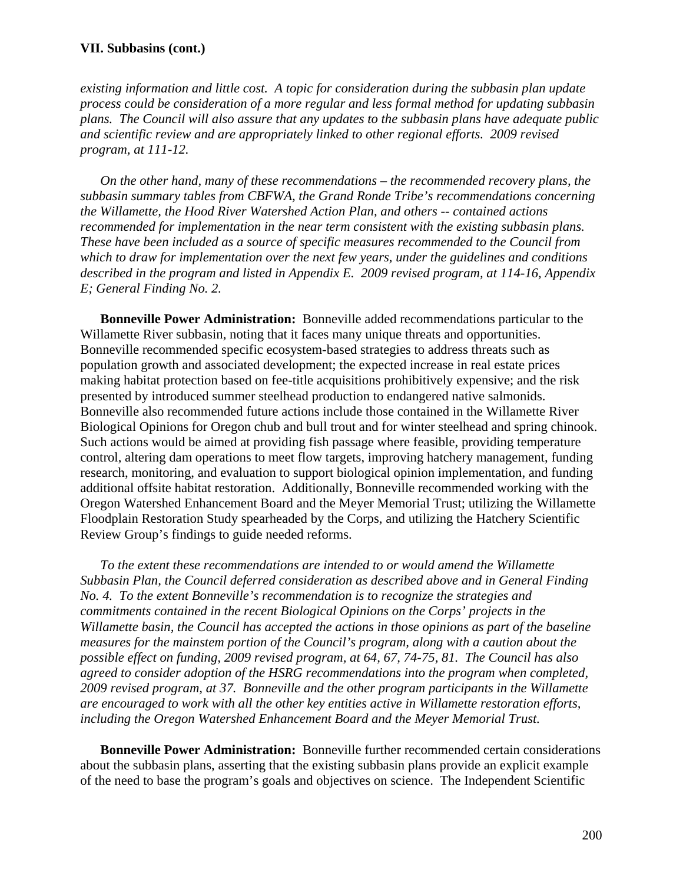*existing information and little cost. A topic for consideration during the subbasin plan update process could be consideration of a more regular and less formal method for updating subbasin plans. The Council will also assure that any updates to the subbasin plans have adequate public and scientific review and are appropriately linked to other regional efforts. 2009 revised program, at 111-12.*

*On the other hand, many of these recommendations – the recommended recovery plans, the subbasin summary tables from CBFWA, the Grand Ronde Tribe's recommendations concerning the Willamette, the Hood River Watershed Action Plan, and others -- contained actions recommended for implementation in the near term consistent with the existing subbasin plans. These have been included as a source of specific measures recommended to the Council from which to draw for implementation over the next few years, under the guidelines and conditions described in the program and listed in Appendix E. 2009 revised program, at 114-16, Appendix E; General Finding No. 2.*

**Bonneville Power Administration:** Bonneville added recommendations particular to the Willamette River subbasin, noting that it faces many unique threats and opportunities. Bonneville recommended specific ecosystem-based strategies to address threats such as population growth and associated development; the expected increase in real estate prices making habitat protection based on fee-title acquisitions prohibitively expensive; and the risk presented by introduced summer steelhead production to endangered native salmonids. Bonneville also recommended future actions include those contained in the Willamette River Biological Opinions for Oregon chub and bull trout and for winter steelhead and spring chinook. Such actions would be aimed at providing fish passage where feasible, providing temperature control, altering dam operations to meet flow targets, improving hatchery management, funding research, monitoring, and evaluation to support biological opinion implementation, and funding additional offsite habitat restoration. Additionally, Bonneville recommended working with the Oregon Watershed Enhancement Board and the Meyer Memorial Trust; utilizing the Willamette Floodplain Restoration Study spearheaded by the Corps, and utilizing the Hatchery Scientific Review Group's findings to guide needed reforms.

*To the extent these recommendations are intended to or would amend the Willamette Subbasin Plan, the Council deferred consideration as described above and in General Finding No. 4. To the extent Bonneville's recommendation is to recognize the strategies and commitments contained in the recent Biological Opinions on the Corps' projects in the Willamette basin, the Council has accepted the actions in those opinions as part of the baseline measures for the mainstem portion of the Council's program, along with a caution about the possible effect on funding, 2009 revised program, at 64, 67, 74-75, 81. The Council has also agreed to consider adoption of the HSRG recommendations into the program when completed, 2009 revised program, at 37. Bonneville and the other program participants in the Willamette are encouraged to work with all the other key entities active in Willamette restoration efforts, including the Oregon Watershed Enhancement Board and the Meyer Memorial Trust.*

**Bonneville Power Administration:** Bonneville further recommended certain considerations about the subbasin plans, asserting that the existing subbasin plans provide an explicit example of the need to base the program's goals and objectives on science. The Independent Scientific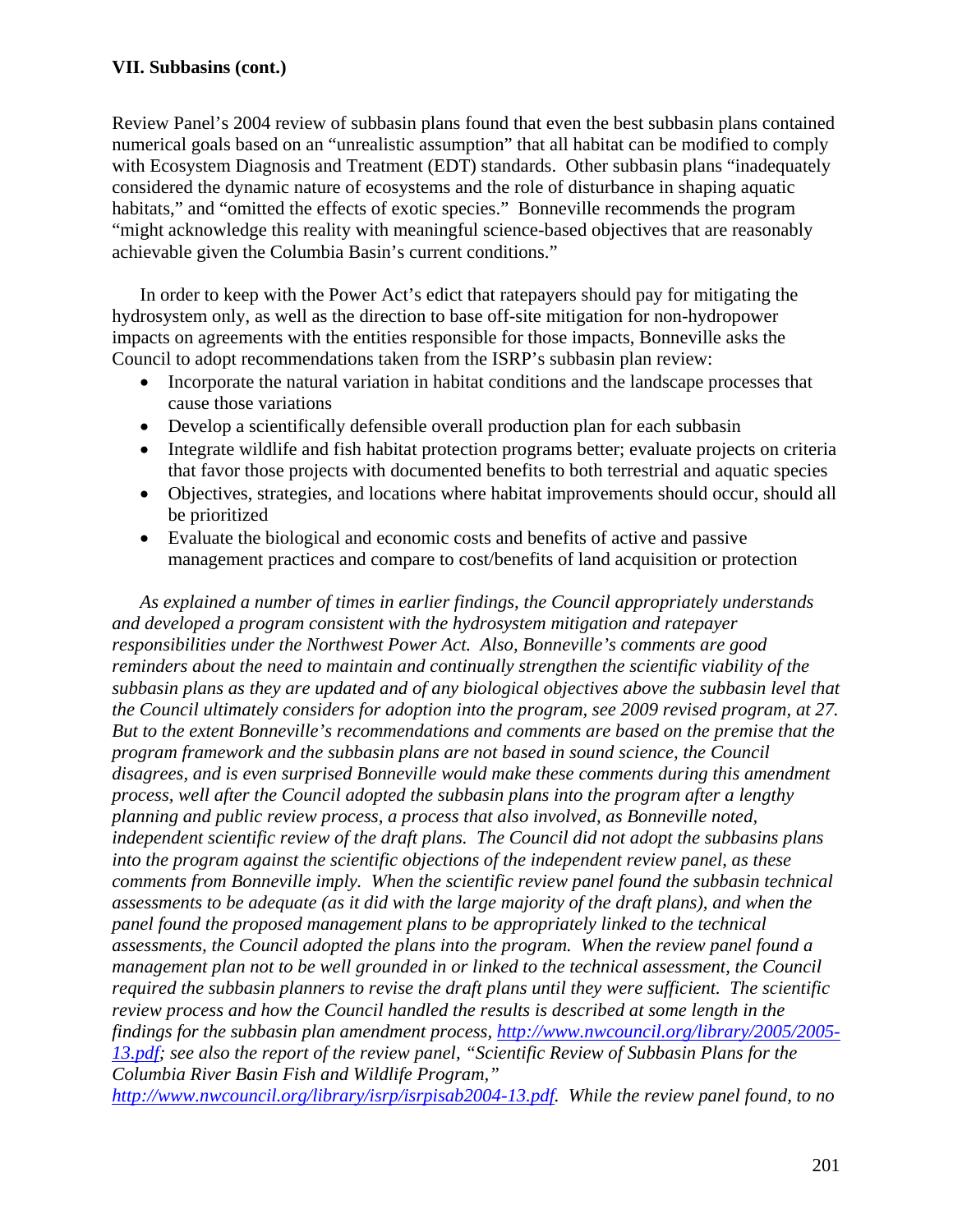Review Panel's 2004 review of subbasin plans found that even the best subbasin plans contained numerical goals based on an "unrealistic assumption" that all habitat can be modified to comply with Ecosystem Diagnosis and Treatment (EDT) standards. Other subbasin plans "inadequately considered the dynamic nature of ecosystems and the role of disturbance in shaping aquatic habitats," and "omitted the effects of exotic species." Bonneville recommends the program "might acknowledge this reality with meaningful science-based objectives that are reasonably achievable given the Columbia Basin's current conditions."

In order to keep with the Power Act's edict that ratepayers should pay for mitigating the hydrosystem only, as well as the direction to base off-site mitigation for non-hydropower impacts on agreements with the entities responsible for those impacts, Bonneville asks the Council to adopt recommendations taken from the ISRP's subbasin plan review:

- Incorporate the natural variation in habitat conditions and the landscape processes that cause those variations
- Develop a scientifically defensible overall production plan for each subbasin
- Integrate wildlife and fish habitat protection programs better; evaluate projects on criteria that favor those projects with documented benefits to both terrestrial and aquatic species
- Objectives, strategies, and locations where habitat improvements should occur, should all be prioritized
- Evaluate the biological and economic costs and benefits of active and passive management practices and compare to cost/benefits of land acquisition or protection

*As explained a number of times in earlier findings, the Council appropriately understands and developed a program consistent with the hydrosystem mitigation and ratepayer responsibilities under the Northwest Power Act. Also, Bonneville's comments are good reminders about the need to maintain and continually strengthen the scientific viability of the subbasin plans as they are updated and of any biological objectives above the subbasin level that the Council ultimately considers for adoption into the program, see 2009 revised program, at 27. But to the extent Bonneville's recommendations and comments are based on the premise that the program framework and the subbasin plans are not based in sound science, the Council disagrees, and is even surprised Bonneville would make these comments during this amendment process, well after the Council adopted the subbasin plans into the program after a lengthy planning and public review process, a process that also involved, as Bonneville noted, independent scientific review of the draft plans. The Council did not adopt the subbasins plans into the program against the scientific objections of the independent review panel, as these comments from Bonneville imply. When the scientific review panel found the subbasin technical assessments to be adequate (as it did with the large majority of the draft plans), and when the panel found the proposed management plans to be appropriately linked to the technical assessments, the Council adopted the plans into the program. When the review panel found a management plan not to be well grounded in or linked to the technical assessment, the Council required the subbasin planners to revise the draft plans until they were sufficient. The scientific review process and how the Council handled the results is described at some length in the findings for the subbasin plan amendment process, http://www.nwcouncil.org/library/2005/2005-13.pdf; see also the report of the review panel, "Scientific Review of Subbasin Plans for the Columbia River Basin Fish and Wildlife Program," http://www.nwcouncil.org/library/isrp/isrpisab2004-13.pdf. While the review panel found, to no*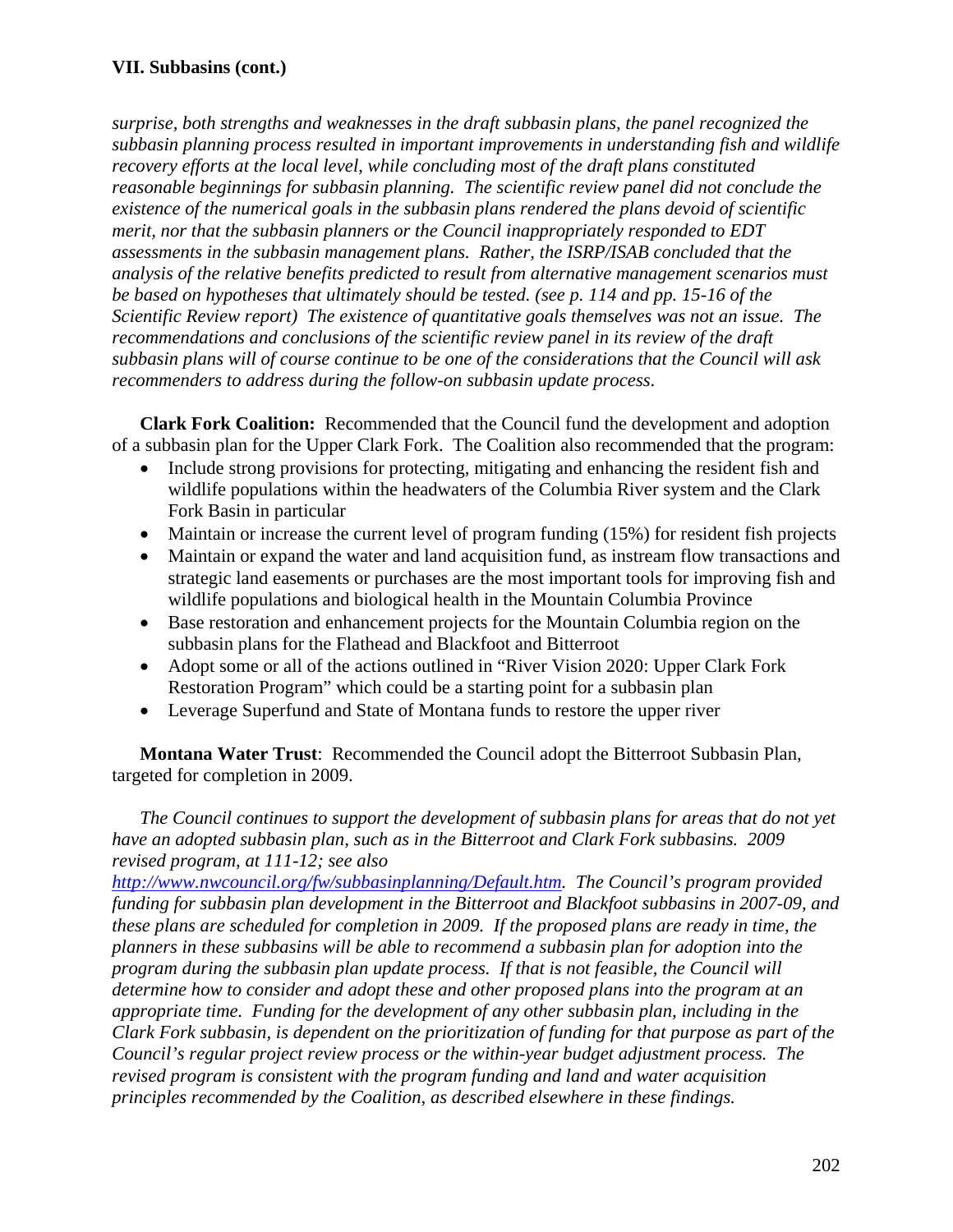*surprise, both strengths and weaknesses in the draft subbasin plans, the panel recognized the subbasin planning process resulted in important improvements in understanding fish and wildlife recovery efforts at the local level, while concluding most of the draft plans constituted reasonable beginnings for subbasin planning. The scientific review panel did not conclude the existence of the numerical goals in the subbasin plans rendered the plans devoid of scientific merit, nor that the subbasin planners or the Council inappropriately responded to EDT assessments in the subbasin management plans. Rather, the ISRP/ISAB concluded that the analysis of the relative benefits predicted to result from alternative management scenarios must be based on hypotheses that ultimately should be tested. (see p. 114 and pp. 15-16 of the Scientific Review report) The existence of quantitative goals themselves was not an issue. The recommendations and conclusions of the scientific review panel in its review of the draft subbasin plans will of course continue to be one of the considerations that the Council will ask recommenders to address during the follow-on subbasin update process.*

**Clark Fork Coalition:** Recommended that the Council fund the development and adoption of a subbasin plan for the Upper Clark Fork. The Coalition also recommended that the program:

- Include strong provisions for protecting, mitigating and enhancing the resident fish and wildlife populations within the headwaters of the Columbia River system and the Clark Fork Basin in particular
- Maintain or increase the current level of program funding (15%) for resident fish projects
- Maintain or expand the water and land acquisition fund, as instream flow transactions and strategic land easements or purchases are the most important tools for improving fish and wildlife populations and biological health in the Mountain Columbia Province
- Base restoration and enhancement projects for the Mountain Columbia region on the subbasin plans for the Flathead and Blackfoot and Bitterroot
- Adopt some or all of the actions outlined in "River Vision 2020: Upper Clark Fork Restoration Program" which could be a starting point for a subbasin plan
- Leverage Superfund and State of Montana funds to restore the upper river

**Montana Water Trust**: Recommended the Council adopt the Bitterroot Subbasin Plan, targeted for completion in 2009.

*The Council continues to support the development of subbasin plans for areas that do not yet have an adopted subbasin plan, such as in the Bitterroot and Clark Fork subbasins. 2009 revised program, at 111-12; see also [http://www.nwcouncil.org/fw/subbasinplanning/Default.htm](http://www.nwcouncil.org/fw/subbasinplanning/Default.htm). The Council's program provided funding for subbasin plan development in the Bitterroot and Blackfoot subbasins in 2007-09, and these plans are scheduled for completion in 2009. If the proposed plans are ready in time, the planners in these subbasins will be able to recommend a subbasin plan for adoption into the program during the subbasin plan update process. If that is not feasible, the Council will determine how to consider and adopt these and other proposed plans into the program at an appropriate time. Funding for the development of any other subbasin plan, including in the Clark Fork subbasin, is dependent on the prioritization of funding for that purpose as part of the Council's regular project review process or the within-year budget adjustment process. The revised program is consistent with the program funding and land and water acquisition principles recommended by the Coalition, as described elsewhere in these findings.*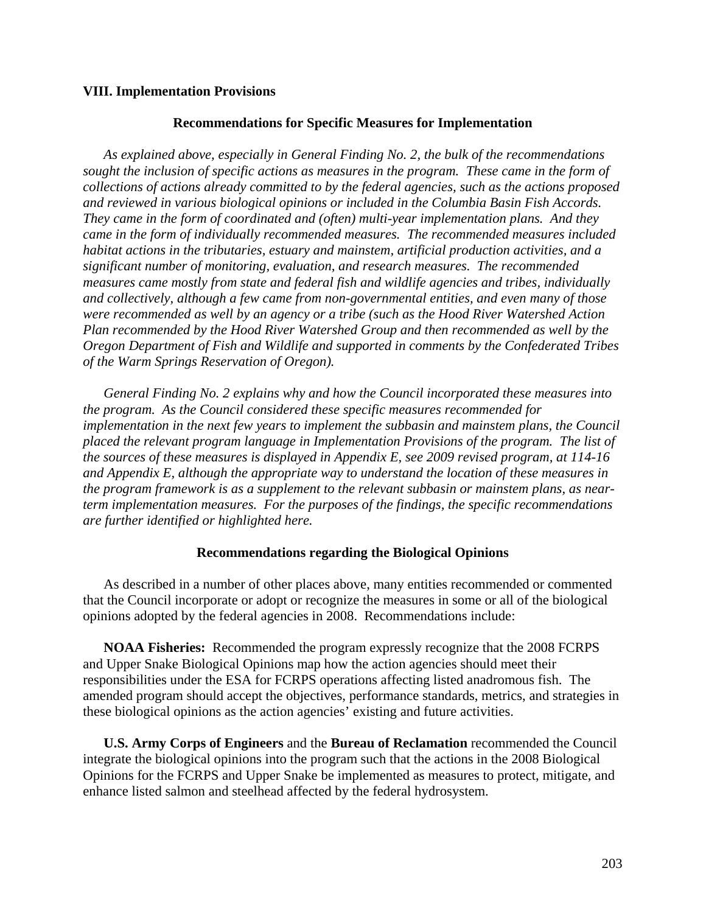**VIII. Implementation Provisions**

**Recommendations for Specific Measures for Implementation**

*As explained above, especially in General Finding No. 2, the bulk of the recommendations sought the inclusion of specific actions as measures in the program. These came in the form of collections of actions already committed to by the federal agencies, such as the actions proposed and reviewed in various biological opinions or included in the Columbia Basin Fish Accords. They came in the form of coordinated and (often) multi-year implementation plans. And they came in the form of individually recommended measures. The recommended measures included habitat actions in the tributaries, estuary and mainstem, artificial production activities, and a significant number of monitoring, evaluation, and research measures. The recommended measures came mostly from state and federal fish and wildlife agencies and tribes, individually and collectively, although a few came from non-governmental entities, and even many of those were recommended as well by an agency or a tribe (such as the Hood River Watershed Action Plan recommended by the Hood River Watershed Group and then recommended as well by the Oregon Department of Fish and Wildlife and supported in comments by the Confederated Tribes of the Warm Springs Reservation of Oregon).*

*General Finding No. 2 explains why and how the Council incorporated these measures into the program. As the Council considered these specific measures recommended for implementation in the next few years to implement the subbasin and mainstem plans, the Council placed the relevant program language in Implementation Provisions of the program. The list of the sources of these measures is displayed in Appendix E, see 2009 revised program, at 114-16 and Appendix E, although the appropriate way to understand the location of these measures in the program framework is as a supplement to the relevant subbasin or mainstem plans, as near-term implementation measures. For the purposes of the findings, the specific recommendations are further identified or highlighted here.*

**Recommendations regarding the Biological Opinions**

As described in a number of other places above, many entities recommended or commented that the Council incorporate or adopt or recognize the measures in some or all of the biological opinions adopted by the federal agencies in 2008. Recommendations include:

**NOAA Fisheries:** Recommended the program expressly recognize that the 2008 FCRPS and Upper Snake Biological Opinions map how the action agencies should meet their responsibilities under the ESA for FCRPS operations affecting listed anadromous fish. The amended program should accept the objectives, performance standards, metrics, and strategies in these biological opinions as the action agencies' existing and future activities.

**U.S. Army Corps of Engineers** and the **Bureau of Reclamation** recommended the Council integrate the biological opinions into the program such that the actions in the 2008 Biological Opinions for the FCRPS and Upper Snake be implemented as measures to protect, mitigate, and enhance listed salmon and steelhead affected by the federal hydrosystem.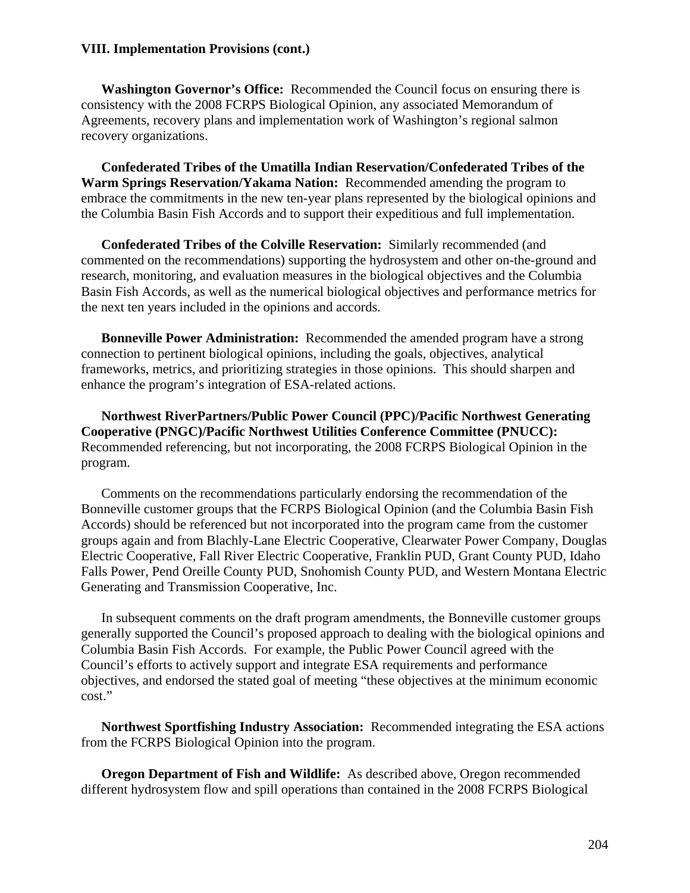**VIII. Implementation Provisions (cont.)**

**Washington Governor's Office:** Recommended the Council focus on ensuring there is consistency with the 2008 FCRPS Biological Opinion, any associated Memorandum of Agreements, recovery plans and implementation work of Washington's regional salmon recovery organizations.

**Confederated Tribes of the Umatilla Indian Reservation/Confederated Tribes of the Warm Springs Reservation/Yakama Nation:** Recommended amending the program to embrace the commitments in the new ten-year plans represented by the biological opinions and the Columbia Basin Fish Accords and to support their expeditious and full implementation.

**Confederated Tribes of the Colville Reservation:** Similarly recommended (and commented on the recommendations) supporting the hydrosystem and other on-the-ground and research, monitoring, and evaluation measures in the biological objectives and the Columbia Basin Fish Accords, as well as the numerical biological objectives and performance metrics for the next ten years included in the opinions and accords.

**Bonneville Power Administration:** Recommended the amended program have a strong connection to pertinent biological opinions, including the goals, objectives, analytical frameworks, metrics, and prioritizing strategies in those opinions. This should sharpen and enhance the program's integration of ESA-related actions.

**Northwest RiverPartners/Public Power Council (PPC)/Pacific Northwest Generating Cooperative (PNGC)/Pacific Northwest Utilities Conference Committee (PNUCC):** Recommended referencing, but not incorporating, the 2008 FCRPS Biological Opinion in the program.

Comments on the recommendations particularly endorsing the recommendation of the Bonneville customer groups that the FCRPS Biological Opinion (and the Columbia Basin Fish Accords) should be referenced but not incorporated into the program came from the customer groups again and from Blachly-Lane Electric Cooperative, Clearwater Power Company, Douglas Electric Cooperative, Fall River Electric Cooperative, Franklin PUD, Grant County PUD, Idaho Falls Power, Pend Oreille County PUD, Snohomish County PUD, and Western Montana Electric Generating and Transmission Cooperative, Inc.

In subsequent comments on the draft program amendments, the Bonneville customer groups generally supported the Council's proposed approach to dealing with the biological opinions and Columbia Basin Fish Accords. For example, the Public Power Council agreed with the Council's efforts to actively support and integrate ESA requirements and performance objectives, and endorsed the stated goal of meeting "these objectives at the minimum economic cost."

**Northwest Sportfishing Industry Association:** Recommended integrating the ESA actions from the FCRPS Biological Opinion into the program.

**Oregon Department of Fish and Wildlife:** As described above, Oregon recommended different hydrosystem flow and spill operations than contained in the 2008 FCRPS Biological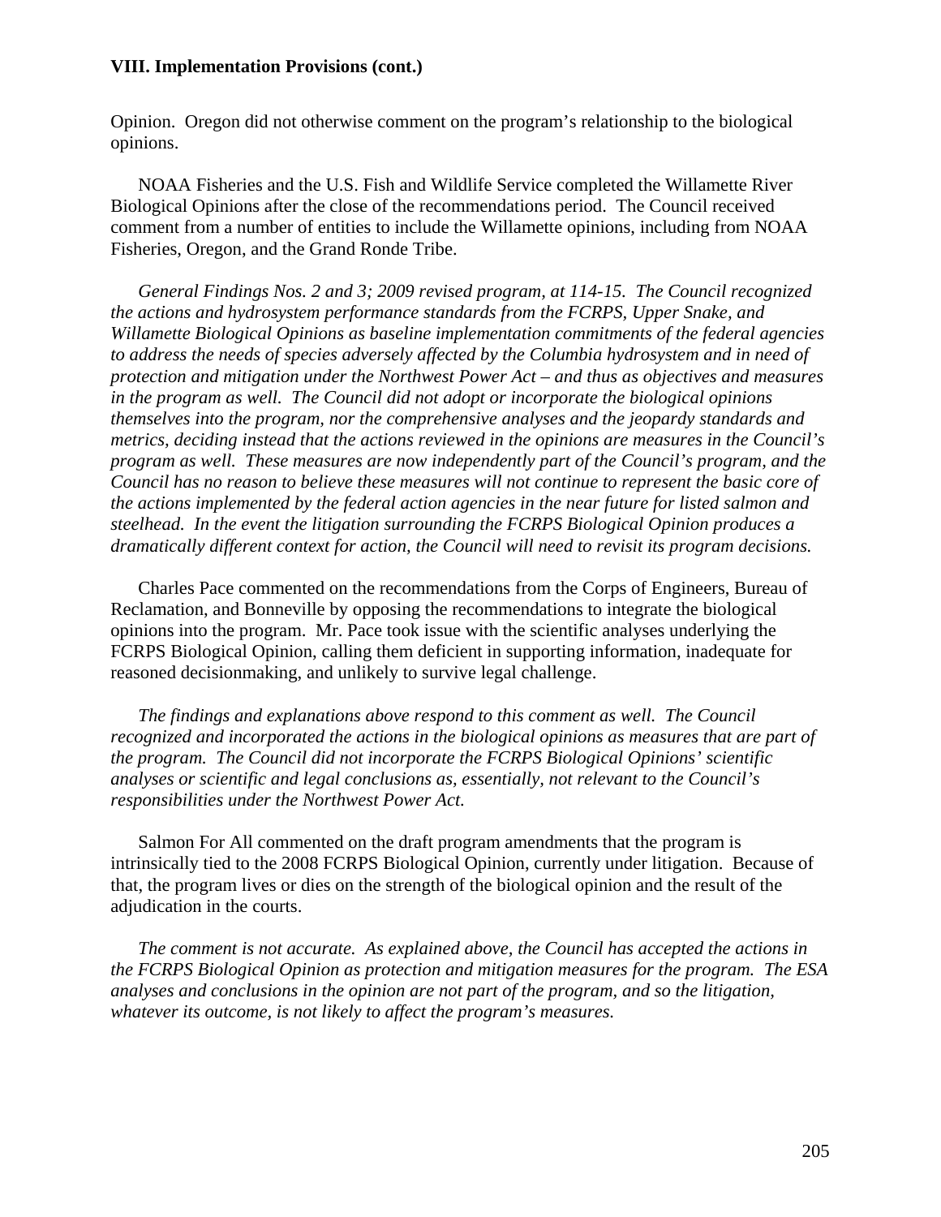Opinion. Oregon did not otherwise comment on the program's relationship to the biological opinions.

NOAA Fisheries and the U.S. Fish and Wildlife Service completed the Willamette River Biological Opinions after the close of the recommendations period. The Council received comment from a number of entities to include the Willamette opinions, including from NOAA Fisheries, Oregon, and the Grand Ronde Tribe.

*General Findings Nos. 2 and 3; 2009 revised program, at 114-15. The Council recognized the actions and hydrosystem performance standards from the FCRPS, Upper Snake, and Willamette Biological Opinions as baseline implementation commitments of the federal agencies to address the needs of species adversely affected by the Columbia hydrosystem and in need of protection and mitigation under the Northwest Power Act – and thus as objectives and measures in the program as well. The Council did not adopt or incorporate the biological opinions themselves into the program, nor the comprehensive analyses and the jeopardy standards and metrics, deciding instead that the actions reviewed in the opinions are measures in the Council's program as well. These measures are now independently part of the Council's program, and the Council has no reason to believe these measures will not continue to represent the basic core of the actions implemented by the federal action agencies in the near future for listed salmon and steelhead. In the event the litigation surrounding the FCRPS Biological Opinion produces a dramatically different context for action, the Council will need to revisit its program decisions.*

Charles Pace commented on the recommendations from the Corps of Engineers, Bureau of Reclamation, and Bonneville by opposing the recommendations to integrate the biological opinions into the program. Mr. Pace took issue with the scientific analyses underlying the FCRPS Biological Opinion, calling them deficient in supporting information, inadequate for reasoned decisionmaking, and unlikely to survive legal challenge.

*The findings and explanations above respond to this comment as well. The Council recognized and incorporated the actions in the biological opinions as measures that are part of the program. The Council did not incorporate the FCRPS Biological Opinions' scientific analyses or scientific and legal conclusions as, essentially, not relevant to the Council's responsibilities under the Northwest Power Act.*

Salmon For All commented on the draft program amendments that the program is intrinsically tied to the 2008 FCRPS Biological Opinion, currently under litigation. Because of that, the program lives or dies on the strength of the biological opinion and the result of the adjudication in the courts.

*The comment is not accurate. As explained above, the Council has accepted the actions in the FCRPS Biological Opinion as protection and mitigation measures for the program. The ESA analyses and conclusions in the opinion are not part of the program, and so the litigation, whatever its outcome, is not likely to affect the program's measures.*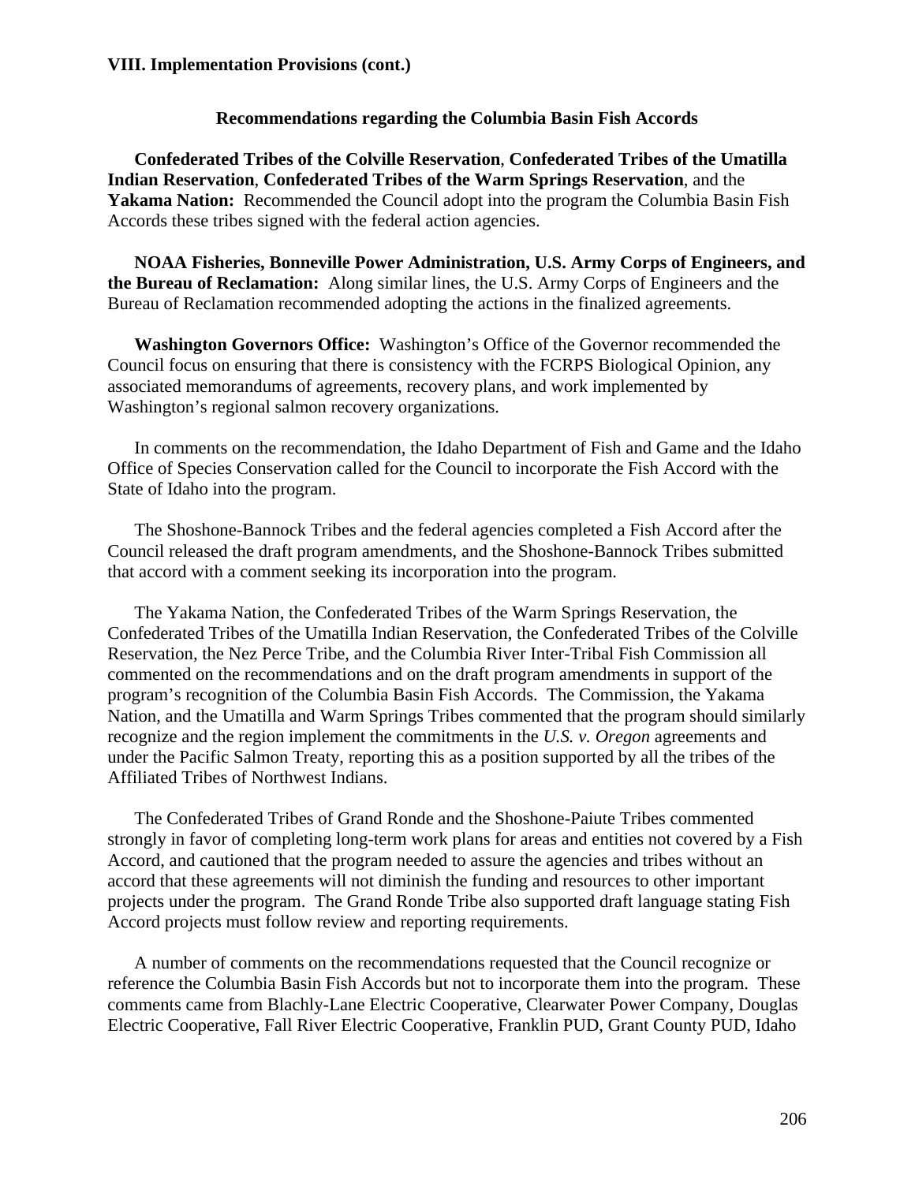**VIII. Implementation Provisions (cont.)**

**Recommendations regarding the Columbia Basin Fish Accords**

**Confederated Tribes of the Colville Reservation**, **Confederated Tribes of the Umatilla Indian Reservation**, **Confederated Tribes of the Warm Springs Reservation**, and the **Yakama Nation:** Recommended the Council adopt into the program the Columbia Basin Fish Accords these tribes signed with the federal action agencies.

**NOAA Fisheries, Bonneville Power Administration, U.S. Army Corps of Engineers, and the Bureau of Reclamation:** Along similar lines, the U.S. Army Corps of Engineers and the Bureau of Reclamation recommended adopting the actions in the finalized agreements.

**Washington Governors Office:** Washington's Office of the Governor recommended the Council focus on ensuring that there is consistency with the FCRPS Biological Opinion, any associated memorandums of agreements, recovery plans, and work implemented by Washington's regional salmon recovery organizations.

In comments on the recommendation, the Idaho Department of Fish and Game and the Idaho Office of Species Conservation called for the Council to incorporate the Fish Accord with the State of Idaho into the program.

The Shoshone-Bannock Tribes and the federal agencies completed a Fish Accord after the Council released the draft program amendments, and the Shoshone-Bannock Tribes submitted that accord with a comment seeking its incorporation into the program.

The Yakama Nation, the Confederated Tribes of the Warm Springs Reservation, the Confederated Tribes of the Umatilla Indian Reservation, the Confederated Tribes of the Colville Reservation, the Nez Perce Tribe, and the Columbia River Inter-Tribal Fish Commission all commented on the recommendations and on the draft program amendments in support of the program's recognition of the Columbia Basin Fish Accords. The Commission, the Yakama Nation, and the Umatilla and Warm Springs Tribes commented that the program should similarly recognize and the region implement the commitments in the *U.S. v. Oregon* agreements and under the Pacific Salmon Treaty, reporting this as a position supported by all the tribes of the Affiliated Tribes of Northwest Indians.

The Confederated Tribes of Grand Ronde and the Shoshone-Paiute Tribes commented strongly in favor of completing long-term work plans for areas and entities not covered by a Fish Accord, and cautioned that the program needed to assure the agencies and tribes without an accord that these agreements will not diminish the funding and resources to other important projects under the program. The Grand Ronde Tribe also supported draft language stating Fish Accord projects must follow review and reporting requirements.

A number of comments on the recommendations requested that the Council recognize or reference the Columbia Basin Fish Accords but not to incorporate them into the program. These comments came from Blachly-Lane Electric Cooperative, Clearwater Power Company, Douglas Electric Cooperative, Fall River Electric Cooperative, Franklin PUD, Grant County PUD, Idaho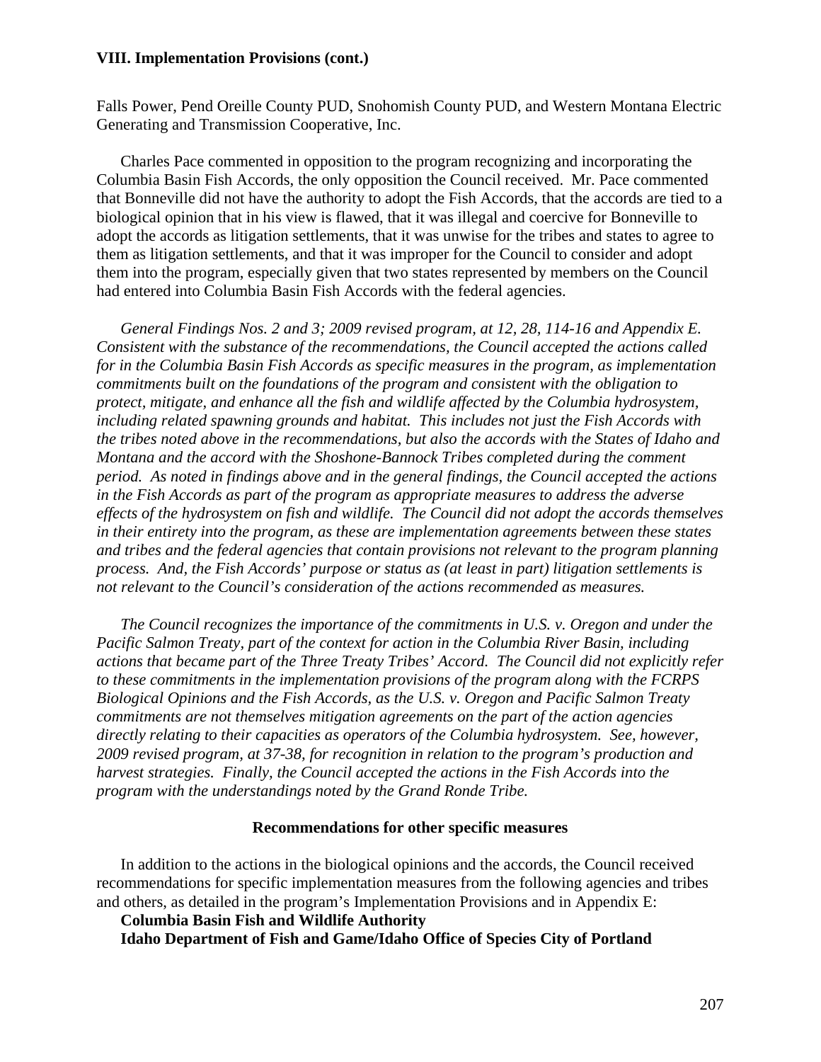**VIII. Implementation Provisions (cont.)**

Falls Power, Pend Oreille County PUD, Snohomish County PUD, and Western Montana Electric Generating and Transmission Cooperative, Inc.

Charles Pace commented in opposition to the program recognizing and incorporating the Columbia Basin Fish Accords, the only opposition the Council received. Mr. Pace commented that Bonneville did not have the authority to adopt the Fish Accords, that the accords are tied to a biological opinion that in his view is flawed, that it was illegal and coercive for Bonneville to adopt the accords as litigation settlements, that it was unwise for the tribes and states to agree to them as litigation settlements, and that it was improper for the Council to consider and adopt them into the program, especially given that two states represented by members on the Council had entered into Columbia Basin Fish Accords with the federal agencies.

*General Findings Nos. 2 and 3; 2009 revised program, at 12, 28, 114-16 and Appendix E. Consistent with the substance of the recommendations, the Council accepted the actions called for in the Columbia Basin Fish Accords as specific measures in the program, as implementation commitments built on the foundations of the program and consistent with the obligation to protect, mitigate, and enhance all the fish and wildlife affected by the Columbia hydrosystem, including related spawning grounds and habitat. This includes not just the Fish Accords with the tribes noted above in the recommendations, but also the accords with the States of Idaho and Montana and the accord with the Shoshone-Bannock Tribes completed during the comment period. As noted in findings above and in the general findings, the Council accepted the actions in the Fish Accords as part of the program as appropriate measures to address the adverse effects of the hydrosystem on fish and wildlife. The Council did not adopt the accords themselves in their entirety into the program, as these are implementation agreements between these states and tribes and the federal agencies that contain provisions not relevant to the program planning process. And, the Fish Accords' purpose or status as (at least in part) litigation settlements is not relevant to the Council's consideration of the actions recommended as measures.*

*The Council recognizes the importance of the commitments in U.S. v. Oregon and under the Pacific Salmon Treaty, part of the context for action in the Columbia River Basin, including actions that became part of the Three Treaty Tribes' Accord. The Council did not explicitly refer to these commitments in the implementation provisions of the program along with the FCRPS Biological Opinions and the Fish Accords, as the U.S. v. Oregon and Pacific Salmon Treaty commitments are not themselves mitigation agreements on the part of the action agencies directly relating to their capacities as operators of the Columbia hydrosystem. See, however, 2009 revised program, at 37-38, for recognition in relation to the program's production and harvest strategies. Finally, the Council accepted the actions in the Fish Accords into the program with the understandings noted by the Grand Ronde Tribe.*

**Recommendations for other specific measures**

In addition to the actions in the biological opinions and the accords, the Council received recommendations for specific implementation measures from the following agencies and tribes and others, as detailed in the program's Implementation Provisions and in Appendix E:

**Columbia Basin Fish and Wildlife Authority**
**Idaho Department of Fish and Game/Idaho Office of Species City of Portland**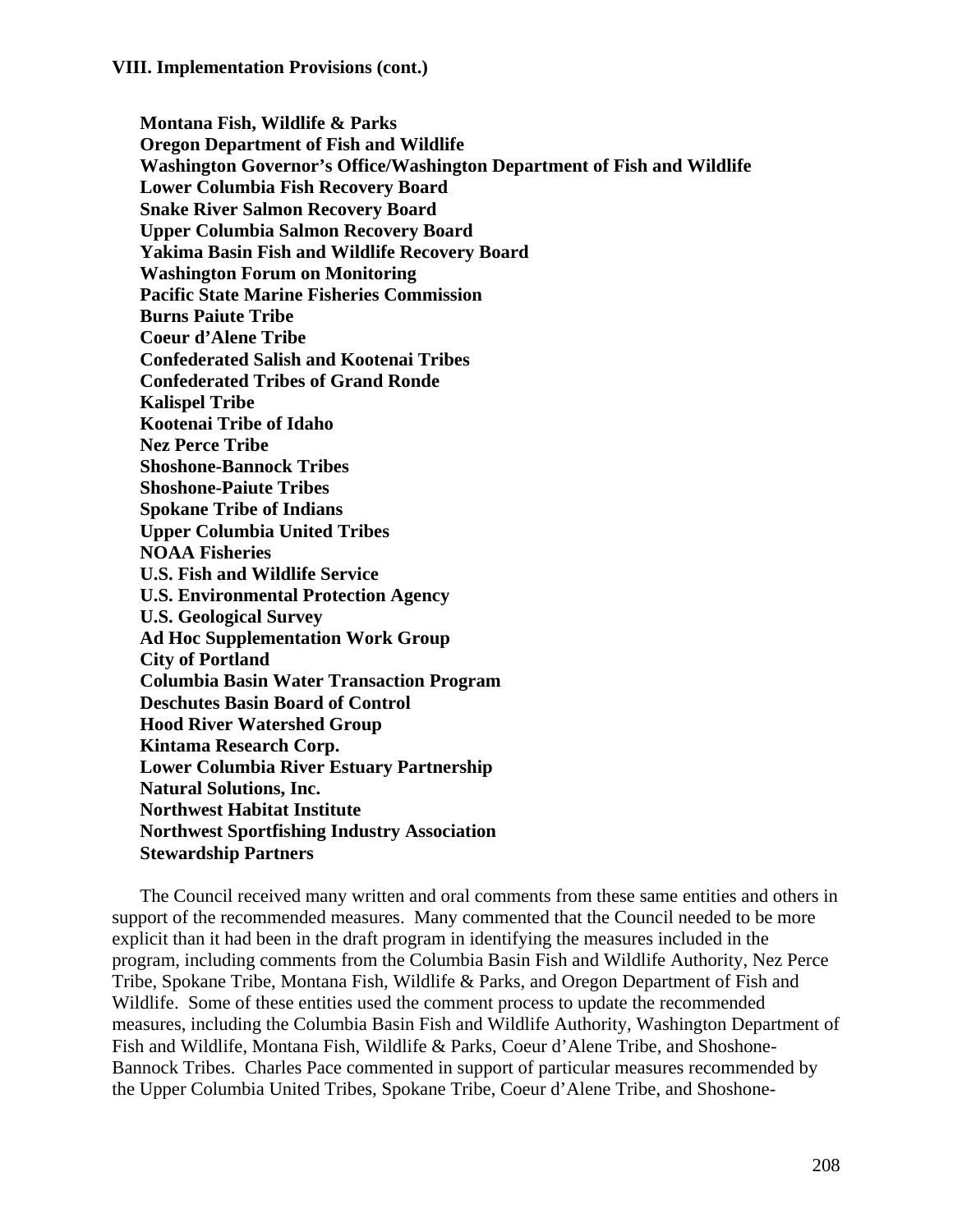**VIII. Implementation Provisions (cont.)**

**Montana Fish, Wildlife & Parks**
**Oregon Department of Fish and Wildlife**
**Washington Governor's Office/Washington Department of Fish and Wildlife**
**Lower Columbia Fish Recovery Board**
**Snake River Salmon Recovery Board**
**Upper Columbia Salmon Recovery Board**
**Yakima Basin Fish and Wildlife Recovery Board**
**Washington Forum on Monitoring**
**Pacific State Marine Fisheries Commission**
**Burns Paiute Tribe**
**Coeur d'Alene Tribe**
**Confederated Salish and Kootenai Tribes**
**Confederated Tribes of Grand Ronde**
**Kalispel Tribe**
**Kootenai Tribe of Idaho**
**Nez Perce Tribe**
**Shoshone-Bannock Tribes**
**Shoshone-Paiute Tribes**
**Spokane Tribe of Indians**
**Upper Columbia United Tribes**
**NOAA Fisheries**
**U.S. Fish and Wildlife Service**
**U.S. Environmental Protection Agency**
**U.S. Geological Survey**
**Ad Hoc Supplementation Work Group**
**City of Portland**
**Columbia Basin Water Transaction Program**
**Deschutes Basin Board of Control**
**Hood River Watershed Group**
**Kintama Research Corp.**
**Lower Columbia River Estuary Partnership**
**Natural Solutions, Inc.**
**Northwest Habitat Institute**
**Northwest Sportfishing Industry Association**
**Stewardship Partners**

The Council received many written and oral comments from these same entities and others in support of the recommended measures. Many commented that the Council needed to be more explicit than it had been in the draft program in identifying the measures included in the program, including comments from the Columbia Basin Fish and Wildlife Authority, Nez Perce Tribe, Spokane Tribe, Montana Fish, Wildlife & Parks, and Oregon Department of Fish and Wildlife. Some of these entities used the comment process to update the recommended measures, including the Columbia Basin Fish and Wildlife Authority, Washington Department of Fish and Wildlife, Montana Fish, Wildlife & Parks, Coeur d'Alene Tribe, and Shoshone-Bannock Tribes. Charles Pace commented in support of particular measures recommended by the Upper Columbia United Tribes, Spokane Tribe, Coeur d'Alene Tribe, and Shoshone-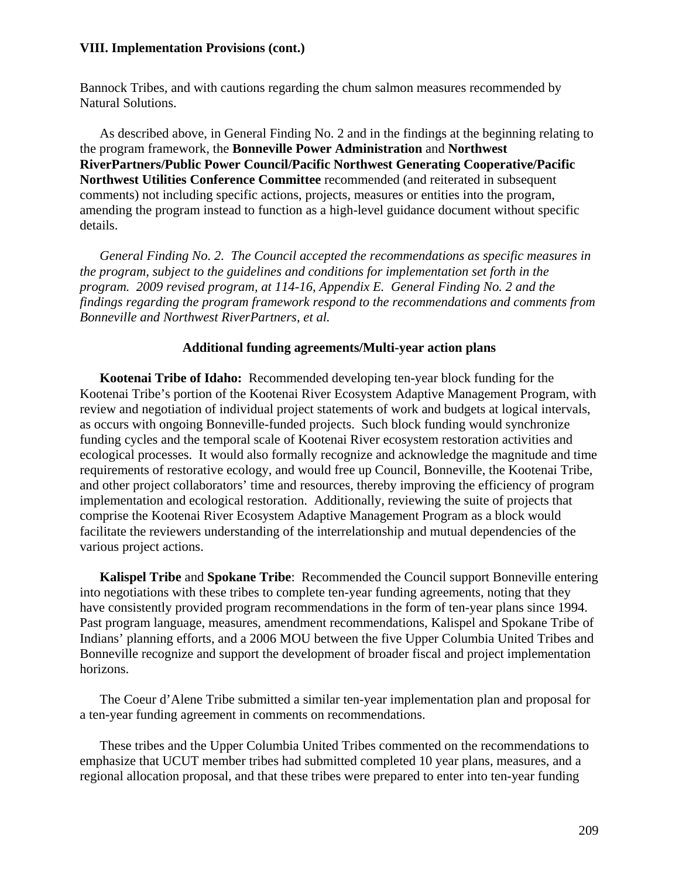Bannock Tribes, and with cautions regarding the chum salmon measures recommended by Natural Solutions.

As described above, in General Finding No. 2 and in the findings at the beginning relating to the program framework, the **Bonneville Power Administration** and **Northwest RiverPartners/Public Power Council/Pacific Northwest Generating Cooperative/Pacific Northwest Utilities Conference Committee** recommended (and reiterated in subsequent comments) not including specific actions, projects, measures or entities into the program, amending the program instead to function as a high-level guidance document without specific details.

*General Finding No. 2. The Council accepted the recommendations as specific measures in the program, subject to the guidelines and conditions for implementation set forth in the program. 2009 revised program, at 114-16, Appendix E. General Finding No. 2 and the findings regarding the program framework respond to the recommendations and comments from Bonneville and Northwest RiverPartners, et al.*

**Additional funding agreements/Multi-year action plans**

**Kootenai Tribe of Idaho:** Recommended developing ten-year block funding for the Kootenai Tribe's portion of the Kootenai River Ecosystem Adaptive Management Program, with review and negotiation of individual project statements of work and budgets at logical intervals, as occurs with ongoing Bonneville-funded projects. Such block funding would synchronize funding cycles and the temporal scale of Kootenai River ecosystem restoration activities and ecological processes. It would also formally recognize and acknowledge the magnitude and time requirements of restorative ecology, and would free up Council, Bonneville, the Kootenai Tribe, and other project collaborators' time and resources, thereby improving the efficiency of program implementation and ecological restoration. Additionally, reviewing the suite of projects that comprise the Kootenai River Ecosystem Adaptive Management Program as a block would facilitate the reviewers understanding of the interrelationship and mutual dependencies of the various project actions.

**Kalispel Tribe** and **Spokane Tribe**: Recommended the Council support Bonneville entering into negotiations with these tribes to complete ten-year funding agreements, noting that they have consistently provided program recommendations in the form of ten-year plans since 1994. Past program language, measures, amendment recommendations, Kalispel and Spokane Tribe of Indians' planning efforts, and a 2006 MOU between the five Upper Columbia United Tribes and Bonneville recognize and support the development of broader fiscal and project implementation horizons.

The Coeur d'Alene Tribe submitted a similar ten-year implementation plan and proposal for a ten-year funding agreement in comments on recommendations.

These tribes and the Upper Columbia United Tribes commented on the recommendations to emphasize that UCUT member tribes had submitted completed 10 year plans, measures, and a regional allocation proposal, and that these tribes were prepared to enter into ten-year funding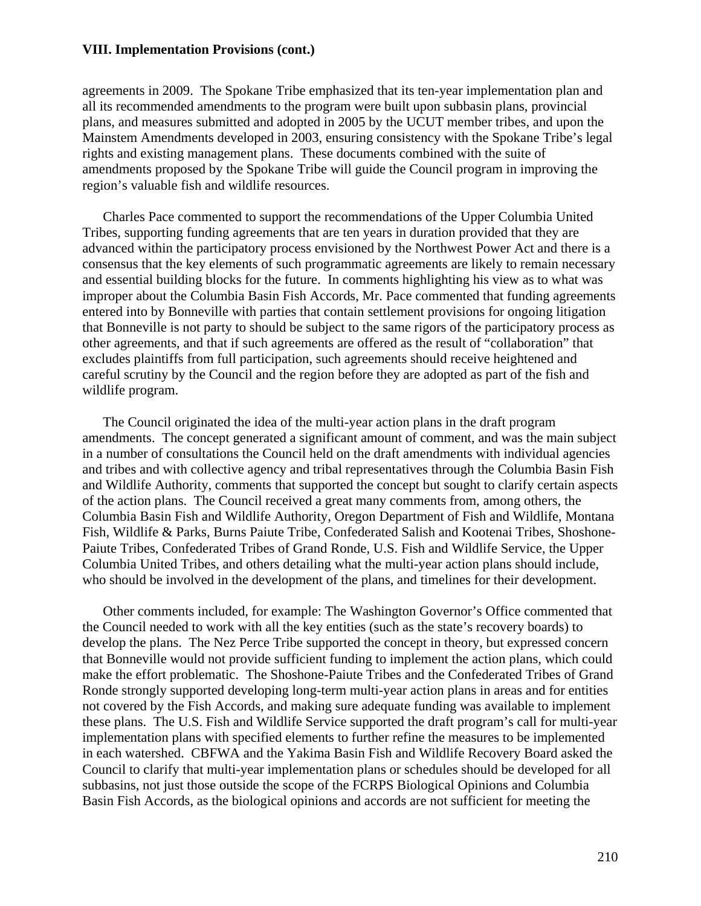agreements in 2009. The Spokane Tribe emphasized that its ten-year implementation plan and all its recommended amendments to the program were built upon subbasin plans, provincial plans, and measures submitted and adopted in 2005 by the UCUT member tribes, and upon the Mainstem Amendments developed in 2003, ensuring consistency with the Spokane Tribe's legal rights and existing management plans. These documents combined with the suite of amendments proposed by the Spokane Tribe will guide the Council program in improving the region's valuable fish and wildlife resources.

Charles Pace commented to support the recommendations of the Upper Columbia United Tribes, supporting funding agreements that are ten years in duration provided that they are advanced within the participatory process envisioned by the Northwest Power Act and there is a consensus that the key elements of such programmatic agreements are likely to remain necessary and essential building blocks for the future. In comments highlighting his view as to what was improper about the Columbia Basin Fish Accords, Mr. Pace commented that funding agreements entered into by Bonneville with parties that contain settlement provisions for ongoing litigation that Bonneville is not party to should be subject to the same rigors of the participatory process as other agreements, and that if such agreements are offered as the result of "collaboration" that excludes plaintiffs from full participation, such agreements should receive heightened and careful scrutiny by the Council and the region before they are adopted as part of the fish and wildlife program.

The Council originated the idea of the multi-year action plans in the draft program amendments. The concept generated a significant amount of comment, and was the main subject in a number of consultations the Council held on the draft amendments with individual agencies and tribes and with collective agency and tribal representatives through the Columbia Basin Fish and Wildlife Authority, comments that supported the concept but sought to clarify certain aspects of the action plans. The Council received a great many comments from, among others, the Columbia Basin Fish and Wildlife Authority, Oregon Department of Fish and Wildlife, Montana Fish, Wildlife & Parks, Burns Paiute Tribe, Confederated Salish and Kootenai Tribes, Shoshone-Paiute Tribes, Confederated Tribes of Grand Ronde, U.S. Fish and Wildlife Service, the Upper Columbia United Tribes, and others detailing what the multi-year action plans should include, who should be involved in the development of the plans, and timelines for their development.

Other comments included, for example: The Washington Governor's Office commented that the Council needed to work with all the key entities (such as the state's recovery boards) to develop the plans. The Nez Perce Tribe supported the concept in theory, but expressed concern that Bonneville would not provide sufficient funding to implement the action plans, which could make the effort problematic. The Shoshone-Paiute Tribes and the Confederated Tribes of Grand Ronde strongly supported developing long-term multi-year action plans in areas and for entities not covered by the Fish Accords, and making sure adequate funding was available to implement these plans. The U.S. Fish and Wildlife Service supported the draft program's call for multi-year implementation plans with specified elements to further refine the measures to be implemented in each watershed. CBFWA and the Yakima Basin Fish and Wildlife Recovery Board asked the Council to clarify that multi-year implementation plans or schedules should be developed for all subbasins, not just those outside the scope of the FCRPS Biological Opinions and Columbia Basin Fish Accords, as the biological opinions and accords are not sufficient for meeting the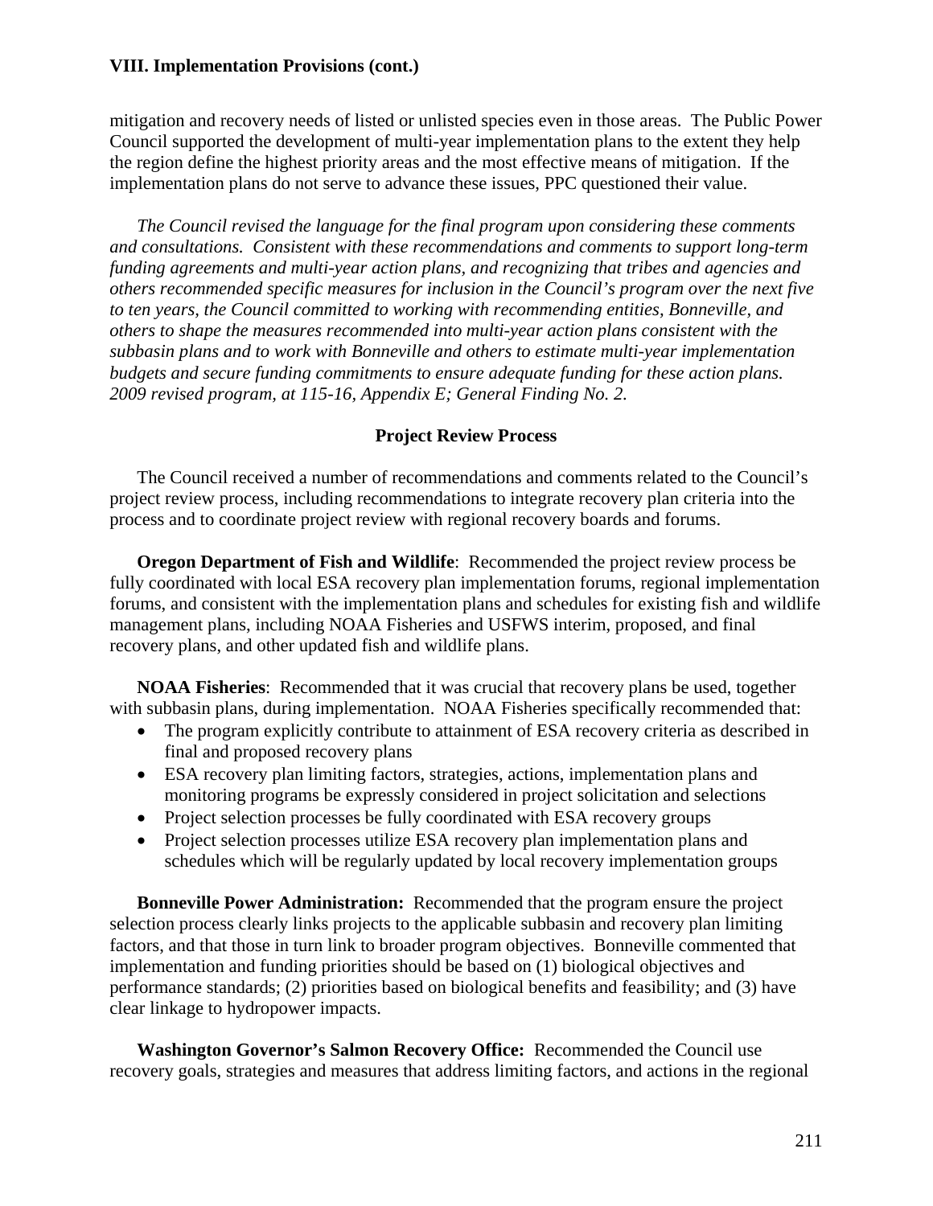mitigation and recovery needs of listed or unlisted species even in those areas. The Public Power Council supported the development of multi-year implementation plans to the extent they help the region define the highest priority areas and the most effective means of mitigation. If the implementation plans do not serve to advance these issues, PPC questioned their value.

*The Council revised the language for the final program upon considering these comments and consultations. Consistent with these recommendations and comments to support long-term funding agreements and multi-year action plans, and recognizing that tribes and agencies and others recommended specific measures for inclusion in the Council's program over the next five to ten years, the Council committed to working with recommending entities, Bonneville, and others to shape the measures recommended into multi-year action plans consistent with the subbasin plans and to work with Bonneville and others to estimate multi-year implementation budgets and secure funding commitments to ensure adequate funding for these action plans. 2009 revised program, at 115-16, Appendix E; General Finding No. 2.*

### Project Review Process

The Council received a number of recommendations and comments related to the Council's project review process, including recommendations to integrate recovery plan criteria into the process and to coordinate project review with regional recovery boards and forums.

**Oregon Department of Fish and Wildlife**: Recommended the project review process be fully coordinated with local ESA recovery plan implementation forums, regional implementation forums, and consistent with the implementation plans and schedules for existing fish and wildlife management plans, including NOAA Fisheries and USFWS interim, proposed, and final recovery plans, and other updated fish and wildlife plans.

**NOAA Fisheries**: Recommended that it was crucial that recovery plans be used, together with subbasin plans, during implementation. NOAA Fisheries specifically recommended that:

- The program explicitly contribute to attainment of ESA recovery criteria as described in final and proposed recovery plans
- ESA recovery plan limiting factors, strategies, actions, implementation plans and monitoring programs be expressly considered in project solicitation and selections
- Project selection processes be fully coordinated with ESA recovery groups
- Project selection processes utilize ESA recovery plan implementation plans and schedules which will be regularly updated by local recovery implementation groups

**Bonneville Power Administration:** Recommended that the program ensure the project selection process clearly links projects to the applicable subbasin and recovery plan limiting factors, and that those in turn link to broader program objectives. Bonneville commented that implementation and funding priorities should be based on (1) biological objectives and performance standards; (2) priorities based on biological benefits and feasibility; and (3) have clear linkage to hydropower impacts.

**Washington Governor's Salmon Recovery Office:** Recommended the Council use recovery goals, strategies and measures that address limiting factors, and actions in the regional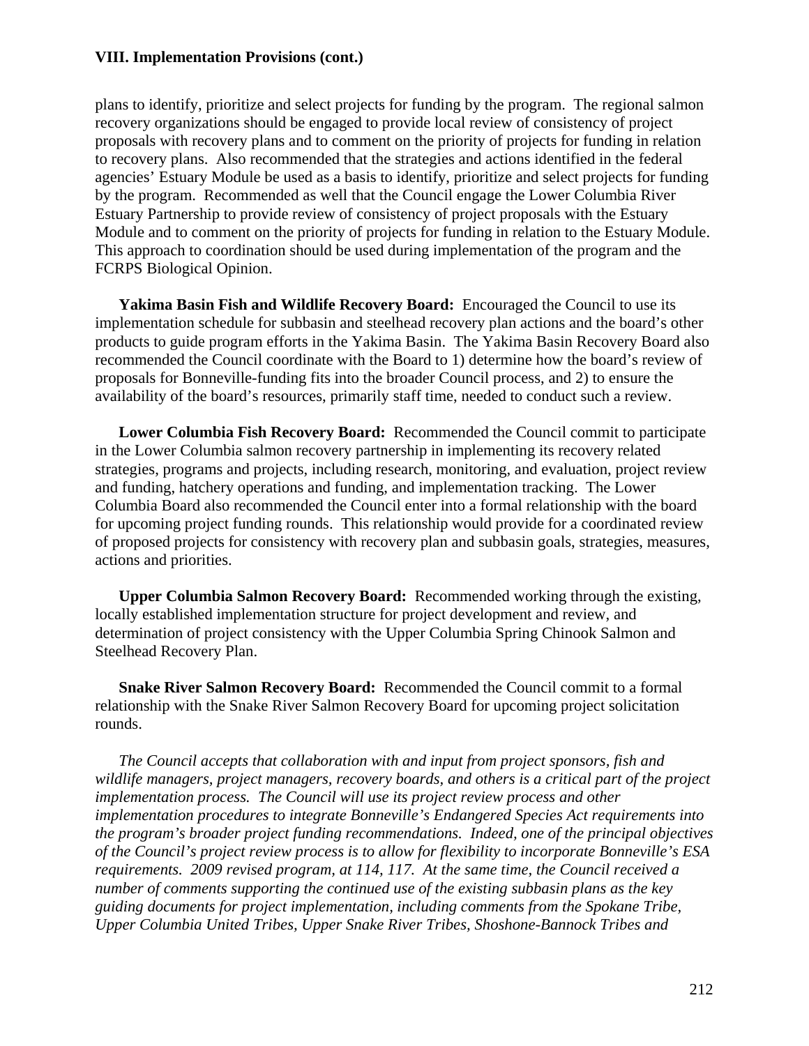plans to identify, prioritize and select projects for funding by the program. The regional salmon recovery organizations should be engaged to provide local review of consistency of project proposals with recovery plans and to comment on the priority of projects for funding in relation to recovery plans. Also recommended that the strategies and actions identified in the federal agencies' Estuary Module be used as a basis to identify, prioritize and select projects for funding by the program. Recommended as well that the Council engage the Lower Columbia River Estuary Partnership to provide review of consistency of project proposals with the Estuary Module and to comment on the priority of projects for funding in relation to the Estuary Module. This approach to coordination should be used during implementation of the program and the FCRPS Biological Opinion.

**Yakima Basin Fish and Wildlife Recovery Board:** Encouraged the Council to use its implementation schedule for subbasin and steelhead recovery plan actions and the board's other products to guide program efforts in the Yakima Basin. The Yakima Basin Recovery Board also recommended the Council coordinate with the Board to 1) determine how the board's review of proposals for Bonneville-funding fits into the broader Council process, and 2) to ensure the availability of the board's resources, primarily staff time, needed to conduct such a review.

**Lower Columbia Fish Recovery Board:** Recommended the Council commit to participate in the Lower Columbia salmon recovery partnership in implementing its recovery related strategies, programs and projects, including research, monitoring, and evaluation, project review and funding, hatchery operations and funding, and implementation tracking. The Lower Columbia Board also recommended the Council enter into a formal relationship with the board for upcoming project funding rounds. This relationship would provide for a coordinated review of proposed projects for consistency with recovery plan and subbasin goals, strategies, measures, actions and priorities.

**Upper Columbia Salmon Recovery Board:** Recommended working through the existing, locally established implementation structure for project development and review, and determination of project consistency with the Upper Columbia Spring Chinook Salmon and Steelhead Recovery Plan.

**Snake River Salmon Recovery Board:** Recommended the Council commit to a formal relationship with the Snake River Salmon Recovery Board for upcoming project solicitation rounds.

*The Council accepts that collaboration with and input from project sponsors, fish and wildlife managers, project managers, recovery boards, and others is a critical part of the project implementation process. The Council will use its project review process and other implementation procedures to integrate Bonneville's Endangered Species Act requirements into the program's broader project funding recommendations. Indeed, one of the principal objectives of the Council's project review process is to allow for flexibility to incorporate Bonneville's ESA requirements. 2009 revised program, at 114, 117. At the same time, the Council received a number of comments supporting the continued use of the existing subbasin plans as the key guiding documents for project implementation, including comments from the Spokane Tribe, Upper Columbia United Tribes, Upper Snake River Tribes, Shoshone-Bannock Tribes and*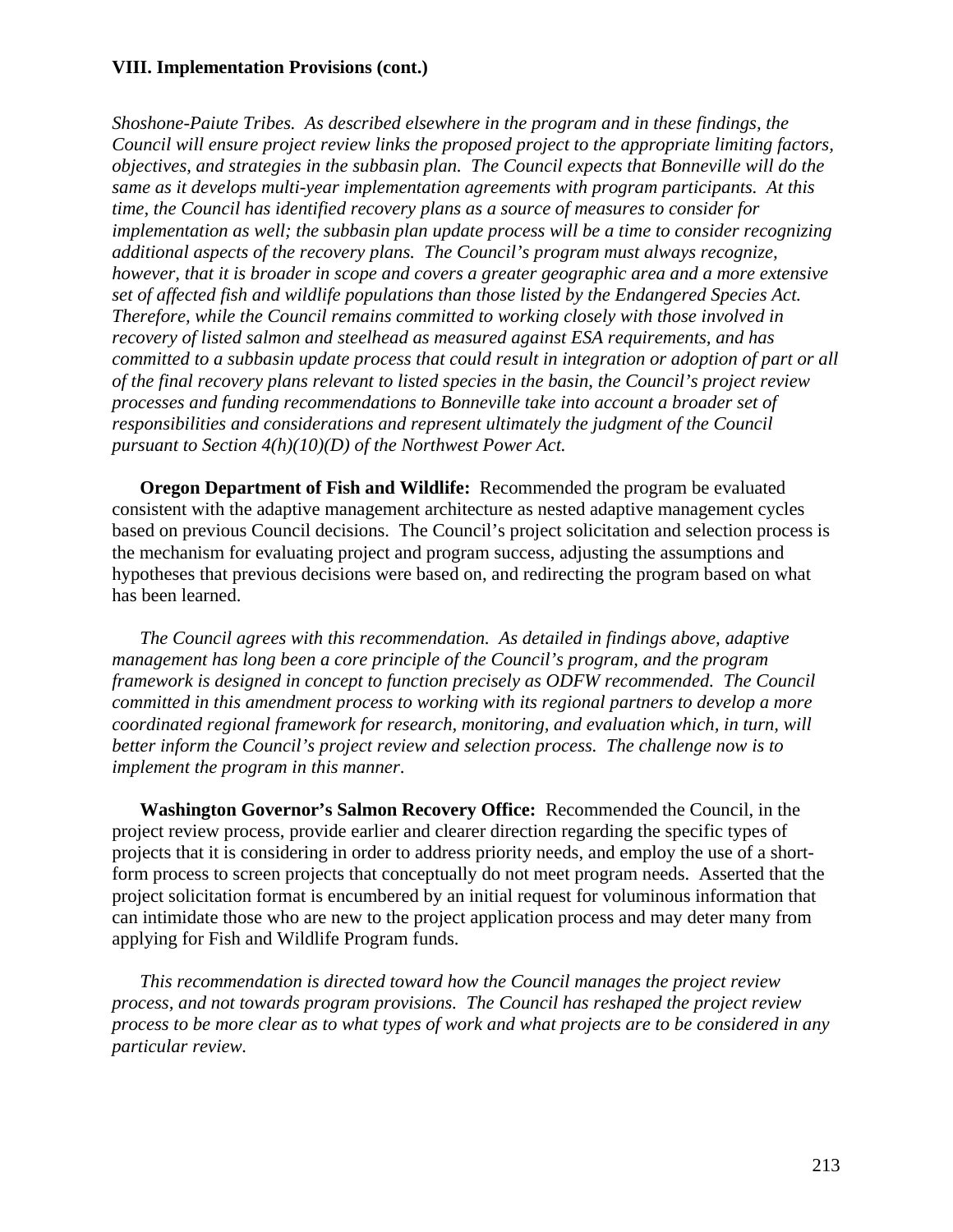**VIII. Implementation Provisions (cont.)**

*Shoshone-Paiute Tribes. As described elsewhere in the program and in these findings, the Council will ensure project review links the proposed project to the appropriate limiting factors, objectives, and strategies in the subbasin plan. The Council expects that Bonneville will do the same as it develops multi-year implementation agreements with program participants. At this time, the Council has identified recovery plans as a source of measures to consider for implementation as well; the subbasin plan update process will be a time to consider recognizing additional aspects of the recovery plans. The Council's program must always recognize, however, that it is broader in scope and covers a greater geographic area and a more extensive set of affected fish and wildlife populations than those listed by the Endangered Species Act. Therefore, while the Council remains committed to working closely with those involved in recovery of listed salmon and steelhead as measured against ESA requirements, and has committed to a subbasin update process that could result in integration or adoption of part or all of the final recovery plans relevant to listed species in the basin, the Council's project review processes and funding recommendations to Bonneville take into account a broader set of responsibilities and considerations and represent ultimately the judgment of the Council pursuant to Section 4(h)(10)(D) of the Northwest Power Act.*

**Oregon Department of Fish and Wildlife:** Recommended the program be evaluated consistent with the adaptive management architecture as nested adaptive management cycles based on previous Council decisions. The Council's project solicitation and selection process is the mechanism for evaluating project and program success, adjusting the assumptions and hypotheses that previous decisions were based on, and redirecting the program based on what has been learned.

*The Council agrees with this recommendation. As detailed in findings above, adaptive management has long been a core principle of the Council's program, and the program framework is designed in concept to function precisely as ODFW recommended. The Council committed in this amendment process to working with its regional partners to develop a more coordinated regional framework for research, monitoring, and evaluation which, in turn, will better inform the Council's project review and selection process. The challenge now is to implement the program in this manner.*

**Washington Governor's Salmon Recovery Office:** Recommended the Council, in the project review process, provide earlier and clearer direction regarding the specific types of projects that it is considering in order to address priority needs, and employ the use of a short-form process to screen projects that conceptually do not meet program needs. Asserted that the project solicitation format is encumbered by an initial request for voluminous information that can intimidate those who are new to the project application process and may deter many from applying for Fish and Wildlife Program funds.

*This recommendation is directed toward how the Council manages the project review process, and not towards program provisions. The Council has reshaped the project review process to be more clear as to what types of work and what projects are to be considered in any particular review.*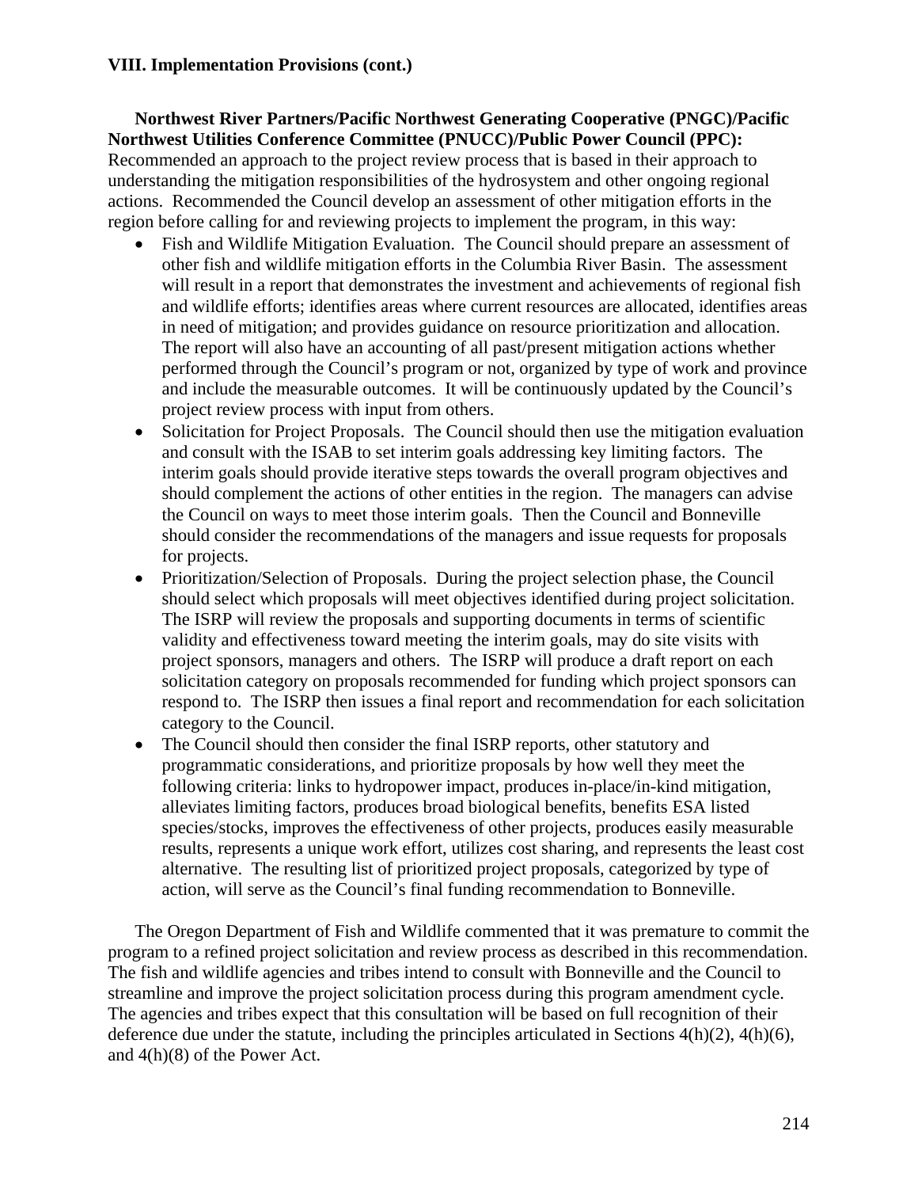**VIII. Implementation Provisions (cont.)**

**Northwest River Partners/Pacific Northwest Generating Cooperative (PNGC)/Pacific Northwest Utilities Conference Committee (PNUCC)/Public Power Council (PPC):** Recommended an approach to the project review process that is based in their approach to understanding the mitigation responsibilities of the hydrosystem and other ongoing regional actions. Recommended the Council develop an assessment of other mitigation efforts in the region before calling for and reviewing projects to implement the program, in this way:

- Fish and Wildlife Mitigation Evaluation. The Council should prepare an assessment of other fish and wildlife mitigation efforts in the Columbia River Basin. The assessment will result in a report that demonstrates the investment and achievements of regional fish and wildlife efforts; identifies areas where current resources are allocated, identifies areas in need of mitigation; and provides guidance on resource prioritization and allocation. The report will also have an accounting of all past/present mitigation actions whether performed through the Council's program or not, organized by type of work and province and include the measurable outcomes. It will be continuously updated by the Council's project review process with input from others.
- Solicitation for Project Proposals. The Council should then use the mitigation evaluation and consult with the ISAB to set interim goals addressing key limiting factors. The interim goals should provide iterative steps towards the overall program objectives and should complement the actions of other entities in the region. The managers can advise the Council on ways to meet those interim goals. Then the Council and Bonneville should consider the recommendations of the managers and issue requests for proposals for projects.
- Prioritization/Selection of Proposals. During the project selection phase, the Council should select which proposals will meet objectives identified during project solicitation. The ISRP will review the proposals and supporting documents in terms of scientific validity and effectiveness toward meeting the interim goals, may do site visits with project sponsors, managers and others. The ISRP will produce a draft report on each solicitation category on proposals recommended for funding which project sponsors can respond to. The ISRP then issues a final report and recommendation for each solicitation category to the Council.
- The Council should then consider the final ISRP reports, other statutory and programmatic considerations, and prioritize proposals by how well they meet the following criteria: links to hydropower impact, produces in-place/in-kind mitigation, alleviates limiting factors, produces broad biological benefits, benefits ESA listed species/stocks, improves the effectiveness of other projects, produces easily measurable results, represents a unique work effort, utilizes cost sharing, and represents the least cost alternative. The resulting list of prioritized project proposals, categorized by type of action, will serve as the Council's final funding recommendation to Bonneville.

The Oregon Department of Fish and Wildlife commented that it was premature to commit the program to a refined project solicitation and review process as described in this recommendation. The fish and wildlife agencies and tribes intend to consult with Bonneville and the Council to streamline and improve the project solicitation process during this program amendment cycle. The agencies and tribes expect that this consultation will be based on full recognition of their deference due under the statute, including the principles articulated in Sections 4(h)(2), 4(h)(6), and 4(h)(8) of the Power Act.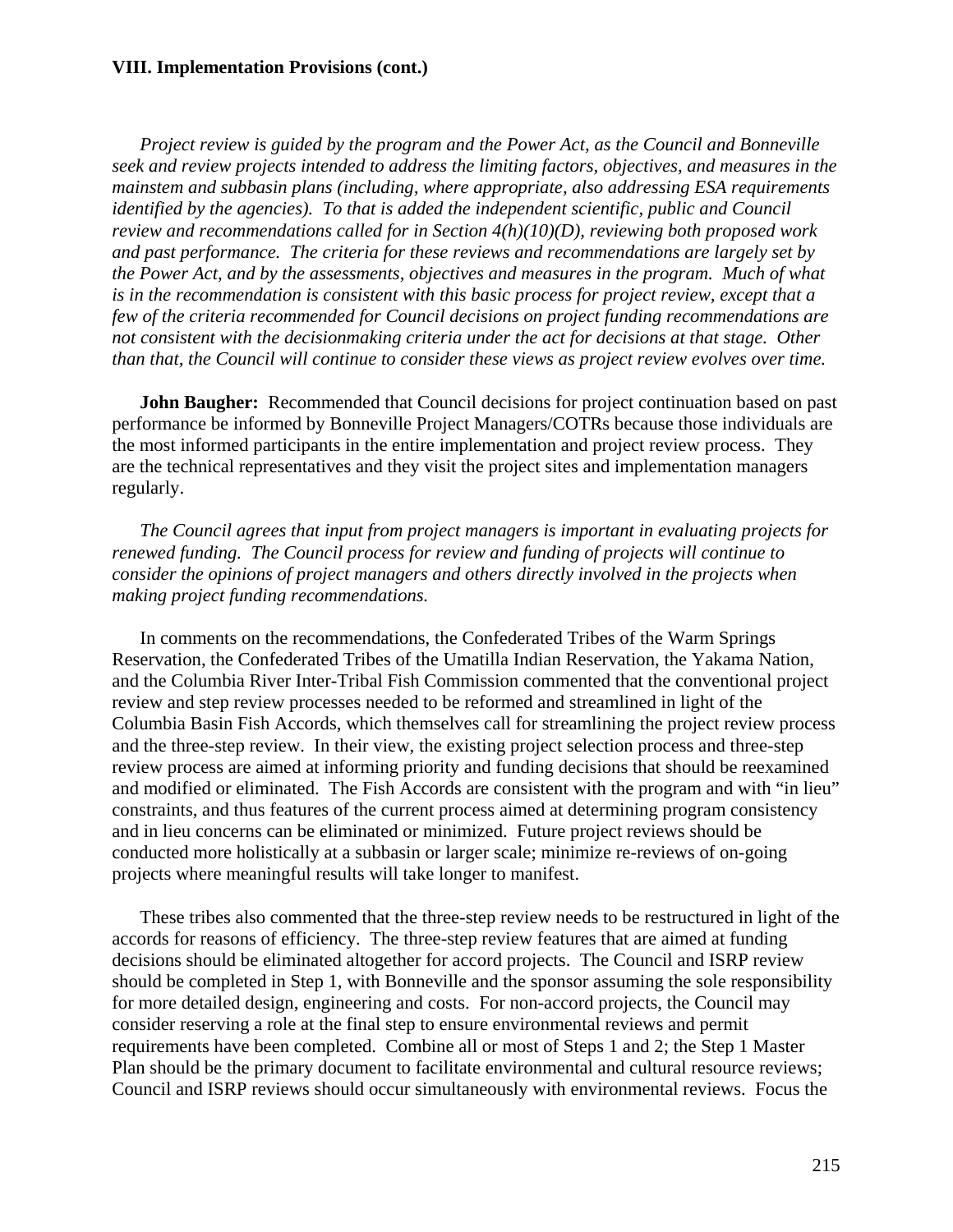*Project review is guided by the program and the Power Act, as the Council and Bonneville seek and review projects intended to address the limiting factors, objectives, and measures in the mainstem and subbasin plans (including, where appropriate, also addressing ESA requirements identified by the agencies). To that is added the independent scientific, public and Council review and recommendations called for in Section 4(h)(10)(D), reviewing both proposed work and past performance. The criteria for these reviews and recommendations are largely set by the Power Act, and by the assessments, objectives and measures in the program. Much of what is in the recommendation is consistent with this basic process for project review, except that a few of the criteria recommended for Council decisions on project funding recommendations are not consistent with the decisionmaking criteria under the act for decisions at that stage. Other than that, the Council will continue to consider these views as project review evolves over time.*

**John Baugher:** Recommended that Council decisions for project continuation based on past performance be informed by Bonneville Project Managers/COTRs because those individuals are the most informed participants in the entire implementation and project review process. They are the technical representatives and they visit the project sites and implementation managers regularly.

*The Council agrees that input from project managers is important in evaluating projects for renewed funding. The Council process for review and funding of projects will continue to consider the opinions of project managers and others directly involved in the projects when making project funding recommendations.*

In comments on the recommendations, the Confederated Tribes of the Warm Springs Reservation, the Confederated Tribes of the Umatilla Indian Reservation, the Yakama Nation, and the Columbia River Inter-Tribal Fish Commission commented that the conventional project review and step review processes needed to be reformed and streamlined in light of the Columbia Basin Fish Accords, which themselves call for streamlining the project review process and the three-step review. In their view, the existing project selection process and three-step review process are aimed at informing priority and funding decisions that should be reexamined and modified or eliminated. The Fish Accords are consistent with the program and with "in lieu" constraints, and thus features of the current process aimed at determining program consistency and in lieu concerns can be eliminated or minimized. Future project reviews should be conducted more holistically at a subbasin or larger scale; minimize re-reviews of on-going projects where meaningful results will take longer to manifest.

These tribes also commented that the three-step review needs to be restructured in light of the accords for reasons of efficiency. The three-step review features that are aimed at funding decisions should be eliminated altogether for accord projects. The Council and ISRP review should be completed in Step 1, with Bonneville and the sponsor assuming the sole responsibility for more detailed design, engineering and costs. For non-accord projects, the Council may consider reserving a role at the final step to ensure environmental reviews and permit requirements have been completed. Combine all or most of Steps 1 and 2; the Step 1 Master Plan should be the primary document to facilitate environmental and cultural resource reviews; Council and ISRP reviews should occur simultaneously with environmental reviews. Focus the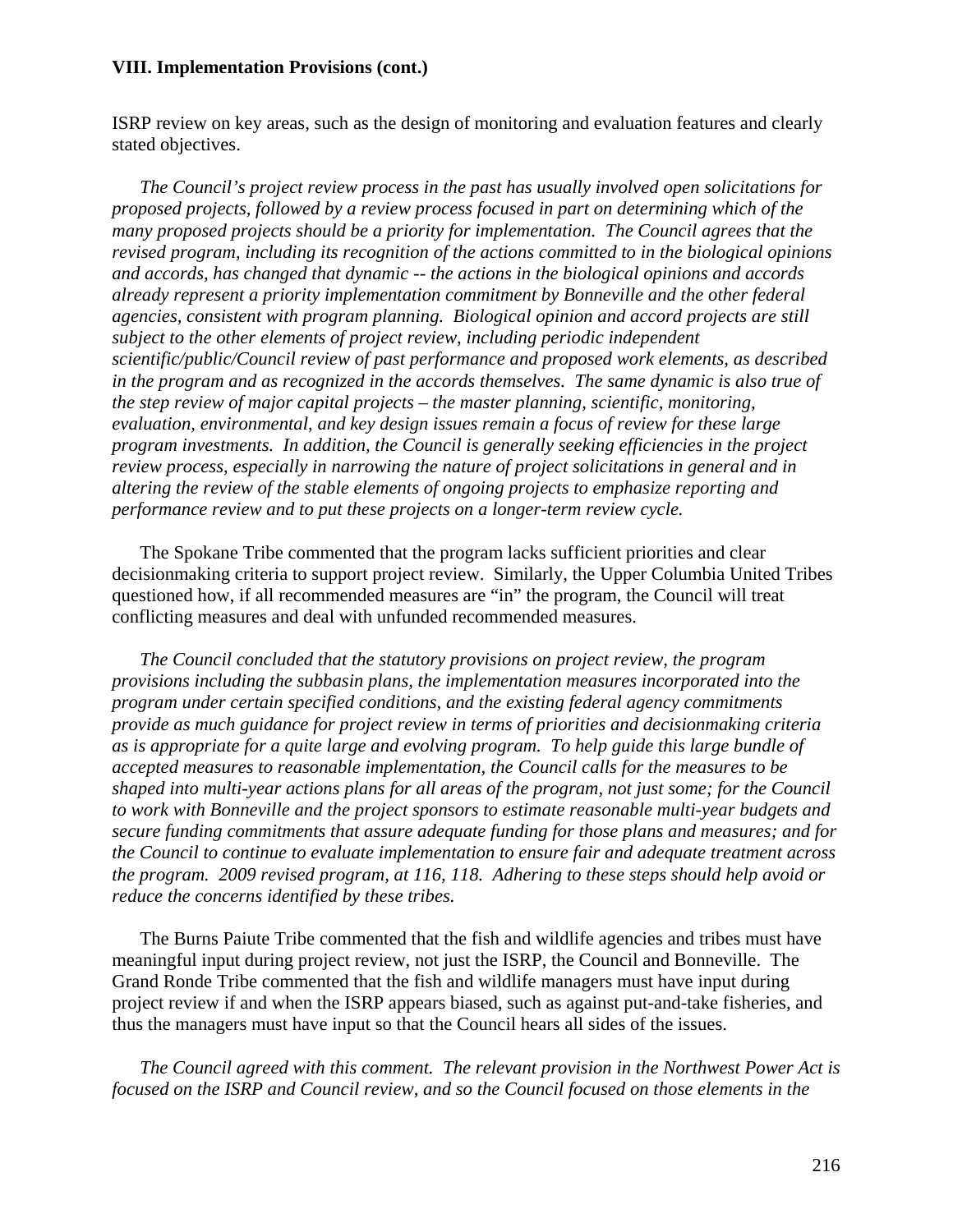**VIII. Implementation Provisions (cont.)**

ISRP review on key areas, such as the design of monitoring and evaluation features and clearly stated objectives.

*The Council's project review process in the past has usually involved open solicitations for proposed projects, followed by a review process focused in part on determining which of the many proposed projects should be a priority for implementation. The Council agrees that the revised program, including its recognition of the actions committed to in the biological opinions and accords, has changed that dynamic -- the actions in the biological opinions and accords already represent a priority implementation commitment by Bonneville and the other federal agencies, consistent with program planning. Biological opinion and accord projects are still subject to the other elements of project review, including periodic independent scientific/public/Council review of past performance and proposed work elements, as described in the program and as recognized in the accords themselves. The same dynamic is also true of the step review of major capital projects – the master planning, scientific, monitoring, evaluation, environmental, and key design issues remain a focus of review for these large program investments. In addition, the Council is generally seeking efficiencies in the project review process, especially in narrowing the nature of project solicitations in general and in altering the review of the stable elements of ongoing projects to emphasize reporting and performance review and to put these projects on a longer-term review cycle.*

The Spokane Tribe commented that the program lacks sufficient priorities and clear decisionmaking criteria to support project review. Similarly, the Upper Columbia United Tribes questioned how, if all recommended measures are "in" the program, the Council will treat conflicting measures and deal with unfunded recommended measures.

*The Council concluded that the statutory provisions on project review, the program provisions including the subbasin plans, the implementation measures incorporated into the program under certain specified conditions, and the existing federal agency commitments provide as much guidance for project review in terms of priorities and decisionmaking criteria as is appropriate for a quite large and evolving program. To help guide this large bundle of accepted measures to reasonable implementation, the Council calls for the measures to be shaped into multi-year actions plans for all areas of the program, not just some; for the Council to work with Bonneville and the project sponsors to estimate reasonable multi-year budgets and secure funding commitments that assure adequate funding for those plans and measures; and for the Council to continue to evaluate implementation to ensure fair and adequate treatment across the program. 2009 revised program, at 116, 118. Adhering to these steps should help avoid or reduce the concerns identified by these tribes.*

The Burns Paiute Tribe commented that the fish and wildlife agencies and tribes must have meaningful input during project review, not just the ISRP, the Council and Bonneville. The Grand Ronde Tribe commented that the fish and wildlife managers must have input during project review if and when the ISRP appears biased, such as against put-and-take fisheries, and thus the managers must have input so that the Council hears all sides of the issues.

*The Council agreed with this comment. The relevant provision in the Northwest Power Act is focused on the ISRP and Council review, and so the Council focused on those elements in the*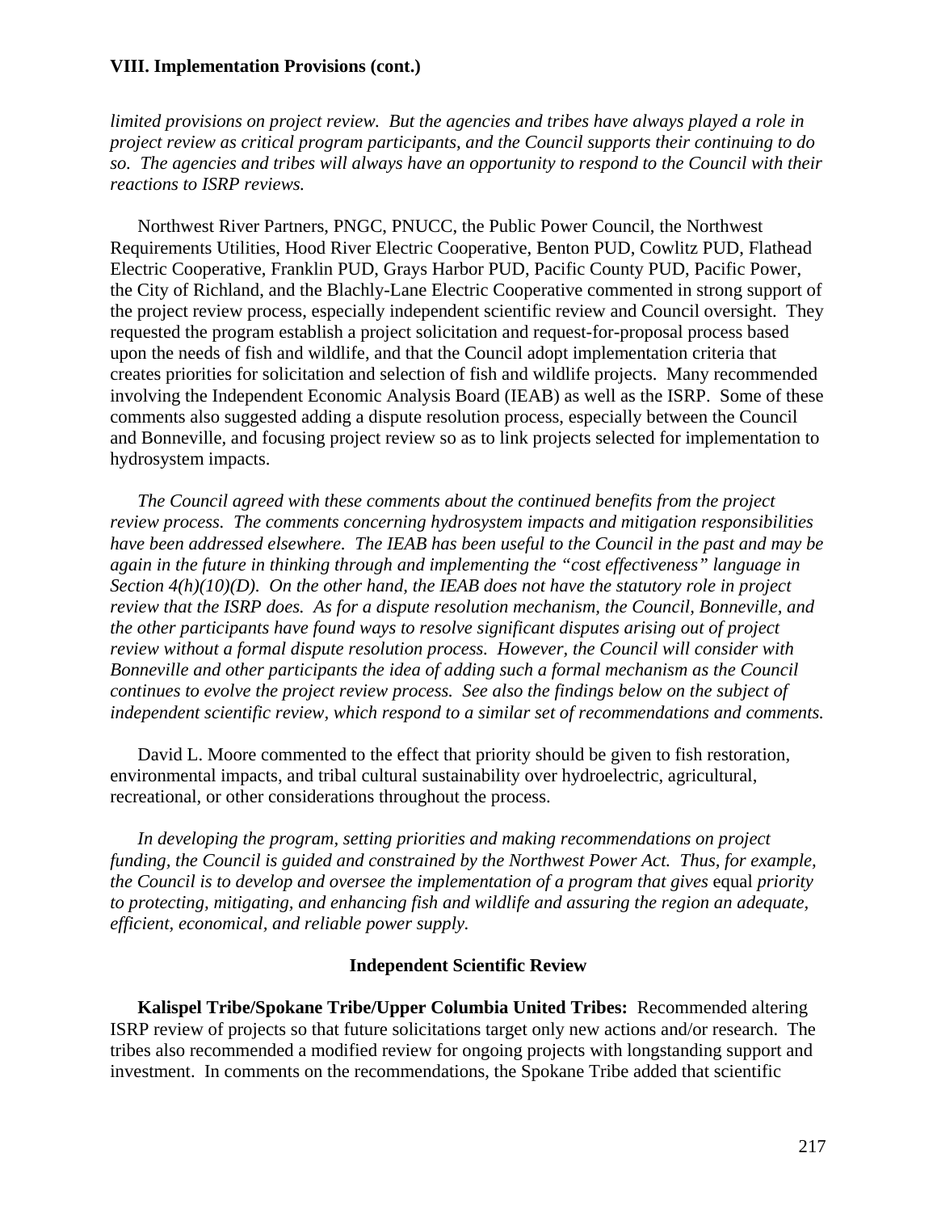*limited provisions on project review. But the agencies and tribes have always played a role in project review as critical program participants, and the Council supports their continuing to do so. The agencies and tribes will always have an opportunity to respond to the Council with their reactions to ISRP reviews.*

Northwest River Partners, PNGC, PNUCC, the Public Power Council, the Northwest Requirements Utilities, Hood River Electric Cooperative, Benton PUD, Cowlitz PUD, Flathead Electric Cooperative, Franklin PUD, Grays Harbor PUD, Pacific County PUD, Pacific Power, the City of Richland, and the Blachly-Lane Electric Cooperative commented in strong support of the project review process, especially independent scientific review and Council oversight. They requested the program establish a project solicitation and request-for-proposal process based upon the needs of fish and wildlife, and that the Council adopt implementation criteria that creates priorities for solicitation and selection of fish and wildlife projects. Many recommended involving the Independent Economic Analysis Board (IEAB) as well as the ISRP. Some of these comments also suggested adding a dispute resolution process, especially between the Council and Bonneville, and focusing project review so as to link projects selected for implementation to hydrosystem impacts.

*The Council agreed with these comments about the continued benefits from the project review process. The comments concerning hydrosystem impacts and mitigation responsibilities have been addressed elsewhere. The IEAB has been useful to the Council in the past and may be again in the future in thinking through and implementing the "cost effectiveness" language in Section 4(h)(10)(D). On the other hand, the IEAB does not have the statutory role in project review that the ISRP does. As for a dispute resolution mechanism, the Council, Bonneville, and the other participants have found ways to resolve significant disputes arising out of project review without a formal dispute resolution process. However, the Council will consider with Bonneville and other participants the idea of adding such a formal mechanism as the Council continues to evolve the project review process. See also the findings below on the subject of independent scientific review, which respond to a similar set of recommendations and comments.*

David L. Moore commented to the effect that priority should be given to fish restoration, environmental impacts, and tribal cultural sustainability over hydroelectric, agricultural, recreational, or other considerations throughout the process.

*In developing the program, setting priorities and making recommendations on project funding, the Council is guided and constrained by the Northwest Power Act. Thus, for example, the Council is to develop and oversee the implementation of a program that gives* equal *priority to protecting, mitigating, and enhancing fish and wildlife and assuring the region an adequate, efficient, economical, and reliable power supply.*

### Independent Scientific Review

**Kalispel Tribe/Spokane Tribe/Upper Columbia United Tribes:** Recommended altering ISRP review of projects so that future solicitations target only new actions and/or research. The tribes also recommended a modified review for ongoing projects with longstanding support and investment. In comments on the recommendations, the Spokane Tribe added that scientific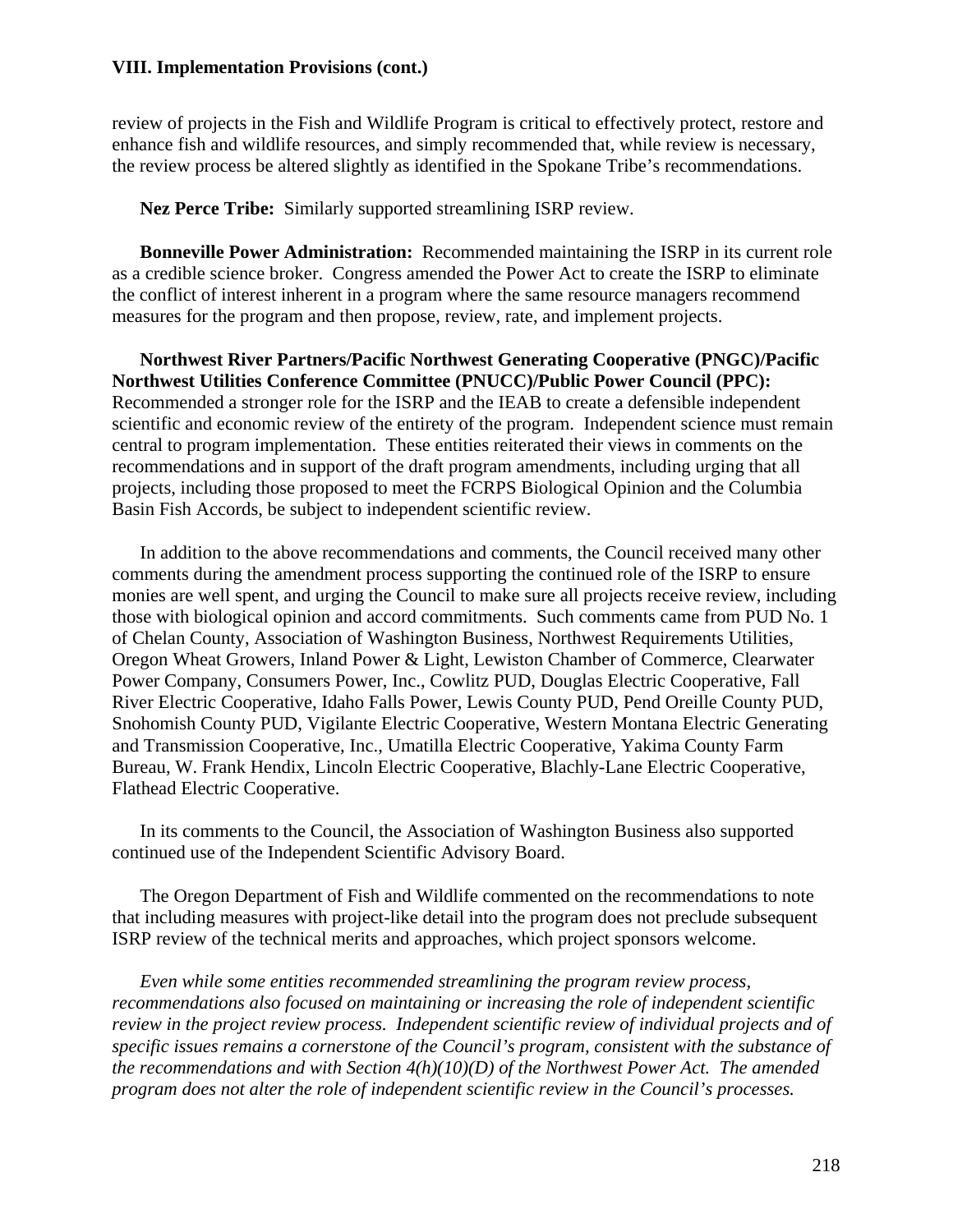review of projects in the Fish and Wildlife Program is critical to effectively protect, restore and enhance fish and wildlife resources, and simply recommended that, while review is necessary, the review process be altered slightly as identified in the Spokane Tribe's recommendations.

**Nez Perce Tribe:** Similarly supported streamlining ISRP review.

**Bonneville Power Administration:** Recommended maintaining the ISRP in its current role as a credible science broker. Congress amended the Power Act to create the ISRP to eliminate the conflict of interest inherent in a program where the same resource managers recommend measures for the program and then propose, review, rate, and implement projects.

**Northwest River Partners/Pacific Northwest Generating Cooperative (PNGC)/Pacific Northwest Utilities Conference Committee (PNUCC)/Public Power Council (PPC):** Recommended a stronger role for the ISRP and the IEAB to create a defensible independent scientific and economic review of the entirety of the program. Independent science must remain central to program implementation. These entities reiterated their views in comments on the recommendations and in support of the draft program amendments, including urging that all projects, including those proposed to meet the FCRPS Biological Opinion and the Columbia Basin Fish Accords, be subject to independent scientific review.

In addition to the above recommendations and comments, the Council received many other comments during the amendment process supporting the continued role of the ISRP to ensure monies are well spent, and urging the Council to make sure all projects receive review, including those with biological opinion and accord commitments. Such comments came from PUD No. 1 of Chelan County, Association of Washington Business, Northwest Requirements Utilities, Oregon Wheat Growers, Inland Power & Light, Lewiston Chamber of Commerce, Clearwater Power Company, Consumers Power, Inc., Cowlitz PUD, Douglas Electric Cooperative, Fall River Electric Cooperative, Idaho Falls Power, Lewis County PUD, Pend Oreille County PUD, Snohomish County PUD, Vigilante Electric Cooperative, Western Montana Electric Generating and Transmission Cooperative, Inc., Umatilla Electric Cooperative, Yakima County Farm Bureau, W. Frank Hendix, Lincoln Electric Cooperative, Blachly-Lane Electric Cooperative, Flathead Electric Cooperative.

In its comments to the Council, the Association of Washington Business also supported continued use of the Independent Scientific Advisory Board.

The Oregon Department of Fish and Wildlife commented on the recommendations to note that including measures with project-like detail into the program does not preclude subsequent ISRP review of the technical merits and approaches, which project sponsors welcome.

*Even while some entities recommended streamlining the program review process, recommendations also focused on maintaining or increasing the role of independent scientific review in the project review process. Independent scientific review of individual projects and of specific issues remains a cornerstone of the Council's program, consistent with the substance of the recommendations and with Section 4(h)(10)(D) of the Northwest Power Act. The amended program does not alter the role of independent scientific review in the Council's processes.*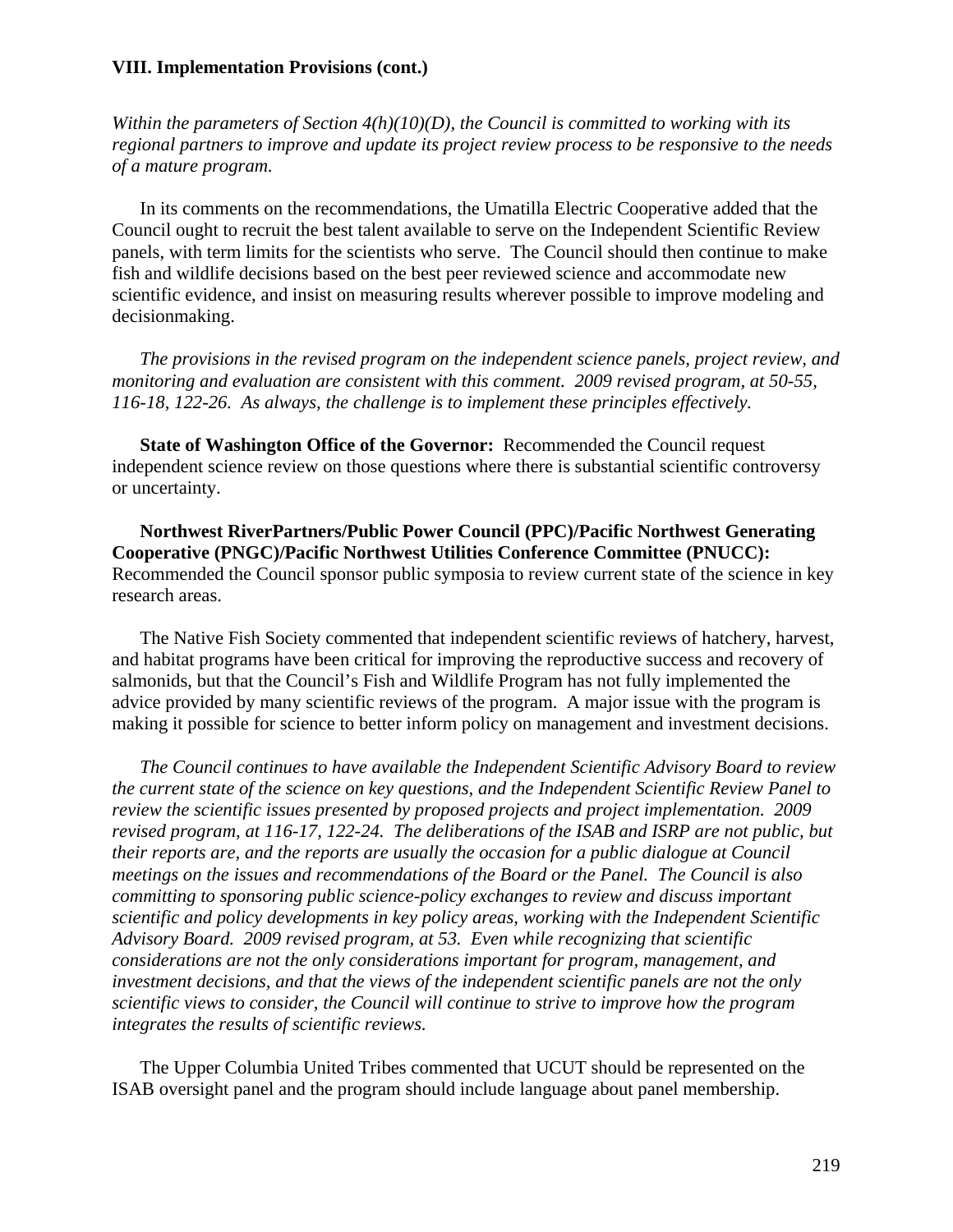**VIII. Implementation Provisions (cont.)**

*Within the parameters of Section 4(h)(10)(D), the Council is committed to working with its regional partners to improve and update its project review process to be responsive to the needs of a mature program.*

In its comments on the recommendations, the Umatilla Electric Cooperative added that the Council ought to recruit the best talent available to serve on the Independent Scientific Review panels, with term limits for the scientists who serve. The Council should then continue to make fish and wildlife decisions based on the best peer reviewed science and accommodate new scientific evidence, and insist on measuring results wherever possible to improve modeling and decisionmaking.

*The provisions in the revised program on the independent science panels, project review, and monitoring and evaluation are consistent with this comment. 2009 revised program, at 50-55, 116-18, 122-26. As always, the challenge is to implement these principles effectively.*

**State of Washington Office of the Governor:** Recommended the Council request independent science review on those questions where there is substantial scientific controversy or uncertainty.

**Northwest RiverPartners/Public Power Council (PPC)/Pacific Northwest Generating Cooperative (PNGC)/Pacific Northwest Utilities Conference Committee (PNUCC):** Recommended the Council sponsor public symposia to review current state of the science in key research areas.

The Native Fish Society commented that independent scientific reviews of hatchery, harvest, and habitat programs have been critical for improving the reproductive success and recovery of salmonids, but that the Council's Fish and Wildlife Program has not fully implemented the advice provided by many scientific reviews of the program. A major issue with the program is making it possible for science to better inform policy on management and investment decisions.

*The Council continues to have available the Independent Scientific Advisory Board to review the current state of the science on key questions, and the Independent Scientific Review Panel to review the scientific issues presented by proposed projects and project implementation. 2009 revised program, at 116-17, 122-24. The deliberations of the ISAB and ISRP are not public, but their reports are, and the reports are usually the occasion for a public dialogue at Council meetings on the issues and recommendations of the Board or the Panel. The Council is also committing to sponsoring public science-policy exchanges to review and discuss important scientific and policy developments in key policy areas, working with the Independent Scientific Advisory Board. 2009 revised program, at 53. Even while recognizing that scientific considerations are not the only considerations important for program, management, and investment decisions, and that the views of the independent scientific panels are not the only scientific views to consider, the Council will continue to strive to improve how the program integrates the results of scientific reviews.*

The Upper Columbia United Tribes commented that UCUT should be represented on the ISAB oversight panel and the program should include language about panel membership.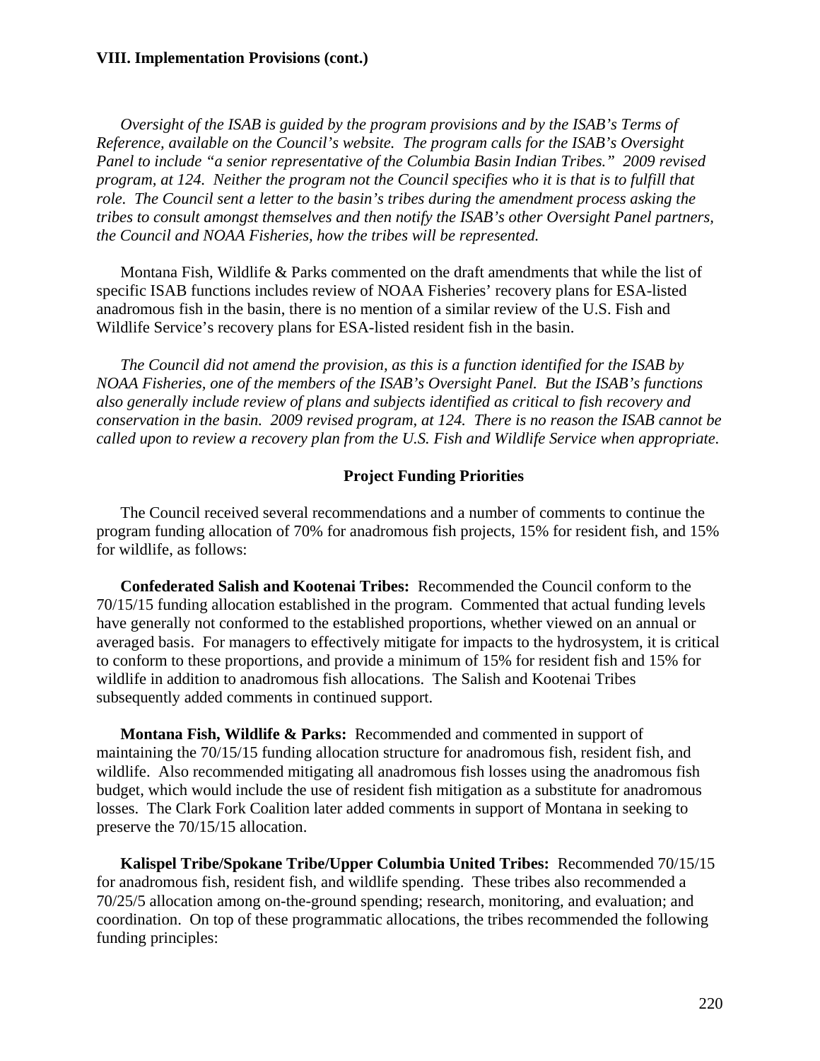*Oversight of the ISAB is guided by the program provisions and by the ISAB's Terms of Reference, available on the Council's website. The program calls for the ISAB's Oversight Panel to include "a senior representative of the Columbia Basin Indian Tribes." 2009 revised program, at 124. Neither the program not the Council specifies who it is that is to fulfill that role. The Council sent a letter to the basin's tribes during the amendment process asking the tribes to consult amongst themselves and then notify the ISAB's other Oversight Panel partners, the Council and NOAA Fisheries, how the tribes will be represented.*

Montana Fish, Wildlife & Parks commented on the draft amendments that while the list of specific ISAB functions includes review of NOAA Fisheries' recovery plans for ESA-listed anadromous fish in the basin, there is no mention of a similar review of the U.S. Fish and Wildlife Service's recovery plans for ESA-listed resident fish in the basin.

*The Council did not amend the provision, as this is a function identified for the ISAB by NOAA Fisheries, one of the members of the ISAB's Oversight Panel. But the ISAB's functions also generally include review of plans and subjects identified as critical to fish recovery and conservation in the basin. 2009 revised program, at 124. There is no reason the ISAB cannot be called upon to review a recovery plan from the U.S. Fish and Wildlife Service when appropriate.*

### Project Funding Priorities

The Council received several recommendations and a number of comments to continue the program funding allocation of 70% for anadromous fish projects, 15% for resident fish, and 15% for wildlife, as follows:

**Confederated Salish and Kootenai Tribes:** Recommended the Council conform to the 70/15/15 funding allocation established in the program. Commented that actual funding levels have generally not conformed to the established proportions, whether viewed on an annual or averaged basis. For managers to effectively mitigate for impacts to the hydrosystem, it is critical to conform to these proportions, and provide a minimum of 15% for resident fish and 15% for wildlife in addition to anadromous fish allocations. The Salish and Kootenai Tribes subsequently added comments in continued support.

**Montana Fish, Wildlife & Parks:** Recommended and commented in support of maintaining the 70/15/15 funding allocation structure for anadromous fish, resident fish, and wildlife. Also recommended mitigating all anadromous fish losses using the anadromous fish budget, which would include the use of resident fish mitigation as a substitute for anadromous losses. The Clark Fork Coalition later added comments in support of Montana in seeking to preserve the 70/15/15 allocation.

**Kalispel Tribe/Spokane Tribe/Upper Columbia United Tribes:** Recommended 70/15/15 for anadromous fish, resident fish, and wildlife spending. These tribes also recommended a 70/25/5 allocation among on-the-ground spending; research, monitoring, and evaluation; and coordination. On top of these programmatic allocations, the tribes recommended the following funding principles: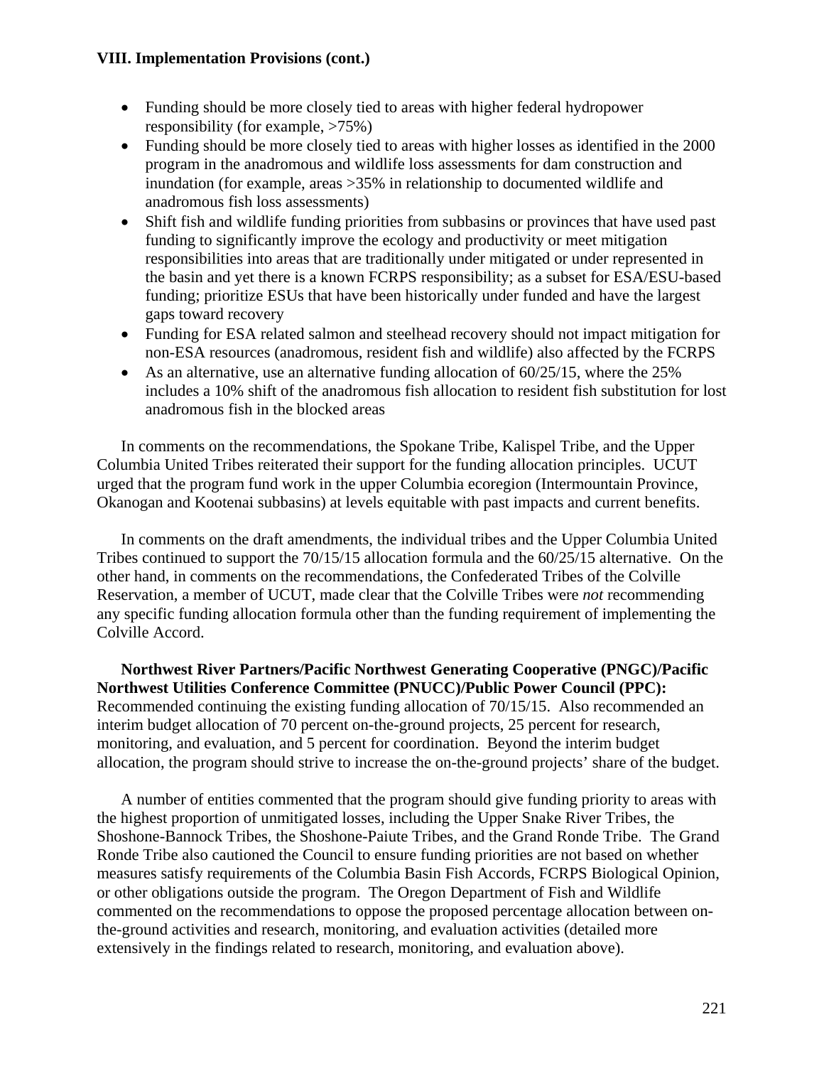**VIII. Implementation Provisions (cont.)**

- Funding should be more closely tied to areas with higher federal hydropower responsibility (for example, >75%)
- Funding should be more closely tied to areas with higher losses as identified in the 2000 program in the anadromous and wildlife loss assessments for dam construction and inundation (for example, areas >35% in relationship to documented wildlife and anadromous fish loss assessments)
- Shift fish and wildlife funding priorities from subbasins or provinces that have used past funding to significantly improve the ecology and productivity or meet mitigation responsibilities into areas that are traditionally under mitigated or under represented in the basin and yet there is a known FCRPS responsibility; as a subset for ESA/ESU-based funding; prioritize ESUs that have been historically under funded and have the largest gaps toward recovery
- Funding for ESA related salmon and steelhead recovery should not impact mitigation for non-ESA resources (anadromous, resident fish and wildlife) also affected by the FCRPS
- As an alternative, use an alternative funding allocation of 60/25/15, where the 25% includes a 10% shift of the anadromous fish allocation to resident fish substitution for lost anadromous fish in the blocked areas

In comments on the recommendations, the Spokane Tribe, Kalispel Tribe, and the Upper Columbia United Tribes reiterated their support for the funding allocation principles. UCUT urged that the program fund work in the upper Columbia ecoregion (Intermountain Province, Okanogan and Kootenai subbasins) at levels equitable with past impacts and current benefits.

In comments on the draft amendments, the individual tribes and the Upper Columbia United Tribes continued to support the 70/15/15 allocation formula and the 60/25/15 alternative. On the other hand, in comments on the recommendations, the Confederated Tribes of the Colville Reservation, a member of UCUT, made clear that the Colville Tribes were *not* recommending any specific funding allocation formula other than the funding requirement of implementing the Colville Accord.

**Northwest River Partners/Pacific Northwest Generating Cooperative (PNGC)/Pacific Northwest Utilities Conference Committee (PNUCC)/Public Power Council (PPC):** Recommended continuing the existing funding allocation of 70/15/15. Also recommended an interim budget allocation of 70 percent on-the-ground projects, 25 percent for research, monitoring, and evaluation, and 5 percent for coordination. Beyond the interim budget allocation, the program should strive to increase the on-the-ground projects' share of the budget.

A number of entities commented that the program should give funding priority to areas with the highest proportion of unmitigated losses, including the Upper Snake River Tribes, the Shoshone-Bannock Tribes, the Shoshone-Paiute Tribes, and the Grand Ronde Tribe. The Grand Ronde Tribe also cautioned the Council to ensure funding priorities are not based on whether measures satisfy requirements of the Columbia Basin Fish Accords, FCRPS Biological Opinion, or other obligations outside the program. The Oregon Department of Fish and Wildlife commented on the recommendations to oppose the proposed percentage allocation between on-the-ground activities and research, monitoring, and evaluation activities (detailed more extensively in the findings related to research, monitoring, and evaluation above).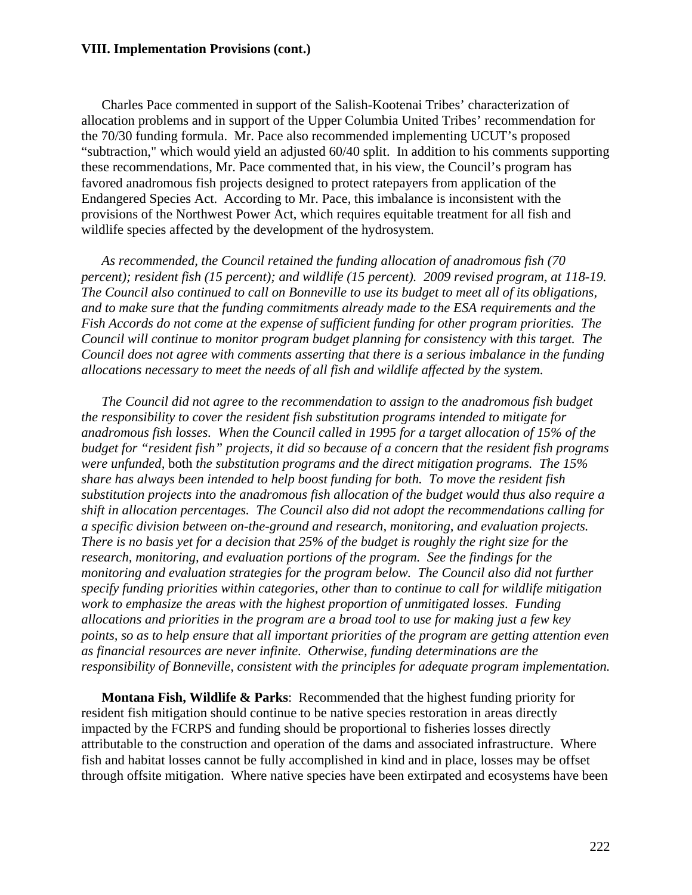Charles Pace commented in support of the Salish-Kootenai Tribes' characterization of allocation problems and in support of the Upper Columbia United Tribes' recommendation for the 70/30 funding formula. Mr. Pace also recommended implementing UCUT's proposed "subtraction," which would yield an adjusted 60/40 split. In addition to his comments supporting these recommendations, Mr. Pace commented that, in his view, the Council's program has favored anadromous fish projects designed to protect ratepayers from application of the Endangered Species Act. According to Mr. Pace, this imbalance is inconsistent with the provisions of the Northwest Power Act, which requires equitable treatment for all fish and wildlife species affected by the development of the hydrosystem.

*As recommended, the Council retained the funding allocation of anadromous fish (70 percent); resident fish (15 percent); and wildlife (15 percent). 2009 revised program, at 118-19. The Council also continued to call on Bonneville to use its budget to meet all of its obligations, and to make sure that the funding commitments already made to the ESA requirements and the Fish Accords do not come at the expense of sufficient funding for other program priorities. The Council will continue to monitor program budget planning for consistency with this target. The Council does not agree with comments asserting that there is a serious imbalance in the funding allocations necessary to meet the needs of all fish and wildlife affected by the system.*

*The Council did not agree to the recommendation to assign to the anadromous fish budget the responsibility to cover the resident fish substitution programs intended to mitigate for anadromous fish losses. When the Council called in 1995 for a target allocation of 15% of the budget for "resident fish" projects, it did so because of a concern that the resident fish programs were unfunded,* both *the substitution programs and the direct mitigation programs. The 15% share has always been intended to help boost funding for both. To move the resident fish substitution projects into the anadromous fish allocation of the budget would thus also require a shift in allocation percentages. The Council also did not adopt the recommendations calling for a specific division between on-the-ground and research, monitoring, and evaluation projects. There is no basis yet for a decision that 25% of the budget is roughly the right size for the research, monitoring, and evaluation portions of the program. See the findings for the monitoring and evaluation strategies for the program below. The Council also did not further specify funding priorities within categories, other than to continue to call for wildlife mitigation work to emphasize the areas with the highest proportion of unmitigated losses. Funding allocations and priorities in the program are a broad tool to use for making just a few key points, so as to help ensure that all important priorities of the program are getting attention even as financial resources are never infinite. Otherwise, funding determinations are the responsibility of Bonneville, consistent with the principles for adequate program implementation.*

**Montana Fish, Wildlife & Parks**: Recommended that the highest funding priority for resident fish mitigation should continue to be native species restoration in areas directly impacted by the FCRPS and funding should be proportional to fisheries losses directly attributable to the construction and operation of the dams and associated infrastructure. Where fish and habitat losses cannot be fully accomplished in kind and in place, losses may be offset through offsite mitigation. Where native species have been extirpated and ecosystems have been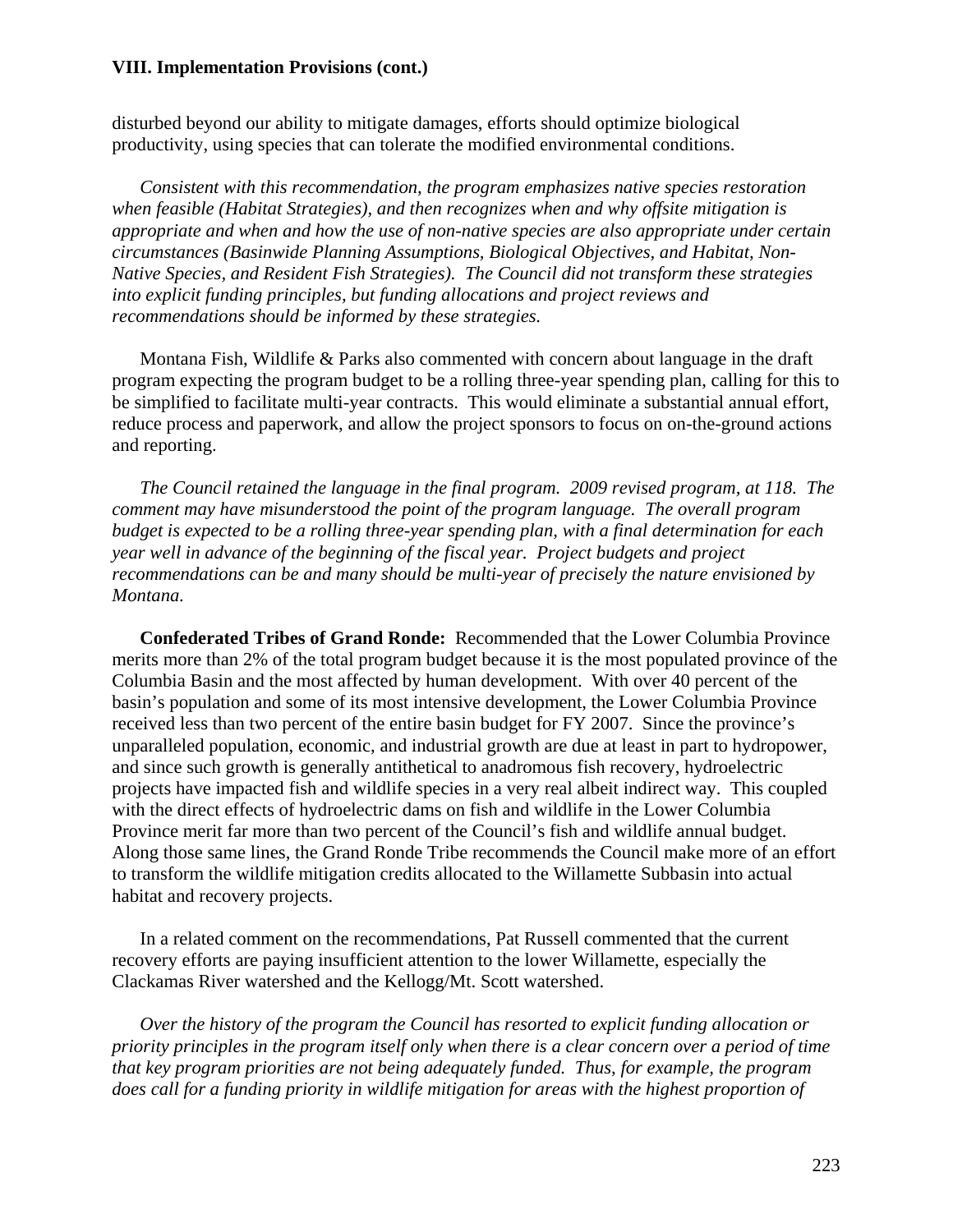disturbed beyond our ability to mitigate damages, efforts should optimize biological productivity, using species that can tolerate the modified environmental conditions.

*Consistent with this recommendation, the program emphasizes native species restoration when feasible (Habitat Strategies), and then recognizes when and why offsite mitigation is appropriate and when and how the use of non-native species are also appropriate under certain circumstances (Basinwide Planning Assumptions, Biological Objectives, and Habitat, Non-Native Species, and Resident Fish Strategies). The Council did not transform these strategies into explicit funding principles, but funding allocations and project reviews and recommendations should be informed by these strategies.*

Montana Fish, Wildlife & Parks also commented with concern about language in the draft program expecting the program budget to be a rolling three-year spending plan, calling for this to be simplified to facilitate multi-year contracts. This would eliminate a substantial annual effort, reduce process and paperwork, and allow the project sponsors to focus on on-the-ground actions and reporting.

*The Council retained the language in the final program. 2009 revised program, at 118. The comment may have misunderstood the point of the program language. The overall program budget is expected to be a rolling three-year spending plan, with a final determination for each year well in advance of the beginning of the fiscal year. Project budgets and project recommendations can be and many should be multi-year of precisely the nature envisioned by Montana.*

**Confederated Tribes of Grand Ronde:** Recommended that the Lower Columbia Province merits more than 2% of the total program budget because it is the most populated province of the Columbia Basin and the most affected by human development. With over 40 percent of the basin's population and some of its most intensive development, the Lower Columbia Province received less than two percent of the entire basin budget for FY 2007. Since the province's unparalleled population, economic, and industrial growth are due at least in part to hydropower, and since such growth is generally antithetical to anadromous fish recovery, hydroelectric projects have impacted fish and wildlife species in a very real albeit indirect way. This coupled with the direct effects of hydroelectric dams on fish and wildlife in the Lower Columbia Province merit far more than two percent of the Council's fish and wildlife annual budget. Along those same lines, the Grand Ronde Tribe recommends the Council make more of an effort to transform the wildlife mitigation credits allocated to the Willamette Subbasin into actual habitat and recovery projects.

In a related comment on the recommendations, Pat Russell commented that the current recovery efforts are paying insufficient attention to the lower Willamette, especially the Clackamas River watershed and the Kellogg/Mt. Scott watershed.

*Over the history of the program the Council has resorted to explicit funding allocation or priority principles in the program itself only when there is a clear concern over a period of time that key program priorities are not being adequately funded. Thus, for example, the program does call for a funding priority in wildlife mitigation for areas with the highest proportion of*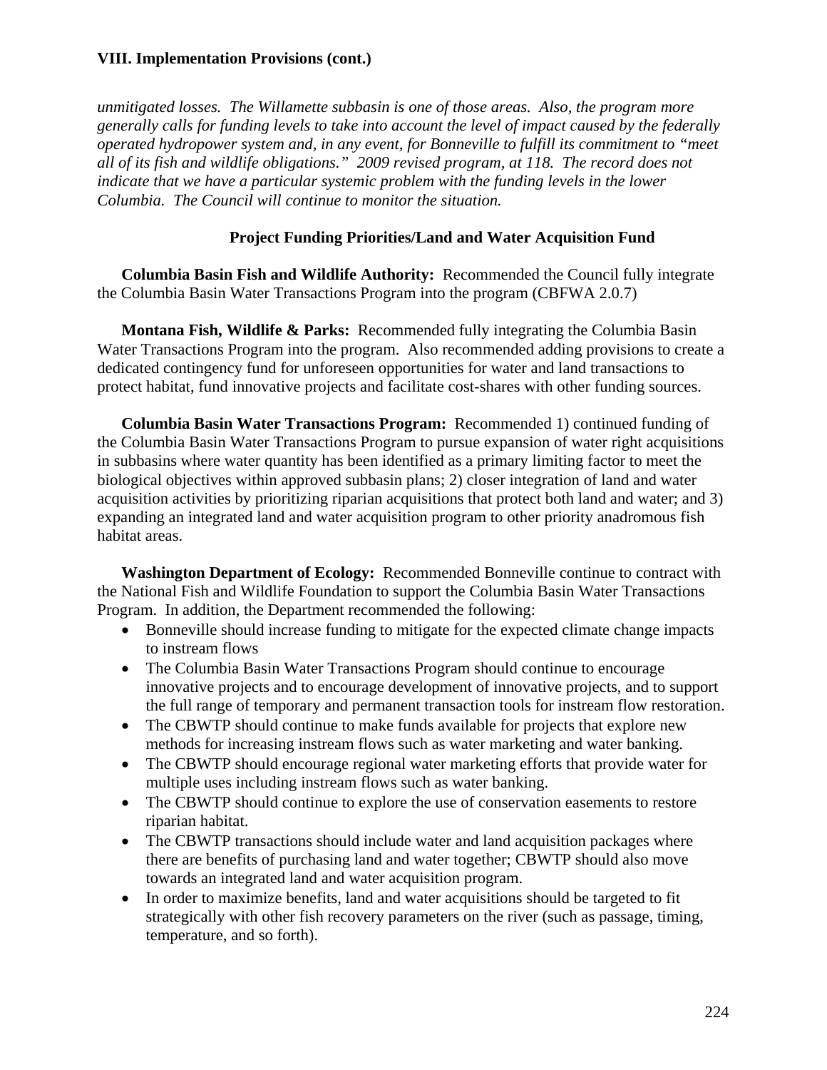*unmitigated losses. The Willamette subbasin is one of those areas. Also, the program more generally calls for funding levels to take into account the level of impact caused by the federally operated hydropower system and, in any event, for Bonneville to fulfill its commitment to "meet all of its fish and wildlife obligations." 2009 revised program, at 118. The record does not indicate that we have a particular systemic problem with the funding levels in the lower Columbia. The Council will continue to monitor the situation.*

### Project Funding Priorities/Land and Water Acquisition Fund

**Columbia Basin Fish and Wildlife Authority:** Recommended the Council fully integrate the Columbia Basin Water Transactions Program into the program (CBFWA 2.0.7)

**Montana Fish, Wildlife & Parks:** Recommended fully integrating the Columbia Basin Water Transactions Program into the program. Also recommended adding provisions to create a dedicated contingency fund for unforeseen opportunities for water and land transactions to protect habitat, fund innovative projects and facilitate cost-shares with other funding sources.

**Columbia Basin Water Transactions Program:** Recommended 1) continued funding of the Columbia Basin Water Transactions Program to pursue expansion of water right acquisitions in subbasins where water quantity has been identified as a primary limiting factor to meet the biological objectives within approved subbasin plans; 2) closer integration of land and water acquisition activities by prioritizing riparian acquisitions that protect both land and water; and 3) expanding an integrated land and water acquisition program to other priority anadromous fish habitat areas.

**Washington Department of Ecology:** Recommended Bonneville continue to contract with the National Fish and Wildlife Foundation to support the Columbia Basin Water Transactions Program. In addition, the Department recommended the following:

- Bonneville should increase funding to mitigate for the expected climate change impacts to instream flows
- The Columbia Basin Water Transactions Program should continue to encourage innovative projects and to encourage development of innovative projects, and to support the full range of temporary and permanent transaction tools for instream flow restoration.
- The CBWTP should continue to make funds available for projects that explore new methods for increasing instream flows such as water marketing and water banking.
- The CBWTP should encourage regional water marketing efforts that provide water for multiple uses including instream flows such as water banking.
- The CBWTP should continue to explore the use of conservation easements to restore riparian habitat.
- The CBWTP transactions should include water and land acquisition packages where there are benefits of purchasing land and water together; CBWTP should also move towards an integrated land and water acquisition program.
- In order to maximize benefits, land and water acquisitions should be targeted to fit strategically with other fish recovery parameters on the river (such as passage, timing, temperature, and so forth).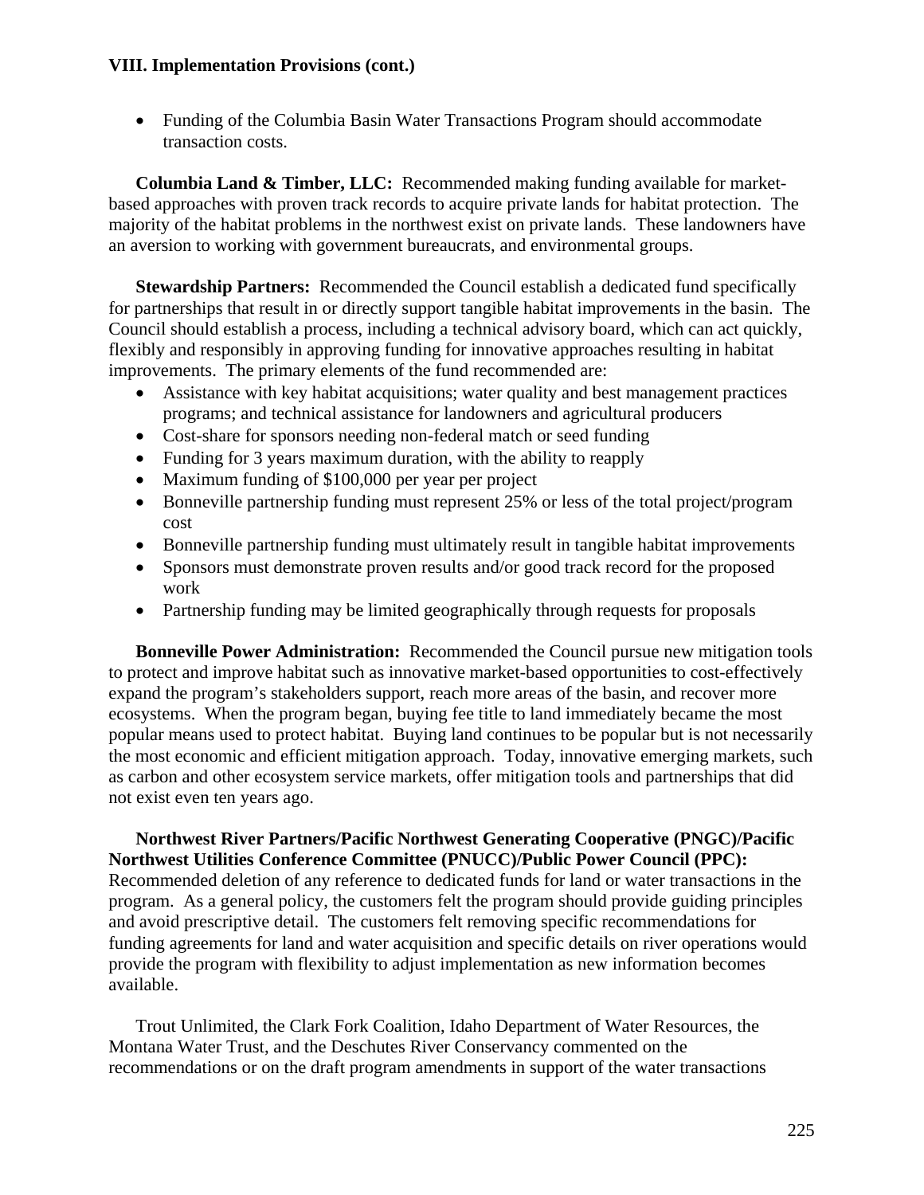**VIII. Implementation Provisions (cont.)**

- Funding of the Columbia Basin Water Transactions Program should accommodate transaction costs.

**Columbia Land & Timber, LLC:** Recommended making funding available for market-based approaches with proven track records to acquire private lands for habitat protection. The majority of the habitat problems in the northwest exist on private lands. These landowners have an aversion to working with government bureaucrats, and environmental groups.

**Stewardship Partners:** Recommended the Council establish a dedicated fund specifically for partnerships that result in or directly support tangible habitat improvements in the basin. The Council should establish a process, including a technical advisory board, which can act quickly, flexibly and responsibly in approving funding for innovative approaches resulting in habitat improvements. The primary elements of the fund recommended are:

- Assistance with key habitat acquisitions; water quality and best management practices programs; and technical assistance for landowners and agricultural producers
- Cost-share for sponsors needing non-federal match or seed funding
- Funding for 3 years maximum duration, with the ability to reapply
- Maximum funding of $100,000 per year per project
- Bonneville partnership funding must represent 25% or less of the total project/program cost
- Bonneville partnership funding must ultimately result in tangible habitat improvements
- Sponsors must demonstrate proven results and/or good track record for the proposed work
- Partnership funding may be limited geographically through requests for proposals

**Bonneville Power Administration:** Recommended the Council pursue new mitigation tools to protect and improve habitat such as innovative market-based opportunities to cost-effectively expand the program's stakeholders support, reach more areas of the basin, and recover more ecosystems. When the program began, buying fee title to land immediately became the most popular means used to protect habitat. Buying land continues to be popular but is not necessarily the most economic and efficient mitigation approach. Today, innovative emerging markets, such as carbon and other ecosystem service markets, offer mitigation tools and partnerships that did not exist even ten years ago.

**Northwest River Partners/Pacific Northwest Generating Cooperative (PNGC)/Pacific Northwest Utilities Conference Committee (PNUCC)/Public Power Council (PPC):** Recommended deletion of any reference to dedicated funds for land or water transactions in the program. As a general policy, the customers felt the program should provide guiding principles and avoid prescriptive detail. The customers felt removing specific recommendations for funding agreements for land and water acquisition and specific details on river operations would provide the program with flexibility to adjust implementation as new information becomes available.

Trout Unlimited, the Clark Fork Coalition, Idaho Department of Water Resources, the Montana Water Trust, and the Deschutes River Conservancy commented on the recommendations or on the draft program amendments in support of the water transactions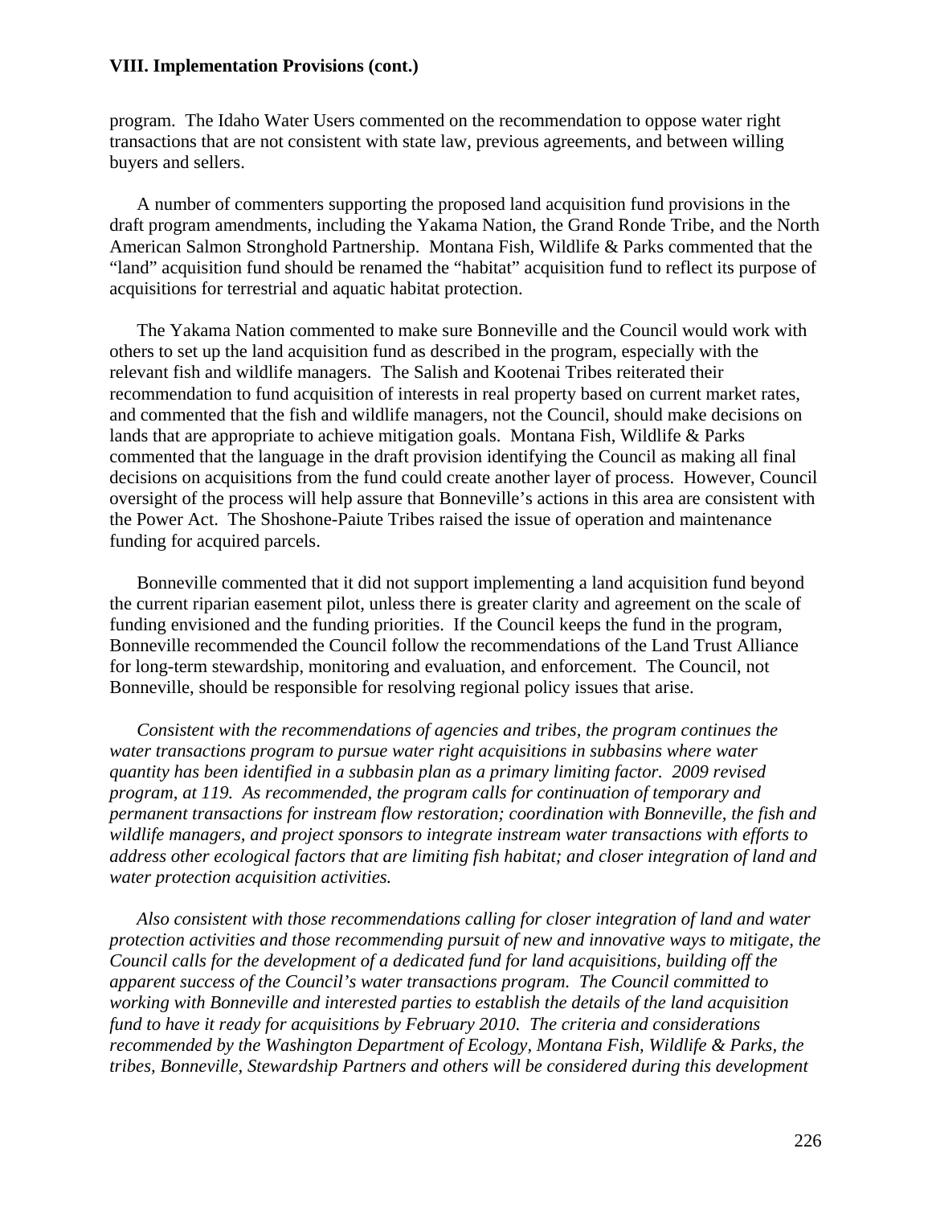program. The Idaho Water Users commented on the recommendation to oppose water right transactions that are not consistent with state law, previous agreements, and between willing buyers and sellers.

A number of commenters supporting the proposed land acquisition fund provisions in the draft program amendments, including the Yakama Nation, the Grand Ronde Tribe, and the North American Salmon Stronghold Partnership. Montana Fish, Wildlife & Parks commented that the "land" acquisition fund should be renamed the "habitat" acquisition fund to reflect its purpose of acquisitions for terrestrial and aquatic habitat protection.

The Yakama Nation commented to make sure Bonneville and the Council would work with others to set up the land acquisition fund as described in the program, especially with the relevant fish and wildlife managers. The Salish and Kootenai Tribes reiterated their recommendation to fund acquisition of interests in real property based on current market rates, and commented that the fish and wildlife managers, not the Council, should make decisions on lands that are appropriate to achieve mitigation goals. Montana Fish, Wildlife & Parks commented that the language in the draft provision identifying the Council as making all final decisions on acquisitions from the fund could create another layer of process. However, Council oversight of the process will help assure that Bonneville's actions in this area are consistent with the Power Act. The Shoshone-Paiute Tribes raised the issue of operation and maintenance funding for acquired parcels.

Bonneville commented that it did not support implementing a land acquisition fund beyond the current riparian easement pilot, unless there is greater clarity and agreement on the scale of funding envisioned and the funding priorities. If the Council keeps the fund in the program, Bonneville recommended the Council follow the recommendations of the Land Trust Alliance for long-term stewardship, monitoring and evaluation, and enforcement. The Council, not Bonneville, should be responsible for resolving regional policy issues that arise.

*Consistent with the recommendations of agencies and tribes, the program continues the water transactions program to pursue water right acquisitions in subbasins where water quantity has been identified in a subbasin plan as a primary limiting factor. 2009 revised program, at 119. As recommended, the program calls for continuation of temporary and permanent transactions for instream flow restoration; coordination with Bonneville, the fish and wildlife managers, and project sponsors to integrate instream water transactions with efforts to address other ecological factors that are limiting fish habitat; and closer integration of land and water protection acquisition activities.*

*Also consistent with those recommendations calling for closer integration of land and water protection activities and those recommending pursuit of new and innovative ways to mitigate, the Council calls for the development of a dedicated fund for land acquisitions, building off the apparent success of the Council's water transactions program. The Council committed to working with Bonneville and interested parties to establish the details of the land acquisition fund to have it ready for acquisitions by February 2010. The criteria and considerations recommended by the Washington Department of Ecology, Montana Fish, Wildlife & Parks, the tribes, Bonneville, Stewardship Partners and others will be considered during this development*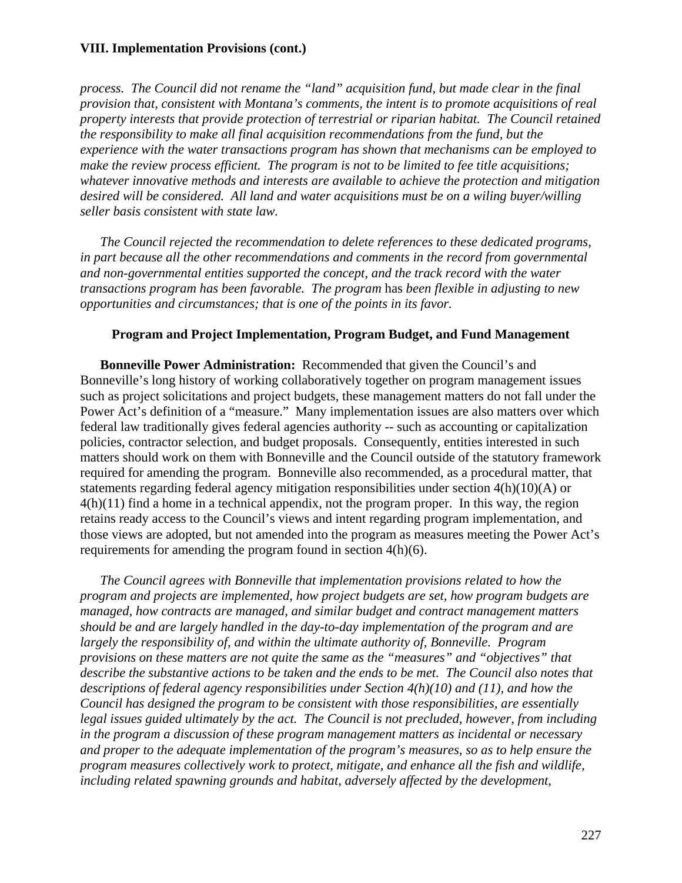*process. The Council did not rename the "land" acquisition fund, but made clear in the final provision that, consistent with Montana's comments, the intent is to promote acquisitions of real property interests that provide protection of terrestrial or riparian habitat. The Council retained the responsibility to make all final acquisition recommendations from the fund, but the experience with the water transactions program has shown that mechanisms can be employed to make the review process efficient. The program is not to be limited to fee title acquisitions; whatever innovative methods and interests are available to achieve the protection and mitigation desired will be considered. All land and water acquisitions must be on a wiling buyer/willing seller basis consistent with state law.*

*The Council rejected the recommendation to delete references to these dedicated programs, in part because all the other recommendations and comments in the record from governmental and non-governmental entities supported the concept, and the track record with the water transactions program has been favorable. The program* has *been flexible in adjusting to new opportunities and circumstances; that is one of the points in its favor.*

### Program and Project Implementation, Program Budget, and Fund Management

**Bonneville Power Administration:** Recommended that given the Council's and Bonneville's long history of working collaboratively together on program management issues such as project solicitations and project budgets, these management matters do not fall under the Power Act's definition of a "measure." Many implementation issues are also matters over which federal law traditionally gives federal agencies authority -- such as accounting or capitalization policies, contractor selection, and budget proposals. Consequently, entities interested in such matters should work on them with Bonneville and the Council outside of the statutory framework required for amending the program. Bonneville also recommended, as a procedural matter, that statements regarding federal agency mitigation responsibilities under section 4(h)(10)(A) or 4(h)(11) find a home in a technical appendix, not the program proper. In this way, the region retains ready access to the Council's views and intent regarding program implementation, and those views are adopted, but not amended into the program as measures meeting the Power Act's requirements for amending the program found in section 4(h)(6).

*The Council agrees with Bonneville that implementation provisions related to how the program and projects are implemented, how project budgets are set, how program budgets are managed, how contracts are managed, and similar budget and contract management matters should be and are largely handled in the day-to-day implementation of the program and are largely the responsibility of, and within the ultimate authority of, Bonneville. Program provisions on these matters are not quite the same as the "measures" and "objectives" that describe the substantive actions to be taken and the ends to be met. The Council also notes that descriptions of federal agency responsibilities under Section 4(h)(10) and (11), and how the Council has designed the program to be consistent with those responsibilities, are essentially legal issues guided ultimately by the act. The Council is not precluded, however, from including in the program a discussion of these program management matters as incidental or necessary and proper to the adequate implementation of the program's measures, so as to help ensure the program measures collectively work to protect, mitigate, and enhance all the fish and wildlife, including related spawning grounds and habitat, adversely affected by the development,*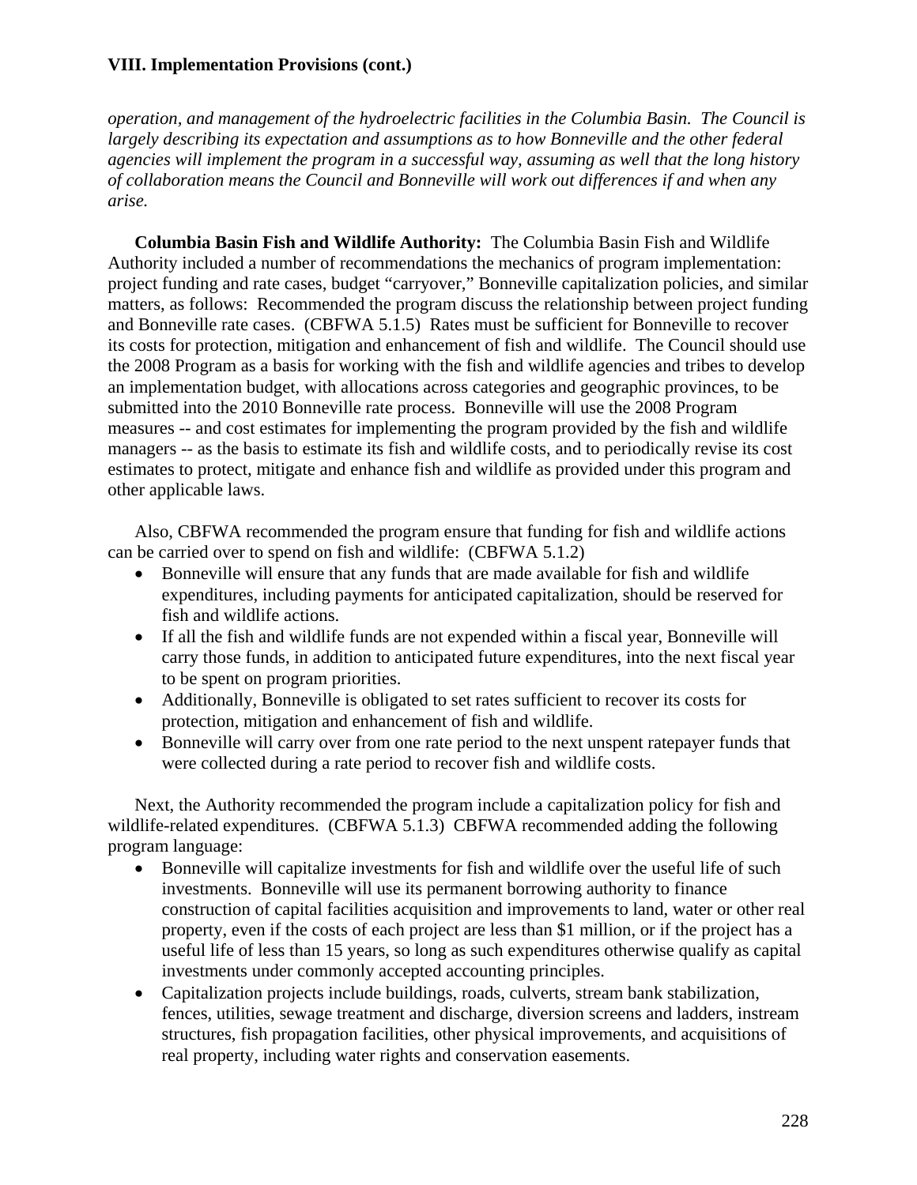*operation, and management of the hydroelectric facilities in the Columbia Basin. The Council is largely describing its expectation and assumptions as to how Bonneville and the other federal agencies will implement the program in a successful way, assuming as well that the long history of collaboration means the Council and Bonneville will work out differences if and when any arise.*

**Columbia Basin Fish and Wildlife Authority:** The Columbia Basin Fish and Wildlife Authority included a number of recommendations the mechanics of program implementation: project funding and rate cases, budget "carryover," Bonneville capitalization policies, and similar matters, as follows: Recommended the program discuss the relationship between project funding and Bonneville rate cases. (CBFWA 5.1.5) Rates must be sufficient for Bonneville to recover its costs for protection, mitigation and enhancement of fish and wildlife. The Council should use the 2008 Program as a basis for working with the fish and wildlife agencies and tribes to develop an implementation budget, with allocations across categories and geographic provinces, to be submitted into the 2010 Bonneville rate process. Bonneville will use the 2008 Program measures -- and cost estimates for implementing the program provided by the fish and wildlife managers -- as the basis to estimate its fish and wildlife costs, and to periodically revise its cost estimates to protect, mitigate and enhance fish and wildlife as provided under this program and other applicable laws.

Also, CBFWA recommended the program ensure that funding for fish and wildlife actions can be carried over to spend on fish and wildlife: (CBFWA 5.1.2)

- Bonneville will ensure that any funds that are made available for fish and wildlife expenditures, including payments for anticipated capitalization, should be reserved for fish and wildlife actions.
- If all the fish and wildlife funds are not expended within a fiscal year, Bonneville will carry those funds, in addition to anticipated future expenditures, into the next fiscal year to be spent on program priorities.
- Additionally, Bonneville is obligated to set rates sufficient to recover its costs for protection, mitigation and enhancement of fish and wildlife.
- Bonneville will carry over from one rate period to the next unspent ratepayer funds that were collected during a rate period to recover fish and wildlife costs.

Next, the Authority recommended the program include a capitalization policy for fish and wildlife-related expenditures. (CBFWA 5.1.3) CBFWA recommended adding the following program language:

- Bonneville will capitalize investments for fish and wildlife over the useful life of such investments. Bonneville will use its permanent borrowing authority to finance construction of capital facilities acquisition and improvements to land, water or other real property, even if the costs of each project are less than \$1 million, or if the project has a useful life of less than 15 years, so long as such expenditures otherwise qualify as capital investments under commonly accepted accounting principles.
- Capitalization projects include buildings, roads, culverts, stream bank stabilization, fences, utilities, sewage treatment and discharge, diversion screens and ladders, instream structures, fish propagation facilities, other physical improvements, and acquisitions of real property, including water rights and conservation easements.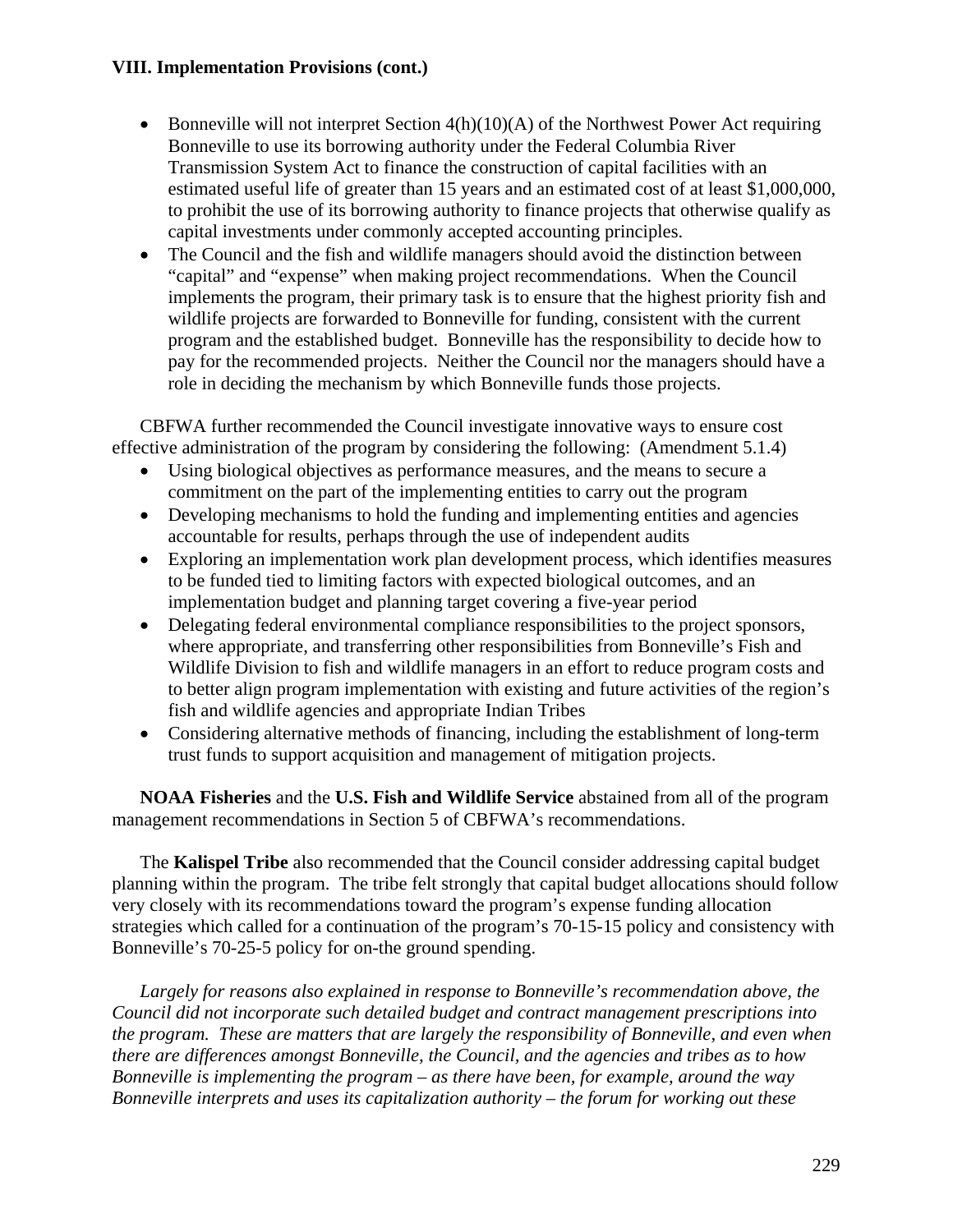**VIII. Implementation Provisions (cont.)**

- Bonneville will not interpret Section 4(h)(10)(A) of the Northwest Power Act requiring Bonneville to use its borrowing authority under the Federal Columbia River Transmission System Act to finance the construction of capital facilities with an estimated useful life of greater than 15 years and an estimated cost of at least $1,000,000, to prohibit the use of its borrowing authority to finance projects that otherwise qualify as capital investments under commonly accepted accounting principles.
- The Council and the fish and wildlife managers should avoid the distinction between "capital" and "expense" when making project recommendations. When the Council implements the program, their primary task is to ensure that the highest priority fish and wildlife projects are forwarded to Bonneville for funding, consistent with the current program and the established budget. Bonneville has the responsibility to decide how to pay for the recommended projects. Neither the Council nor the managers should have a role in deciding the mechanism by which Bonneville funds those projects.

CBFWA further recommended the Council investigate innovative ways to ensure cost effective administration of the program by considering the following: (Amendment 5.1.4)

- Using biological objectives as performance measures, and the means to secure a commitment on the part of the implementing entities to carry out the program
- Developing mechanisms to hold the funding and implementing entities and agencies accountable for results, perhaps through the use of independent audits
- Exploring an implementation work plan development process, which identifies measures to be funded tied to limiting factors with expected biological outcomes, and an implementation budget and planning target covering a five-year period
- Delegating federal environmental compliance responsibilities to the project sponsors, where appropriate, and transferring other responsibilities from Bonneville's Fish and Wildlife Division to fish and wildlife managers in an effort to reduce program costs and to better align program implementation with existing and future activities of the region's fish and wildlife agencies and appropriate Indian Tribes
- Considering alternative methods of financing, including the establishment of long-term trust funds to support acquisition and management of mitigation projects.

**NOAA Fisheries** and the **U.S. Fish and Wildlife Service** abstained from all of the program management recommendations in Section 5 of CBFWA's recommendations.

The **Kalispel Tribe** also recommended that the Council consider addressing capital budget planning within the program. The tribe felt strongly that capital budget allocations should follow very closely with its recommendations toward the program's expense funding allocation strategies which called for a continuation of the program's 70-15-15 policy and consistency with Bonneville's 70-25-5 policy for on-the ground spending.

*Largely for reasons also explained in response to Bonneville's recommendation above, the Council did not incorporate such detailed budget and contract management prescriptions into the program. These are matters that are largely the responsibility of Bonneville, and even when there are differences amongst Bonneville, the Council, and the agencies and tribes as to how Bonneville is implementing the program – as there have been, for example, around the way Bonneville interprets and uses its capitalization authority – the forum for working out these*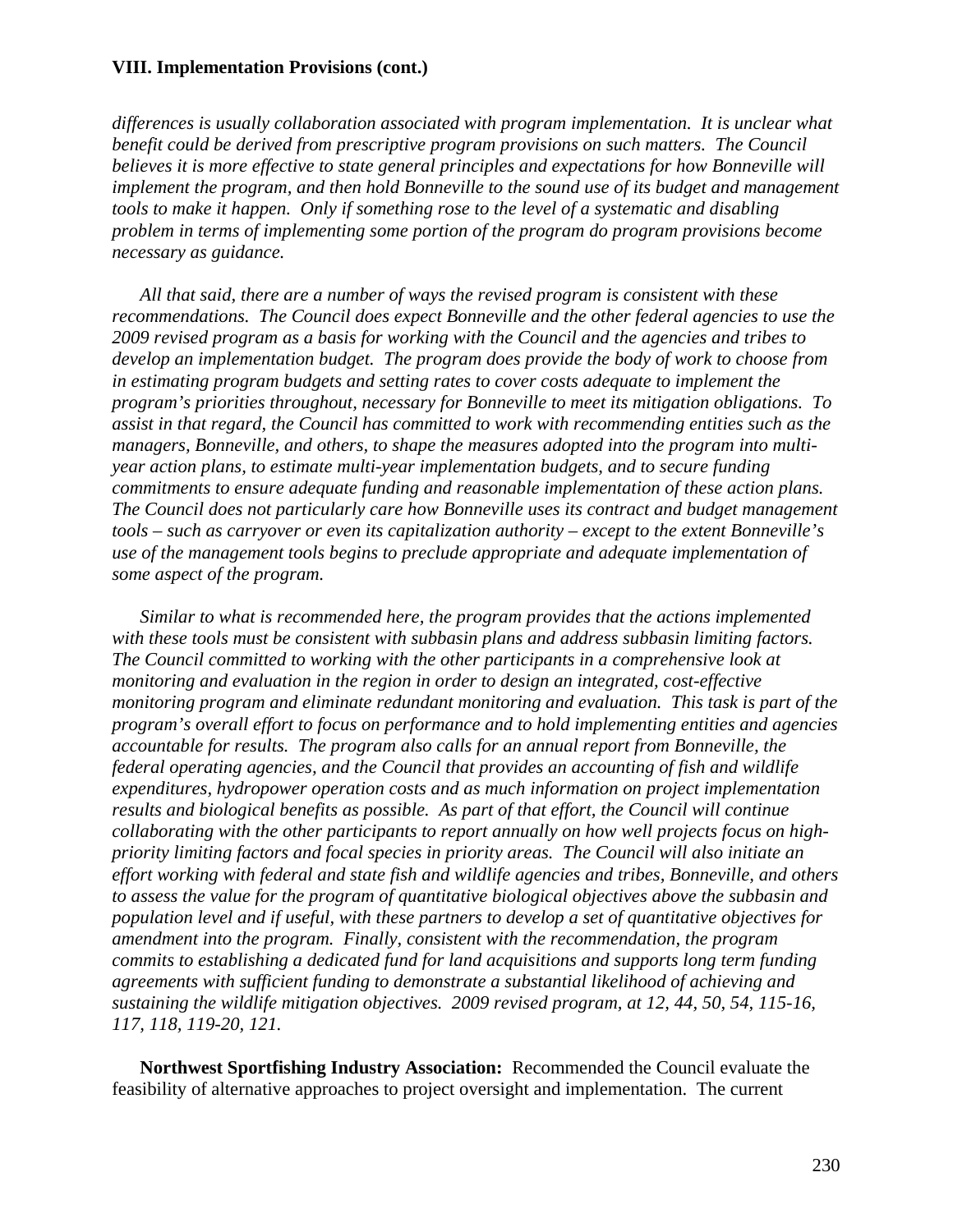*differences is usually collaboration associated with program implementation. It is unclear what benefit could be derived from prescriptive program provisions on such matters. The Council believes it is more effective to state general principles and expectations for how Bonneville will implement the program, and then hold Bonneville to the sound use of its budget and management tools to make it happen. Only if something rose to the level of a systematic and disabling problem in terms of implementing some portion of the program do program provisions become necessary as guidance.*

*All that said, there are a number of ways the revised program is consistent with these recommendations. The Council does expect Bonneville and the other federal agencies to use the 2009 revised program as a basis for working with the Council and the agencies and tribes to develop an implementation budget. The program does provide the body of work to choose from in estimating program budgets and setting rates to cover costs adequate to implement the program's priorities throughout, necessary for Bonneville to meet its mitigation obligations. To assist in that regard, the Council has committed to work with recommending entities such as the managers, Bonneville, and others, to shape the measures adopted into the program into multi-year action plans, to estimate multi-year implementation budgets, and to secure funding commitments to ensure adequate funding and reasonable implementation of these action plans. The Council does not particularly care how Bonneville uses its contract and budget management tools – such as carryover or even its capitalization authority – except to the extent Bonneville's use of the management tools begins to preclude appropriate and adequate implementation of some aspect of the program.*

*Similar to what is recommended here, the program provides that the actions implemented with these tools must be consistent with subbasin plans and address subbasin limiting factors. The Council committed to working with the other participants in a comprehensive look at monitoring and evaluation in the region in order to design an integrated, cost-effective monitoring program and eliminate redundant monitoring and evaluation. This task is part of the program's overall effort to focus on performance and to hold implementing entities and agencies accountable for results. The program also calls for an annual report from Bonneville, the federal operating agencies, and the Council that provides an accounting of fish and wildlife expenditures, hydropower operation costs and as much information on project implementation results and biological benefits as possible. As part of that effort, the Council will continue collaborating with the other participants to report annually on how well projects focus on high-priority limiting factors and focal species in priority areas. The Council will also initiate an effort working with federal and state fish and wildlife agencies and tribes, Bonneville, and others to assess the value for the program of quantitative biological objectives above the subbasin and population level and if useful, with these partners to develop a set of quantitative objectives for amendment into the program. Finally, consistent with the recommendation, the program commits to establishing a dedicated fund for land acquisitions and supports long term funding agreements with sufficient funding to demonstrate a substantial likelihood of achieving and sustaining the wildlife mitigation objectives. 2009 revised program, at 12, 44, 50, 54, 115-16, 117, 118, 119-20, 121.*

**Northwest Sportfishing Industry Association:** Recommended the Council evaluate the feasibility of alternative approaches to project oversight and implementation. The current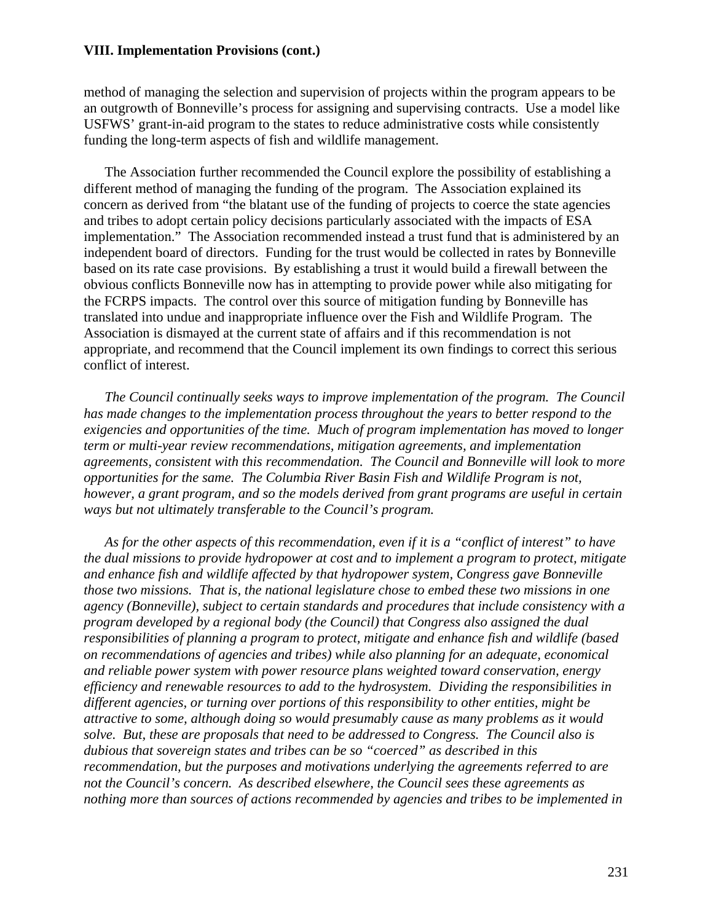method of managing the selection and supervision of projects within the program appears to be an outgrowth of Bonneville's process for assigning and supervising contracts. Use a model like USFWS' grant-in-aid program to the states to reduce administrative costs while consistently funding the long-term aspects of fish and wildlife management.

The Association further recommended the Council explore the possibility of establishing a different method of managing the funding of the program. The Association explained its concern as derived from "the blatant use of the funding of projects to coerce the state agencies and tribes to adopt certain policy decisions particularly associated with the impacts of ESA implementation." The Association recommended instead a trust fund that is administered by an independent board of directors. Funding for the trust would be collected in rates by Bonneville based on its rate case provisions. By establishing a trust it would build a firewall between the obvious conflicts Bonneville now has in attempting to provide power while also mitigating for the FCRPS impacts. The control over this source of mitigation funding by Bonneville has translated into undue and inappropriate influence over the Fish and Wildlife Program. The Association is dismayed at the current state of affairs and if this recommendation is not appropriate, and recommend that the Council implement its own findings to correct this serious conflict of interest.

*The Council continually seeks ways to improve implementation of the program. The Council has made changes to the implementation process throughout the years to better respond to the exigencies and opportunities of the time. Much of program implementation has moved to longer term or multi-year review recommendations, mitigation agreements, and implementation agreements, consistent with this recommendation. The Council and Bonneville will look to more opportunities for the same. The Columbia River Basin Fish and Wildlife Program is not, however, a grant program, and so the models derived from grant programs are useful in certain ways but not ultimately transferable to the Council's program.*

*As for the other aspects of this recommendation, even if it is a "conflict of interest" to have the dual missions to provide hydropower at cost and to implement a program to protect, mitigate and enhance fish and wildlife affected by that hydropower system, Congress gave Bonneville those two missions. That is, the national legislature chose to embed these two missions in one agency (Bonneville), subject to certain standards and procedures that include consistency with a program developed by a regional body (the Council) that Congress also assigned the dual responsibilities of planning a program to protect, mitigate and enhance fish and wildlife (based on recommendations of agencies and tribes) while also planning for an adequate, economical and reliable power system with power resource plans weighted toward conservation, energy efficiency and renewable resources to add to the hydrosystem. Dividing the responsibilities in different agencies, or turning over portions of this responsibility to other entities, might be attractive to some, although doing so would presumably cause as many problems as it would solve. But, these are proposals that need to be addressed to Congress. The Council also is dubious that sovereign states and tribes can be so "coerced" as described in this recommendation, but the purposes and motivations underlying the agreements referred to are not the Council's concern. As described elsewhere, the Council sees these agreements as nothing more than sources of actions recommended by agencies and tribes to be implemented in*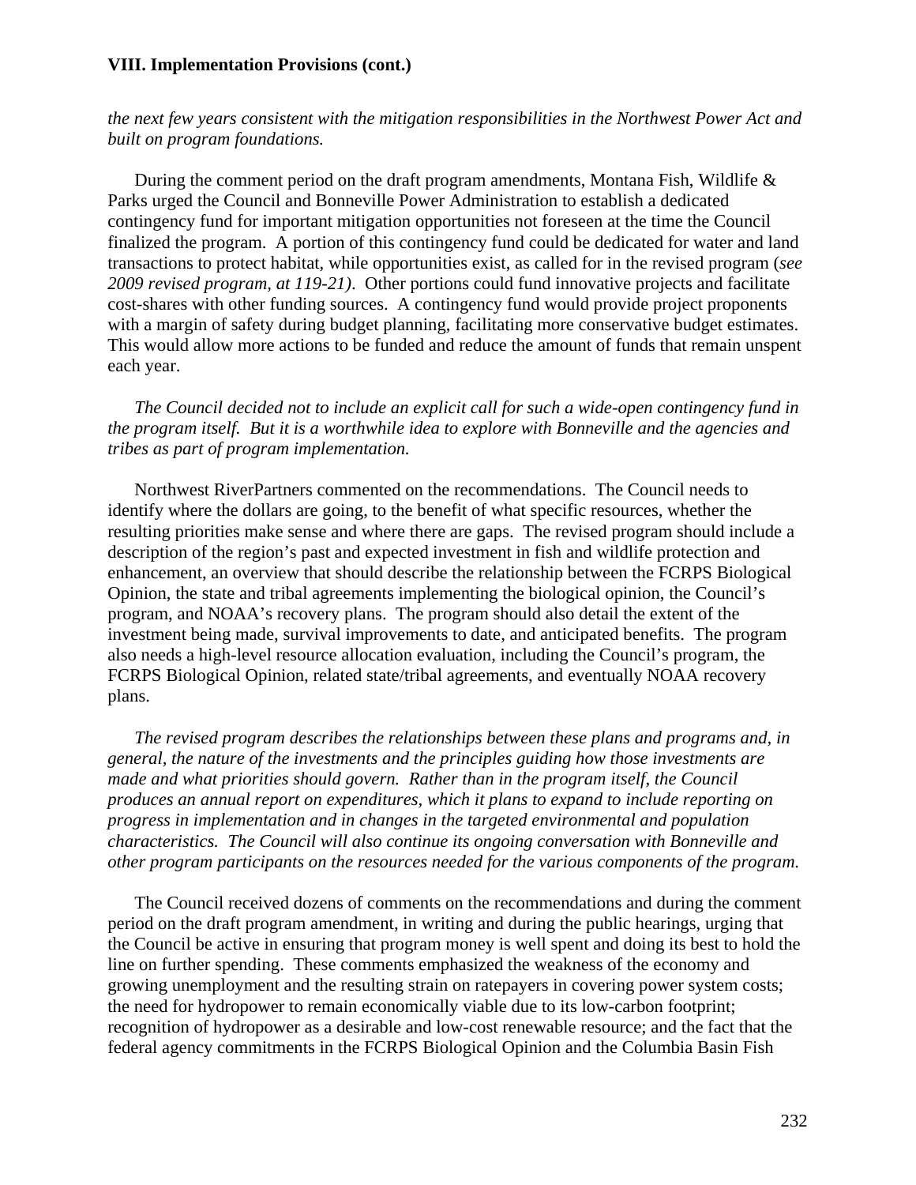**VIII. Implementation Provisions (cont.)**

*the next few years consistent with the mitigation responsibilities in the Northwest Power Act and built on program foundations.*

During the comment period on the draft program amendments, Montana Fish, Wildlife & Parks urged the Council and Bonneville Power Administration to establish a dedicated contingency fund for important mitigation opportunities not foreseen at the time the Council finalized the program. A portion of this contingency fund could be dedicated for water and land transactions to protect habitat, while opportunities exist, as called for in the revised program (*see 2009 revised program, at 119-21)*. Other portions could fund innovative projects and facilitate cost-shares with other funding sources. A contingency fund would provide project proponents with a margin of safety during budget planning, facilitating more conservative budget estimates. This would allow more actions to be funded and reduce the amount of funds that remain unspent each year.

*The Council decided not to include an explicit call for such a wide-open contingency fund in the program itself. But it is a worthwhile idea to explore with Bonneville and the agencies and tribes as part of program implementation.*

Northwest RiverPartners commented on the recommendations. The Council needs to identify where the dollars are going, to the benefit of what specific resources, whether the resulting priorities make sense and where there are gaps. The revised program should include a description of the region's past and expected investment in fish and wildlife protection and enhancement, an overview that should describe the relationship between the FCRPS Biological Opinion, the state and tribal agreements implementing the biological opinion, the Council's program, and NOAA's recovery plans. The program should also detail the extent of the investment being made, survival improvements to date, and anticipated benefits. The program also needs a high-level resource allocation evaluation, including the Council's program, the FCRPS Biological Opinion, related state/tribal agreements, and eventually NOAA recovery plans.

*The revised program describes the relationships between these plans and programs and, in general, the nature of the investments and the principles guiding how those investments are made and what priorities should govern. Rather than in the program itself, the Council produces an annual report on expenditures, which it plans to expand to include reporting on progress in implementation and in changes in the targeted environmental and population characteristics. The Council will also continue its ongoing conversation with Bonneville and other program participants on the resources needed for the various components of the program.*

The Council received dozens of comments on the recommendations and during the comment period on the draft program amendment, in writing and during the public hearings, urging that the Council be active in ensuring that program money is well spent and doing its best to hold the line on further spending. These comments emphasized the weakness of the economy and growing unemployment and the resulting strain on ratepayers in covering power system costs; the need for hydropower to remain economically viable due to its low-carbon footprint; recognition of hydropower as a desirable and low-cost renewable resource; and the fact that the federal agency commitments in the FCRPS Biological Opinion and the Columbia Basin Fish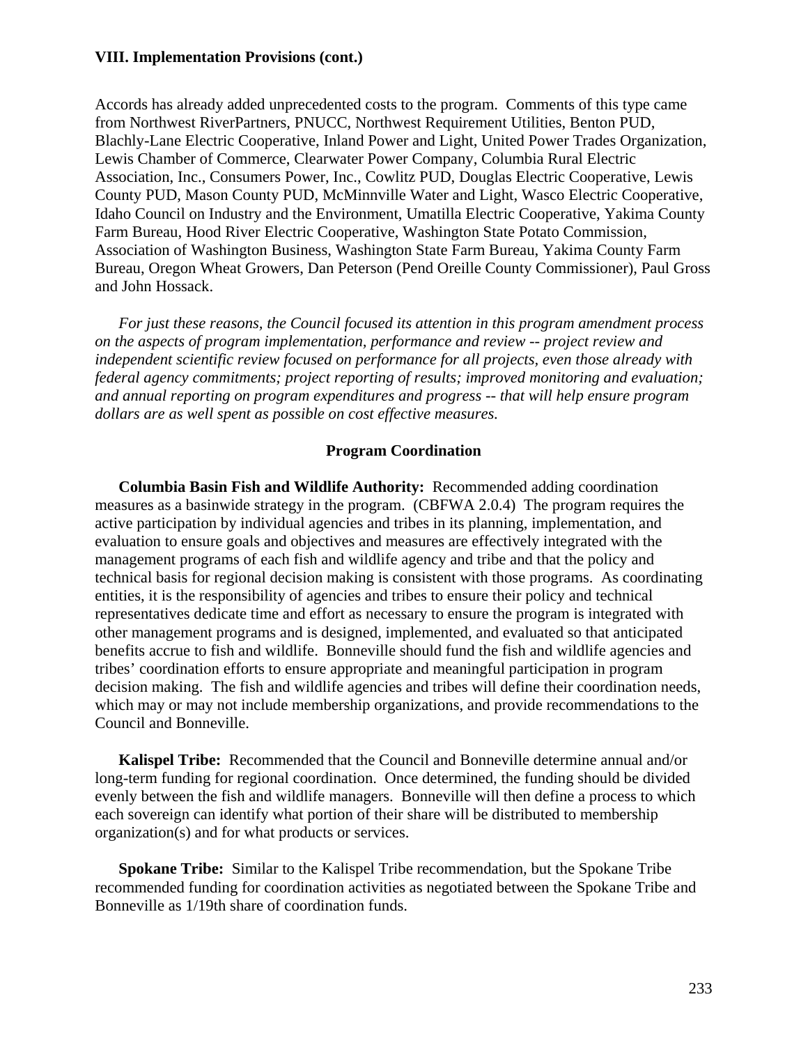**VIII. Implementation Provisions (cont.)**

Accords has already added unprecedented costs to the program. Comments of this type came from Northwest RiverPartners, PNUCC, Northwest Requirement Utilities, Benton PUD, Blachly-Lane Electric Cooperative, Inland Power and Light, United Power Trades Organization, Lewis Chamber of Commerce, Clearwater Power Company, Columbia Rural Electric Association, Inc., Consumers Power, Inc., Cowlitz PUD, Douglas Electric Cooperative, Lewis County PUD, Mason County PUD, McMinnville Water and Light, Wasco Electric Cooperative, Idaho Council on Industry and the Environment, Umatilla Electric Cooperative, Yakima County Farm Bureau, Hood River Electric Cooperative, Washington State Potato Commission, Association of Washington Business, Washington State Farm Bureau, Yakima County Farm Bureau, Oregon Wheat Growers, Dan Peterson (Pend Oreille County Commissioner), Paul Gross and John Hossack.

*For just these reasons, the Council focused its attention in this program amendment process on the aspects of program implementation, performance and review -- project review and independent scientific review focused on performance for all projects, even those already with federal agency commitments; project reporting of results; improved monitoring and evaluation; and annual reporting on program expenditures and progress -- that will help ensure program dollars are as well spent as possible on cost effective measures.*

**Program Coordination**

**Columbia Basin Fish and Wildlife Authority:** Recommended adding coordination measures as a basinwide strategy in the program. (CBFWA 2.0.4) The program requires the active participation by individual agencies and tribes in its planning, implementation, and evaluation to ensure goals and objectives and measures are effectively integrated with the management programs of each fish and wildlife agency and tribe and that the policy and technical basis for regional decision making is consistent with those programs. As coordinating entities, it is the responsibility of agencies and tribes to ensure their policy and technical representatives dedicate time and effort as necessary to ensure the program is integrated with other management programs and is designed, implemented, and evaluated so that anticipated benefits accrue to fish and wildlife. Bonneville should fund the fish and wildlife agencies and tribes' coordination efforts to ensure appropriate and meaningful participation in program decision making. The fish and wildlife agencies and tribes will define their coordination needs, which may or may not include membership organizations, and provide recommendations to the Council and Bonneville.

**Kalispel Tribe:** Recommended that the Council and Bonneville determine annual and/or long-term funding for regional coordination. Once determined, the funding should be divided evenly between the fish and wildlife managers. Bonneville will then define a process to which each sovereign can identify what portion of their share will be distributed to membership organization(s) and for what products or services.

**Spokane Tribe:** Similar to the Kalispel Tribe recommendation, but the Spokane Tribe recommended funding for coordination activities as negotiated between the Spokane Tribe and Bonneville as 1/19th share of coordination funds.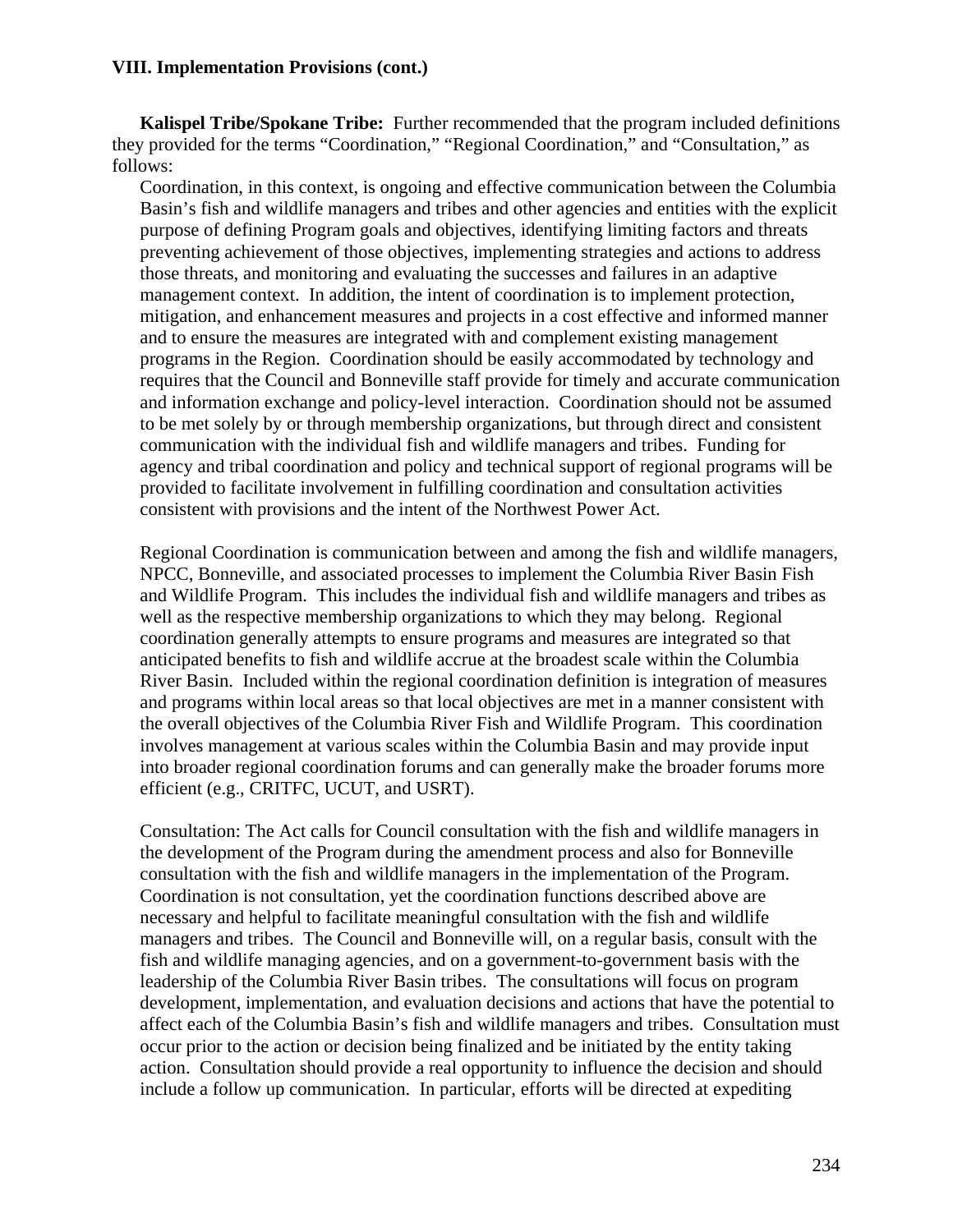**VIII. Implementation Provisions (cont.)**

**Kalispel Tribe/Spokane Tribe:** Further recommended that the program included definitions they provided for the terms "Coordination," "Regional Coordination," and "Consultation," as follows:

Coordination, in this context, is ongoing and effective communication between the Columbia Basin's fish and wildlife managers and tribes and other agencies and entities with the explicit purpose of defining Program goals and objectives, identifying limiting factors and threats preventing achievement of those objectives, implementing strategies and actions to address those threats, and monitoring and evaluating the successes and failures in an adaptive management context. In addition, the intent of coordination is to implement protection, mitigation, and enhancement measures and projects in a cost effective and informed manner and to ensure the measures are integrated with and complement existing management programs in the Region. Coordination should be easily accommodated by technology and requires that the Council and Bonneville staff provide for timely and accurate communication and information exchange and policy-level interaction. Coordination should not be assumed to be met solely by or through membership organizations, but through direct and consistent communication with the individual fish and wildlife managers and tribes. Funding for agency and tribal coordination and policy and technical support of regional programs will be provided to facilitate involvement in fulfilling coordination and consultation activities consistent with provisions and the intent of the Northwest Power Act.

Regional Coordination is communication between and among the fish and wildlife managers, NPCC, Bonneville, and associated processes to implement the Columbia River Basin Fish and Wildlife Program. This includes the individual fish and wildlife managers and tribes as well as the respective membership organizations to which they may belong. Regional coordination generally attempts to ensure programs and measures are integrated so that anticipated benefits to fish and wildlife accrue at the broadest scale within the Columbia River Basin. Included within the regional coordination definition is integration of measures and programs within local areas so that local objectives are met in a manner consistent with the overall objectives of the Columbia River Fish and Wildlife Program. This coordination involves management at various scales within the Columbia Basin and may provide input into broader regional coordination forums and can generally make the broader forums more efficient (e.g., CRITFC, UCUT, and USRT).

Consultation: The Act calls for Council consultation with the fish and wildlife managers in the development of the Program during the amendment process and also for Bonneville consultation with the fish and wildlife managers in the implementation of the Program. Coordination is not consultation, yet the coordination functions described above are necessary and helpful to facilitate meaningful consultation with the fish and wildlife managers and tribes. The Council and Bonneville will, on a regular basis, consult with the fish and wildlife managing agencies, and on a government-to-government basis with the leadership of the Columbia River Basin tribes. The consultations will focus on program development, implementation, and evaluation decisions and actions that have the potential to affect each of the Columbia Basin's fish and wildlife managers and tribes. Consultation must occur prior to the action or decision being finalized and be initiated by the entity taking action. Consultation should provide a real opportunity to influence the decision and should include a follow up communication. In particular, efforts will be directed at expediting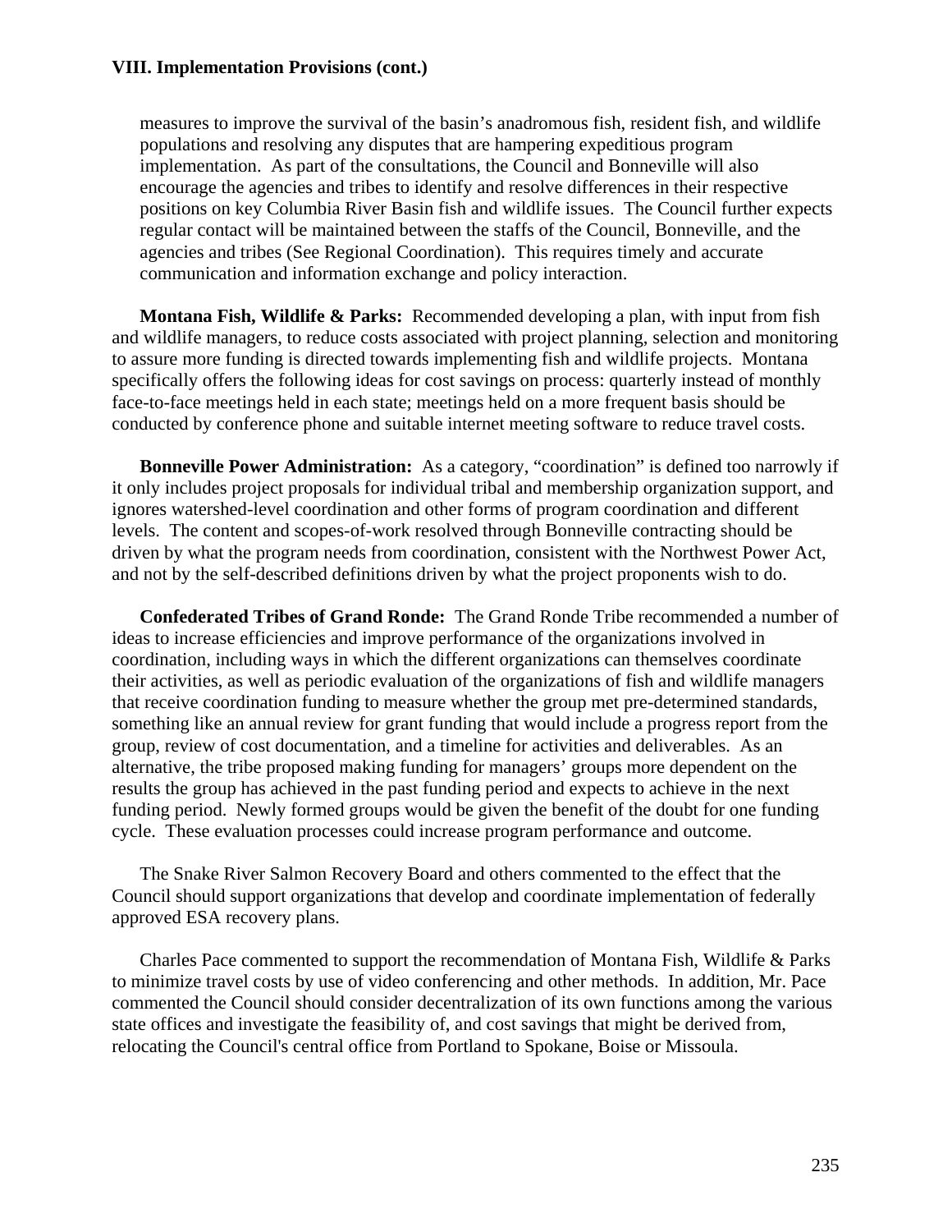measures to improve the survival of the basin's anadromous fish, resident fish, and wildlife populations and resolving any disputes that are hampering expeditious program implementation. As part of the consultations, the Council and Bonneville will also encourage the agencies and tribes to identify and resolve differences in their respective positions on key Columbia River Basin fish and wildlife issues. The Council further expects regular contact will be maintained between the staffs of the Council, Bonneville, and the agencies and tribes (See Regional Coordination). This requires timely and accurate communication and information exchange and policy interaction.

**Montana Fish, Wildlife & Parks:** Recommended developing a plan, with input from fish and wildlife managers, to reduce costs associated with project planning, selection and monitoring to assure more funding is directed towards implementing fish and wildlife projects. Montana specifically offers the following ideas for cost savings on process: quarterly instead of monthly face-to-face meetings held in each state; meetings held on a more frequent basis should be conducted by conference phone and suitable internet meeting software to reduce travel costs.

**Bonneville Power Administration:** As a category, "coordination" is defined too narrowly if it only includes project proposals for individual tribal and membership organization support, and ignores watershed-level coordination and other forms of program coordination and different levels. The content and scopes-of-work resolved through Bonneville contracting should be driven by what the program needs from coordination, consistent with the Northwest Power Act, and not by the self-described definitions driven by what the project proponents wish to do.

**Confederated Tribes of Grand Ronde:** The Grand Ronde Tribe recommended a number of ideas to increase efficiencies and improve performance of the organizations involved in coordination, including ways in which the different organizations can themselves coordinate their activities, as well as periodic evaluation of the organizations of fish and wildlife managers that receive coordination funding to measure whether the group met pre-determined standards, something like an annual review for grant funding that would include a progress report from the group, review of cost documentation, and a timeline for activities and deliverables. As an alternative, the tribe proposed making funding for managers' groups more dependent on the results the group has achieved in the past funding period and expects to achieve in the next funding period. Newly formed groups would be given the benefit of the doubt for one funding cycle. These evaluation processes could increase program performance and outcome.

The Snake River Salmon Recovery Board and others commented to the effect that the Council should support organizations that develop and coordinate implementation of federally approved ESA recovery plans.

Charles Pace commented to support the recommendation of Montana Fish, Wildlife & Parks to minimize travel costs by use of video conferencing and other methods. In addition, Mr. Pace commented the Council should consider decentralization of its own functions among the various state offices and investigate the feasibility of, and cost savings that might be derived from, relocating the Council's central office from Portland to Spokane, Boise or Missoula.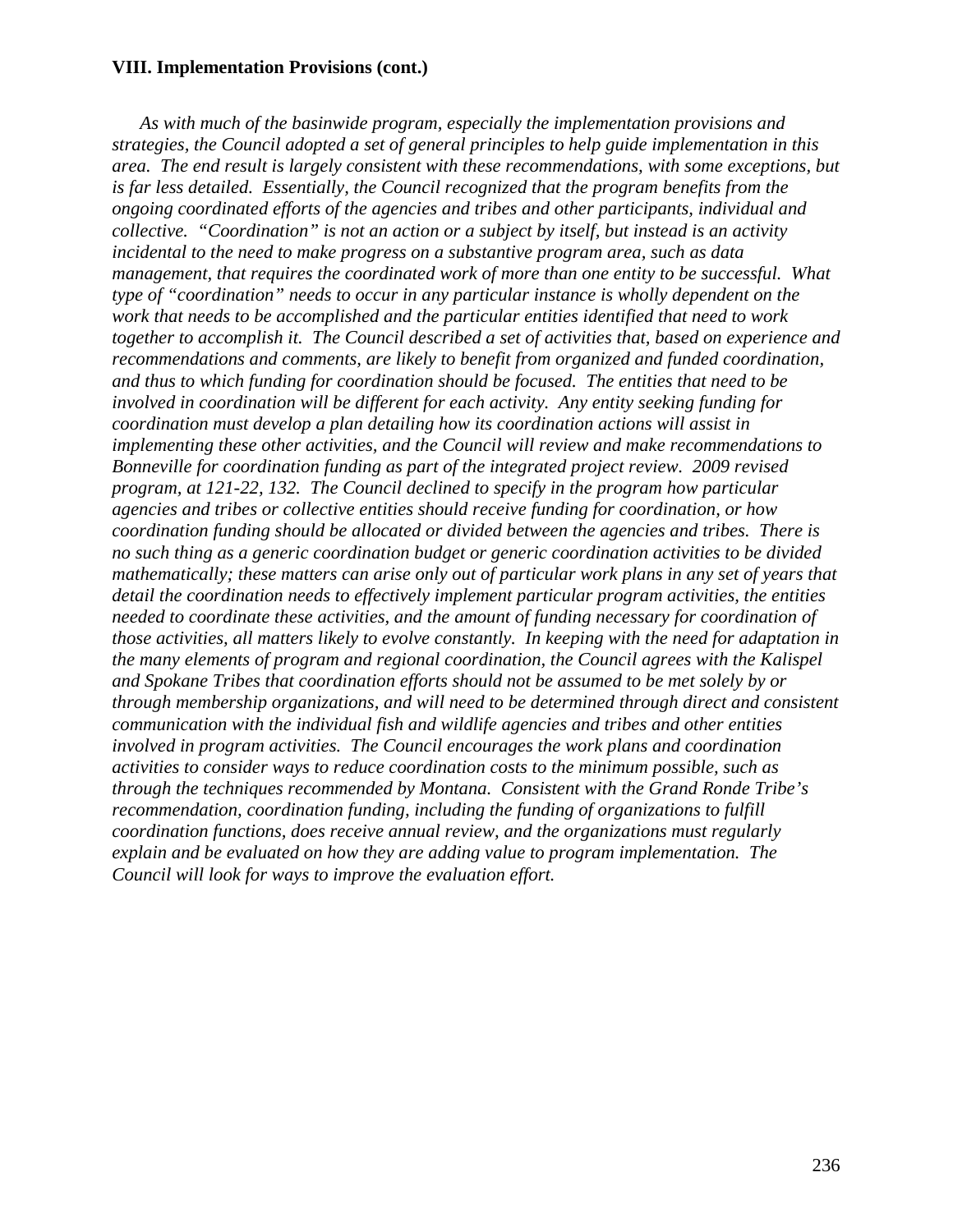**VIII. Implementation Provisions (cont.)**

*As with much of the basinwide program, especially the implementation provisions and strategies, the Council adopted a set of general principles to help guide implementation in this area. The end result is largely consistent with these recommendations, with some exceptions, but is far less detailed. Essentially, the Council recognized that the program benefits from the ongoing coordinated efforts of the agencies and tribes and other participants, individual and collective. "Coordination" is not an action or a subject by itself, but instead is an activity incidental to the need to make progress on a substantive program area, such as data management, that requires the coordinated work of more than one entity to be successful. What type of "coordination" needs to occur in any particular instance is wholly dependent on the work that needs to be accomplished and the particular entities identified that need to work together to accomplish it. The Council described a set of activities that, based on experience and recommendations and comments, are likely to benefit from organized and funded coordination, and thus to which funding for coordination should be focused. The entities that need to be involved in coordination will be different for each activity. Any entity seeking funding for coordination must develop a plan detailing how its coordination actions will assist in implementing these other activities, and the Council will review and make recommendations to Bonneville for coordination funding as part of the integrated project review. 2009 revised program, at 121-22, 132. The Council declined to specify in the program how particular agencies and tribes or collective entities should receive funding for coordination, or how coordination funding should be allocated or divided between the agencies and tribes. There is no such thing as a generic coordination budget or generic coordination activities to be divided mathematically; these matters can arise only out of particular work plans in any set of years that detail the coordination needs to effectively implement particular program activities, the entities needed to coordinate these activities, and the amount of funding necessary for coordination of those activities, all matters likely to evolve constantly. In keeping with the need for adaptation in the many elements of program and regional coordination, the Council agrees with the Kalispel and Spokane Tribes that coordination efforts should not be assumed to be met solely by or through membership organizations, and will need to be determined through direct and consistent communication with the individual fish and wildlife agencies and tribes and other entities involved in program activities. The Council encourages the work plans and coordination activities to consider ways to reduce coordination costs to the minimum possible, such as through the techniques recommended by Montana. Consistent with the Grand Ronde Tribe's recommendation, coordination funding, including the funding of organizations to fulfill coordination functions, does receive annual review, and the organizations must regularly explain and be evaluated on how they are adding value to program implementation. The Council will look for ways to improve the evaluation effort.*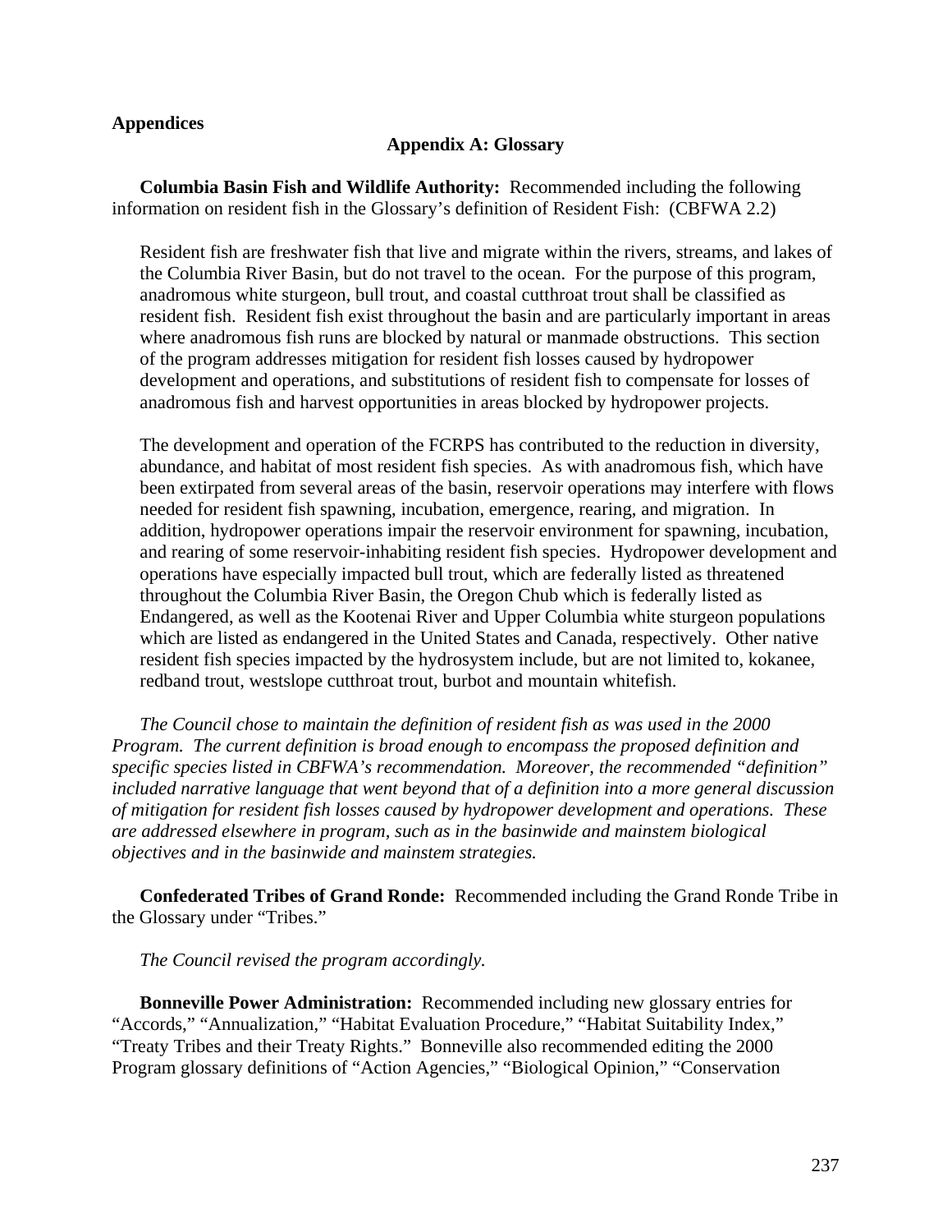**Appendices**

## Appendix A: Glossary

**Columbia Basin Fish and Wildlife Authority:** Recommended including the following information on resident fish in the Glossary's definition of Resident Fish: (CBFWA 2.2)

> Resident fish are freshwater fish that live and migrate within the rivers, streams, and lakes of the Columbia River Basin, but do not travel to the ocean. For the purpose of this program, anadromous white sturgeon, bull trout, and coastal cutthroat trout shall be classified as resident fish. Resident fish exist throughout the basin and are particularly important in areas where anadromous fish runs are blocked by natural or manmade obstructions. This section of the program addresses mitigation for resident fish losses caused by hydropower development and operations, and substitutions of resident fish to compensate for losses of anadromous fish and harvest opportunities in areas blocked by hydropower projects.
>
> The development and operation of the FCRPS has contributed to the reduction in diversity, abundance, and habitat of most resident fish species. As with anadromous fish, which have been extirpated from several areas of the basin, reservoir operations may interfere with flows needed for resident fish spawning, incubation, emergence, rearing, and migration. In addition, hydropower operations impair the reservoir environment for spawning, incubation, and rearing of some reservoir-inhabiting resident fish species. Hydropower development and operations have especially impacted bull trout, which are federally listed as threatened throughout the Columbia River Basin, the Oregon Chub which is federally listed as Endangered, as well as the Kootenai River and Upper Columbia white sturgeon populations which are listed as endangered in the United States and Canada, respectively. Other native resident fish species impacted by the hydrosystem include, but are not limited to, kokanee, redband trout, westslope cutthroat trout, burbot and mountain whitefish.

*The Council chose to maintain the definition of resident fish as was used in the 2000 Program. The current definition is broad enough to encompass the proposed definition and specific species listed in CBFWA's recommendation. Moreover, the recommended "definition" included narrative language that went beyond that of a definition into a more general discussion of mitigation for resident fish losses caused by hydropower development and operations. These are addressed elsewhere in program, such as in the basinwide and mainstem biological objectives and in the basinwide and mainstem strategies.*

**Confederated Tribes of Grand Ronde:** Recommended including the Grand Ronde Tribe in the Glossary under "Tribes."

*The Council revised the program accordingly.*

**Bonneville Power Administration:** Recommended including new glossary entries for "Accords," "Annualization," "Habitat Evaluation Procedure," "Habitat Suitability Index," "Treaty Tribes and their Treaty Rights." Bonneville also recommended editing the 2000 Program glossary definitions of "Action Agencies," "Biological Opinion," "Conservation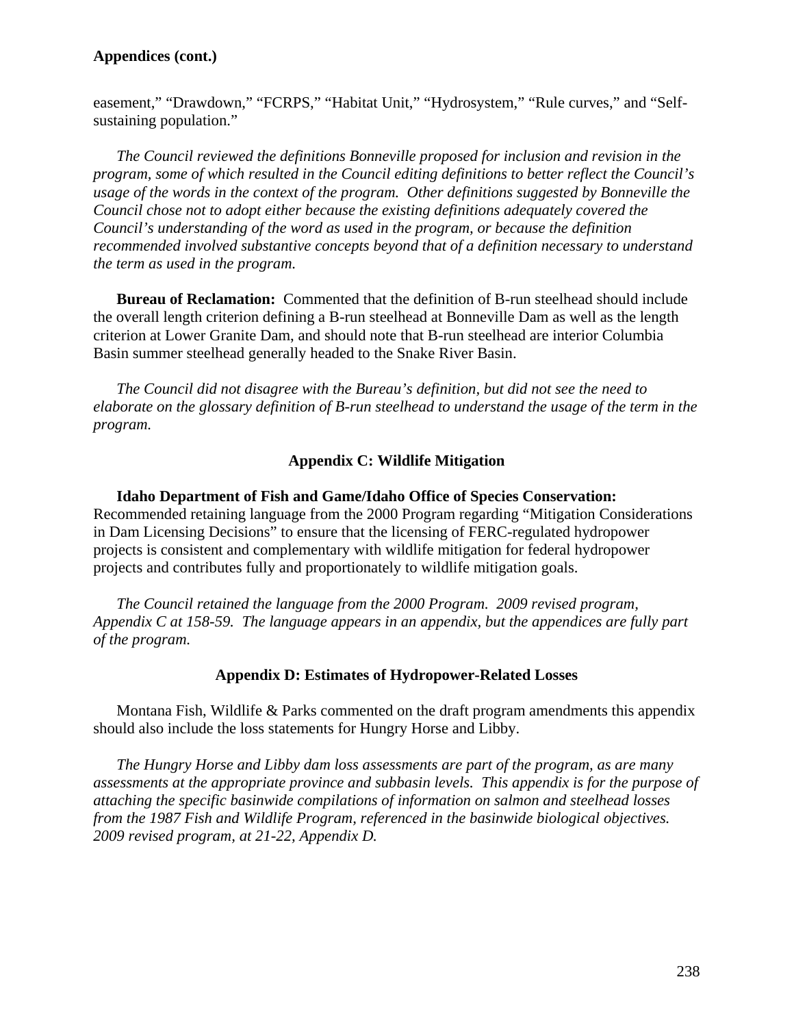easement," "Drawdown," "FCRPS," "Habitat Unit," "Hydrosystem," "Rule curves," and "Self-sustaining population."

*The Council reviewed the definitions Bonneville proposed for inclusion and revision in the program, some of which resulted in the Council editing definitions to better reflect the Council's usage of the words in the context of the program. Other definitions suggested by Bonneville the Council chose not to adopt either because the existing definitions adequately covered the Council's understanding of the word as used in the program, or because the definition recommended involved substantive concepts beyond that of a definition necessary to understand the term as used in the program.*

**Bureau of Reclamation:** Commented that the definition of B-run steelhead should include the overall length criterion defining a B-run steelhead at Bonneville Dam as well as the length criterion at Lower Granite Dam, and should note that B-run steelhead are interior Columbia Basin summer steelhead generally headed to the Snake River Basin.

*The Council did not disagree with the Bureau's definition, but did not see the need to elaborate on the glossary definition of B-run steelhead to understand the usage of the term in the program.*

### Appendix C: Wildlife Mitigation

**Idaho Department of Fish and Game/Idaho Office of Species Conservation:** Recommended retaining language from the 2000 Program regarding "Mitigation Considerations in Dam Licensing Decisions" to ensure that the licensing of FERC-regulated hydropower projects is consistent and complementary with wildlife mitigation for federal hydropower projects and contributes fully and proportionately to wildlife mitigation goals.

*The Council retained the language from the 2000 Program. 2009 revised program, Appendix C at 158-59. The language appears in an appendix, but the appendices are fully part of the program.*

### Appendix D: Estimates of Hydropower-Related Losses

Montana Fish, Wildlife & Parks commented on the draft program amendments this appendix should also include the loss statements for Hungry Horse and Libby.

*The Hungry Horse and Libby dam loss assessments are part of the program, as are many assessments at the appropriate province and subbasin levels. This appendix is for the purpose of attaching the specific basinwide compilations of information on salmon and steelhead losses from the 1987 Fish and Wildlife Program, referenced in the basinwide biological objectives. 2009 revised program, at 21-22, Appendix D.*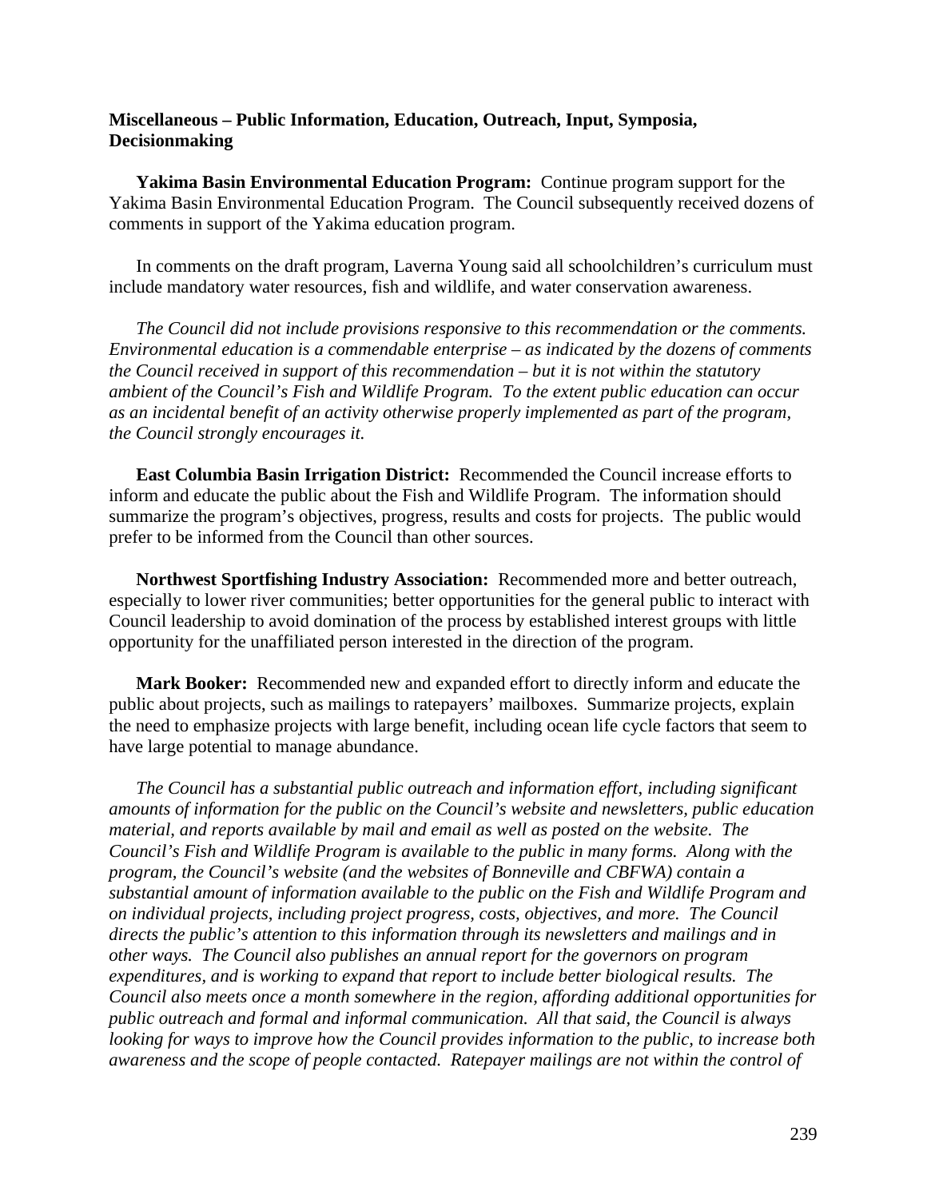**Miscellaneous – Public Information, Education, Outreach, Input, Symposia, Decisionmaking**

**Yakima Basin Environmental Education Program:** Continue program support for the Yakima Basin Environmental Education Program. The Council subsequently received dozens of comments in support of the Yakima education program.

In comments on the draft program, Laverna Young said all schoolchildren's curriculum must include mandatory water resources, fish and wildlife, and water conservation awareness.

*The Council did not include provisions responsive to this recommendation or the comments. Environmental education is a commendable enterprise – as indicated by the dozens of comments the Council received in support of this recommendation – but it is not within the statutory ambient of the Council's Fish and Wildlife Program. To the extent public education can occur as an incidental benefit of an activity otherwise properly implemented as part of the program, the Council strongly encourages it.*

**East Columbia Basin Irrigation District:** Recommended the Council increase efforts to inform and educate the public about the Fish and Wildlife Program. The information should summarize the program's objectives, progress, results and costs for projects. The public would prefer to be informed from the Council than other sources.

**Northwest Sportfishing Industry Association:** Recommended more and better outreach, especially to lower river communities; better opportunities for the general public to interact with Council leadership to avoid domination of the process by established interest groups with little opportunity for the unaffiliated person interested in the direction of the program.

**Mark Booker:** Recommended new and expanded effort to directly inform and educate the public about projects, such as mailings to ratepayers' mailboxes. Summarize projects, explain the need to emphasize projects with large benefit, including ocean life cycle factors that seem to have large potential to manage abundance.

*The Council has a substantial public outreach and information effort, including significant amounts of information for the public on the Council's website and newsletters, public education material, and reports available by mail and email as well as posted on the website. The Council's Fish and Wildlife Program is available to the public in many forms. Along with the program, the Council's website (and the websites of Bonneville and CBFWA) contain a substantial amount of information available to the public on the Fish and Wildlife Program and on individual projects, including project progress, costs, objectives, and more. The Council directs the public's attention to this information through its newsletters and mailings and in other ways. The Council also publishes an annual report for the governors on program expenditures, and is working to expand that report to include better biological results. The Council also meets once a month somewhere in the region, affording additional opportunities for public outreach and formal and informal communication. All that said, the Council is always looking for ways to improve how the Council provides information to the public, to increase both awareness and the scope of people contacted. Ratepayer mailings are not within the control of*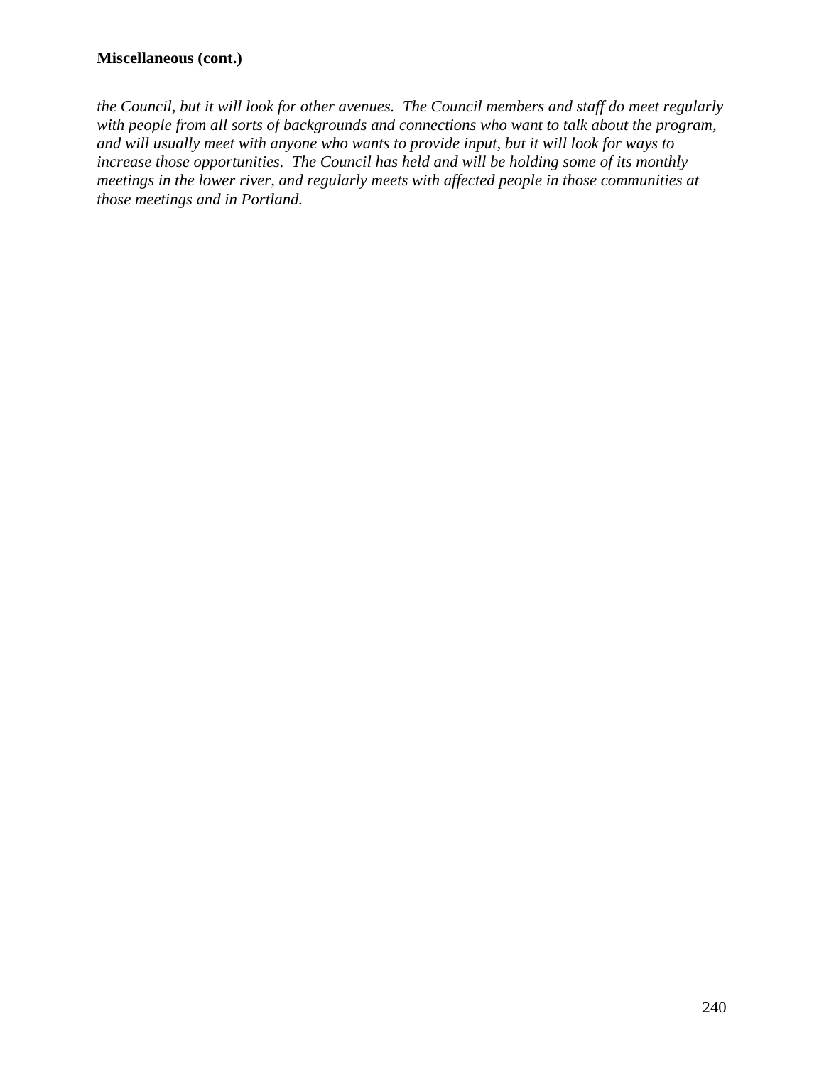**Miscellaneous (cont.)**

*the Council, but it will look for other avenues. The Council members and staff do meet regularly with people from all sorts of backgrounds and connections who want to talk about the program, and will usually meet with anyone who wants to provide input, but it will look for ways to increase those opportunities. The Council has held and will be holding some of its monthly meetings in the lower river, and regularly meets with affected people in those communities at those meetings and in Portland.*